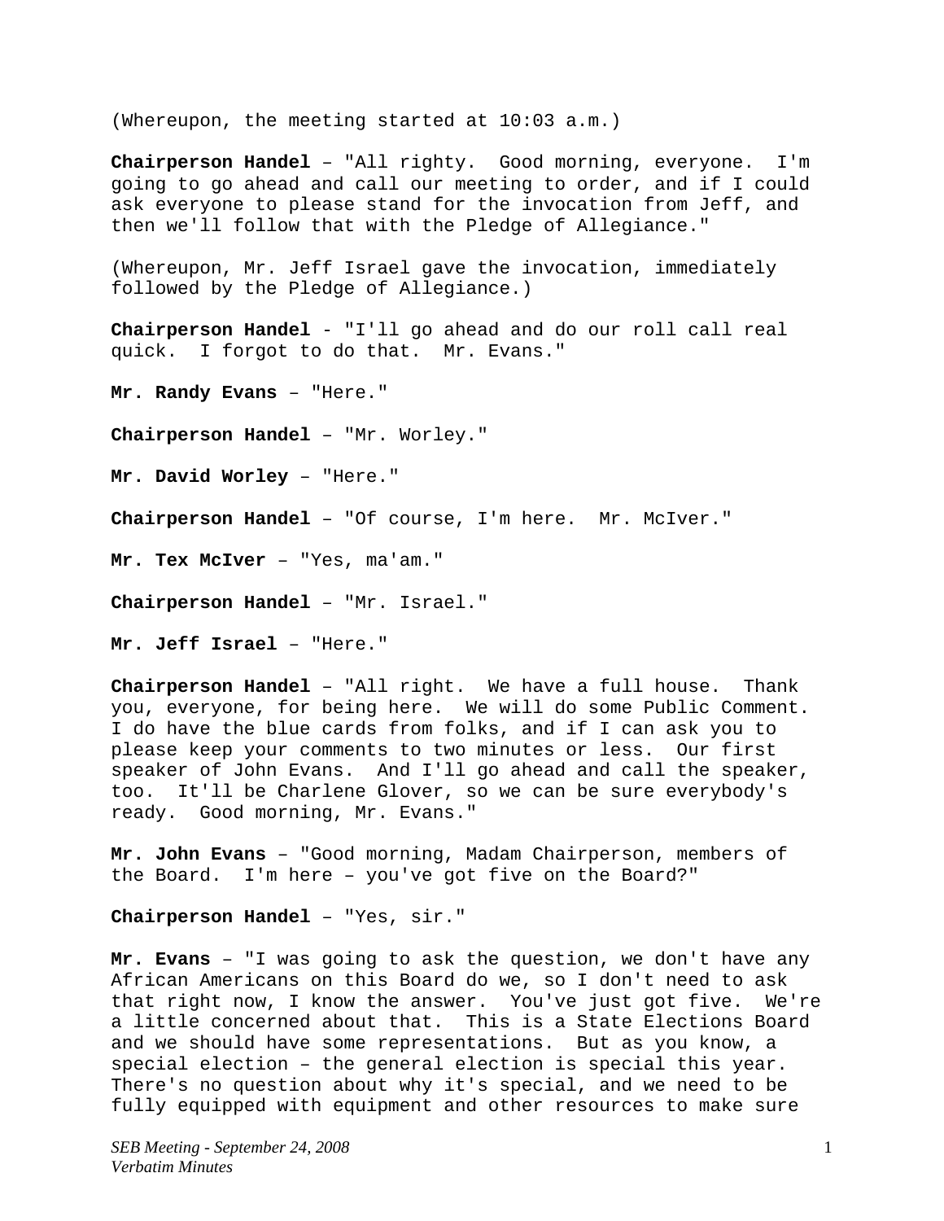(Whereupon, the meeting started at 10:03 a.m.)

**Chairperson Handel** – "All righty.  Good morning, everyone.  I'm going to go ahead and call our meeting to order, and if I could ask everyone to please stand for the invocation from Jeff, and then we'll follow that with the Pledge of Allegiance."

(Whereupon, Mr. Jeff Israel gave the invocation, immediately followed by the Pledge of Allegiance.)

**Chairperson Handel** - "I'll go ahead and do our roll call real quick.  I forgot to do that.  Mr. Evans."

**Mr. Randy Evans** – "Here."

**Chairperson Handel** – "Mr. Worley."

**Mr. David Worley** – "Here."

**Chairperson Handel** – "Of course, I'm here.  Mr. McIver."

**Mr. Tex McIver** – "Yes, ma'am."

**Chairperson Handel** – "Mr. Israel."

**Mr. Jeff Israel** – "Here."

**Chairperson Handel** – "All right.  We have a full house.  Thank you, everyone, for being here.  We will do some Public Comment. I do have the blue cards from folks, and if I can ask you to please keep your comments to two minutes or less.  Our first speaker of John Evans.  And I'll go ahead and call the speaker, too.  It'll be Charlene Glover, so we can be sure everybody's ready.  Good morning, Mr. Evans."

**Mr. John Evans** – "Good morning, Madam Chairperson, members of the Board.  I'm here – you've got five on the Board?"

**Chairperson Handel** – "Yes, sir."

**Mr. Evans** – "I was going to ask the question, we don't have any African Americans on this Board do we, so I don't need to ask that right now, I know the answer.  You've just got five.  We're a little concerned about that.  This is a State Elections Board and we should have some representations.  But as you know, a special election – the general election is special this year. There's no question about why it's special, and we need to be fully equipped with equipment and other resources to make sure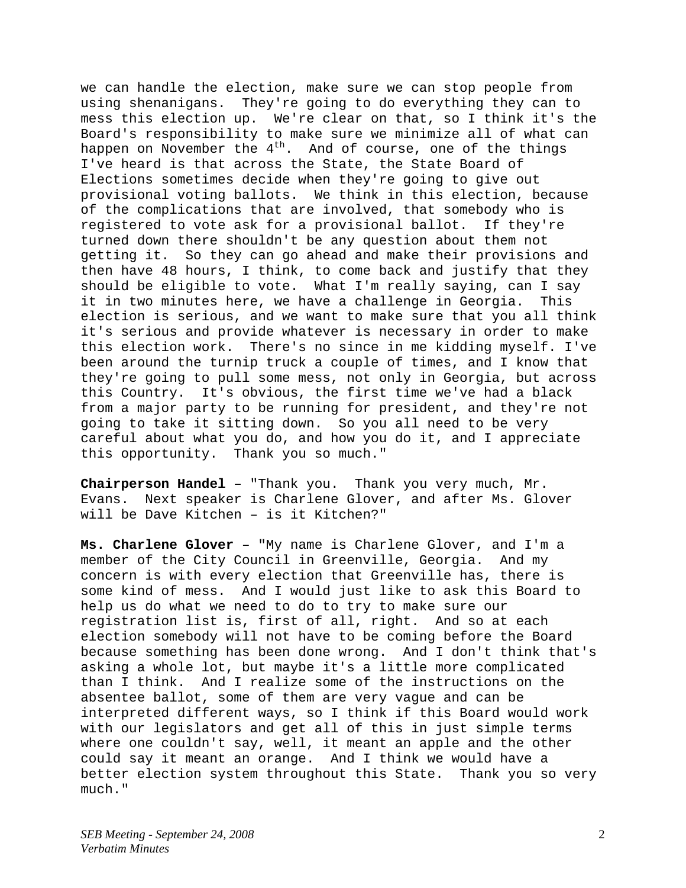we can handle the election, make sure we can stop people from using shenanigans. They're going to do everything they can to mess this election up. We're clear on that, so I think it's the Board's responsibility to make sure we minimize all of what can happen on November the 4th. And of course, one of the things I've heard is that across the State, the State Board of Elections sometimes decide when they're going to give out provisional voting ballots. We think in this election, because of the complications that are involved, that somebody who is registered to vote ask for a provisional ballot. If they're turned down there shouldn't be any question about them not getting it. So they can go ahead and make their provisions and then have 48 hours, I think, to come back and justify that they should be eligible to vote. What I'm really saying, can I say it in two minutes here, we have a challenge in Georgia. This election is serious, and we want to make sure that you all think it's serious and provide whatever is necessary in order to make this election work. There's no since in me kidding myself. I've been around the turnip truck a couple of times, and I know that they're going to pull some mess, not only in Georgia, but across this Country. It's obvious, the first time we've had a black from a major party to be running for president, and they're not going to take it sitting down. So you all need to be very careful about what you do, and how you do it, and I appreciate this opportunity. Thank you so much."

**Chairperson Handel** – "Thank you. Thank you very much, Mr. Evans. Next speaker is Charlene Glover, and after Ms. Glover will be Dave Kitchen – is it Kitchen?"

**Ms. Charlene Glover** – "My name is Charlene Glover, and I'm a member of the City Council in Greenville, Georgia. And my concern is with every election that Greenville has, there is some kind of mess. And I would just like to ask this Board to help us do what we need to do to try to make sure our registration list is, first of all, right. And so at each election somebody will not have to be coming before the Board because something has been done wrong. And I don't think that's asking a whole lot, but maybe it's a little more complicated than I think. And I realize some of the instructions on the absentee ballot, some of them are very vague and can be interpreted different ways, so I think if this Board would work with our legislators and get all of this in just simple terms where one couldn't say, well, it meant an apple and the other could say it meant an orange. And I think we would have a better election system throughout this State. Thank you so very much."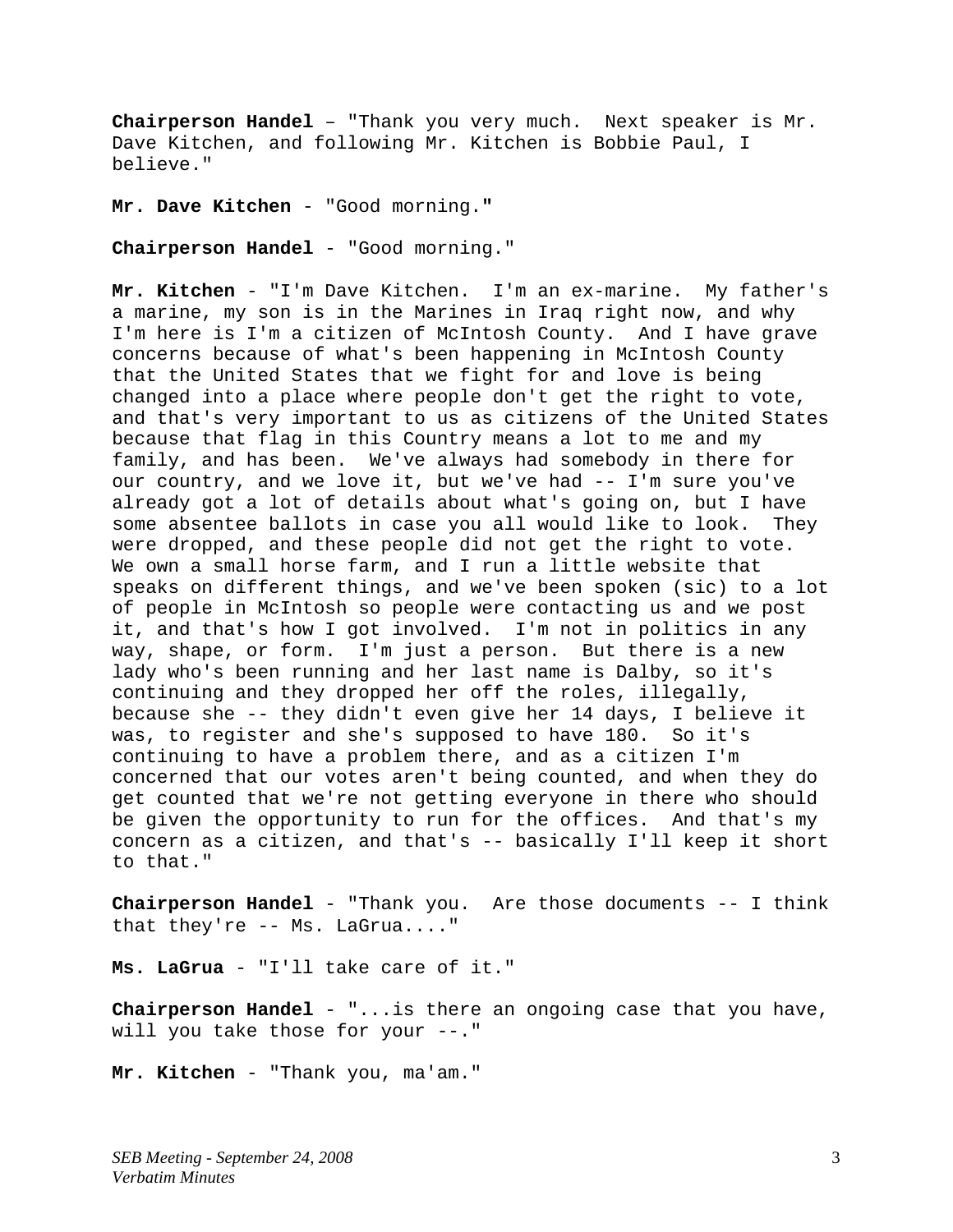**Chairperson Handel** – "Thank you very much.  Next speaker is Mr. Dave Kitchen, and following Mr. Kitchen is Bobbie Paul, I believe."

**Mr. Dave Kitchen** - "Good morning."

**Chairperson Handel** - "Good morning."

**Mr. Kitchen** - "I'm Dave Kitchen.  I'm an ex-marine.  My father's a marine, my son is in the Marines in Iraq right now, and why I'm here is I'm a citizen of McIntosh County.  And I have grave concerns because of what's been happening in McIntosh County that the United States that we fight for and love is being changed into a place where people don't get the right to vote, and that's very important to us as citizens of the United States because that flag in this Country means a lot to me and my family, and has been.  We've always had somebody in there for our country, and we love it, but we've had -- I'm sure you've already got a lot of details about what's going on, but I have some absentee ballots in case you all would like to look.  They were dropped, and these people did not get the right to vote.  We own a small horse farm, and I run a little website that speaks on different things, and we've been spoken (sic) to a lot of people in McIntosh so people were contacting us and we post it, and that's how I got involved.  I'm not in politics in any way, shape, or form.  I'm just a person.  But there is a new lady who's been running and her last name is Dalby, so it's continuing and they dropped her off the roles, illegally, because she -- they didn't even give her 14 days, I believe it was, to register and she's supposed to have 180.  So it's continuing to have a problem there, and as a citizen I'm concerned that our votes aren't being counted, and when they do get counted that we're not getting everyone in there who should be given the opportunity to run for the offices.  And that's my concern as a citizen, and that's -- basically I'll keep it short to that."

**Chairperson Handel** - "Thank you.  Are those documents -- I think that they're -- Ms. LaGrua...."

**Ms. LaGrua** - "I'll take care of it."

**Chairperson Handel** - "...is there an ongoing case that you have, will you take those for your --."

**Mr. Kitchen** - "Thank you, ma'am."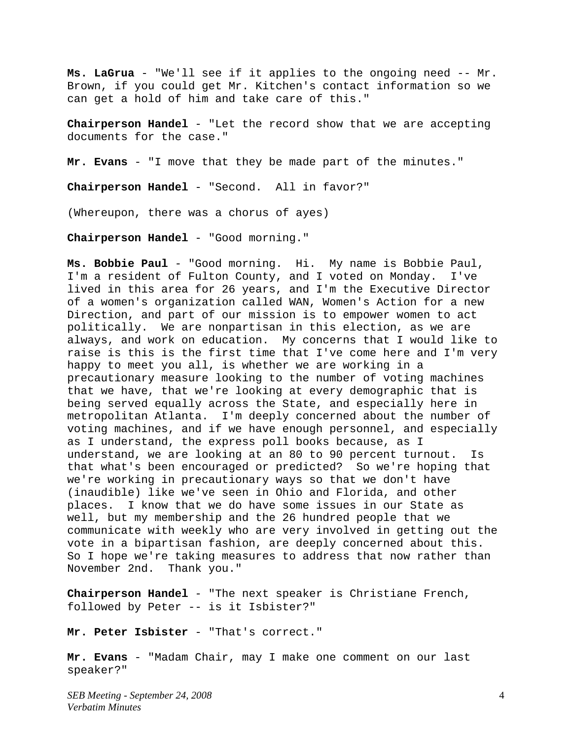**Ms. LaGrua** - "We'll see if it applies to the ongoing need -- Mr. Brown, if you could get Mr. Kitchen's contact information so we can get a hold of him and take care of this."

**Chairperson Handel** - "Let the record show that we are accepting documents for the case."

**Mr. Evans** - "I move that they be made part of the minutes."

**Chairperson Handel** - "Second. All in favor?"

(Whereupon, there was a chorus of ayes)

**Chairperson Handel** - "Good morning."

**Ms. Bobbie Paul** - "Good morning. Hi. My name is Bobbie Paul, I'm a resident of Fulton County, and I voted on Monday. I've lived in this area for 26 years, and I'm the Executive Director of a women's organization called WAN, Women's Action for a new Direction, and part of our mission is to empower women to act politically. We are nonpartisan in this election, as we are always, and work on education. My concerns that I would like to raise is this is the first time that I've come here and I'm very happy to meet you all, is whether we are working in a precautionary measure looking to the number of voting machines that we have, that we're looking at every demographic that is being served equally across the State, and especially here in metropolitan Atlanta. I'm deeply concerned about the number of voting machines, and if we have enough personnel, and especially as I understand, the express poll books because, as I understand, we are looking at an 80 to 90 percent turnout. Is that what's been encouraged or predicted? So we're hoping that we're working in precautionary ways so that we don't have (inaudible) like we've seen in Ohio and Florida, and other places. I know that we do have some issues in our State as well, but my membership and the 26 hundred people that we communicate with weekly who are very involved in getting out the vote in a bipartisan fashion, are deeply concerned about this. So I hope we're taking measures to address that now rather than November 2nd. Thank you."

**Chairperson Handel** - "The next speaker is Christiane French, followed by Peter -- is it Isbister?"

**Mr. Peter Isbister** - "That's correct."

**Mr. Evans** - "Madam Chair, may I make one comment on our last speaker?"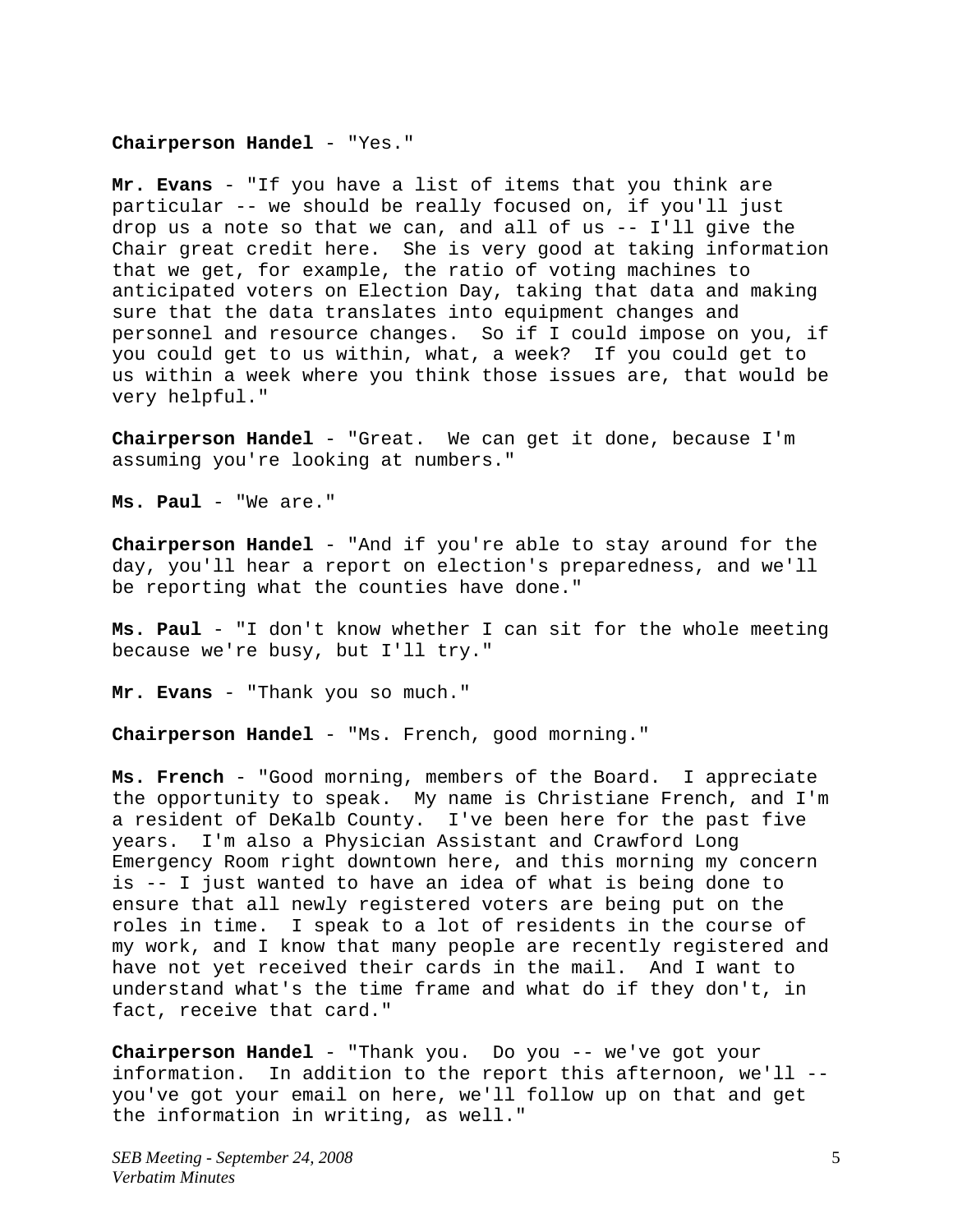**Chairperson Handel** - "Yes."

**Mr. Evans** - "If you have a list of items that you think are particular -- we should be really focused on, if you'll just drop us a note so that we can, and all of us -- I'll give the Chair great credit here. She is very good at taking information that we get, for example, the ratio of voting machines to anticipated voters on Election Day, taking that data and making sure that the data translates into equipment changes and personnel and resource changes. So if I could impose on you, if you could get to us within, what, a week? If you could get to us within a week where you think those issues are, that would be very helpful."

**Chairperson Handel** - "Great. We can get it done, because I'm assuming you're looking at numbers."

**Ms. Paul** - "We are."

**Chairperson Handel** - "And if you're able to stay around for the day, you'll hear a report on election's preparedness, and we'll be reporting what the counties have done."

**Ms. Paul** - "I don't know whether I can sit for the whole meeting because we're busy, but I'll try."

**Mr. Evans** - "Thank you so much."

**Chairperson Handel** - "Ms. French, good morning."

**Ms. French** - "Good morning, members of the Board. I appreciate the opportunity to speak. My name is Christiane French, and I'm a resident of DeKalb County. I've been here for the past five years. I'm also a Physician Assistant and Crawford Long Emergency Room right downtown here, and this morning my concern is -- I just wanted to have an idea of what is being done to ensure that all newly registered voters are being put on the roles in time. I speak to a lot of residents in the course of my work, and I know that many people are recently registered and have not yet received their cards in the mail. And I want to understand what's the time frame and what do if they don't, in fact, receive that card."

**Chairperson Handel** - "Thank you. Do you -- we've got your information. In addition to the report this afternoon, we'll -- you've got your email on here, we'll follow up on that and get the information in writing, as well."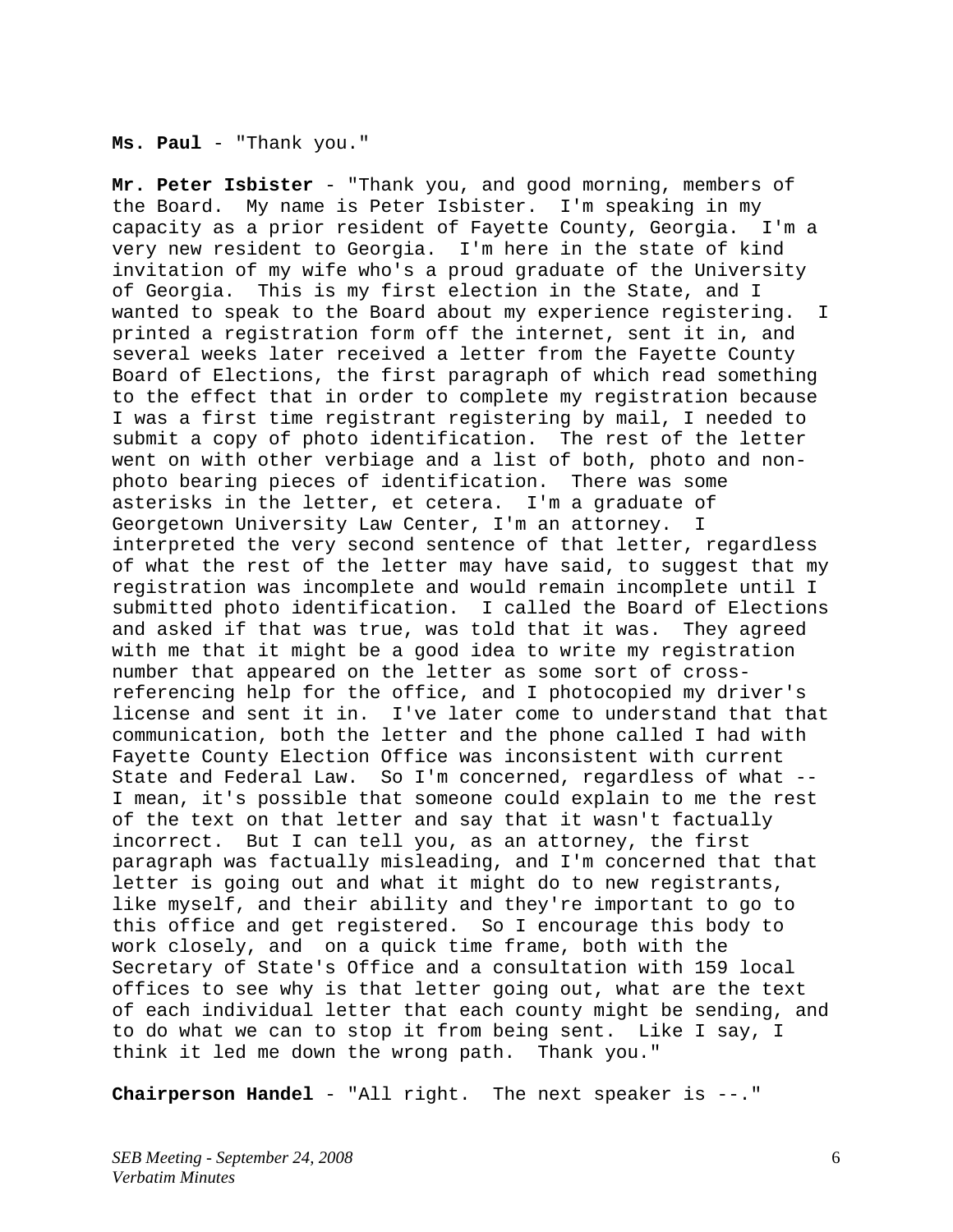**Ms. Paul** - "Thank you."

**Mr. Peter Isbister** - "Thank you, and good morning, members of the Board. My name is Peter Isbister. I'm speaking in my capacity as a prior resident of Fayette County, Georgia. I'm a very new resident to Georgia. I'm here in the state of kind invitation of my wife who's a proud graduate of the University of Georgia. This is my first election in the State, and I wanted to speak to the Board about my experience registering. I printed a registration form off the internet, sent it in, and several weeks later received a letter from the Fayette County Board of Elections, the first paragraph of which read something to the effect that in order to complete my registration because I was a first time registrant registering by mail, I needed to submit a copy of photo identification. The rest of the letter went on with other verbiage and a list of both, photo and non-photo bearing pieces of identification. There was some asterisks in the letter, et cetera. I'm a graduate of Georgetown University Law Center, I'm an attorney. I interpreted the very second sentence of that letter, regardless of what the rest of the letter may have said, to suggest that my registration was incomplete and would remain incomplete until I submitted photo identification. I called the Board of Elections and asked if that was true, was told that it was. They agreed with me that it might be a good idea to write my registration number that appeared on the letter as some sort of cross-referencing help for the office, and I photocopied my driver's license and sent it in. I've later come to understand that that communication, both the letter and the phone called I had with Fayette County Election Office was inconsistent with current State and Federal Law. So I'm concerned, regardless of what -- I mean, it's possible that someone could explain to me the rest of the text on that letter and say that it wasn't factually incorrect. But I can tell you, as an attorney, the first paragraph was factually misleading, and I'm concerned that that letter is going out and what it might do to new registrants, like myself, and their ability and they're important to go to this office and get registered. So I encourage this body to work closely, and on a quick time frame, both with the Secretary of State's Office and a consultation with 159 local offices to see why is that letter going out, what are the text of each individual letter that each county might be sending, and to do what we can to stop it from being sent. Like I say, I think it led me down the wrong path. Thank you."

**Chairperson Handel** - "All right. The next speaker is --."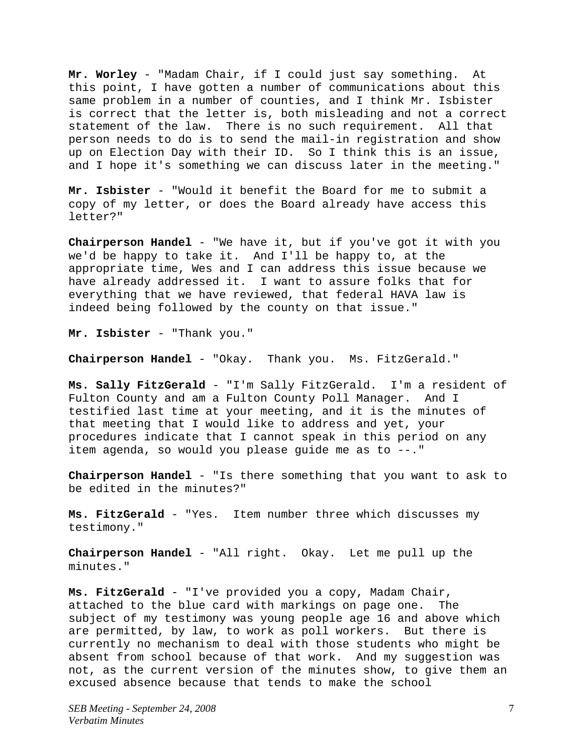**Mr. Worley** - "Madam Chair, if I could just say something. At this point, I have gotten a number of communications about this same problem in a number of counties, and I think Mr. Isbister is correct that the letter is, both misleading and not a correct statement of the law. There is no such requirement. All that person needs to do is to send the mail-in registration and show up on Election Day with their ID. So I think this is an issue, and I hope it's something we can discuss later in the meeting."

**Mr. Isbister** - "Would it benefit the Board for me to submit a copy of my letter, or does the Board already have access this letter?"

**Chairperson Handel** - "We have it, but if you've got it with you we'd be happy to take it. And I'll be happy to, at the appropriate time, Wes and I can address this issue because we have already addressed it. I want to assure folks that for everything that we have reviewed, that federal HAVA law is indeed being followed by the county on that issue."

**Mr. Isbister** - "Thank you."

**Chairperson Handel** - "Okay. Thank you. Ms. FitzGerald."

**Ms. Sally FitzGerald** - "I'm Sally FitzGerald. I'm a resident of Fulton County and am a Fulton County Poll Manager. And I testified last time at your meeting, and it is the minutes of that meeting that I would like to address and yet, your procedures indicate that I cannot speak in this period on any item agenda, so would you please guide me as to --."

**Chairperson Handel** - "Is there something that you want to ask to be edited in the minutes?"

**Ms. FitzGerald** - "Yes. Item number three which discusses my testimony."

**Chairperson Handel** - "All right. Okay. Let me pull up the minutes."

**Ms. FitzGerald** - "I've provided you a copy, Madam Chair, attached to the blue card with markings on page one. The subject of my testimony was young people age 16 and above which are permitted, by law, to work as poll workers. But there is currently no mechanism to deal with those students who might be absent from school because of that work. And my suggestion was not, as the current version of the minutes show, to give them an excused absence because that tends to make the school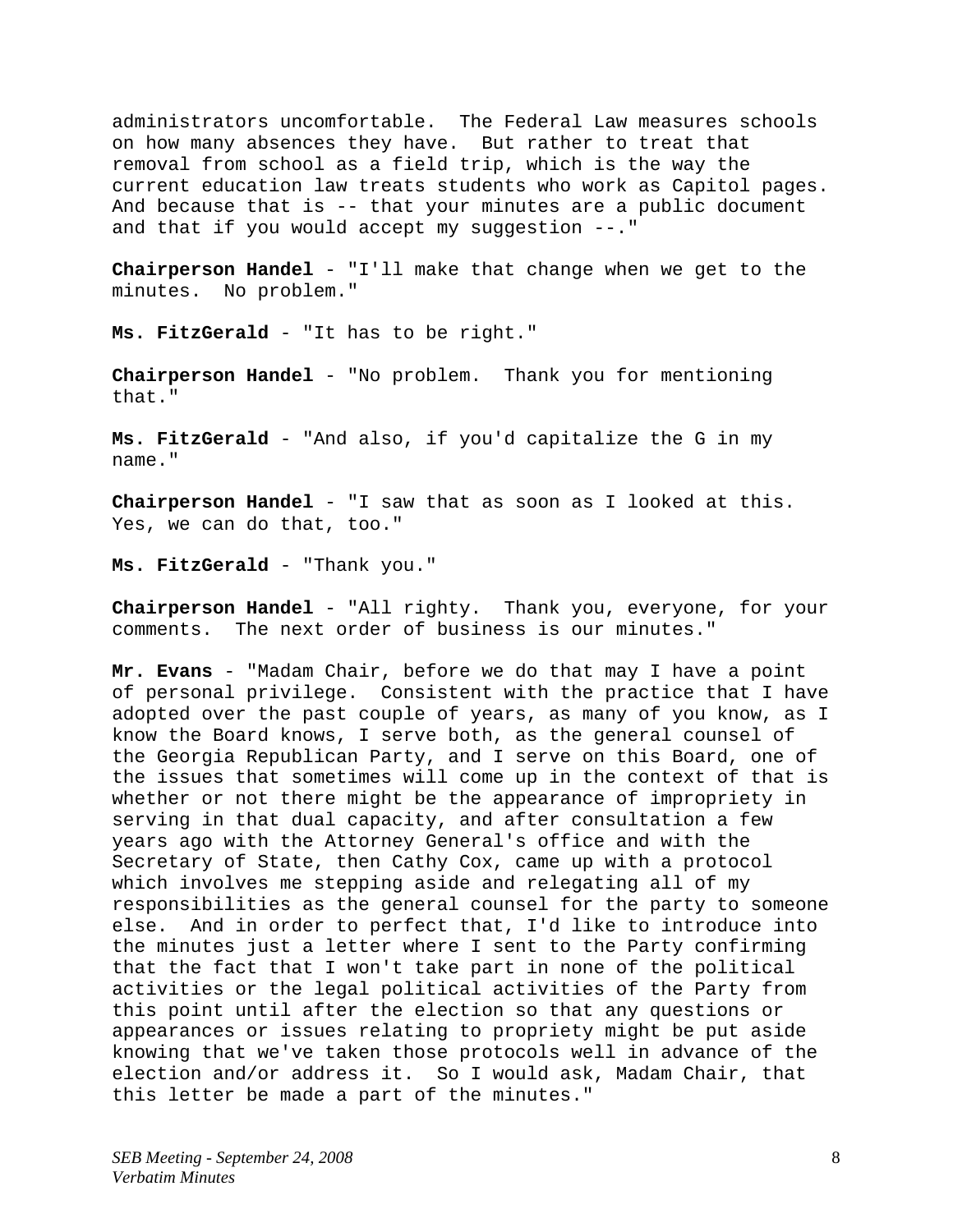administrators uncomfortable. The Federal Law measures schools on how many absences they have. But rather to treat that removal from school as a field trip, which is the way the current education law treats students who work as Capitol pages. And because that is -- that your minutes are a public document and that if you would accept my suggestion --."

**Chairperson Handel** - "I'll make that change when we get to the minutes. No problem."

**Ms. FitzGerald** - "It has to be right."

**Chairperson Handel** - "No problem. Thank you for mentioning that."

**Ms. FitzGerald** - "And also, if you'd capitalize the G in my name."

**Chairperson Handel** - "I saw that as soon as I looked at this. Yes, we can do that, too."

**Ms. FitzGerald** - "Thank you."

**Chairperson Handel** - "All righty. Thank you, everyone, for your comments. The next order of business is our minutes."

**Mr. Evans** - "Madam Chair, before we do that may I have a point of personal privilege. Consistent with the practice that I have adopted over the past couple of years, as many of you know, as I know the Board knows, I serve both, as the general counsel of the Georgia Republican Party, and I serve on this Board, one of the issues that sometimes will come up in the context of that is whether or not there might be the appearance of impropriety in serving in that dual capacity, and after consultation a few years ago with the Attorney General's office and with the Secretary of State, then Cathy Cox, came up with a protocol which involves me stepping aside and relegating all of my responsibilities as the general counsel for the party to someone else. And in order to perfect that, I'd like to introduce into the minutes just a letter where I sent to the Party confirming that the fact that I won't take part in none of the political activities or the legal political activities of the Party from this point until after the election so that any questions or appearances or issues relating to propriety might be put aside knowing that we've taken those protocols well in advance of the election and/or address it. So I would ask, Madam Chair, that this letter be made a part of the minutes."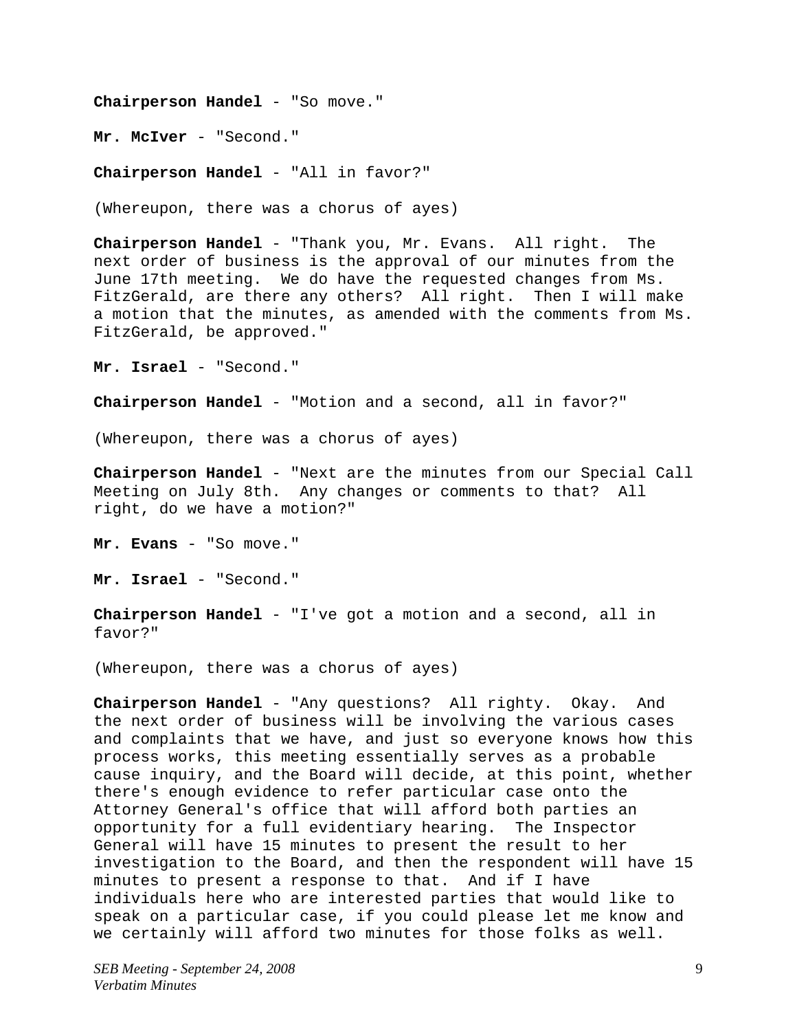**Chairperson Handel** - "So move."

**Mr. McIver** - "Second."

**Chairperson Handel** - "All in favor?"

(Whereupon, there was a chorus of ayes)

**Chairperson Handel** - "Thank you, Mr. Evans. All right. The next order of business is the approval of our minutes from the June 17th meeting. We do have the requested changes from Ms. FitzGerald, are there any others? All right. Then I will make a motion that the minutes, as amended with the comments from Ms. FitzGerald, be approved."

**Mr. Israel** - "Second."

**Chairperson Handel** - "Motion and a second, all in favor?"

(Whereupon, there was a chorus of ayes)

**Chairperson Handel** - "Next are the minutes from our Special Call Meeting on July 8th. Any changes or comments to that? All right, do we have a motion?"

**Mr. Evans** - "So move."

**Mr. Israel** - "Second."

**Chairperson Handel** - "I've got a motion and a second, all in favor?"

(Whereupon, there was a chorus of ayes)

**Chairperson Handel** - "Any questions? All righty. Okay. And the next order of business will be involving the various cases and complaints that we have, and just so everyone knows how this process works, this meeting essentially serves as a probable cause inquiry, and the Board will decide, at this point, whether there's enough evidence to refer particular case onto the Attorney General's office that will afford both parties an opportunity for a full evidentiary hearing. The Inspector General will have 15 minutes to present the result to her investigation to the Board, and then the respondent will have 15 minutes to present a response to that. And if I have individuals here who are interested parties that would like to speak on a particular case, if you could please let me know and we certainly will afford two minutes for those folks as well.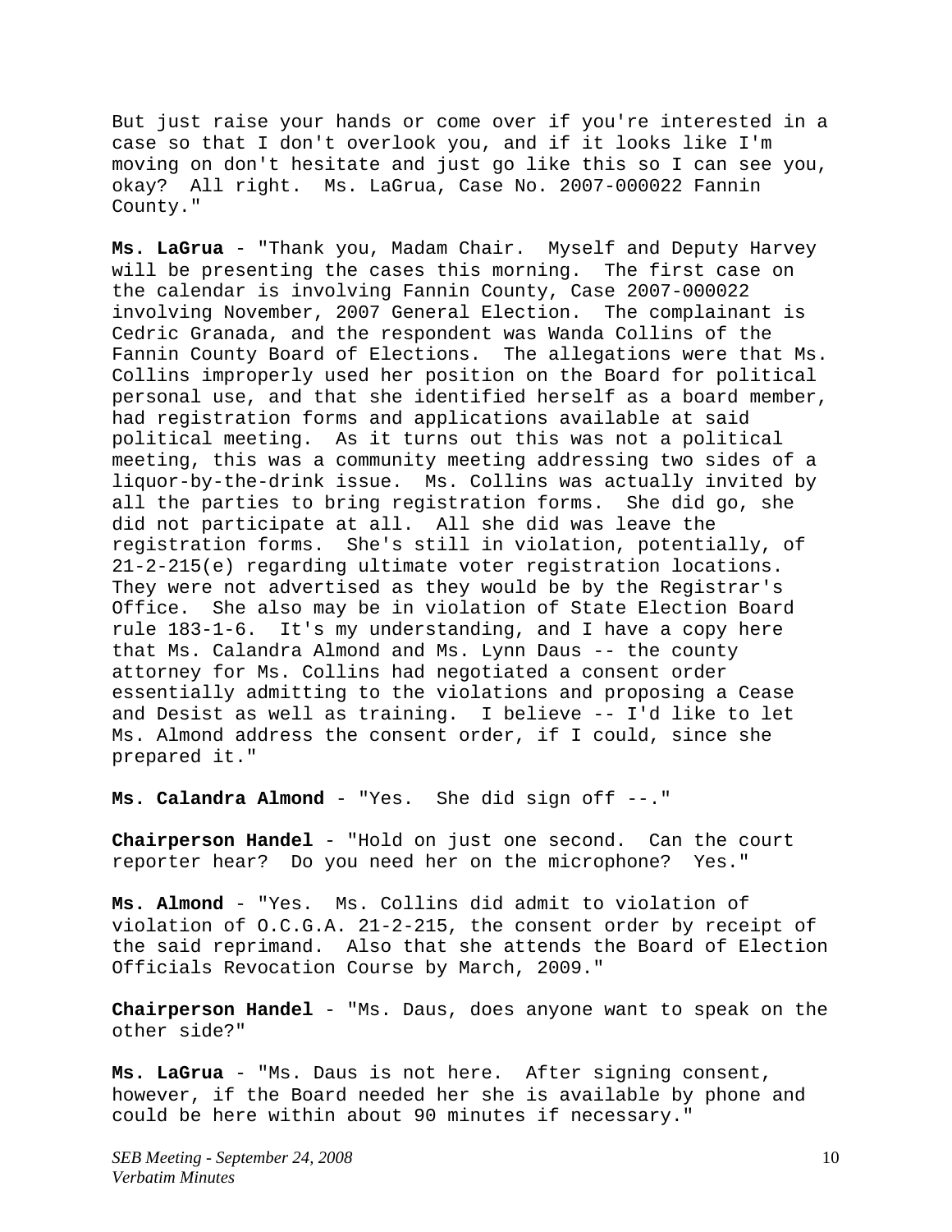But just raise your hands or come over if you're interested in a case so that I don't overlook you, and if it looks like I'm moving on don't hesitate and just go like this so I can see you, okay? All right. Ms. LaGrua, Case No. 2007-000022 Fannin County."

**Ms. LaGrua** - "Thank you, Madam Chair. Myself and Deputy Harvey will be presenting the cases this morning. The first case on the calendar is involving Fannin County, Case 2007-000022 involving November, 2007 General Election. The complainant is Cedric Granada, and the respondent was Wanda Collins of the Fannin County Board of Elections. The allegations were that Ms. Collins improperly used her position on the Board for political personal use, and that she identified herself as a board member, had registration forms and applications available at said political meeting. As it turns out this was not a political meeting, this was a community meeting addressing two sides of a liquor-by-the-drink issue. Ms. Collins was actually invited by all the parties to bring registration forms. She did go, she did not participate at all. All she did was leave the registration forms. She's still in violation, potentially, of 21-2-215(e) regarding ultimate voter registration locations. They were not advertised as they would be by the Registrar's Office. She also may be in violation of State Election Board rule 183-1-6. It's my understanding, and I have a copy here that Ms. Calandra Almond and Ms. Lynn Daus -- the county attorney for Ms. Collins had negotiated a consent order essentially admitting to the violations and proposing a Cease and Desist as well as training. I believe -- I'd like to let Ms. Almond address the consent order, if I could, since she prepared it."

**Ms. Calandra Almond** - "Yes. She did sign off --."

**Chairperson Handel** - "Hold on just one second. Can the court reporter hear? Do you need her on the microphone? Yes."

**Ms. Almond** - "Yes. Ms. Collins did admit to violation of violation of O.C.G.A. 21-2-215, the consent order by receipt of the said reprimand. Also that she attends the Board of Election Officials Revocation Course by March, 2009."

**Chairperson Handel** - "Ms. Daus, does anyone want to speak on the other side?"

**Ms. LaGrua** - "Ms. Daus is not here. After signing consent, however, if the Board needed her she is available by phone and could be here within about 90 minutes if necessary."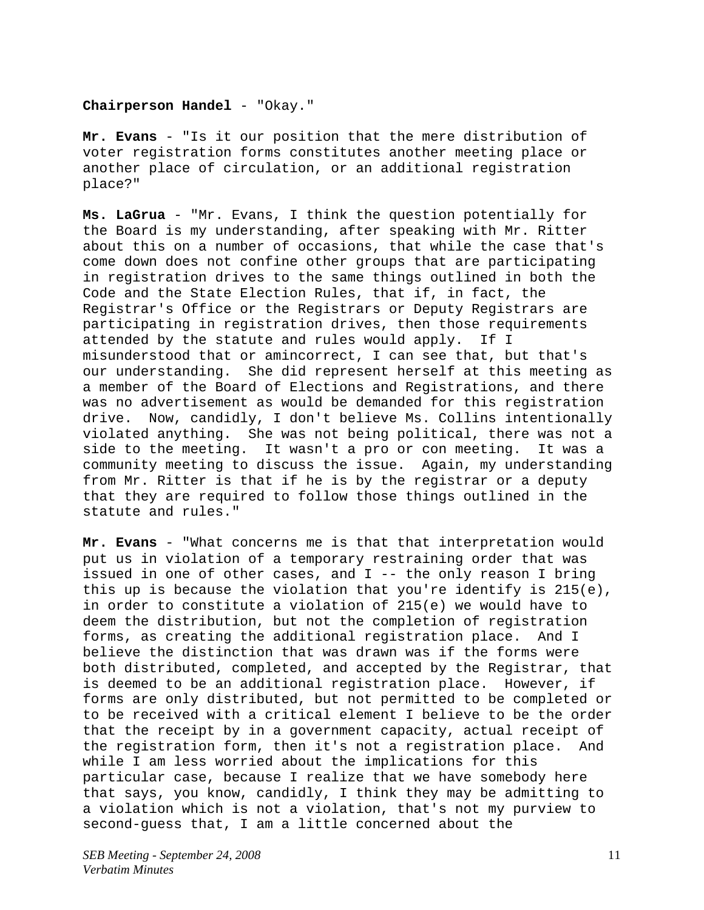**Chairperson Handel** - "Okay."

**Mr. Evans** - "Is it our position that the mere distribution of voter registration forms constitutes another meeting place or another place of circulation, or an additional registration place?"

**Ms. LaGrua** - "Mr. Evans, I think the question potentially for the Board is my understanding, after speaking with Mr. Ritter about this on a number of occasions, that while the case that's come down does not confine other groups that are participating in registration drives to the same things outlined in both the Code and the State Election Rules, that if, in fact, the Registrar's Office or the Registrars or Deputy Registrars are participating in registration drives, then those requirements attended by the statute and rules would apply. If I misunderstood that or amincorrect, I can see that, but that's our understanding. She did represent herself at this meeting as a member of the Board of Elections and Registrations, and there was no advertisement as would be demanded for this registration drive. Now, candidly, I don't believe Ms. Collins intentionally violated anything. She was not being political, there was not a side to the meeting. It wasn't a pro or con meeting. It was a community meeting to discuss the issue. Again, my understanding from Mr. Ritter is that if he is by the registrar or a deputy that they are required to follow those things outlined in the statute and rules."

**Mr. Evans** - "What concerns me is that that interpretation would put us in violation of a temporary restraining order that was issued in one of other cases, and I -- the only reason I bring this up is because the violation that you're identify is 215(e), in order to constitute a violation of 215(e) we would have to deem the distribution, but not the completion of registration forms, as creating the additional registration place. And I believe the distinction that was drawn was if the forms were both distributed, completed, and accepted by the Registrar, that is deemed to be an additional registration place. However, if forms are only distributed, but not permitted to be completed or to be received with a critical element I believe to be the order that the receipt by in a government capacity, actual receipt of the registration form, then it's not a registration place. And while I am less worried about the implications for this particular case, because I realize that we have somebody here that says, you know, candidly, I think they may be admitting to a violation which is not a violation, that's not my purview to second-guess that, I am a little concerned about the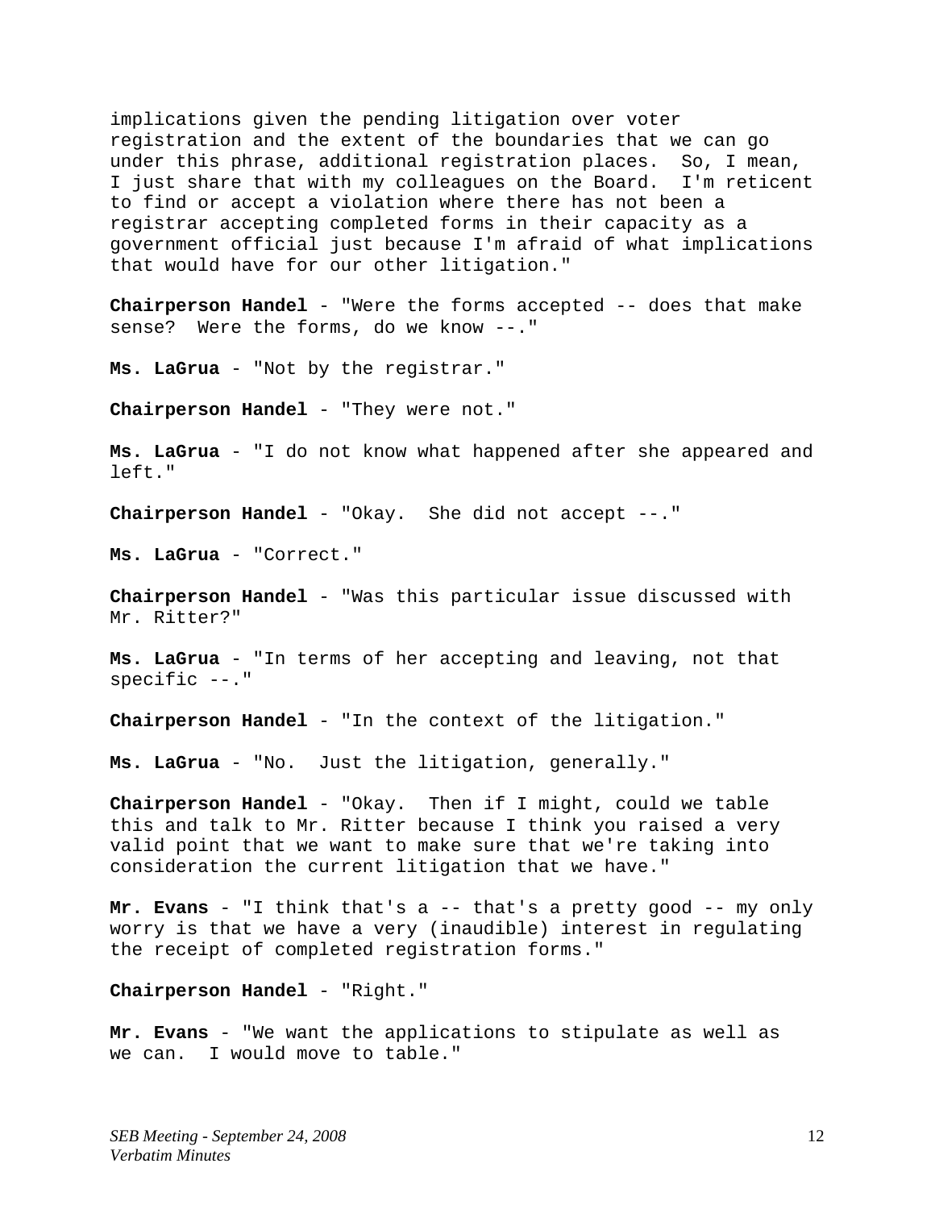implications given the pending litigation over voter registration and the extent of the boundaries that we can go under this phrase, additional registration places. So, I mean, I just share that with my colleagues on the Board. I'm reticent to find or accept a violation where there has not been a registrar accepting completed forms in their capacity as a government official just because I'm afraid of what implications that would have for our other litigation."

**Chairperson Handel** - "Were the forms accepted -- does that make sense? Were the forms, do we know --."

**Ms. LaGrua** - "Not by the registrar."

**Chairperson Handel** - "They were not."

**Ms. LaGrua** - "I do not know what happened after she appeared and left."

**Chairperson Handel** - "Okay. She did not accept --."

**Ms. LaGrua** - "Correct."

**Chairperson Handel** - "Was this particular issue discussed with Mr. Ritter?"

**Ms. LaGrua** - "In terms of her accepting and leaving, not that specific --."

**Chairperson Handel** - "In the context of the litigation."

**Ms. LaGrua** - "No. Just the litigation, generally."

**Chairperson Handel** - "Okay. Then if I might, could we table this and talk to Mr. Ritter because I think you raised a very valid point that we want to make sure that we're taking into consideration the current litigation that we have."

**Mr. Evans** - "I think that's a -- that's a pretty good -- my only worry is that we have a very (inaudible) interest in regulating the receipt of completed registration forms."

**Chairperson Handel** - "Right."

**Mr. Evans** - "We want the applications to stipulate as well as we can. I would move to table."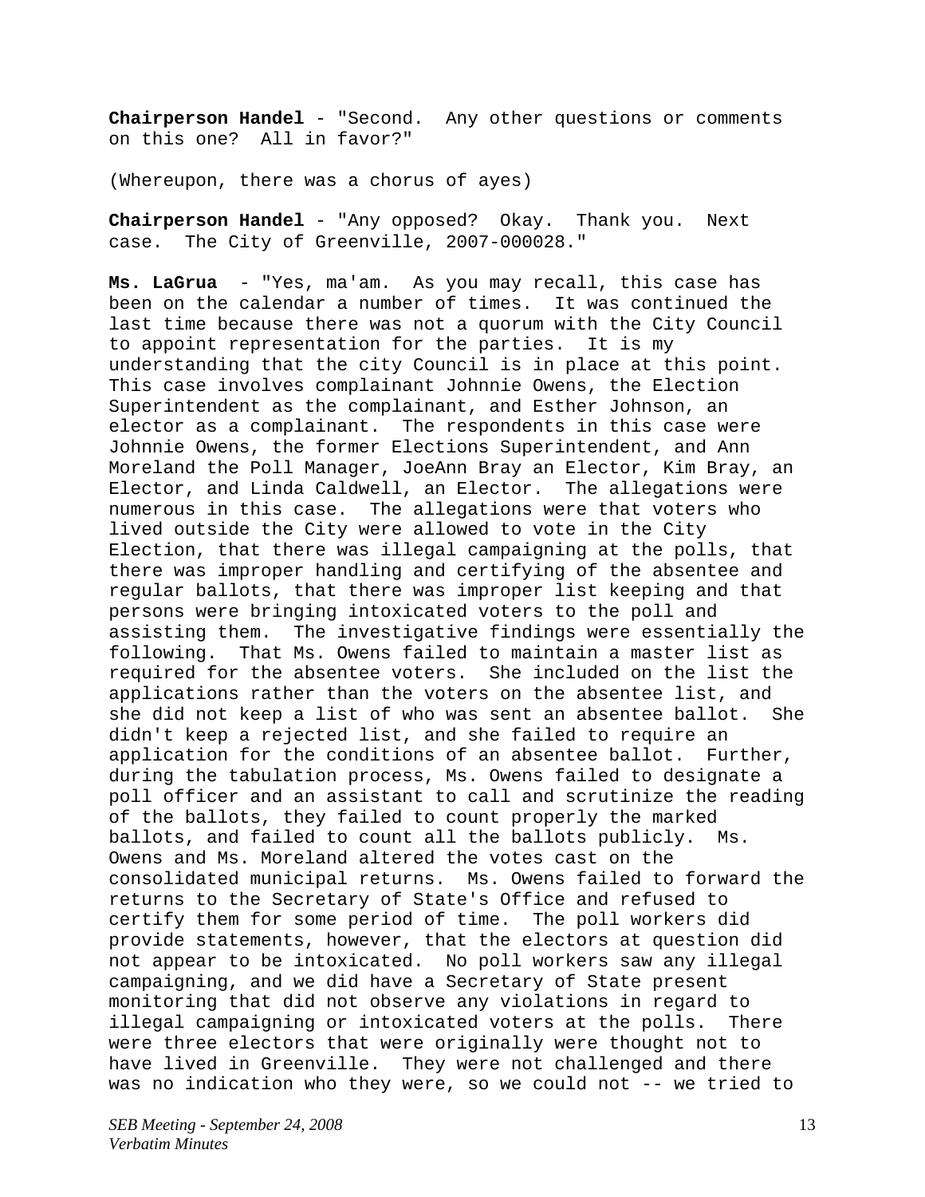**Chairperson Handel** - "Second. Any other questions or comments on this one? All in favor?"

(Whereupon, there was a chorus of ayes)

**Chairperson Handel** - "Any opposed? Okay. Thank you. Next case. The City of Greenville, 2007-000028."

**Ms. LaGrua** - "Yes, ma'am. As you may recall, this case has been on the calendar a number of times. It was continued the last time because there was not a quorum with the City Council to appoint representation for the parties. It is my understanding that the city Council is in place at this point. This case involves complainant Johnnie Owens, the Election Superintendent as the complainant, and Esther Johnson, an elector as a complainant. The respondents in this case were Johnnie Owens, the former Elections Superintendent, and Ann Moreland the Poll Manager, JoeAnn Bray an Elector, Kim Bray, an Elector, and Linda Caldwell, an Elector. The allegations were numerous in this case. The allegations were that voters who lived outside the City were allowed to vote in the City Election, that there was illegal campaigning at the polls, that there was improper handling and certifying of the absentee and regular ballots, that there was improper list keeping and that persons were bringing intoxicated voters to the poll and assisting them. The investigative findings were essentially the following. That Ms. Owens failed to maintain a master list as required for the absentee voters. She included on the list the applications rather than the voters on the absentee list, and she did not keep a list of who was sent an absentee ballot. She didn't keep a rejected list, and she failed to require an application for the conditions of an absentee ballot. Further, during the tabulation process, Ms. Owens failed to designate a poll officer and an assistant to call and scrutinize the reading of the ballots, they failed to count properly the marked ballots, and failed to count all the ballots publicly. Ms. Owens and Ms. Moreland altered the votes cast on the consolidated municipal returns. Ms. Owens failed to forward the returns to the Secretary of State's Office and refused to certify them for some period of time. The poll workers did provide statements, however, that the electors at question did not appear to be intoxicated. No poll workers saw any illegal campaigning, and we did have a Secretary of State present monitoring that did not observe any violations in regard to illegal campaigning or intoxicated voters at the polls. There were three electors that were originally were thought not to have lived in Greenville. They were not challenged and there was no indication who they were, so we could not -- we tried to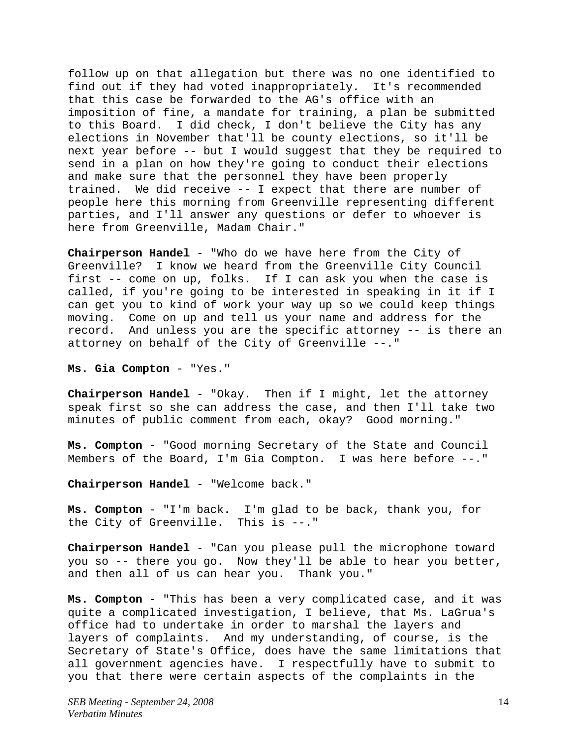follow up on that allegation but there was no one identified to find out if they had voted inappropriately. It's recommended that this case be forwarded to the AG's office with an imposition of fine, a mandate for training, a plan be submitted to this Board. I did check, I don't believe the City has any elections in November that'll be county elections, so it'll be next year before -- but I would suggest that they be required to send in a plan on how they're going to conduct their elections and make sure that the personnel they have been properly trained. We did receive -- I expect that there are number of people here this morning from Greenville representing different parties, and I'll answer any questions or defer to whoever is here from Greenville, Madam Chair."

**Chairperson Handel** - "Who do we have here from the City of Greenville? I know we heard from the Greenville City Council first -- come on up, folks. If I can ask you when the case is called, if you're going to be interested in speaking in it if I can get you to kind of work your way up so we could keep things moving. Come on up and tell us your name and address for the record. And unless you are the specific attorney -- is there an attorney on behalf of the City of Greenville --."

**Ms. Gia Compton** - "Yes."

**Chairperson Handel** - "Okay. Then if I might, let the attorney speak first so she can address the case, and then I'll take two minutes of public comment from each, okay? Good morning."

**Ms. Compton** - "Good morning Secretary of the State and Council Members of the Board, I'm Gia Compton. I was here before --."

**Chairperson Handel** - "Welcome back."

**Ms. Compton** - "I'm back. I'm glad to be back, thank you, for the City of Greenville. This is --."

**Chairperson Handel** - "Can you please pull the microphone toward you so -- there you go. Now they'll be able to hear you better, and then all of us can hear you. Thank you."

**Ms. Compton** - "This has been a very complicated case, and it was quite a complicated investigation, I believe, that Ms. LaGrua's office had to undertake in order to marshal the layers and layers of complaints. And my understanding, of course, is the Secretary of State's Office, does have the same limitations that all government agencies have. I respectfully have to submit to you that there were certain aspects of the complaints in the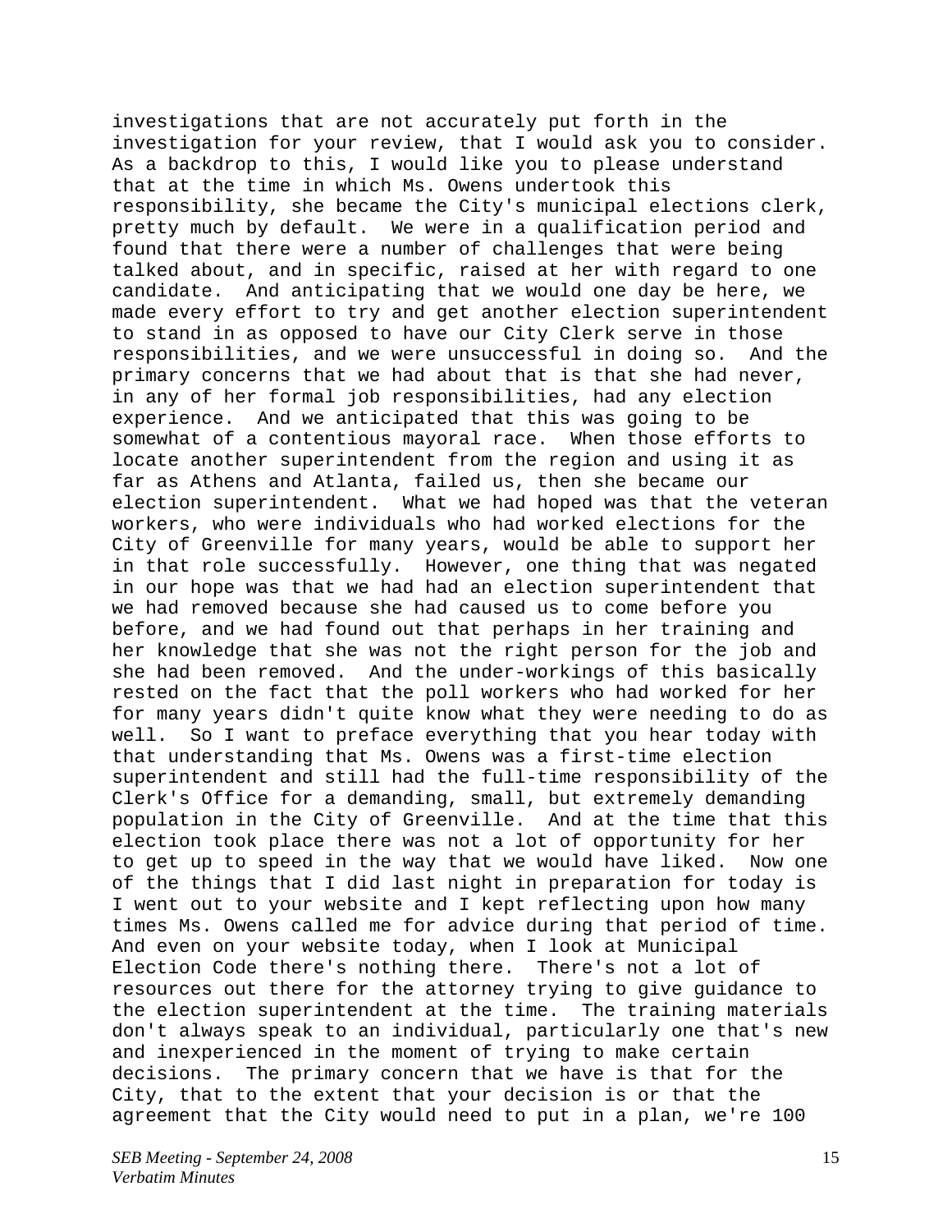investigations that are not accurately put forth in the investigation for your review, that I would ask you to consider. As a backdrop to this, I would like you to please understand that at the time in which Ms. Owens undertook this responsibility, she became the City's municipal elections clerk, pretty much by default. We were in a qualification period and found that there were a number of challenges that were being talked about, and in specific, raised at her with regard to one candidate. And anticipating that we would one day be here, we made every effort to try and get another election superintendent to stand in as opposed to have our City Clerk serve in those responsibilities, and we were unsuccessful in doing so. And the primary concerns that we had about that is that she had never, in any of her formal job responsibilities, had any election experience. And we anticipated that this was going to be somewhat of a contentious mayoral race. When those efforts to locate another superintendent from the region and using it as far as Athens and Atlanta, failed us, then she became our election superintendent. What we had hoped was that the veteran workers, who were individuals who had worked elections for the City of Greenville for many years, would be able to support her in that role successfully. However, one thing that was negated in our hope was that we had had an election superintendent that we had removed because she had caused us to come before you before, and we had found out that perhaps in her training and her knowledge that she was not the right person for the job and she had been removed. And the under-workings of this basically rested on the fact that the poll workers who had worked for her for many years didn't quite know what they were needing to do as well. So I want to preface everything that you hear today with that understanding that Ms. Owens was a first-time election superintendent and still had the full-time responsibility of the Clerk's Office for a demanding, small, but extremely demanding population in the City of Greenville. And at the time that this election took place there was not a lot of opportunity for her to get up to speed in the way that we would have liked. Now one of the things that I did last night in preparation for today is I went out to your website and I kept reflecting upon how many times Ms. Owens called me for advice during that period of time. And even on your website today, when I look at Municipal Election Code there's nothing there. There's not a lot of resources out there for the attorney trying to give guidance to the election superintendent at the time. The training materials don't always speak to an individual, particularly one that's new and inexperienced in the moment of trying to make certain decisions. The primary concern that we have is that for the City, that to the extent that your decision is or that the agreement that the City would need to put in a plan, we're 100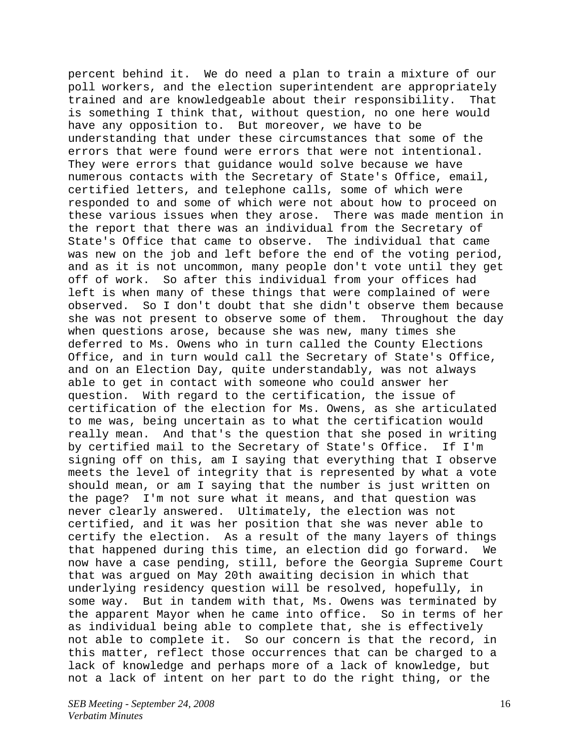percent behind it. We do need a plan to train a mixture of our poll workers, and the election superintendent are appropriately trained and are knowledgeable about their responsibility. That is something I think that, without question, no one here would have any opposition to. But moreover, we have to be understanding that under these circumstances that some of the errors that were found were errors that were not intentional. They were errors that guidance would solve because we have numerous contacts with the Secretary of State's Office, email, certified letters, and telephone calls, some of which were responded to and some of which were not about how to proceed on these various issues when they arose. There was made mention in the report that there was an individual from the Secretary of State's Office that came to observe. The individual that came was new on the job and left before the end of the voting period, and as it is not uncommon, many people don't vote until they get off of work. So after this individual from your offices had left is when many of these things that were complained of were observed. So I don't doubt that she didn't observe them because she was not present to observe some of them. Throughout the day when questions arose, because she was new, many times she deferred to Ms. Owens who in turn called the County Elections Office, and in turn would call the Secretary of State's Office, and on an Election Day, quite understandably, was not always able to get in contact with someone who could answer her question. With regard to the certification, the issue of certification of the election for Ms. Owens, as she articulated to me was, being uncertain as to what the certification would really mean. And that's the question that she posed in writing by certified mail to the Secretary of State's Office. If I'm signing off on this, am I saying that everything that I observe meets the level of integrity that is represented by what a vote should mean, or am I saying that the number is just written on the page? I'm not sure what it means, and that question was never clearly answered. Ultimately, the election was not certified, and it was her position that she was never able to certify the election. As a result of the many layers of things that happened during this time, an election did go forward. We now have a case pending, still, before the Georgia Supreme Court that was argued on May 20th awaiting decision in which that underlying residency question will be resolved, hopefully, in some way. But in tandem with that, Ms. Owens was terminated by the apparent Mayor when he came into office. So in terms of her as individual being able to complete that, she is effectively not able to complete it. So our concern is that the record, in this matter, reflect those occurrences that can be charged to a lack of knowledge and perhaps more of a lack of knowledge, but not a lack of intent on her part to do the right thing, or the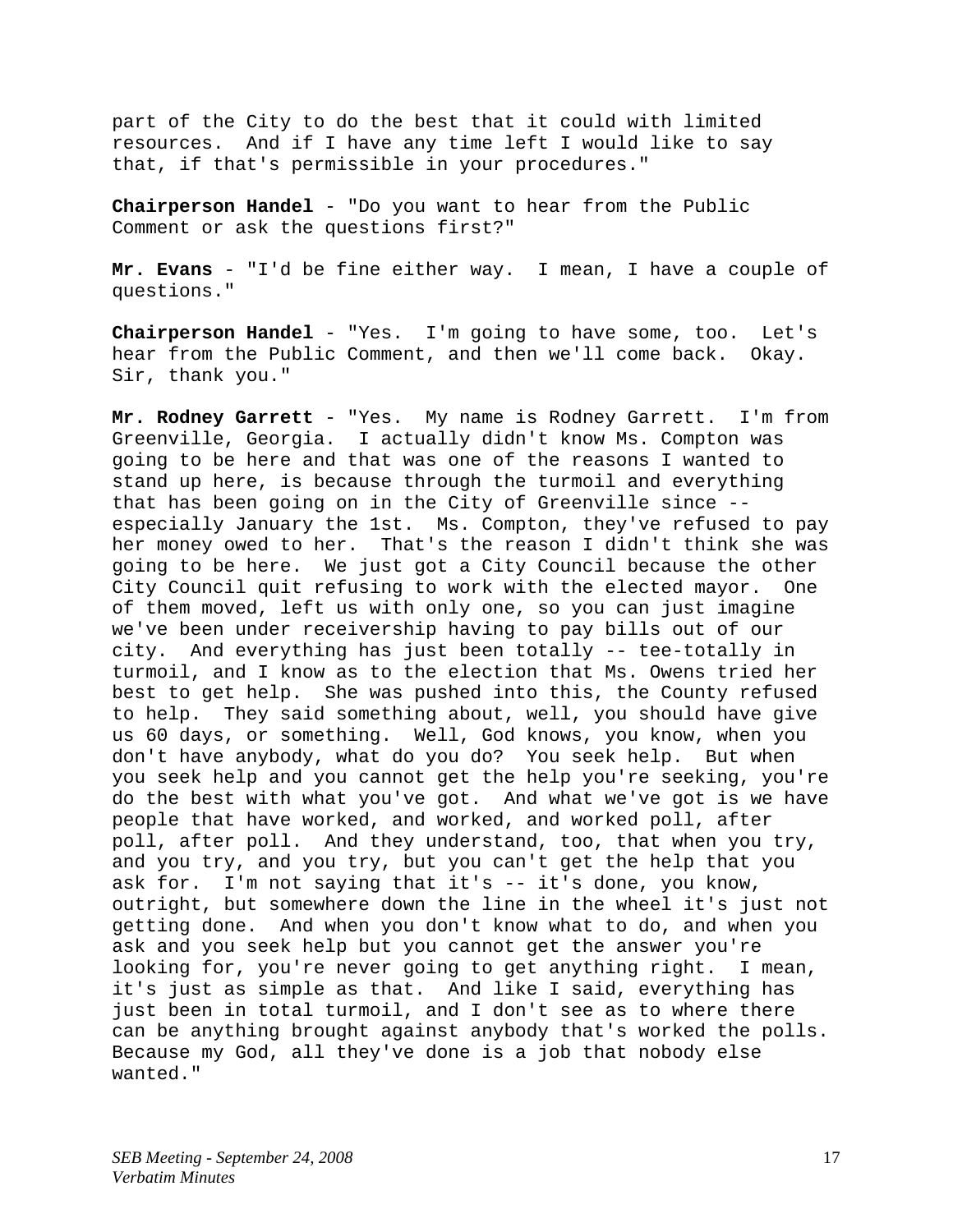part of the City to do the best that it could with limited resources. And if I have any time left I would like to say that, if that's permissible in your procedures."

**Chairperson Handel** - "Do you want to hear from the Public Comment or ask the questions first?"

**Mr. Evans** - "I'd be fine either way. I mean, I have a couple of questions."

**Chairperson Handel** - "Yes. I'm going to have some, too. Let's hear from the Public Comment, and then we'll come back. Okay. Sir, thank you."

**Mr. Rodney Garrett** - "Yes. My name is Rodney Garrett. I'm from Greenville, Georgia. I actually didn't know Ms. Compton was going to be here and that was one of the reasons I wanted to stand up here, is because through the turmoil and everything that has been going on in the City of Greenville since -- especially January the 1st. Ms. Compton, they've refused to pay her money owed to her. That's the reason I didn't think she was going to be here. We just got a City Council because the other City Council quit refusing to work with the elected mayor. One of them moved, left us with only one, so you can just imagine we've been under receivership having to pay bills out of our city. And everything has just been totally -- tee-totally in turmoil, and I know as to the election that Ms. Owens tried her best to get help. She was pushed into this, the County refused to help. They said something about, well, you should have give us 60 days, or something. Well, God knows, you know, when you don't have anybody, what do you do? You seek help. But when you seek help and you cannot get the help you're seeking, you're do the best with what you've got. And what we've got is we have people that have worked, and worked, and worked poll, after poll, after poll. And they understand, too, that when you try, and you try, and you try, but you can't get the help that you ask for. I'm not saying that it's -- it's done, you know, outright, but somewhere down the line in the wheel it's just not getting done. And when you don't know what to do, and when you ask and you seek help but you cannot get the answer you're looking for, you're never going to get anything right. I mean, it's just as simple as that. And like I said, everything has just been in total turmoil, and I don't see as to where there can be anything brought against anybody that's worked the polls. Because my God, all they've done is a job that nobody else wanted."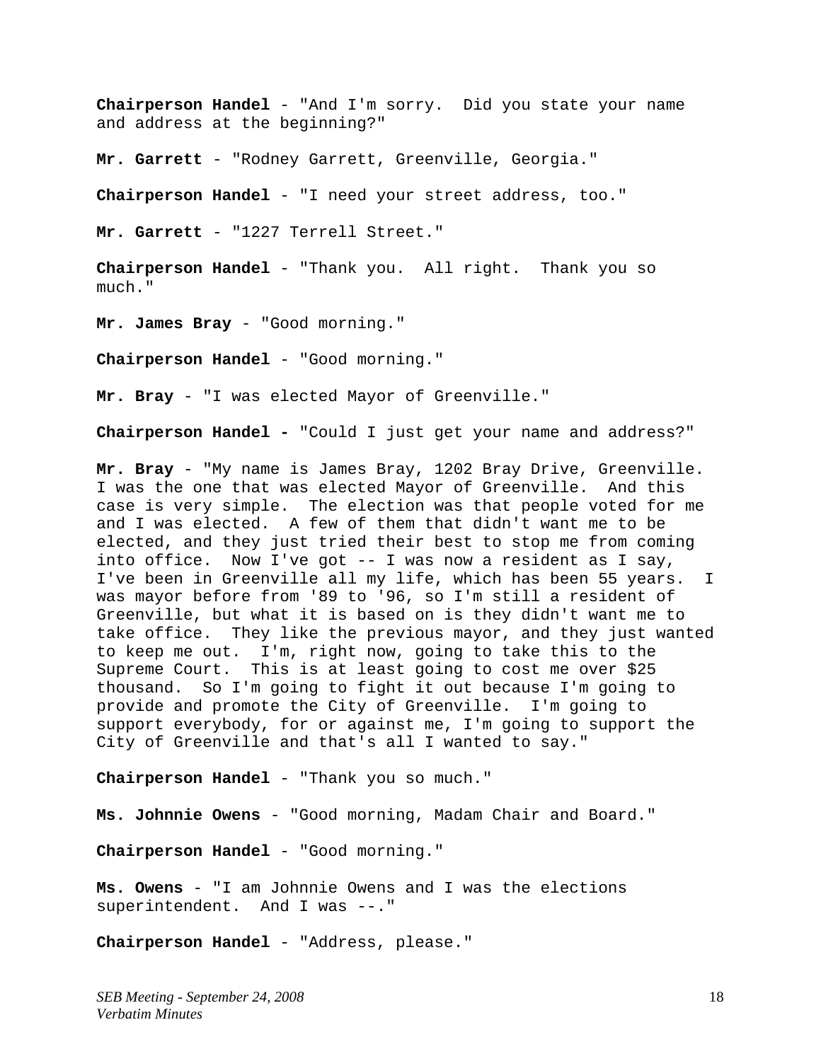**Chairperson Handel** - "And I'm sorry. Did you state your name and address at the beginning?"

**Mr. Garrett** - "Rodney Garrett, Greenville, Georgia."

**Chairperson Handel** - "I need your street address, too."

**Mr. Garrett** - "1227 Terrell Street."

**Chairperson Handel** - "Thank you. All right. Thank you so much."

**Mr. James Bray** - "Good morning."

**Chairperson Handel** - "Good morning."

**Mr. Bray** - "I was elected Mayor of Greenville."

**Chairperson Handel -** "Could I just get your name and address?"

**Mr. Bray** - "My name is James Bray, 1202 Bray Drive, Greenville. I was the one that was elected Mayor of Greenville. And this case is very simple. The election was that people voted for me and I was elected. A few of them that didn't want me to be elected, and they just tried their best to stop me from coming into office. Now I've got -- I was now a resident as I say, I've been in Greenville all my life, which has been 55 years. I was mayor before from '89 to '96, so I'm still a resident of Greenville, but what it is based on is they didn't want me to take office. They like the previous mayor, and they just wanted to keep me out. I'm, right now, going to take this to the Supreme Court. This is at least going to cost me over $25 thousand. So I'm going to fight it out because I'm going to provide and promote the City of Greenville. I'm going to support everybody, for or against me, I'm going to support the City of Greenville and that's all I wanted to say."

**Chairperson Handel** - "Thank you so much."

**Ms. Johnnie Owens** - "Good morning, Madam Chair and Board."

**Chairperson Handel** - "Good morning."

**Ms. Owens** - "I am Johnnie Owens and I was the elections superintendent. And I was --."

**Chairperson Handel** - "Address, please."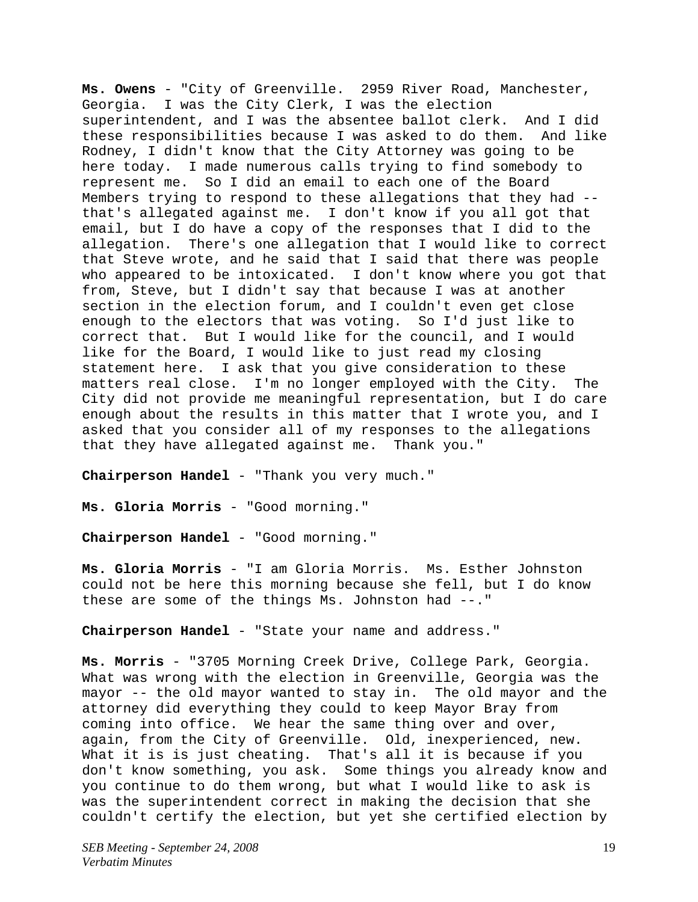**Ms. Owens** - "City of Greenville. 2959 River Road, Manchester, Georgia. I was the City Clerk, I was the election superintendent, and I was the absentee ballot clerk. And I did these responsibilities because I was asked to do them. And like Rodney, I didn't know that the City Attorney was going to be here today. I made numerous calls trying to find somebody to represent me. So I did an email to each one of the Board Members trying to respond to these allegations that they had -- that's allegated against me. I don't know if you all got that email, but I do have a copy of the responses that I did to the allegation. There's one allegation that I would like to correct that Steve wrote, and he said that I said that there was people who appeared to be intoxicated. I don't know where you got that from, Steve, but I didn't say that because I was at another section in the election forum, and I couldn't even get close enough to the electors that was voting. So I'd just like to correct that. But I would like for the council, and I would like for the Board, I would like to just read my closing statement here. I ask that you give consideration to these matters real close. I'm no longer employed with the City. The City did not provide me meaningful representation, but I do care enough about the results in this matter that I wrote you, and I asked that you consider all of my responses to the allegations that they have allegated against me. Thank you."

**Chairperson Handel** - "Thank you very much."

**Ms. Gloria Morris** - "Good morning."

**Chairperson Handel** - "Good morning."

**Ms. Gloria Morris** - "I am Gloria Morris. Ms. Esther Johnston could not be here this morning because she fell, but I do know these are some of the things Ms. Johnston had --."

**Chairperson Handel** - "State your name and address."

**Ms. Morris** - "3705 Morning Creek Drive, College Park, Georgia. What was wrong with the election in Greenville, Georgia was the mayor -- the old mayor wanted to stay in. The old mayor and the attorney did everything they could to keep Mayor Bray from coming into office. We hear the same thing over and over, again, from the City of Greenville. Old, inexperienced, new. What it is is just cheating. That's all it is because if you don't know something, you ask. Some things you already know and you continue to do them wrong, but what I would like to ask is was the superintendent correct in making the decision that she couldn't certify the election, but yet she certified election by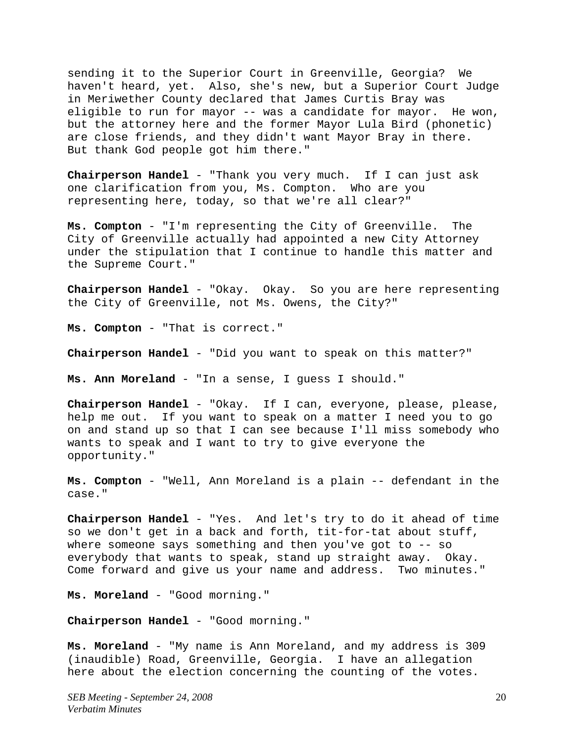sending it to the Superior Court in Greenville, Georgia? We haven't heard, yet. Also, she's new, but a Superior Court Judge in Meriwether County declared that James Curtis Bray was eligible to run for mayor -- was a candidate for mayor. He won, but the attorney here and the former Mayor Lula Bird (phonetic) are close friends, and they didn't want Mayor Bray in there. But thank God people got him there."

**Chairperson Handel** - "Thank you very much. If I can just ask one clarification from you, Ms. Compton. Who are you representing here, today, so that we're all clear?"

**Ms. Compton** - "I'm representing the City of Greenville. The City of Greenville actually had appointed a new City Attorney under the stipulation that I continue to handle this matter and the Supreme Court."

**Chairperson Handel** - "Okay. Okay. So you are here representing the City of Greenville, not Ms. Owens, the City?"

**Ms. Compton** - "That is correct."

**Chairperson Handel** - "Did you want to speak on this matter?"

**Ms. Ann Moreland** - "In a sense, I guess I should."

**Chairperson Handel** - "Okay. If I can, everyone, please, please, help me out. If you want to speak on a matter I need you to go on and stand up so that I can see because I'll miss somebody who wants to speak and I want to try to give everyone the opportunity."

**Ms. Compton** - "Well, Ann Moreland is a plain -- defendant in the case."

**Chairperson Handel** - "Yes. And let's try to do it ahead of time so we don't get in a back and forth, tit-for-tat about stuff, where someone says something and then you've got to -- so everybody that wants to speak, stand up straight away. Okay. Come forward and give us your name and address. Two minutes."

**Ms. Moreland** - "Good morning."

**Chairperson Handel** - "Good morning."

**Ms. Moreland** - "My name is Ann Moreland, and my address is 309 (inaudible) Road, Greenville, Georgia. I have an allegation here about the election concerning the counting of the votes.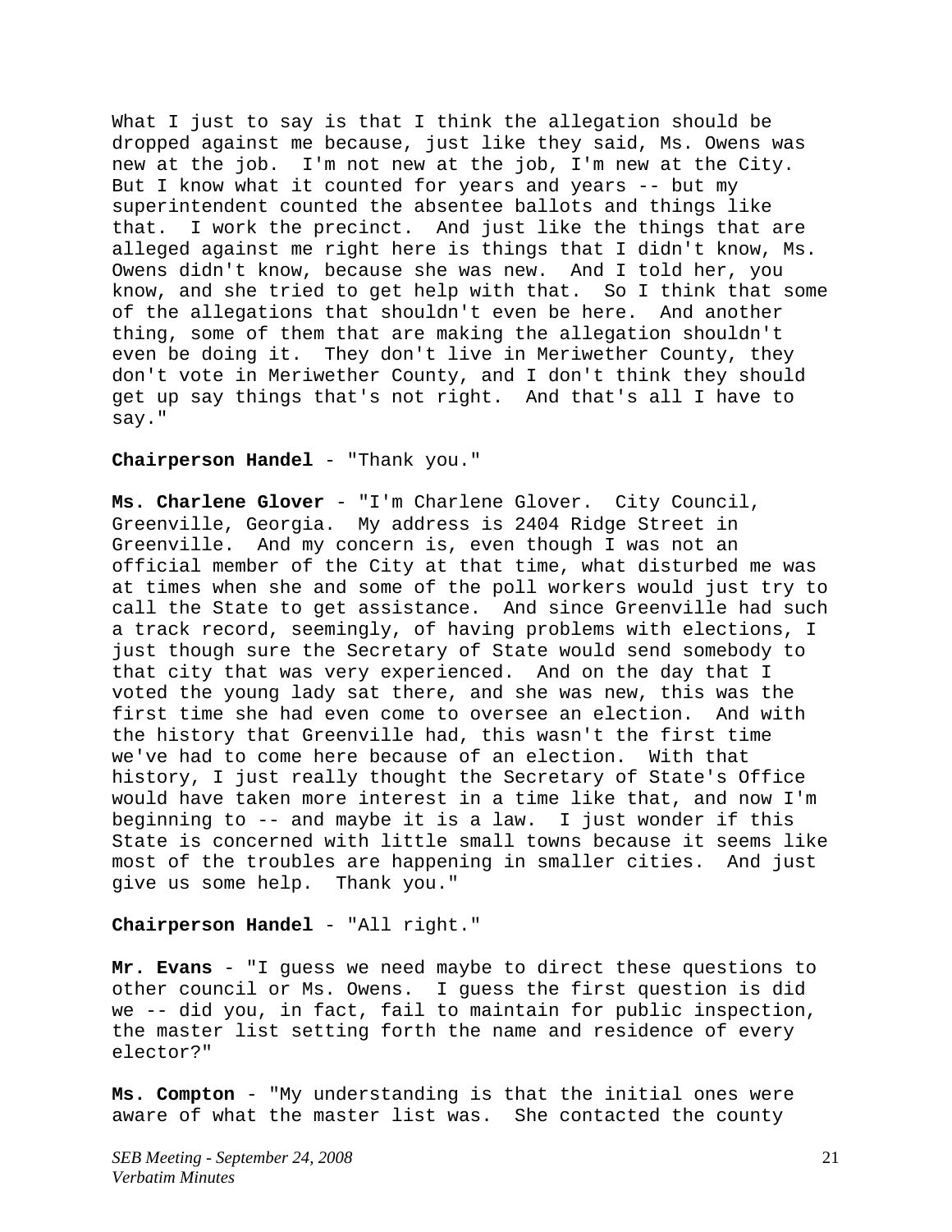What I just to say is that I think the allegation should be dropped against me because, just like they said, Ms. Owens was new at the job. I'm not new at the job, I'm new at the City. But I know what it counted for years and years -- but my superintendent counted the absentee ballots and things like that. I work the precinct. And just like the things that are alleged against me right here is things that I didn't know, Ms. Owens didn't know, because she was new. And I told her, you know, and she tried to get help with that. So I think that some of the allegations that shouldn't even be here. And another thing, some of them that are making the allegation shouldn't even be doing it. They don't live in Meriwether County, they don't vote in Meriwether County, and I don't think they should get up say things that's not right. And that's all I have to say."

**Chairperson Handel** - "Thank you."

**Ms. Charlene Glover** - "I'm Charlene Glover. City Council, Greenville, Georgia. My address is 2404 Ridge Street in Greenville. And my concern is, even though I was not an official member of the City at that time, what disturbed me was at times when she and some of the poll workers would just try to call the State to get assistance. And since Greenville had such a track record, seemingly, of having problems with elections, I just though sure the Secretary of State would send somebody to that city that was very experienced. And on the day that I voted the young lady sat there, and she was new, this was the first time she had even come to oversee an election. And with the history that Greenville had, this wasn't the first time we've had to come here because of an election. With that history, I just really thought the Secretary of State's Office would have taken more interest in a time like that, and now I'm beginning to -- and maybe it is a law. I just wonder if this State is concerned with little small towns because it seems like most of the troubles are happening in smaller cities. And just give us some help. Thank you."

**Chairperson Handel** - "All right."

**Mr. Evans** - "I guess we need maybe to direct these questions to other council or Ms. Owens. I guess the first question is did we -- did you, in fact, fail to maintain for public inspection, the master list setting forth the name and residence of every elector?"

**Ms. Compton** - "My understanding is that the initial ones were aware of what the master list was. She contacted the county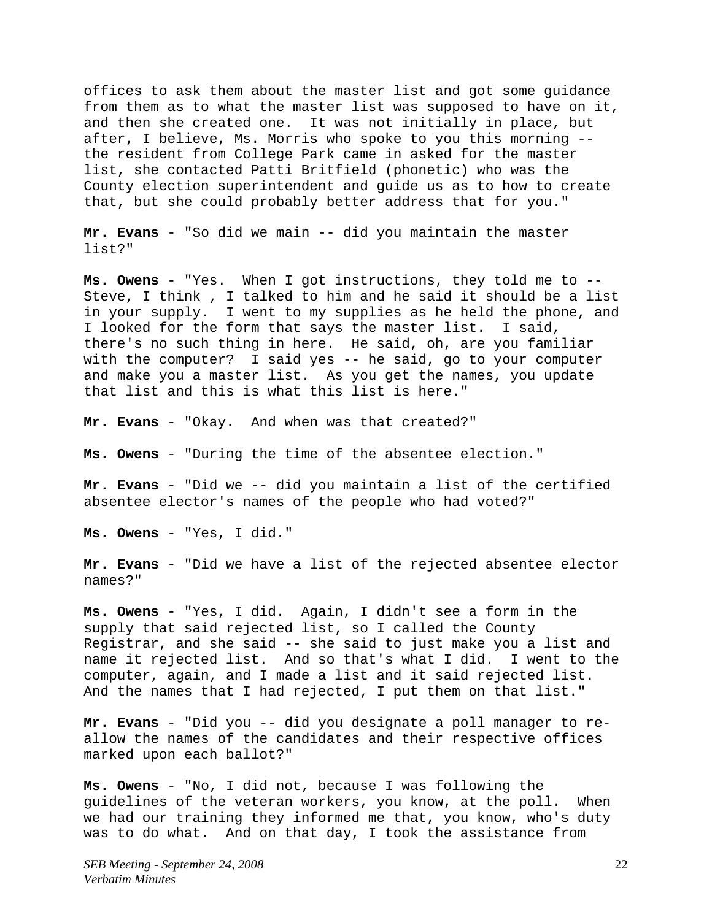offices to ask them about the master list and got some guidance from them as to what the master list was supposed to have on it, and then she created one. It was not initially in place, but after, I believe, Ms. Morris who spoke to you this morning -- the resident from College Park came in asked for the master list, she contacted Patti Britfield (phonetic) who was the County election superintendent and guide us as to how to create that, but she could probably better address that for you."

**Mr. Evans** - "So did we main -- did you maintain the master list?"

**Ms. Owens** - "Yes. When I got instructions, they told me to -- Steve, I think , I talked to him and he said it should be a list in your supply. I went to my supplies as he held the phone, and I looked for the form that says the master list. I said, there's no such thing in here. He said, oh, are you familiar with the computer? I said yes -- he said, go to your computer and make you a master list. As you get the names, you update that list and this is what this list is here."

**Mr. Evans** - "Okay. And when was that created?"

**Ms. Owens** - "During the time of the absentee election."

**Mr. Evans** - "Did we -- did you maintain a list of the certified absentee elector's names of the people who had voted?"

**Ms. Owens** - "Yes, I did."

**Mr. Evans** - "Did we have a list of the rejected absentee elector names?"

**Ms. Owens** - "Yes, I did. Again, I didn't see a form in the supply that said rejected list, so I called the County Registrar, and she said -- she said to just make you a list and name it rejected list. And so that's what I did. I went to the computer, again, and I made a list and it said rejected list. And the names that I had rejected, I put them on that list."

**Mr. Evans** - "Did you -- did you designate a poll manager to re-allow the names of the candidates and their respective offices marked upon each ballot?"

**Ms. Owens** - "No, I did not, because I was following the guidelines of the veteran workers, you know, at the poll. When we had our training they informed me that, you know, who's duty was to do what. And on that day, I took the assistance from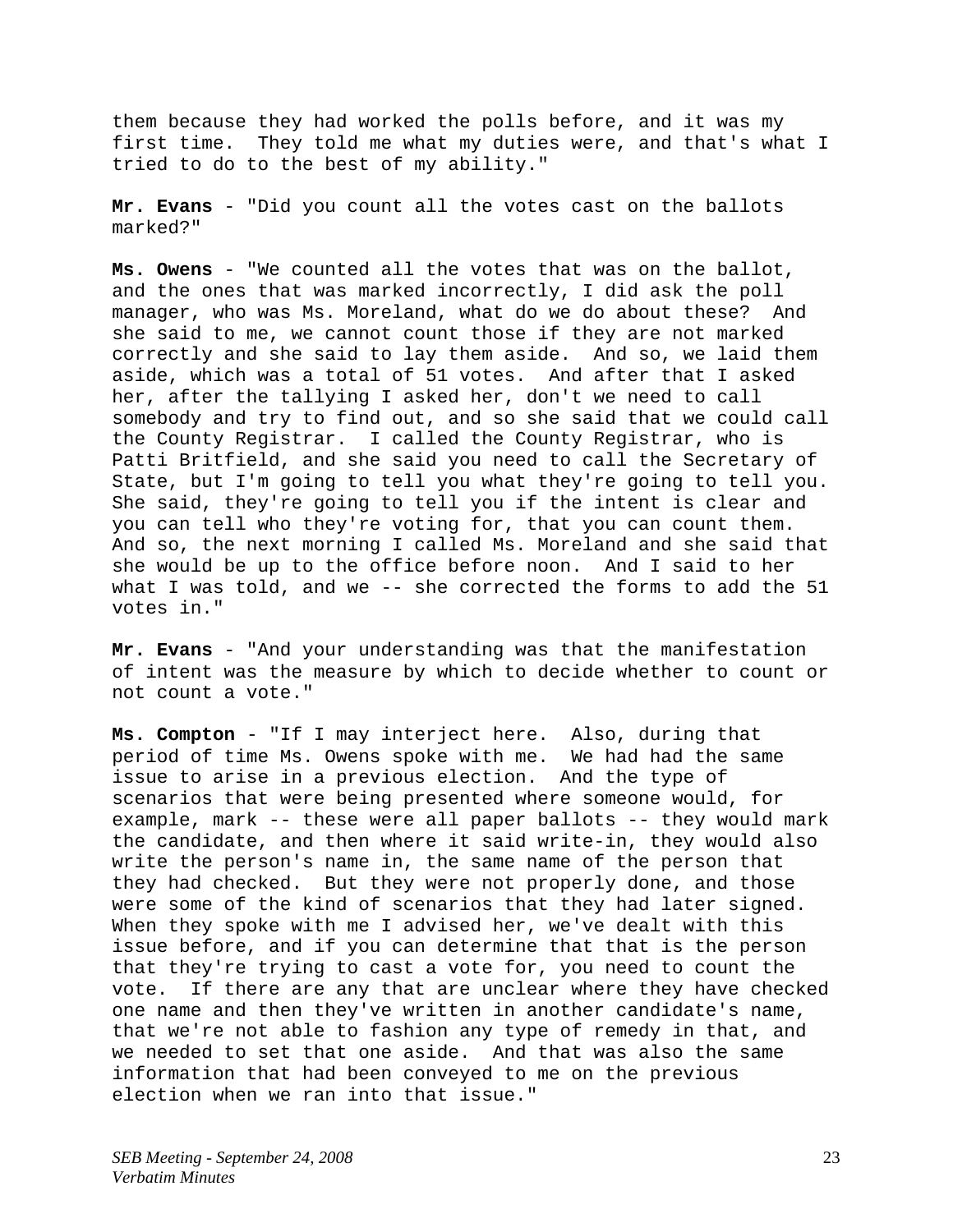them because they had worked the polls before, and it was my first time. They told me what my duties were, and that's what I tried to do to the best of my ability."

**Mr. Evans** - "Did you count all the votes cast on the ballots marked?"

**Ms. Owens** - "We counted all the votes that was on the ballot, and the ones that was marked incorrectly, I did ask the poll manager, who was Ms. Moreland, what do we do about these? And she said to me, we cannot count those if they are not marked correctly and she said to lay them aside. And so, we laid them aside, which was a total of 51 votes. And after that I asked her, after the tallying I asked her, don't we need to call somebody and try to find out, and so she said that we could call the County Registrar. I called the County Registrar, who is Patti Britfield, and she said you need to call the Secretary of State, but I'm going to tell you what they're going to tell you. She said, they're going to tell you if the intent is clear and you can tell who they're voting for, that you can count them. And so, the next morning I called Ms. Moreland and she said that she would be up to the office before noon. And I said to her what I was told, and we -- she corrected the forms to add the 51 votes in."

**Mr. Evans** - "And your understanding was that the manifestation of intent was the measure by which to decide whether to count or not count a vote."

**Ms. Compton** - "If I may interject here. Also, during that period of time Ms. Owens spoke with me. We had had the same issue to arise in a previous election. And the type of scenarios that were being presented where someone would, for example, mark -- these were all paper ballots -- they would mark the candidate, and then where it said write-in, they would also write the person's name in, the same name of the person that they had checked. But they were not properly done, and those were some of the kind of scenarios that they had later signed. When they spoke with me I advised her, we've dealt with this issue before, and if you can determine that that is the person that they're trying to cast a vote for, you need to count the vote. If there are any that are unclear where they have checked one name and then they've written in another candidate's name, that we're not able to fashion any type of remedy in that, and we needed to set that one aside. And that was also the same information that had been conveyed to me on the previous election when we ran into that issue."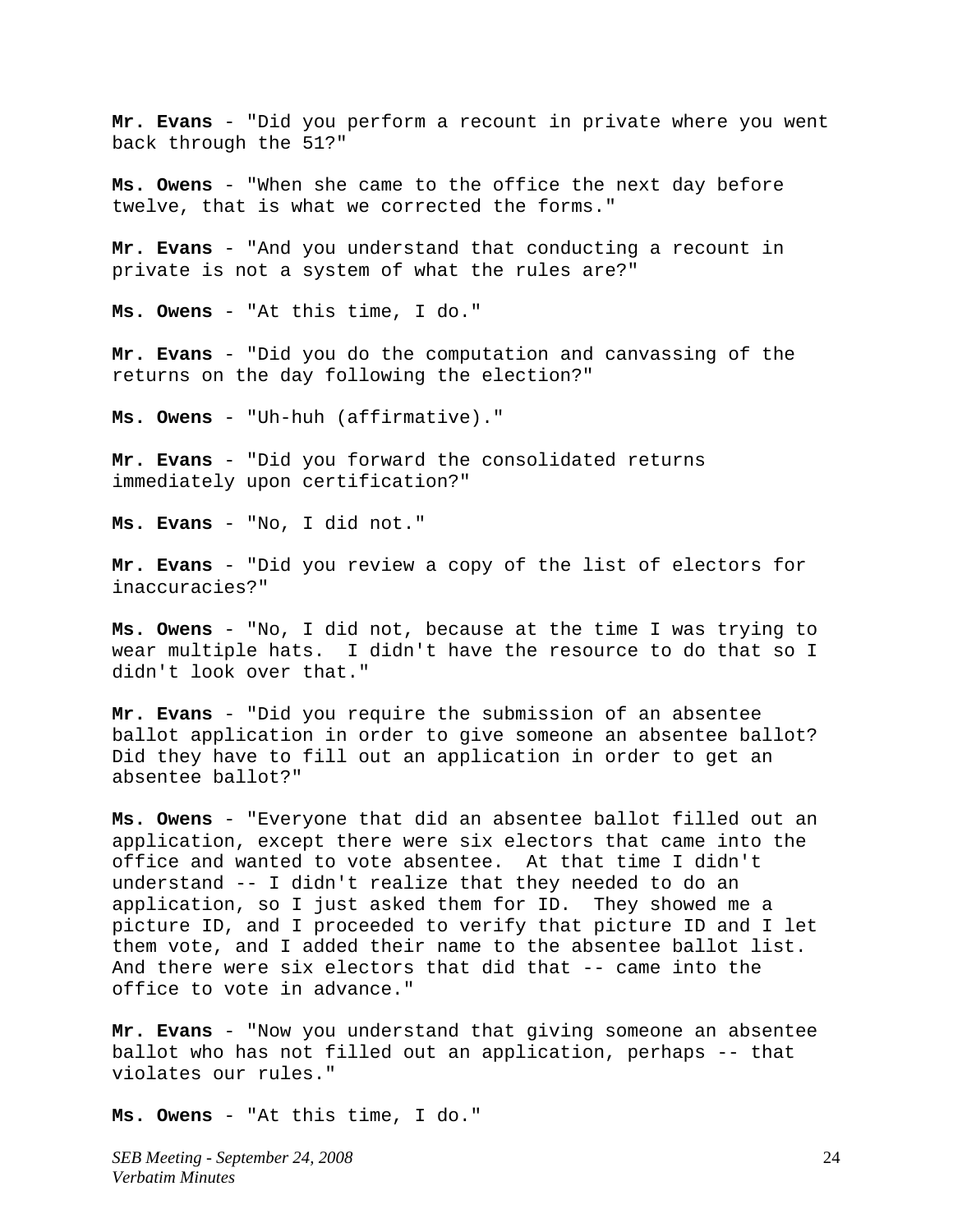**Mr. Evans** - "Did you perform a recount in private where you went back through the 51?"

**Ms. Owens** - "When she came to the office the next day before twelve, that is what we corrected the forms."

**Mr. Evans** - "And you understand that conducting a recount in private is not a system of what the rules are?"

**Ms. Owens** - "At this time, I do."

**Mr. Evans** - "Did you do the computation and canvassing of the returns on the day following the election?"

**Ms. Owens** - "Uh-huh (affirmative)."

**Mr. Evans** - "Did you forward the consolidated returns immediately upon certification?"

**Ms. Evans** - "No, I did not."

**Mr. Evans** - "Did you review a copy of the list of electors for inaccuracies?"

**Ms. Owens** - "No, I did not, because at the time I was trying to wear multiple hats. I didn't have the resource to do that so I didn't look over that."

**Mr. Evans** - "Did you require the submission of an absentee ballot application in order to give someone an absentee ballot? Did they have to fill out an application in order to get an absentee ballot?"

**Ms. Owens** - "Everyone that did an absentee ballot filled out an application, except there were six electors that came into the office and wanted to vote absentee. At that time I didn't understand -- I didn't realize that they needed to do an application, so I just asked them for ID. They showed me a picture ID, and I proceeded to verify that picture ID and I let them vote, and I added their name to the absentee ballot list. And there were six electors that did that -- came into the office to vote in advance."

**Mr. Evans** - "Now you understand that giving someone an absentee ballot who has not filled out an application, perhaps -- that violates our rules."

**Ms. Owens** - "At this time, I do."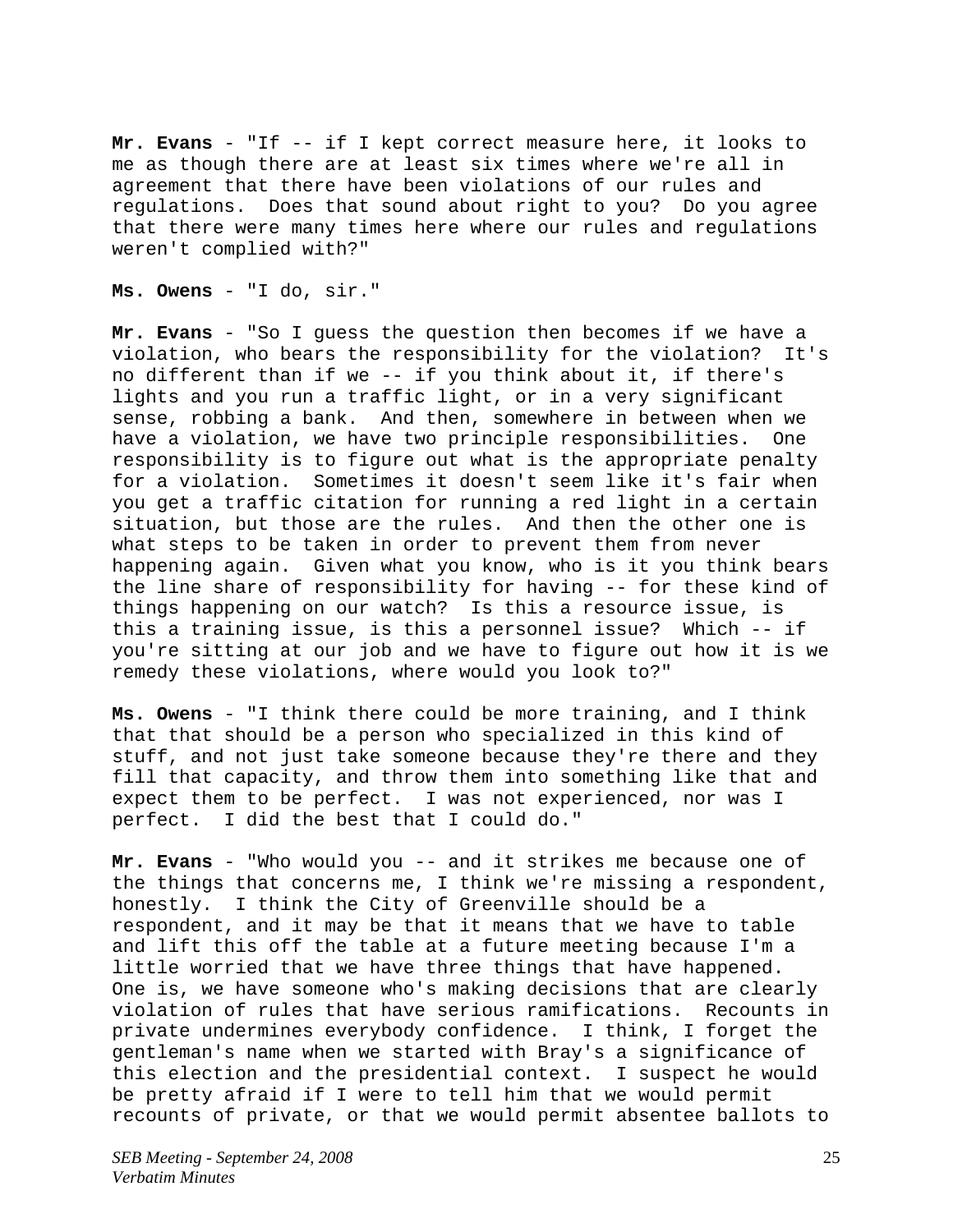**Mr. Evans** - "If -- if I kept correct measure here, it looks to me as though there are at least six times where we're all in agreement that there have been violations of our rules and regulations. Does that sound about right to you? Do you agree that there were many times here where our rules and regulations weren't complied with?"

**Ms. Owens** - "I do, sir."

**Mr. Evans** - "So I guess the question then becomes if we have a violation, who bears the responsibility for the violation? It's no different than if we -- if you think about it, if there's lights and you run a traffic light, or in a very significant sense, robbing a bank. And then, somewhere in between when we have a violation, we have two principle responsibilities. One responsibility is to figure out what is the appropriate penalty for a violation. Sometimes it doesn't seem like it's fair when you get a traffic citation for running a red light in a certain situation, but those are the rules. And then the other one is what steps to be taken in order to prevent them from never happening again. Given what you know, who is it you think bears the line share of responsibility for having -- for these kind of things happening on our watch? Is this a resource issue, is this a training issue, is this a personnel issue? Which -- if you're sitting at our job and we have to figure out how it is we remedy these violations, where would you look to?"

**Ms. Owens** - "I think there could be more training, and I think that that should be a person who specialized in this kind of stuff, and not just take someone because they're there and they fill that capacity, and throw them into something like that and expect them to be perfect. I was not experienced, nor was I perfect. I did the best that I could do."

**Mr. Evans** - "Who would you -- and it strikes me because one of the things that concerns me, I think we're missing a respondent, honestly. I think the City of Greenville should be a respondent, and it may be that it means that we have to table and lift this off the table at a future meeting because I'm a little worried that we have three things that have happened. One is, we have someone who's making decisions that are clearly violation of rules that have serious ramifications. Recounts in private undermines everybody confidence. I think, I forget the gentleman's name when we started with Bray's a significance of this election and the presidential context. I suspect he would be pretty afraid if I were to tell him that we would permit recounts of private, or that we would permit absentee ballots to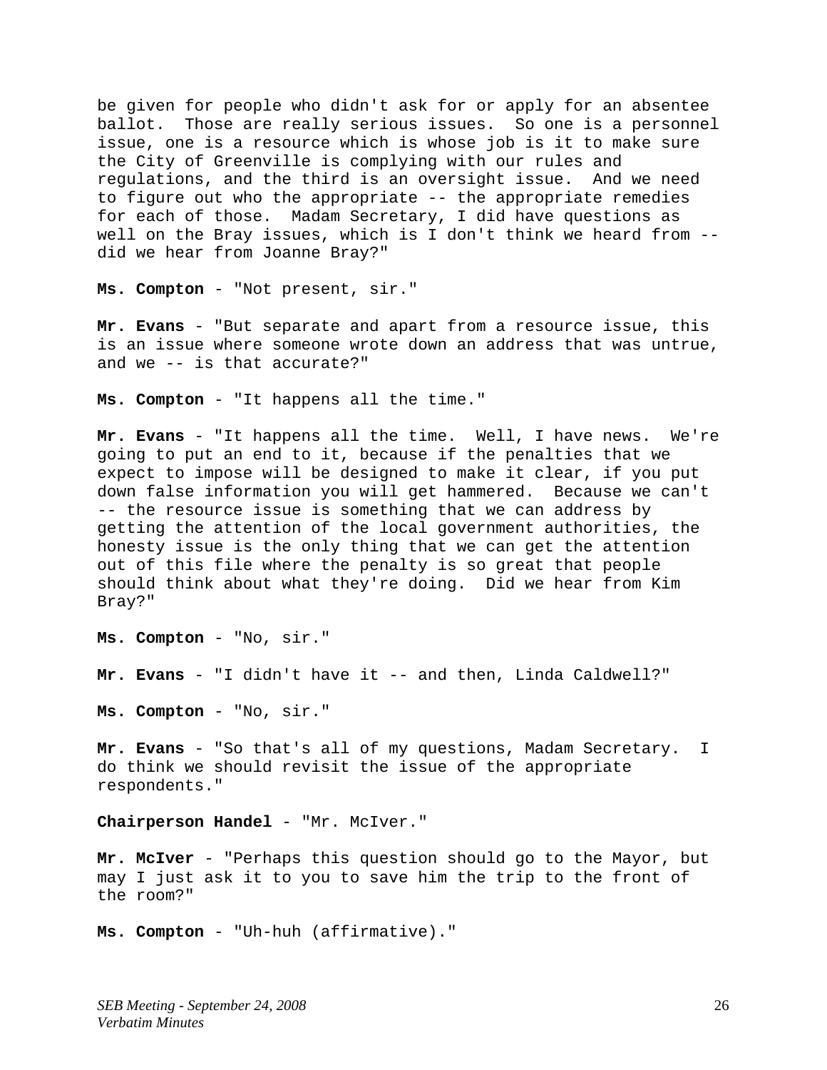be given for people who didn't ask for or apply for an absentee ballot. Those are really serious issues. So one is a personnel issue, one is a resource which is whose job is it to make sure the City of Greenville is complying with our rules and regulations, and the third is an oversight issue. And we need to figure out who the appropriate -- the appropriate remedies for each of those. Madam Secretary, I did have questions as well on the Bray issues, which is I don't think we heard from -- did we hear from Joanne Bray?"

**Ms. Compton** - "Not present, sir."

**Mr. Evans** - "But separate and apart from a resource issue, this is an issue where someone wrote down an address that was untrue, and we -- is that accurate?"

**Ms. Compton** - "It happens all the time."

**Mr. Evans** - "It happens all the time. Well, I have news. We're going to put an end to it, because if the penalties that we expect to impose will be designed to make it clear, if you put down false information you will get hammered. Because we can't -- the resource issue is something that we can address by getting the attention of the local government authorities, the honesty issue is the only thing that we can get the attention out of this file where the penalty is so great that people should think about what they're doing. Did we hear from Kim Bray?"

**Ms. Compton** - "No, sir."

**Mr. Evans** - "I didn't have it -- and then, Linda Caldwell?"

**Ms. Compton** - "No, sir."

**Mr. Evans** - "So that's all of my questions, Madam Secretary. I do think we should revisit the issue of the appropriate respondents."

**Chairperson Handel** - "Mr. McIver."

**Mr. McIver** - "Perhaps this question should go to the Mayor, but may I just ask it to you to save him the trip to the front of the room?"

**Ms. Compton** - "Uh-huh (affirmative)."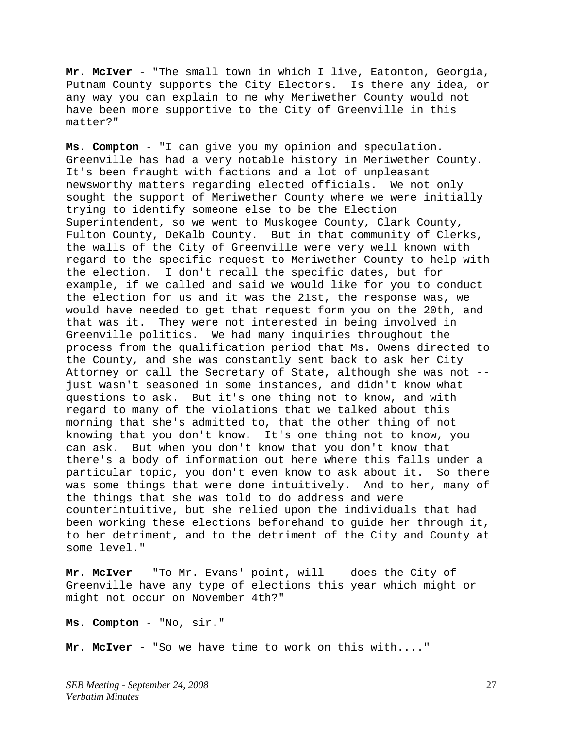**Mr. McIver** - "The small town in which I live, Eatonton, Georgia, Putnam County supports the City Electors. Is there any idea, or any way you can explain to me why Meriwether County would not have been more supportive to the City of Greenville in this matter?"

**Ms. Compton** - "I can give you my opinion and speculation. Greenville has had a very notable history in Meriwether County. It's been fraught with factions and a lot of unpleasant newsworthy matters regarding elected officials. We not only sought the support of Meriwether County where we were initially trying to identify someone else to be the Election Superintendent, so we went to Muskogee County, Clark County, Fulton County, DeKalb County. But in that community of Clerks, the walls of the City of Greenville were very well known with regard to the specific request to Meriwether County to help with the election. I don't recall the specific dates, but for example, if we called and said we would like for you to conduct the election for us and it was the 21st, the response was, we would have needed to get that request form you on the 20th, and that was it. They were not interested in being involved in Greenville politics. We had many inquiries throughout the process from the qualification period that Ms. Owens directed to the County, and she was constantly sent back to ask her City Attorney or call the Secretary of State, although she was not -- just wasn't seasoned in some instances, and didn't know what questions to ask. But it's one thing not to know, and with regard to many of the violations that we talked about this morning that she's admitted to, that the other thing of not knowing that you don't know. It's one thing not to know, you can ask. But when you don't know that you don't know that there's a body of information out here where this falls under a particular topic, you don't even know to ask about it. So there was some things that were done intuitively. And to her, many of the things that she was told to do address and were counterintuitive, but she relied upon the individuals that had been working these elections beforehand to guide her through it, to her detriment, and to the detriment of the City and County at some level."

**Mr. McIver** - "To Mr. Evans' point, will -- does the City of Greenville have any type of elections this year which might or might not occur on November 4th?"

**Ms. Compton** - "No, sir."

**Mr. McIver** - "So we have time to work on this with...."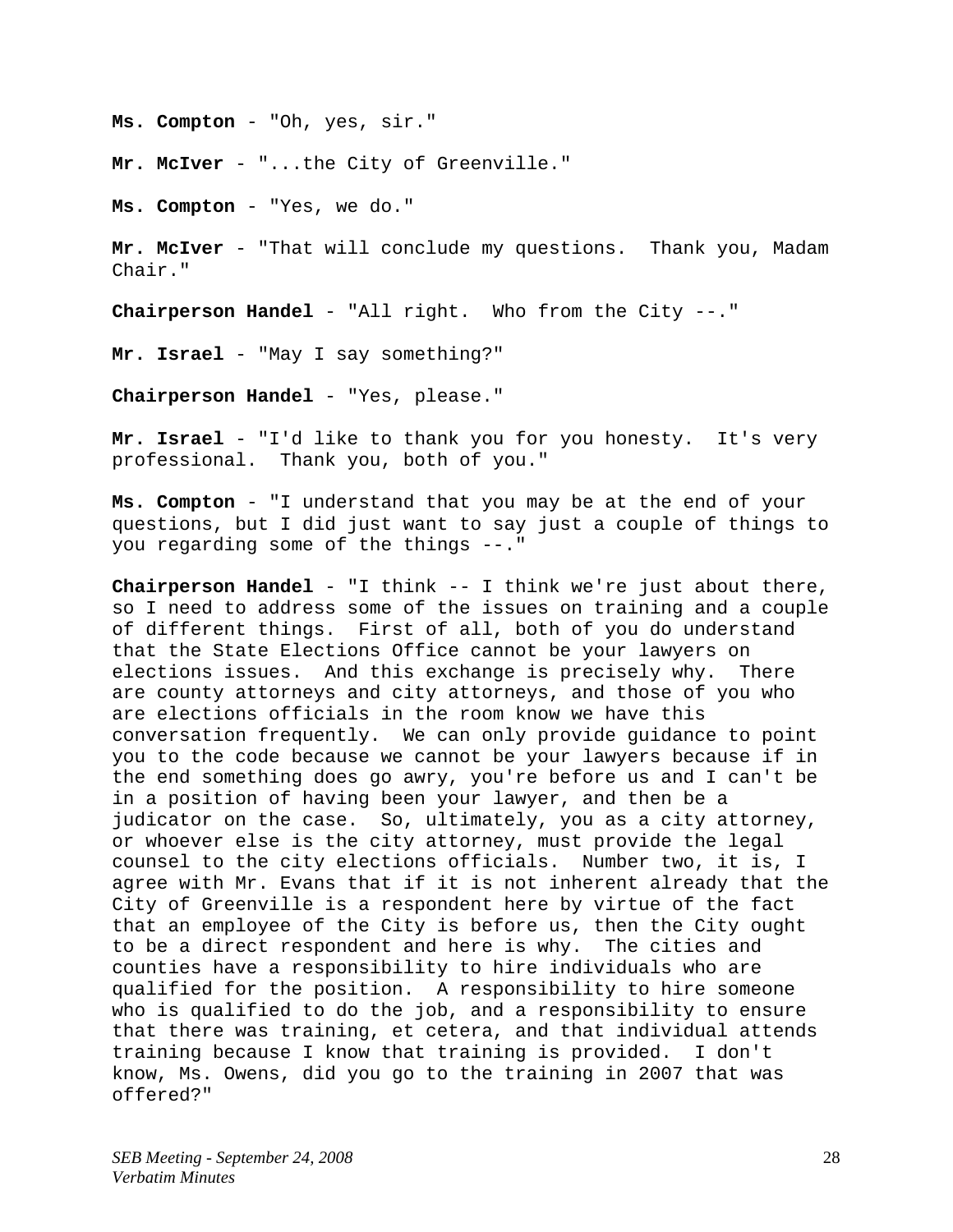**Ms. Compton** - "Oh, yes, sir."

**Mr. McIver** - "...the City of Greenville."

**Ms. Compton** - "Yes, we do."

**Mr. McIver** - "That will conclude my questions. Thank you, Madam Chair."

**Chairperson Handel** - "All right. Who from the City --."

**Mr. Israel** - "May I say something?"

**Chairperson Handel** - "Yes, please."

**Mr. Israel** - "I'd like to thank you for you honesty. It's very professional. Thank you, both of you."

**Ms. Compton** - "I understand that you may be at the end of your questions, but I did just want to say just a couple of things to you regarding some of the things --."

**Chairperson Handel** - "I think -- I think we're just about there, so I need to address some of the issues on training and a couple of different things. First of all, both of you do understand that the State Elections Office cannot be your lawyers on elections issues. And this exchange is precisely why. There are county attorneys and city attorneys, and those of you who are elections officials in the room know we have this conversation frequently. We can only provide guidance to point you to the code because we cannot be your lawyers because if in the end something does go awry, you're before us and I can't be in a position of having been your lawyer, and then be a judicator on the case. So, ultimately, you as a city attorney, or whoever else is the city attorney, must provide the legal counsel to the city elections officials. Number two, it is, I agree with Mr. Evans that if it is not inherent already that the City of Greenville is a respondent here by virtue of the fact that an employee of the City is before us, then the City ought to be a direct respondent and here is why. The cities and counties have a responsibility to hire individuals who are qualified for the position. A responsibility to hire someone who is qualified to do the job, and a responsibility to ensure that there was training, et cetera, and that individual attends training because I know that training is provided. I don't know, Ms. Owens, did you go to the training in 2007 that was offered?"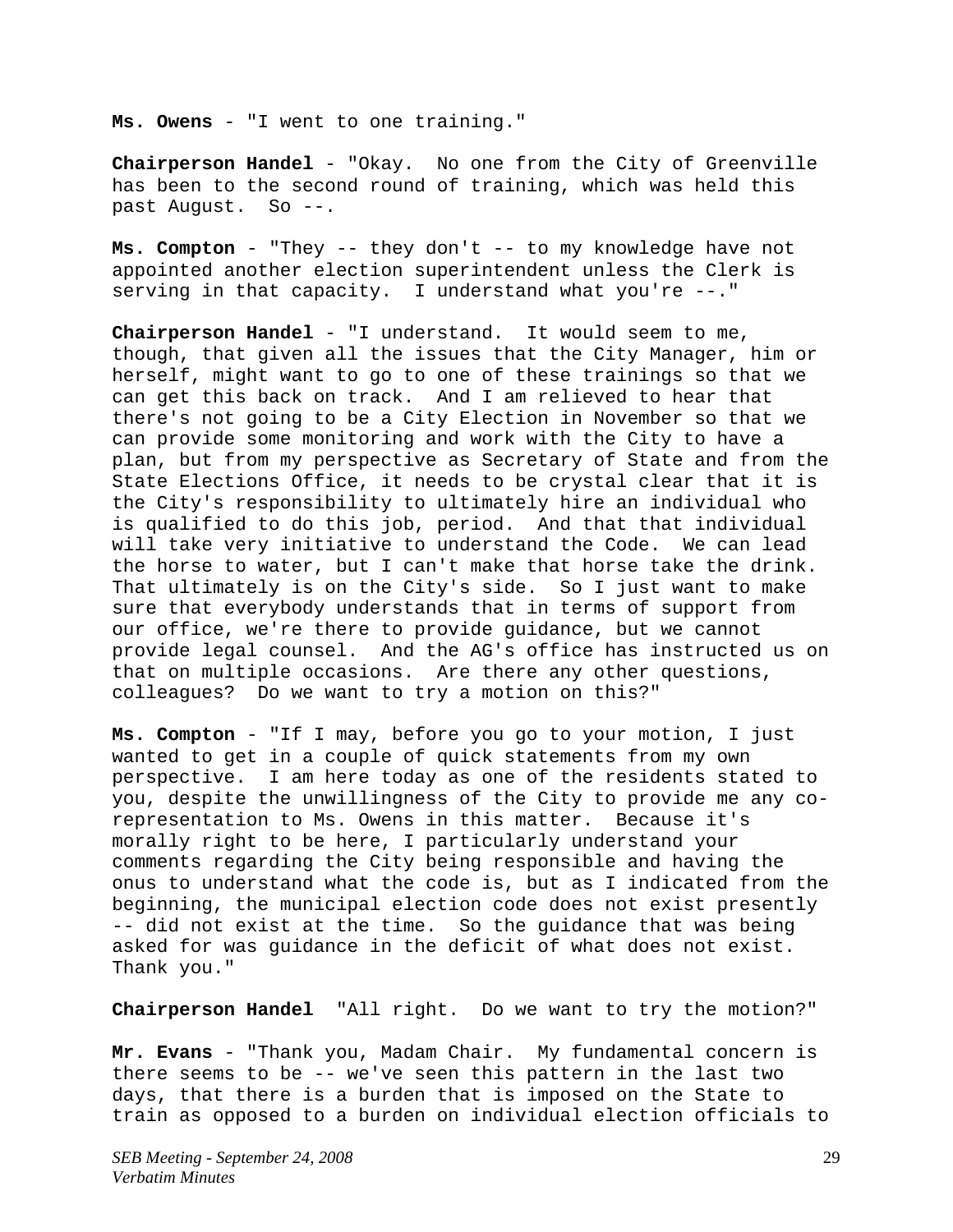**Ms. Owens** - "I went to one training."

**Chairperson Handel** - "Okay. No one from the City of Greenville has been to the second round of training, which was held this past August. So --.

**Ms. Compton** - "They -- they don't -- to my knowledge have not appointed another election superintendent unless the Clerk is serving in that capacity. I understand what you're --."

**Chairperson Handel** - "I understand. It would seem to me, though, that given all the issues that the City Manager, him or herself, might want to go to one of these trainings so that we can get this back on track. And I am relieved to hear that there's not going to be a City Election in November so that we can provide some monitoring and work with the City to have a plan, but from my perspective as Secretary of State and from the State Elections Office, it needs to be crystal clear that it is the City's responsibility to ultimately hire an individual who is qualified to do this job, period. And that that individual will take very initiative to understand the Code. We can lead the horse to water, but I can't make that horse take the drink. That ultimately is on the City's side. So I just want to make sure that everybody understands that in terms of support from our office, we're there to provide guidance, but we cannot provide legal counsel. And the AG's office has instructed us on that on multiple occasions. Are there any other questions, colleagues? Do we want to try a motion on this?"

**Ms. Compton** - "If I may, before you go to your motion, I just wanted to get in a couple of quick statements from my own perspective. I am here today as one of the residents stated to you, despite the unwillingness of the City to provide me any co-representation to Ms. Owens in this matter. Because it's morally right to be here, I particularly understand your comments regarding the City being responsible and having the onus to understand what the code is, but as I indicated from the beginning, the municipal election code does not exist presently -- did not exist at the time. So the guidance that was being asked for was guidance in the deficit of what does not exist. Thank you."

**Chairperson Handel** "All right. Do we want to try the motion?"

**Mr. Evans** - "Thank you, Madam Chair. My fundamental concern is there seems to be -- we've seen this pattern in the last two days, that there is a burden that is imposed on the State to train as opposed to a burden on individual election officials to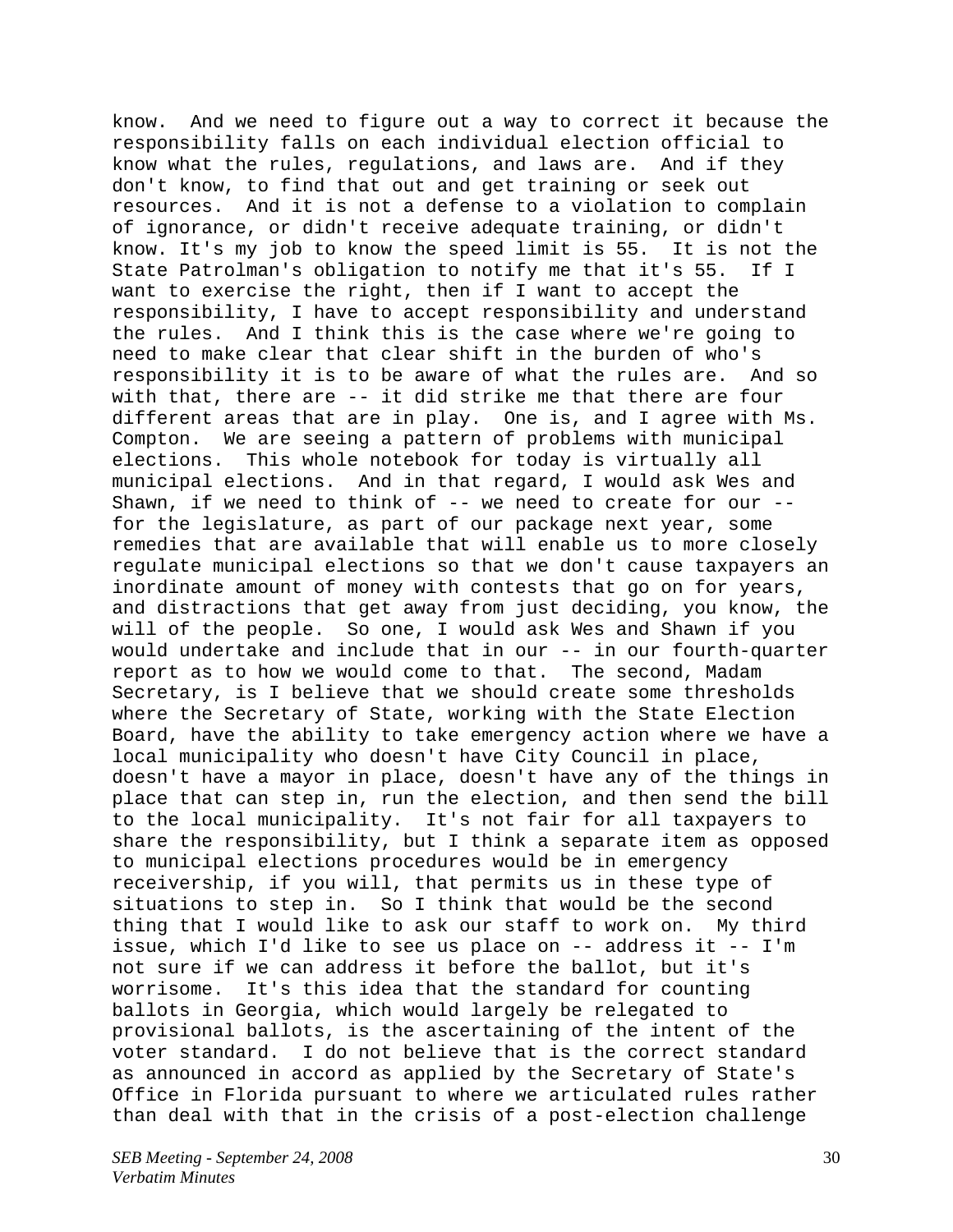know. And we need to figure out a way to correct it because the responsibility falls on each individual election official to know what the rules, regulations, and laws are. And if they don't know, to find that out and get training or seek out resources. And it is not a defense to a violation to complain of ignorance, or didn't receive adequate training, or didn't know. It's my job to know the speed limit is 55. It is not the State Patrolman's obligation to notify me that it's 55. If I want to exercise the right, then if I want to accept the responsibility, I have to accept responsibility and understand the rules. And I think this is the case where we're going to need to make clear that clear shift in the burden of who's responsibility it is to be aware of what the rules are. And so with that, there are -- it did strike me that there are four different areas that are in play. One is, and I agree with Ms. Compton. We are seeing a pattern of problems with municipal elections. This whole notebook for today is virtually all municipal elections. And in that regard, I would ask Wes and Shawn, if we need to think of -- we need to create for our -- for the legislature, as part of our package next year, some remedies that are available that will enable us to more closely regulate municipal elections so that we don't cause taxpayers an inordinate amount of money with contests that go on for years, and distractions that get away from just deciding, you know, the will of the people. So one, I would ask Wes and Shawn if you would undertake and include that in our -- in our fourth-quarter report as to how we would come to that. The second, Madam Secretary, is I believe that we should create some thresholds where the Secretary of State, working with the State Election Board, have the ability to take emergency action where we have a local municipality who doesn't have City Council in place, doesn't have a mayor in place, doesn't have any of the things in place that can step in, run the election, and then send the bill to the local municipality. It's not fair for all taxpayers to share the responsibility, but I think a separate item as opposed to municipal elections procedures would be in emergency receivership, if you will, that permits us in these type of situations to step in. So I think that would be the second thing that I would like to ask our staff to work on. My third issue, which I'd like to see us place on -- address it -- I'm not sure if we can address it before the ballot, but it's worrisome. It's this idea that the standard for counting ballots in Georgia, which would largely be relegated to provisional ballots, is the ascertaining of the intent of the voter standard. I do not believe that is the correct standard as announced in accord as applied by the Secretary of State's Office in Florida pursuant to where we articulated rules rather than deal with that in the crisis of a post-election challenge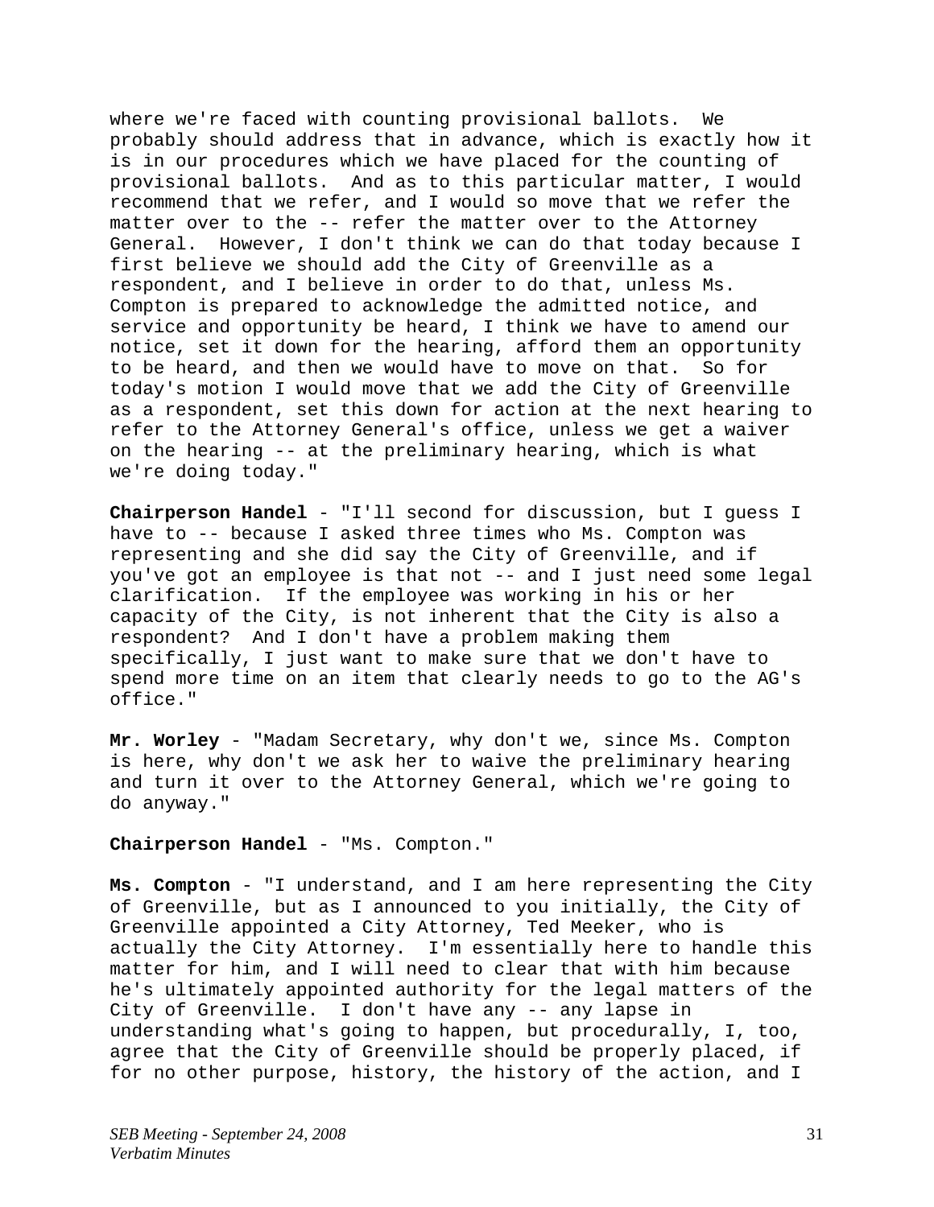where we're faced with counting provisional ballots. We probably should address that in advance, which is exactly how it is in our procedures which we have placed for the counting of provisional ballots. And as to this particular matter, I would recommend that we refer, and I would so move that we refer the matter over to the -- refer the matter over to the Attorney General. However, I don't think we can do that today because I first believe we should add the City of Greenville as a respondent, and I believe in order to do that, unless Ms. Compton is prepared to acknowledge the admitted notice, and service and opportunity be heard, I think we have to amend our notice, set it down for the hearing, afford them an opportunity to be heard, and then we would have to move on that. So for today's motion I would move that we add the City of Greenville as a respondent, set this down for action at the next hearing to refer to the Attorney General's office, unless we get a waiver on the hearing -- at the preliminary hearing, which is what we're doing today."

**Chairperson Handel** - "I'll second for discussion, but I guess I have to -- because I asked three times who Ms. Compton was representing and she did say the City of Greenville, and if you've got an employee is that not -- and I just need some legal clarification. If the employee was working in his or her capacity of the City, is not inherent that the City is also a respondent? And I don't have a problem making them specifically, I just want to make sure that we don't have to spend more time on an item that clearly needs to go to the AG's office."

**Mr. Worley** - "Madam Secretary, why don't we, since Ms. Compton is here, why don't we ask her to waive the preliminary hearing and turn it over to the Attorney General, which we're going to do anyway."

**Chairperson Handel** - "Ms. Compton."

**Ms. Compton** - "I understand, and I am here representing the City of Greenville, but as I announced to you initially, the City of Greenville appointed a City Attorney, Ted Meeker, who is actually the City Attorney. I'm essentially here to handle this matter for him, and I will need to clear that with him because he's ultimately appointed authority for the legal matters of the City of Greenville. I don't have any -- any lapse in understanding what's going to happen, but procedurally, I, too, agree that the City of Greenville should be properly placed, if for no other purpose, history, the history of the action, and I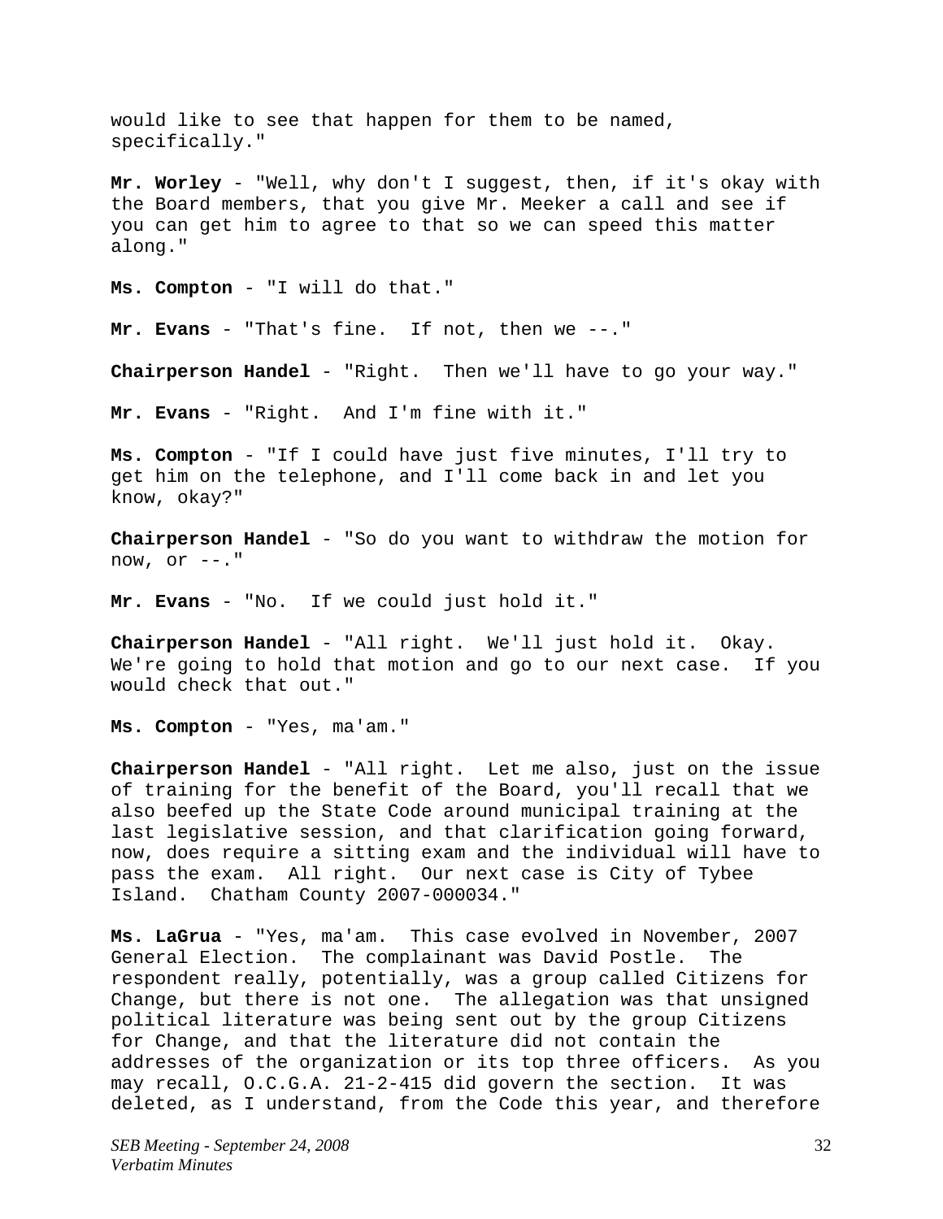would like to see that happen for them to be named, specifically."

**Mr. Worley** - "Well, why don't I suggest, then, if it's okay with the Board members, that you give Mr. Meeker a call and see if you can get him to agree to that so we can speed this matter along."

**Ms. Compton** - "I will do that."

**Mr. Evans** - "That's fine. If not, then we --."

**Chairperson Handel** - "Right. Then we'll have to go your way."

**Mr. Evans** - "Right. And I'm fine with it."

**Ms. Compton** - "If I could have just five minutes, I'll try to get him on the telephone, and I'll come back in and let you know, okay?"

**Chairperson Handel** - "So do you want to withdraw the motion for now, or --."

**Mr. Evans** - "No. If we could just hold it."

**Chairperson Handel** - "All right. We'll just hold it. Okay. We're going to hold that motion and go to our next case. If you would check that out."

**Ms. Compton** - "Yes, ma'am."

**Chairperson Handel** - "All right. Let me also, just on the issue of training for the benefit of the Board, you'll recall that we also beefed up the State Code around municipal training at the last legislative session, and that clarification going forward, now, does require a sitting exam and the individual will have to pass the exam. All right. Our next case is City of Tybee Island. Chatham County 2007-000034."

**Ms. LaGrua** - "Yes, ma'am. This case evolved in November, 2007 General Election. The complainant was David Postle. The respondent really, potentially, was a group called Citizens for Change, but there is not one. The allegation was that unsigned political literature was being sent out by the group Citizens for Change, and that the literature did not contain the addresses of the organization or its top three officers. As you may recall, O.C.G.A. 21-2-415 did govern the section. It was deleted, as I understand, from the Code this year, and therefore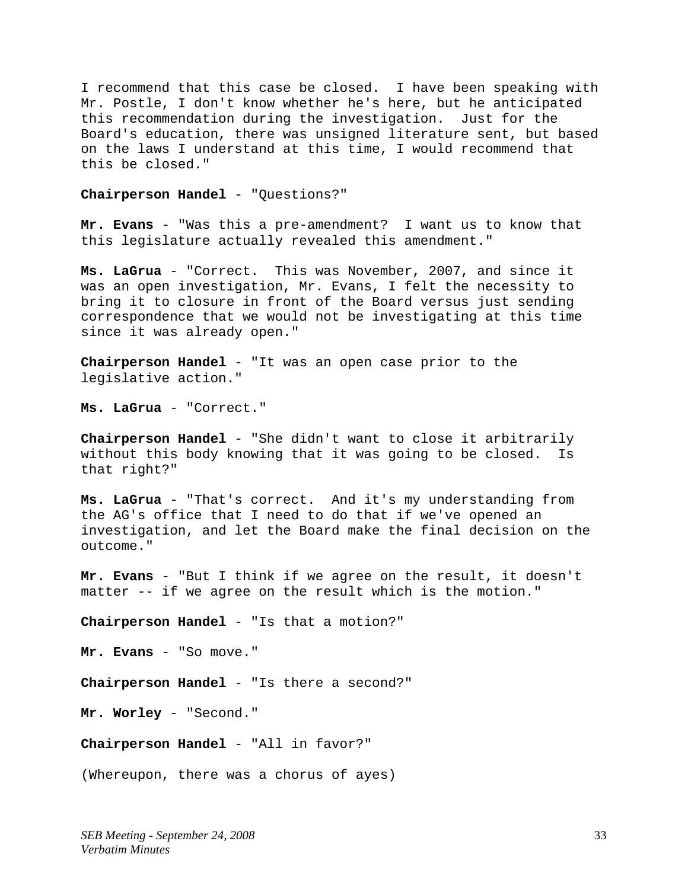I recommend that this case be closed. I have been speaking with Mr. Postle, I don't know whether he's here, but he anticipated this recommendation during the investigation. Just for the Board's education, there was unsigned literature sent, but based on the laws I understand at this time, I would recommend that this be closed."

**Chairperson Handel** - "Questions?"

**Mr. Evans** - "Was this a pre-amendment? I want us to know that this legislature actually revealed this amendment."

**Ms. LaGrua** - "Correct. This was November, 2007, and since it was an open investigation, Mr. Evans, I felt the necessity to bring it to closure in front of the Board versus just sending correspondence that we would not be investigating at this time since it was already open."

**Chairperson Handel** - "It was an open case prior to the legislative action."

**Ms. LaGrua** - "Correct."

**Chairperson Handel** - "She didn't want to close it arbitrarily without this body knowing that it was going to be closed. Is that right?"

**Ms. LaGrua** - "That's correct. And it's my understanding from the AG's office that I need to do that if we've opened an investigation, and let the Board make the final decision on the outcome."

**Mr. Evans** - "But I think if we agree on the result, it doesn't matter -- if we agree on the result which is the motion."

**Chairperson Handel** - "Is that a motion?"

**Mr. Evans** - "So move."

**Chairperson Handel** - "Is there a second?"

**Mr. Worley** - "Second."

**Chairperson Handel** - "All in favor?"

(Whereupon, there was a chorus of ayes)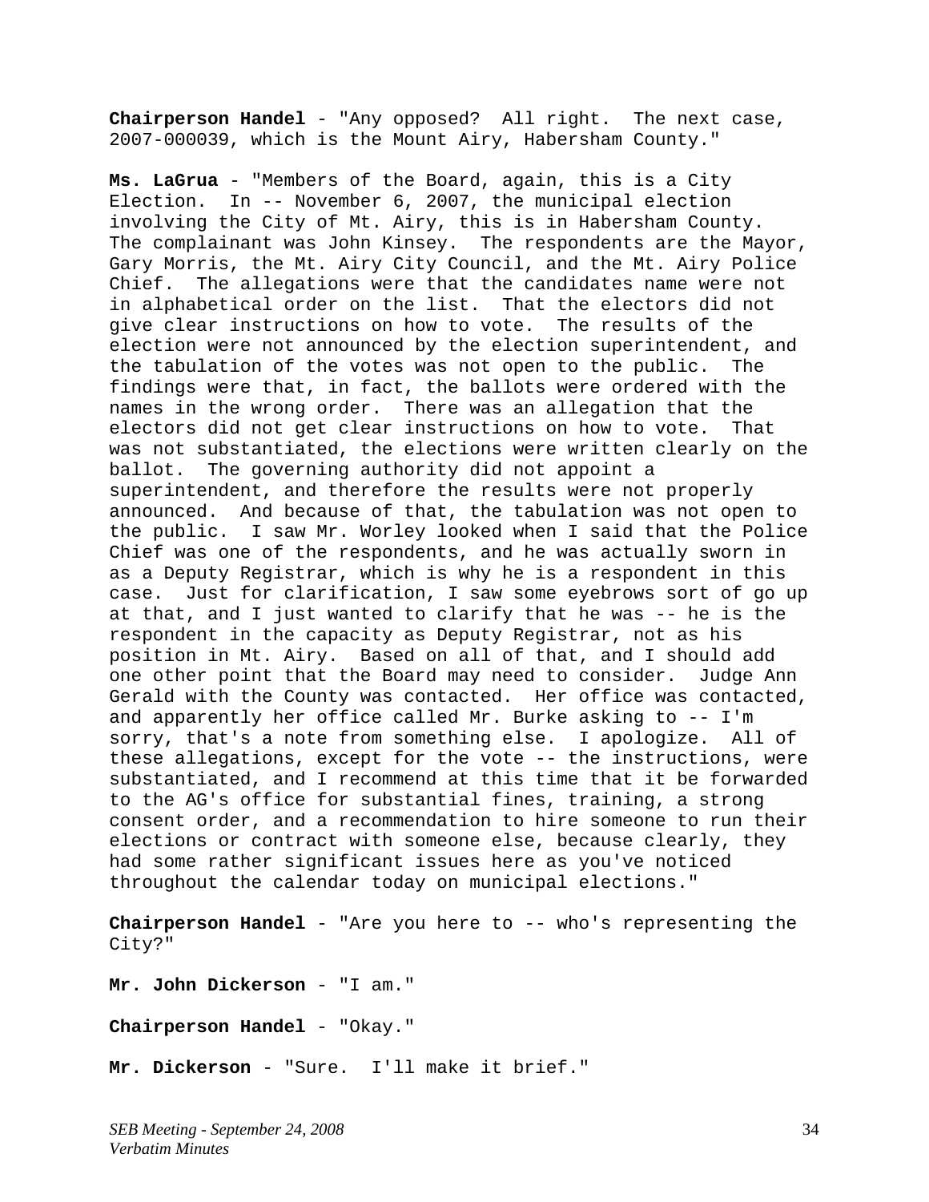**Chairperson Handel** - "Any opposed? All right. The next case, 2007-000039, which is the Mount Airy, Habersham County."

**Ms. LaGrua** - "Members of the Board, again, this is a City Election. In -- November 6, 2007, the municipal election involving the City of Mt. Airy, this is in Habersham County. The complainant was John Kinsey. The respondents are the Mayor, Gary Morris, the Mt. Airy City Council, and the Mt. Airy Police Chief. The allegations were that the candidates name were not in alphabetical order on the list. That the electors did not give clear instructions on how to vote. The results of the election were not announced by the election superintendent, and the tabulation of the votes was not open to the public. The findings were that, in fact, the ballots were ordered with the names in the wrong order. There was an allegation that the electors did not get clear instructions on how to vote. That was not substantiated, the elections were written clearly on the ballot. The governing authority did not appoint a superintendent, and therefore the results were not properly announced. And because of that, the tabulation was not open to the public. I saw Mr. Worley looked when I said that the Police Chief was one of the respondents, and he was actually sworn in as a Deputy Registrar, which is why he is a respondent in this case. Just for clarification, I saw some eyebrows sort of go up at that, and I just wanted to clarify that he was -- he is the respondent in the capacity as Deputy Registrar, not as his position in Mt. Airy. Based on all of that, and I should add one other point that the Board may need to consider. Judge Ann Gerald with the County was contacted. Her office was contacted, and apparently her office called Mr. Burke asking to -- I'm sorry, that's a note from something else. I apologize. All of these allegations, except for the vote -- the instructions, were substantiated, and I recommend at this time that it be forwarded to the AG's office for substantial fines, training, a strong consent order, and a recommendation to hire someone to run their elections or contract with someone else, because clearly, they had some rather significant issues here as you've noticed throughout the calendar today on municipal elections."

**Chairperson Handel** - "Are you here to -- who's representing the City?"

**Mr. John Dickerson** - "I am."

**Chairperson Handel** - "Okay."

**Mr. Dickerson** - "Sure. I'll make it brief."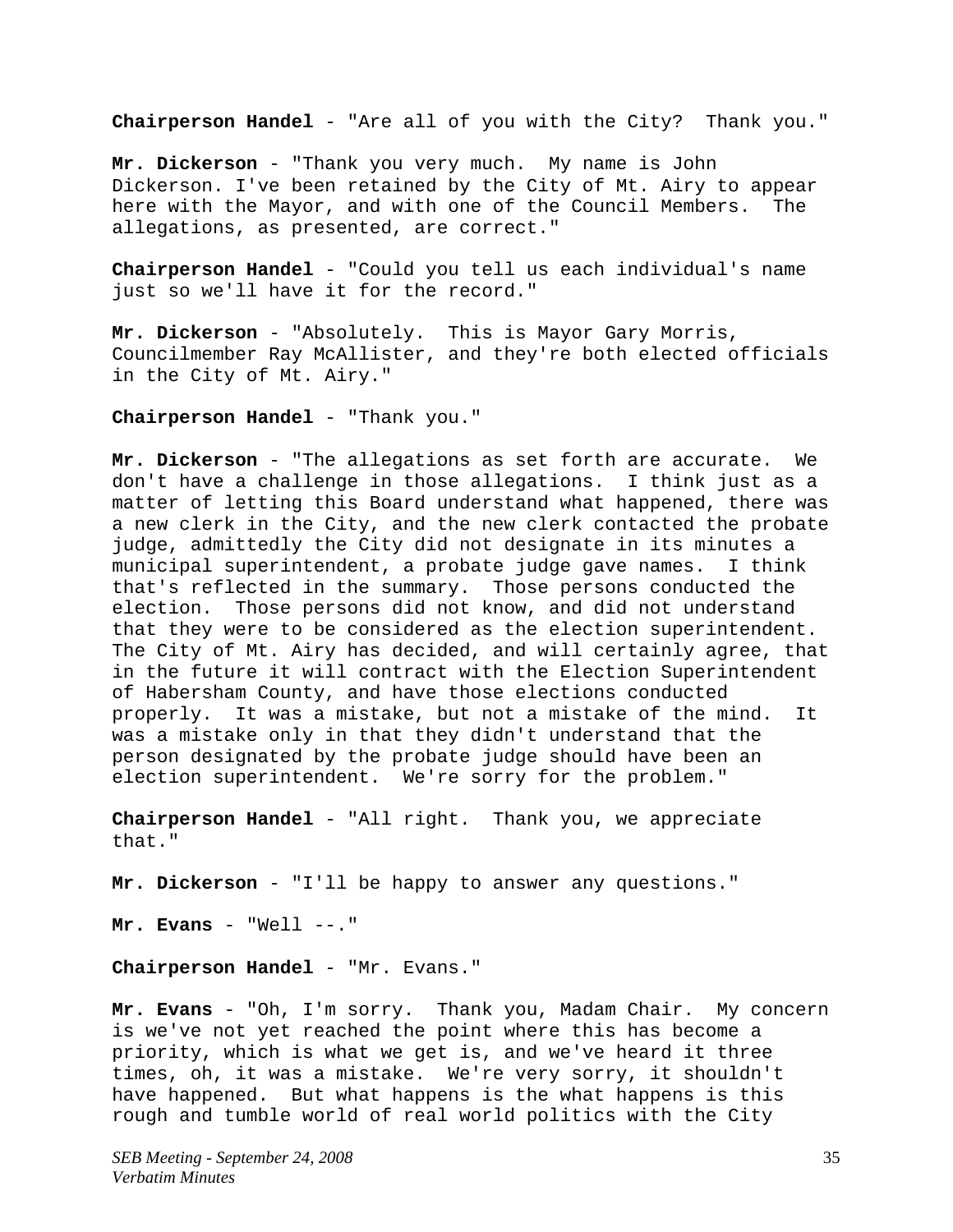**Chairperson Handel** - "Are all of you with the City? Thank you."

**Mr. Dickerson** - "Thank you very much. My name is John Dickerson. I've been retained by the City of Mt. Airy to appear here with the Mayor, and with one of the Council Members. The allegations, as presented, are correct."

**Chairperson Handel** - "Could you tell us each individual's name just so we'll have it for the record."

**Mr. Dickerson** - "Absolutely. This is Mayor Gary Morris, Councilmember Ray McAllister, and they're both elected officials in the City of Mt. Airy."

**Chairperson Handel** - "Thank you."

**Mr. Dickerson** - "The allegations as set forth are accurate. We don't have a challenge in those allegations. I think just as a matter of letting this Board understand what happened, there was a new clerk in the City, and the new clerk contacted the probate judge, admittedly the City did not designate in its minutes a municipal superintendent, a probate judge gave names. I think that's reflected in the summary. Those persons conducted the election. Those persons did not know, and did not understand that they were to be considered as the election superintendent. The City of Mt. Airy has decided, and will certainly agree, that in the future it will contract with the Election Superintendent of Habersham County, and have those elections conducted properly. It was a mistake, but not a mistake of the mind. It was a mistake only in that they didn't understand that the person designated by the probate judge should have been an election superintendent. We're sorry for the problem."

**Chairperson Handel** - "All right. Thank you, we appreciate that."

**Mr. Dickerson** - "I'll be happy to answer any questions."

**Mr. Evans** - "Well --."

**Chairperson Handel** - "Mr. Evans."

**Mr. Evans** - "Oh, I'm sorry. Thank you, Madam Chair. My concern is we've not yet reached the point where this has become a priority, which is what we get is, and we've heard it three times, oh, it was a mistake. We're very sorry, it shouldn't have happened. But what happens is the what happens is this rough and tumble world of real world politics with the City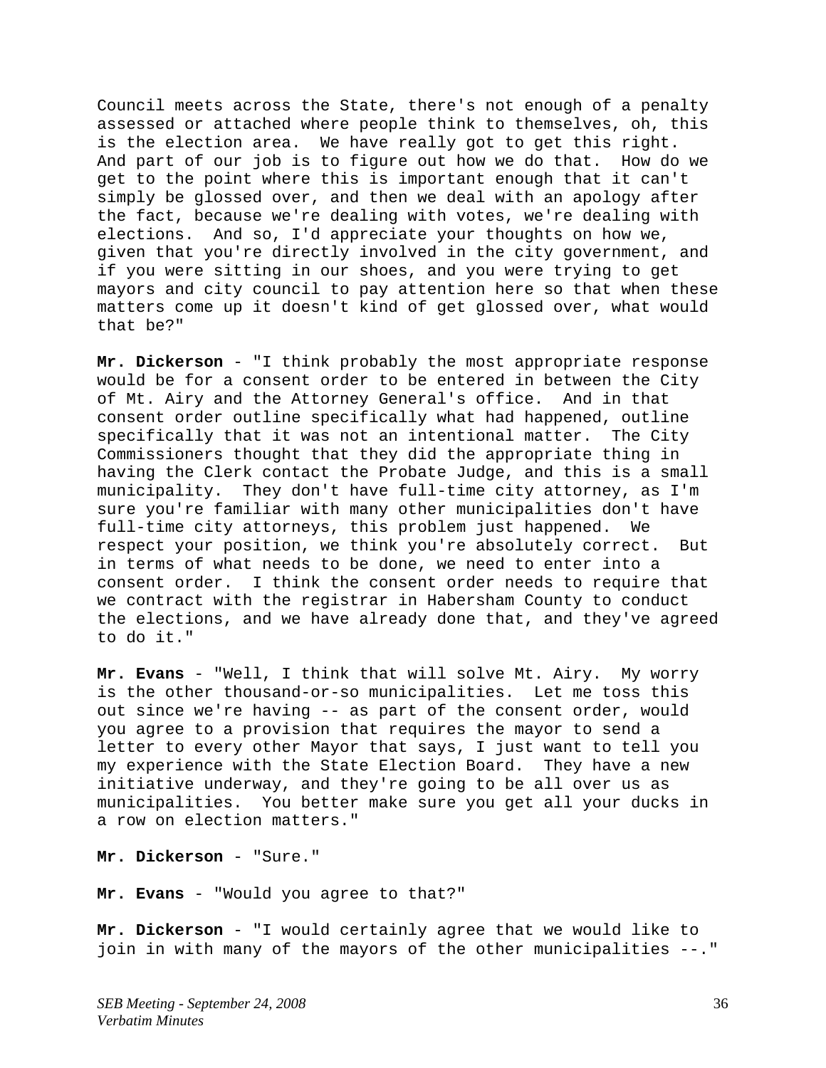Council meets across the State, there's not enough of a penalty assessed or attached where people think to themselves, oh, this is the election area. We have really got to get this right. And part of our job is to figure out how we do that. How do we get to the point where this is important enough that it can't simply be glossed over, and then we deal with an apology after the fact, because we're dealing with votes, we're dealing with elections. And so, I'd appreciate your thoughts on how we, given that you're directly involved in the city government, and if you were sitting in our shoes, and you were trying to get mayors and city council to pay attention here so that when these matters come up it doesn't kind of get glossed over, what would that be?"

**Mr. Dickerson** - "I think probably the most appropriate response would be for a consent order to be entered in between the City of Mt. Airy and the Attorney General's office. And in that consent order outline specifically what had happened, outline specifically that it was not an intentional matter. The City Commissioners thought that they did the appropriate thing in having the Clerk contact the Probate Judge, and this is a small municipality. They don't have full-time city attorney, as I'm sure you're familiar with many other municipalities don't have full-time city attorneys, this problem just happened. We respect your position, we think you're absolutely correct. But in terms of what needs to be done, we need to enter into a consent order. I think the consent order needs to require that we contract with the registrar in Habersham County to conduct the elections, and we have already done that, and they've agreed to do it."

**Mr. Evans** - "Well, I think that will solve Mt. Airy. My worry is the other thousand-or-so municipalities. Let me toss this out since we're having -- as part of the consent order, would you agree to a provision that requires the mayor to send a letter to every other Mayor that says, I just want to tell you my experience with the State Election Board. They have a new initiative underway, and they're going to be all over us as municipalities. You better make sure you get all your ducks in a row on election matters."

**Mr. Dickerson** - "Sure."

**Mr. Evans** - "Would you agree to that?"

**Mr. Dickerson** - "I would certainly agree that we would like to join in with many of the mayors of the other municipalities --."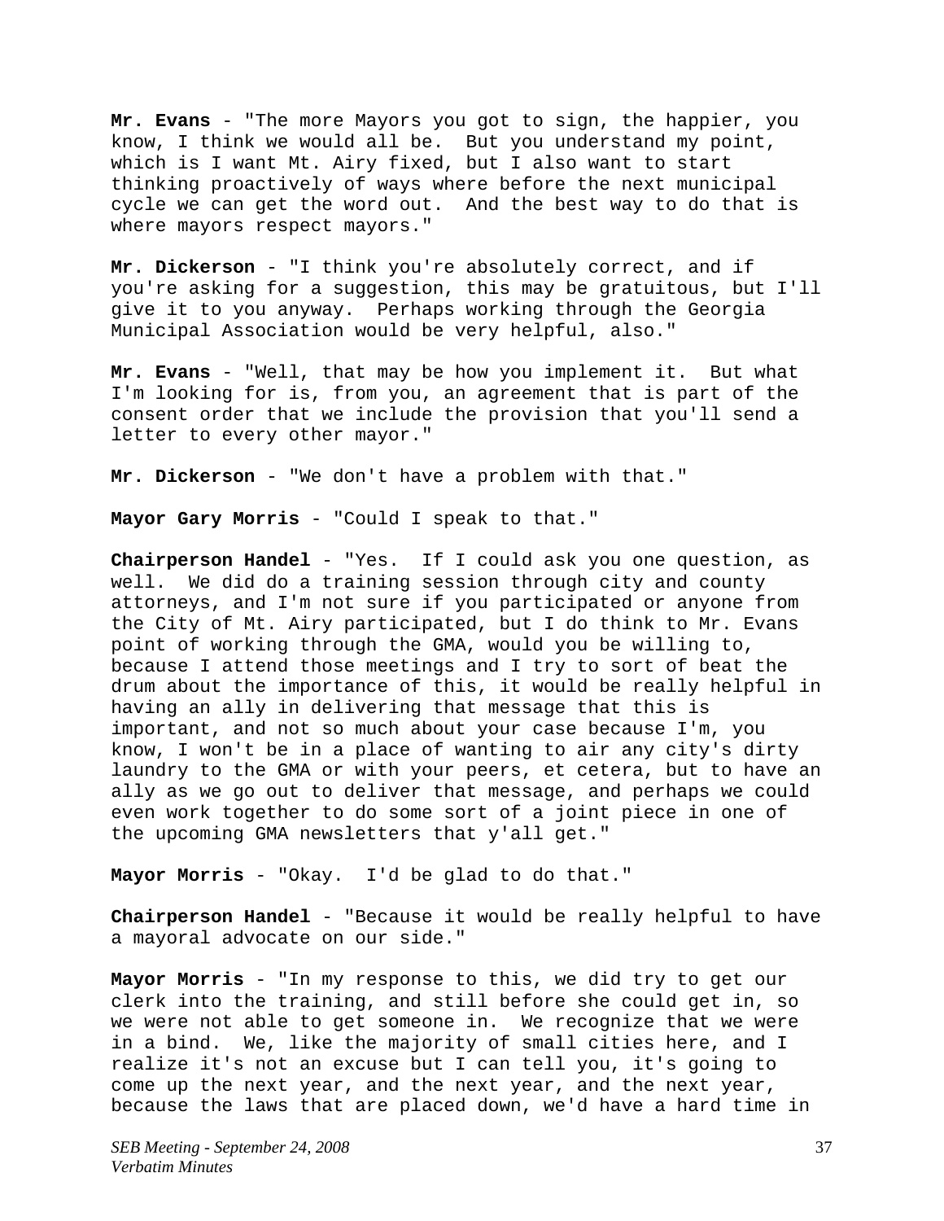**Mr. Evans** - "The more Mayors you got to sign, the happier, you know, I think we would all be. But you understand my point, which is I want Mt. Airy fixed, but I also want to start thinking proactively of ways where before the next municipal cycle we can get the word out. And the best way to do that is where mayors respect mayors."

**Mr. Dickerson** - "I think you're absolutely correct, and if you're asking for a suggestion, this may be gratuitous, but I'll give it to you anyway. Perhaps working through the Georgia Municipal Association would be very helpful, also."

**Mr. Evans** - "Well, that may be how you implement it. But what I'm looking for is, from you, an agreement that is part of the consent order that we include the provision that you'll send a letter to every other mayor."

**Mr. Dickerson** - "We don't have a problem with that."

**Mayor Gary Morris** - "Could I speak to that."

**Chairperson Handel** - "Yes. If I could ask you one question, as well. We did do a training session through city and county attorneys, and I'm not sure if you participated or anyone from the City of Mt. Airy participated, but I do think to Mr. Evans point of working through the GMA, would you be willing to, because I attend those meetings and I try to sort of beat the drum about the importance of this, it would be really helpful in having an ally in delivering that message that this is important, and not so much about your case because I'm, you know, I won't be in a place of wanting to air any city's dirty laundry to the GMA or with your peers, et cetera, but to have an ally as we go out to deliver that message, and perhaps we could even work together to do some sort of a joint piece in one of the upcoming GMA newsletters that y'all get."

**Mayor Morris** - "Okay. I'd be glad to do that."

**Chairperson Handel** - "Because it would be really helpful to have a mayoral advocate on our side."

**Mayor Morris** - "In my response to this, we did try to get our clerk into the training, and still before she could get in, so we were not able to get someone in. We recognize that we were in a bind. We, like the majority of small cities here, and I realize it's not an excuse but I can tell you, it's going to come up the next year, and the next year, and the next year, because the laws that are placed down, we'd have a hard time in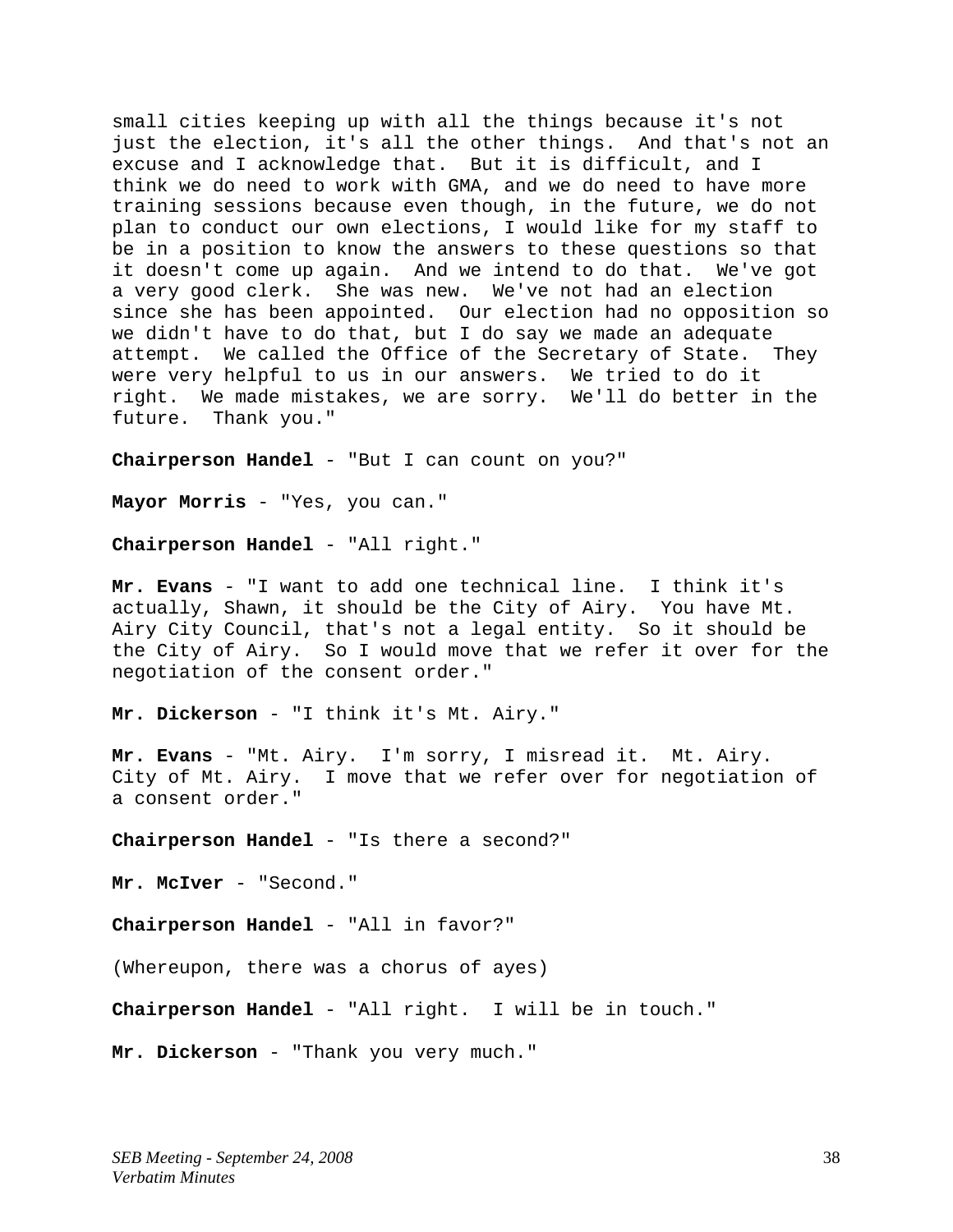small cities keeping up with all the things because it's not just the election, it's all the other things. And that's not an excuse and I acknowledge that. But it is difficult, and I think we do need to work with GMA, and we do need to have more training sessions because even though, in the future, we do not plan to conduct our own elections, I would like for my staff to be in a position to know the answers to these questions so that it doesn't come up again. And we intend to do that. We've got a very good clerk. She was new. We've not had an election since she has been appointed. Our election had no opposition so we didn't have to do that, but I do say we made an adequate attempt. We called the Office of the Secretary of State. They were very helpful to us in our answers. We tried to do it right. We made mistakes, we are sorry. We'll do better in the future. Thank you."

**Chairperson Handel** - "But I can count on you?"

**Mayor Morris** - "Yes, you can."

**Chairperson Handel** - "All right."

**Mr. Evans** - "I want to add one technical line. I think it's actually, Shawn, it should be the City of Airy. You have Mt. Airy City Council, that's not a legal entity. So it should be the City of Airy. So I would move that we refer it over for the negotiation of the consent order."

**Mr. Dickerson** - "I think it's Mt. Airy."

**Mr. Evans** - "Mt. Airy. I'm sorry, I misread it. Mt. Airy. City of Mt. Airy. I move that we refer over for negotiation of a consent order."

**Chairperson Handel** - "Is there a second?"

**Mr. McIver** - "Second."

**Chairperson Handel** - "All in favor?"

(Whereupon, there was a chorus of ayes)

**Chairperson Handel** - "All right. I will be in touch."

**Mr. Dickerson** - "Thank you very much."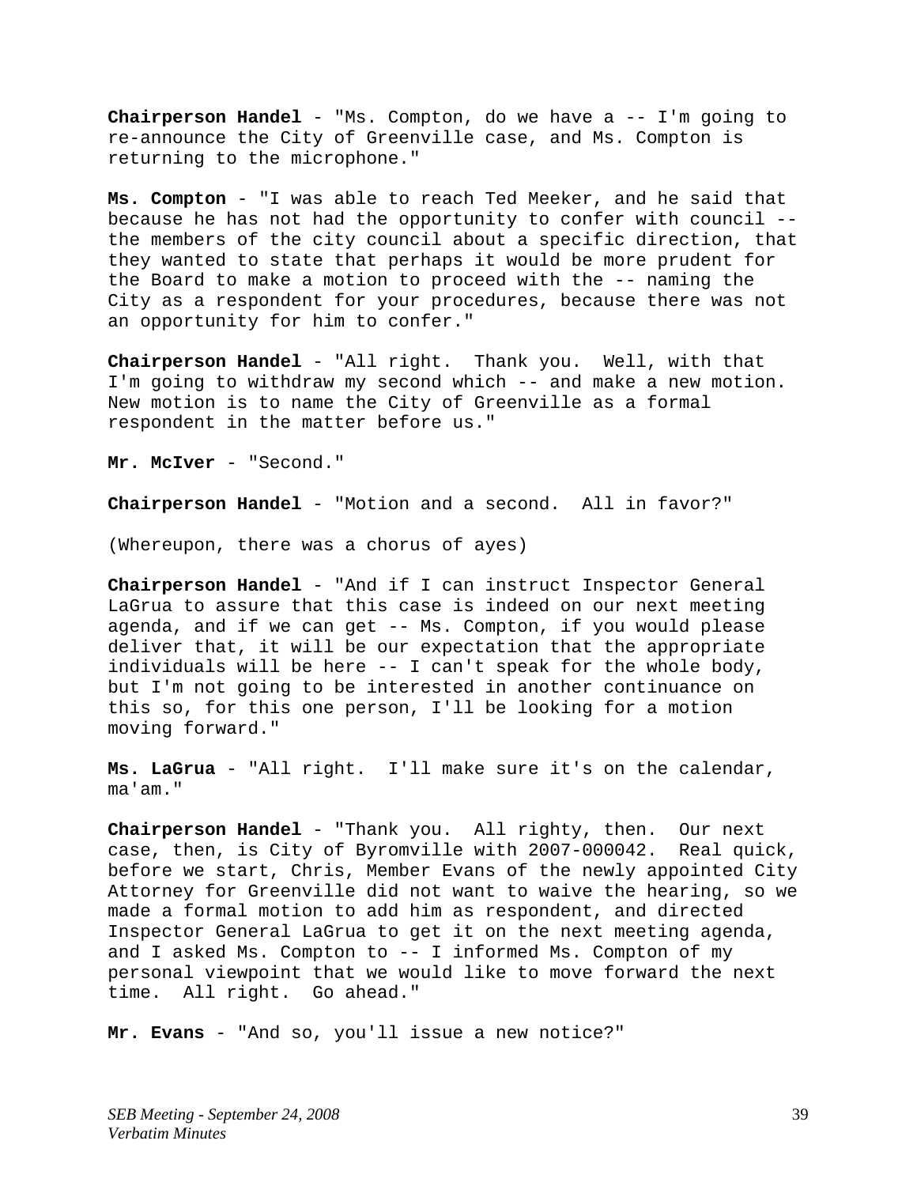**Chairperson Handel** - "Ms. Compton, do we have a -- I'm going to re-announce the City of Greenville case, and Ms. Compton is returning to the microphone."

**Ms. Compton** - "I was able to reach Ted Meeker, and he said that because he has not had the opportunity to confer with council -- the members of the city council about a specific direction, that they wanted to state that perhaps it would be more prudent for the Board to make a motion to proceed with the -- naming the City as a respondent for your procedures, because there was not an opportunity for him to confer."

**Chairperson Handel** - "All right. Thank you. Well, with that I'm going to withdraw my second which -- and make a new motion. New motion is to name the City of Greenville as a formal respondent in the matter before us."

**Mr. McIver** - "Second."

**Chairperson Handel** - "Motion and a second. All in favor?"

(Whereupon, there was a chorus of ayes)

**Chairperson Handel** - "And if I can instruct Inspector General LaGrua to assure that this case is indeed on our next meeting agenda, and if we can get -- Ms. Compton, if you would please deliver that, it will be our expectation that the appropriate individuals will be here -- I can't speak for the whole body, but I'm not going to be interested in another continuance on this so, for this one person, I'll be looking for a motion moving forward."

**Ms. LaGrua** - "All right. I'll make sure it's on the calendar, ma'am."

**Chairperson Handel** - "Thank you. All righty, then. Our next case, then, is City of Byromville with 2007-000042. Real quick, before we start, Chris, Member Evans of the newly appointed City Attorney for Greenville did not want to waive the hearing, so we made a formal motion to add him as respondent, and directed Inspector General LaGrua to get it on the next meeting agenda, and I asked Ms. Compton to -- I informed Ms. Compton of my personal viewpoint that we would like to move forward the next time. All right. Go ahead."

**Mr. Evans** - "And so, you'll issue a new notice?"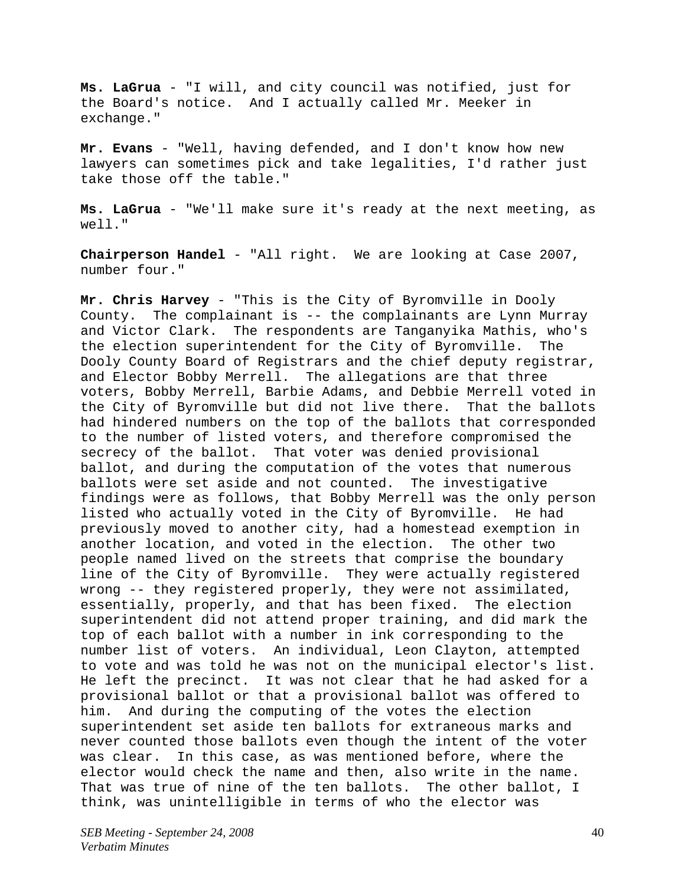**Ms. LaGrua** - "I will, and city council was notified, just for the Board's notice. And I actually called Mr. Meeker in exchange."

**Mr. Evans** - "Well, having defended, and I don't know how new lawyers can sometimes pick and take legalities, I'd rather just take those off the table."

**Ms. LaGrua** - "We'll make sure it's ready at the next meeting, as well."

**Chairperson Handel** - "All right. We are looking at Case 2007, number four."

**Mr. Chris Harvey** - "This is the City of Byromville in Dooly County. The complainant is -- the complainants are Lynn Murray and Victor Clark. The respondents are Tanganyika Mathis, who's the election superintendent for the City of Byromville. The Dooly County Board of Registrars and the chief deputy registrar, and Elector Bobby Merrell. The allegations are that three voters, Bobby Merrell, Barbie Adams, and Debbie Merrell voted in the City of Byromville but did not live there. That the ballots had hindered numbers on the top of the ballots that corresponded to the number of listed voters, and therefore compromised the secrecy of the ballot. That voter was denied provisional ballot, and during the computation of the votes that numerous ballots were set aside and not counted. The investigative findings were as follows, that Bobby Merrell was the only person listed who actually voted in the City of Byromville. He had previously moved to another city, had a homestead exemption in another location, and voted in the election. The other two people named lived on the streets that comprise the boundary line of the City of Byromville. They were actually registered wrong -- they registered properly, they were not assimilated, essentially, properly, and that has been fixed. The election superintendent did not attend proper training, and did mark the top of each ballot with a number in ink corresponding to the number list of voters. An individual, Leon Clayton, attempted to vote and was told he was not on the municipal elector's list. He left the precinct. It was not clear that he had asked for a provisional ballot or that a provisional ballot was offered to him. And during the computing of the votes the election superintendent set aside ten ballots for extraneous marks and never counted those ballots even though the intent of the voter was clear. In this case, as was mentioned before, where the elector would check the name and then, also write in the name. That was true of nine of the ten ballots. The other ballot, I think, was unintelligible in terms of who the elector was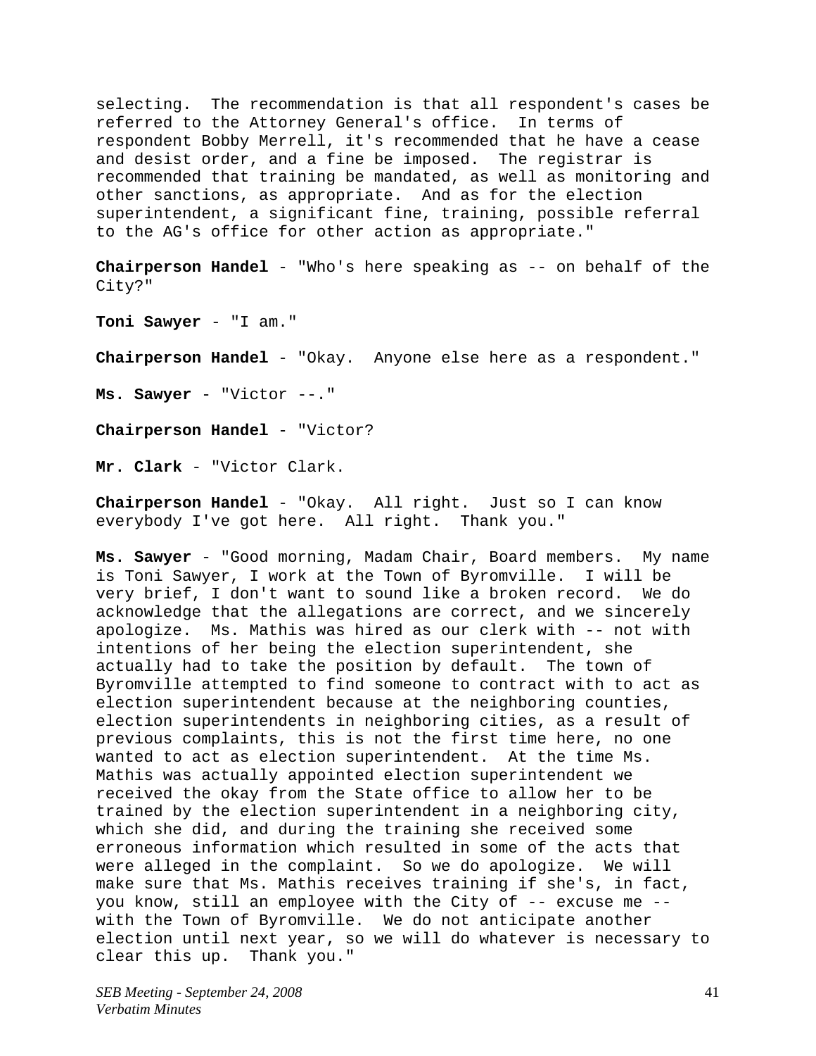selecting. The recommendation is that all respondent's cases be referred to the Attorney General's office. In terms of respondent Bobby Merrell, it's recommended that he have a cease and desist order, and a fine be imposed. The registrar is recommended that training be mandated, as well as monitoring and other sanctions, as appropriate. And as for the election superintendent, a significant fine, training, possible referral to the AG's office for other action as appropriate."

**Chairperson Handel** - "Who's here speaking as -- on behalf of the City?"

**Toni Sawyer** - "I am."

**Chairperson Handel** - "Okay. Anyone else here as a respondent."

**Ms. Sawyer** - "Victor --."

**Chairperson Handel** - "Victor?

**Mr. Clark** - "Victor Clark.

**Chairperson Handel** - "Okay. All right. Just so I can know everybody I've got here. All right. Thank you."

**Ms. Sawyer** - "Good morning, Madam Chair, Board members. My name is Toni Sawyer, I work at the Town of Byromville. I will be very brief, I don't want to sound like a broken record. We do acknowledge that the allegations are correct, and we sincerely apologize. Ms. Mathis was hired as our clerk with -- not with intentions of her being the election superintendent, she actually had to take the position by default. The town of Byromville attempted to find someone to contract with to act as election superintendent because at the neighboring counties, election superintendents in neighboring cities, as a result of previous complaints, this is not the first time here, no one wanted to act as election superintendent. At the time Ms. Mathis was actually appointed election superintendent we received the okay from the State office to allow her to be trained by the election superintendent in a neighboring city, which she did, and during the training she received some erroneous information which resulted in some of the acts that were alleged in the complaint. So we do apologize. We will make sure that Ms. Mathis receives training if she's, in fact, you know, still an employee with the City of -- excuse me -- with the Town of Byromville. We do not anticipate another election until next year, so we will do whatever is necessary to clear this up. Thank you."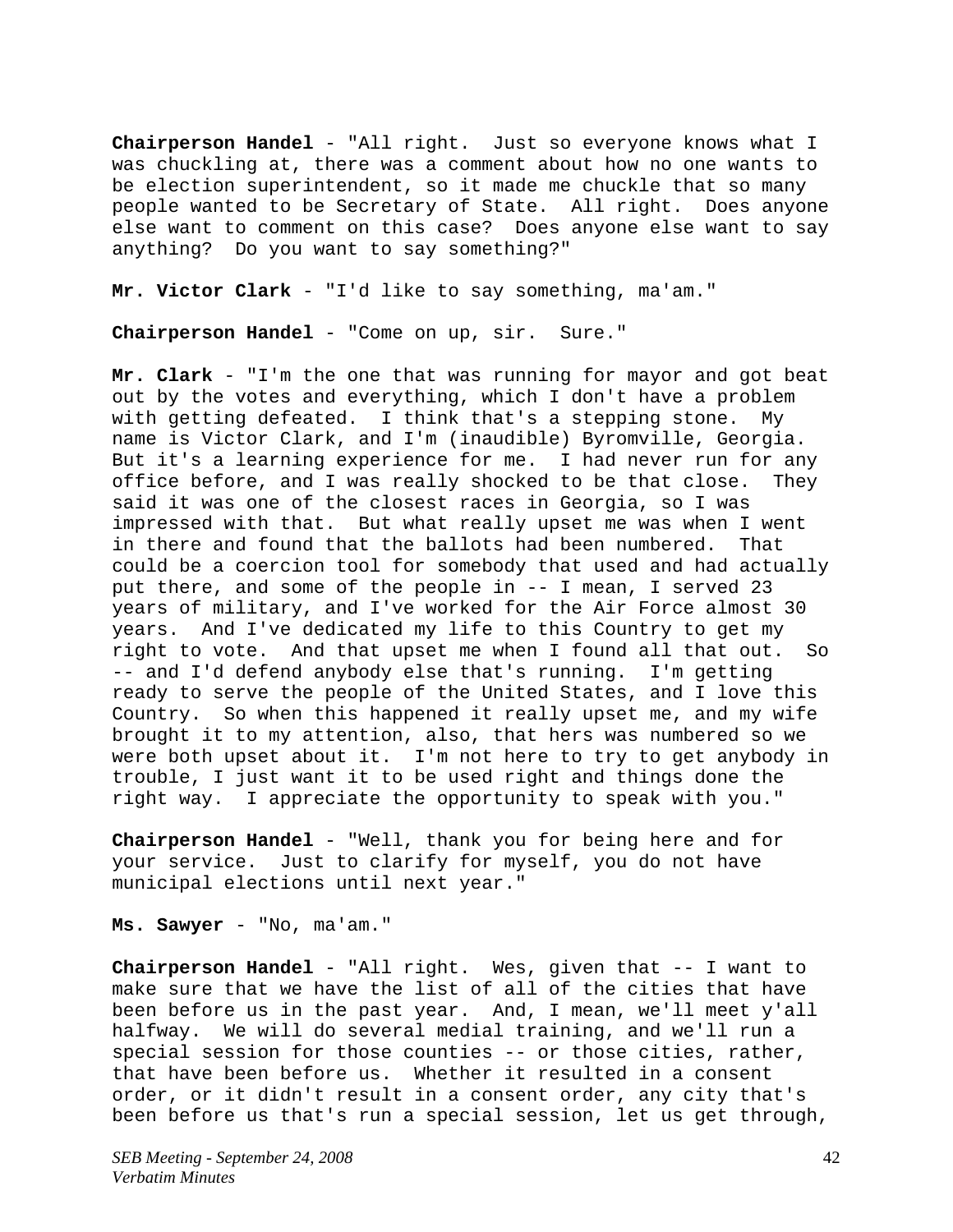**Chairperson Handel** - "All right. Just so everyone knows what I was chuckling at, there was a comment about how no one wants to be election superintendent, so it made me chuckle that so many people wanted to be Secretary of State. All right. Does anyone else want to comment on this case? Does anyone else want to say anything? Do you want to say something?"

**Mr. Victor Clark** - "I'd like to say something, ma'am."

**Chairperson Handel** - "Come on up, sir. Sure."

**Mr. Clark** - "I'm the one that was running for mayor and got beat out by the votes and everything, which I don't have a problem with getting defeated. I think that's a stepping stone. My name is Victor Clark, and I'm (inaudible) Byromville, Georgia. But it's a learning experience for me. I had never run for any office before, and I was really shocked to be that close. They said it was one of the closest races in Georgia, so I was impressed with that. But what really upset me was when I went in there and found that the ballots had been numbered. That could be a coercion tool for somebody that used and had actually put there, and some of the people in -- I mean, I served 23 years of military, and I've worked for the Air Force almost 30 years. And I've dedicated my life to this Country to get my right to vote. And that upset me when I found all that out. So -- and I'd defend anybody else that's running. I'm getting ready to serve the people of the United States, and I love this Country. So when this happened it really upset me, and my wife brought it to my attention, also, that hers was numbered so we were both upset about it. I'm not here to try to get anybody in trouble, I just want it to be used right and things done the right way. I appreciate the opportunity to speak with you."

**Chairperson Handel** - "Well, thank you for being here and for your service. Just to clarify for myself, you do not have municipal elections until next year."

**Ms. Sawyer** - "No, ma'am."

**Chairperson Handel** - "All right. Wes, given that -- I want to make sure that we have the list of all of the cities that have been before us in the past year. And, I mean, we'll meet y'all halfway. We will do several medial training, and we'll run a special session for those counties -- or those cities, rather, that have been before us. Whether it resulted in a consent order, or it didn't result in a consent order, any city that's been before us that's run a special session, let us get through,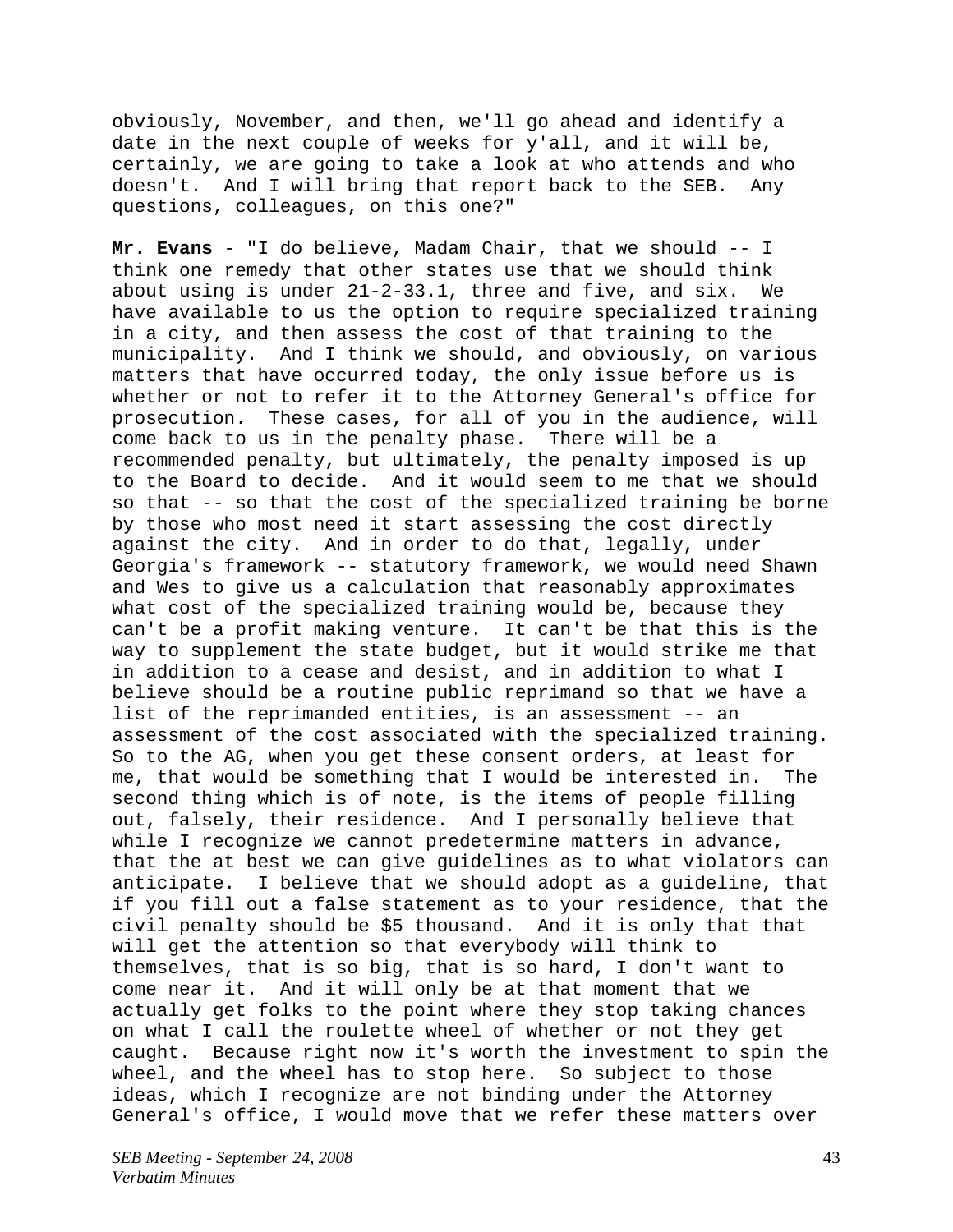obviously, November, and then, we'll go ahead and identify a date in the next couple of weeks for y'all, and it will be, certainly, we are going to take a look at who attends and who doesn't. And I will bring that report back to the SEB. Any questions, colleagues, on this one?"

**Mr. Evans** - "I do believe, Madam Chair, that we should -- I think one remedy that other states use that we should think about using is under 21-2-33.1, three and five, and six. We have available to us the option to require specialized training in a city, and then assess the cost of that training to the municipality. And I think we should, and obviously, on various matters that have occurred today, the only issue before us is whether or not to refer it to the Attorney General's office for prosecution. These cases, for all of you in the audience, will come back to us in the penalty phase. There will be a recommended penalty, but ultimately, the penalty imposed is up to the Board to decide. And it would seem to me that we should so that -- so that the cost of the specialized training be borne by those who most need it start assessing the cost directly against the city. And in order to do that, legally, under Georgia's framework -- statutory framework, we would need Shawn and Wes to give us a calculation that reasonably approximates what cost of the specialized training would be, because they can't be a profit making venture. It can't be that this is the way to supplement the state budget, but it would strike me that in addition to a cease and desist, and in addition to what I believe should be a routine public reprimand so that we have a list of the reprimanded entities, is an assessment -- an assessment of the cost associated with the specialized training. So to the AG, when you get these consent orders, at least for me, that would be something that I would be interested in. The second thing which is of note, is the items of people filling out, falsely, their residence. And I personally believe that while I recognize we cannot predetermine matters in advance, that the at best we can give guidelines as to what violators can anticipate. I believe that we should adopt as a guideline, that if you fill out a false statement as to your residence, that the civil penalty should be $5 thousand. And it is only that that will get the attention so that everybody will think to themselves, that is so big, that is so hard, I don't want to come near it. And it will only be at that moment that we actually get folks to the point where they stop taking chances on what I call the roulette wheel of whether or not they get caught. Because right now it's worth the investment to spin the wheel, and the wheel has to stop here. So subject to those ideas, which I recognize are not binding under the Attorney General's office, I would move that we refer these matters over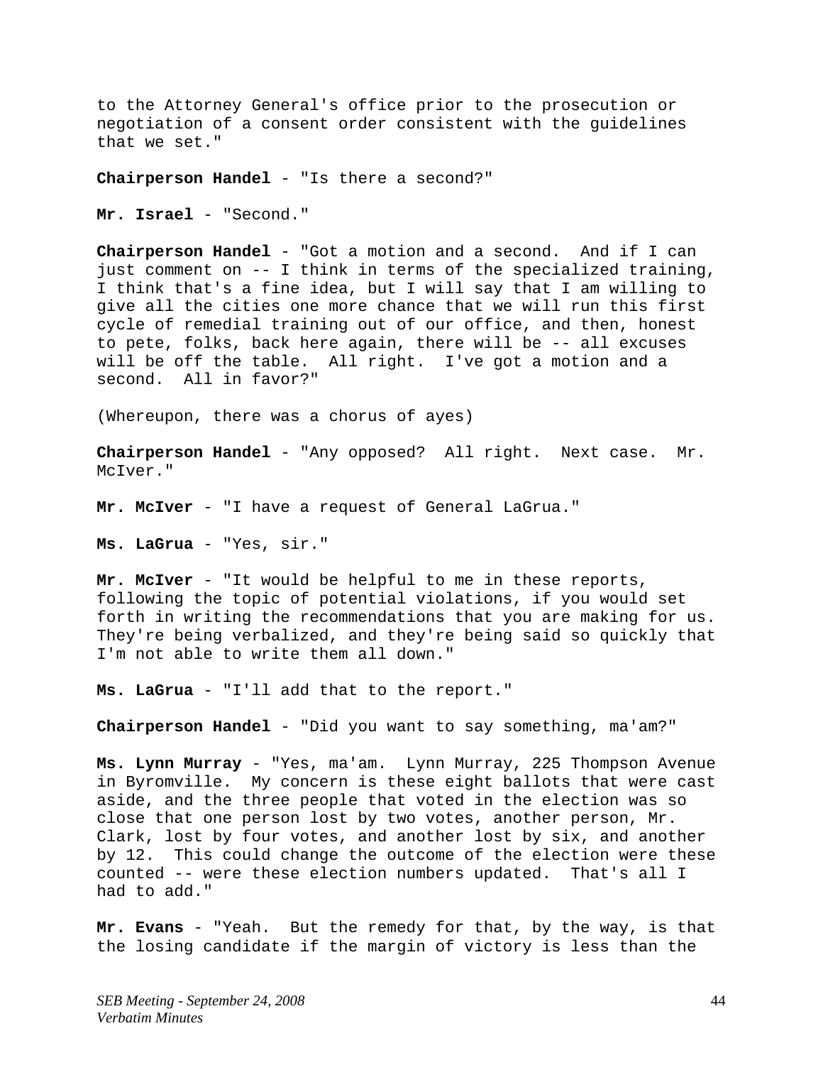to the Attorney General's office prior to the prosecution or negotiation of a consent order consistent with the guidelines that we set."

**Chairperson Handel** - "Is there a second?"

**Mr. Israel** - "Second."

**Chairperson Handel** - "Got a motion and a second. And if I can just comment on -- I think in terms of the specialized training, I think that's a fine idea, but I will say that I am willing to give all the cities one more chance that we will run this first cycle of remedial training out of our office, and then, honest to pete, folks, back here again, there will be -- all excuses will be off the table. All right. I've got a motion and a second. All in favor?"

(Whereupon, there was a chorus of ayes)

**Chairperson Handel** - "Any opposed? All right. Next case. Mr. McIver."

**Mr. McIver** - "I have a request of General LaGrua."

**Ms. LaGrua** - "Yes, sir."

**Mr. McIver** - "It would be helpful to me in these reports, following the topic of potential violations, if you would set forth in writing the recommendations that you are making for us. They're being verbalized, and they're being said so quickly that I'm not able to write them all down."

**Ms. LaGrua** - "I'll add that to the report."

**Chairperson Handel** - "Did you want to say something, ma'am?"

**Ms. Lynn Murray** - "Yes, ma'am. Lynn Murray, 225 Thompson Avenue in Byromville. My concern is these eight ballots that were cast aside, and the three people that voted in the election was so close that one person lost by two votes, another person, Mr. Clark, lost by four votes, and another lost by six, and another by 12. This could change the outcome of the election were these counted -- were these election numbers updated. That's all I had to add."

**Mr. Evans** - "Yeah. But the remedy for that, by the way, is that the losing candidate if the margin of victory is less than the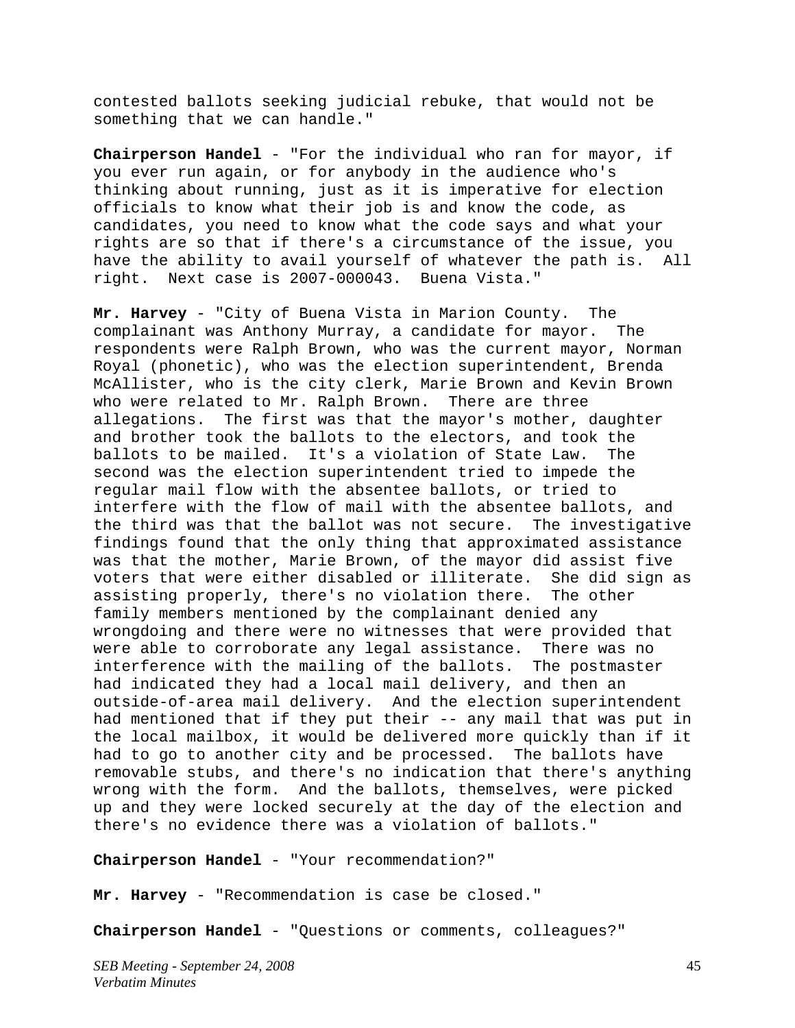contested ballots seeking judicial rebuke, that would not be something that we can handle."

**Chairperson Handel** - "For the individual who ran for mayor, if you ever run again, or for anybody in the audience who's thinking about running, just as it is imperative for election officials to know what their job is and know the code, as candidates, you need to know what the code says and what your rights are so that if there's a circumstance of the issue, you have the ability to avail yourself of whatever the path is. All right. Next case is 2007-000043. Buena Vista."

**Mr. Harvey** - "City of Buena Vista in Marion County. The complainant was Anthony Murray, a candidate for mayor. The respondents were Ralph Brown, who was the current mayor, Norman Royal (phonetic), who was the election superintendent, Brenda McAllister, who is the city clerk, Marie Brown and Kevin Brown who were related to Mr. Ralph Brown. There are three allegations. The first was that the mayor's mother, daughter and brother took the ballots to the electors, and took the ballots to be mailed. It's a violation of State Law. The second was the election superintendent tried to impede the regular mail flow with the absentee ballots, or tried to interfere with the flow of mail with the absentee ballots, and the third was that the ballot was not secure. The investigative findings found that the only thing that approximated assistance was that the mother, Marie Brown, of the mayor did assist five voters that were either disabled or illiterate. She did sign as assisting properly, there's no violation there. The other family members mentioned by the complainant denied any wrongdoing and there were no witnesses that were provided that were able to corroborate any legal assistance. There was no interference with the mailing of the ballots. The postmaster had indicated they had a local mail delivery, and then an outside-of-area mail delivery. And the election superintendent had mentioned that if they put their -- any mail that was put in the local mailbox, it would be delivered more quickly than if it had to go to another city and be processed. The ballots have removable stubs, and there's no indication that there's anything wrong with the form. And the ballots, themselves, were picked up and they were locked securely at the day of the election and there's no evidence there was a violation of ballots."

**Chairperson Handel** - "Your recommendation?"

**Mr. Harvey** - "Recommendation is case be closed."

**Chairperson Handel** - "Questions or comments, colleagues?"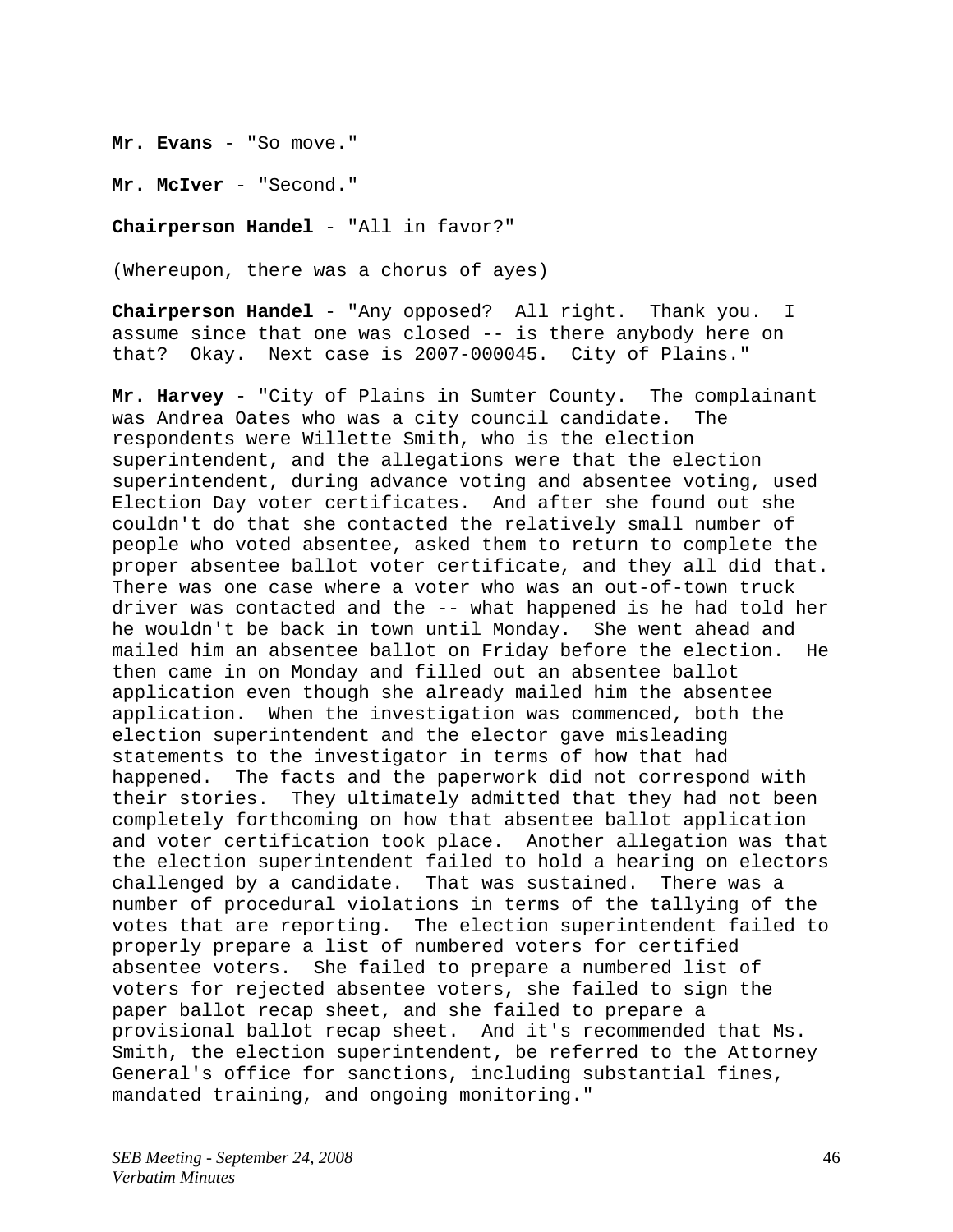**Mr. Evans** - "So move."

**Mr. McIver** - "Second."

**Chairperson Handel** - "All in favor?"

(Whereupon, there was a chorus of ayes)

**Chairperson Handel** - "Any opposed? All right. Thank you. I assume since that one was closed -- is there anybody here on that? Okay. Next case is 2007-000045. City of Plains."

**Mr. Harvey** - "City of Plains in Sumter County. The complainant was Andrea Oates who was a city council candidate. The respondents were Willette Smith, who is the election superintendent, and the allegations were that the election superintendent, during advance voting and absentee voting, used Election Day voter certificates. And after she found out she couldn't do that she contacted the relatively small number of people who voted absentee, asked them to return to complete the proper absentee ballot voter certificate, and they all did that. There was one case where a voter who was an out-of-town truck driver was contacted and the -- what happened is he had told her he wouldn't be back in town until Monday. She went ahead and mailed him an absentee ballot on Friday before the election. He then came in on Monday and filled out an absentee ballot application even though she already mailed him the absentee application. When the investigation was commenced, both the election superintendent and the elector gave misleading statements to the investigator in terms of how that had happened. The facts and the paperwork did not correspond with their stories. They ultimately admitted that they had not been completely forthcoming on how that absentee ballot application and voter certification took place. Another allegation was that the election superintendent failed to hold a hearing on electors challenged by a candidate. That was sustained. There was a number of procedural violations in terms of the tallying of the votes that are reporting. The election superintendent failed to properly prepare a list of numbered voters for certified absentee voters. She failed to prepare a numbered list of voters for rejected absentee voters, she failed to sign the paper ballot recap sheet, and she failed to prepare a provisional ballot recap sheet. And it's recommended that Ms. Smith, the election superintendent, be referred to the Attorney General's office for sanctions, including substantial fines, mandated training, and ongoing monitoring."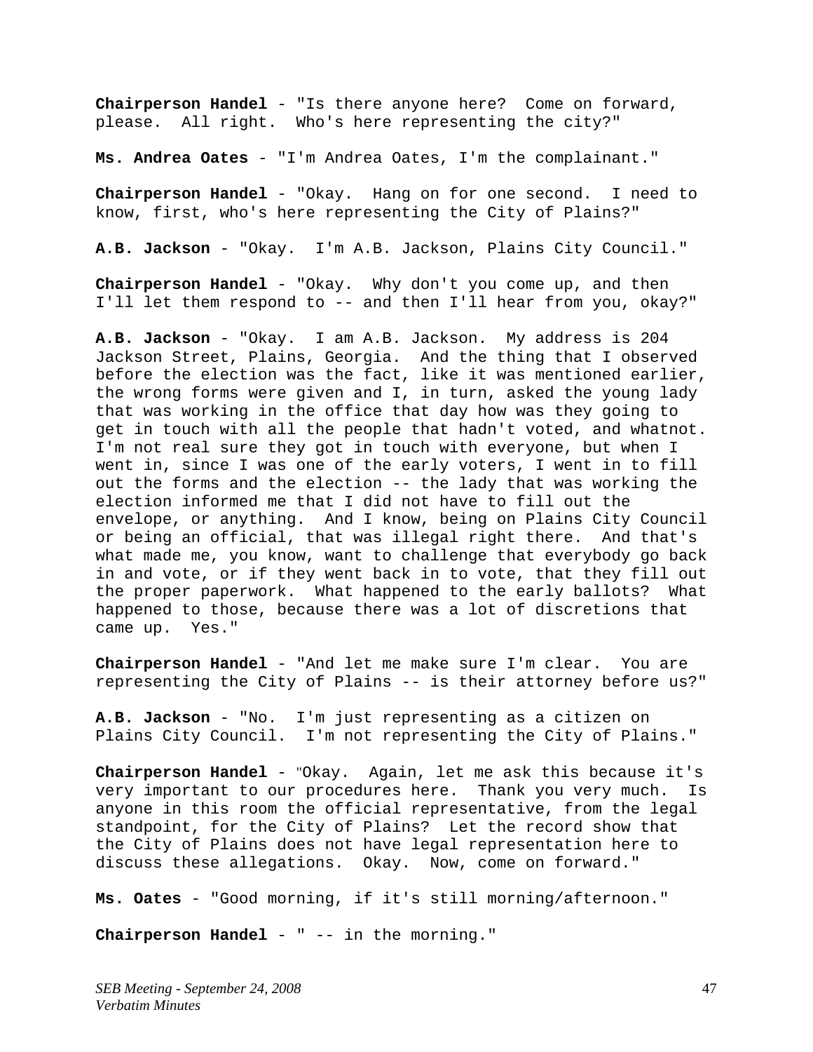**Chairperson Handel** - "Is there anyone here? Come on forward, please. All right. Who's here representing the city?"

**Ms. Andrea Oates** - "I'm Andrea Oates, I'm the complainant."

**Chairperson Handel** - "Okay. Hang on for one second. I need to know, first, who's here representing the City of Plains?"

**A.B. Jackson** - "Okay. I'm A.B. Jackson, Plains City Council."

**Chairperson Handel** - "Okay. Why don't you come up, and then I'll let them respond to -- and then I'll hear from you, okay?"

**A.B. Jackson** - "Okay. I am A.B. Jackson. My address is 204 Jackson Street, Plains, Georgia. And the thing that I observed before the election was the fact, like it was mentioned earlier, the wrong forms were given and I, in turn, asked the young lady that was working in the office that day how was they going to get in touch with all the people that hadn't voted, and whatnot. I'm not real sure they got in touch with everyone, but when I went in, since I was one of the early voters, I went in to fill out the forms and the election -- the lady that was working the election informed me that I did not have to fill out the envelope, or anything. And I know, being on Plains City Council or being an official, that was illegal right there. And that's what made me, you know, want to challenge that everybody go back in and vote, or if they went back in to vote, that they fill out the proper paperwork. What happened to the early ballots? What happened to those, because there was a lot of discretions that came up. Yes."

**Chairperson Handel** - "And let me make sure I'm clear. You are representing the City of Plains -- is their attorney before us?"

**A.B. Jackson** - "No. I'm just representing as a citizen on Plains City Council. I'm not representing the City of Plains."

**Chairperson Handel** - "Okay. Again, let me ask this because it's very important to our procedures here. Thank you very much. Is anyone in this room the official representative, from the legal standpoint, for the City of Plains? Let the record show that the City of Plains does not have legal representation here to discuss these allegations. Okay. Now, come on forward."

**Ms. Oates** - "Good morning, if it's still morning/afternoon."

**Chairperson Handel** - " -- in the morning."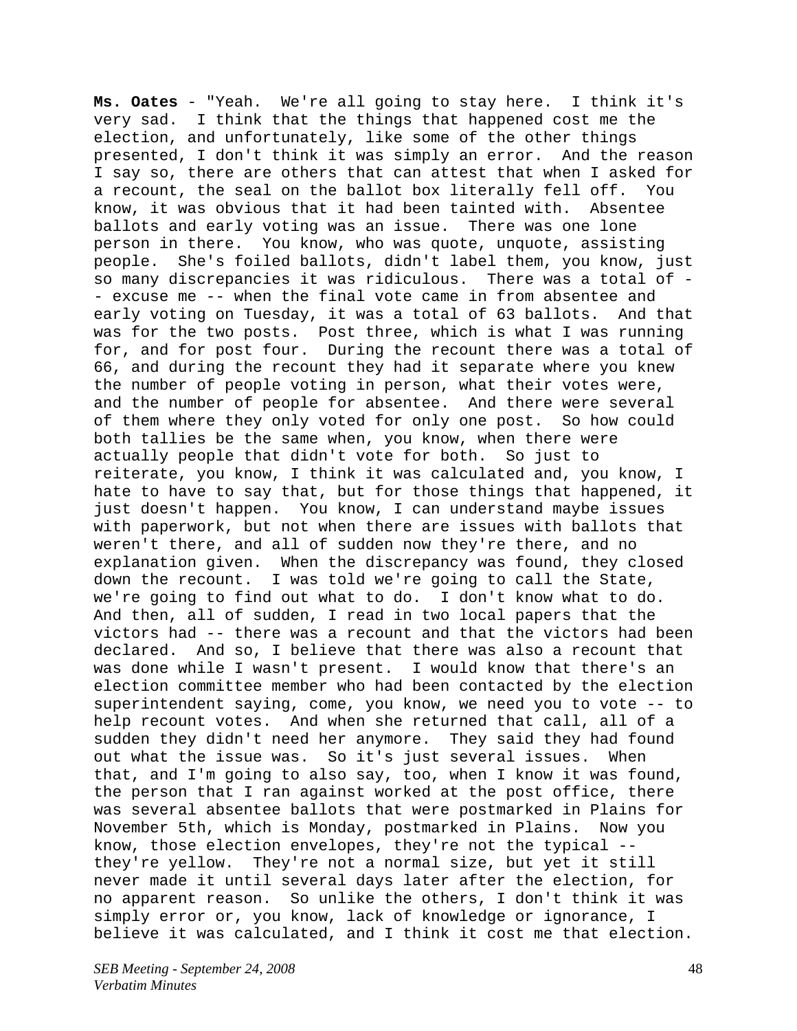**Ms. Oates** - "Yeah. We're all going to stay here. I think it's very sad. I think that the things that happened cost me the election, and unfortunately, like some of the other things presented, I don't think it was simply an error. And the reason I say so, there are others that can attest that when I asked for a recount, the seal on the ballot box literally fell off. You know, it was obvious that it had been tainted with. Absentee ballots and early voting was an issue. There was one lone person in there. You know, who was quote, unquote, assisting people. She's foiled ballots, didn't label them, you know, just so many discrepancies it was ridiculous. There was a total of -- excuse me -- when the final vote came in from absentee and early voting on Tuesday, it was a total of 63 ballots. And that was for the two posts. Post three, which is what I was running for, and for post four. During the recount there was a total of 66, and during the recount they had it separate where you knew the number of people voting in person, what their votes were, and the number of people for absentee. And there were several of them where they only voted for only one post. So how could both tallies be the same when, you know, when there were actually people that didn't vote for both. So just to reiterate, you know, I think it was calculated and, you know, I hate to have to say that, but for those things that happened, it just doesn't happen. You know, I can understand maybe issues with paperwork, but not when there are issues with ballots that weren't there, and all of sudden now they're there, and no explanation given. When the discrepancy was found, they closed down the recount. I was told we're going to call the State, we're going to find out what to do. I don't know what to do. And then, all of sudden, I read in two local papers that the victors had -- there was a recount and that the victors had been declared. And so, I believe that there was also a recount that was done while I wasn't present. I would know that there's an election committee member who had been contacted by the election superintendent saying, come, you know, we need you to vote -- to help recount votes. And when she returned that call, all of a sudden they didn't need her anymore. They said they had found out what the issue was. So it's just several issues. When that, and I'm going to also say, too, when I know it was found, the person that I ran against worked at the post office, there was several absentee ballots that were postmarked in Plains for November 5th, which is Monday, postmarked in Plains. Now you know, those election envelopes, they're not the typical -- they're yellow. They're not a normal size, but yet it still never made it until several days later after the election, for no apparent reason. So unlike the others, I don't think it was simply error or, you know, lack of knowledge or ignorance, I believe it was calculated, and I think it cost me that election.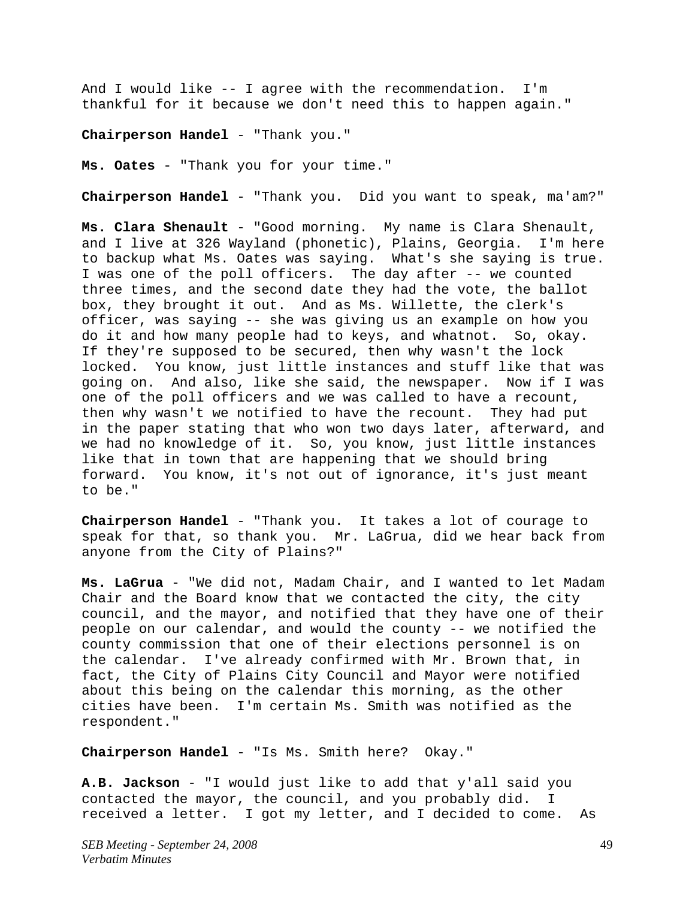And I would like -- I agree with the recommendation. I'm thankful for it because we don't need this to happen again."

**Chairperson Handel** - "Thank you."

**Ms. Oates** - "Thank you for your time."

**Chairperson Handel** - "Thank you. Did you want to speak, ma'am?"

**Ms. Clara Shenault** - "Good morning. My name is Clara Shenault, and I live at 326 Wayland (phonetic), Plains, Georgia. I'm here to backup what Ms. Oates was saying. What's she saying is true. I was one of the poll officers. The day after -- we counted three times, and the second date they had the vote, the ballot box, they brought it out. And as Ms. Willette, the clerk's officer, was saying -- she was giving us an example on how you do it and how many people had to keys, and whatnot. So, okay. If they're supposed to be secured, then why wasn't the lock locked. You know, just little instances and stuff like that was going on. And also, like she said, the newspaper. Now if I was one of the poll officers and we was called to have a recount, then why wasn't we notified to have the recount. They had put in the paper stating that who won two days later, afterward, and we had no knowledge of it. So, you know, just little instances like that in town that are happening that we should bring forward. You know, it's not out of ignorance, it's just meant to be."

**Chairperson Handel** - "Thank you. It takes a lot of courage to speak for that, so thank you. Mr. LaGrua, did we hear back from anyone from the City of Plains?"

**Ms. LaGrua** - "We did not, Madam Chair, and I wanted to let Madam Chair and the Board know that we contacted the city, the city council, and the mayor, and notified that they have one of their people on our calendar, and would the county -- we notified the county commission that one of their elections personnel is on the calendar. I've already confirmed with Mr. Brown that, in fact, the City of Plains City Council and Mayor were notified about this being on the calendar this morning, as the other cities have been. I'm certain Ms. Smith was notified as the respondent."

**Chairperson Handel** - "Is Ms. Smith here? Okay."

**A.B. Jackson** - "I would just like to add that y'all said you contacted the mayor, the council, and you probably did. I received a letter. I got my letter, and I decided to come. As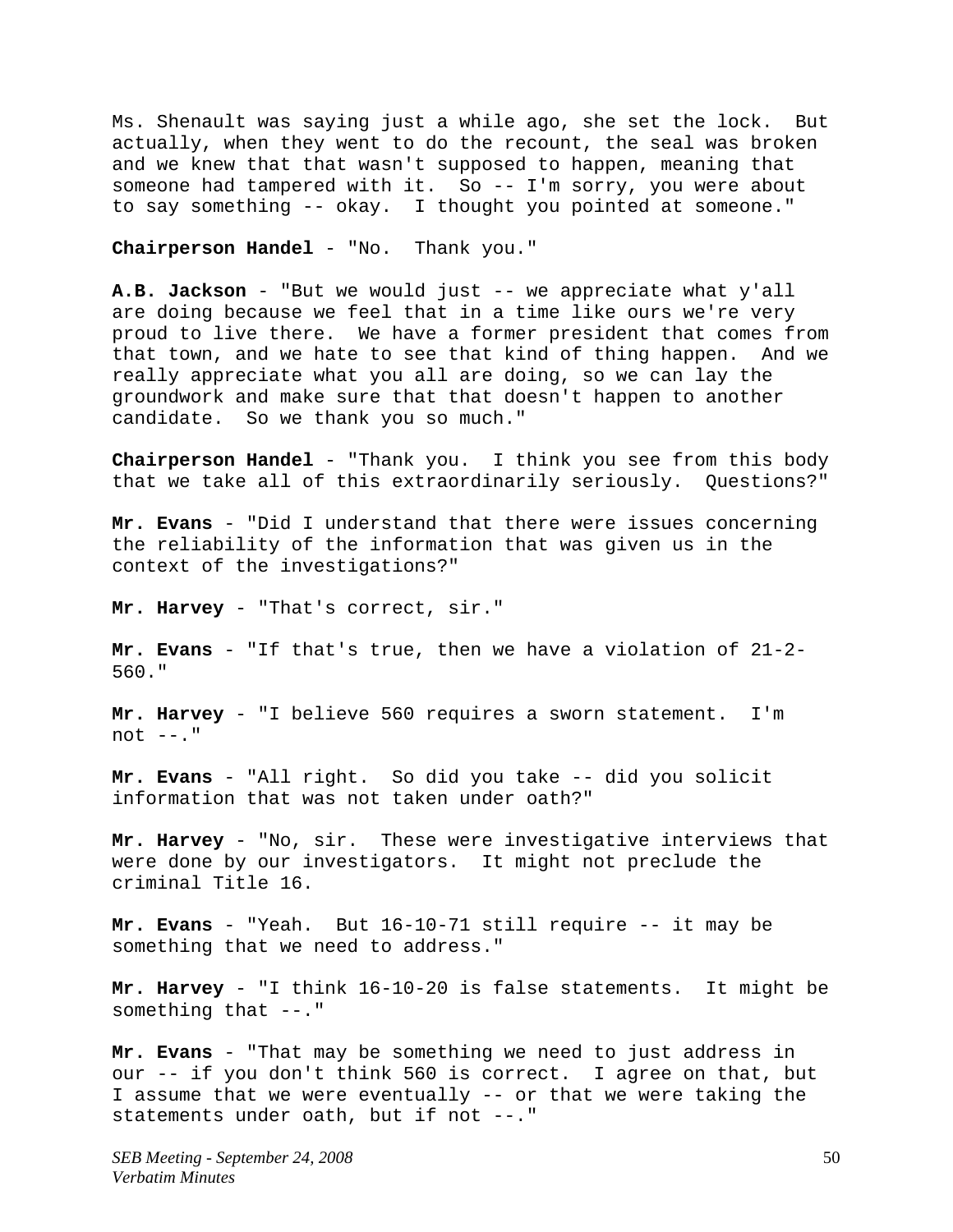Ms. Shenault was saying just a while ago, she set the lock. But actually, when they went to do the recount, the seal was broken and we knew that that wasn't supposed to happen, meaning that someone had tampered with it. So -- I'm sorry, you were about to say something -- okay. I thought you pointed at someone."

**Chairperson Handel** - "No. Thank you."

**A.B. Jackson** - "But we would just -- we appreciate what y'all are doing because we feel that in a time like ours we're very proud to live there. We have a former president that comes from that town, and we hate to see that kind of thing happen. And we really appreciate what you all are doing, so we can lay the groundwork and make sure that that doesn't happen to another candidate. So we thank you so much."

**Chairperson Handel** - "Thank you. I think you see from this body that we take all of this extraordinarily seriously. Questions?"

**Mr. Evans** - "Did I understand that there were issues concerning the reliability of the information that was given us in the context of the investigations?"

**Mr. Harvey** - "That's correct, sir."

**Mr. Evans** - "If that's true, then we have a violation of 21-2-560."

**Mr. Harvey** - "I believe 560 requires a sworn statement. I'm not --."

**Mr. Evans** - "All right. So did you take -- did you solicit information that was not taken under oath?"

**Mr. Harvey** - "No, sir. These were investigative interviews that were done by our investigators. It might not preclude the criminal Title 16.

**Mr. Evans** - "Yeah. But 16-10-71 still require -- it may be something that we need to address."

**Mr. Harvey** - "I think 16-10-20 is false statements. It might be something that --."

**Mr. Evans** - "That may be something we need to just address in our -- if you don't think 560 is correct. I agree on that, but I assume that we were eventually -- or that we were taking the statements under oath, but if not --."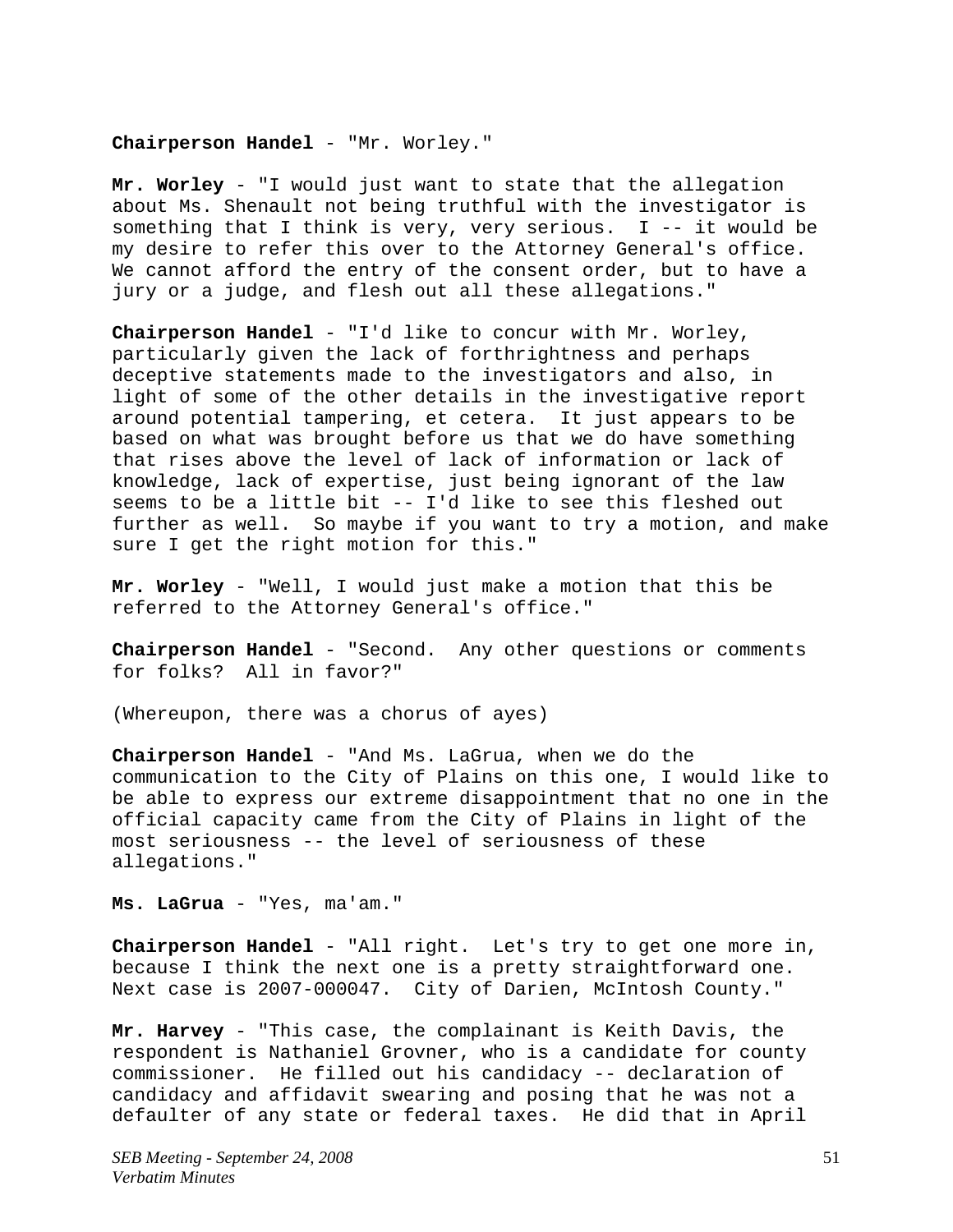**Chairperson Handel** - "Mr. Worley."

**Mr. Worley** - "I would just want to state that the allegation about Ms. Shenault not being truthful with the investigator is something that I think is very, very serious. I -- it would be my desire to refer this over to the Attorney General's office. We cannot afford the entry of the consent order, but to have a jury or a judge, and flesh out all these allegations."

**Chairperson Handel** - "I'd like to concur with Mr. Worley, particularly given the lack of forthrightness and perhaps deceptive statements made to the investigators and also, in light of some of the other details in the investigative report around potential tampering, et cetera. It just appears to be based on what was brought before us that we do have something that rises above the level of lack of information or lack of knowledge, lack of expertise, just being ignorant of the law seems to be a little bit -- I'd like to see this fleshed out further as well. So maybe if you want to try a motion, and make sure I get the right motion for this."

**Mr. Worley** - "Well, I would just make a motion that this be referred to the Attorney General's office."

**Chairperson Handel** - "Second. Any other questions or comments for folks? All in favor?"

(Whereupon, there was a chorus of ayes)

**Chairperson Handel** - "And Ms. LaGrua, when we do the communication to the City of Plains on this one, I would like to be able to express our extreme disappointment that no one in the official capacity came from the City of Plains in light of the most seriousness -- the level of seriousness of these allegations."

**Ms. LaGrua** - "Yes, ma'am."

**Chairperson Handel** - "All right. Let's try to get one more in, because I think the next one is a pretty straightforward one. Next case is 2007-000047. City of Darien, McIntosh County."

**Mr. Harvey** - "This case, the complainant is Keith Davis, the respondent is Nathaniel Grovner, who is a candidate for county commissioner. He filled out his candidacy -- declaration of candidacy and affidavit swearing and posing that he was not a defaulter of any state or federal taxes. He did that in April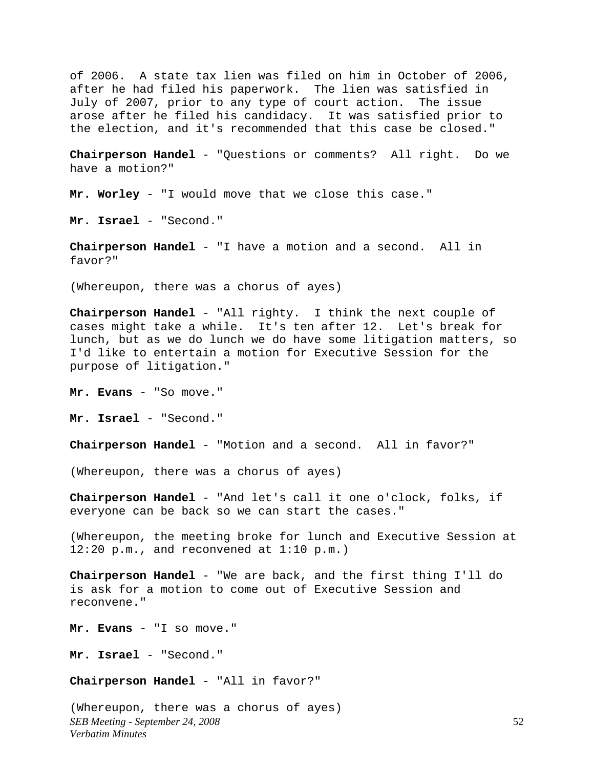of 2006. A state tax lien was filed on him in October of 2006, after he had filed his paperwork. The lien was satisfied in July of 2007, prior to any type of court action. The issue arose after he filed his candidacy. It was satisfied prior to the election, and it's recommended that this case be closed."

**Chairperson Handel** - "Questions or comments? All right. Do we have a motion?"

**Mr. Worley** - "I would move that we close this case."

**Mr. Israel** - "Second."

**Chairperson Handel** - "I have a motion and a second. All in favor?"

(Whereupon, there was a chorus of ayes)

**Chairperson Handel** - "All righty. I think the next couple of cases might take a while. It's ten after 12. Let's break for lunch, but as we do lunch we do have some litigation matters, so I'd like to entertain a motion for Executive Session for the purpose of litigation."

**Mr. Evans** - "So move."

**Mr. Israel** - "Second."

**Chairperson Handel** - "Motion and a second. All in favor?"

(Whereupon, there was a chorus of ayes)

**Chairperson Handel** - "And let's call it one o'clock, folks, if everyone can be back so we can start the cases."

(Whereupon, the meeting broke for lunch and Executive Session at 12:20 p.m., and reconvened at 1:10 p.m.)

**Chairperson Handel** - "We are back, and the first thing I'll do is ask for a motion to come out of Executive Session and reconvene."

**Mr. Evans** - "I so move."

**Mr. Israel** - "Second."

**Chairperson Handel** - "All in favor?"

(Whereupon, there was a chorus of ayes)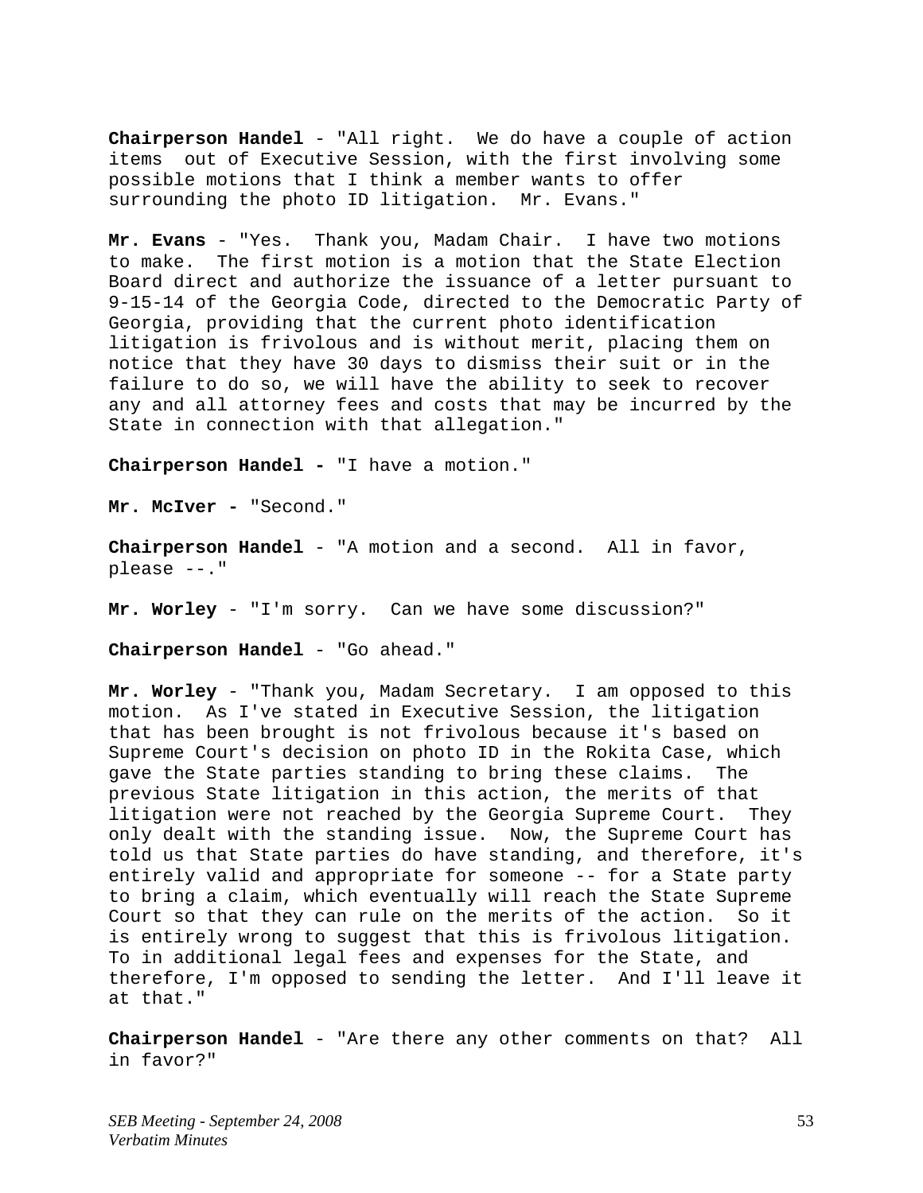**Chairperson Handel** - "All right. We do have a couple of action items out of Executive Session, with the first involving some possible motions that I think a member wants to offer surrounding the photo ID litigation. Mr. Evans."

**Mr. Evans** - "Yes. Thank you, Madam Chair. I have two motions to make. The first motion is a motion that the State Election Board direct and authorize the issuance of a letter pursuant to 9-15-14 of the Georgia Code, directed to the Democratic Party of Georgia, providing that the current photo identification litigation is frivolous and is without merit, placing them on notice that they have 30 days to dismiss their suit or in the failure to do so, we will have the ability to seek to recover any and all attorney fees and costs that may be incurred by the State in connection with that allegation."

**Chairperson Handel -** "I have a motion."

**Mr. McIver -** "Second."

**Chairperson Handel** - "A motion and a second. All in favor, please --."

**Mr. Worley** - "I'm sorry. Can we have some discussion?"

**Chairperson Handel** - "Go ahead."

**Mr. Worley** - "Thank you, Madam Secretary. I am opposed to this motion. As I've stated in Executive Session, the litigation that has been brought is not frivolous because it's based on Supreme Court's decision on photo ID in the Rokita Case, which gave the State parties standing to bring these claims. The previous State litigation in this action, the merits of that litigation were not reached by the Georgia Supreme Court. They only dealt with the standing issue. Now, the Supreme Court has told us that State parties do have standing, and therefore, it's entirely valid and appropriate for someone -- for a State party to bring a claim, which eventually will reach the State Supreme Court so that they can rule on the merits of the action. So it is entirely wrong to suggest that this is frivolous litigation. To in additional legal fees and expenses for the State, and therefore, I'm opposed to sending the letter. And I'll leave it at that."

**Chairperson Handel** - "Are there any other comments on that? All in favor?"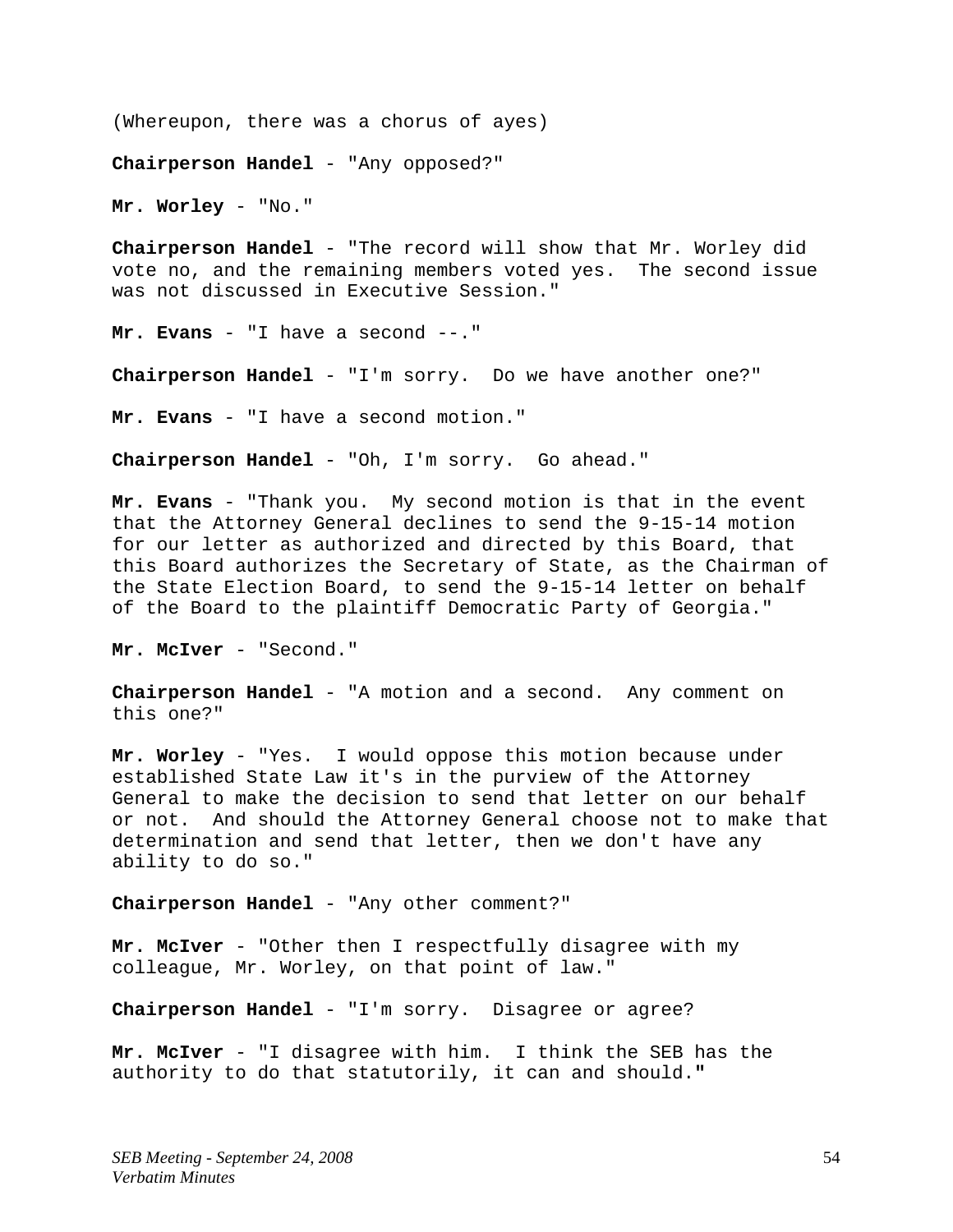(Whereupon, there was a chorus of ayes)

**Chairperson Handel** - "Any opposed?"

**Mr. Worley** - "No."

**Chairperson Handel** - "The record will show that Mr. Worley did vote no, and the remaining members voted yes. The second issue was not discussed in Executive Session."

**Mr. Evans** - "I have a second --."

**Chairperson Handel** - "I'm sorry. Do we have another one?"

**Mr. Evans** - "I have a second motion."

**Chairperson Handel** - "Oh, I'm sorry. Go ahead."

**Mr. Evans** - "Thank you. My second motion is that in the event that the Attorney General declines to send the 9-15-14 motion for our letter as authorized and directed by this Board, that this Board authorizes the Secretary of State, as the Chairman of the State Election Board, to send the 9-15-14 letter on behalf of the Board to the plaintiff Democratic Party of Georgia."

**Mr. McIver** - "Second."

**Chairperson Handel** - "A motion and a second. Any comment on this one?"

**Mr. Worley** - "Yes. I would oppose this motion because under established State Law it's in the purview of the Attorney General to make the decision to send that letter on our behalf or not. And should the Attorney General choose not to make that determination and send that letter, then we don't have any ability to do so."

**Chairperson Handel** - "Any other comment?"

**Mr. McIver** - "Other then I respectfully disagree with my colleague, Mr. Worley, on that point of law."

**Chairperson Handel** - "I'm sorry. Disagree or agree?

**Mr. McIver** - "I disagree with him. I think the SEB has the authority to do that statutorily, it can and should."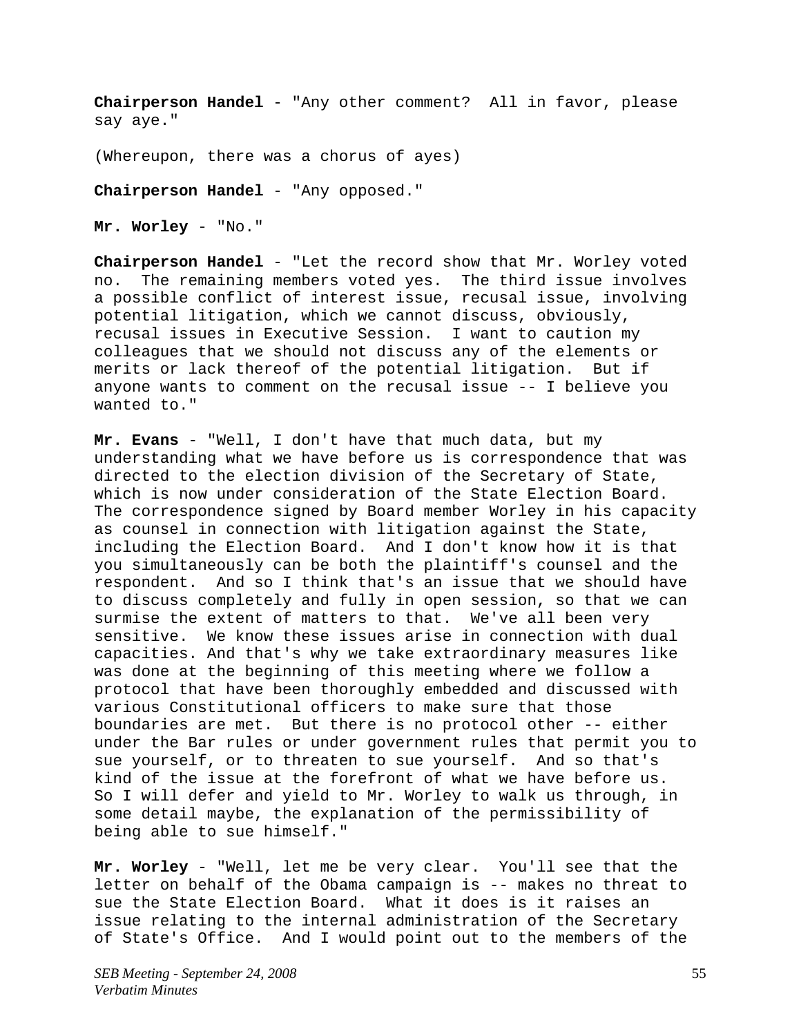**Chairperson Handel** - "Any other comment? All in favor, please say aye."

(Whereupon, there was a chorus of ayes)

**Chairperson Handel** - "Any opposed."

**Mr. Worley** - "No."

**Chairperson Handel** - "Let the record show that Mr. Worley voted no. The remaining members voted yes. The third issue involves a possible conflict of interest issue, recusal issue, involving potential litigation, which we cannot discuss, obviously, recusal issues in Executive Session. I want to caution my colleagues that we should not discuss any of the elements or merits or lack thereof of the potential litigation. But if anyone wants to comment on the recusal issue -- I believe you wanted to."

**Mr. Evans** - "Well, I don't have that much data, but my understanding what we have before us is correspondence that was directed to the election division of the Secretary of State, which is now under consideration of the State Election Board. The correspondence signed by Board member Worley in his capacity as counsel in connection with litigation against the State, including the Election Board. And I don't know how it is that you simultaneously can be both the plaintiff's counsel and the respondent. And so I think that's an issue that we should have to discuss completely and fully in open session, so that we can surmise the extent of matters to that. We've all been very sensitive. We know these issues arise in connection with dual capacities. And that's why we take extraordinary measures like was done at the beginning of this meeting where we follow a protocol that have been thoroughly embedded and discussed with various Constitutional officers to make sure that those boundaries are met. But there is no protocol other -- either under the Bar rules or under government rules that permit you to sue yourself, or to threaten to sue yourself. And so that's kind of the issue at the forefront of what we have before us. So I will defer and yield to Mr. Worley to walk us through, in some detail maybe, the explanation of the permissibility of being able to sue himself."

**Mr. Worley** - "Well, let me be very clear. You'll see that the letter on behalf of the Obama campaign is -- makes no threat to sue the State Election Board. What it does is it raises an issue relating to the internal administration of the Secretary of State's Office. And I would point out to the members of the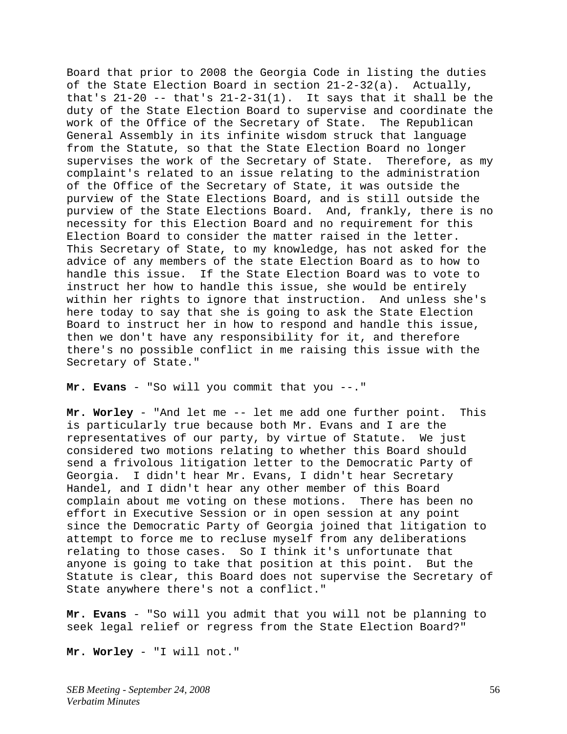Board that prior to 2008 the Georgia Code in listing the duties of the State Election Board in section 21-2-32(a). Actually, that's 21-20 -- that's 21-2-31(1). It says that it shall be the duty of the State Election Board to supervise and coordinate the work of the Office of the Secretary of State. The Republican General Assembly in its infinite wisdom struck that language from the Statute, so that the State Election Board no longer supervises the work of the Secretary of State. Therefore, as my complaint's related to an issue relating to the administration of the Office of the Secretary of State, it was outside the purview of the State Elections Board, and is still outside the purview of the State Elections Board. And, frankly, there is no necessity for this Election Board and no requirement for this Election Board to consider the matter raised in the letter. This Secretary of State, to my knowledge, has not asked for the advice of any members of the state Election Board as to how to handle this issue. If the State Election Board was to vote to instruct her how to handle this issue, she would be entirely within her rights to ignore that instruction. And unless she's here today to say that she is going to ask the State Election Board to instruct her in how to respond and handle this issue, then we don't have any responsibility for it, and therefore there's no possible conflict in me raising this issue with the Secretary of State."

**Mr. Evans** - "So will you commit that you --."

**Mr. Worley** - "And let me -- let me add one further point. This is particularly true because both Mr. Evans and I are the representatives of our party, by virtue of Statute. We just considered two motions relating to whether this Board should send a frivolous litigation letter to the Democratic Party of Georgia. I didn't hear Mr. Evans, I didn't hear Secretary Handel, and I didn't hear any other member of this Board complain about me voting on these motions. There has been no effort in Executive Session or in open session at any point since the Democratic Party of Georgia joined that litigation to attempt to force me to recluse myself from any deliberations relating to those cases. So I think it's unfortunate that anyone is going to take that position at this point. But the Statute is clear, this Board does not supervise the Secretary of State anywhere there's not a conflict."

**Mr. Evans** - "So will you admit that you will not be planning to seek legal relief or regress from the State Election Board?"

**Mr. Worley** - "I will not."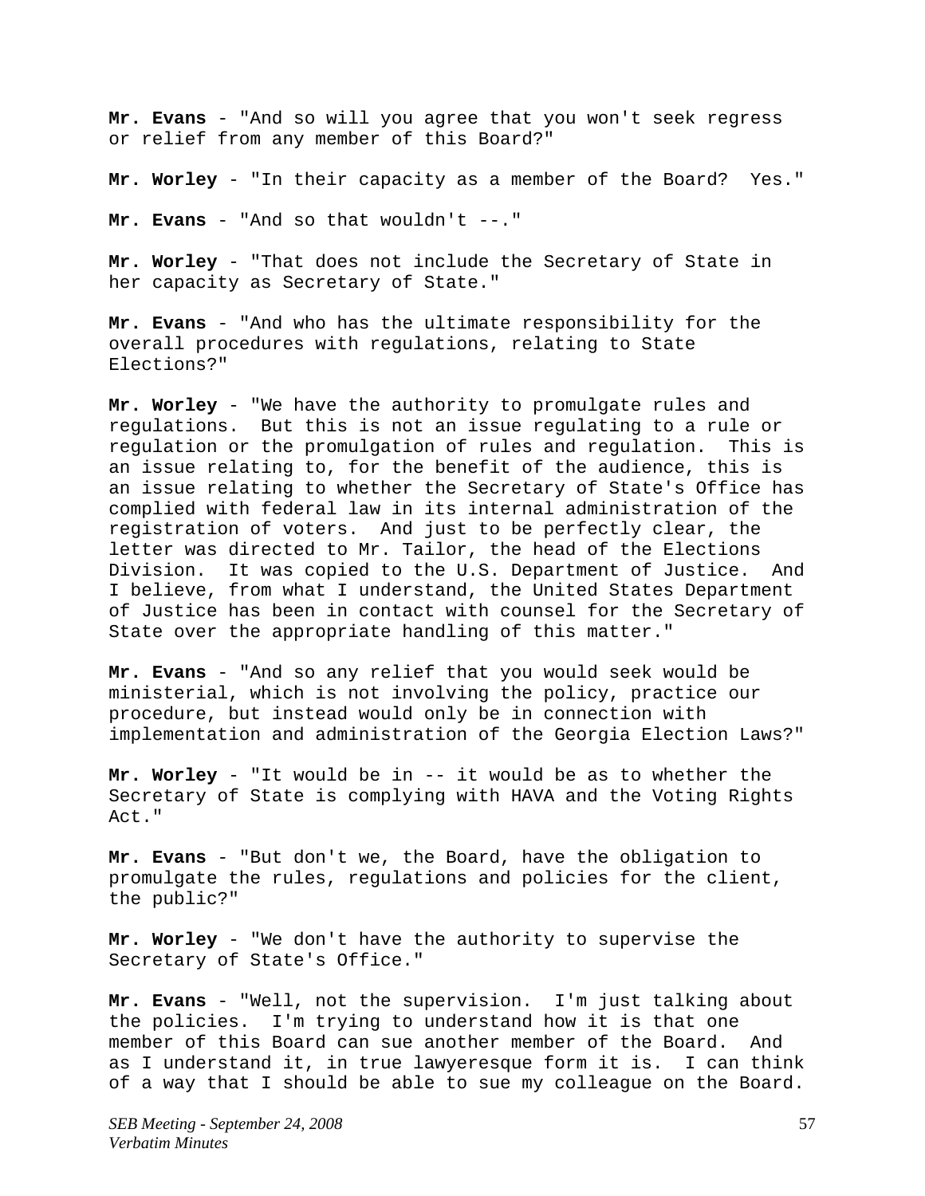**Mr. Evans** - "And so will you agree that you won't seek regress or relief from any member of this Board?"

**Mr. Worley** - "In their capacity as a member of the Board? Yes."

**Mr. Evans** - "And so that wouldn't --."

**Mr. Worley** - "That does not include the Secretary of State in her capacity as Secretary of State."

**Mr. Evans** - "And who has the ultimate responsibility for the overall procedures with regulations, relating to State Elections?"

**Mr. Worley** - "We have the authority to promulgate rules and regulations. But this is not an issue regulating to a rule or regulation or the promulgation of rules and regulation. This is an issue relating to, for the benefit of the audience, this is an issue relating to whether the Secretary of State's Office has complied with federal law in its internal administration of the registration of voters. And just to be perfectly clear, the letter was directed to Mr. Tailor, the head of the Elections Division. It was copied to the U.S. Department of Justice. And I believe, from what I understand, the United States Department of Justice has been in contact with counsel for the Secretary of State over the appropriate handling of this matter."

**Mr. Evans** - "And so any relief that you would seek would be ministerial, which is not involving the policy, practice our procedure, but instead would only be in connection with implementation and administration of the Georgia Election Laws?"

**Mr. Worley** - "It would be in -- it would be as to whether the Secretary of State is complying with HAVA and the Voting Rights Act."

**Mr. Evans** - "But don't we, the Board, have the obligation to promulgate the rules, regulations and policies for the client, the public?"

**Mr. Worley** - "We don't have the authority to supervise the Secretary of State's Office."

**Mr. Evans** - "Well, not the supervision. I'm just talking about the policies. I'm trying to understand how it is that one member of this Board can sue another member of the Board. And as I understand it, in true lawyeresque form it is. I can think of a way that I should be able to sue my colleague on the Board.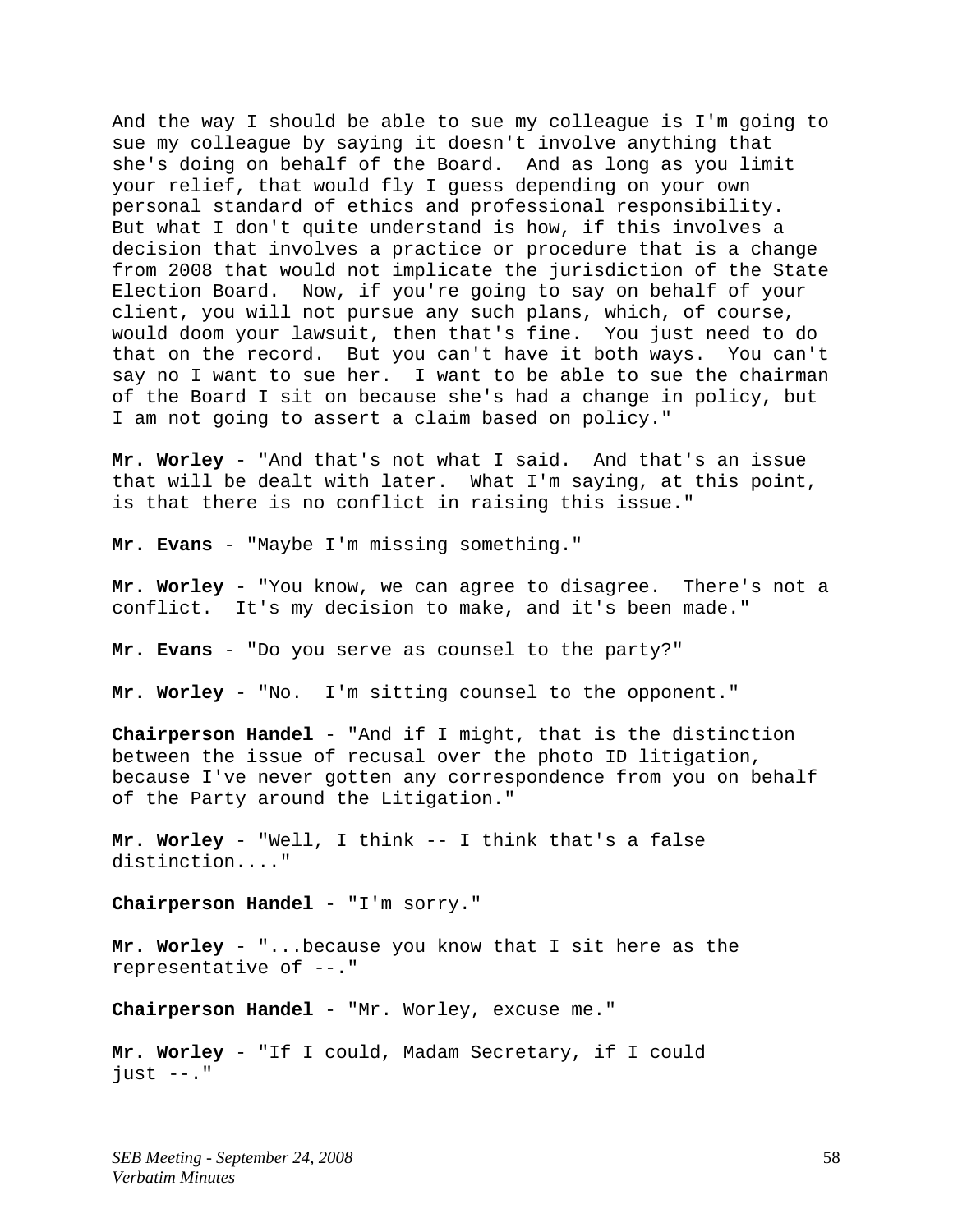And the way I should be able to sue my colleague is I'm going to sue my colleague by saying it doesn't involve anything that she's doing on behalf of the Board. And as long as you limit your relief, that would fly I guess depending on your own personal standard of ethics and professional responsibility. But what I don't quite understand is how, if this involves a decision that involves a practice or procedure that is a change from 2008 that would not implicate the jurisdiction of the State Election Board. Now, if you're going to say on behalf of your client, you will not pursue any such plans, which, of course, would doom your lawsuit, then that's fine. You just need to do that on the record. But you can't have it both ways. You can't say no I want to sue her. I want to be able to sue the chairman of the Board I sit on because she's had a change in policy, but I am not going to assert a claim based on policy."

**Mr. Worley** - "And that's not what I said. And that's an issue that will be dealt with later. What I'm saying, at this point, is that there is no conflict in raising this issue."

**Mr. Evans** - "Maybe I'm missing something."

**Mr. Worley** - "You know, we can agree to disagree. There's not a conflict. It's my decision to make, and it's been made."

**Mr. Evans** - "Do you serve as counsel to the party?"

**Mr. Worley** - "No. I'm sitting counsel to the opponent."

**Chairperson Handel** - "And if I might, that is the distinction between the issue of recusal over the photo ID litigation, because I've never gotten any correspondence from you on behalf of the Party around the Litigation."

**Mr. Worley** - "Well, I think -- I think that's a false distinction...."

**Chairperson Handel** - "I'm sorry."

**Mr. Worley** - "...because you know that I sit here as the representative of --."

**Chairperson Handel** - "Mr. Worley, excuse me."

**Mr. Worley** - "If I could, Madam Secretary, if I could just --."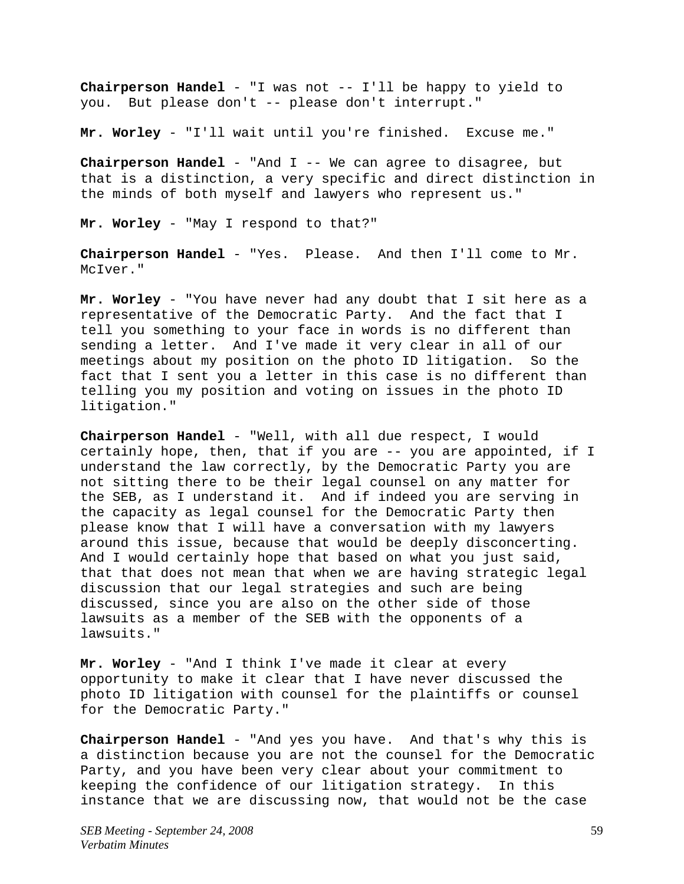**Chairperson Handel** - "I was not -- I'll be happy to yield to you. But please don't -- please don't interrupt."

**Mr. Worley** - "I'll wait until you're finished. Excuse me."

**Chairperson Handel** - "And I -- We can agree to disagree, but that is a distinction, a very specific and direct distinction in the minds of both myself and lawyers who represent us."

**Mr. Worley** - "May I respond to that?"

**Chairperson Handel** - "Yes. Please. And then I'll come to Mr. McIver."

**Mr. Worley** - "You have never had any doubt that I sit here as a representative of the Democratic Party. And the fact that I tell you something to your face in words is no different than sending a letter. And I've made it very clear in all of our meetings about my position on the photo ID litigation. So the fact that I sent you a letter in this case is no different than telling you my position and voting on issues in the photo ID litigation."

**Chairperson Handel** - "Well, with all due respect, I would certainly hope, then, that if you are -- you are appointed, if I understand the law correctly, by the Democratic Party you are not sitting there to be their legal counsel on any matter for the SEB, as I understand it. And if indeed you are serving in the capacity as legal counsel for the Democratic Party then please know that I will have a conversation with my lawyers around this issue, because that would be deeply disconcerting. And I would certainly hope that based on what you just said, that that does not mean that when we are having strategic legal discussion that our legal strategies and such are being discussed, since you are also on the other side of those lawsuits as a member of the SEB with the opponents of a lawsuits."

**Mr. Worley** - "And I think I've made it clear at every opportunity to make it clear that I have never discussed the photo ID litigation with counsel for the plaintiffs or counsel for the Democratic Party."

**Chairperson Handel** - "And yes you have. And that's why this is a distinction because you are not the counsel for the Democratic Party, and you have been very clear about your commitment to keeping the confidence of our litigation strategy. In this instance that we are discussing now, that would not be the case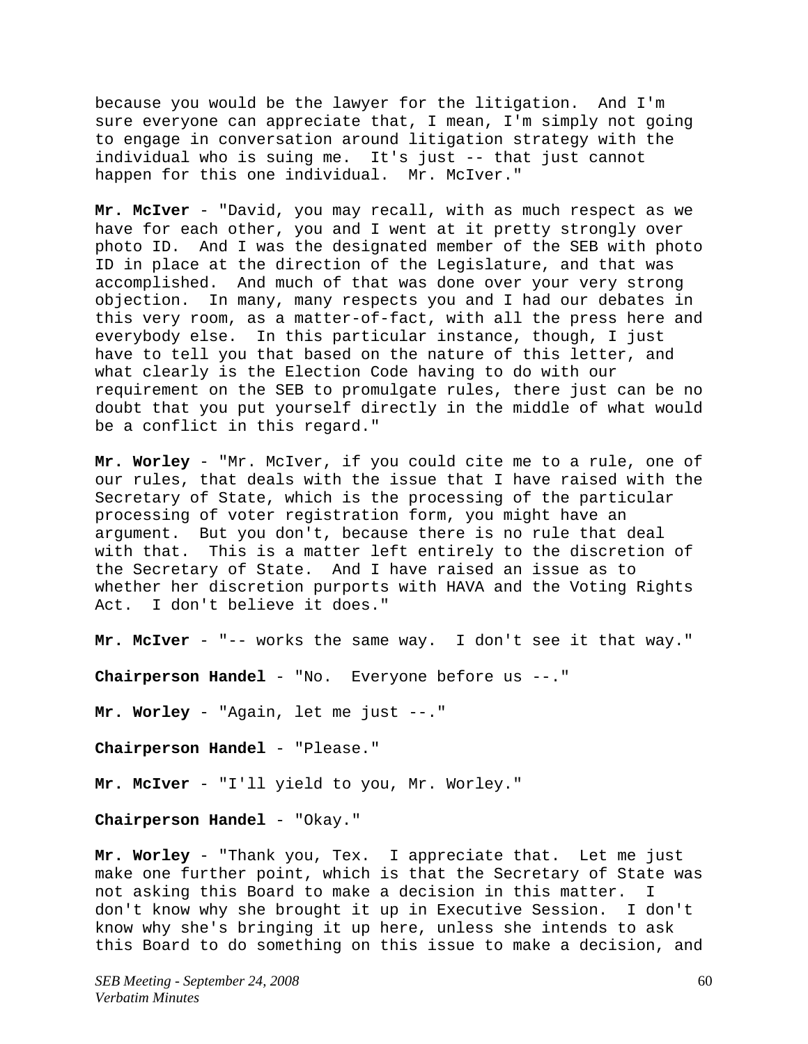because you would be the lawyer for the litigation. And I'm sure everyone can appreciate that, I mean, I'm simply not going to engage in conversation around litigation strategy with the individual who is suing me. It's just -- that just cannot happen for this one individual. Mr. McIver."

**Mr. McIver** - "David, you may recall, with as much respect as we have for each other, you and I went at it pretty strongly over photo ID. And I was the designated member of the SEB with photo ID in place at the direction of the Legislature, and that was accomplished. And much of that was done over your very strong objection. In many, many respects you and I had our debates in this very room, as a matter-of-fact, with all the press here and everybody else. In this particular instance, though, I just have to tell you that based on the nature of this letter, and what clearly is the Election Code having to do with our requirement on the SEB to promulgate rules, there just can be no doubt that you put yourself directly in the middle of what would be a conflict in this regard."

**Mr. Worley** - "Mr. McIver, if you could cite me to a rule, one of our rules, that deals with the issue that I have raised with the Secretary of State, which is the processing of the particular processing of voter registration form, you might have an argument. But you don't, because there is no rule that deal with that. This is a matter left entirely to the discretion of the Secretary of State. And I have raised an issue as to whether her discretion purports with HAVA and the Voting Rights Act. I don't believe it does."

**Mr. McIver** - "-- works the same way. I don't see it that way."

**Chairperson Handel** - "No. Everyone before us --."

**Mr. Worley** - "Again, let me just --."

**Chairperson Handel** - "Please."

**Mr. McIver** - "I'll yield to you, Mr. Worley."

**Chairperson Handel** - "Okay."

**Mr. Worley** - "Thank you, Tex. I appreciate that. Let me just make one further point, which is that the Secretary of State was not asking this Board to make a decision in this matter. I don't know why she brought it up in Executive Session. I don't know why she's bringing it up here, unless she intends to ask this Board to do something on this issue to make a decision, and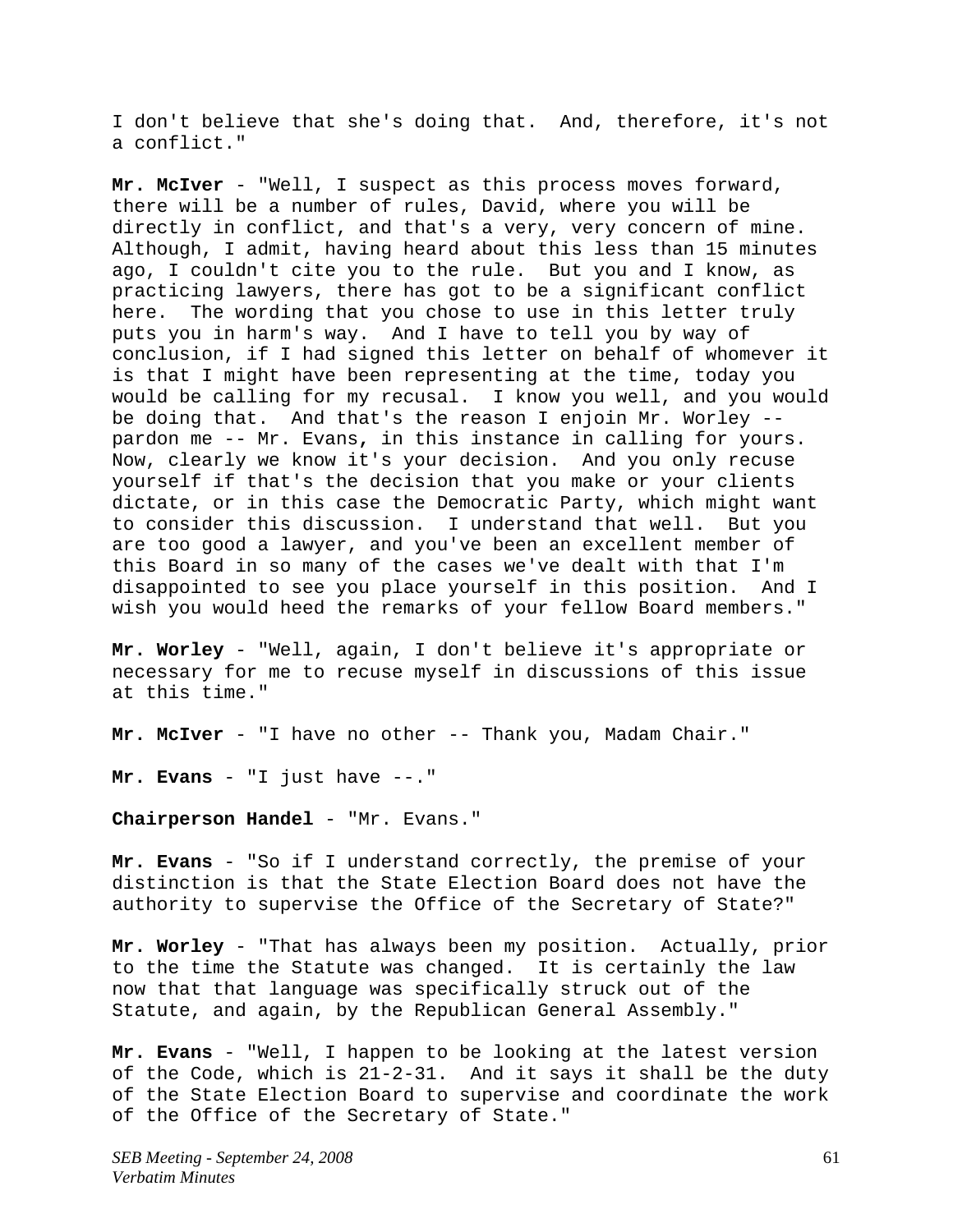I don't believe that she's doing that. And, therefore, it's not a conflict."

**Mr. McIver** - "Well, I suspect as this process moves forward, there will be a number of rules, David, where you will be directly in conflict, and that's a very, very concern of mine. Although, I admit, having heard about this less than 15 minutes ago, I couldn't cite you to the rule. But you and I know, as practicing lawyers, there has got to be a significant conflict here. The wording that you chose to use in this letter truly puts you in harm's way. And I have to tell you by way of conclusion, if I had signed this letter on behalf of whomever it is that I might have been representing at the time, today you would be calling for my recusal. I know you well, and you would be doing that. And that's the reason I enjoin Mr. Worley -- pardon me -- Mr. Evans**,** in this instance in calling for yours. Now, clearly we know it's your decision. And you only recuse yourself if that's the decision that you make or your clients dictate, or in this case the Democratic Party, which might want to consider this discussion. I understand that well. But you are too good a lawyer, and you've been an excellent member of this Board in so many of the cases we've dealt with that I'm disappointed to see you place yourself in this position. And I wish you would heed the remarks of your fellow Board members."

**Mr. Worley** - "Well, again, I don't believe it's appropriate or necessary for me to recuse myself in discussions of this issue at this time."

**Mr. McIver** - "I have no other -- Thank you, Madam Chair."

**Mr. Evans** - "I just have --."

**Chairperson Handel** - "Mr. Evans."

**Mr. Evans** - "So if I understand correctly, the premise of your distinction is that the State Election Board does not have the authority to supervise the Office of the Secretary of State?"

**Mr. Worley** - "That has always been my position. Actually, prior to the time the Statute was changed. It is certainly the law now that that language was specifically struck out of the Statute, and again, by the Republican General Assembly."

**Mr. Evans** - "Well, I happen to be looking at the latest version of the Code, which is 21-2-31. And it says it shall be the duty of the State Election Board to supervise and coordinate the work of the Office of the Secretary of State."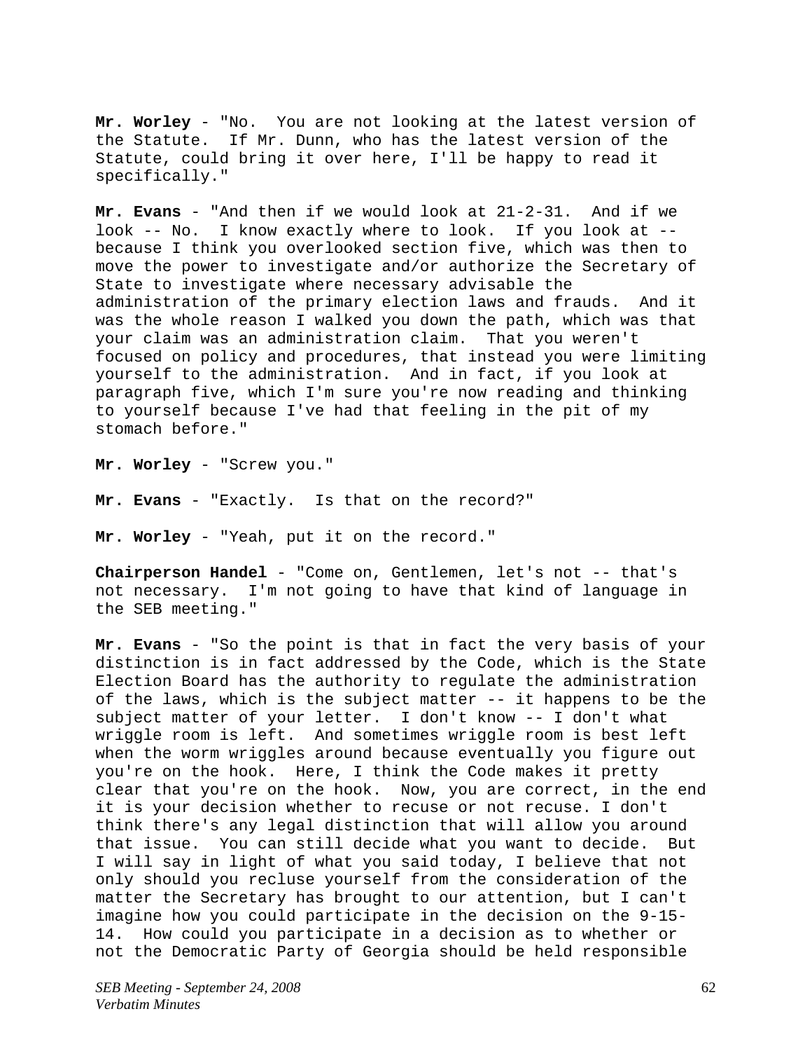**Mr. Worley** - "No. You are not looking at the latest version of the Statute. If Mr. Dunn, who has the latest version of the Statute, could bring it over here, I'll be happy to read it specifically."

**Mr. Evans** - "And then if we would look at 21-2-31. And if we look -- No. I know exactly where to look. If you look at -- because I think you overlooked section five, which was then to move the power to investigate and/or authorize the Secretary of State to investigate where necessary advisable the administration of the primary election laws and frauds. And it was the whole reason I walked you down the path, which was that your claim was an administration claim. That you weren't focused on policy and procedures, that instead you were limiting yourself to the administration. And in fact, if you look at paragraph five, which I'm sure you're now reading and thinking to yourself because I've had that feeling in the pit of my stomach before."

**Mr. Worley** - "Screw you."

**Mr. Evans** - "Exactly. Is that on the record?"

**Mr. Worley** - "Yeah, put it on the record."

**Chairperson Handel** - "Come on, Gentlemen, let's not -- that's not necessary. I'm not going to have that kind of language in the SEB meeting."

**Mr. Evans** - "So the point is that in fact the very basis of your distinction is in fact addressed by the Code, which is the State Election Board has the authority to regulate the administration of the laws, which is the subject matter -- it happens to be the subject matter of your letter. I don't know -- I don't what wriggle room is left. And sometimes wriggle room is best left when the worm wriggles around because eventually you figure out you're on the hook. Here, I think the Code makes it pretty clear that you're on the hook. Now, you are correct, in the end it is your decision whether to recuse or not recuse. I don't think there's any legal distinction that will allow you around that issue. You can still decide what you want to decide. But I will say in light of what you said today, I believe that not only should you recluse yourself from the consideration of the matter the Secretary has brought to our attention, but I can't imagine how you could participate in the decision on the 9-15-14. How could you participate in a decision as to whether or not the Democratic Party of Georgia should be held responsible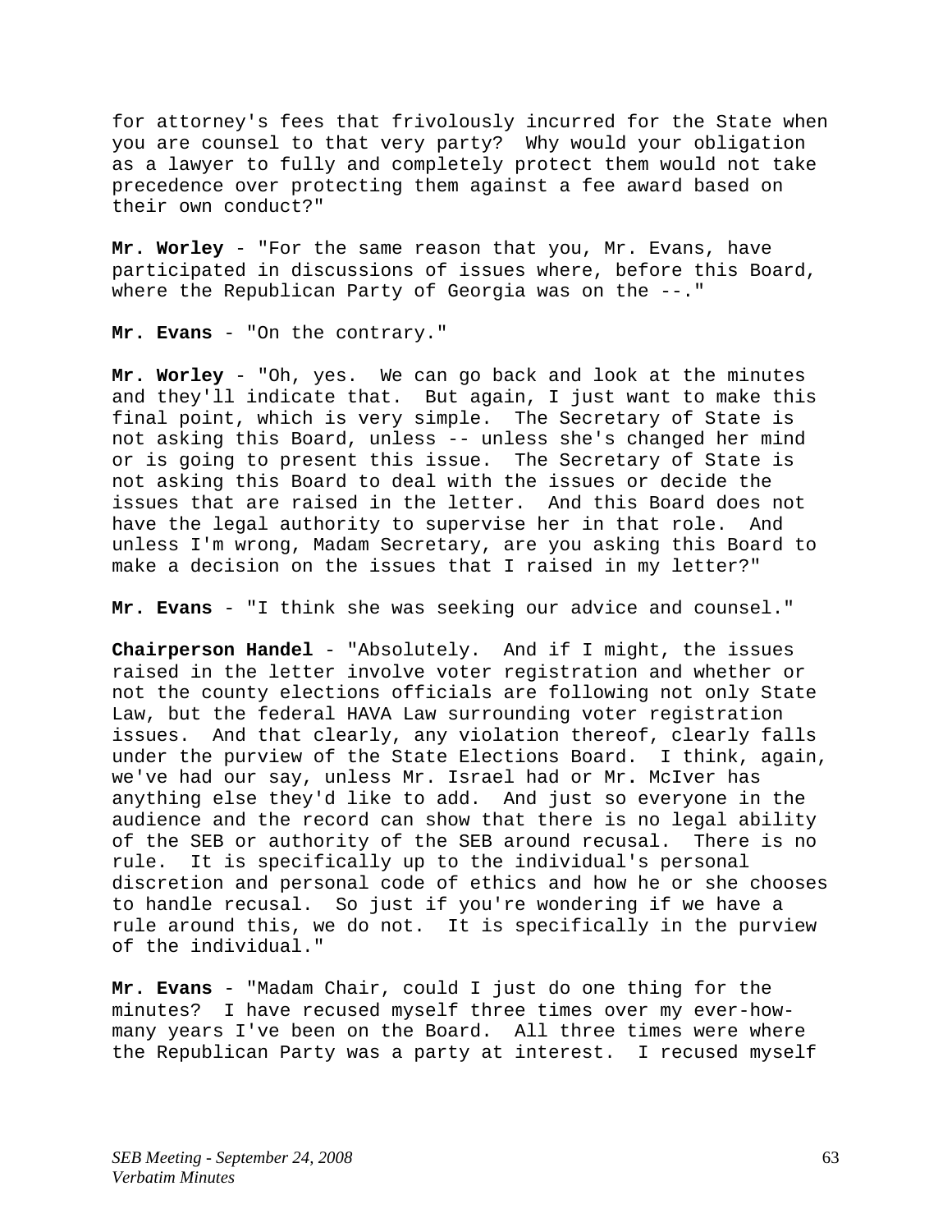for attorney's fees that frivolously incurred for the State when you are counsel to that very party? Why would your obligation as a lawyer to fully and completely protect them would not take precedence over protecting them against a fee award based on their own conduct?"

**Mr. Worley** - "For the same reason that you, Mr. Evans, have participated in discussions of issues where, before this Board, where the Republican Party of Georgia was on the --."

**Mr. Evans** - "On the contrary."

**Mr. Worley** - "Oh, yes. We can go back and look at the minutes and they'll indicate that. But again, I just want to make this final point, which is very simple. The Secretary of State is not asking this Board, unless -- unless she's changed her mind or is going to present this issue. The Secretary of State is not asking this Board to deal with the issues or decide the issues that are raised in the letter. And this Board does not have the legal authority to supervise her in that role. And unless I'm wrong, Madam Secretary, are you asking this Board to make a decision on the issues that I raised in my letter?"

**Mr. Evans** - "I think she was seeking our advice and counsel."

**Chairperson Handel** - "Absolutely. And if I might, the issues raised in the letter involve voter registration and whether or not the county elections officials are following not only State Law, but the federal HAVA Law surrounding voter registration issues. And that clearly, any violation thereof, clearly falls under the purview of the State Elections Board. I think, again, we've had our say, unless Mr. Israel had or Mr. McIver has anything else they'd like to add. And just so everyone in the audience and the record can show that there is no legal ability of the SEB or authority of the SEB around recusal. There is no rule. It is specifically up to the individual's personal discretion and personal code of ethics and how he or she chooses to handle recusal. So just if you're wondering if we have a rule around this, we do not. It is specifically in the purview of the individual."

**Mr. Evans** - "Madam Chair, could I just do one thing for the minutes? I have recused myself three times over my ever-how-many years I've been on the Board. All three times were where the Republican Party was a party at interest. I recused myself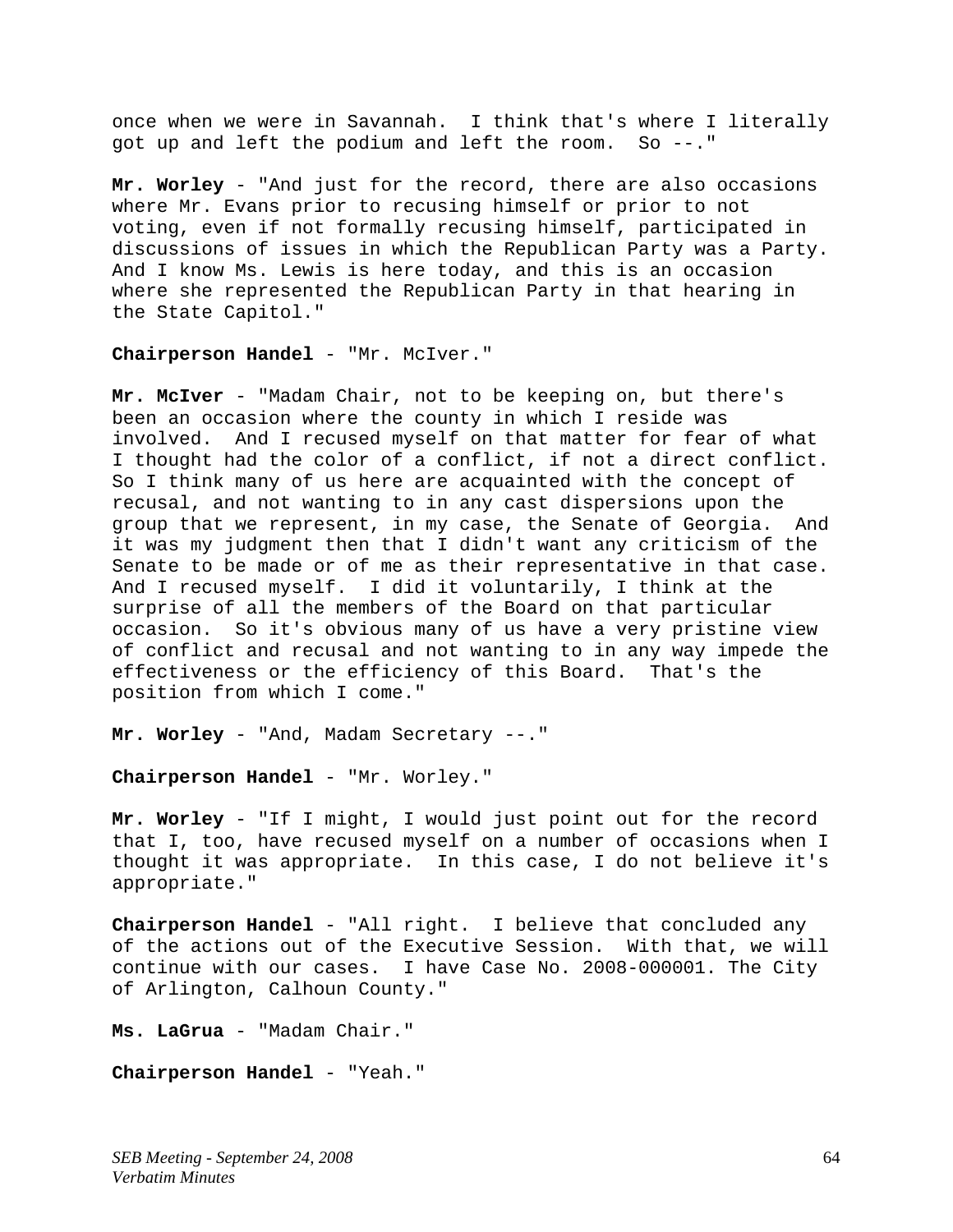once when we were in Savannah. I think that's where I literally got up and left the podium and left the room. So --."

**Mr. Worley** - "And just for the record, there are also occasions where Mr. Evans prior to recusing himself or prior to not voting, even if not formally recusing himself, participated in discussions of issues in which the Republican Party was a Party. And I know Ms. Lewis is here today, and this is an occasion where she represented the Republican Party in that hearing in the State Capitol."

**Chairperson Handel** - "Mr. McIver."

**Mr. McIver** - "Madam Chair, not to be keeping on, but there's been an occasion where the county in which I reside was involved. And I recused myself on that matter for fear of what I thought had the color of a conflict, if not a direct conflict. So I think many of us here are acquainted with the concept of recusal, and not wanting to in any cast dispersions upon the group that we represent, in my case, the Senate of Georgia. And it was my judgment then that I didn't want any criticism of the Senate to be made or of me as their representative in that case. And I recused myself. I did it voluntarily, I think at the surprise of all the members of the Board on that particular occasion. So it's obvious many of us have a very pristine view of conflict and recusal and not wanting to in any way impede the effectiveness or the efficiency of this Board. That's the position from which I come."

**Mr. Worley** - "And, Madam Secretary --."

**Chairperson Handel** - "Mr. Worley."

**Mr. Worley** - "If I might, I would just point out for the record that I, too, have recused myself on a number of occasions when I thought it was appropriate. In this case, I do not believe it's appropriate."

**Chairperson Handel** - "All right. I believe that concluded any of the actions out of the Executive Session. With that, we will continue with our cases. I have Case No. 2008-000001. The City of Arlington, Calhoun County."

**Ms. LaGrua** - "Madam Chair."

**Chairperson Handel** - "Yeah."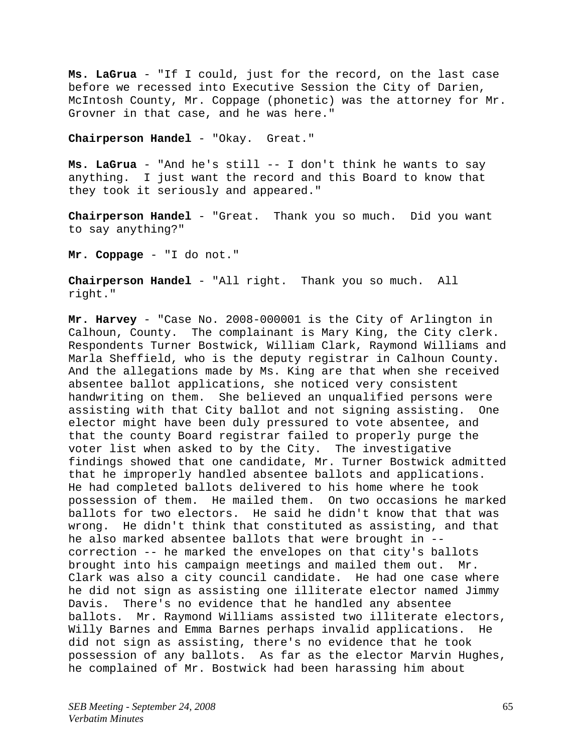**Ms. LaGrua** - "If I could, just for the record, on the last case before we recessed into Executive Session the City of Darien, McIntosh County, Mr. Coppage (phonetic) was the attorney for Mr. Grovner in that case, and he was here."

**Chairperson Handel** - "Okay. Great."

**Ms. LaGrua** - "And he's still -- I don't think he wants to say anything. I just want the record and this Board to know that they took it seriously and appeared."

**Chairperson Handel** - "Great. Thank you so much. Did you want to say anything?"

**Mr. Coppage** - "I do not."

**Chairperson Handel** - "All right. Thank you so much. All right."

**Mr. Harvey** - "Case No. 2008-000001 is the City of Arlington in Calhoun, County. The complainant is Mary King, the City clerk. Respondents Turner Bostwick, William Clark, Raymond Williams and Marla Sheffield, who is the deputy registrar in Calhoun County. And the allegations made by Ms. King are that when she received absentee ballot applications, she noticed very consistent handwriting on them. She believed an unqualified persons were assisting with that City ballot and not signing assisting. One elector might have been duly pressured to vote absentee, and that the county Board registrar failed to properly purge the voter list when asked to by the City. The investigative findings showed that one candidate, Mr. Turner Bostwick admitted that he improperly handled absentee ballots and applications. He had completed ballots delivered to his home where he took possession of them. He mailed them. On two occasions he marked ballots for two electors. He said he didn't know that that was wrong. He didn't think that constituted as assisting, and that he also marked absentee ballots that were brought in -- correction -- he marked the envelopes on that city's ballots brought into his campaign meetings and mailed them out. Mr. Clark was also a city council candidate. He had one case where he did not sign as assisting one illiterate elector named Jimmy Davis. There's no evidence that he handled any absentee ballots. Mr. Raymond Williams assisted two illiterate electors, Willy Barnes and Emma Barnes perhaps invalid applications. He did not sign as assisting, there's no evidence that he took possession of any ballots. As far as the elector Marvin Hughes, he complained of Mr. Bostwick had been harassing him about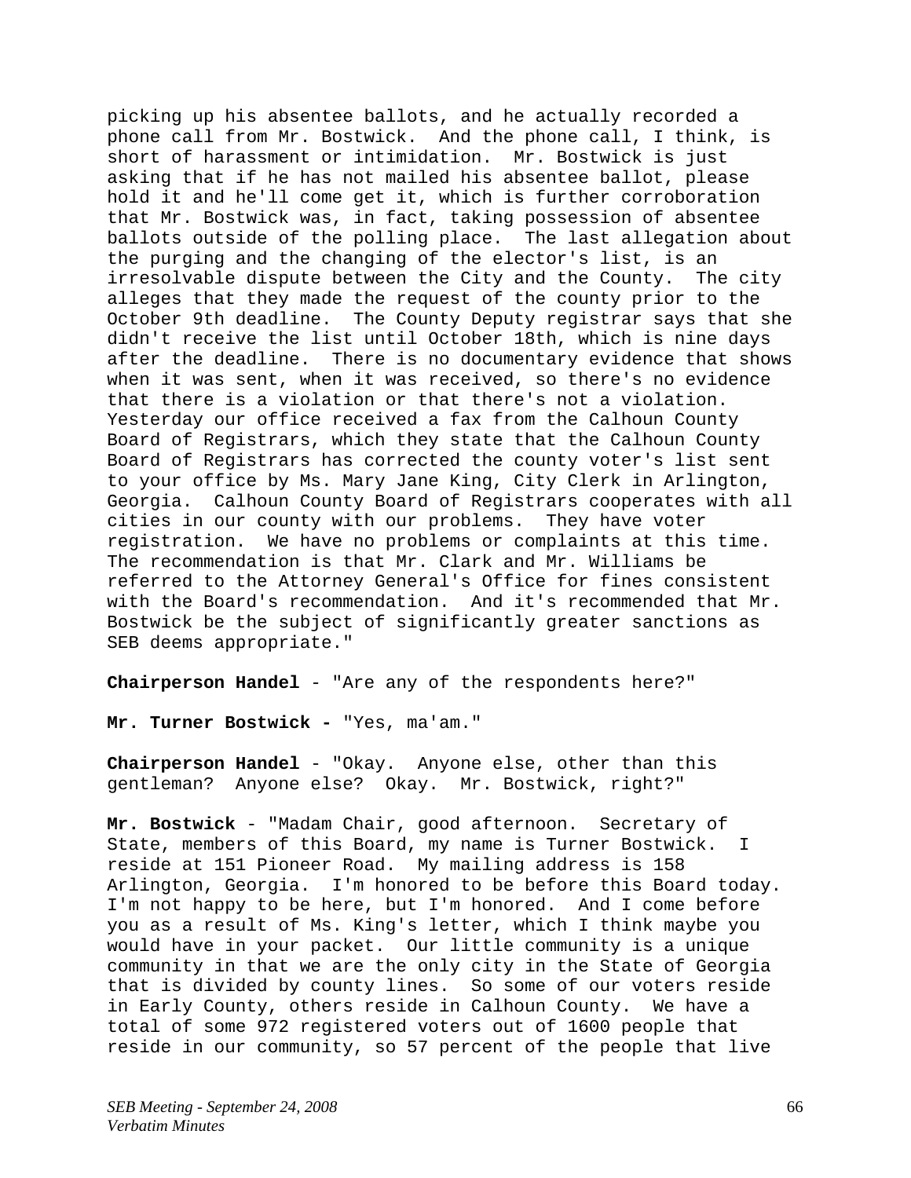picking up his absentee ballots, and he actually recorded a phone call from Mr. Bostwick. And the phone call, I think, is short of harassment or intimidation. Mr. Bostwick is just asking that if he has not mailed his absentee ballot, please hold it and he'll come get it, which is further corroboration that Mr. Bostwick was, in fact, taking possession of absentee ballots outside of the polling place. The last allegation about the purging and the changing of the elector's list, is an irresolvable dispute between the City and the County. The city alleges that they made the request of the county prior to the October 9th deadline. The County Deputy registrar says that she didn't receive the list until October 18th, which is nine days after the deadline. There is no documentary evidence that shows when it was sent, when it was received, so there's no evidence that there is a violation or that there's not a violation. Yesterday our office received a fax from the Calhoun County Board of Registrars, which they state that the Calhoun County Board of Registrars has corrected the county voter's list sent to your office by Ms. Mary Jane King, City Clerk in Arlington, Georgia. Calhoun County Board of Registrars cooperates with all cities in our county with our problems. They have voter registration. We have no problems or complaints at this time. The recommendation is that Mr. Clark and Mr. Williams be referred to the Attorney General's Office for fines consistent with the Board's recommendation. And it's recommended that Mr. Bostwick be the subject of significantly greater sanctions as SEB deems appropriate."

**Chairperson Handel** - "Are any of the respondents here?"

**Mr. Turner Bostwick -** "Yes, ma'am."

**Chairperson Handel** - "Okay. Anyone else, other than this gentleman? Anyone else? Okay. Mr. Bostwick, right?"

**Mr. Bostwick** - "Madam Chair, good afternoon. Secretary of State, members of this Board, my name is Turner Bostwick. I reside at 151 Pioneer Road. My mailing address is 158 Arlington, Georgia. I'm honored to be before this Board today. I'm not happy to be here, but I'm honored. And I come before you as a result of Ms. King's letter, which I think maybe you would have in your packet. Our little community is a unique community in that we are the only city in the State of Georgia that is divided by county lines. So some of our voters reside in Early County, others reside in Calhoun County. We have a total of some 972 registered voters out of 1600 people that reside in our community, so 57 percent of the people that live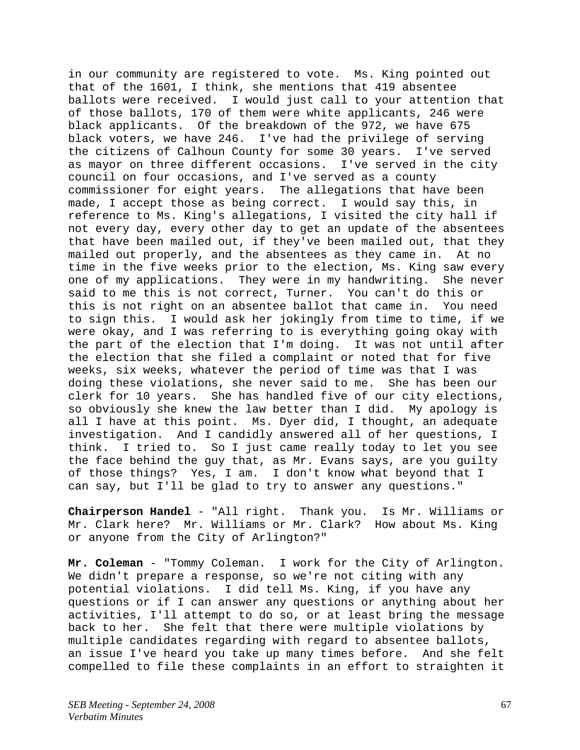in our community are registered to vote. Ms. King pointed out that of the 1601, I think, she mentions that 419 absentee ballots were received. I would just call to your attention that of those ballots, 170 of them were white applicants, 246 were black applicants. Of the breakdown of the 972, we have 675 black voters, we have 246. I've had the privilege of serving the citizens of Calhoun County for some 30 years. I've served as mayor on three different occasions. I've served in the city council on four occasions, and I've served as a county commissioner for eight years. The allegations that have been made, I accept those as being correct. I would say this, in reference to Ms. King's allegations, I visited the city hall if not every day, every other day to get an update of the absentees that have been mailed out, if they've been mailed out, that they mailed out properly, and the absentees as they came in. At no time in the five weeks prior to the election, Ms. King saw every one of my applications. They were in my handwriting. She never said to me this is not correct, Turner. You can't do this or this is not right on an absentee ballot that came in. You need to sign this. I would ask her jokingly from time to time, if we were okay, and I was referring to is everything going okay with the part of the election that I'm doing. It was not until after the election that she filed a complaint or noted that for five weeks, six weeks, whatever the period of time was that I was doing these violations, she never said to me. She has been our clerk for 10 years. She has handled five of our city elections, so obviously she knew the law better than I did. My apology is all I have at this point. Ms. Dyer did, I thought, an adequate investigation. And I candidly answered all of her questions, I think. I tried to. So I just came really today to let you see the face behind the guy that, as Mr. Evans says, are you guilty of those things? Yes, I am. I don't know what beyond that I can say, but I'll be glad to try to answer any questions."

**Chairperson Handel** - "All right. Thank you. Is Mr. Williams or Mr. Clark here? Mr. Williams or Mr. Clark? How about Ms. King or anyone from the City of Arlington?"

**Mr. Coleman** - "Tommy Coleman. I work for the City of Arlington. We didn't prepare a response, so we're not citing with any potential violations. I did tell Ms. King, if you have any questions or if I can answer any questions or anything about her activities, I'll attempt to do so, or at least bring the message back to her. She felt that there were multiple violations by multiple candidates regarding with regard to absentee ballots, an issue I've heard you take up many times before. And she felt compelled to file these complaints in an effort to straighten it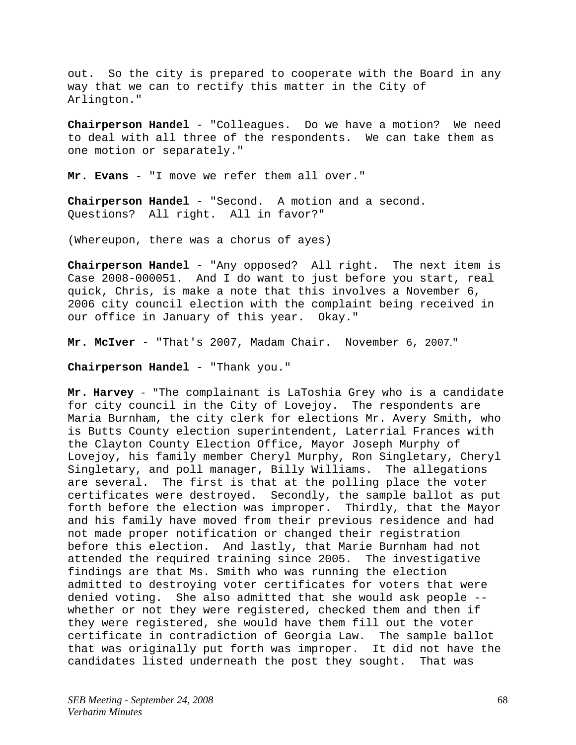out. So the city is prepared to cooperate with the Board in any way that we can to rectify this matter in the City of Arlington."

**Chairperson Handel** - "Colleagues. Do we have a motion? We need to deal with all three of the respondents. We can take them as one motion or separately."

**Mr. Evans** - "I move we refer them all over."

**Chairperson Handel** - "Second. A motion and a second. Questions? All right. All in favor?"

(Whereupon, there was a chorus of ayes)

**Chairperson Handel** - "Any opposed? All right. The next item is Case 2008-000051. And I do want to just before you start, real quick, Chris, is make a note that this involves a November 6, 2006 city council election with the complaint being received in our office in January of this year. Okay."

**Mr. McIver** - "That's 2007, Madam Chair. November 6, 2007."

**Chairperson Handel** - "Thank you."

**Mr. Harvey** - "The complainant is LaToshia Grey who is a candidate for city council in the City of Lovejoy. The respondents are Maria Burnham, the city clerk for elections Mr. Avery Smith, who is Butts County election superintendent, Laterrial Frances with the Clayton County Election Office, Mayor Joseph Murphy of Lovejoy, his family member Cheryl Murphy, Ron Singletary, Cheryl Singletary, and poll manager, Billy Williams. The allegations are several. The first is that at the polling place the voter certificates were destroyed. Secondly, the sample ballot as put forth before the election was improper. Thirdly, that the Mayor and his family have moved from their previous residence and had not made proper notification or changed their registration before this election. And lastly, that Marie Burnham had not attended the required training since 2005. The investigative findings are that Ms. Smith who was running the election admitted to destroying voter certificates for voters that were denied voting. She also admitted that she would ask people -- whether or not they were registered, checked them and then if they were registered, she would have them fill out the voter certificate in contradiction of Georgia Law. The sample ballot that was originally put forth was improper. It did not have the candidates listed underneath the post they sought. That was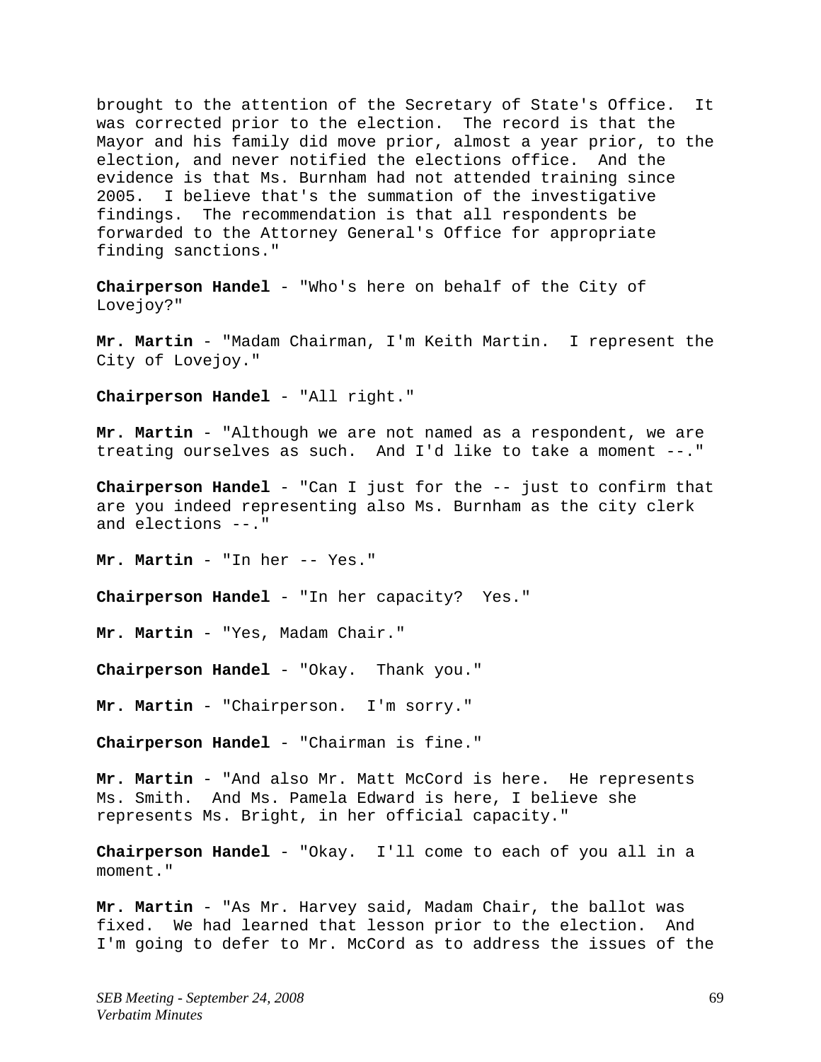brought to the attention of the Secretary of State's Office. It was corrected prior to the election. The record is that the Mayor and his family did move prior, almost a year prior, to the election, and never notified the elections office. And the evidence is that Ms. Burnham had not attended training since 2005. I believe that's the summation of the investigative findings. The recommendation is that all respondents be forwarded to the Attorney General's Office for appropriate finding sanctions."

**Chairperson Handel** - "Who's here on behalf of the City of Lovejoy?"

**Mr. Martin** - "Madam Chairman, I'm Keith Martin. I represent the City of Lovejoy."

**Chairperson Handel** - "All right."

**Mr. Martin** - "Although we are not named as a respondent, we are treating ourselves as such. And I'd like to take a moment --."

**Chairperson Handel** - "Can I just for the -- just to confirm that are you indeed representing also Ms. Burnham as the city clerk and elections --."

**Mr. Martin** - "In her -- Yes."

**Chairperson Handel** - "In her capacity? Yes."

**Mr. Martin** - "Yes, Madam Chair."

**Chairperson Handel** - "Okay. Thank you."

**Mr. Martin** - "Chairperson. I'm sorry."

**Chairperson Handel** - "Chairman is fine."

**Mr. Martin** - "And also Mr. Matt McCord is here. He represents Ms. Smith. And Ms. Pamela Edward is here, I believe she represents Ms. Bright, in her official capacity."

**Chairperson Handel** - "Okay. I'll come to each of you all in a moment."

**Mr. Martin** - "As Mr. Harvey said, Madam Chair, the ballot was fixed. We had learned that lesson prior to the election. And I'm going to defer to Mr. McCord as to address the issues of the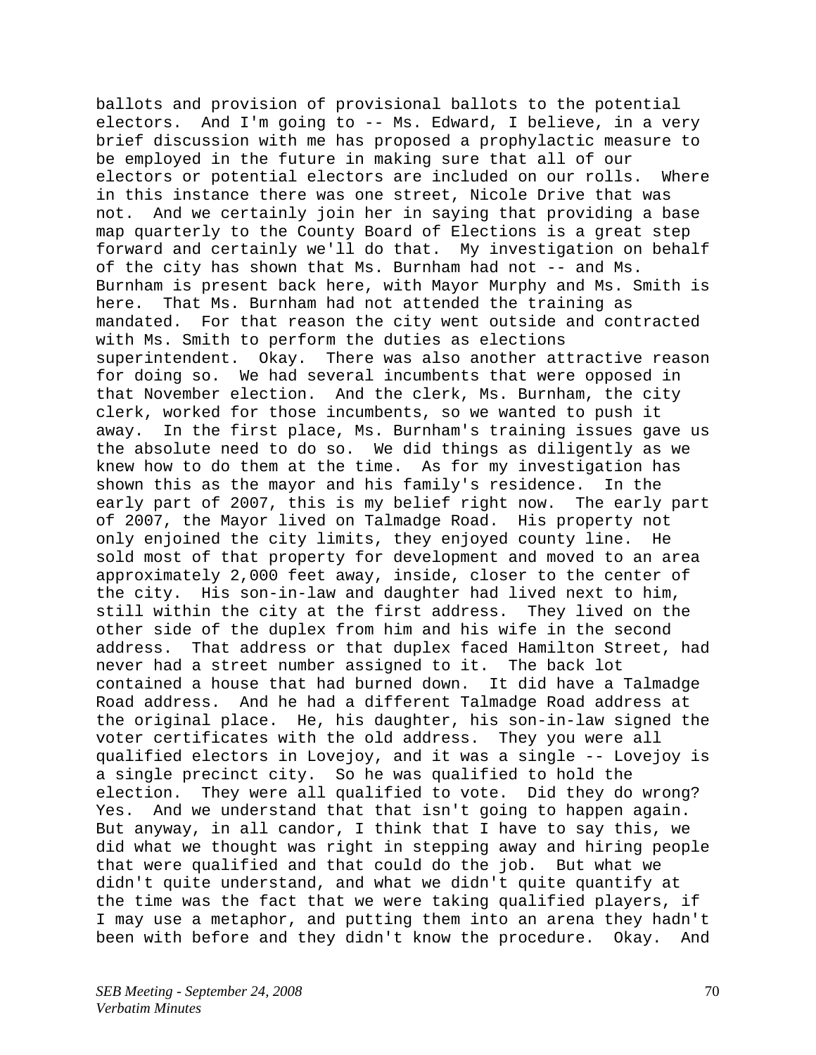ballots and provision of provisional ballots to the potential electors. And I'm going to -- Ms. Edward, I believe, in a very brief discussion with me has proposed a prophylactic measure to be employed in the future in making sure that all of our electors or potential electors are included on our rolls. Where in this instance there was one street, Nicole Drive that was not. And we certainly join her in saying that providing a base map quarterly to the County Board of Elections is a great step forward and certainly we'll do that. My investigation on behalf of the city has shown that Ms. Burnham had not -- and Ms. Burnham is present back here, with Mayor Murphy and Ms. Smith is here. That Ms. Burnham had not attended the training as mandated. For that reason the city went outside and contracted with Ms. Smith to perform the duties as elections superintendent. Okay. There was also another attractive reason for doing so. We had several incumbents that were opposed in that November election. And the clerk, Ms. Burnham, the city clerk, worked for those incumbents, so we wanted to push it away. In the first place, Ms. Burnham's training issues gave us the absolute need to do so. We did things as diligently as we knew how to do them at the time. As for my investigation has shown this as the mayor and his family's residence. In the early part of 2007, this is my belief right now. The early part of 2007, the Mayor lived on Talmadge Road. His property not only enjoined the city limits, they enjoyed county line. He sold most of that property for development and moved to an area approximately 2,000 feet away, inside, closer to the center of the city. His son-in-law and daughter had lived next to him, still within the city at the first address. They lived on the other side of the duplex from him and his wife in the second address. That address or that duplex faced Hamilton Street, had never had a street number assigned to it. The back lot contained a house that had burned down. It did have a Talmadge Road address. And he had a different Talmadge Road address at the original place. He, his daughter, his son-in-law signed the voter certificates with the old address. They you were all qualified electors in Lovejoy, and it was a single -- Lovejoy is a single precinct city. So he was qualified to hold the election. They were all qualified to vote. Did they do wrong? Yes. And we understand that that isn't going to happen again. But anyway, in all candor, I think that I have to say this, we did what we thought was right in stepping away and hiring people that were qualified and that could do the job. But what we didn't quite understand, and what we didn't quite quantify at the time was the fact that we were taking qualified players, if I may use a metaphor, and putting them into an arena they hadn't been with before and they didn't know the procedure. Okay. And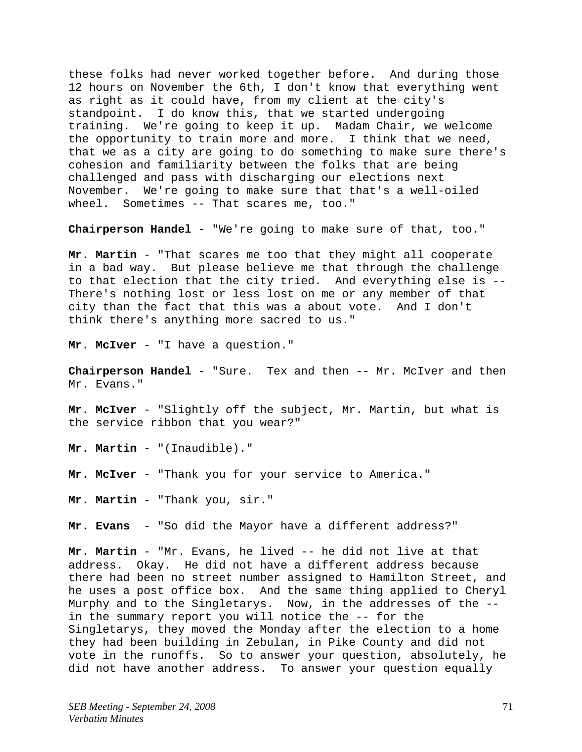these folks had never worked together before. And during those 12 hours on November the 6th, I don't know that everything went as right as it could have, from my client at the city's standpoint. I do know this, that we started undergoing training. We're going to keep it up. Madam Chair, we welcome the opportunity to train more and more. I think that we need, that we as a city are going to do something to make sure there's cohesion and familiarity between the folks that are being challenged and pass with discharging our elections next November. We're going to make sure that that's a well-oiled wheel. Sometimes -- That scares me, too."

**Chairperson Handel** - "We're going to make sure of that, too."

**Mr. Martin** - "That scares me too that they might all cooperate in a bad way. But please believe me that through the challenge to that election that the city tried. And everything else is -- There's nothing lost or less lost on me or any member of that city than the fact that this was a about vote. And I don't think there's anything more sacred to us."

**Mr. McIver** - "I have a question."

**Chairperson Handel** - "Sure. Tex and then -- Mr. McIver and then Mr. Evans."

**Mr. McIver** - "Slightly off the subject, Mr. Martin, but what is the service ribbon that you wear?"

**Mr. Martin** - "(Inaudible)."

**Mr. McIver** - "Thank you for your service to America."

**Mr. Martin** - "Thank you, sir."

**Mr. Evans** - "So did the Mayor have a different address?"

**Mr. Martin** - "Mr. Evans, he lived -- he did not live at that address. Okay. He did not have a different address because there had been no street number assigned to Hamilton Street, and he uses a post office box. And the same thing applied to Cheryl Murphy and to the Singletarys. Now, in the addresses of the -- in the summary report you will notice the -- for the Singletarys, they moved the Monday after the election to a home they had been building in Zebulan, in Pike County and did not vote in the runoffs. So to answer your question, absolutely, he did not have another address. To answer your question equally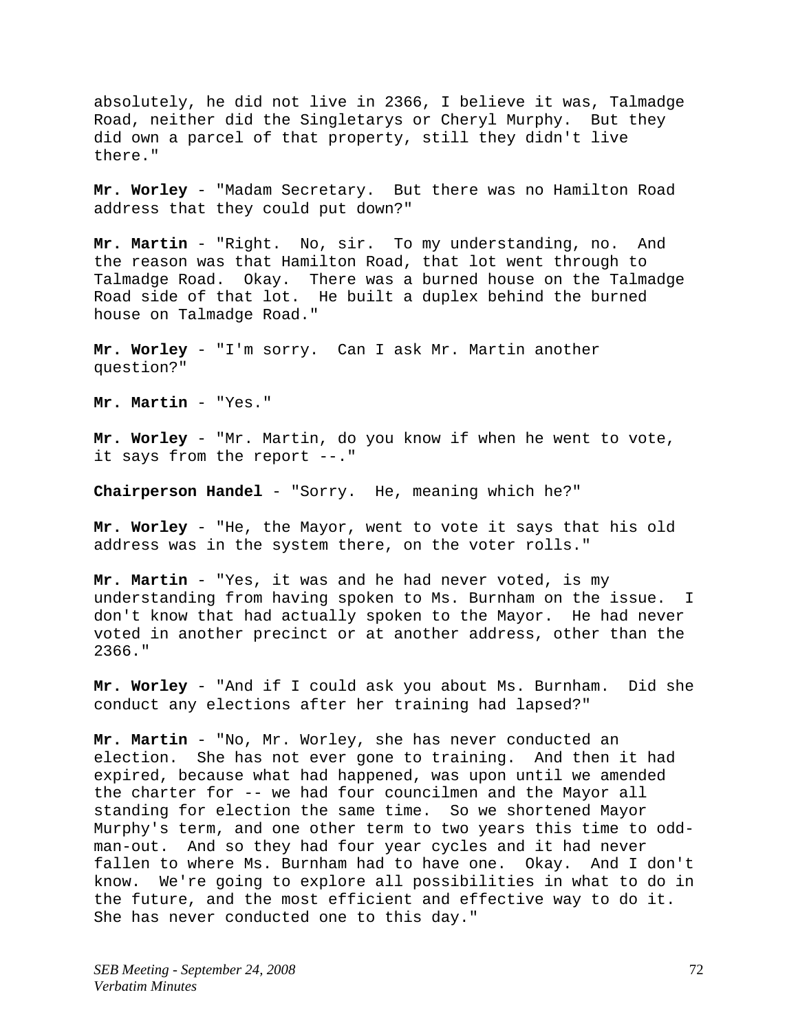absolutely, he did not live in 2366, I believe it was, Talmadge Road, neither did the Singletarys or Cheryl Murphy. But they did own a parcel of that property, still they didn't live there."

**Mr. Worley** - "Madam Secretary. But there was no Hamilton Road address that they could put down?"

**Mr. Martin** - "Right. No, sir. To my understanding, no. And the reason was that Hamilton Road, that lot went through to Talmadge Road. Okay. There was a burned house on the Talmadge Road side of that lot. He built a duplex behind the burned house on Talmadge Road."

**Mr. Worley** - "I'm sorry. Can I ask Mr. Martin another question?"

**Mr. Martin** - "Yes."

**Mr. Worley** - "Mr. Martin, do you know if when he went to vote, it says from the report --."

**Chairperson Handel** - "Sorry. He, meaning which he?"

**Mr. Worley** - "He, the Mayor, went to vote it says that his old address was in the system there, on the voter rolls."

**Mr. Martin** - "Yes, it was and he had never voted, is my understanding from having spoken to Ms. Burnham on the issue. I don't know that had actually spoken to the Mayor. He had never voted in another precinct or at another address, other than the 2366."

**Mr. Worley** - "And if I could ask you about Ms. Burnham. Did she conduct any elections after her training had lapsed?"

**Mr. Martin** - "No, Mr. Worley, she has never conducted an election. She has not ever gone to training. And then it had expired, because what had happened, was upon until we amended the charter for -- we had four councilmen and the Mayor all standing for election the same time. So we shortened Mayor Murphy's term, and one other term to two years this time to odd-man-out. And so they had four year cycles and it had never fallen to where Ms. Burnham had to have one. Okay. And I don't know. We're going to explore all possibilities in what to do in the future, and the most efficient and effective way to do it. She has never conducted one to this day."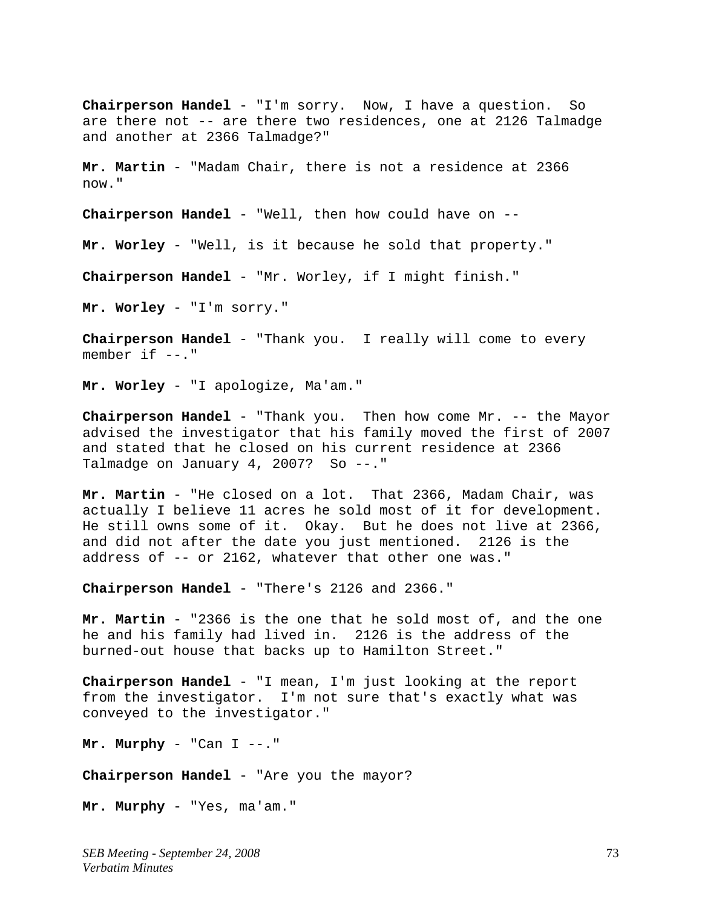**Chairperson Handel** - "I'm sorry. Now, I have a question. So are there not -- are there two residences, one at 2126 Talmadge and another at 2366 Talmadge?"

**Mr. Martin** - "Madam Chair, there is not a residence at 2366 now."

**Chairperson Handel** - "Well, then how could have on --

**Mr. Worley** - "Well, is it because he sold that property."

**Chairperson Handel** - "Mr. Worley, if I might finish."

**Mr. Worley** - "I'm sorry."

**Chairperson Handel** - "Thank you. I really will come to every member if --."

**Mr. Worley** - "I apologize, Ma'am."

**Chairperson Handel** - "Thank you. Then how come Mr. -- the Mayor advised the investigator that his family moved the first of 2007 and stated that he closed on his current residence at 2366 Talmadge on January 4, 2007? So --."

**Mr. Martin** - "He closed on a lot. That 2366, Madam Chair, was actually I believe 11 acres he sold most of it for development. He still owns some of it. Okay. But he does not live at 2366, and did not after the date you just mentioned. 2126 is the address of -- or 2162, whatever that other one was."

**Chairperson Handel** - "There's 2126 and 2366."

**Mr. Martin** - "2366 is the one that he sold most of, and the one he and his family had lived in. 2126 is the address of the burned-out house that backs up to Hamilton Street."

**Chairperson Handel** - "I mean, I'm just looking at the report from the investigator. I'm not sure that's exactly what was conveyed to the investigator."

**Mr. Murphy** - "Can I --."

**Chairperson Handel** - "Are you the mayor?

**Mr. Murphy** - "Yes, ma'am."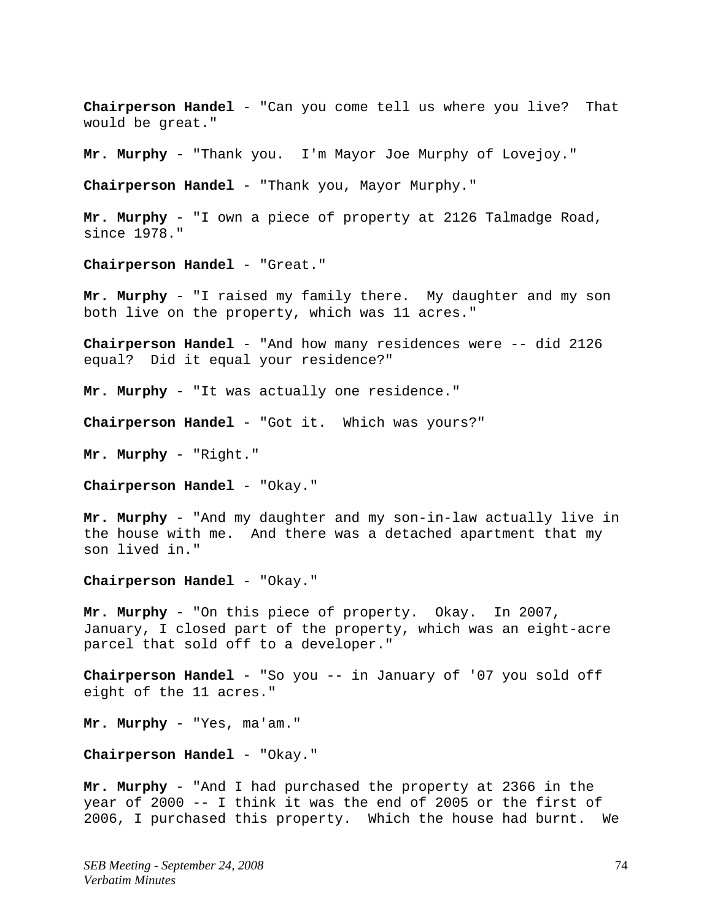**Chairperson Handel** - "Can you come tell us where you live? That would be great."

**Mr. Murphy** - "Thank you. I'm Mayor Joe Murphy of Lovejoy."

**Chairperson Handel** - "Thank you, Mayor Murphy."

**Mr. Murphy** - "I own a piece of property at 2126 Talmadge Road, since 1978."

**Chairperson Handel** - "Great."

**Mr. Murphy** - "I raised my family there. My daughter and my son both live on the property, which was 11 acres."

**Chairperson Handel** - "And how many residences were -- did 2126 equal? Did it equal your residence?"

**Mr. Murphy** - "It was actually one residence."

**Chairperson Handel** - "Got it. Which was yours?"

**Mr. Murphy** - "Right."

**Chairperson Handel** - "Okay."

**Mr. Murphy** - "And my daughter and my son-in-law actually live in the house with me. And there was a detached apartment that my son lived in."

**Chairperson Handel** - "Okay."

**Mr. Murphy** - "On this piece of property. Okay. In 2007, January, I closed part of the property, which was an eight-acre parcel that sold off to a developer."

**Chairperson Handel** - "So you -- in January of '07 you sold off eight of the 11 acres."

**Mr. Murphy** - "Yes, ma'am."

**Chairperson Handel** - "Okay."

**Mr. Murphy** - "And I had purchased the property at 2366 in the year of 2000 -- I think it was the end of 2005 or the first of 2006, I purchased this property. Which the house had burnt. We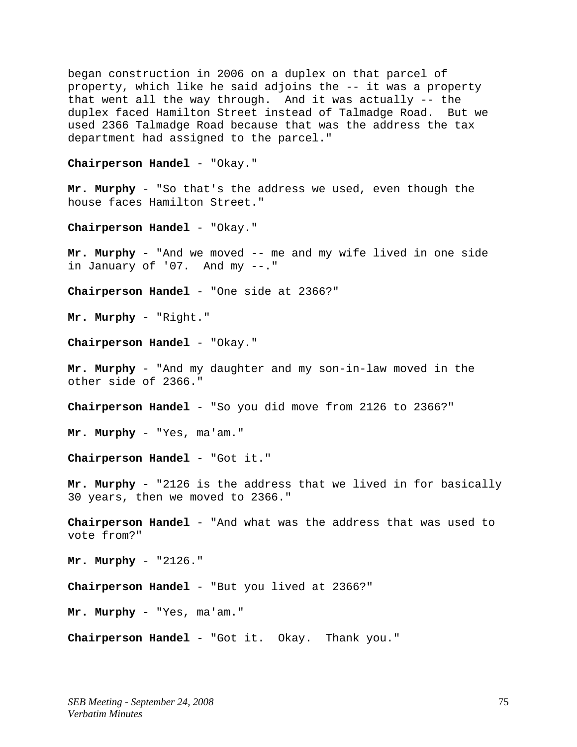began construction in 2006 on a duplex on that parcel of property, which like he said adjoins the -- it was a property that went all the way through. And it was actually -- the duplex faced Hamilton Street instead of Talmadge Road. But we used 2366 Talmadge Road because that was the address the tax department had assigned to the parcel."

**Chairperson Handel** - "Okay."

**Mr. Murphy** - "So that's the address we used, even though the house faces Hamilton Street."

**Chairperson Handel** - "Okay."

**Mr. Murphy** - "And we moved -- me and my wife lived in one side in January of '07. And my --."

**Chairperson Handel** - "One side at 2366?"

**Mr. Murphy** - "Right."

**Chairperson Handel** - "Okay."

**Mr. Murphy** - "And my daughter and my son-in-law moved in the other side of 2366."

**Chairperson Handel** - "So you did move from 2126 to 2366?"

**Mr. Murphy** - "Yes, ma'am."

**Chairperson Handel** - "Got it."

**Mr. Murphy** - "2126 is the address that we lived in for basically 30 years, then we moved to 2366."

**Chairperson Handel** - "And what was the address that was used to vote from?"

**Mr. Murphy** - "2126."

**Chairperson Handel** - "But you lived at 2366?"

**Mr. Murphy** - "Yes, ma'am."

**Chairperson Handel** - "Got it. Okay. Thank you."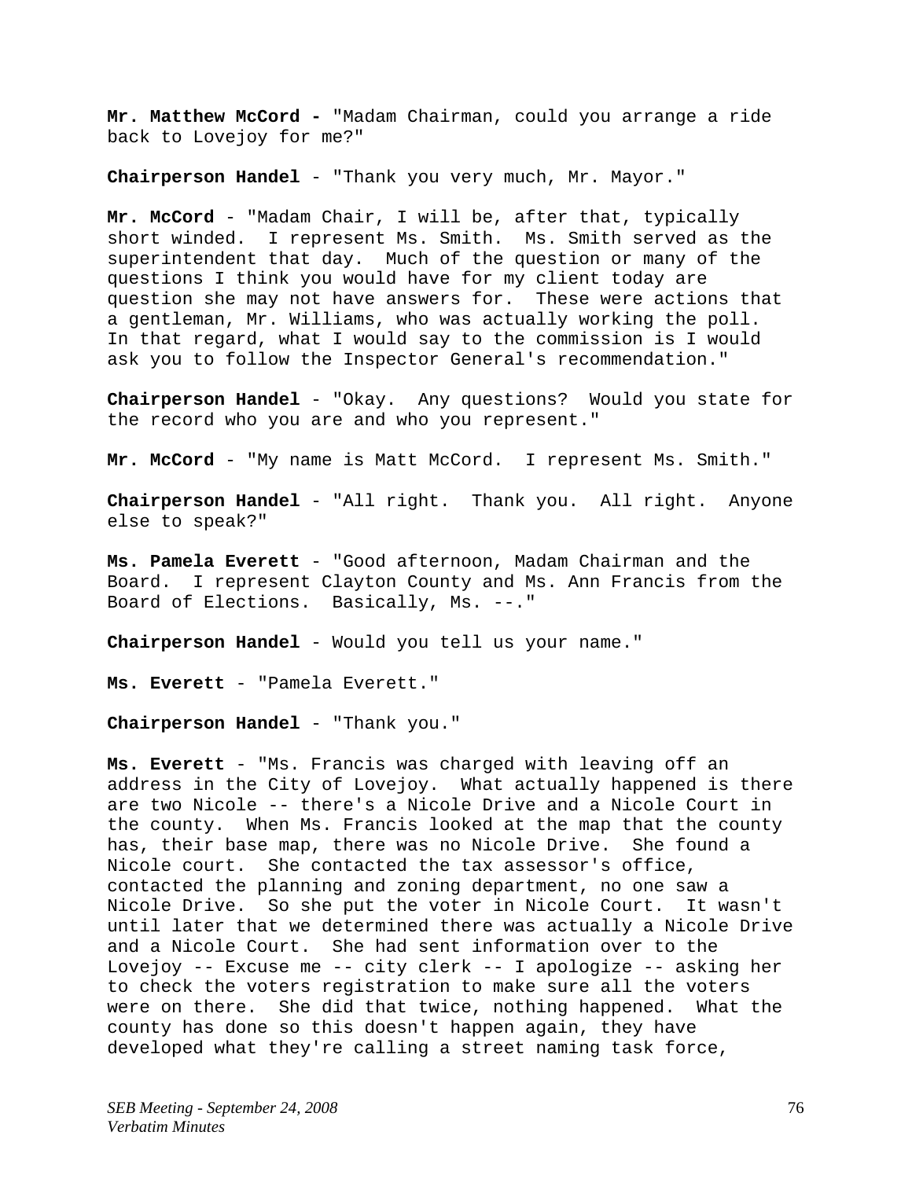**Mr. Matthew McCord -** "Madam Chairman, could you arrange a ride back to Lovejoy for me?"

**Chairperson Handel** - "Thank you very much, Mr. Mayor."

**Mr. McCord** - "Madam Chair, I will be, after that, typically short winded. I represent Ms. Smith. Ms. Smith served as the superintendent that day. Much of the question or many of the questions I think you would have for my client today are question she may not have answers for. These were actions that a gentleman, Mr. Williams, who was actually working the poll. In that regard, what I would say to the commission is I would ask you to follow the Inspector General's recommendation."

**Chairperson Handel** - "Okay. Any questions? Would you state for the record who you are and who you represent."

**Mr. McCord** - "My name is Matt McCord. I represent Ms. Smith."

**Chairperson Handel** - "All right. Thank you. All right. Anyone else to speak?"

**Ms. Pamela Everett** - "Good afternoon, Madam Chairman and the Board. I represent Clayton County and Ms. Ann Francis from the Board of Elections. Basically, Ms. --."

**Chairperson Handel** - Would you tell us your name."

**Ms. Everett** - "Pamela Everett."

**Chairperson Handel** - "Thank you."

**Ms. Everett** - "Ms. Francis was charged with leaving off an address in the City of Lovejoy. What actually happened is there are two Nicole -- there's a Nicole Drive and a Nicole Court in the county. When Ms. Francis looked at the map that the county has, their base map, there was no Nicole Drive. She found a Nicole court. She contacted the tax assessor's office, contacted the planning and zoning department, no one saw a Nicole Drive. So she put the voter in Nicole Court. It wasn't until later that we determined there was actually a Nicole Drive and a Nicole Court. She had sent information over to the Lovejoy -- Excuse me -- city clerk -- I apologize -- asking her to check the voters registration to make sure all the voters were on there. She did that twice, nothing happened. What the county has done so this doesn't happen again, they have developed what they're calling a street naming task force,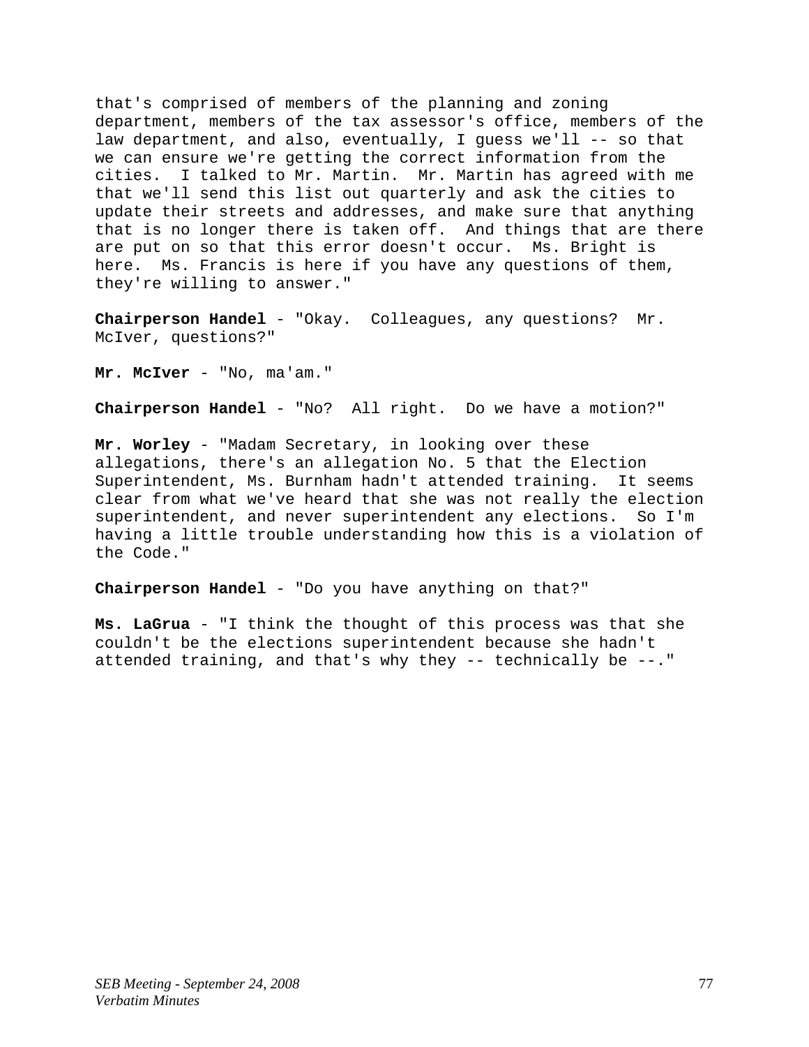that's comprised of members of the planning and zoning department, members of the tax assessor's office, members of the law department, and also, eventually, I guess we'll -- so that we can ensure we're getting the correct information from the cities. I talked to Mr. Martin. Mr. Martin has agreed with me that we'll send this list out quarterly and ask the cities to update their streets and addresses, and make sure that anything that is no longer there is taken off. And things that are there are put on so that this error doesn't occur. Ms. Bright is here. Ms. Francis is here if you have any questions of them, they're willing to answer."

**Chairperson Handel** - "Okay. Colleagues, any questions? Mr. McIver, questions?"

**Mr. McIver** - "No, ma'am."

**Chairperson Handel** - "No? All right. Do we have a motion?"

**Mr. Worley** - "Madam Secretary, in looking over these allegations, there's an allegation No. 5 that the Election Superintendent, Ms. Burnham hadn't attended training. It seems clear from what we've heard that she was not really the election superintendent, and never superintendent any elections. So I'm having a little trouble understanding how this is a violation of the Code."

**Chairperson Handel** - "Do you have anything on that?"

**Ms. LaGrua** - "I think the thought of this process was that she couldn't be the elections superintendent because she hadn't attended training, and that's why they -- technically be --."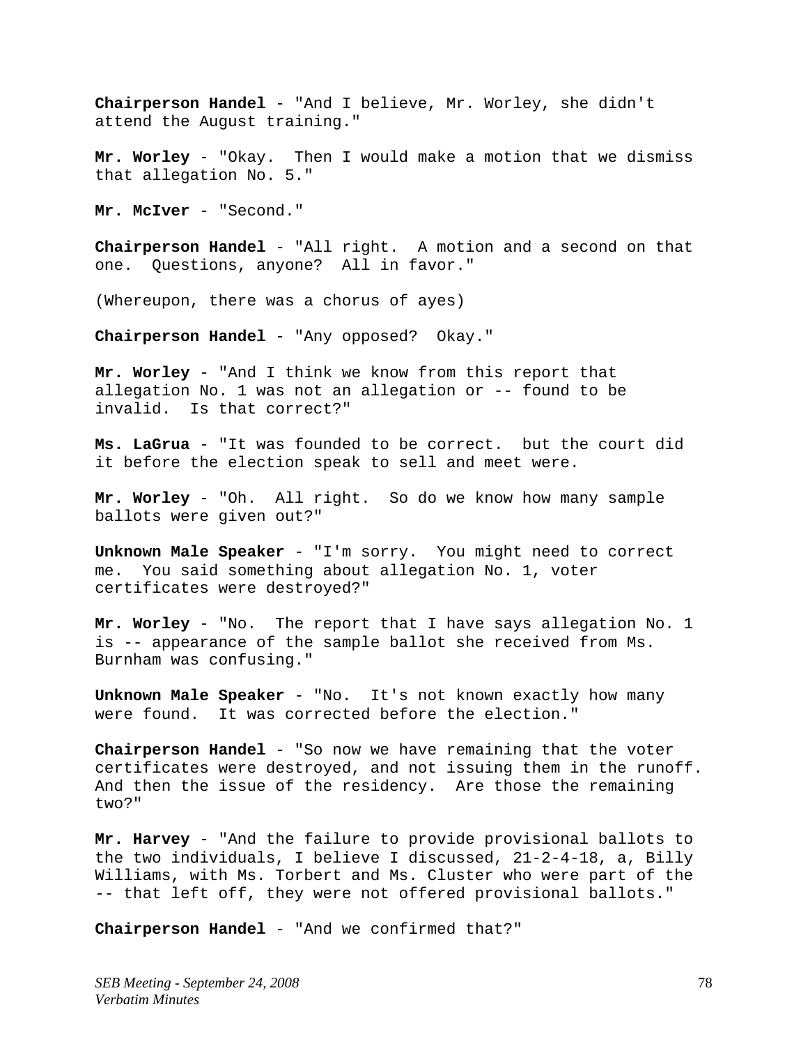**Chairperson Handel** - "And I believe, Mr. Worley, she didn't attend the August training."

**Mr. Worley** - "Okay. Then I would make a motion that we dismiss that allegation No. 5."

**Mr. McIver** - "Second."

**Chairperson Handel** - "All right. A motion and a second on that one. Questions, anyone? All in favor."

(Whereupon, there was a chorus of ayes)

**Chairperson Handel** - "Any opposed? Okay."

**Mr. Worley** - "And I think we know from this report that allegation No. 1 was not an allegation or -- found to be invalid. Is that correct?"

**Ms. LaGrua** - "It was founded to be correct. but the court did it before the election speak to sell and meet were.

**Mr. Worley** - "Oh. All right. So do we know how many sample ballots were given out?"

**Unknown Male Speaker** - "I'm sorry. You might need to correct me. You said something about allegation No. 1, voter certificates were destroyed?"

**Mr. Worley** - "No. The report that I have says allegation No. 1 is -- appearance of the sample ballot she received from Ms. Burnham was confusing."

**Unknown Male Speaker** - "No. It's not known exactly how many were found. It was corrected before the election."

**Chairperson Handel** - "So now we have remaining that the voter certificates were destroyed, and not issuing them in the runoff. And then the issue of the residency. Are those the remaining two?"

**Mr. Harvey** - "And the failure to provide provisional ballots to the two individuals, I believe I discussed, 21-2-4-18, a, Billy Williams, with Ms. Torbert and Ms. Cluster who were part of the -- that left off, they were not offered provisional ballots."

**Chairperson Handel** - "And we confirmed that?"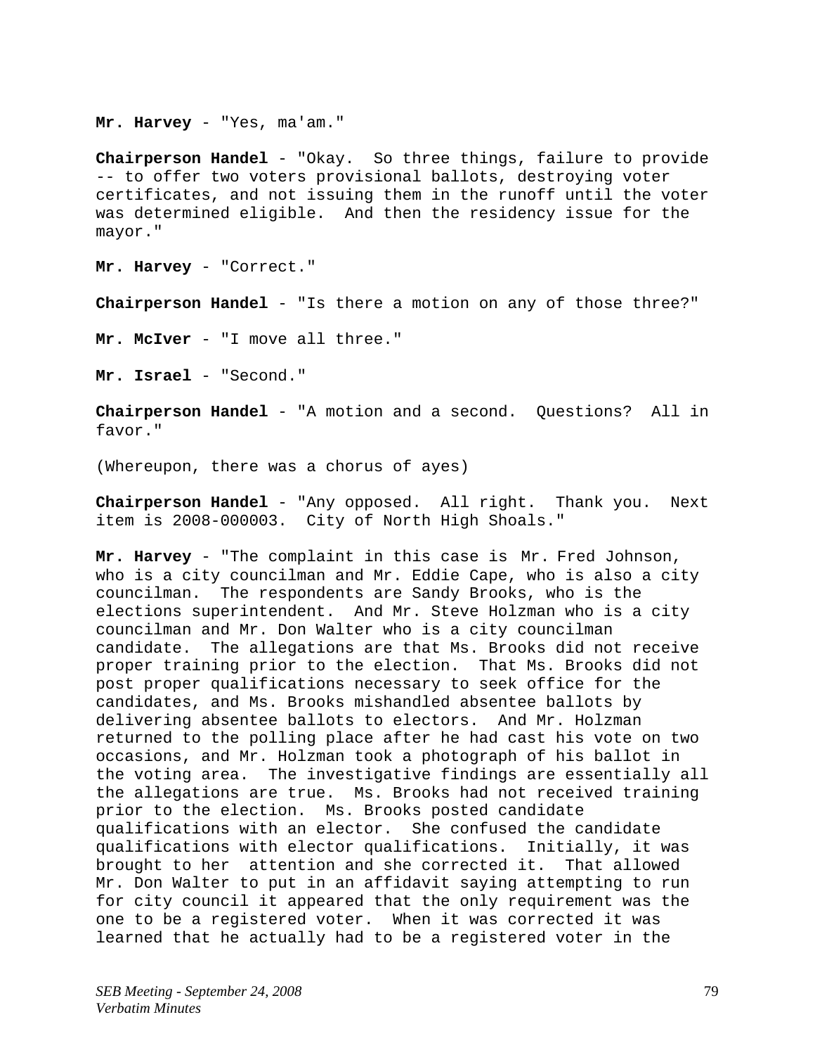**Mr. Harvey** - "Yes, ma'am."

**Chairperson Handel** - "Okay. So three things, failure to provide -- to offer two voters provisional ballots, destroying voter certificates, and not issuing them in the runoff until the voter was determined eligible. And then the residency issue for the mayor."

**Mr. Harvey** - "Correct."

**Chairperson Handel** - "Is there a motion on any of those three?"

**Mr. McIver** - "I move all three."

**Mr. Israel** - "Second."

**Chairperson Handel** - "A motion and a second. Questions? All in favor."

(Whereupon, there was a chorus of ayes)

**Chairperson Handel** - "Any opposed. All right. Thank you. Next item is 2008-000003. City of North High Shoals."

**Mr. Harvey** - "The complaint in this case is Mr. Fred Johnson, who is a city councilman and Mr. Eddie Cape, who is also a city councilman. The respondents are Sandy Brooks, who is the elections superintendent. And Mr. Steve Holzman who is a city councilman and Mr. Don Walter who is a city councilman candidate. The allegations are that Ms. Brooks did not receive proper training prior to the election. That Ms. Brooks did not post proper qualifications necessary to seek office for the candidates, and Ms. Brooks mishandled absentee ballots by delivering absentee ballots to electors. And Mr. Holzman returned to the polling place after he had cast his vote on two occasions, and Mr. Holzman took a photograph of his ballot in the voting area. The investigative findings are essentially all the allegations are true. Ms. Brooks had not received training prior to the election. Ms. Brooks posted candidate qualifications with an elector. She confused the candidate qualifications with elector qualifications. Initially, it was brought to her attention and she corrected it. That allowed Mr. Don Walter to put in an affidavit saying attempting to run for city council it appeared that the only requirement was the one to be a registered voter. When it was corrected it was learned that he actually had to be a registered voter in the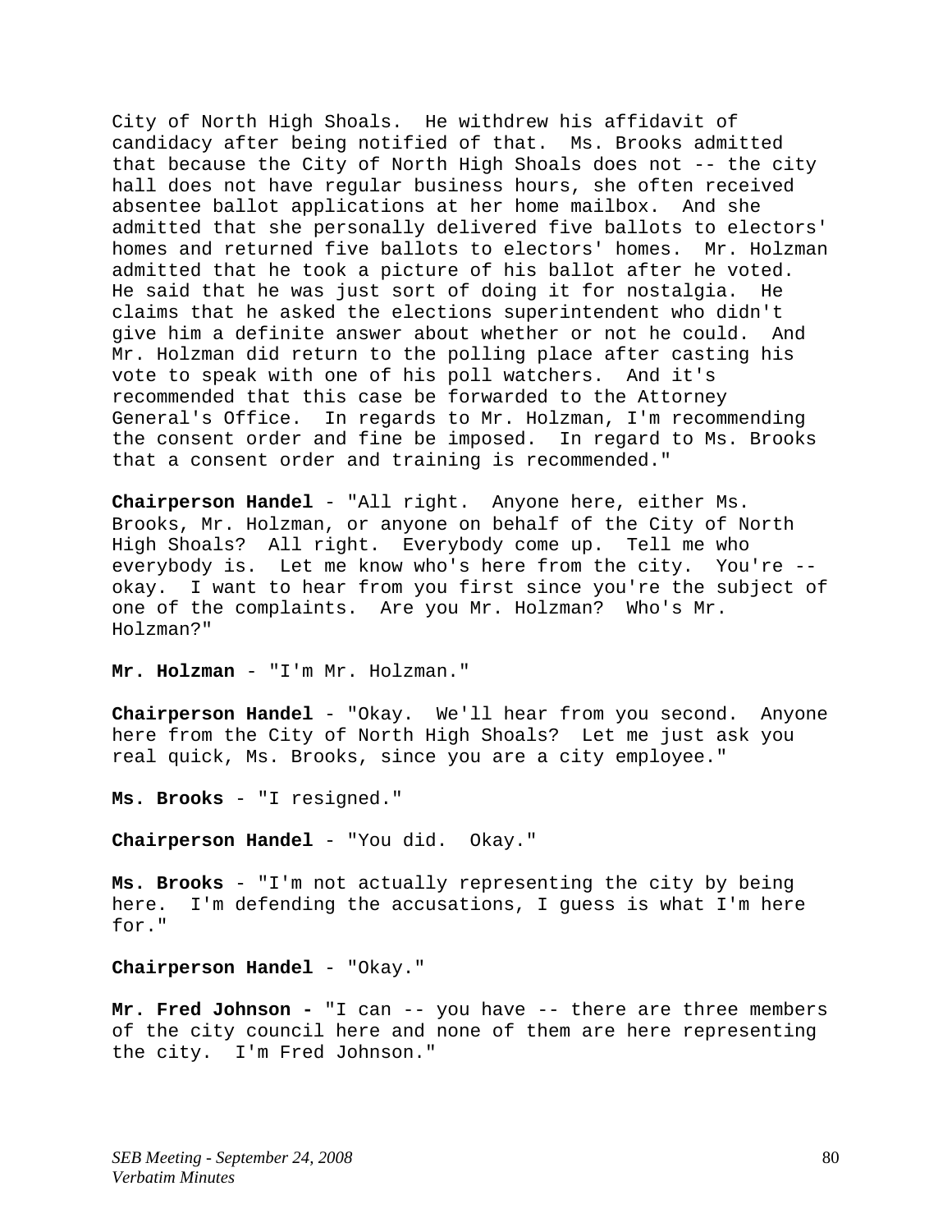City of North High Shoals. He withdrew his affidavit of candidacy after being notified of that. Ms. Brooks admitted that because the City of North High Shoals does not -- the city hall does not have regular business hours, she often received absentee ballot applications at her home mailbox. And she admitted that she personally delivered five ballots to electors' homes and returned five ballots to electors' homes. Mr. Holzman admitted that he took a picture of his ballot after he voted. He said that he was just sort of doing it for nostalgia. He claims that he asked the elections superintendent who didn't give him a definite answer about whether or not he could. And Mr. Holzman did return to the polling place after casting his vote to speak with one of his poll watchers. And it's recommended that this case be forwarded to the Attorney General's Office. In regards to Mr. Holzman, I'm recommending the consent order and fine be imposed. In regard to Ms. Brooks that a consent order and training is recommended."

**Chairperson Handel** - "All right. Anyone here, either Ms. Brooks, Mr. Holzman, or anyone on behalf of the City of North High Shoals? All right. Everybody come up. Tell me who everybody is. Let me know who's here from the city. You're -- okay. I want to hear from you first since you're the subject of one of the complaints. Are you Mr. Holzman? Who's Mr. Holzman?"

**Mr. Holzman** - "I'm Mr. Holzman."

**Chairperson Handel** - "Okay. We'll hear from you second. Anyone here from the City of North High Shoals? Let me just ask you real quick, Ms. Brooks, since you are a city employee."

**Ms. Brooks** - "I resigned."

**Chairperson Handel** - "You did. Okay."

**Ms. Brooks** - "I'm not actually representing the city by being here. I'm defending the accusations, I guess is what I'm here for."

**Chairperson Handel** - "Okay."

**Mr. Fred Johnson -** "I can -- you have -- there are three members of the city council here and none of them are here representing the city. I'm Fred Johnson."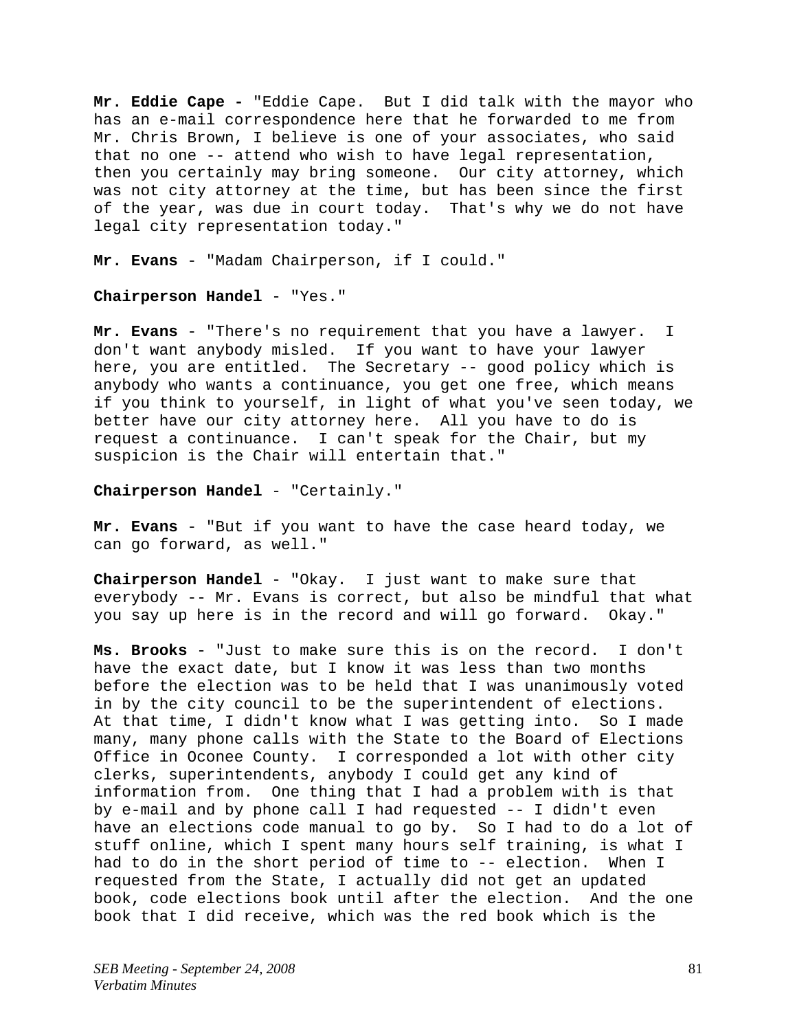**Mr. Eddie Cape -** "Eddie Cape. But I did talk with the mayor who has an e-mail correspondence here that he forwarded to me from Mr. Chris Brown, I believe is one of your associates, who said that no one -- attend who wish to have legal representation, then you certainly may bring someone. Our city attorney, which was not city attorney at the time, but has been since the first of the year, was due in court today. That's why we do not have legal city representation today."

**Mr. Evans** - "Madam Chairperson, if I could."

**Chairperson Handel** - "Yes."

**Mr. Evans** - "There's no requirement that you have a lawyer. I don't want anybody misled. If you want to have your lawyer here, you are entitled. The Secretary -- good policy which is anybody who wants a continuance, you get one free, which means if you think to yourself, in light of what you've seen today, we better have our city attorney here. All you have to do is request a continuance. I can't speak for the Chair, but my suspicion is the Chair will entertain that."

**Chairperson Handel** - "Certainly."

**Mr. Evans** - "But if you want to have the case heard today, we can go forward, as well."

**Chairperson Handel** - "Okay. I just want to make sure that everybody -- Mr. Evans is correct, but also be mindful that what you say up here is in the record and will go forward. Okay."

**Ms. Brooks** - "Just to make sure this is on the record. I don't have the exact date, but I know it was less than two months before the election was to be held that I was unanimously voted in by the city council to be the superintendent of elections. At that time, I didn't know what I was getting into. So I made many, many phone calls with the State to the Board of Elections Office in Oconee County. I corresponded a lot with other city clerks, superintendents, anybody I could get any kind of information from. One thing that I had a problem with is that by e-mail and by phone call I had requested -- I didn't even have an elections code manual to go by. So I had to do a lot of stuff online, which I spent many hours self training, is what I had to do in the short period of time to -- election. When I requested from the State, I actually did not get an updated book, code elections book until after the election. And the one book that I did receive, which was the red book which is the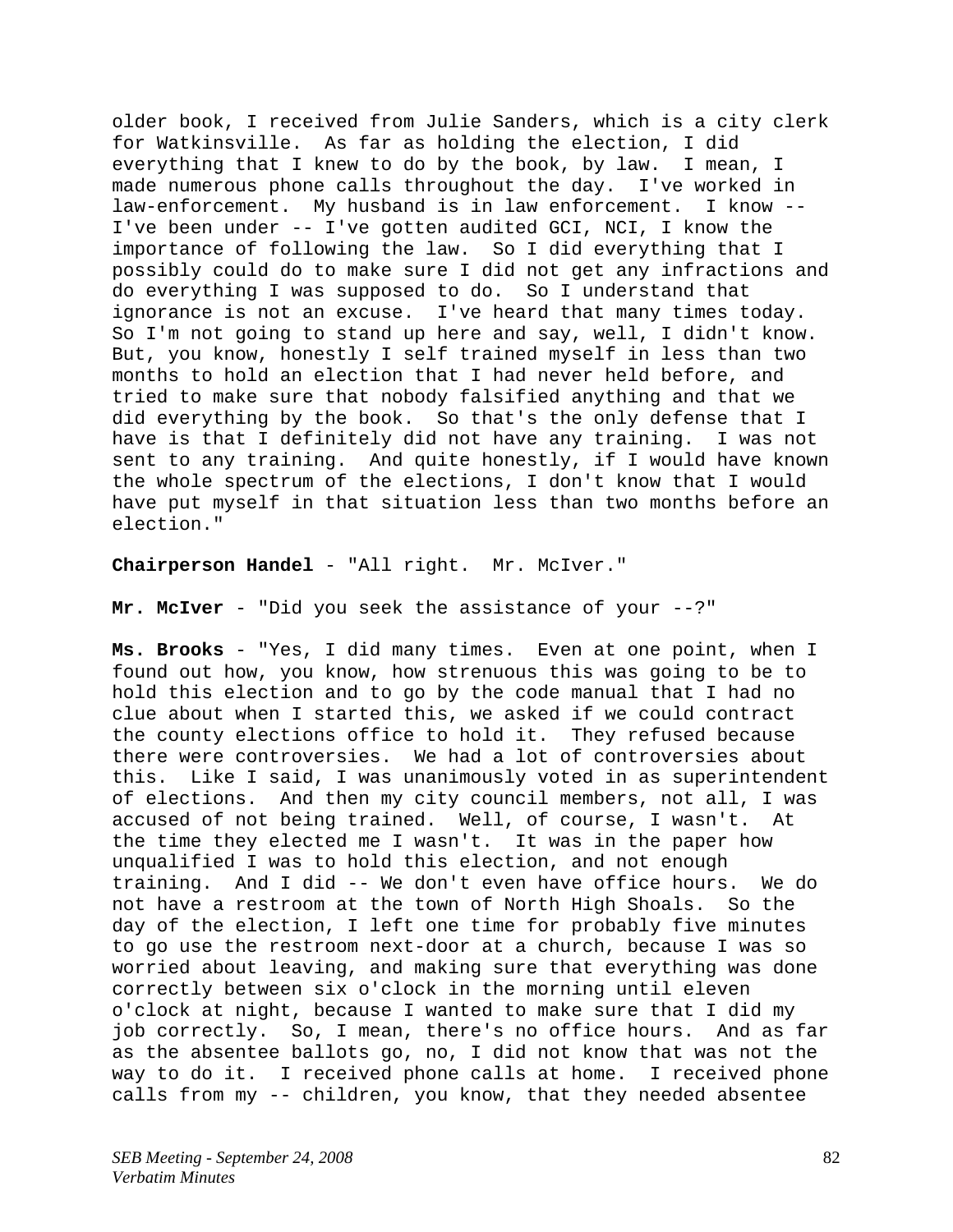older book, I received from Julie Sanders, which is a city clerk for Watkinsville. As far as holding the election, I did everything that I knew to do by the book, by law. I mean, I made numerous phone calls throughout the day. I've worked in law-enforcement. My husband is in law enforcement. I know -- I've been under -- I've gotten audited GCI, NCI, I know the importance of following the law. So I did everything that I possibly could do to make sure I did not get any infractions and do everything I was supposed to do. So I understand that ignorance is not an excuse. I've heard that many times today. So I'm not going to stand up here and say, well, I didn't know. But, you know, honestly I self trained myself in less than two months to hold an election that I had never held before, and tried to make sure that nobody falsified anything and that we did everything by the book. So that's the only defense that I have is that I definitely did not have any training. I was not sent to any training. And quite honestly, if I would have known the whole spectrum of the elections, I don't know that I would have put myself in that situation less than two months before an election."

**Chairperson Handel** - "All right. Mr. McIver."

**Mr. McIver** - "Did you seek the assistance of your --?"

**Ms. Brooks** - "Yes, I did many times. Even at one point, when I found out how, you know, how strenuous this was going to be to hold this election and to go by the code manual that I had no clue about when I started this, we asked if we could contract the county elections office to hold it. They refused because there were controversies. We had a lot of controversies about this. Like I said, I was unanimously voted in as superintendent of elections. And then my city council members, not all, I was accused of not being trained. Well, of course, I wasn't. At the time they elected me I wasn't. It was in the paper how unqualified I was to hold this election, and not enough training. And I did -- We don't even have office hours. We do not have a restroom at the town of North High Shoals. So the day of the election, I left one time for probably five minutes to go use the restroom next-door at a church, because I was so worried about leaving, and making sure that everything was done correctly between six o'clock in the morning until eleven o'clock at night, because I wanted to make sure that I did my job correctly. So, I mean, there's no office hours. And as far as the absentee ballots go, no, I did not know that was not the way to do it. I received phone calls at home. I received phone calls from my -- children, you know, that they needed absentee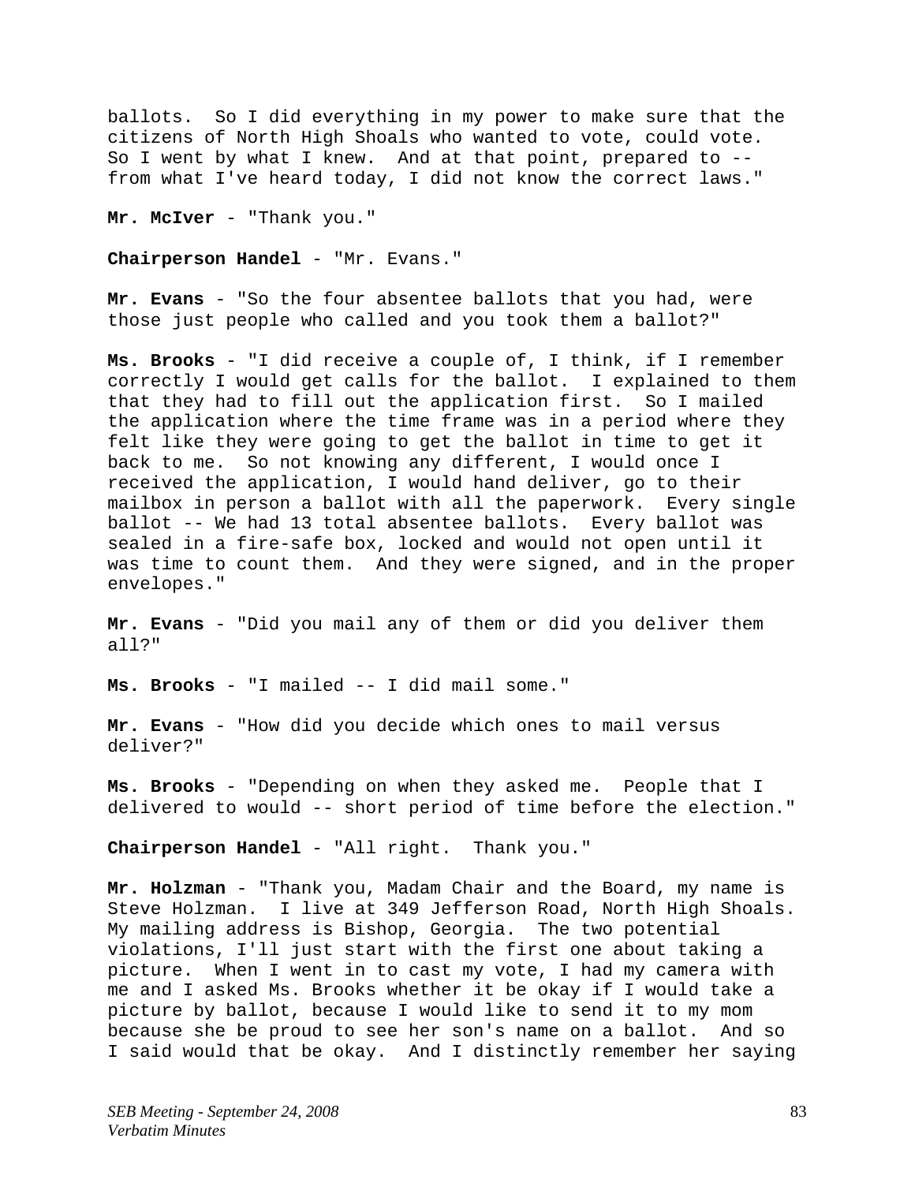ballots. So I did everything in my power to make sure that the citizens of North High Shoals who wanted to vote, could vote. So I went by what I knew. And at that point, prepared to -- from what I've heard today, I did not know the correct laws."

**Mr. McIver** - "Thank you."

**Chairperson Handel** - "Mr. Evans."

**Mr. Evans** - "So the four absentee ballots that you had, were those just people who called and you took them a ballot?"

**Ms. Brooks** - "I did receive a couple of, I think, if I remember correctly I would get calls for the ballot. I explained to them that they had to fill out the application first. So I mailed the application where the time frame was in a period where they felt like they were going to get the ballot in time to get it back to me. So not knowing any different, I would once I received the application, I would hand deliver, go to their mailbox in person a ballot with all the paperwork. Every single ballot -- We had 13 total absentee ballots. Every ballot was sealed in a fire-safe box, locked and would not open until it was time to count them. And they were signed, and in the proper envelopes."

**Mr. Evans** - "Did you mail any of them or did you deliver them all?"

**Ms. Brooks** - "I mailed -- I did mail some."

**Mr. Evans** - "How did you decide which ones to mail versus deliver?"

**Ms. Brooks** - "Depending on when they asked me. People that I delivered to would -- short period of time before the election."

**Chairperson Handel** - "All right. Thank you."

**Mr. Holzman** - "Thank you, Madam Chair and the Board, my name is Steve Holzman. I live at 349 Jefferson Road, North High Shoals. My mailing address is Bishop, Georgia. The two potential violations, I'll just start with the first one about taking a picture. When I went in to cast my vote, I had my camera with me and I asked Ms. Brooks whether it be okay if I would take a picture by ballot, because I would like to send it to my mom because she be proud to see her son's name on a ballot. And so I said would that be okay. And I distinctly remember her saying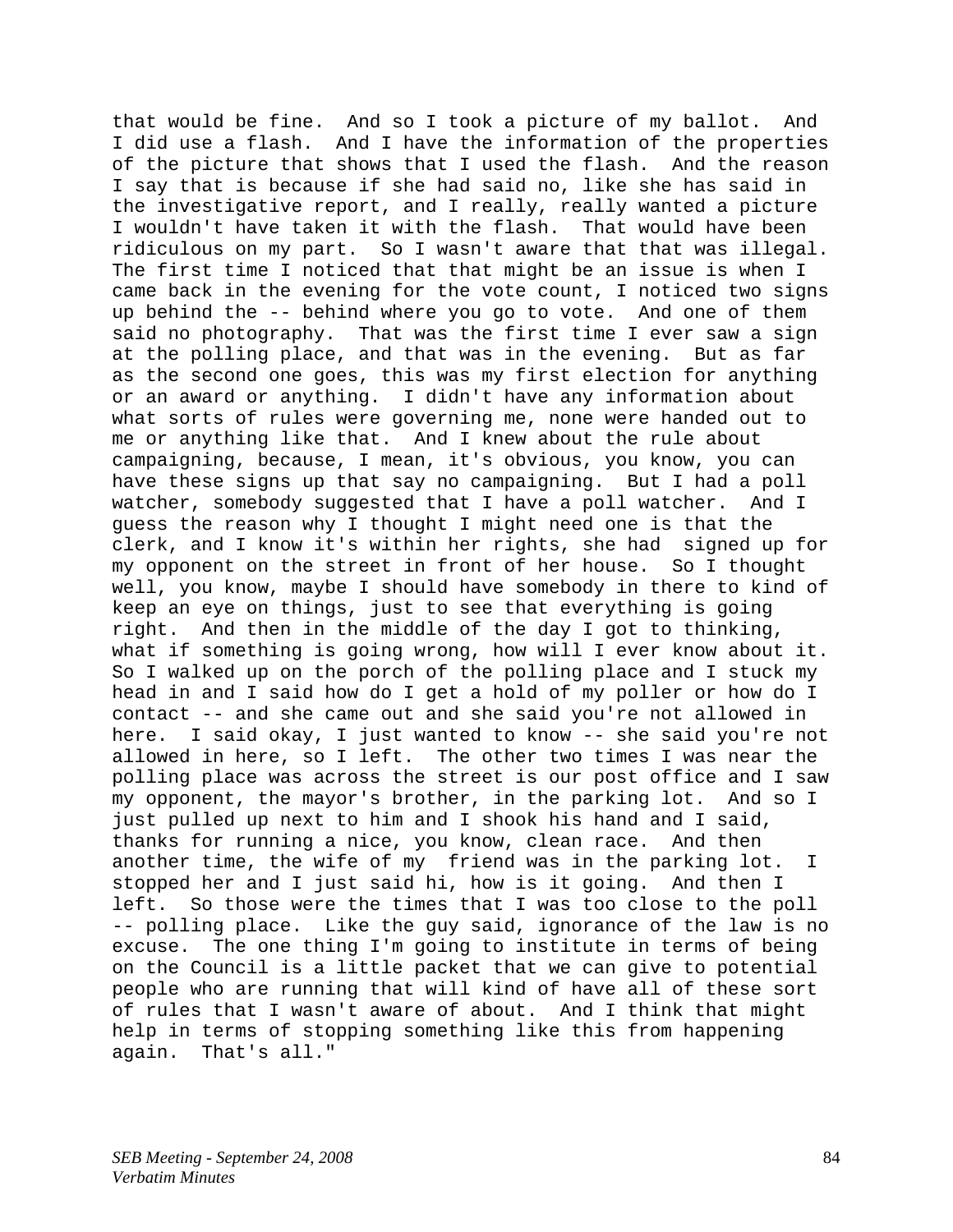that would be fine. And so I took a picture of my ballot. And I did use a flash. And I have the information of the properties of the picture that shows that I used the flash. And the reason I say that is because if she had said no, like she has said in the investigative report, and I really, really wanted a picture I wouldn't have taken it with the flash. That would have been ridiculous on my part. So I wasn't aware that that was illegal. The first time I noticed that that might be an issue is when I came back in the evening for the vote count, I noticed two signs up behind the -- behind where you go to vote. And one of them said no photography. That was the first time I ever saw a sign at the polling place, and that was in the evening. But as far as the second one goes, this was my first election for anything or an award or anything. I didn't have any information about what sorts of rules were governing me, none were handed out to me or anything like that. And I knew about the rule about campaigning, because, I mean, it's obvious, you know, you can have these signs up that say no campaigning. But I had a poll watcher, somebody suggested that I have a poll watcher. And I guess the reason why I thought I might need one is that the clerk, and I know it's within her rights, she had signed up for my opponent on the street in front of her house. So I thought well, you know, maybe I should have somebody in there to kind of keep an eye on things, just to see that everything is going right. And then in the middle of the day I got to thinking, what if something is going wrong, how will I ever know about it. So I walked up on the porch of the polling place and I stuck my head in and I said how do I get a hold of my poller or how do I contact -- and she came out and she said you're not allowed in here. I said okay, I just wanted to know -- she said you're not allowed in here, so I left. The other two times I was near the polling place was across the street is our post office and I saw my opponent, the mayor's brother, in the parking lot. And so I just pulled up next to him and I shook his hand and I said, thanks for running a nice, you know, clean race. And then another time, the wife of my friend was in the parking lot. I stopped her and I just said hi, how is it going. And then I left. So those were the times that I was too close to the poll -- polling place. Like the guy said, ignorance of the law is no excuse. The one thing I'm going to institute in terms of being on the Council is a little packet that we can give to potential people who are running that will kind of have all of these sort of rules that I wasn't aware of about. And I think that might help in terms of stopping something like this from happening again. That's all."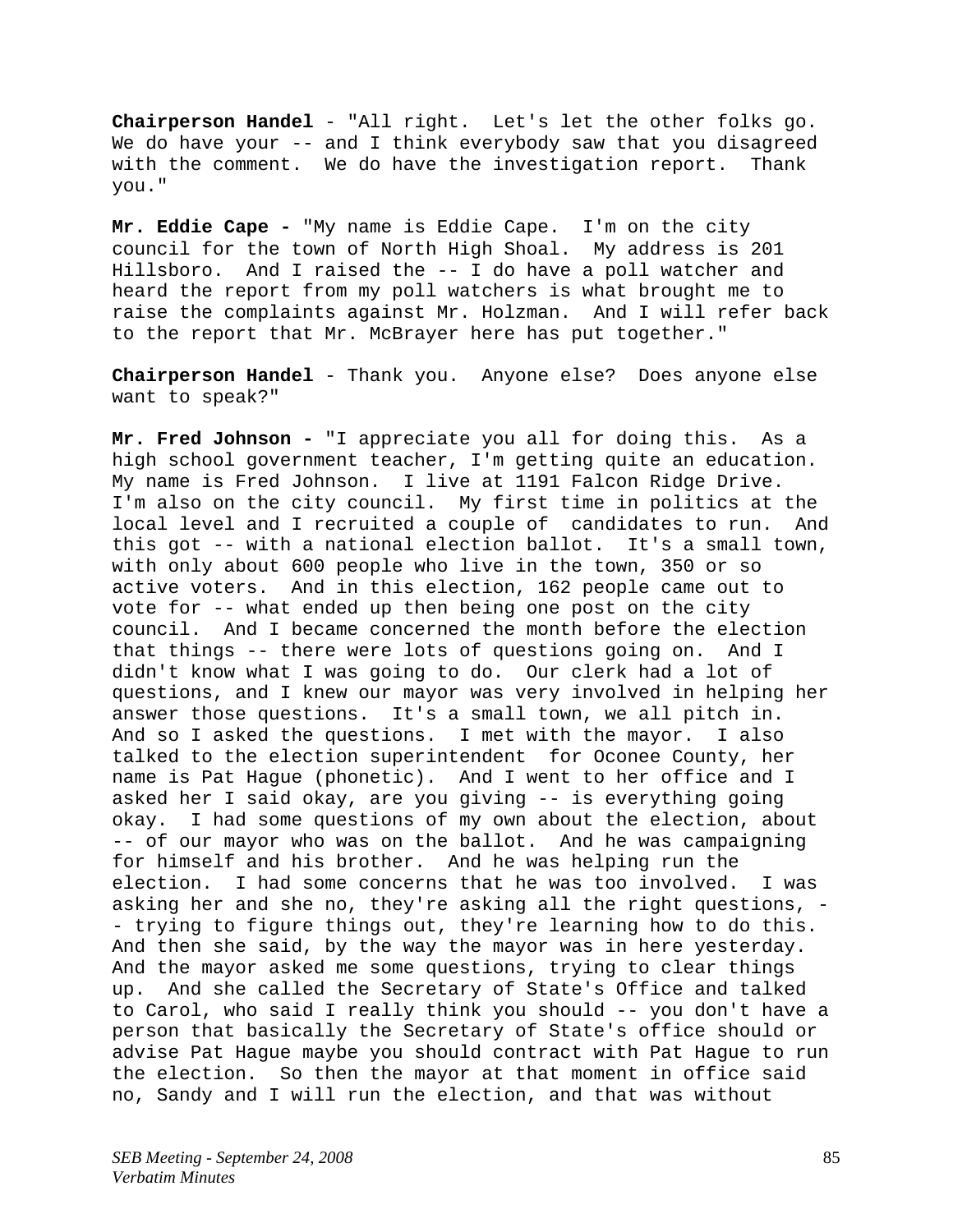**Chairperson Handel** - "All right. Let's let the other folks go. We do have your -- and I think everybody saw that you disagreed with the comment. We do have the investigation report. Thank you."

**Mr. Eddie Cape -** "My name is Eddie Cape. I'm on the city council for the town of North High Shoal. My address is 201 Hillsboro. And I raised the -- I do have a poll watcher and heard the report from my poll watchers is what brought me to raise the complaints against Mr. Holzman. And I will refer back to the report that Mr. McBrayer here has put together."

**Chairperson Handel** - Thank you. Anyone else? Does anyone else want to speak?"

**Mr. Fred Johnson -** "I appreciate you all for doing this. As a high school government teacher, I'm getting quite an education. My name is Fred Johnson. I live at 1191 Falcon Ridge Drive. I'm also on the city council. My first time in politics at the local level and I recruited a couple of candidates to run. And this got -- with a national election ballot. It's a small town, with only about 600 people who live in the town, 350 or so active voters. And in this election, 162 people came out to vote for -- what ended up then being one post on the city council. And I became concerned the month before the election that things -- there were lots of questions going on. And I didn't know what I was going to do. Our clerk had a lot of questions, and I knew our mayor was very involved in helping her answer those questions. It's a small town, we all pitch in. And so I asked the questions. I met with the mayor. I also talked to the election superintendent for Oconee County, her name is Pat Hague (phonetic). And I went to her office and I asked her I said okay, are you giving -- is everything going okay. I had some questions of my own about the election, about -- of our mayor who was on the ballot. And he was campaigning for himself and his brother. And he was helping run the election. I had some concerns that he was too involved. I was asking her and she no, they're asking all the right questions, -- trying to figure things out, they're learning how to do this. And then she said, by the way the mayor was in here yesterday. And the mayor asked me some questions, trying to clear things up. And she called the Secretary of State's Office and talked to Carol, who said I really think you should -- you don't have a person that basically the Secretary of State's office should or advise Pat Hague maybe you should contract with Pat Hague to run the election. So then the mayor at that moment in office said no, Sandy and I will run the election, and that was without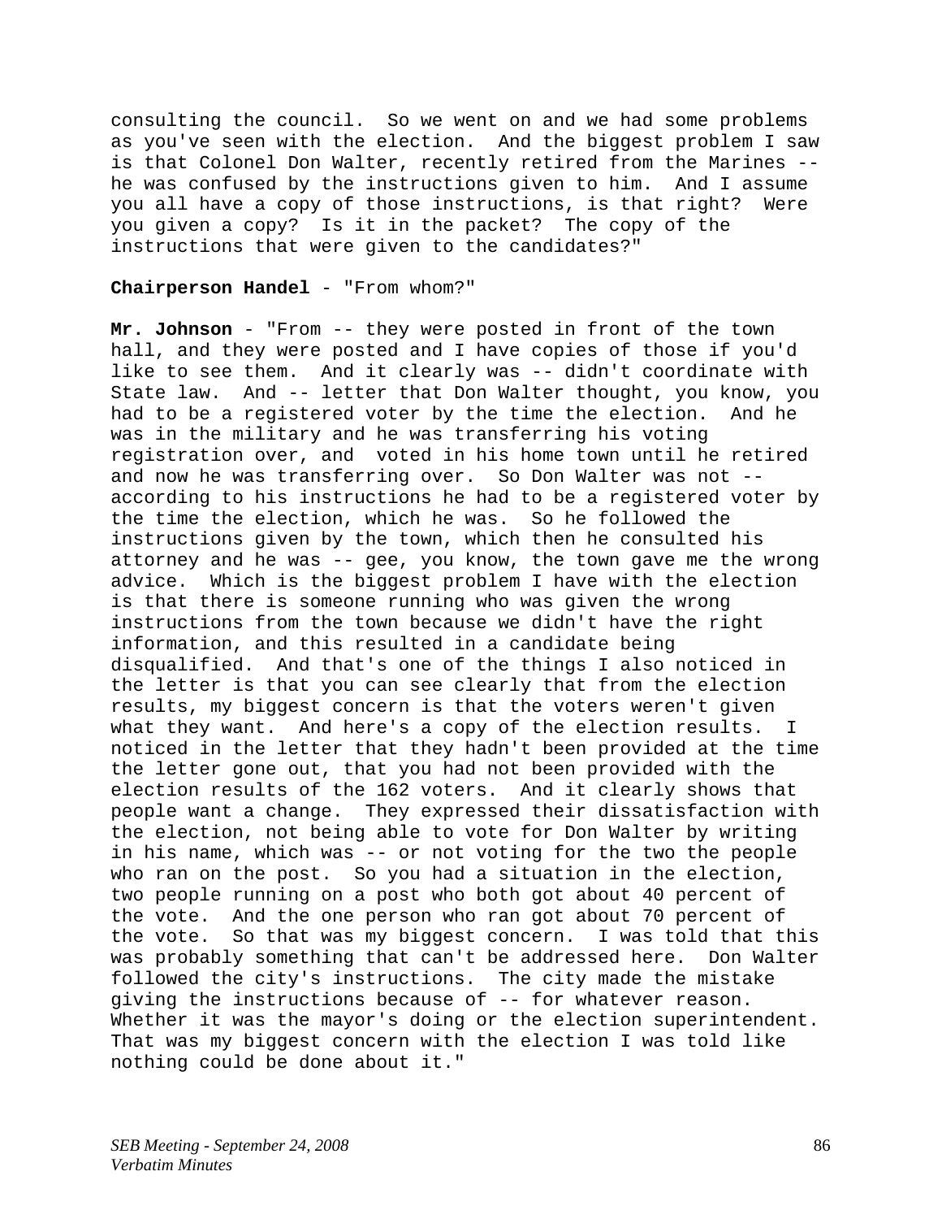consulting the council. So we went on and we had some problems as you've seen with the election. And the biggest problem I saw is that Colonel Don Walter, recently retired from the Marines -- he was confused by the instructions given to him. And I assume you all have a copy of those instructions, is that right? Were you given a copy? Is it in the packet? The copy of the instructions that were given to the candidates?"

**Chairperson Handel** - "From whom?"

**Mr. Johnson** - "From -- they were posted in front of the town hall, and they were posted and I have copies of those if you'd like to see them. And it clearly was -- didn't coordinate with State law. And -- letter that Don Walter thought, you know, you had to be a registered voter by the time the election. And he was in the military and he was transferring his voting registration over, and voted in his home town until he retired and now he was transferring over. So Don Walter was not -- according to his instructions he had to be a registered voter by the time the election, which he was. So he followed the instructions given by the town, which then he consulted his attorney and he was -- gee, you know, the town gave me the wrong advice. Which is the biggest problem I have with the election is that there is someone running who was given the wrong instructions from the town because we didn't have the right information, and this resulted in a candidate being disqualified. And that's one of the things I also noticed in the letter is that you can see clearly that from the election results, my biggest concern is that the voters weren't given what they want. And here's a copy of the election results. I noticed in the letter that they hadn't been provided at the time the letter gone out, that you had not been provided with the election results of the 162 voters. And it clearly shows that people want a change. They expressed their dissatisfaction with the election, not being able to vote for Don Walter by writing in his name, which was -- or not voting for the two the people who ran on the post. So you had a situation in the election, two people running on a post who both got about 40 percent of the vote. And the one person who ran got about 70 percent of the vote. So that was my biggest concern. I was told that this was probably something that can't be addressed here. Don Walter followed the city's instructions. The city made the mistake giving the instructions because of -- for whatever reason. Whether it was the mayor's doing or the election superintendent. That was my biggest concern with the election I was told like nothing could be done about it."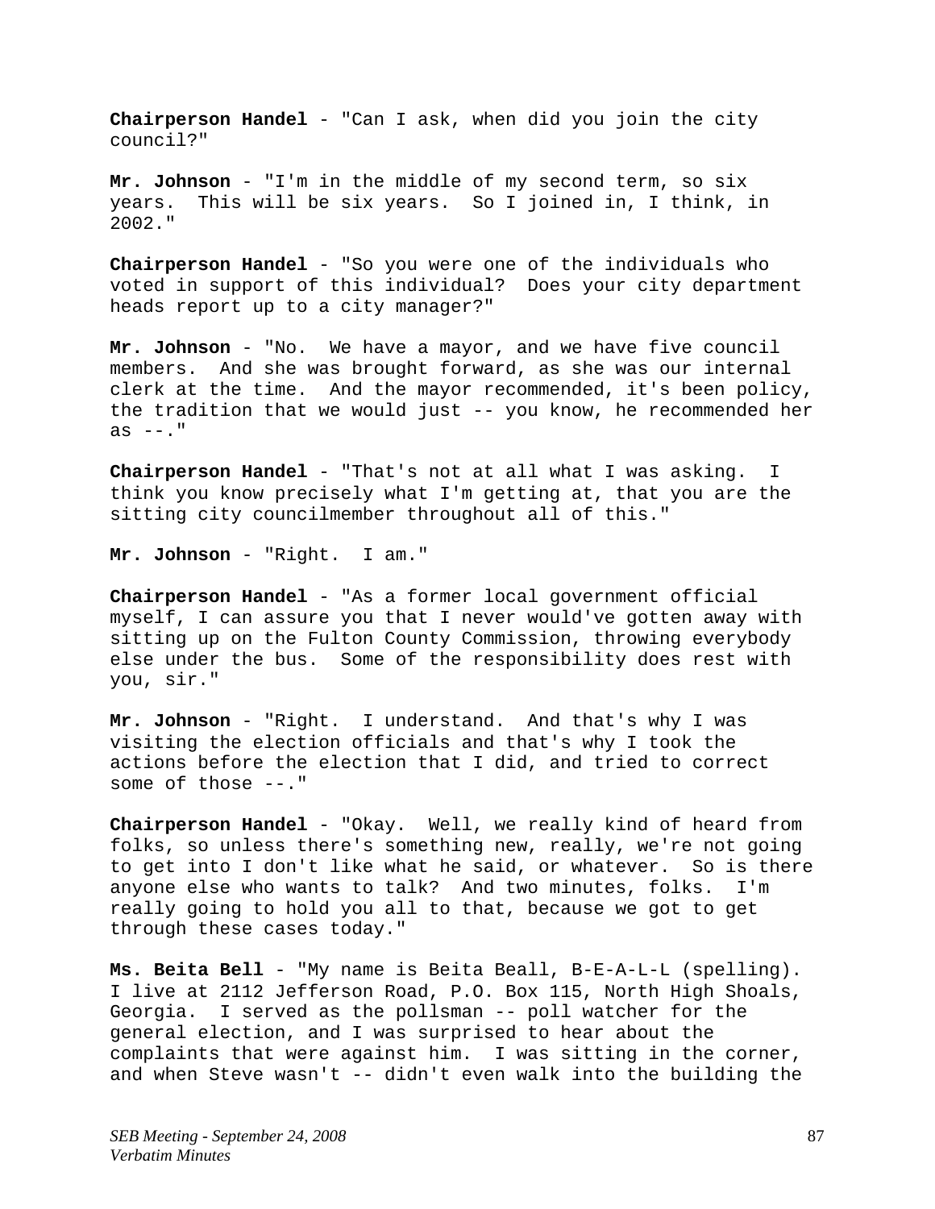**Chairperson Handel** - "Can I ask, when did you join the city council?"

**Mr. Johnson** - "I'm in the middle of my second term, so six years. This will be six years. So I joined in, I think, in 2002."

**Chairperson Handel** - "So you were one of the individuals who voted in support of this individual? Does your city department heads report up to a city manager?"

**Mr. Johnson** - "No. We have a mayor, and we have five council members. And she was brought forward, as she was our internal clerk at the time. And the mayor recommended, it's been policy, the tradition that we would just -- you know, he recommended her as --."

**Chairperson Handel** - "That's not at all what I was asking. I think you know precisely what I'm getting at, that you are the sitting city councilmember throughout all of this."

**Mr. Johnson** - "Right. I am."

**Chairperson Handel** - "As a former local government official myself, I can assure you that I never would've gotten away with sitting up on the Fulton County Commission, throwing everybody else under the bus. Some of the responsibility does rest with you, sir."

**Mr. Johnson** - "Right. I understand. And that's why I was visiting the election officials and that's why I took the actions before the election that I did, and tried to correct some of those --."

**Chairperson Handel** - "Okay. Well, we really kind of heard from folks, so unless there's something new, really, we're not going to get into I don't like what he said, or whatever. So is there anyone else who wants to talk? And two minutes, folks. I'm really going to hold you all to that, because we got to get through these cases today."

**Ms. Beita Bell** - "My name is Beita Beall, B-E-A-L-L (spelling). I live at 2112 Jefferson Road, P.O. Box 115, North High Shoals, Georgia. I served as the pollsman -- poll watcher for the general election, and I was surprised to hear about the complaints that were against him. I was sitting in the corner, and when Steve wasn't -- didn't even walk into the building the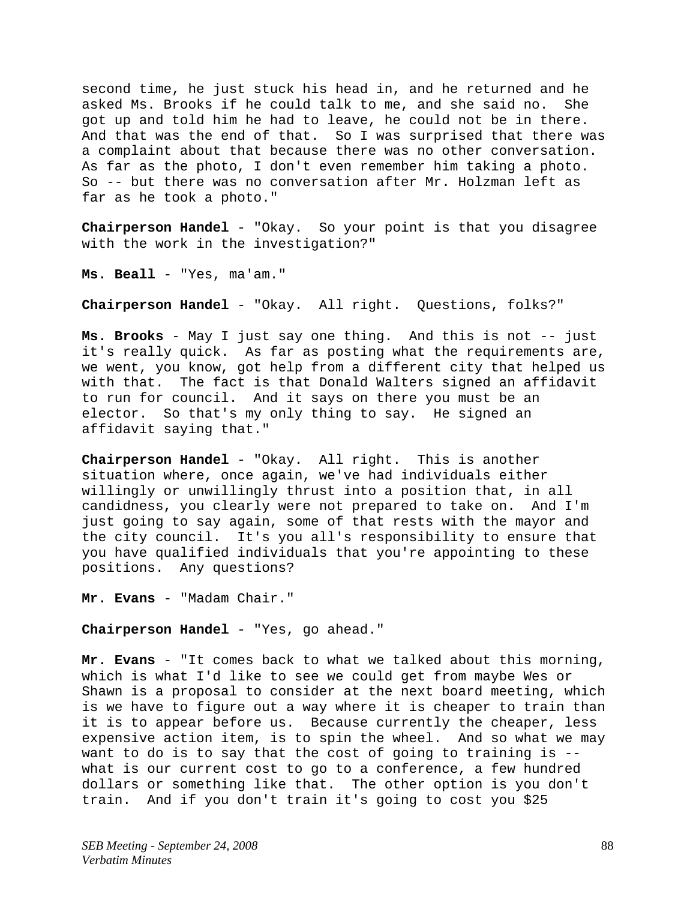second time, he just stuck his head in, and he returned and he asked Ms. Brooks if he could talk to me, and she said no. She got up and told him he had to leave, he could not be in there. And that was the end of that. So I was surprised that there was a complaint about that because there was no other conversation. As far as the photo, I don't even remember him taking a photo. So -- but there was no conversation after Mr. Holzman left as far as he took a photo."

**Chairperson Handel** - "Okay. So your point is that you disagree with the work in the investigation?"

**Ms. Beall** - "Yes, ma'am."

**Chairperson Handel** - "Okay. All right. Questions, folks?"

**Ms. Brooks** - May I just say one thing. And this is not -- just it's really quick. As far as posting what the requirements are, we went, you know, got help from a different city that helped us with that. The fact is that Donald Walters signed an affidavit to run for council. And it says on there you must be an elector. So that's my only thing to say. He signed an affidavit saying that."

**Chairperson Handel** - "Okay. All right. This is another situation where, once again, we've had individuals either willingly or unwillingly thrust into a position that, in all candidness, you clearly were not prepared to take on. And I'm just going to say again, some of that rests with the mayor and the city council. It's you all's responsibility to ensure that you have qualified individuals that you're appointing to these positions. Any questions?

**Mr. Evans** - "Madam Chair."

**Chairperson Handel** - "Yes, go ahead."

**Mr. Evans** - "It comes back to what we talked about this morning, which is what I'd like to see we could get from maybe Wes or Shawn is a proposal to consider at the next board meeting, which is we have to figure out a way where it is cheaper to train than it is to appear before us. Because currently the cheaper, less expensive action item, is to spin the wheel. And so what we may want to do is to say that the cost of going to training is -- what is our current cost to go to a conference, a few hundred dollars or something like that. The other option is you don't train. And if you don't train it's going to cost you $25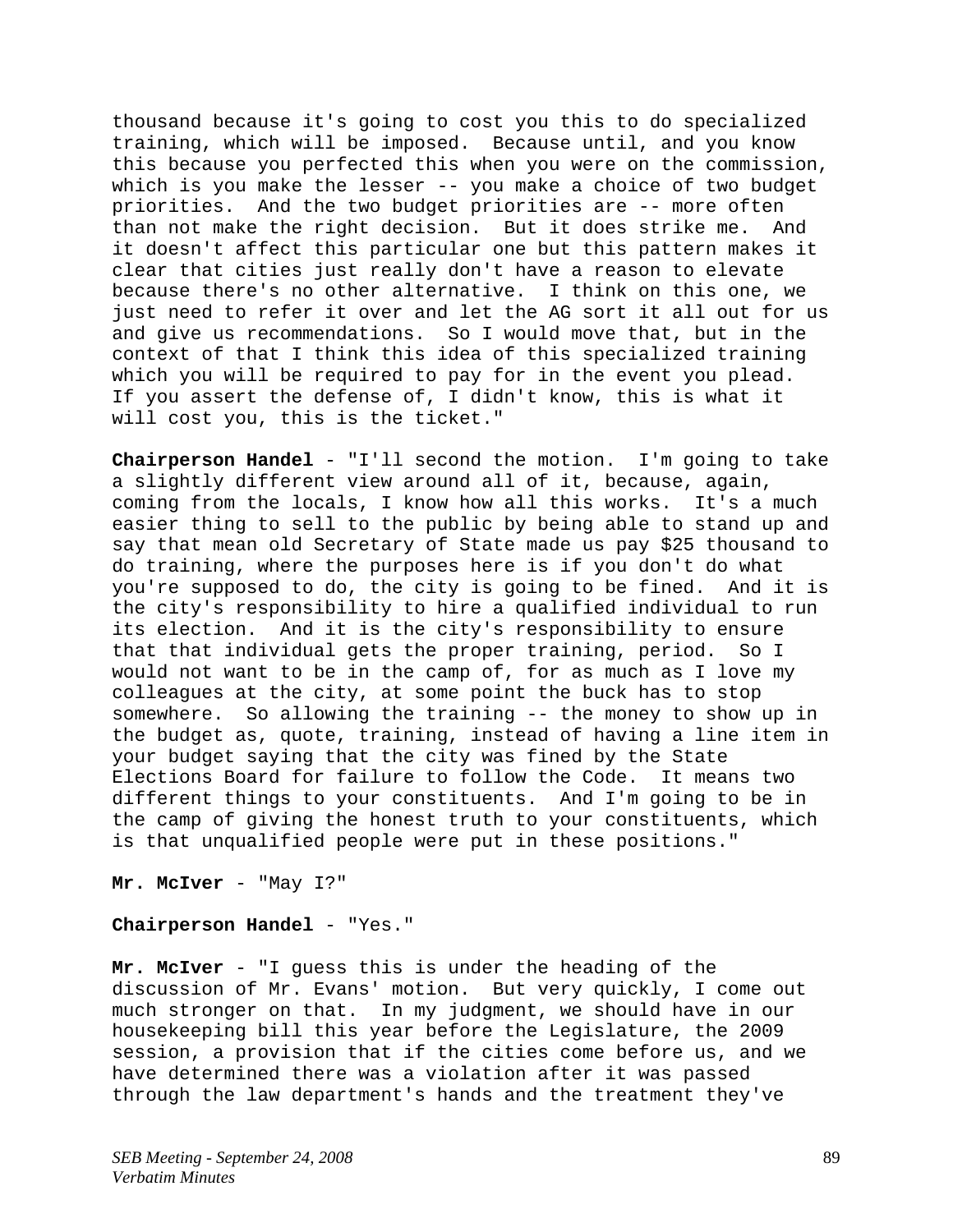thousand because it's going to cost you this to do specialized training, which will be imposed. Because until, and you know this because you perfected this when you were on the commission, which is you make the lesser -- you make a choice of two budget priorities. And the two budget priorities are -- more often than not make the right decision. But it does strike me. And it doesn't affect this particular one but this pattern makes it clear that cities just really don't have a reason to elevate because there's no other alternative. I think on this one, we just need to refer it over and let the AG sort it all out for us and give us recommendations. So I would move that, but in the context of that I think this idea of this specialized training which you will be required to pay for in the event you plead. If you assert the defense of, I didn't know, this is what it will cost you, this is the ticket."

**Chairperson Handel** - "I'll second the motion. I'm going to take a slightly different view around all of it, because, again, coming from the locals, I know how all this works. It's a much easier thing to sell to the public by being able to stand up and say that mean old Secretary of State made us pay $25 thousand to do training, where the purposes here is if you don't do what you're supposed to do, the city is going to be fined. And it is the city's responsibility to hire a qualified individual to run its election. And it is the city's responsibility to ensure that that individual gets the proper training, period. So I would not want to be in the camp of, for as much as I love my colleagues at the city, at some point the buck has to stop somewhere. So allowing the training -- the money to show up in the budget as, quote, training, instead of having a line item in your budget saying that the city was fined by the State Elections Board for failure to follow the Code. It means two different things to your constituents. And I'm going to be in the camp of giving the honest truth to your constituents, which is that unqualified people were put in these positions."

**Mr. McIver** - "May I?"

**Chairperson Handel** - "Yes."

**Mr. McIver** - "I guess this is under the heading of the discussion of Mr. Evans' motion. But very quickly, I come out much stronger on that. In my judgment, we should have in our housekeeping bill this year before the Legislature, the 2009 session, a provision that if the cities come before us, and we have determined there was a violation after it was passed through the law department's hands and the treatment they've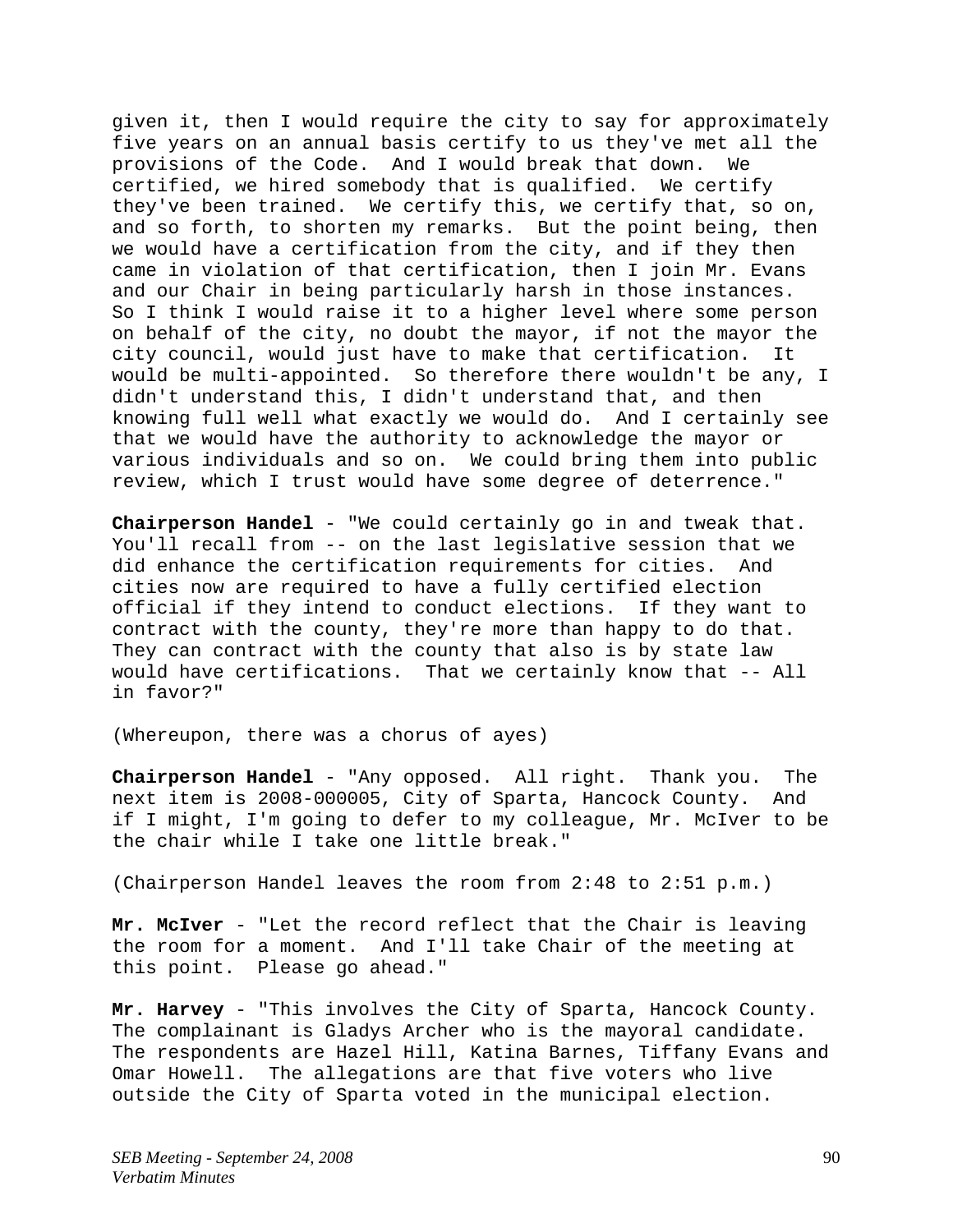given it, then I would require the city to say for approximately five years on an annual basis certify to us they've met all the provisions of the Code. And I would break that down. We certified, we hired somebody that is qualified. We certify they've been trained. We certify this, we certify that, so on, and so forth, to shorten my remarks. But the point being, then we would have a certification from the city, and if they then came in violation of that certification, then I join Mr. Evans and our Chair in being particularly harsh in those instances. So I think I would raise it to a higher level where some person on behalf of the city, no doubt the mayor, if not the mayor the city council, would just have to make that certification. It would be multi-appointed. So therefore there wouldn't be any, I didn't understand this, I didn't understand that, and then knowing full well what exactly we would do. And I certainly see that we would have the authority to acknowledge the mayor or various individuals and so on. We could bring them into public review, which I trust would have some degree of deterrence."

**Chairperson Handel** - "We could certainly go in and tweak that. You'll recall from -- on the last legislative session that we did enhance the certification requirements for cities. And cities now are required to have a fully certified election official if they intend to conduct elections. If they want to contract with the county, they're more than happy to do that. They can contract with the county that also is by state law would have certifications. That we certainly know that -- All in favor?"

(Whereupon, there was a chorus of ayes)

**Chairperson Handel** - "Any opposed. All right. Thank you. The next item is 2008-000005, City of Sparta, Hancock County. And if I might, I'm going to defer to my colleague, Mr. McIver to be the chair while I take one little break."

(Chairperson Handel leaves the room from 2:48 to 2:51 p.m.)

**Mr. McIver** - "Let the record reflect that the Chair is leaving the room for a moment. And I'll take Chair of the meeting at this point. Please go ahead."

**Mr. Harvey** - "This involves the City of Sparta, Hancock County. The complainant is Gladys Archer who is the mayoral candidate. The respondents are Hazel Hill, Katina Barnes, Tiffany Evans and Omar Howell. The allegations are that five voters who live outside the City of Sparta voted in the municipal election.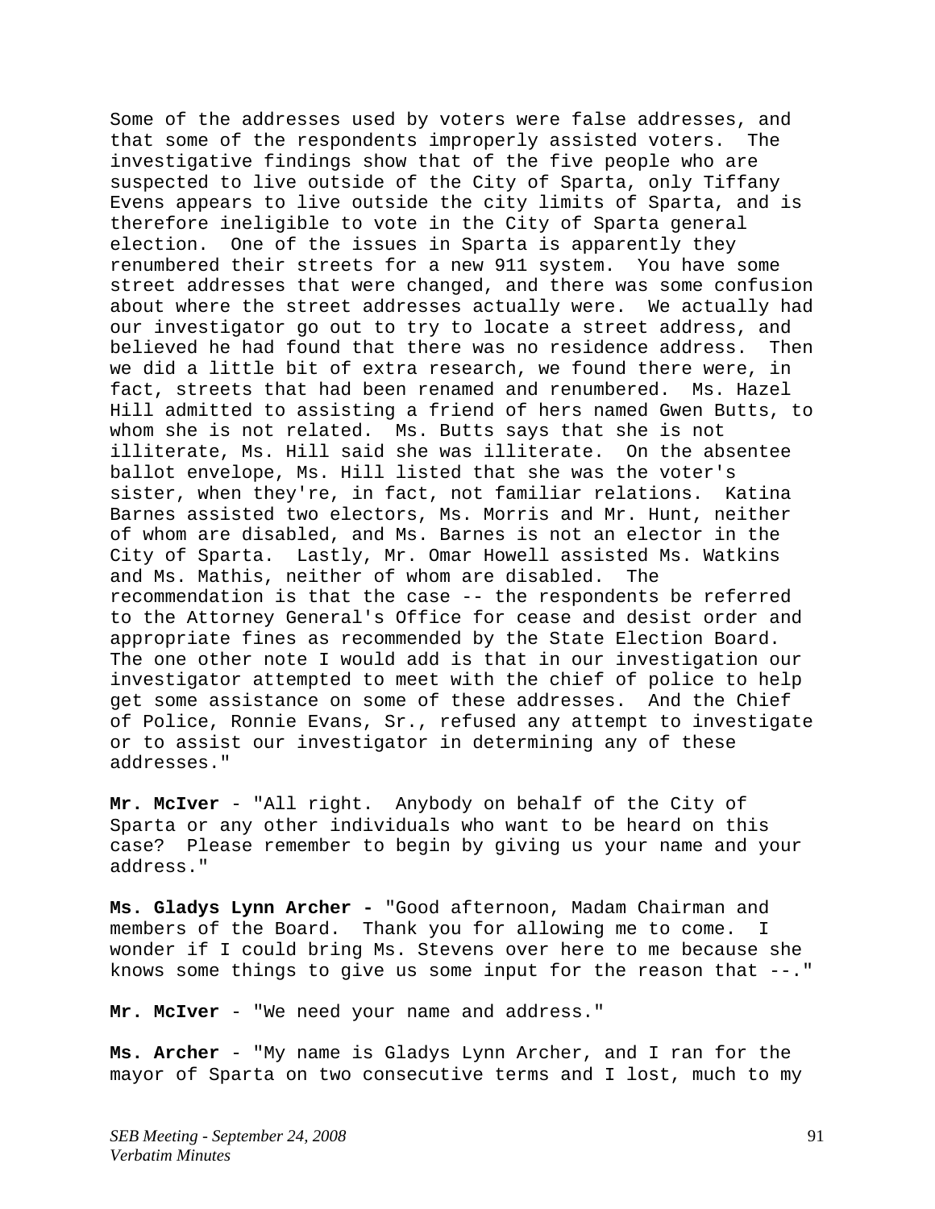Some of the addresses used by voters were false addresses, and that some of the respondents improperly assisted voters. The investigative findings show that of the five people who are suspected to live outside of the City of Sparta, only Tiffany Evens appears to live outside the city limits of Sparta, and is therefore ineligible to vote in the City of Sparta general election. One of the issues in Sparta is apparently they renumbered their streets for a new 911 system. You have some street addresses that were changed, and there was some confusion about where the street addresses actually were. We actually had our investigator go out to try to locate a street address, and believed he had found that there was no residence address. Then we did a little bit of extra research, we found there were, in fact, streets that had been renamed and renumbered. Ms. Hazel Hill admitted to assisting a friend of hers named Gwen Butts, to whom she is not related. Ms. Butts says that she is not illiterate, Ms. Hill said she was illiterate. On the absentee ballot envelope, Ms. Hill listed that she was the voter's sister, when they're, in fact, not familiar relations. Katina Barnes assisted two electors, Ms. Morris and Mr. Hunt, neither of whom are disabled, and Ms. Barnes is not an elector in the City of Sparta. Lastly, Mr. Omar Howell assisted Ms. Watkins and Ms. Mathis, neither of whom are disabled. The recommendation is that the case -- the respondents be referred to the Attorney General's Office for cease and desist order and appropriate fines as recommended by the State Election Board. The one other note I would add is that in our investigation our investigator attempted to meet with the chief of police to help get some assistance on some of these addresses. And the Chief of Police, Ronnie Evans, Sr., refused any attempt to investigate or to assist our investigator in determining any of these addresses."

**Mr. McIver** - "All right. Anybody on behalf of the City of Sparta or any other individuals who want to be heard on this case? Please remember to begin by giving us your name and your address."

**Ms. Gladys Lynn Archer -** "Good afternoon, Madam Chairman and members of the Board. Thank you for allowing me to come. I wonder if I could bring Ms. Stevens over here to me because she knows some things to give us some input for the reason that --."

**Mr. McIver** - "We need your name and address."

**Ms. Archer** - "My name is Gladys Lynn Archer, and I ran for the mayor of Sparta on two consecutive terms and I lost, much to my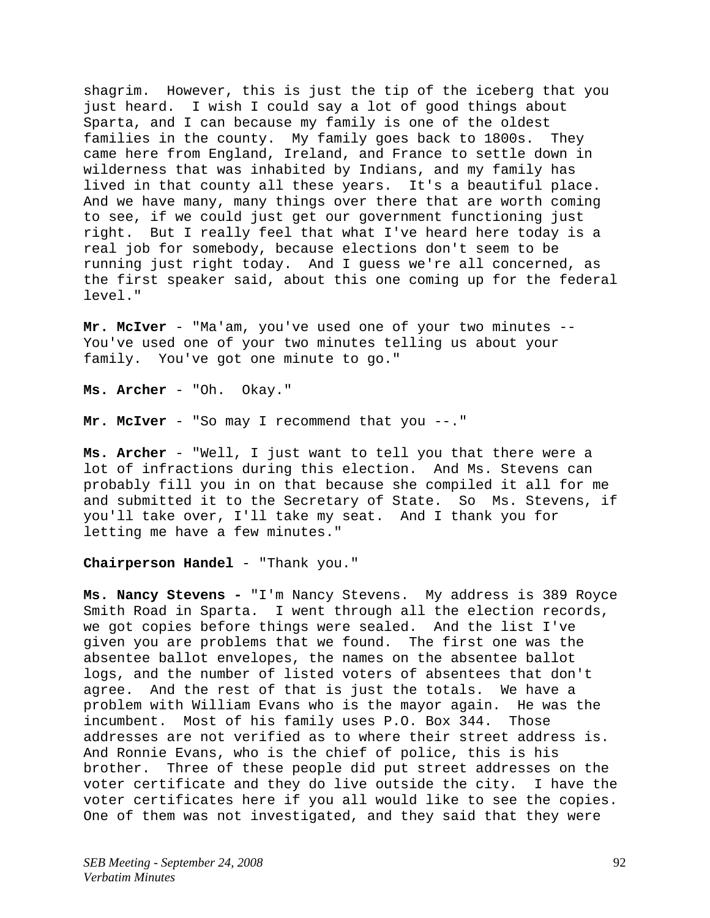shagrim. However, this is just the tip of the iceberg that you just heard. I wish I could say a lot of good things about Sparta, and I can because my family is one of the oldest families in the county. My family goes back to 1800s. They came here from England, Ireland, and France to settle down in wilderness that was inhabited by Indians, and my family has lived in that county all these years. It's a beautiful place. And we have many, many things over there that are worth coming to see, if we could just get our government functioning just right. But I really feel that what I've heard here today is a real job for somebody, because elections don't seem to be running just right today. And I guess we're all concerned, as the first speaker said, about this one coming up for the federal level."

**Mr. McIver** - "Ma'am, you've used one of your two minutes -- You've used one of your two minutes telling us about your family. You've got one minute to go."

**Ms. Archer** - "Oh. Okay."

**Mr. McIver** - "So may I recommend that you --."

**Ms. Archer** - "Well, I just want to tell you that there were a lot of infractions during this election. And Ms. Stevens can probably fill you in on that because she compiled it all for me and submitted it to the Secretary of State. So Ms. Stevens, if you'll take over, I'll take my seat. And I thank you for letting me have a few minutes."

**Chairperson Handel** - "Thank you."

**Ms. Nancy Stevens -** "I'm Nancy Stevens. My address is 389 Royce Smith Road in Sparta. I went through all the election records, we got copies before things were sealed. And the list I've given you are problems that we found. The first one was the absentee ballot envelopes, the names on the absentee ballot logs, and the number of listed voters of absentees that don't agree. And the rest of that is just the totals. We have a problem with William Evans who is the mayor again. He was the incumbent. Most of his family uses P.O. Box 344. Those addresses are not verified as to where their street address is. And Ronnie Evans, who is the chief of police, this is his brother. Three of these people did put street addresses on the voter certificate and they do live outside the city. I have the voter certificates here if you all would like to see the copies. One of them was not investigated, and they said that they were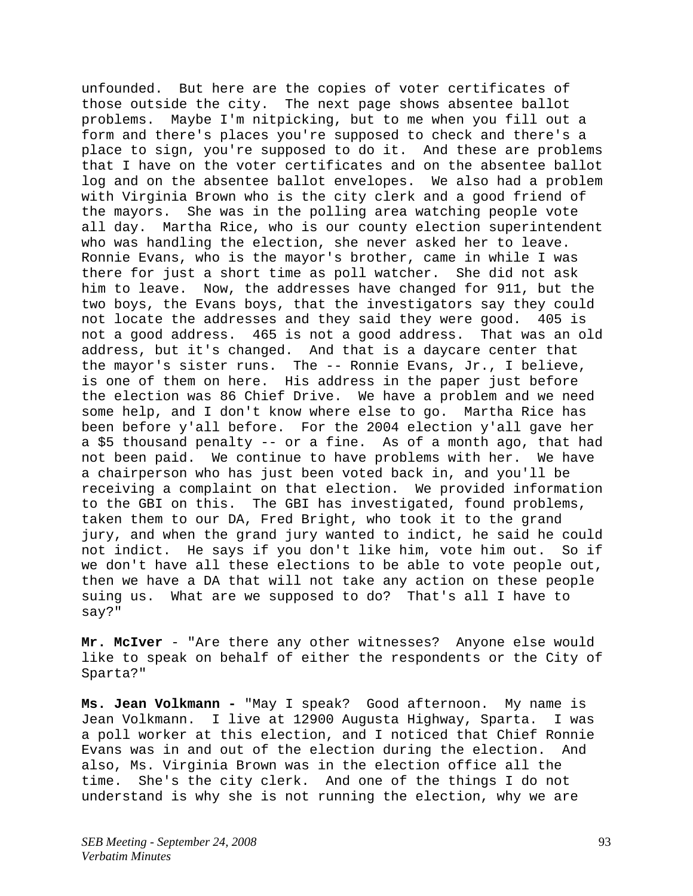unfounded. But here are the copies of voter certificates of those outside the city. The next page shows absentee ballot problems. Maybe I'm nitpicking, but to me when you fill out a form and there's places you're supposed to check and there's a place to sign, you're supposed to do it. And these are problems that I have on the voter certificates and on the absentee ballot log and on the absentee ballot envelopes. We also had a problem with Virginia Brown who is the city clerk and a good friend of the mayors. She was in the polling area watching people vote all day. Martha Rice, who is our county election superintendent who was handling the election, she never asked her to leave. Ronnie Evans, who is the mayor's brother, came in while I was there for just a short time as poll watcher. She did not ask him to leave. Now, the addresses have changed for 911, but the two boys, the Evans boys, that the investigators say they could not locate the addresses and they said they were good. 405 is not a good address. 465 is not a good address. That was an old address, but it's changed. And that is a daycare center that the mayor's sister runs. The -- Ronnie Evans, Jr., I believe, is one of them on here. His address in the paper just before the election was 86 Chief Drive. We have a problem and we need some help, and I don't know where else to go. Martha Rice has been before y'all before. For the 2004 election y'all gave her a $5 thousand penalty -- or a fine. As of a month ago, that had not been paid. We continue to have problems with her. We have a chairperson who has just been voted back in, and you'll be receiving a complaint on that election. We provided information to the GBI on this. The GBI has investigated, found problems, taken them to our DA, Fred Bright, who took it to the grand jury, and when the grand jury wanted to indict, he said he could not indict. He says if you don't like him, vote him out. So if we don't have all these elections to be able to vote people out, then we have a DA that will not take any action on these people suing us. What are we supposed to do? That's all I have to say?"

**Mr. McIver** - "Are there any other witnesses? Anyone else would like to speak on behalf of either the respondents or the City of Sparta?"

**Ms. Jean Volkmann -** "May I speak? Good afternoon. My name is Jean Volkmann. I live at 12900 Augusta Highway, Sparta. I was a poll worker at this election, and I noticed that Chief Ronnie Evans was in and out of the election during the election. And also, Ms. Virginia Brown was in the election office all the time. She's the city clerk. And one of the things I do not understand is why she is not running the election, why we are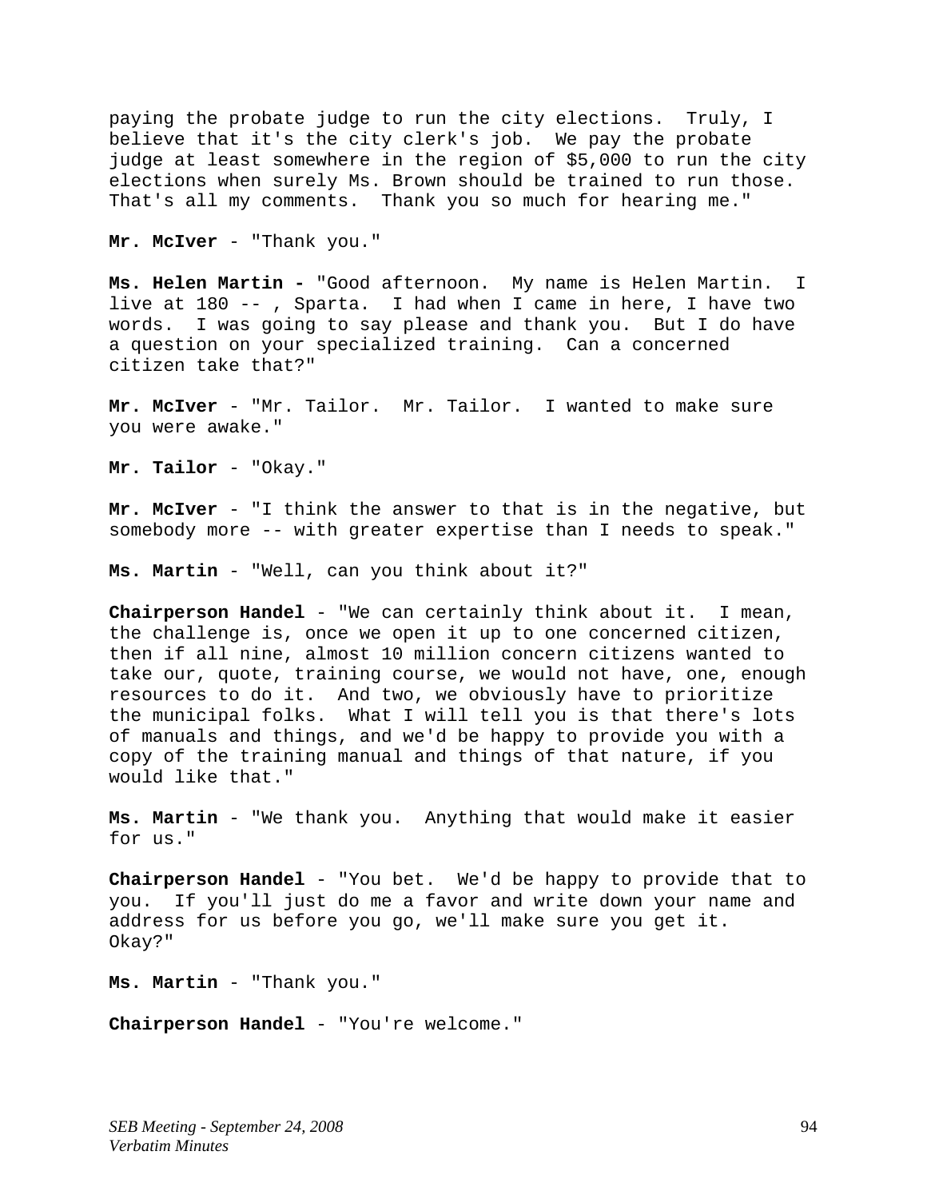paying the probate judge to run the city elections. Truly, I believe that it's the city clerk's job. We pay the probate judge at least somewhere in the region of $5,000 to run the city elections when surely Ms. Brown should be trained to run those. That's all my comments. Thank you so much for hearing me."

**Mr. McIver** - "Thank you."

**Ms. Helen Martin -** "Good afternoon. My name is Helen Martin. I live at 180 -- , Sparta. I had when I came in here, I have two words. I was going to say please and thank you. But I do have a question on your specialized training. Can a concerned citizen take that?"

**Mr. McIver** - "Mr. Tailor. Mr. Tailor. I wanted to make sure you were awake."

**Mr. Tailor** - "Okay."

**Mr. McIver** - "I think the answer to that is in the negative, but somebody more -- with greater expertise than I needs to speak."

**Ms. Martin** - "Well, can you think about it?"

**Chairperson Handel** - "We can certainly think about it. I mean, the challenge is, once we open it up to one concerned citizen, then if all nine, almost 10 million concern citizens wanted to take our, quote, training course, we would not have, one, enough resources to do it. And two, we obviously have to prioritize the municipal folks. What I will tell you is that there's lots of manuals and things, and we'd be happy to provide you with a copy of the training manual and things of that nature, if you would like that."

**Ms. Martin** - "We thank you. Anything that would make it easier for us."

**Chairperson Handel** - "You bet. We'd be happy to provide that to you. If you'll just do me a favor and write down your name and address for us before you go, we'll make sure you get it. Okay?"

**Ms. Martin** - "Thank you."

**Chairperson Handel** - "You're welcome."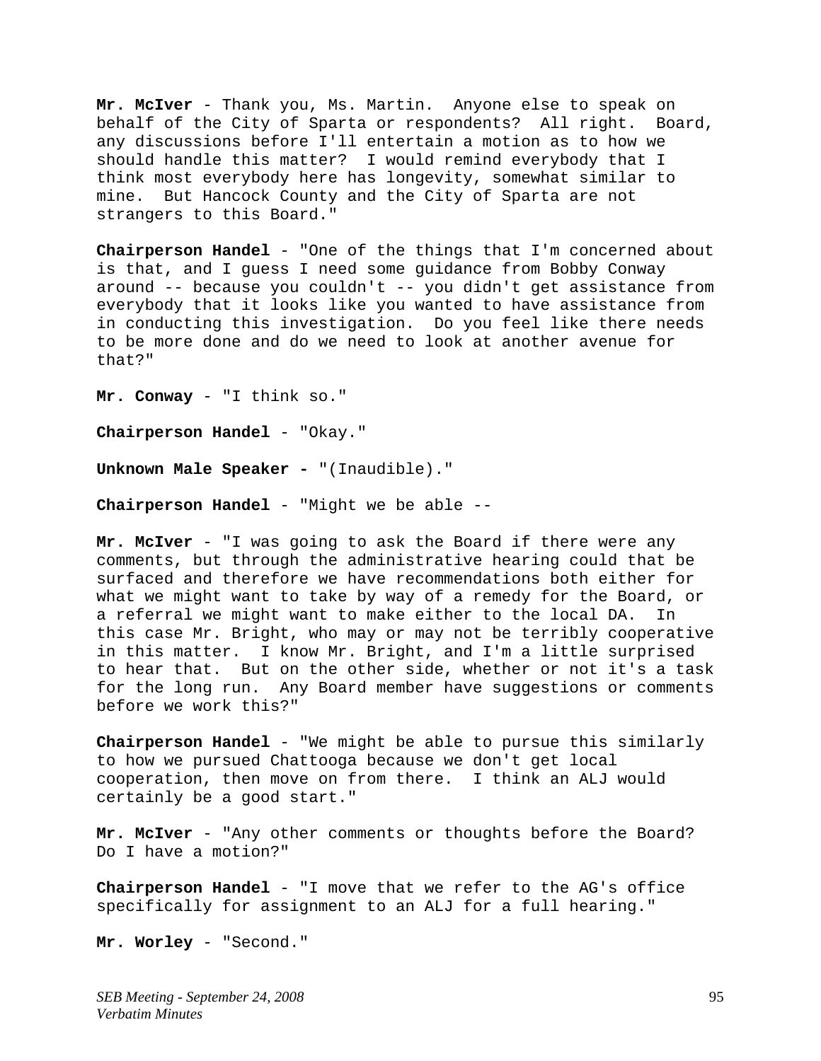**Mr. McIver** - Thank you, Ms. Martin. Anyone else to speak on behalf of the City of Sparta or respondents? All right. Board, any discussions before I'll entertain a motion as to how we should handle this matter? I would remind everybody that I think most everybody here has longevity, somewhat similar to mine. But Hancock County and the City of Sparta are not strangers to this Board."

**Chairperson Handel** - "One of the things that I'm concerned about is that, and I guess I need some guidance from Bobby Conway around -- because you couldn't -- you didn't get assistance from everybody that it looks like you wanted to have assistance from in conducting this investigation. Do you feel like there needs to be more done and do we need to look at another avenue for that?"

**Mr. Conway** - "I think so."

**Chairperson Handel** - "Okay."

**Unknown Male Speaker -** "(Inaudible)."

**Chairperson Handel** - "Might we be able --

**Mr. McIver** - "I was going to ask the Board if there were any comments, but through the administrative hearing could that be surfaced and therefore we have recommendations both either for what we might want to take by way of a remedy for the Board, or a referral we might want to make either to the local DA. In this case Mr. Bright, who may or may not be terribly cooperative in this matter. I know Mr. Bright, and I'm a little surprised to hear that. But on the other side, whether or not it's a task for the long run. Any Board member have suggestions or comments before we work this?"

**Chairperson Handel** - "We might be able to pursue this similarly to how we pursued Chattooga because we don't get local cooperation, then move on from there. I think an ALJ would certainly be a good start."

**Mr. McIver** - "Any other comments or thoughts before the Board? Do I have a motion?"

**Chairperson Handel** - "I move that we refer to the AG's office specifically for assignment to an ALJ for a full hearing."

**Mr. Worley** - "Second."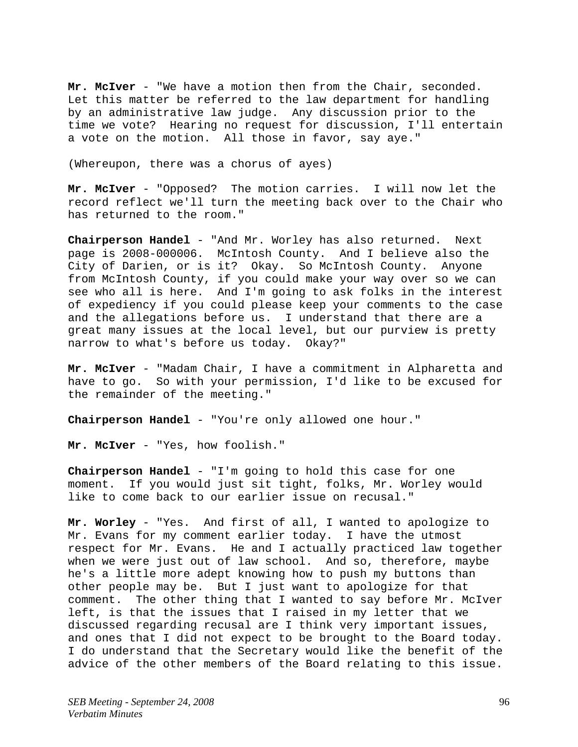**Mr. McIver** - "We have a motion then from the Chair, seconded. Let this matter be referred to the law department for handling by an administrative law judge. Any discussion prior to the time we vote? Hearing no request for discussion, I'll entertain a vote on the motion. All those in favor, say aye."

(Whereupon, there was a chorus of ayes)

**Mr. McIver** - "Opposed? The motion carries. I will now let the record reflect we'll turn the meeting back over to the Chair who has returned to the room."

**Chairperson Handel** - "And Mr. Worley has also returned. Next page is 2008-000006. McIntosh County. And I believe also the City of Darien, or is it? Okay. So McIntosh County. Anyone from McIntosh County, if you could make your way over so we can see who all is here. And I'm going to ask folks in the interest of expediency if you could please keep your comments to the case and the allegations before us. I understand that there are a great many issues at the local level, but our purview is pretty narrow to what's before us today. Okay?"

**Mr. McIver** - "Madam Chair, I have a commitment in Alpharetta and have to go. So with your permission, I'd like to be excused for the remainder of the meeting."

**Chairperson Handel** - "You're only allowed one hour."

**Mr. McIver** - "Yes, how foolish."

**Chairperson Handel** - "I'm going to hold this case for one moment. If you would just sit tight, folks, Mr. Worley would like to come back to our earlier issue on recusal."

**Mr. Worley** - "Yes. And first of all, I wanted to apologize to Mr. Evans for my comment earlier today. I have the utmost respect for Mr. Evans. He and I actually practiced law together when we were just out of law school. And so, therefore, maybe he's a little more adept knowing how to push my buttons than other people may be. But I just want to apologize for that comment. The other thing that I wanted to say before Mr. McIver left, is that the issues that I raised in my letter that we discussed regarding recusal are I think very important issues, and ones that I did not expect to be brought to the Board today. I do understand that the Secretary would like the benefit of the advice of the other members of the Board relating to this issue.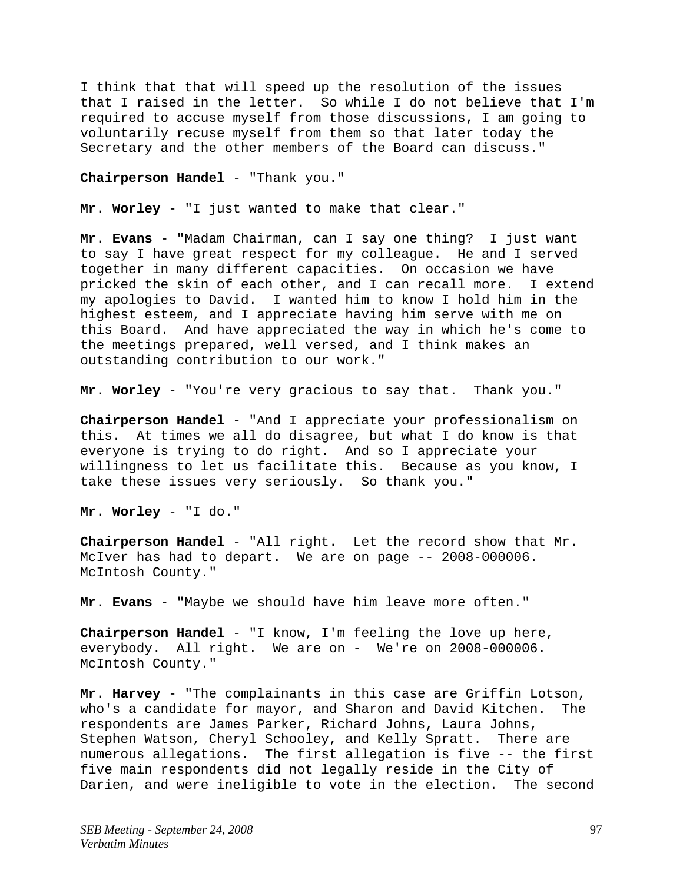I think that that will speed up the resolution of the issues that I raised in the letter. So while I do not believe that I'm required to accuse myself from those discussions, I am going to voluntarily recuse myself from them so that later today the Secretary and the other members of the Board can discuss."

**Chairperson Handel** - "Thank you."

**Mr. Worley** - "I just wanted to make that clear."

**Mr. Evans** - "Madam Chairman, can I say one thing? I just want to say I have great respect for my colleague. He and I served together in many different capacities. On occasion we have pricked the skin of each other, and I can recall more. I extend my apologies to David. I wanted him to know I hold him in the highest esteem, and I appreciate having him serve with me on this Board. And have appreciated the way in which he's come to the meetings prepared, well versed, and I think makes an outstanding contribution to our work."

**Mr. Worley** - "You're very gracious to say that. Thank you."

**Chairperson Handel** - "And I appreciate your professionalism on this. At times we all do disagree, but what I do know is that everyone is trying to do right. And so I appreciate your willingness to let us facilitate this. Because as you know, I take these issues very seriously. So thank you."

**Mr. Worley** - "I do."

**Chairperson Handel** - "All right. Let the record show that Mr. McIver has had to depart. We are on page -- 2008-000006. McIntosh County."

**Mr. Evans** - "Maybe we should have him leave more often."

**Chairperson Handel** - "I know, I'm feeling the love up here, everybody. All right. We are on - We're on 2008-000006. McIntosh County."

**Mr. Harvey** - "The complainants in this case are Griffin Lotson, who's a candidate for mayor, and Sharon and David Kitchen. The respondents are James Parker, Richard Johns, Laura Johns, Stephen Watson, Cheryl Schooley, and Kelly Spratt. There are numerous allegations. The first allegation is five -- the first five main respondents did not legally reside in the City of Darien, and were ineligible to vote in the election. The second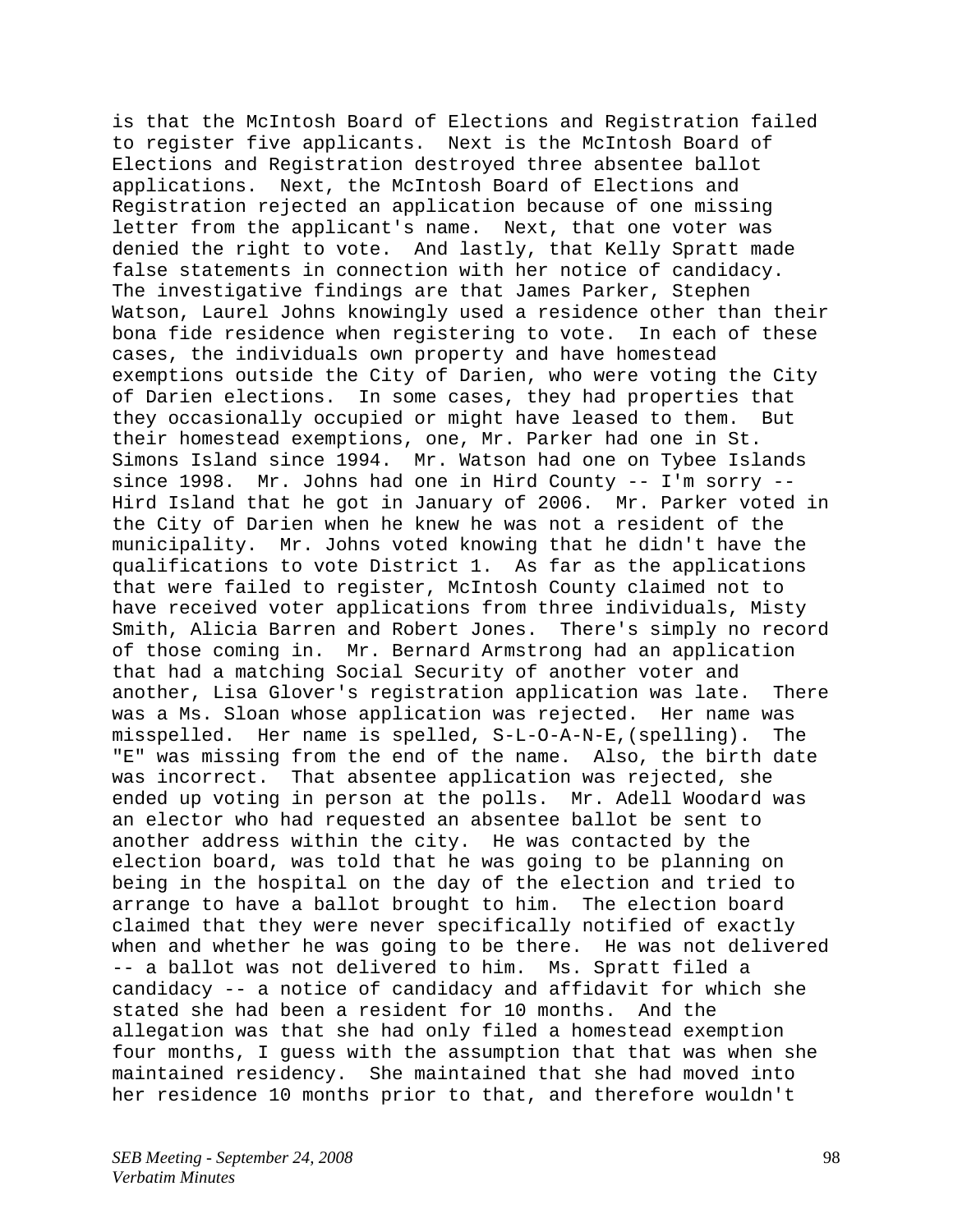is that the McIntosh Board of Elections and Registration failed to register five applicants. Next is the McIntosh Board of Elections and Registration destroyed three absentee ballot applications. Next, the McIntosh Board of Elections and Registration rejected an application because of one missing letter from the applicant's name. Next, that one voter was denied the right to vote. And lastly, that Kelly Spratt made false statements in connection with her notice of candidacy. The investigative findings are that James Parker, Stephen Watson, Laurel Johns knowingly used a residence other than their bona fide residence when registering to vote. In each of these cases, the individuals own property and have homestead exemptions outside the City of Darien, who were voting the City of Darien elections. In some cases, they had properties that they occasionally occupied or might have leased to them. But their homestead exemptions, one, Mr. Parker had one in St. Simons Island since 1994. Mr. Watson had one on Tybee Islands since 1998. Mr. Johns had one in Hird County -- I'm sorry -- Hird Island that he got in January of 2006. Mr. Parker voted in the City of Darien when he knew he was not a resident of the municipality. Mr. Johns voted knowing that he didn't have the qualifications to vote District 1. As far as the applications that were failed to register, McIntosh County claimed not to have received voter applications from three individuals, Misty Smith, Alicia Barren and Robert Jones. There's simply no record of those coming in. Mr. Bernard Armstrong had an application that had a matching Social Security of another voter and another, Lisa Glover's registration application was late. There was a Ms. Sloan whose application was rejected. Her name was misspelled. Her name is spelled, S-L-O-A-N-E,(spelling). The "E" was missing from the end of the name. Also, the birth date was incorrect. That absentee application was rejected, she ended up voting in person at the polls. Mr. Adell Woodard was an elector who had requested an absentee ballot be sent to another address within the city. He was contacted by the election board, was told that he was going to be planning on being in the hospital on the day of the election and tried to arrange to have a ballot brought to him. The election board claimed that they were never specifically notified of exactly when and whether he was going to be there. He was not delivered -- a ballot was not delivered to him. Ms. Spratt filed a candidacy -- a notice of candidacy and affidavit for which she stated she had been a resident for 10 months. And the allegation was that she had only filed a homestead exemption four months, I guess with the assumption that that was when she maintained residency. She maintained that she had moved into her residence 10 months prior to that, and therefore wouldn't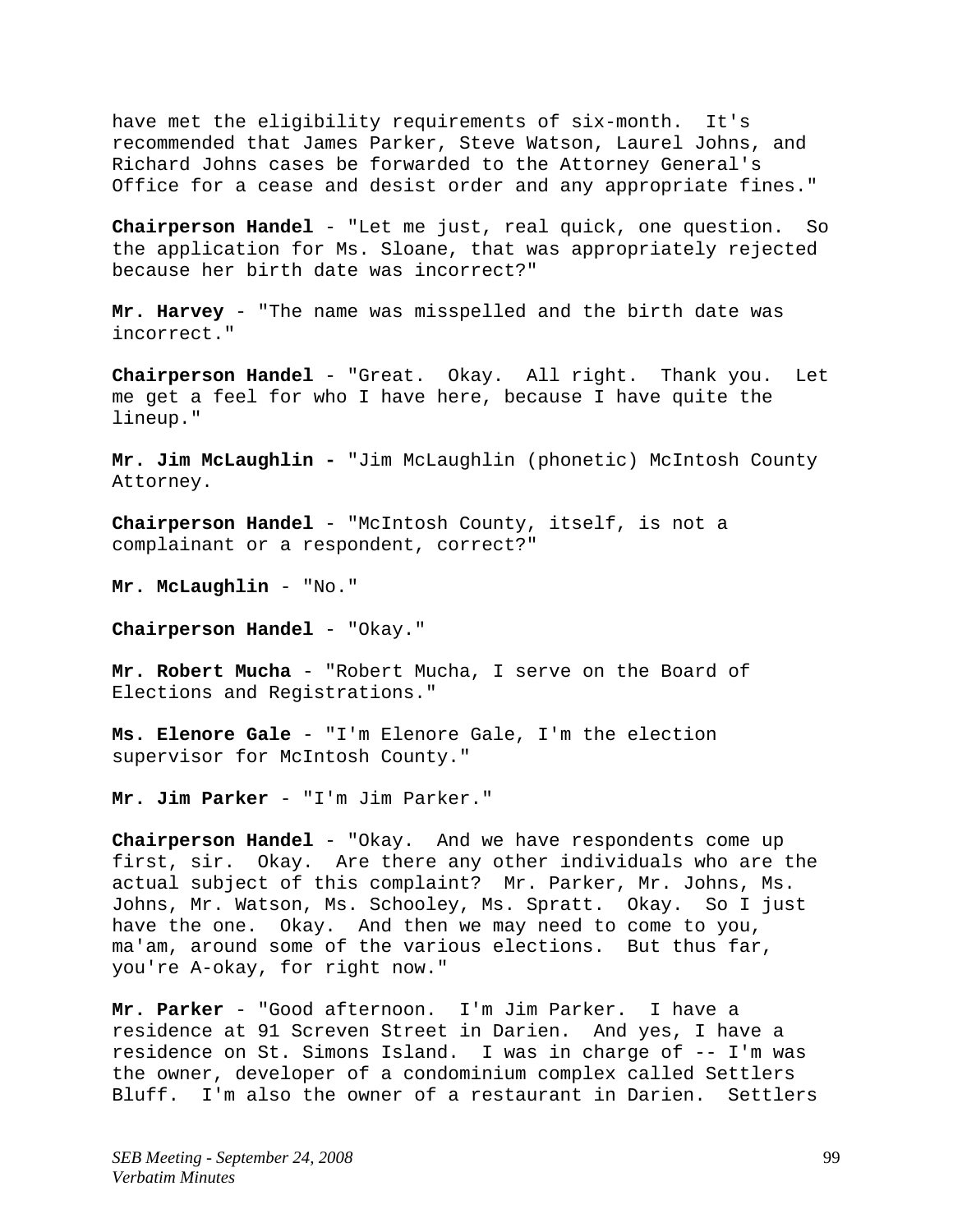have met the eligibility requirements of six-month. It's recommended that James Parker, Steve Watson, Laurel Johns, and Richard Johns cases be forwarded to the Attorney General's Office for a cease and desist order and any appropriate fines."

**Chairperson Handel** - "Let me just, real quick, one question. So the application for Ms. Sloane, that was appropriately rejected because her birth date was incorrect?"

**Mr. Harvey** - "The name was misspelled and the birth date was incorrect."

**Chairperson Handel** - "Great. Okay. All right. Thank you. Let me get a feel for who I have here, because I have quite the lineup."

**Mr. Jim McLaughlin -** "Jim McLaughlin (phonetic) McIntosh County Attorney.

**Chairperson Handel** - "McIntosh County, itself, is not a complainant or a respondent, correct?"

**Mr. McLaughlin** - "No."

**Chairperson Handel** - "Okay."

**Mr. Robert Mucha** - "Robert Mucha, I serve on the Board of Elections and Registrations."

**Ms. Elenore Gale** - "I'm Elenore Gale, I'm the election supervisor for McIntosh County."

**Mr. Jim Parker** - "I'm Jim Parker."

**Chairperson Handel** - "Okay. And we have respondents come up first, sir. Okay. Are there any other individuals who are the actual subject of this complaint? Mr. Parker, Mr. Johns, Ms. Johns, Mr. Watson, Ms. Schooley, Ms. Spratt. Okay. So I just have the one. Okay. And then we may need to come to you, ma'am, around some of the various elections. But thus far, you're A-okay, for right now."

**Mr. Parker** - "Good afternoon. I'm Jim Parker. I have a residence at 91 Screven Street in Darien. And yes, I have a residence on St. Simons Island. I was in charge of -- I'm was the owner, developer of a condominium complex called Settlers Bluff. I'm also the owner of a restaurant in Darien. Settlers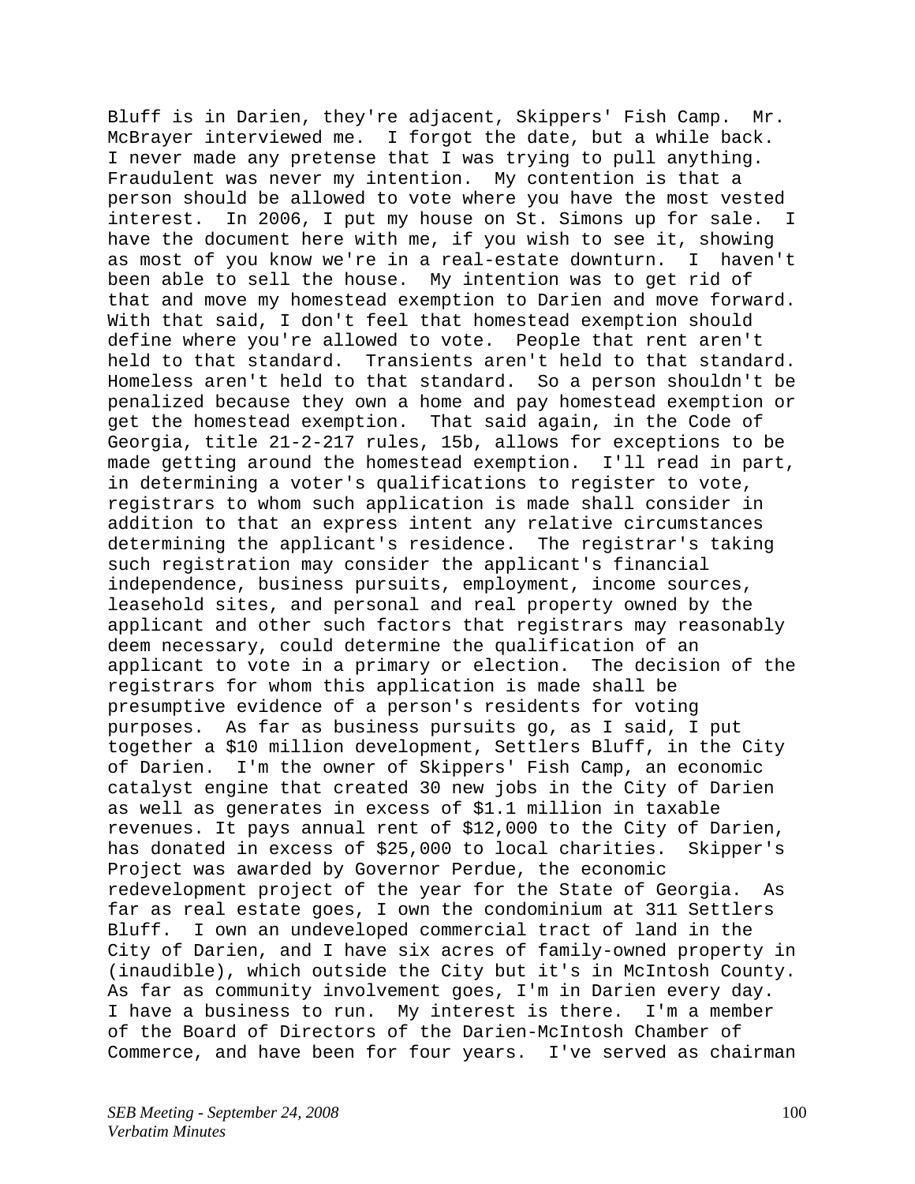Bluff is in Darien, they're adjacent, Skippers' Fish Camp. Mr. McBrayer interviewed me. I forgot the date, but a while back. I never made any pretense that I was trying to pull anything. Fraudulent was never my intention. My contention is that a person should be allowed to vote where you have the most vested interest. In 2006, I put my house on St. Simons up for sale. I have the document here with me, if you wish to see it, showing as most of you know we're in a real-estate downturn. I haven't been able to sell the house. My intention was to get rid of that and move my homestead exemption to Darien and move forward. With that said, I don't feel that homestead exemption should define where you're allowed to vote. People that rent aren't held to that standard. Transients aren't held to that standard. Homeless aren't held to that standard. So a person shouldn't be penalized because they own a home and pay homestead exemption or get the homestead exemption. That said again, in the Code of Georgia, title 21-2-217 rules, 15b, allows for exceptions to be made getting around the homestead exemption. I'll read in part, in determining a voter's qualifications to register to vote, registrars to whom such application is made shall consider in addition to that an express intent any relative circumstances determining the applicant's residence. The registrar's taking such registration may consider the applicant's financial independence, business pursuits, employment, income sources, leasehold sites, and personal and real property owned by the applicant and other such factors that registrars may reasonably deem necessary, could determine the qualification of an applicant to vote in a primary or election. The decision of the registrars for whom this application is made shall be presumptive evidence of a person's residents for voting purposes. As far as business pursuits go, as I said, I put together a $10 million development, Settlers Bluff, in the City of Darien. I'm the owner of Skippers' Fish Camp, an economic catalyst engine that created 30 new jobs in the City of Darien as well as generates in excess of $1.1 million in taxable revenues. It pays annual rent of $12,000 to the City of Darien, has donated in excess of $25,000 to local charities. Skipper's Project was awarded by Governor Perdue, the economic redevelopment project of the year for the State of Georgia. As far as real estate goes, I own the condominium at 311 Settlers Bluff. I own an undeveloped commercial tract of land in the City of Darien, and I have six acres of family-owned property in (inaudible), which outside the City but it's in McIntosh County. As far as community involvement goes, I'm in Darien every day. I have a business to run. My interest is there. I'm a member of the Board of Directors of the Darien-McIntosh Chamber of Commerce, and have been for four years. I've served as chairman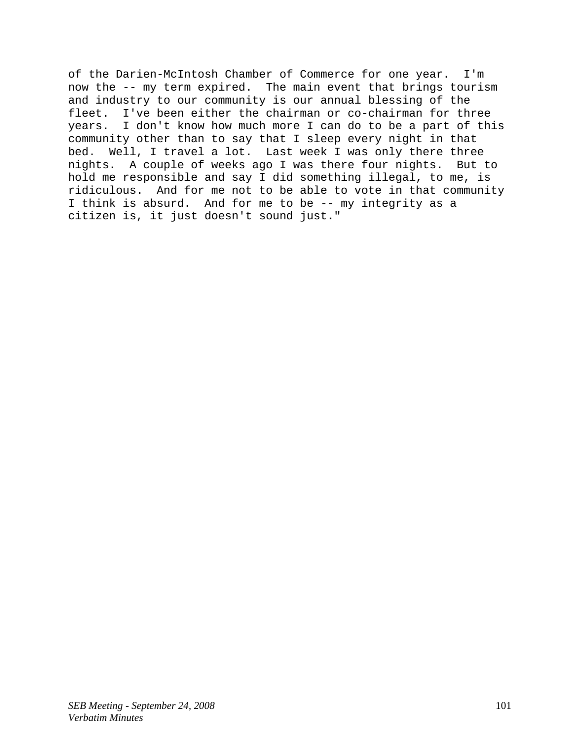of the Darien-McIntosh Chamber of Commerce for one year. I'm now the -- my term expired. The main event that brings tourism and industry to our community is our annual blessing of the fleet. I've been either the chairman or co-chairman for three years. I don't know how much more I can do to be a part of this community other than to say that I sleep every night in that bed. Well, I travel a lot. Last week I was only there three nights. A couple of weeks ago I was there four nights. But to hold me responsible and say I did something illegal, to me, is ridiculous. And for me not to be able to vote in that community I think is absurd. And for me to be -- my integrity as a citizen is, it just doesn't sound just."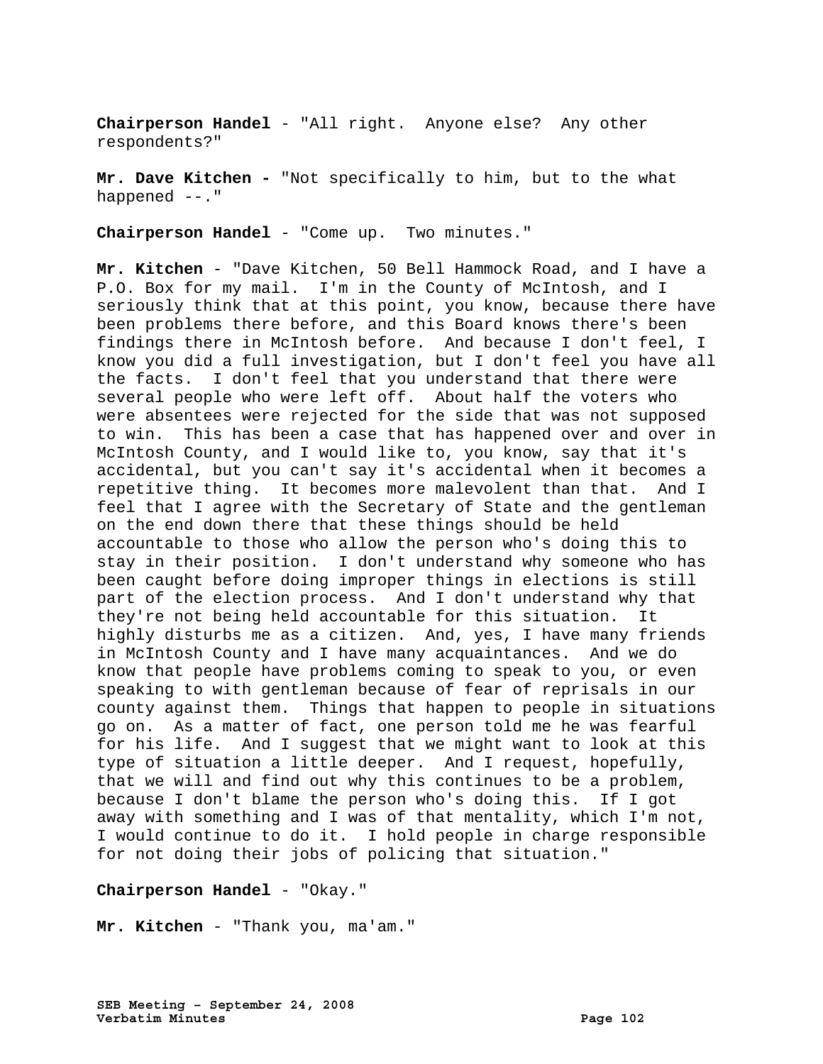**Chairperson Handel** - "All right.  Anyone else?  Any other respondents?"

**Mr. Dave Kitchen -** "Not specifically to him, but to the what happened --."

**Chairperson Handel** - "Come up.  Two minutes."

**Mr. Kitchen** - "Dave Kitchen, 50 Bell Hammock Road, and I have a P.O. Box for my mail.  I'm in the County of McIntosh, and I seriously think that at this point, you know, because there have been problems there before, and this Board knows there's been findings there in McIntosh before.  And because I don't feel, I know you did a full investigation, but I don't feel you have all the facts.  I don't feel that you understand that there were several people who were left off.  About half the voters who were absentees were rejected for the side that was not supposed to win.  This has been a case that has happened over and over in McIntosh County, and I would like to, you know, say that it's accidental, but you can't say it's accidental when it becomes a repetitive thing.  It becomes more malevolent than that.  And I feel that I agree with the Secretary of State and the gentleman on the end down there that these things should be held accountable to those who allow the person who's doing this to stay in their position.  I don't understand why someone who has been caught before doing improper things in elections is still part of the election process.  And I don't understand why that they're not being held accountable for this situation.  It highly disturbs me as a citizen.  And, yes, I have many friends in McIntosh County and I have many acquaintances.  And we do know that people have problems coming to speak to you, or even speaking to with gentleman because of fear of reprisals in our county against them.  Things that happen to people in situations go on.  As a matter of fact, one person told me he was fearful for his life.  And I suggest that we might want to look at this type of situation a little deeper.  And I request, hopefully, that we will and find out why this continues to be a problem, because I don't blame the person who's doing this.  If I got away with something and I was of that mentality, which I'm not, I would continue to do it.  I hold people in charge responsible for not doing their jobs of policing that situation."

**Chairperson Handel** - "Okay."

**Mr. Kitchen** - "Thank you, ma'am."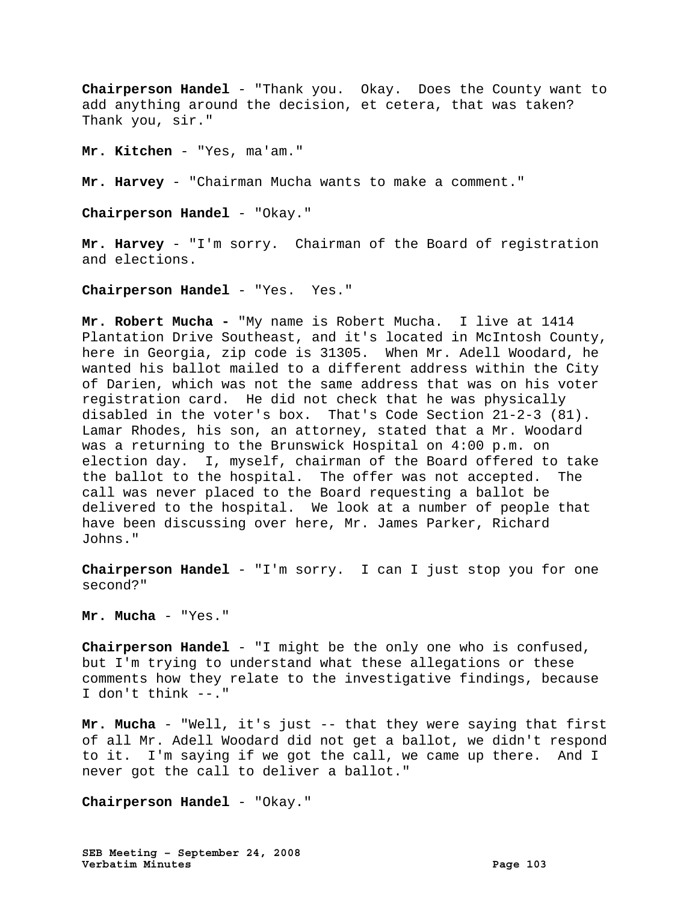**Chairperson Handel** - "Thank you. Okay. Does the County want to add anything around the decision, et cetera, that was taken? Thank you, sir."

**Mr. Kitchen** - "Yes, ma'am."

**Mr. Harvey** - "Chairman Mucha wants to make a comment."

**Chairperson Handel** - "Okay."

**Mr. Harvey** - "I'm sorry. Chairman of the Board of registration and elections.

**Chairperson Handel** - "Yes. Yes."

**Mr. Robert Mucha -** "My name is Robert Mucha. I live at 1414 Plantation Drive Southeast, and it's located in McIntosh County, here in Georgia, zip code is 31305. When Mr. Adell Woodard, he wanted his ballot mailed to a different address within the City of Darien, which was not the same address that was on his voter registration card. He did not check that he was physically disabled in the voter's box. That's Code Section 21-2-3 (81). Lamar Rhodes, his son, an attorney, stated that a Mr. Woodard was a returning to the Brunswick Hospital on 4:00 p.m. on election day. I, myself, chairman of the Board offered to take the ballot to the hospital. The offer was not accepted. The call was never placed to the Board requesting a ballot be delivered to the hospital. We look at a number of people that have been discussing over here, Mr. James Parker, Richard Johns."

**Chairperson Handel** - "I'm sorry. I can I just stop you for one second?"

**Mr. Mucha** - "Yes."

**Chairperson Handel** - "I might be the only one who is confused, but I'm trying to understand what these allegations or these comments how they relate to the investigative findings, because I don't think --."

**Mr. Mucha** - "Well, it's just -- that they were saying that first of all Mr. Adell Woodard did not get a ballot, we didn't respond to it. I'm saying if we got the call, we came up there. And I never got the call to deliver a ballot."

**Chairperson Handel** - "Okay."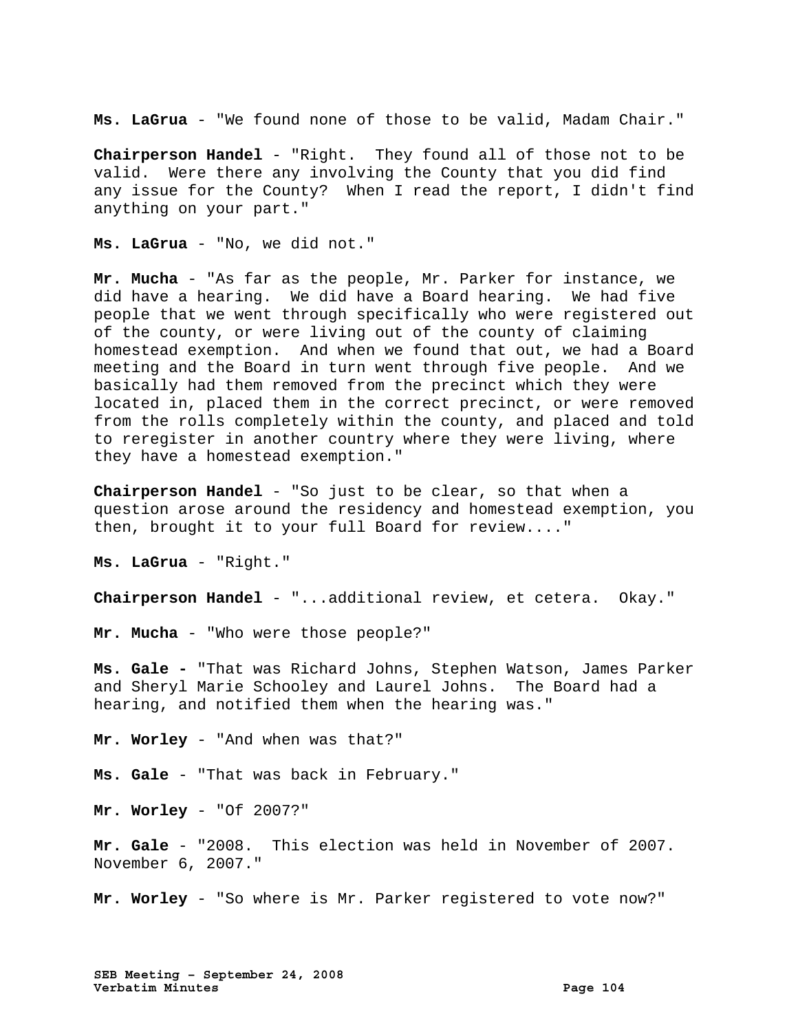**Ms. LaGrua** - "We found none of those to be valid, Madam Chair."

**Chairperson Handel** - "Right. They found all of those not to be valid. Were there any involving the County that you did find any issue for the County? When I read the report, I didn't find anything on your part."

**Ms. LaGrua** - "No, we did not."

**Mr. Mucha** - "As far as the people, Mr. Parker for instance, we did have a hearing. We did have a Board hearing. We had five people that we went through specifically who were registered out of the county, or were living out of the county of claiming homestead exemption. And when we found that out, we had a Board meeting and the Board in turn went through five people. And we basically had them removed from the precinct which they were located in, placed them in the correct precinct, or were removed from the rolls completely within the county, and placed and told to reregister in another country where they were living, where they have a homestead exemption."

**Chairperson Handel** - "So just to be clear, so that when a question arose around the residency and homestead exemption, you then, brought it to your full Board for review...."

**Ms. LaGrua** - "Right."

**Chairperson Handel** - "...additional review, et cetera. Okay."

**Mr. Mucha** - "Who were those people?"

**Ms. Gale -** "That was Richard Johns, Stephen Watson, James Parker and Sheryl Marie Schooley and Laurel Johns. The Board had a hearing, and notified them when the hearing was."

**Mr. Worley** - "And when was that?"

**Ms. Gale** - "That was back in February."

**Mr. Worley** - "Of 2007?"

**Mr. Gale** - "2008. This election was held in November of 2007. November 6, 2007."

**Mr. Worley** - "So where is Mr. Parker registered to vote now?"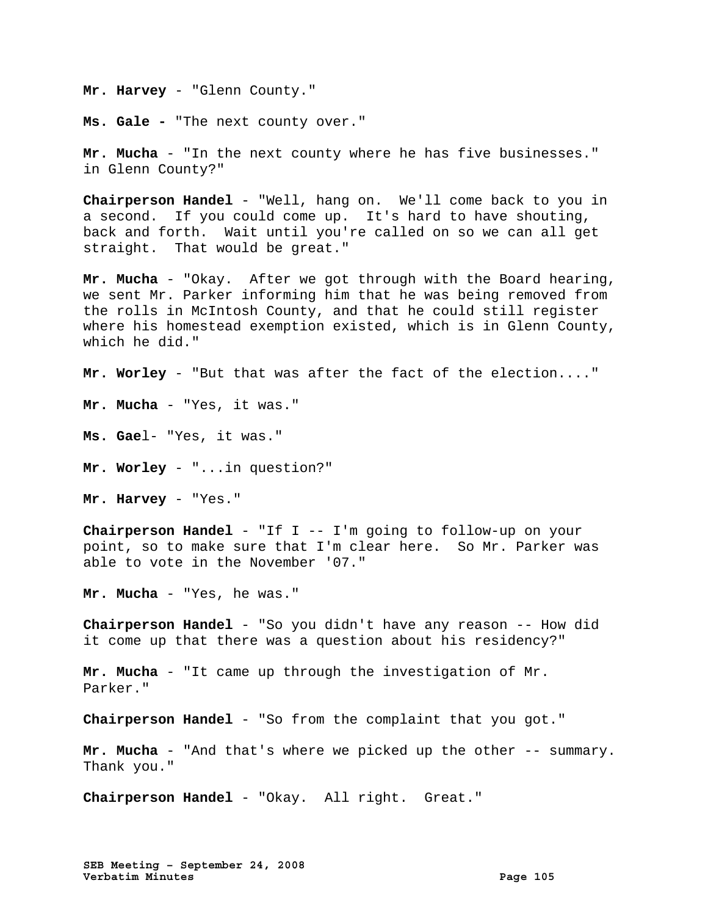**Mr. Harvey** - "Glenn County."

**Ms. Gale -** "The next county over."

**Mr. Mucha** - "In the next county where he has five businesses." in Glenn County?"

**Chairperson Handel** - "Well, hang on. We'll come back to you in a second. If you could come up. It's hard to have shouting, back and forth. Wait until you're called on so we can all get straight. That would be great."

**Mr. Mucha** - "Okay. After we got through with the Board hearing, we sent Mr. Parker informing him that he was being removed from the rolls in McIntosh County, and that he could still register where his homestead exemption existed, which is in Glenn County, which he did."

**Mr. Worley** - "But that was after the fact of the election...."

**Mr. Mucha** - "Yes, it was."

**Ms. Gae**l- "Yes, it was."

**Mr. Worley** - "...in question?"

**Mr. Harvey** - "Yes."

**Chairperson Handel** - "If I -- I'm going to follow-up on your point, so to make sure that I'm clear here. So Mr. Parker was able to vote in the November '07."

**Mr. Mucha** - "Yes, he was."

**Chairperson Handel** - "So you didn't have any reason -- How did it come up that there was a question about his residency?"

**Mr. Mucha** - "It came up through the investigation of Mr. Parker."

**Chairperson Handel** - "So from the complaint that you got."

**Mr. Mucha** - "And that's where we picked up the other -- summary. Thank you."

**Chairperson Handel** - "Okay. All right. Great."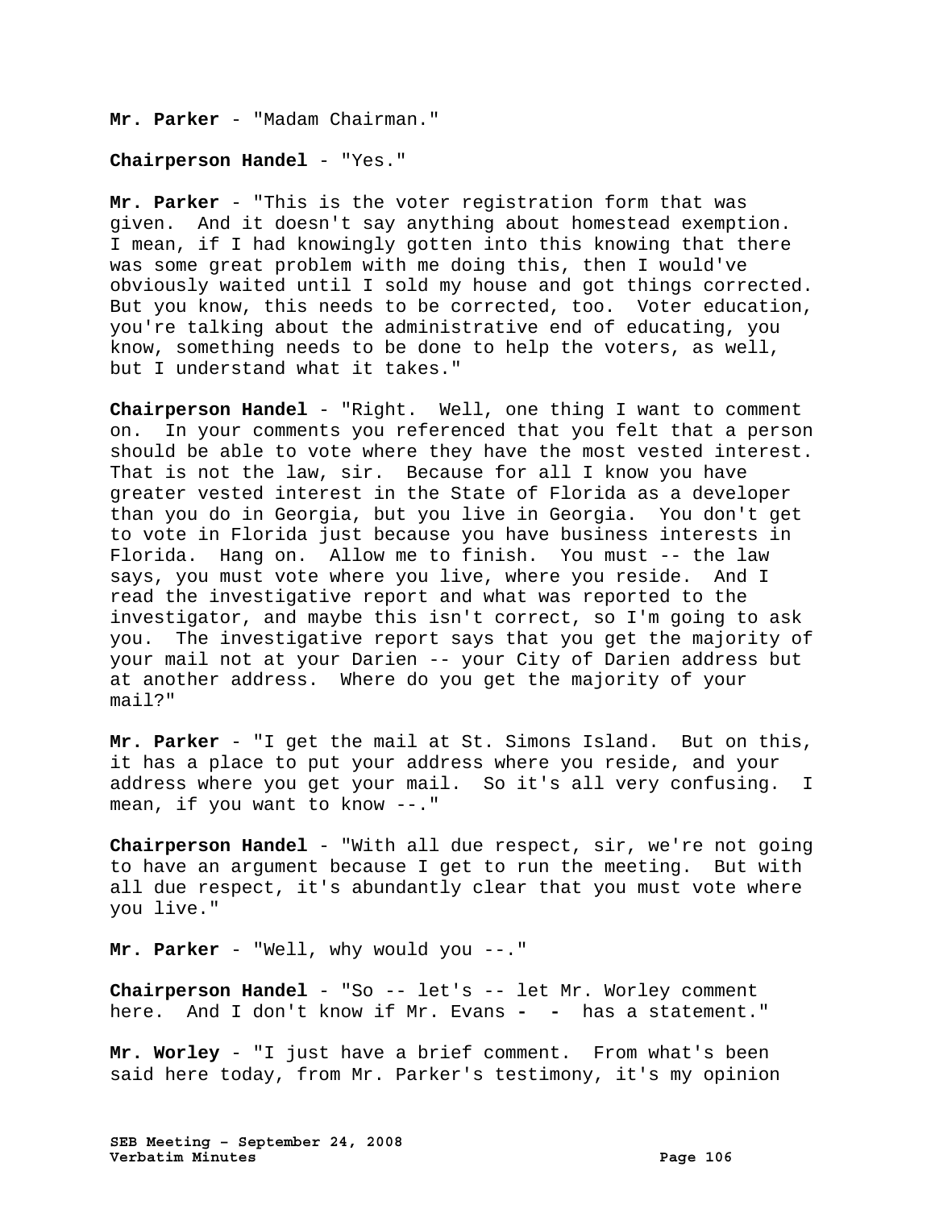**Mr. Parker** - "Madam Chairman."

**Chairperson Handel** - "Yes."

**Mr. Parker** - "This is the voter registration form that was given. And it doesn't say anything about homestead exemption. I mean, if I had knowingly gotten into this knowing that there was some great problem with me doing this, then I would've obviously waited until I sold my house and got things corrected. But you know, this needs to be corrected, too. Voter education, you're talking about the administrative end of educating, you know, something needs to be done to help the voters, as well, but I understand what it takes."

**Chairperson Handel** - "Right. Well, one thing I want to comment on. In your comments you referenced that you felt that a person should be able to vote where they have the most vested interest. That is not the law, sir. Because for all I know you have greater vested interest in the State of Florida as a developer than you do in Georgia, but you live in Georgia. You don't get to vote in Florida just because you have business interests in Florida. Hang on. Allow me to finish. You must -- the law says, you must vote where you live, where you reside. And I read the investigative report and what was reported to the investigator, and maybe this isn't correct, so I'm going to ask you. The investigative report says that you get the majority of your mail not at your Darien -- your City of Darien address but at another address. Where do you get the majority of your mail?"

**Mr. Parker** - "I get the mail at St. Simons Island. But on this, it has a place to put your address where you reside, and your address where you get your mail. So it's all very confusing. I mean, if you want to know --."

**Chairperson Handel** - "With all due respect, sir, we're not going to have an argument because I get to run the meeting. But with all due respect, it's abundantly clear that you must vote where you live."

**Mr. Parker** - "Well, why would you --."

**Chairperson Handel** - "So -- let's -- let Mr. Worley comment here. And I don't know if Mr. Evans - - has a statement."

**Mr. Worley** - "I just have a brief comment. From what's been said here today, from Mr. Parker's testimony, it's my opinion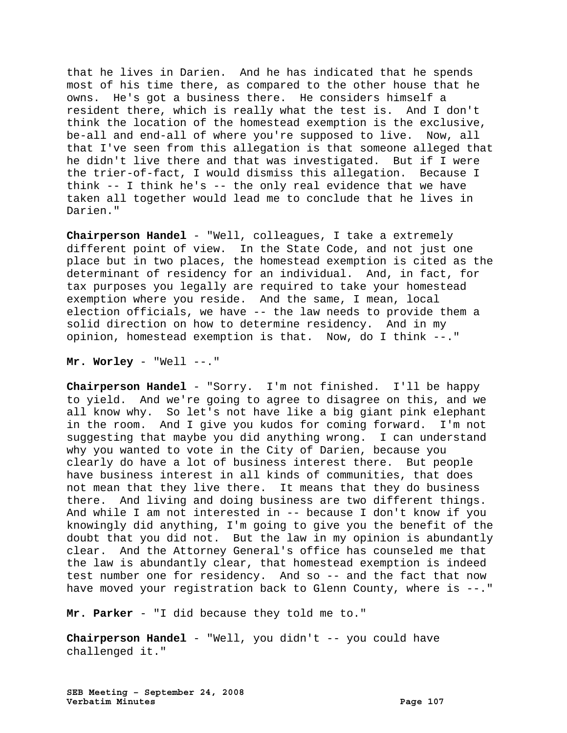that he lives in Darien. And he has indicated that he spends most of his time there, as compared to the other house that he owns. He's got a business there. He considers himself a resident there, which is really what the test is. And I don't think the location of the homestead exemption is the exclusive, be-all and end-all of where you're supposed to live. Now, all that I've seen from this allegation is that someone alleged that he didn't live there and that was investigated. But if I were the trier-of-fact, I would dismiss this allegation. Because I think -- I think he's -- the only real evidence that we have taken all together would lead me to conclude that he lives in Darien."

**Chairperson Handel** - "Well, colleagues, I take a extremely different point of view. In the State Code, and not just one place but in two places, the homestead exemption is cited as the determinant of residency for an individual. And, in fact, for tax purposes you legally are required to take your homestead exemption where you reside. And the same, I mean, local election officials, we have -- the law needs to provide them a solid direction on how to determine residency. And in my opinion, homestead exemption is that. Now, do I think --."

**Mr. Worley** - "Well --."

**Chairperson Handel** - "Sorry. I'm not finished. I'll be happy to yield. And we're going to agree to disagree on this, and we all know why. So let's not have like a big giant pink elephant in the room. And I give you kudos for coming forward. I'm not suggesting that maybe you did anything wrong. I can understand why you wanted to vote in the City of Darien, because you clearly do have a lot of business interest there. But people have business interest in all kinds of communities, that does not mean that they live there. It means that they do business there. And living and doing business are two different things. And while I am not interested in -- because I don't know if you knowingly did anything, I'm going to give you the benefit of the doubt that you did not. But the law in my opinion is abundantly clear. And the Attorney General's office has counseled me that the law is abundantly clear, that homestead exemption is indeed test number one for residency. And so -- and the fact that now have moved your registration back to Glenn County, where is --."

**Mr. Parker** - "I did because they told me to."

**Chairperson Handel** - "Well, you didn't -- you could have challenged it."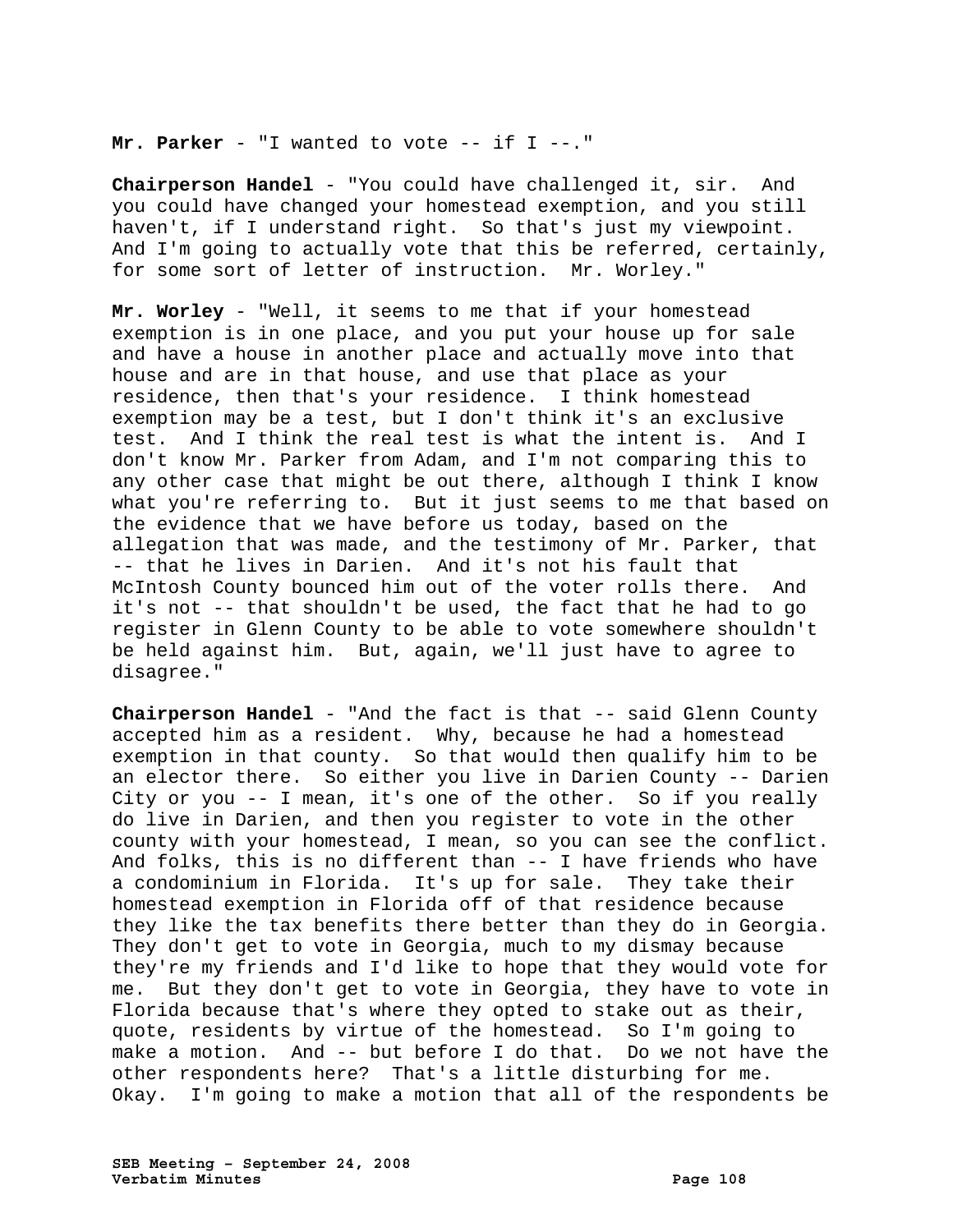**Mr. Parker** - "I wanted to vote -- if I --."

**Chairperson Handel** - "You could have challenged it, sir. And you could have changed your homestead exemption, and you still haven't, if I understand right. So that's just my viewpoint. And I'm going to actually vote that this be referred, certainly, for some sort of letter of instruction. Mr. Worley."

**Mr. Worley** - "Well, it seems to me that if your homestead exemption is in one place, and you put your house up for sale and have a house in another place and actually move into that house and are in that house, and use that place as your residence, then that's your residence. I think homestead exemption may be a test, but I don't think it's an exclusive test. And I think the real test is what the intent is. And I don't know Mr. Parker from Adam, and I'm not comparing this to any other case that might be out there, although I think I know what you're referring to. But it just seems to me that based on the evidence that we have before us today, based on the allegation that was made, and the testimony of Mr. Parker, that -- that he lives in Darien. And it's not his fault that McIntosh County bounced him out of the voter rolls there. And it's not -- that shouldn't be used, the fact that he had to go register in Glenn County to be able to vote somewhere shouldn't be held against him. But, again, we'll just have to agree to disagree."

**Chairperson Handel** - "And the fact is that -- said Glenn County accepted him as a resident. Why, because he had a homestead exemption in that county. So that would then qualify him to be an elector there. So either you live in Darien County -- Darien City or you -- I mean, it's one of the other. So if you really do live in Darien, and then you register to vote in the other county with your homestead, I mean, so you can see the conflict. And folks, this is no different than -- I have friends who have a condominium in Florida. It's up for sale. They take their homestead exemption in Florida off of that residence because they like the tax benefits there better than they do in Georgia. They don't get to vote in Georgia, much to my dismay because they're my friends and I'd like to hope that they would vote for me. But they don't get to vote in Georgia, they have to vote in Florida because that's where they opted to stake out as their, quote, residents by virtue of the homestead. So I'm going to make a motion. And -- but before I do that. Do we not have the other respondents here? That's a little disturbing for me. Okay. I'm going to make a motion that all of the respondents be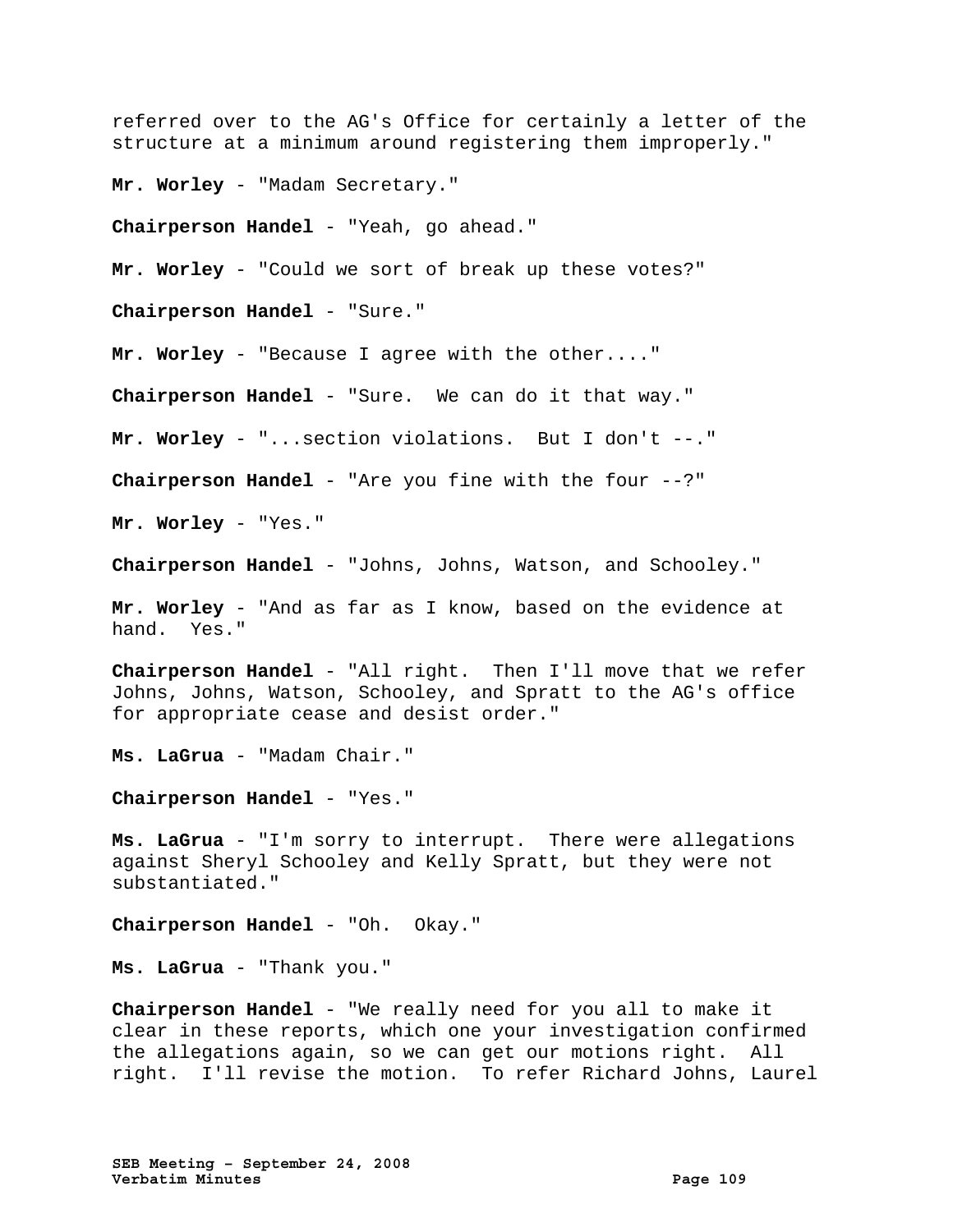referred over to the AG's Office for certainly a letter of the structure at a minimum around registering them improperly."

**Mr. Worley** - "Madam Secretary."

**Chairperson Handel** - "Yeah, go ahead."

**Mr. Worley** - "Could we sort of break up these votes?"

**Chairperson Handel** - "Sure."

**Mr. Worley** - "Because I agree with the other...."

**Chairperson Handel** - "Sure. We can do it that way."

**Mr. Worley** - "...section violations. But I don't --."

**Chairperson Handel** - "Are you fine with the four --?"

**Mr. Worley** - "Yes."

**Chairperson Handel** - "Johns, Johns, Watson, and Schooley."

**Mr. Worley** - "And as far as I know, based on the evidence at hand. Yes."

**Chairperson Handel** - "All right. Then I'll move that we refer Johns, Johns, Watson, Schooley, and Spratt to the AG's office for appropriate cease and desist order."

**Ms. LaGrua** - "Madam Chair."

**Chairperson Handel** - "Yes."

**Ms. LaGrua** - "I'm sorry to interrupt. There were allegations against Sheryl Schooley and Kelly Spratt, but they were not substantiated."

**Chairperson Handel** - "Oh. Okay."

**Ms. LaGrua** - "Thank you."

**Chairperson Handel** - "We really need for you all to make it clear in these reports, which one your investigation confirmed the allegations again, so we can get our motions right. All right. I'll revise the motion. To refer Richard Johns, Laurel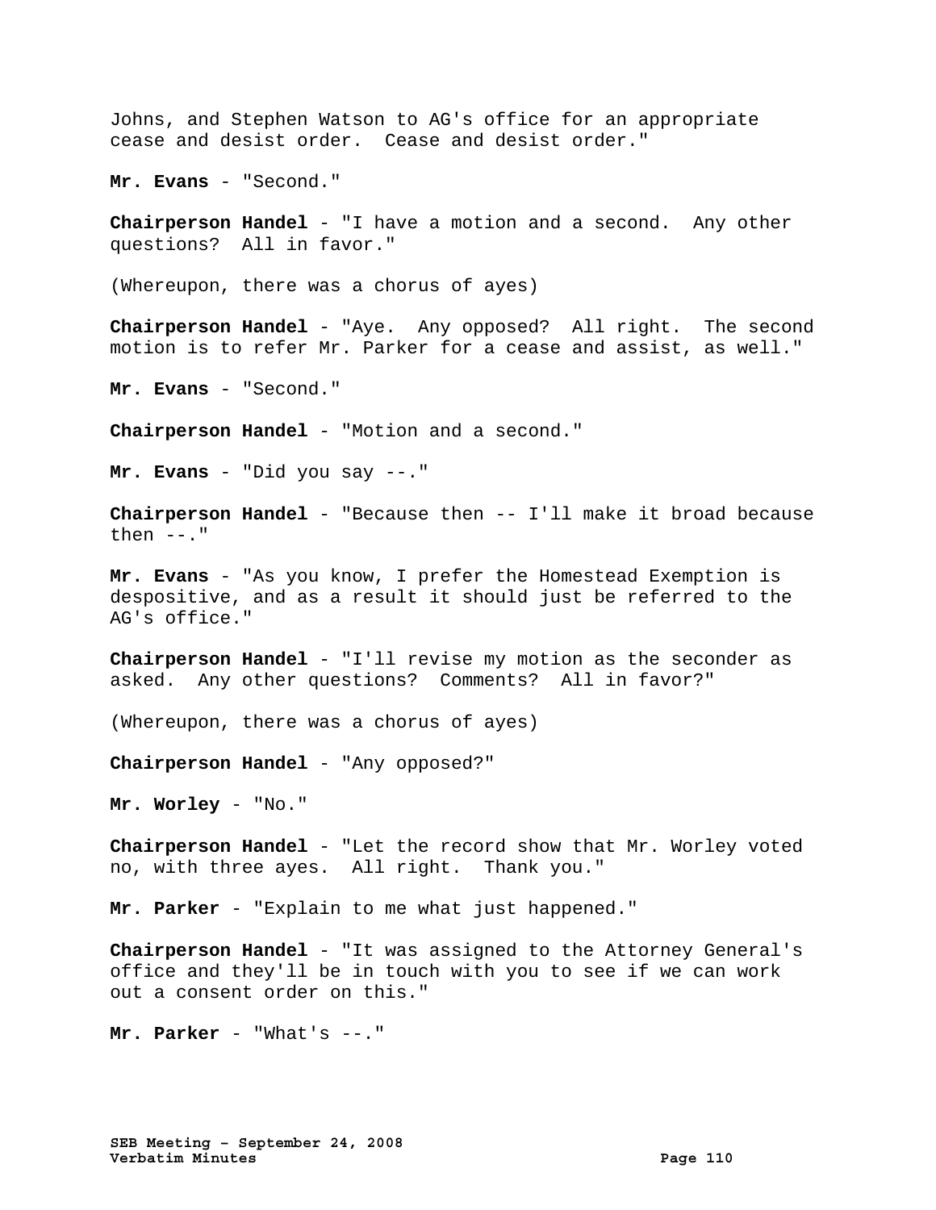Johns, and Stephen Watson to AG's office for an appropriate cease and desist order.  Cease and desist order."

**Mr. Evans** - "Second."

**Chairperson Handel** - "I have a motion and a second.  Any other questions?  All in favor."

(Whereupon, there was a chorus of ayes)

**Chairperson Handel** - "Aye.  Any opposed?  All right.  The second motion is to refer Mr. Parker for a cease and assist, as well."

**Mr. Evans** - "Second."

**Chairperson Handel** - "Motion and a second."

**Mr. Evans** - "Did you say --."

**Chairperson Handel** - "Because then -- I'll make it broad because then --."

**Mr. Evans** - "As you know, I prefer the Homestead Exemption is despositive, and as a result it should just be referred to the AG's office."

**Chairperson Handel** - "I'll revise my motion as the seconder as asked.  Any other questions?  Comments?  All in favor?"

(Whereupon, there was a chorus of ayes)

**Chairperson Handel** - "Any opposed?"

**Mr. Worley** - "No."

**Chairperson Handel** - "Let the record show that Mr. Worley voted no, with three ayes.  All right.  Thank you."

**Mr. Parker** - "Explain to me what just happened."

**Chairperson Handel** - "It was assigned to the Attorney General's office and they'll be in touch with you to see if we can work out a consent order on this."

**Mr. Parker** - "What's --."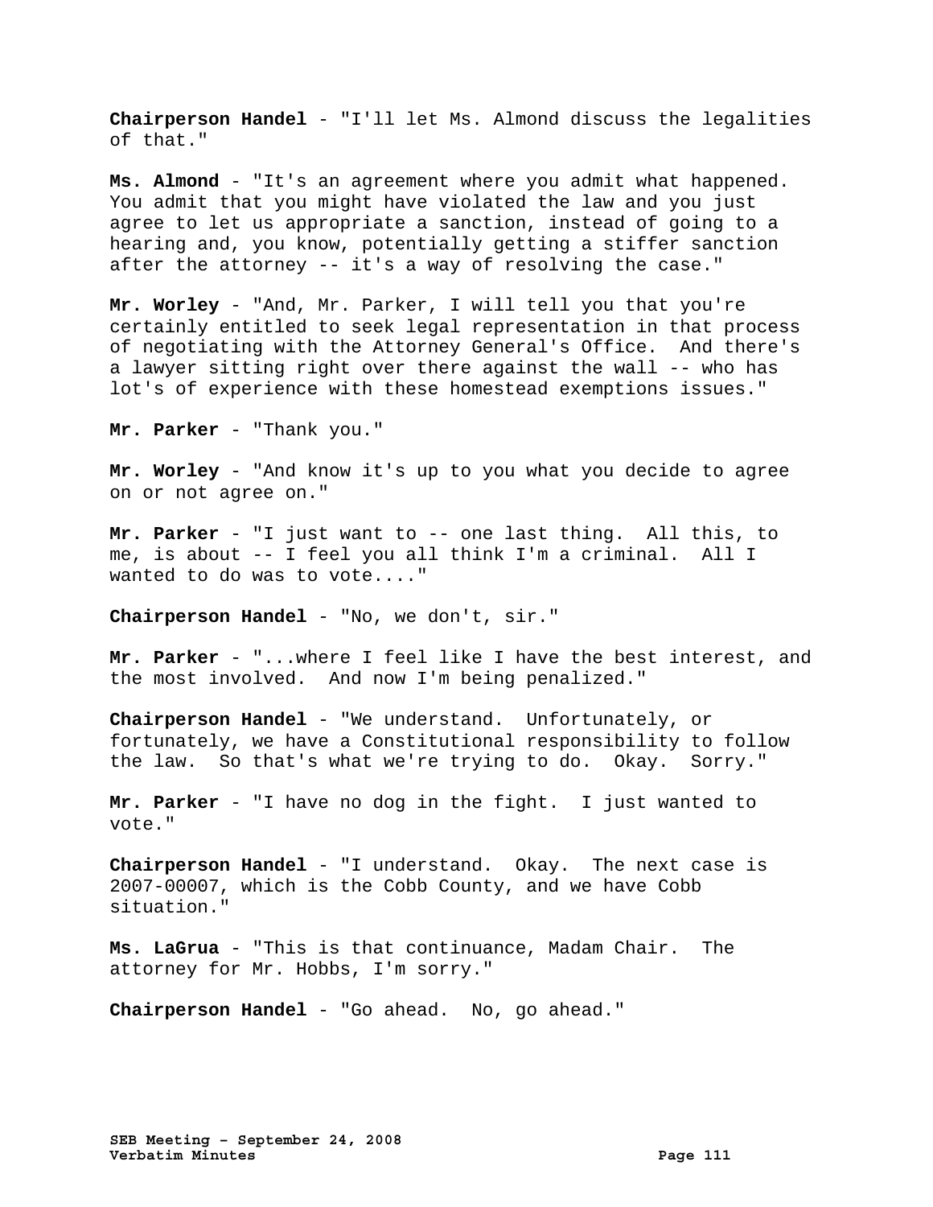**Chairperson Handel** - "I'll let Ms. Almond discuss the legalities of that."

**Ms. Almond** - "It's an agreement where you admit what happened. You admit that you might have violated the law and you just agree to let us appropriate a sanction, instead of going to a hearing and, you know, potentially getting a stiffer sanction after the attorney -- it's a way of resolving the case."

**Mr. Worley** - "And, Mr. Parker, I will tell you that you're certainly entitled to seek legal representation in that process of negotiating with the Attorney General's Office. And there's a lawyer sitting right over there against the wall -- who has lot's of experience with these homestead exemptions issues."

**Mr. Parker** - "Thank you."

**Mr. Worley** - "And know it's up to you what you decide to agree on or not agree on."

**Mr. Parker** - "I just want to -- one last thing. All this, to me, is about -- I feel you all think I'm a criminal. All I wanted to do was to vote...."

**Chairperson Handel** - "No, we don't, sir."

**Mr. Parker** - "...where I feel like I have the best interest, and the most involved. And now I'm being penalized."

**Chairperson Handel** - "We understand. Unfortunately, or fortunately, we have a Constitutional responsibility to follow the law. So that's what we're trying to do. Okay. Sorry."

**Mr. Parker** - "I have no dog in the fight. I just wanted to vote."

**Chairperson Handel** - "I understand. Okay. The next case is 2007-00007, which is the Cobb County, and we have Cobb situation."

**Ms. LaGrua** - "This is that continuance, Madam Chair. The attorney for Mr. Hobbs, I'm sorry."

**Chairperson Handel** - "Go ahead. No, go ahead."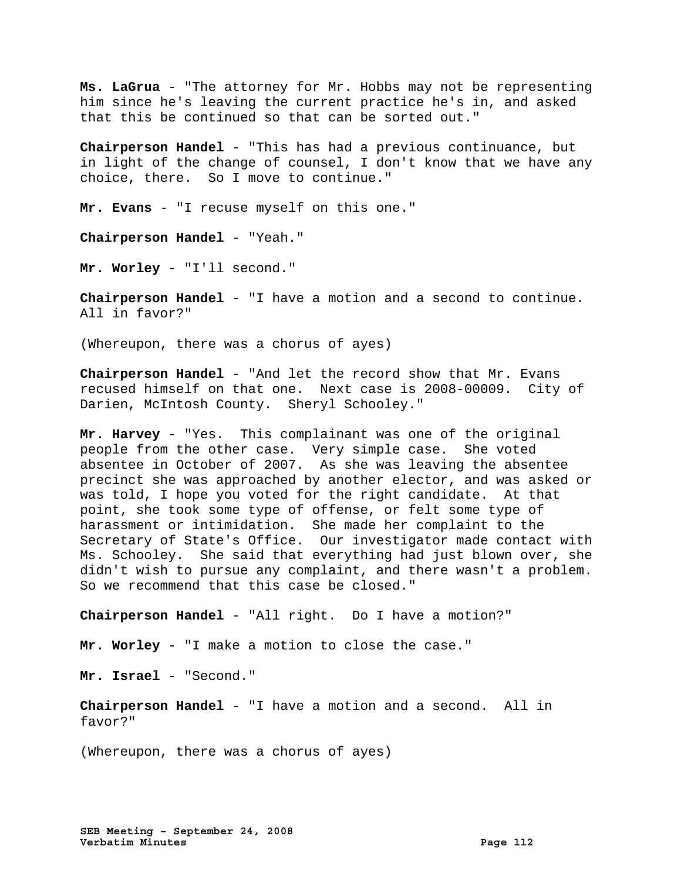**Ms. LaGrua** - "The attorney for Mr. Hobbs may not be representing him since he's leaving the current practice he's in, and asked that this be continued so that can be sorted out."

**Chairperson Handel** - "This has had a previous continuance, but in light of the change of counsel, I don't know that we have any choice, there. So I move to continue."

**Mr. Evans** - "I recuse myself on this one."

**Chairperson Handel** - "Yeah."

**Mr. Worley** - "I'll second."

**Chairperson Handel** - "I have a motion and a second to continue. All in favor?"

(Whereupon, there was a chorus of ayes)

**Chairperson Handel** - "And let the record show that Mr. Evans recused himself on that one. Next case is 2008-00009. City of Darien, McIntosh County. Sheryl Schooley."

**Mr. Harvey** - "Yes. This complainant was one of the original people from the other case. Very simple case. She voted absentee in October of 2007. As she was leaving the absentee precinct she was approached by another elector, and was asked or was told, I hope you voted for the right candidate. At that point, she took some type of offense, or felt some type of harassment or intimidation. She made her complaint to the Secretary of State's Office. Our investigator made contact with Ms. Schooley. She said that everything had just blown over, she didn't wish to pursue any complaint, and there wasn't a problem. So we recommend that this case be closed."

**Chairperson Handel** - "All right. Do I have a motion?"

**Mr. Worley** - "I make a motion to close the case."

**Mr. Israel** - "Second."

**Chairperson Handel** - "I have a motion and a second. All in favor?"

(Whereupon, there was a chorus of ayes)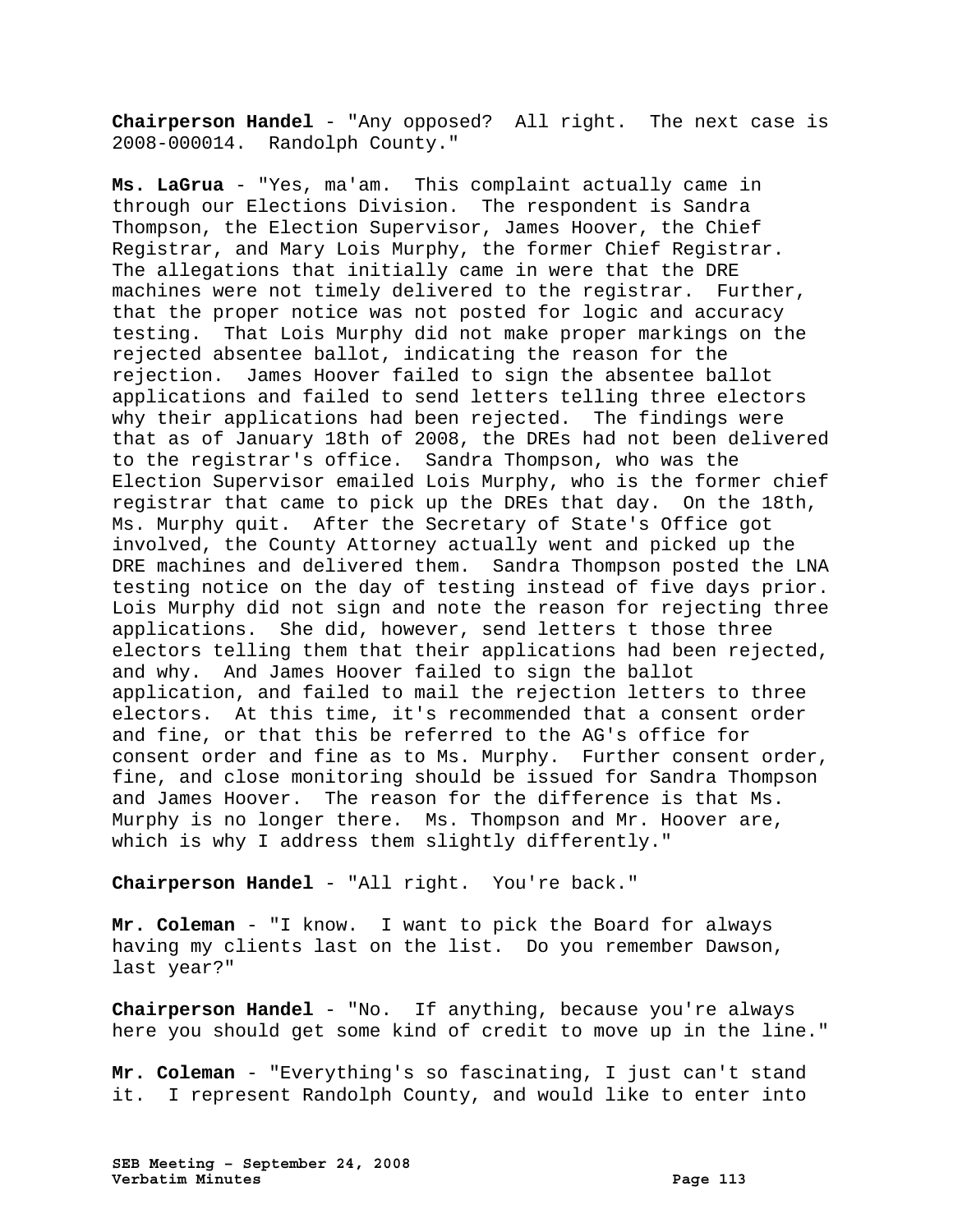**Chairperson Handel** - "Any opposed? All right. The next case is 2008-000014. Randolph County."

**Ms. LaGrua** - "Yes, ma'am. This complaint actually came in through our Elections Division. The respondent is Sandra Thompson, the Election Supervisor, James Hoover, the Chief Registrar, and Mary Lois Murphy, the former Chief Registrar. The allegations that initially came in were that the DRE machines were not timely delivered to the registrar. Further, that the proper notice was not posted for logic and accuracy testing. That Lois Murphy did not make proper markings on the rejected absentee ballot, indicating the reason for the rejection. James Hoover failed to sign the absentee ballot applications and failed to send letters telling three electors why their applications had been rejected. The findings were that as of January 18th of 2008, the DREs had not been delivered to the registrar's office. Sandra Thompson, who was the Election Supervisor emailed Lois Murphy, who is the former chief registrar that came to pick up the DREs that day. On the 18th, Ms. Murphy quit. After the Secretary of State's Office got involved, the County Attorney actually went and picked up the DRE machines and delivered them. Sandra Thompson posted the LNA testing notice on the day of testing instead of five days prior. Lois Murphy did not sign and note the reason for rejecting three applications. She did, however, send letters t those three electors telling them that their applications had been rejected, and why. And James Hoover failed to sign the ballot application, and failed to mail the rejection letters to three electors. At this time, it's recommended that a consent order and fine, or that this be referred to the AG's office for consent order and fine as to Ms. Murphy. Further consent order, fine, and close monitoring should be issued for Sandra Thompson and James Hoover. The reason for the difference is that Ms. Murphy is no longer there. Ms. Thompson and Mr. Hoover are, which is why I address them slightly differently."

**Chairperson Handel** - "All right. You're back."

**Mr. Coleman** - "I know. I want to pick the Board for always having my clients last on the list. Do you remember Dawson, last year?"

**Chairperson Handel** - "No. If anything, because you're always here you should get some kind of credit to move up in the line."

**Mr. Coleman** - "Everything's so fascinating, I just can't stand it. I represent Randolph County, and would like to enter into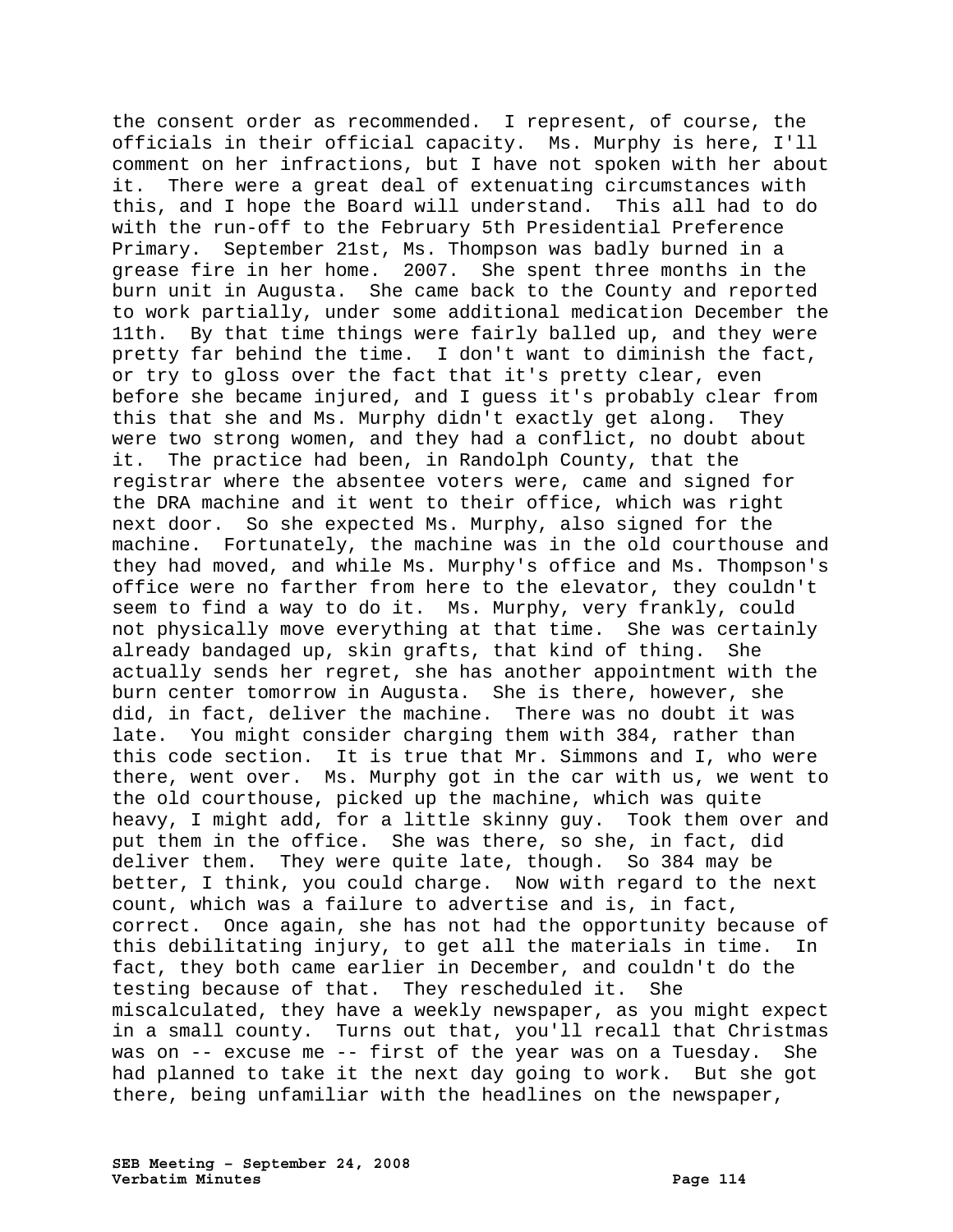the consent order as recommended. I represent, of course, the officials in their official capacity. Ms. Murphy is here, I'll comment on her infractions, but I have not spoken with her about it. There were a great deal of extenuating circumstances with this, and I hope the Board will understand. This all had to do with the run-off to the February 5th Presidential Preference Primary. September 21st, Ms. Thompson was badly burned in a grease fire in her home. 2007. She spent three months in the burn unit in Augusta. She came back to the County and reported to work partially, under some additional medication December the 11th. By that time things were fairly balled up, and they were pretty far behind the time. I don't want to diminish the fact, or try to gloss over the fact that it's pretty clear, even before she became injured, and I guess it's probably clear from this that she and Ms. Murphy didn't exactly get along. They were two strong women, and they had a conflict, no doubt about it. The practice had been, in Randolph County, that the registrar where the absentee voters were, came and signed for the DRA machine and it went to their office, which was right next door. So she expected Ms. Murphy, also signed for the machine. Fortunately, the machine was in the old courthouse and they had moved, and while Ms. Murphy's office and Ms. Thompson's office were no farther from here to the elevator, they couldn't seem to find a way to do it. Ms. Murphy, very frankly, could not physically move everything at that time. She was certainly already bandaged up, skin grafts, that kind of thing. She actually sends her regret, she has another appointment with the burn center tomorrow in Augusta. She is there, however, she did, in fact, deliver the machine. There was no doubt it was late. You might consider charging them with 384, rather than this code section. It is true that Mr. Simmons and I, who were there, went over. Ms. Murphy got in the car with us, we went to the old courthouse, picked up the machine, which was quite heavy, I might add, for a little skinny guy. Took them over and put them in the office. She was there, so she, in fact, did deliver them. They were quite late, though. So 384 may be better, I think, you could charge. Now with regard to the next count, which was a failure to advertise and is, in fact, correct. Once again, she has not had the opportunity because of this debilitating injury, to get all the materials in time. In fact, they both came earlier in December, and couldn't do the testing because of that. They rescheduled it. She miscalculated, they have a weekly newspaper, as you might expect in a small county. Turns out that, you'll recall that Christmas was on -- excuse me -- first of the year was on a Tuesday. She had planned to take it the next day going to work. But she got there, being unfamiliar with the headlines on the newspaper,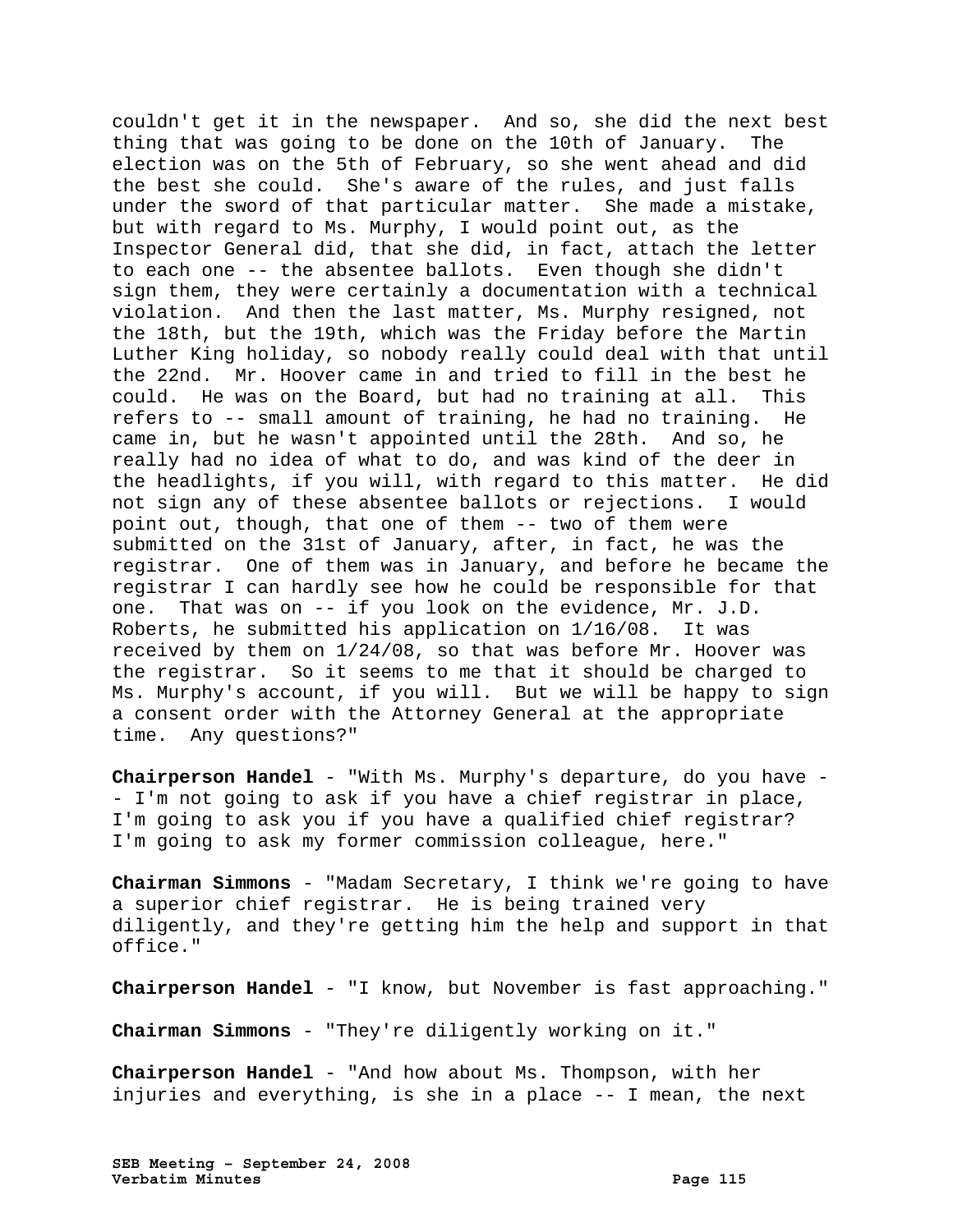couldn't get it in the newspaper. And so, she did the next best thing that was going to be done on the 10th of January. The election was on the 5th of February, so she went ahead and did the best she could. She's aware of the rules, and just falls under the sword of that particular matter. She made a mistake, but with regard to Ms. Murphy, I would point out, as the Inspector General did, that she did, in fact, attach the letter to each one -- the absentee ballots. Even though she didn't sign them, they were certainly a documentation with a technical violation. And then the last matter, Ms. Murphy resigned, not the 18th, but the 19th, which was the Friday before the Martin Luther King holiday, so nobody really could deal with that until the 22nd. Mr. Hoover came in and tried to fill in the best he could. He was on the Board, but had no training at all. This refers to -- small amount of training, he had no training. He came in, but he wasn't appointed until the 28th. And so, he really had no idea of what to do, and was kind of the deer in the headlights, if you will, with regard to this matter. He did not sign any of these absentee ballots or rejections. I would point out, though, that one of them -- two of them were submitted on the 31st of January, after, in fact, he was the registrar. One of them was in January, and before he became the registrar I can hardly see how he could be responsible for that one. That was on -- if you look on the evidence, Mr. J.D. Roberts, he submitted his application on 1/16/08. It was received by them on 1/24/08, so that was before Mr. Hoover was the registrar. So it seems to me that it should be charged to Ms. Murphy's account, if you will. But we will be happy to sign a consent order with the Attorney General at the appropriate time. Any questions?"

**Chairperson Handel** - "With Ms. Murphy's departure, do you have -- I'm not going to ask if you have a chief registrar in place, I'm going to ask you if you have a qualified chief registrar? I'm going to ask my former commission colleague, here."

**Chairman Simmons** - "Madam Secretary, I think we're going to have a superior chief registrar. He is being trained very diligently, and they're getting him the help and support in that office."

**Chairperson Handel** - "I know, but November is fast approaching."

**Chairman Simmons** - "They're diligently working on it."

**Chairperson Handel** - "And how about Ms. Thompson, with her injuries and everything, is she in a place -- I mean, the next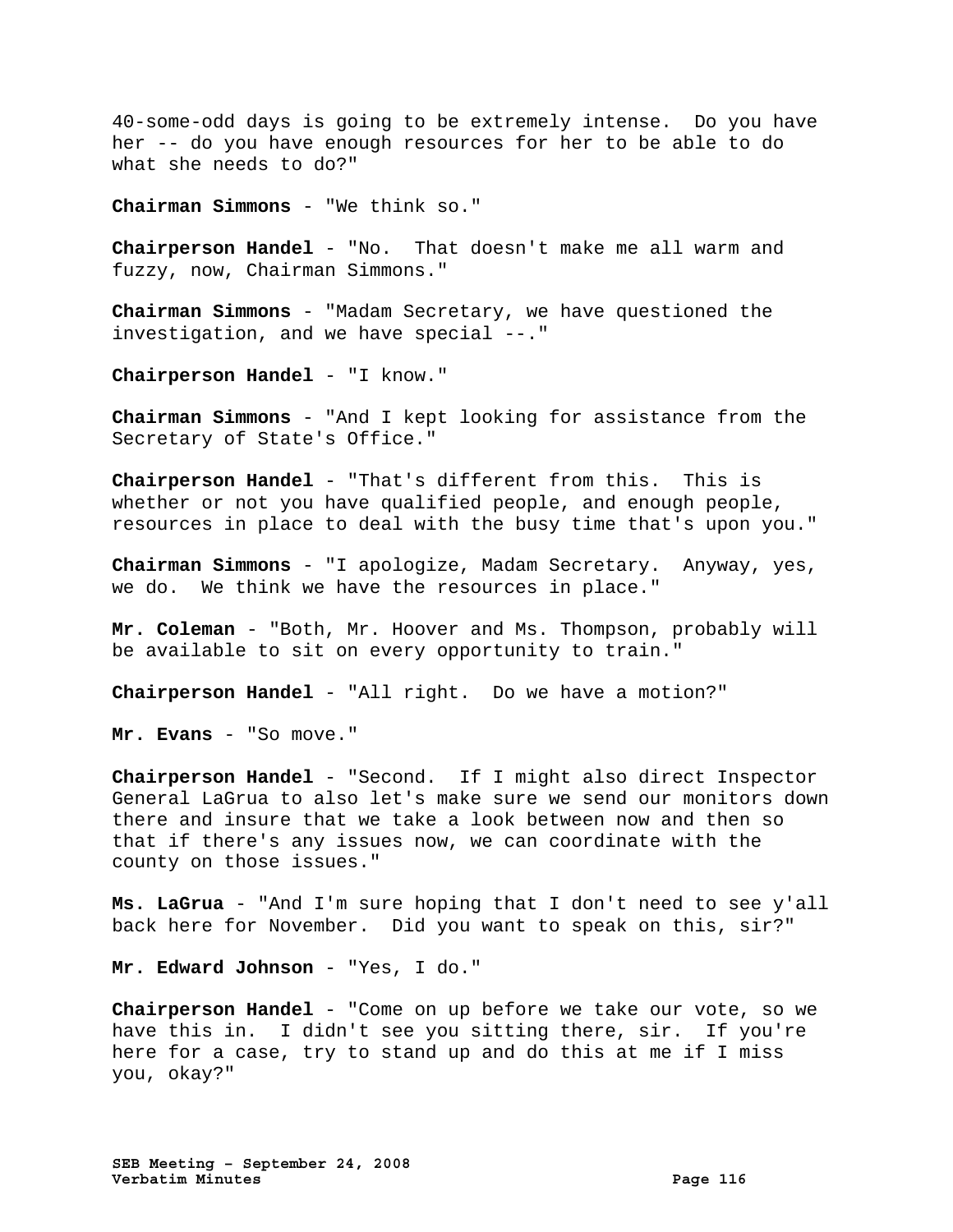40-some-odd days is going to be extremely intense. Do you have her -- do you have enough resources for her to be able to do what she needs to do?"

**Chairman Simmons** - "We think so."

**Chairperson Handel** - "No. That doesn't make me all warm and fuzzy, now, Chairman Simmons."

**Chairman Simmons** - "Madam Secretary, we have questioned the investigation, and we have special --."

**Chairperson Handel** - "I know."

**Chairman Simmons** - "And I kept looking for assistance from the Secretary of State's Office."

**Chairperson Handel** - "That's different from this. This is whether or not you have qualified people, and enough people, resources in place to deal with the busy time that's upon you."

**Chairman Simmons** - "I apologize, Madam Secretary. Anyway, yes, we do. We think we have the resources in place."

**Mr. Coleman** - "Both, Mr. Hoover and Ms. Thompson, probably will be available to sit on every opportunity to train."

**Chairperson Handel** - "All right. Do we have a motion?"

**Mr. Evans** - "So move."

**Chairperson Handel** - "Second. If I might also direct Inspector General LaGrua to also let's make sure we send our monitors down there and insure that we take a look between now and then so that if there's any issues now, we can coordinate with the county on those issues."

**Ms. LaGrua** - "And I'm sure hoping that I don't need to see y'all back here for November. Did you want to speak on this, sir?"

**Mr. Edward Johnson** - "Yes, I do."

**Chairperson Handel** - "Come on up before we take our vote, so we have this in. I didn't see you sitting there, sir. If you're here for a case, try to stand up and do this at me if I miss you, okay?"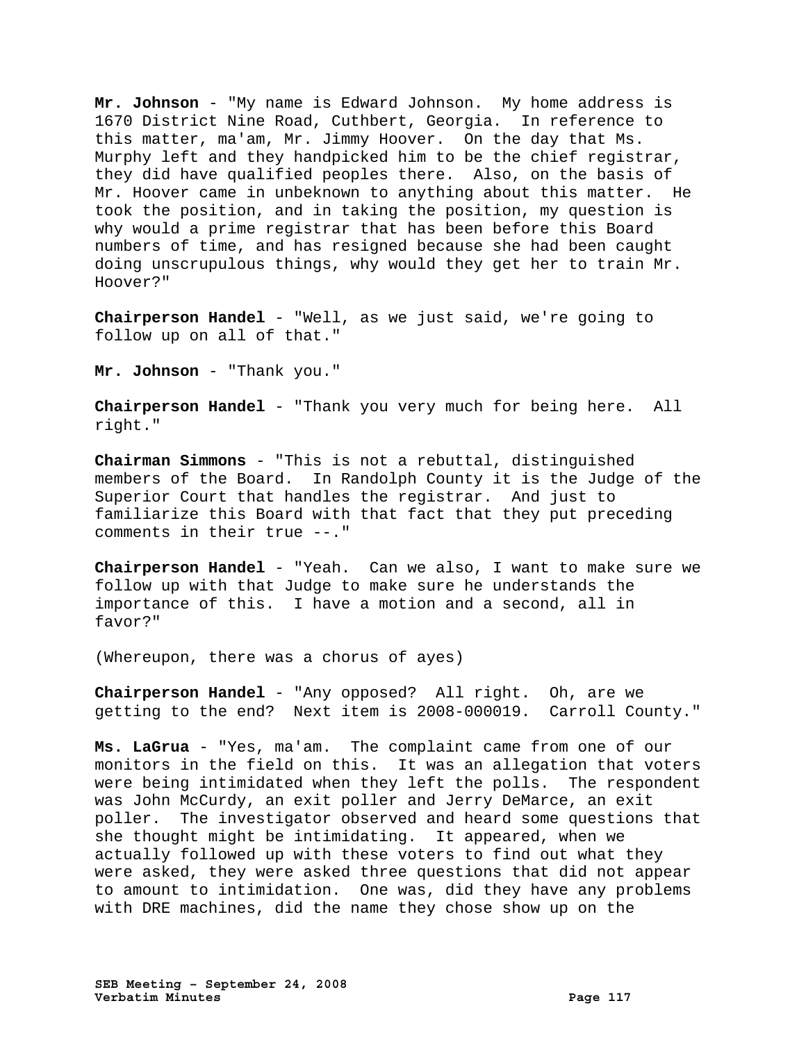**Mr. Johnson** - "My name is Edward Johnson. My home address is 1670 District Nine Road, Cuthbert, Georgia. In reference to this matter, ma'am, Mr. Jimmy Hoover. On the day that Ms. Murphy left and they handpicked him to be the chief registrar, they did have qualified peoples there. Also, on the basis of Mr. Hoover came in unbeknown to anything about this matter. He took the position, and in taking the position, my question is why would a prime registrar that has been before this Board numbers of time, and has resigned because she had been caught doing unscrupulous things, why would they get her to train Mr. Hoover?"

**Chairperson Handel** - "Well, as we just said, we're going to follow up on all of that."

**Mr. Johnson** - "Thank you."

**Chairperson Handel** - "Thank you very much for being here. All right."

**Chairman Simmons** - "This is not a rebuttal, distinguished members of the Board. In Randolph County it is the Judge of the Superior Court that handles the registrar. And just to familiarize this Board with that fact that they put preceding comments in their true --."

**Chairperson Handel** - "Yeah. Can we also, I want to make sure we follow up with that Judge to make sure he understands the importance of this. I have a motion and a second, all in favor?"

(Whereupon, there was a chorus of ayes)

**Chairperson Handel** - "Any opposed? All right. Oh, are we getting to the end? Next item is 2008-000019. Carroll County."

**Ms. LaGrua** - "Yes, ma'am. The complaint came from one of our monitors in the field on this. It was an allegation that voters were being intimidated when they left the polls. The respondent was John McCurdy, an exit poller and Jerry DeMarce, an exit poller. The investigator observed and heard some questions that she thought might be intimidating. It appeared, when we actually followed up with these voters to find out what they were asked, they were asked three questions that did not appear to amount to intimidation. One was, did they have any problems with DRE machines, did the name they chose show up on the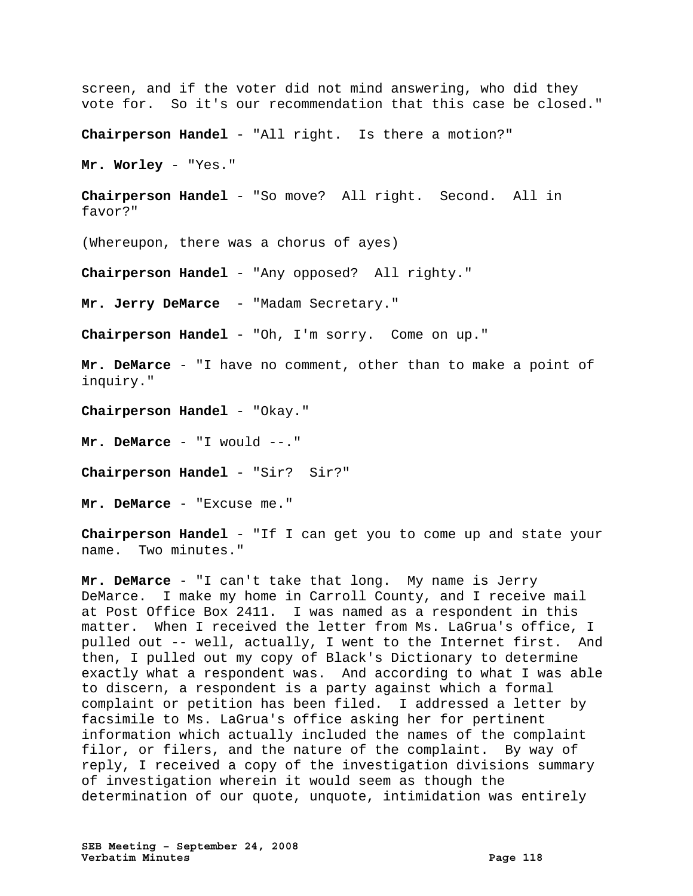screen, and if the voter did not mind answering, who did they vote for. So it's our recommendation that this case be closed."

**Chairperson Handel** - "All right. Is there a motion?"

**Mr. Worley** - "Yes."

**Chairperson Handel** - "So move? All right. Second. All in favor?"

(Whereupon, there was a chorus of ayes)

**Chairperson Handel** - "Any opposed? All righty."

**Mr. Jerry DeMarce** - "Madam Secretary."

**Chairperson Handel** - "Oh, I'm sorry. Come on up."

**Mr. DeMarce** - "I have no comment, other than to make a point of inquiry."

**Chairperson Handel** - "Okay."

**Mr. DeMarce** - "I would --."

**Chairperson Handel** - "Sir? Sir?"

**Mr. DeMarce** - "Excuse me."

**Chairperson Handel** - "If I can get you to come up and state your name. Two minutes."

**Mr. DeMarce** - "I can't take that long. My name is Jerry DeMarce. I make my home in Carroll County, and I receive mail at Post Office Box 2411. I was named as a respondent in this matter. When I received the letter from Ms. LaGrua's office, I pulled out -- well, actually, I went to the Internet first. And then, I pulled out my copy of Black's Dictionary to determine exactly what a respondent was. And according to what I was able to discern, a respondent is a party against which a formal complaint or petition has been filed. I addressed a letter by facsimile to Ms. LaGrua's office asking her for pertinent information which actually included the names of the complaint filor, or filers, and the nature of the complaint. By way of reply, I received a copy of the investigation divisions summary of investigation wherein it would seem as though the determination of our quote, unquote, intimidation was entirely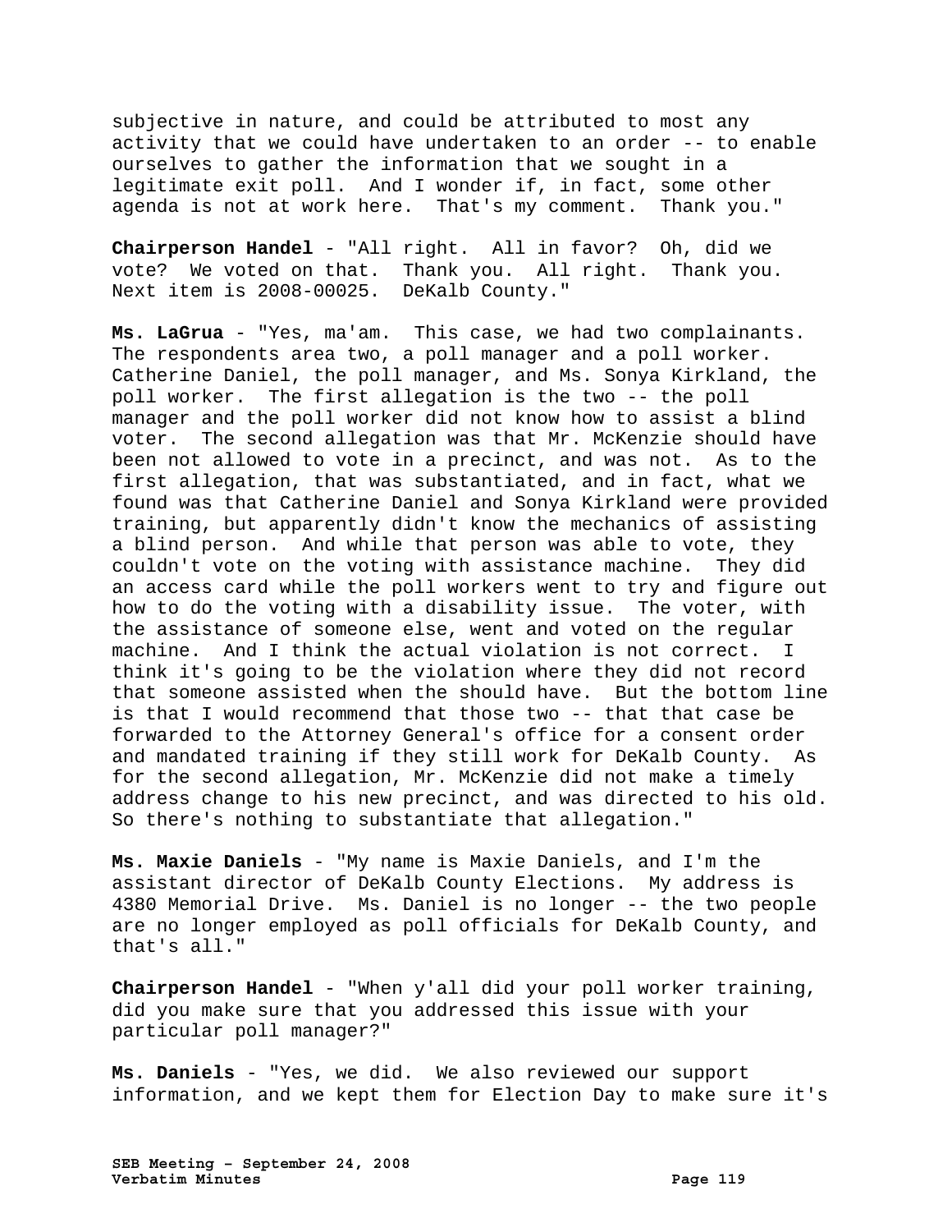subjective in nature, and could be attributed to most any activity that we could have undertaken to an order -- to enable ourselves to gather the information that we sought in a legitimate exit poll. And I wonder if, in fact, some other agenda is not at work here. That's my comment. Thank you."

**Chairperson Handel** - "All right. All in favor? Oh, did we vote? We voted on that. Thank you. All right. Thank you. Next item is 2008-00025. DeKalb County."

**Ms. LaGrua** - "Yes, ma'am. This case, we had two complainants. The respondents area two, a poll manager and a poll worker. Catherine Daniel, the poll manager, and Ms. Sonya Kirkland, the poll worker. The first allegation is the two -- the poll manager and the poll worker did not know how to assist a blind voter. The second allegation was that Mr. McKenzie should have been not allowed to vote in a precinct, and was not. As to the first allegation, that was substantiated, and in fact, what we found was that Catherine Daniel and Sonya Kirkland were provided training, but apparently didn't know the mechanics of assisting a blind person. And while that person was able to vote, they couldn't vote on the voting with assistance machine. They did an access card while the poll workers went to try and figure out how to do the voting with a disability issue. The voter, with the assistance of someone else, went and voted on the regular machine. And I think the actual violation is not correct. I think it's going to be the violation where they did not record that someone assisted when the should have. But the bottom line is that I would recommend that those two -- that that case be forwarded to the Attorney General's office for a consent order and mandated training if they still work for DeKalb County. As for the second allegation, Mr. McKenzie did not make a timely address change to his new precinct, and was directed to his old. So there's nothing to substantiate that allegation."

**Ms. Maxie Daniels** - "My name is Maxie Daniels, and I'm the assistant director of DeKalb County Elections. My address is 4380 Memorial Drive. Ms. Daniel is no longer -- the two people are no longer employed as poll officials for DeKalb County, and that's all."

**Chairperson Handel** - "When y'all did your poll worker training, did you make sure that you addressed this issue with your particular poll manager?"

**Ms. Daniels** - "Yes, we did. We also reviewed our support information, and we kept them for Election Day to make sure it's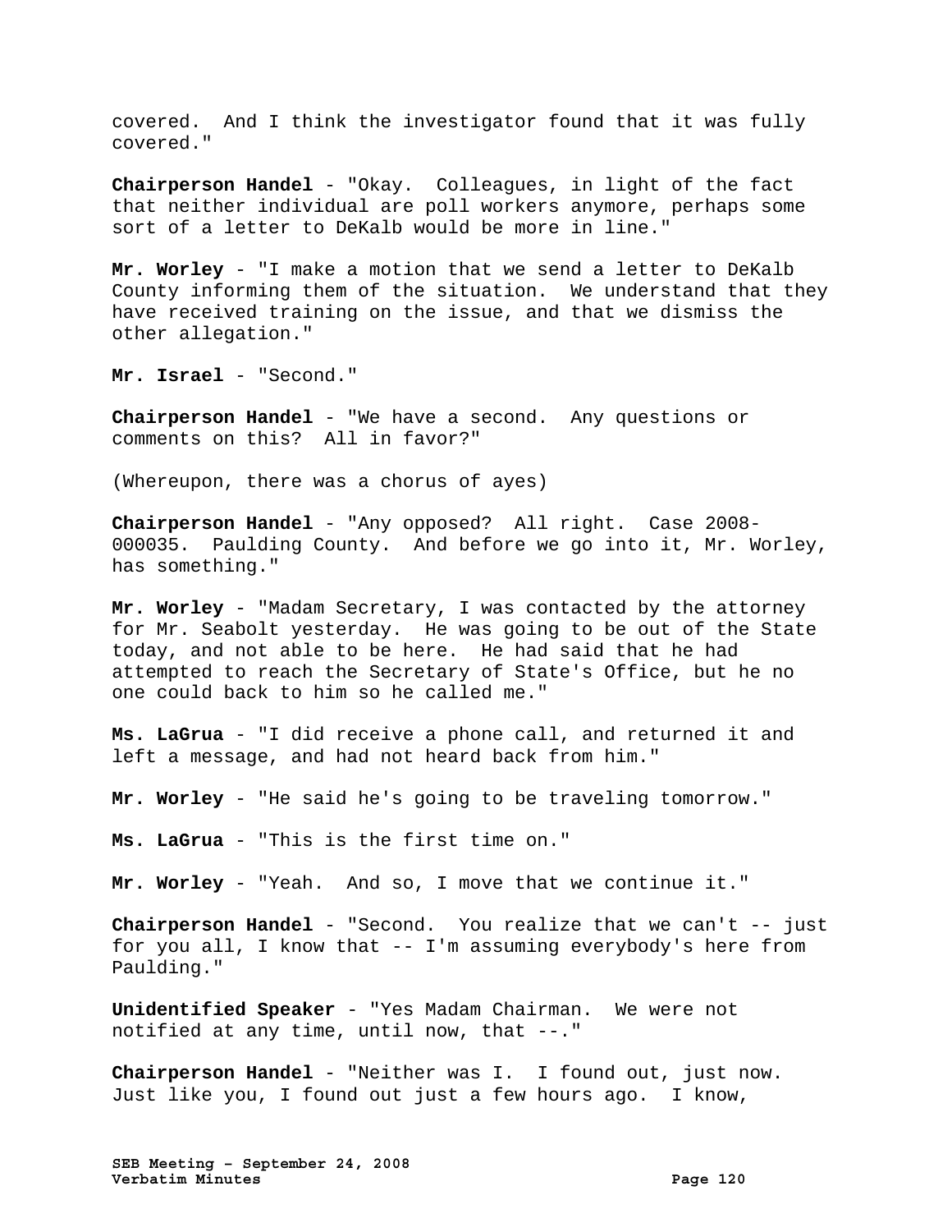covered.  And I think the investigator found that it was fully covered."

**Chairperson Handel** - "Okay.  Colleagues, in light of the fact that neither individual are poll workers anymore, perhaps some sort of a letter to DeKalb would be more in line."

**Mr. Worley** - "I make a motion that we send a letter to DeKalb County informing them of the situation.  We understand that they have received training on the issue, and that we dismiss the other allegation."

**Mr. Israel** - "Second."

**Chairperson Handel** - "We have a second.  Any questions or comments on this?  All in favor?"

(Whereupon, there was a chorus of ayes)

**Chairperson Handel** - "Any opposed?  All right.  Case 2008-000035.  Paulding County.  And before we go into it, Mr. Worley, has something."

**Mr. Worley** - "Madam Secretary, I was contacted by the attorney for Mr. Seabolt yesterday.  He was going to be out of the State today, and not able to be here.  He had said that he had attempted to reach the Secretary of State's Office, but he no one could back to him so he called me."

**Ms. LaGrua** - "I did receive a phone call, and returned it and left a message, and had not heard back from him."

**Mr. Worley** - "He said he's going to be traveling tomorrow."

**Ms. LaGrua** - "This is the first time on."

**Mr. Worley** - "Yeah.  And so, I move that we continue it."

**Chairperson Handel** - "Second.  You realize that we can't -- just for you all, I know that -- I'm assuming everybody's here from Paulding."

**Unidentified Speaker** - "Yes Madam Chairman.  We were not notified at any time, until now, that --."

**Chairperson Handel** - "Neither was I.  I found out, just now.  Just like you, I found out just a few hours ago.  I know,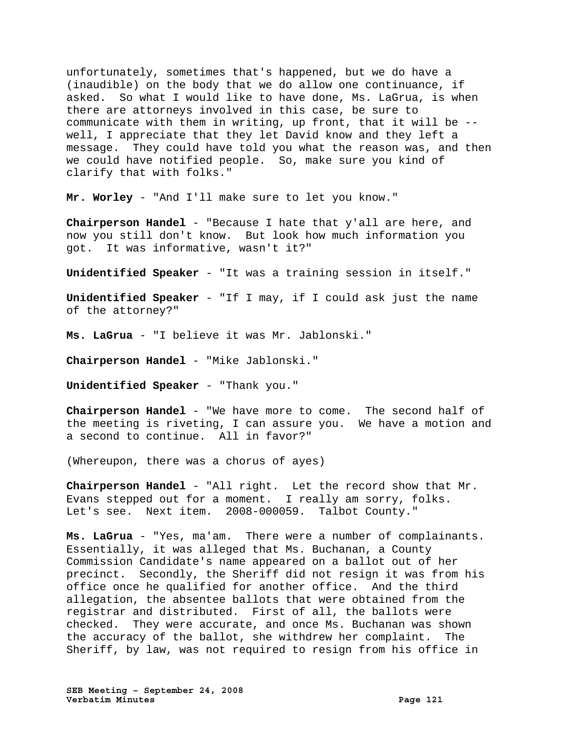unfortunately, sometimes that's happened, but we do have a (inaudible) on the body that we do allow one continuance, if asked. So what I would like to have done, Ms. LaGrua, is when there are attorneys involved in this case, be sure to communicate with them in writing, up front, that it will be -- well, I appreciate that they let David know and they left a message. They could have told you what the reason was, and then we could have notified people. So, make sure you kind of clarify that with folks."

**Mr. Worley** - "And I'll make sure to let you know."

**Chairperson Handel** - "Because I hate that y'all are here, and now you still don't know. But look how much information you got. It was informative, wasn't it?"

**Unidentified Speaker** - "It was a training session in itself."

**Unidentified Speaker** - "If I may, if I could ask just the name of the attorney?"

**Ms. LaGrua** - "I believe it was Mr. Jablonski."

**Chairperson Handel** - "Mike Jablonski."

**Unidentified Speaker** - "Thank you."

**Chairperson Handel** - "We have more to come. The second half of the meeting is riveting, I can assure you. We have a motion and a second to continue. All in favor?"

(Whereupon, there was a chorus of ayes)

**Chairperson Handel** - "All right. Let the record show that Mr. Evans stepped out for a moment. I really am sorry, folks. Let's see. Next item. 2008-000059. Talbot County."

**Ms. LaGrua** - "Yes, ma'am. There were a number of complainants. Essentially, it was alleged that Ms. Buchanan, a County Commission Candidate's name appeared on a ballot out of her precinct. Secondly, the Sheriff did not resign it was from his office once he qualified for another office. And the third allegation, the absentee ballots that were obtained from the registrar and distributed. First of all, the ballots were checked. They were accurate, and once Ms. Buchanan was shown the accuracy of the ballot, she withdrew her complaint. The Sheriff, by law, was not required to resign from his office in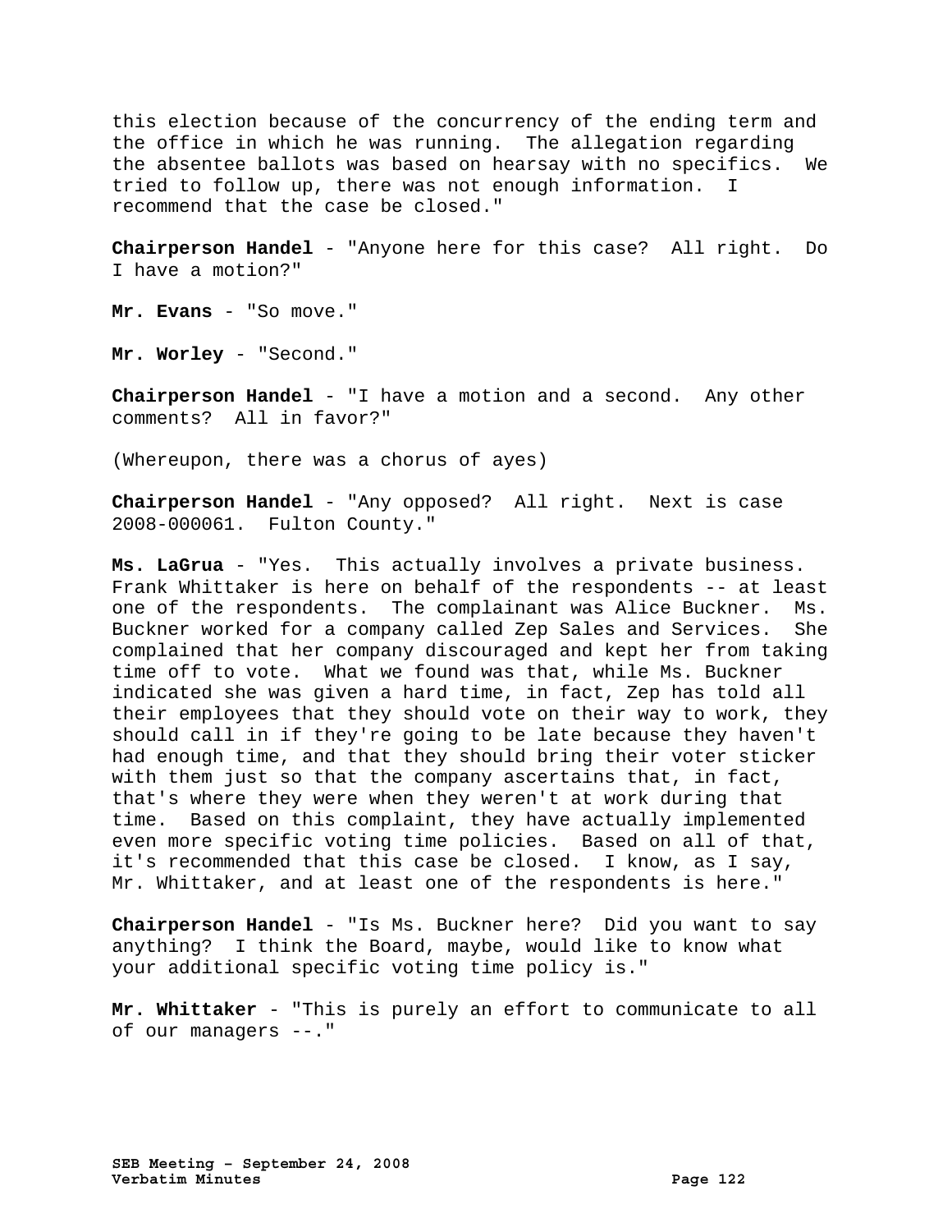this election because of the concurrency of the ending term and the office in which he was running. The allegation regarding the absentee ballots was based on hearsay with no specifics. We tried to follow up, there was not enough information. I recommend that the case be closed."

**Chairperson Handel** - "Anyone here for this case? All right. Do I have a motion?"

**Mr. Evans** - "So move."

**Mr. Worley** - "Second."

**Chairperson Handel** - "I have a motion and a second. Any other comments? All in favor?"

(Whereupon, there was a chorus of ayes)

**Chairperson Handel** - "Any opposed? All right. Next is case 2008-000061. Fulton County."

**Ms. LaGrua** - "Yes. This actually involves a private business. Frank Whittaker is here on behalf of the respondents -- at least one of the respondents. The complainant was Alice Buckner. Ms. Buckner worked for a company called Zep Sales and Services. She complained that her company discouraged and kept her from taking time off to vote. What we found was that, while Ms. Buckner indicated she was given a hard time, in fact, Zep has told all their employees that they should vote on their way to work, they should call in if they're going to be late because they haven't had enough time, and that they should bring their voter sticker with them just so that the company ascertains that, in fact, that's where they were when they weren't at work during that time. Based on this complaint, they have actually implemented even more specific voting time policies. Based on all of that, it's recommended that this case be closed. I know, as I say, Mr. Whittaker, and at least one of the respondents is here."

**Chairperson Handel** - "Is Ms. Buckner here? Did you want to say anything? I think the Board, maybe, would like to know what your additional specific voting time policy is."

**Mr. Whittaker** - "This is purely an effort to communicate to all of our managers --."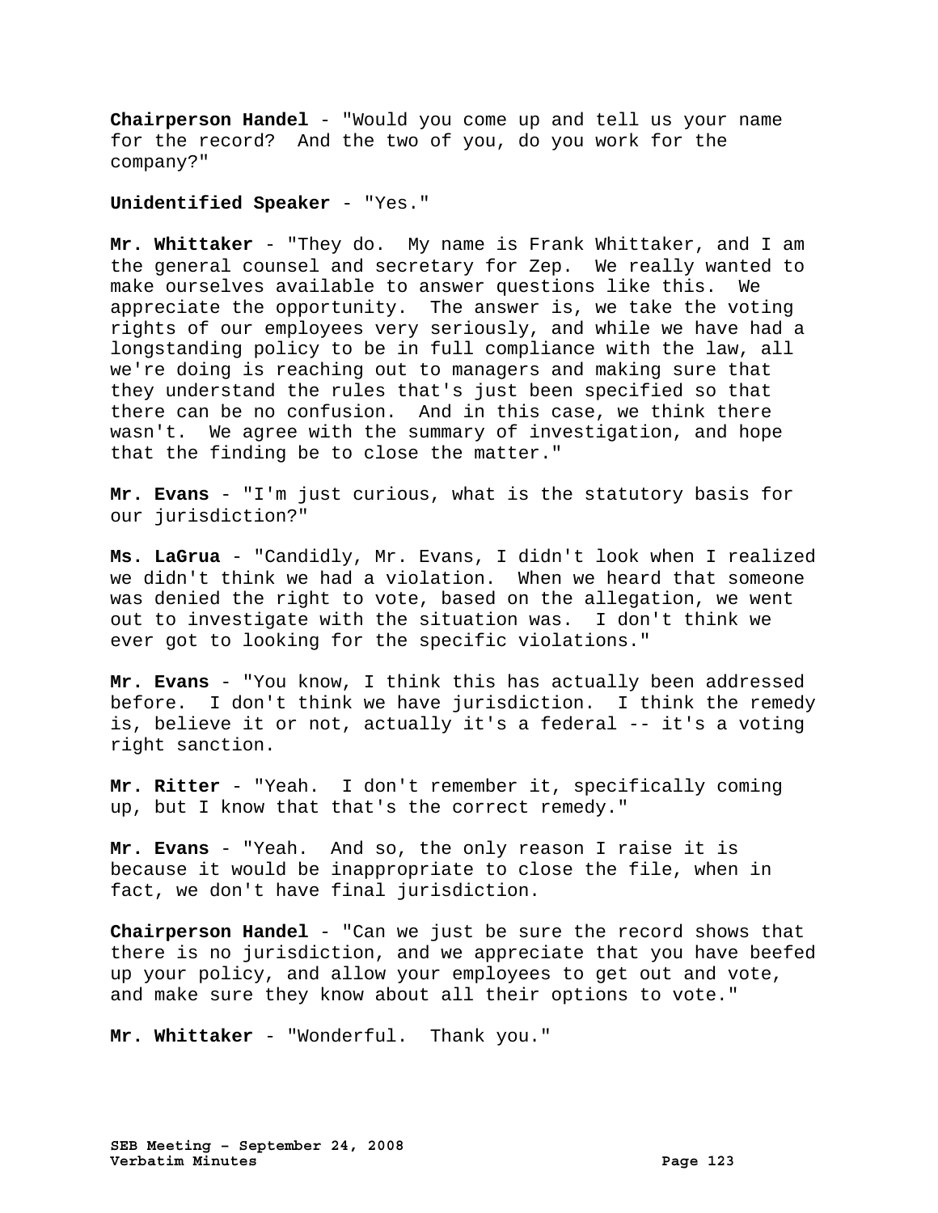**Chairperson Handel** - "Would you come up and tell us your name for the record? And the two of you, do you work for the company?"

**Unidentified Speaker** - "Yes."

**Mr. Whittaker** - "They do. My name is Frank Whittaker, and I am the general counsel and secretary for Zep. We really wanted to make ourselves available to answer questions like this. We appreciate the opportunity. The answer is, we take the voting rights of our employees very seriously, and while we have had a longstanding policy to be in full compliance with the law, all we're doing is reaching out to managers and making sure that they understand the rules that's just been specified so that there can be no confusion. And in this case, we think there wasn't. We agree with the summary of investigation, and hope that the finding be to close the matter."

**Mr. Evans** - "I'm just curious, what is the statutory basis for our jurisdiction?"

**Ms. LaGrua** - "Candidly, Mr. Evans, I didn't look when I realized we didn't think we had a violation. When we heard that someone was denied the right to vote, based on the allegation, we went out to investigate with the situation was. I don't think we ever got to looking for the specific violations."

**Mr. Evans** - "You know, I think this has actually been addressed before. I don't think we have jurisdiction. I think the remedy is, believe it or not, actually it's a federal -- it's a voting right sanction.

**Mr. Ritter** - "Yeah. I don't remember it, specifically coming up, but I know that that's the correct remedy."

**Mr. Evans** - "Yeah. And so, the only reason I raise it is because it would be inappropriate to close the file, when in fact, we don't have final jurisdiction.

**Chairperson Handel** - "Can we just be sure the record shows that there is no jurisdiction, and we appreciate that you have beefed up your policy, and allow your employees to get out and vote, and make sure they know about all their options to vote."

**Mr. Whittaker** - "Wonderful. Thank you."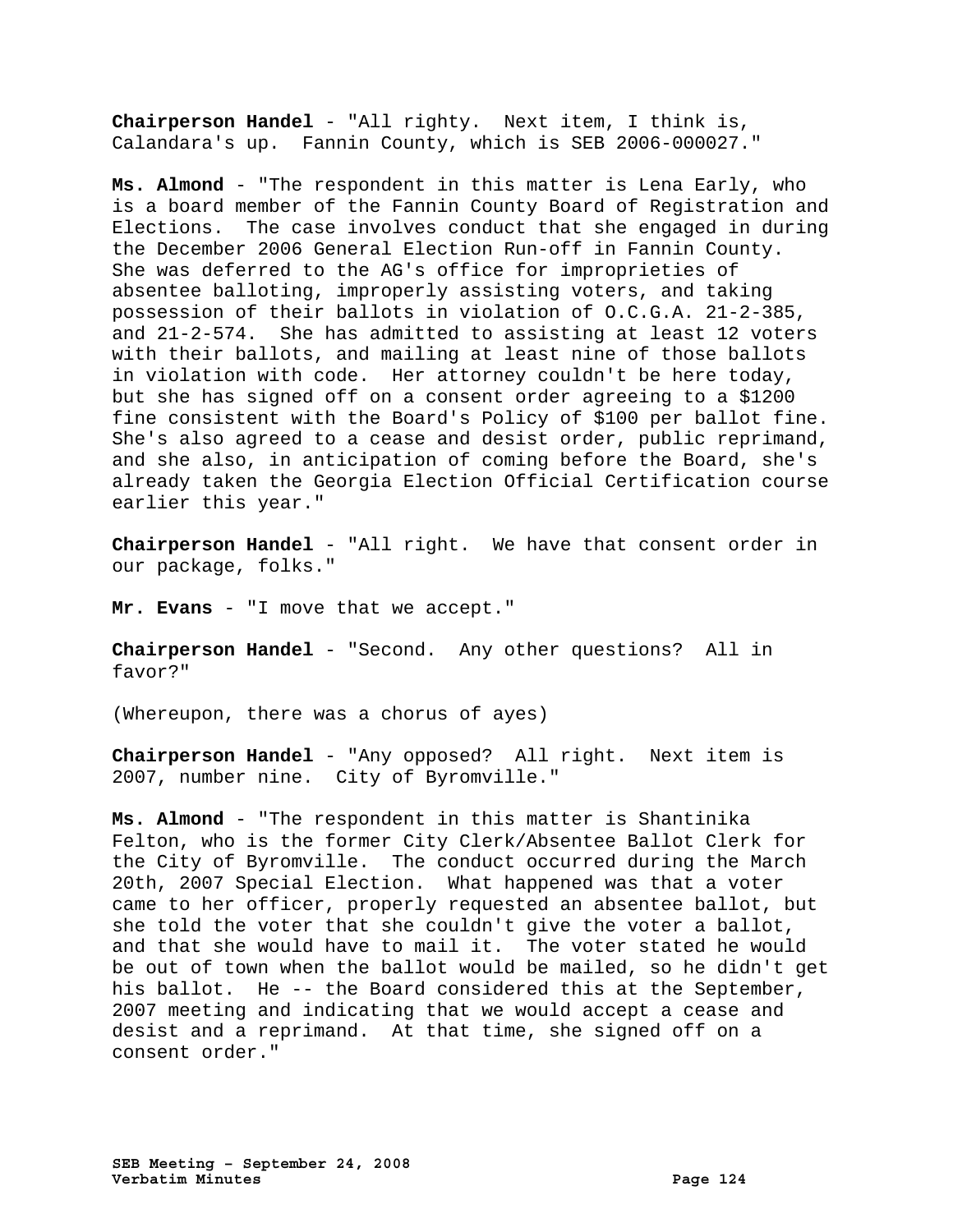**Chairperson Handel** - "All righty. Next item, I think is, Calandara's up. Fannin County, which is SEB 2006-000027."

**Ms. Almond** - "The respondent in this matter is Lena Early, who is a board member of the Fannin County Board of Registration and Elections. The case involves conduct that she engaged in during the December 2006 General Election Run-off in Fannin County. She was deferred to the AG's office for improprieties of absentee balloting, improperly assisting voters, and taking possession of their ballots in violation of O.C.G.A. 21-2-385, and 21-2-574. She has admitted to assisting at least 12 voters with their ballots, and mailing at least nine of those ballots in violation with code. Her attorney couldn't be here today, but she has signed off on a consent order agreeing to a $1200 fine consistent with the Board's Policy of $100 per ballot fine. She's also agreed to a cease and desist order, public reprimand, and she also, in anticipation of coming before the Board, she's already taken the Georgia Election Official Certification course earlier this year."

**Chairperson Handel** - "All right. We have that consent order in our package, folks."

**Mr. Evans** - "I move that we accept."

**Chairperson Handel** - "Second. Any other questions? All in favor?"

(Whereupon, there was a chorus of ayes)

**Chairperson Handel** - "Any opposed? All right. Next item is 2007, number nine. City of Byromville."

**Ms. Almond** - "The respondent in this matter is Shantinika Felton, who is the former City Clerk/Absentee Ballot Clerk for the City of Byromville. The conduct occurred during the March 20th, 2007 Special Election. What happened was that a voter came to her officer, properly requested an absentee ballot, but she told the voter that she couldn't give the voter a ballot, and that she would have to mail it. The voter stated he would be out of town when the ballot would be mailed, so he didn't get his ballot. He -- the Board considered this at the September, 2007 meeting and indicating that we would accept a cease and desist and a reprimand. At that time, she signed off on a consent order."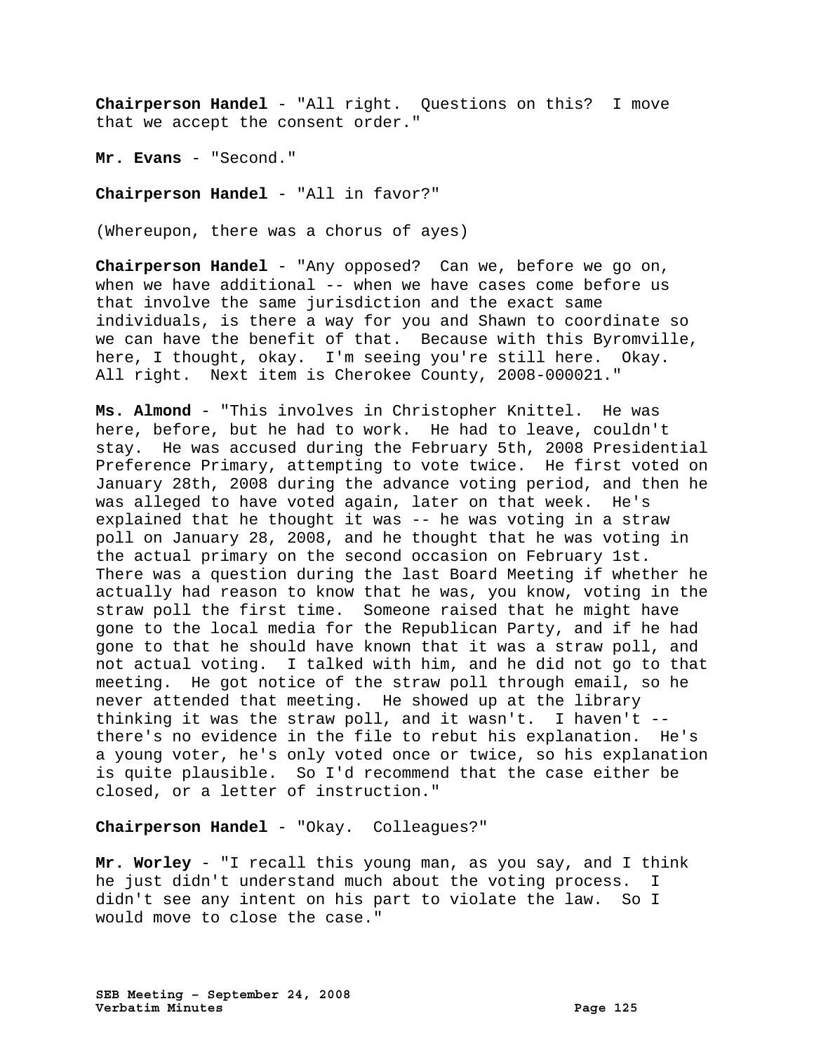**Chairperson Handel** - "All right. Questions on this? I move that we accept the consent order."

**Mr. Evans** - "Second."

**Chairperson Handel** - "All in favor?"

(Whereupon, there was a chorus of ayes)

**Chairperson Handel** - "Any opposed? Can we, before we go on, when we have additional -- when we have cases come before us that involve the same jurisdiction and the exact same individuals, is there a way for you and Shawn to coordinate so we can have the benefit of that. Because with this Byromville, here, I thought, okay. I'm seeing you're still here. Okay. All right. Next item is Cherokee County, 2008-000021."

**Ms. Almond** - "This involves in Christopher Knittel. He was here, before, but he had to work. He had to leave, couldn't stay. He was accused during the February 5th, 2008 Presidential Preference Primary, attempting to vote twice. He first voted on January 28th, 2008 during the advance voting period, and then he was alleged to have voted again, later on that week. He's explained that he thought it was -- he was voting in a straw poll on January 28, 2008, and he thought that he was voting in the actual primary on the second occasion on February 1st. There was a question during the last Board Meeting if whether he actually had reason to know that he was, you know, voting in the straw poll the first time. Someone raised that he might have gone to the local media for the Republican Party, and if he had gone to that he should have known that it was a straw poll, and not actual voting. I talked with him, and he did not go to that meeting. He got notice of the straw poll through email, so he never attended that meeting. He showed up at the library thinking it was the straw poll, and it wasn't. I haven't -- there's no evidence in the file to rebut his explanation. He's a young voter, he's only voted once or twice, so his explanation is quite plausible. So I'd recommend that the case either be closed, or a letter of instruction."

**Chairperson Handel** - "Okay. Colleagues?"

**Mr. Worley** - "I recall this young man, as you say, and I think he just didn't understand much about the voting process. I didn't see any intent on his part to violate the law. So I would move to close the case."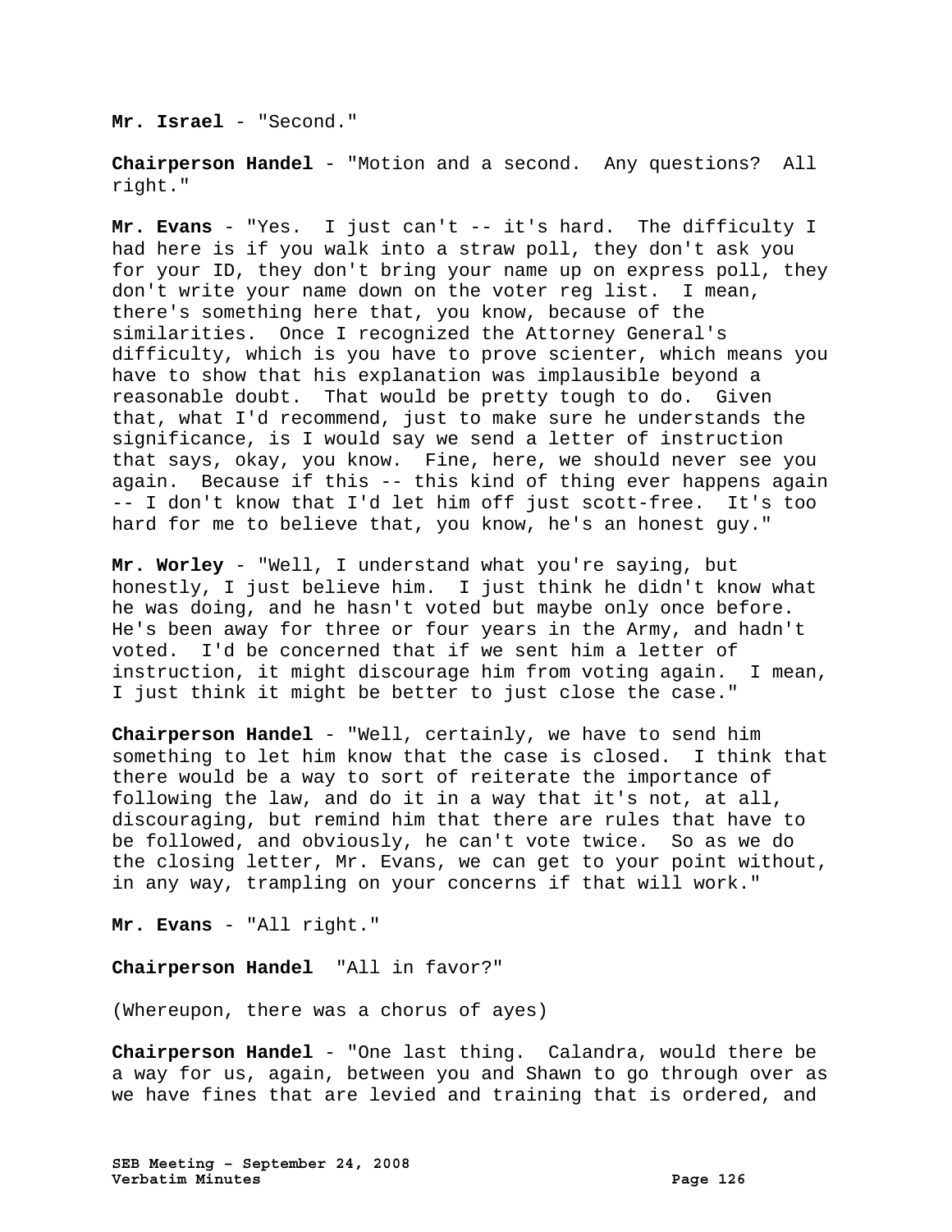**Mr. Israel** - "Second."

**Chairperson Handel** - "Motion and a second. Any questions? All right."

**Mr. Evans** - "Yes. I just can't -- it's hard. The difficulty I had here is if you walk into a straw poll, they don't ask you for your ID, they don't bring your name up on express poll, they don't write your name down on the voter reg list. I mean, there's something here that, you know, because of the similarities. Once I recognized the Attorney General's difficulty, which is you have to prove scienter, which means you have to show that his explanation was implausible beyond a reasonable doubt. That would be pretty tough to do. Given that, what I'd recommend, just to make sure he understands the significance, is I would say we send a letter of instruction that says, okay, you know. Fine, here, we should never see you again. Because if this -- this kind of thing ever happens again -- I don't know that I'd let him off just scott-free. It's too hard for me to believe that, you know, he's an honest guy."

**Mr. Worley** - "Well, I understand what you're saying, but honestly, I just believe him. I just think he didn't know what he was doing, and he hasn't voted but maybe only once before. He's been away for three or four years in the Army, and hadn't voted. I'd be concerned that if we sent him a letter of instruction, it might discourage him from voting again. I mean, I just think it might be better to just close the case."

**Chairperson Handel** - "Well, certainly, we have to send him something to let him know that the case is closed. I think that there would be a way to sort of reiterate the importance of following the law, and do it in a way that it's not, at all, discouraging, but remind him that there are rules that have to be followed, and obviously, he can't vote twice. So as we do the closing letter, Mr. Evans, we can get to your point without, in any way, trampling on your concerns if that will work."

**Mr. Evans** - "All right."

**Chairperson Handel** "All in favor?"

(Whereupon, there was a chorus of ayes)

**Chairperson Handel** - "One last thing. Calandra, would there be a way for us, again, between you and Shawn to go through over as we have fines that are levied and training that is ordered, and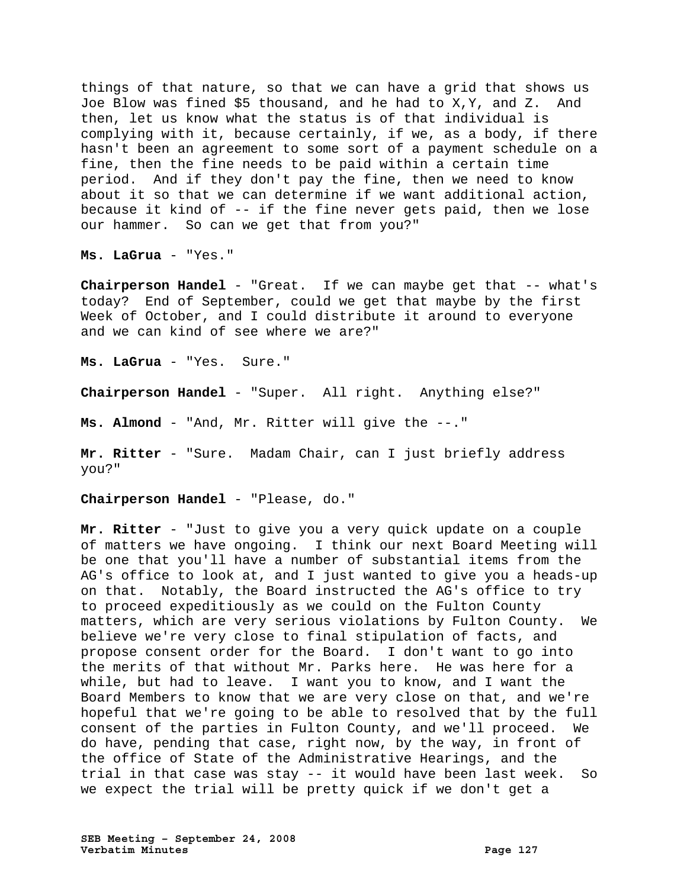things of that nature, so that we can have a grid that shows us Joe Blow was fined $5 thousand, and he had to X,Y, and Z. And then, let us know what the status is of that individual is complying with it, because certainly, if we, as a body, if there hasn't been an agreement to some sort of a payment schedule on a fine, then the fine needs to be paid within a certain time period. And if they don't pay the fine, then we need to know about it so that we can determine if we want additional action, because it kind of -- if the fine never gets paid, then we lose our hammer. So can we get that from you?"

**Ms. LaGrua** - "Yes."

**Chairperson Handel** - "Great. If we can maybe get that -- what's today? End of September, could we get that maybe by the first Week of October, and I could distribute it around to everyone and we can kind of see where we are?"

**Ms. LaGrua** - "Yes. Sure."

**Chairperson Handel** - "Super. All right. Anything else?"

**Ms. Almond** - "And, Mr. Ritter will give the --."

**Mr. Ritter** - "Sure. Madam Chair, can I just briefly address you?"

**Chairperson Handel** - "Please, do."

**Mr. Ritter** - "Just to give you a very quick update on a couple of matters we have ongoing. I think our next Board Meeting will be one that you'll have a number of substantial items from the AG's office to look at, and I just wanted to give you a heads-up on that. Notably, the Board instructed the AG's office to try to proceed expeditiously as we could on the Fulton County matters, which are very serious violations by Fulton County. We believe we're very close to final stipulation of facts, and propose consent order for the Board. I don't want to go into the merits of that without Mr. Parks here. He was here for a while, but had to leave. I want you to know, and I want the Board Members to know that we are very close on that, and we're hopeful that we're going to be able to resolved that by the full consent of the parties in Fulton County, and we'll proceed. We do have, pending that case, right now, by the way, in front of the office of State of the Administrative Hearings, and the trial in that case was stay -- it would have been last week. So we expect the trial will be pretty quick if we don't get a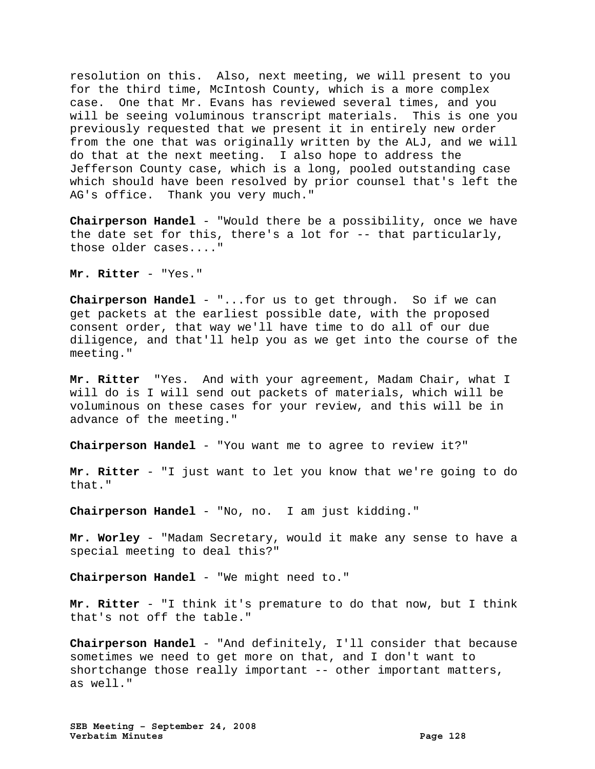resolution on this. Also, next meeting, we will present to you for the third time, McIntosh County, which is a more complex case. One that Mr. Evans has reviewed several times, and you will be seeing voluminous transcript materials. This is one you previously requested that we present it in entirely new order from the one that was originally written by the ALJ, and we will do that at the next meeting. I also hope to address the Jefferson County case, which is a long, pooled outstanding case which should have been resolved by prior counsel that's left the AG's office. Thank you very much."

**Chairperson Handel** - "Would there be a possibility, once we have the date set for this, there's a lot for -- that particularly, those older cases...."

**Mr. Ritter** - "Yes."

**Chairperson Handel** - "...for us to get through. So if we can get packets at the earliest possible date, with the proposed consent order, that way we'll have time to do all of our due diligence, and that'll help you as we get into the course of the meeting."

**Mr. Ritter** "Yes. And with your agreement, Madam Chair, what I will do is I will send out packets of materials, which will be voluminous on these cases for your review, and this will be in advance of the meeting."

**Chairperson Handel** - "You want me to agree to review it?"

**Mr. Ritter** - "I just want to let you know that we're going to do that."

**Chairperson Handel** - "No, no. I am just kidding."

**Mr. Worley** - "Madam Secretary, would it make any sense to have a special meeting to deal this?"

**Chairperson Handel** - "We might need to."

**Mr. Ritter** - "I think it's premature to do that now, but I think that's not off the table."

**Chairperson Handel** - "And definitely, I'll consider that because sometimes we need to get more on that, and I don't want to shortchange those really important -- other important matters, as well."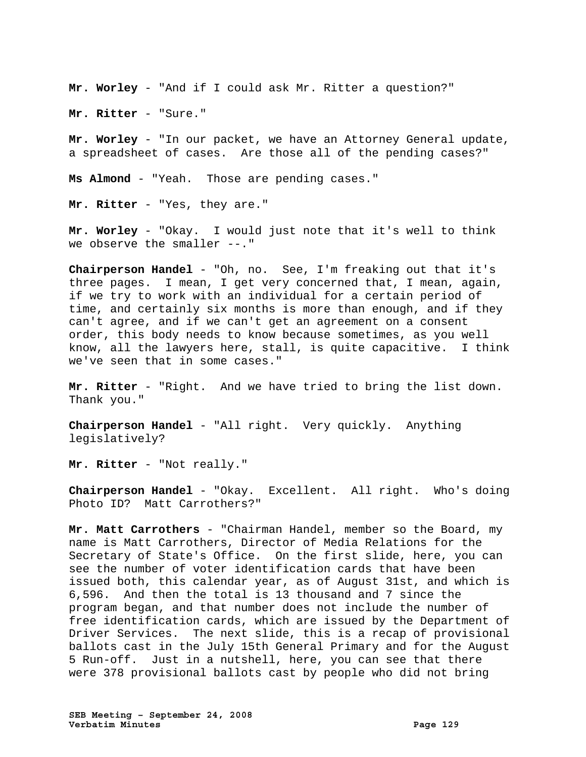**Mr. Worley** - "And if I could ask Mr. Ritter a question?"

**Mr. Ritter** - "Sure."

**Mr. Worley** - "In our packet, we have an Attorney General update, a spreadsheet of cases. Are those all of the pending cases?"

**Ms Almond** - "Yeah. Those are pending cases."

**Mr. Ritter** - "Yes, they are."

**Mr. Worley** - "Okay. I would just note that it's well to think we observe the smaller --."

**Chairperson Handel** - "Oh, no. See, I'm freaking out that it's three pages. I mean, I get very concerned that, I mean, again, if we try to work with an individual for a certain period of time, and certainly six months is more than enough, and if they can't agree, and if we can't get an agreement on a consent order, this body needs to know because sometimes, as you well know, all the lawyers here, stall, is quite capacitive. I think we've seen that in some cases."

**Mr. Ritter** - "Right. And we have tried to bring the list down. Thank you."

**Chairperson Handel** - "All right. Very quickly. Anything legislatively?

**Mr. Ritter** - "Not really."

**Chairperson Handel** - "Okay. Excellent. All right. Who's doing Photo ID? Matt Carrothers?"

**Mr. Matt Carrothers** - "Chairman Handel, member so the Board, my name is Matt Carrothers, Director of Media Relations for the Secretary of State's Office. On the first slide, here, you can see the number of voter identification cards that have been issued both, this calendar year, as of August 31st, and which is 6,596. And then the total is 13 thousand and 7 since the program began, and that number does not include the number of free identification cards, which are issued by the Department of Driver Services. The next slide, this is a recap of provisional ballots cast in the July 15th General Primary and for the August 5 Run-off. Just in a nutshell, here, you can see that there were 378 provisional ballots cast by people who did not bring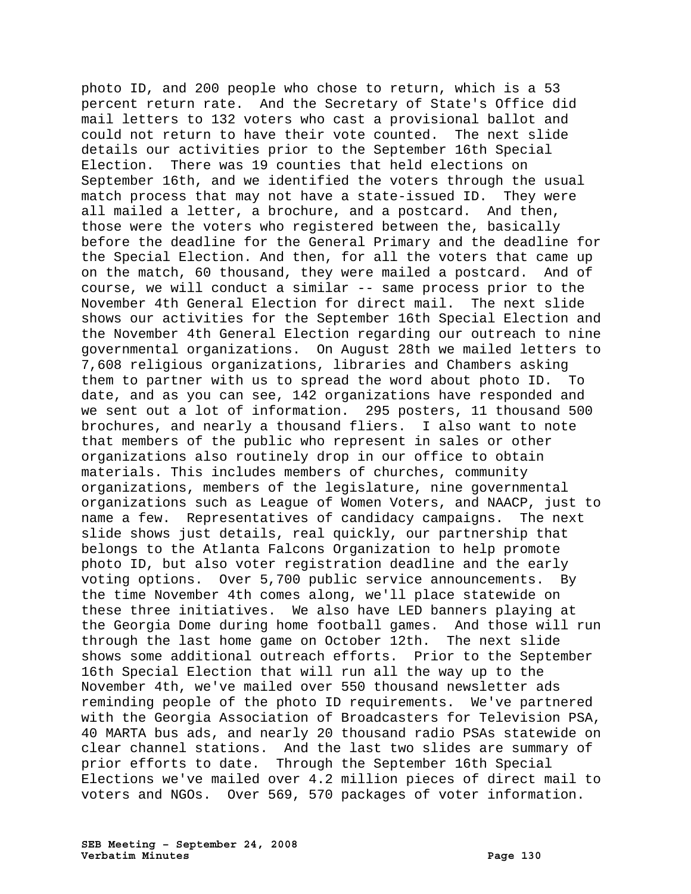photo ID, and 200 people who chose to return, which is a 53 percent return rate. And the Secretary of State's Office did mail letters to 132 voters who cast a provisional ballot and could not return to have their vote counted. The next slide details our activities prior to the September 16th Special Election. There was 19 counties that held elections on September 16th, and we identified the voters through the usual match process that may not have a state-issued ID. They were all mailed a letter, a brochure, and a postcard. And then, those were the voters who registered between the, basically before the deadline for the General Primary and the deadline for the Special Election. And then, for all the voters that came up on the match, 60 thousand, they were mailed a postcard. And of course, we will conduct a similar -- same process prior to the November 4th General Election for direct mail. The next slide shows our activities for the September 16th Special Election and the November 4th General Election regarding our outreach to nine governmental organizations. On August 28th we mailed letters to 7,608 religious organizations, libraries and Chambers asking them to partner with us to spread the word about photo ID. To date, and as you can see, 142 organizations have responded and we sent out a lot of information. 295 posters, 11 thousand 500 brochures, and nearly a thousand fliers. I also want to note that members of the public who represent in sales or other organizations also routinely drop in our office to obtain materials. This includes members of churches, community organizations, members of the legislature, nine governmental organizations such as League of Women Voters, and NAACP, just to name a few. Representatives of candidacy campaigns. The next slide shows just details, real quickly, our partnership that belongs to the Atlanta Falcons Organization to help promote photo ID, but also voter registration deadline and the early voting options. Over 5,700 public service announcements. By the time November 4th comes along, we'll place statewide on these three initiatives. We also have LED banners playing at the Georgia Dome during home football games. And those will run through the last home game on October 12th. The next slide shows some additional outreach efforts. Prior to the September 16th Special Election that will run all the way up to the November 4th, we've mailed over 550 thousand newsletter ads reminding people of the photo ID requirements. We've partnered with the Georgia Association of Broadcasters for Television PSA, 40 MARTA bus ads, and nearly 20 thousand radio PSAs statewide on clear channel stations. And the last two slides are summary of prior efforts to date. Through the September 16th Special Elections we've mailed over 4.2 million pieces of direct mail to voters and NGOs. Over 569, 570 packages of voter information.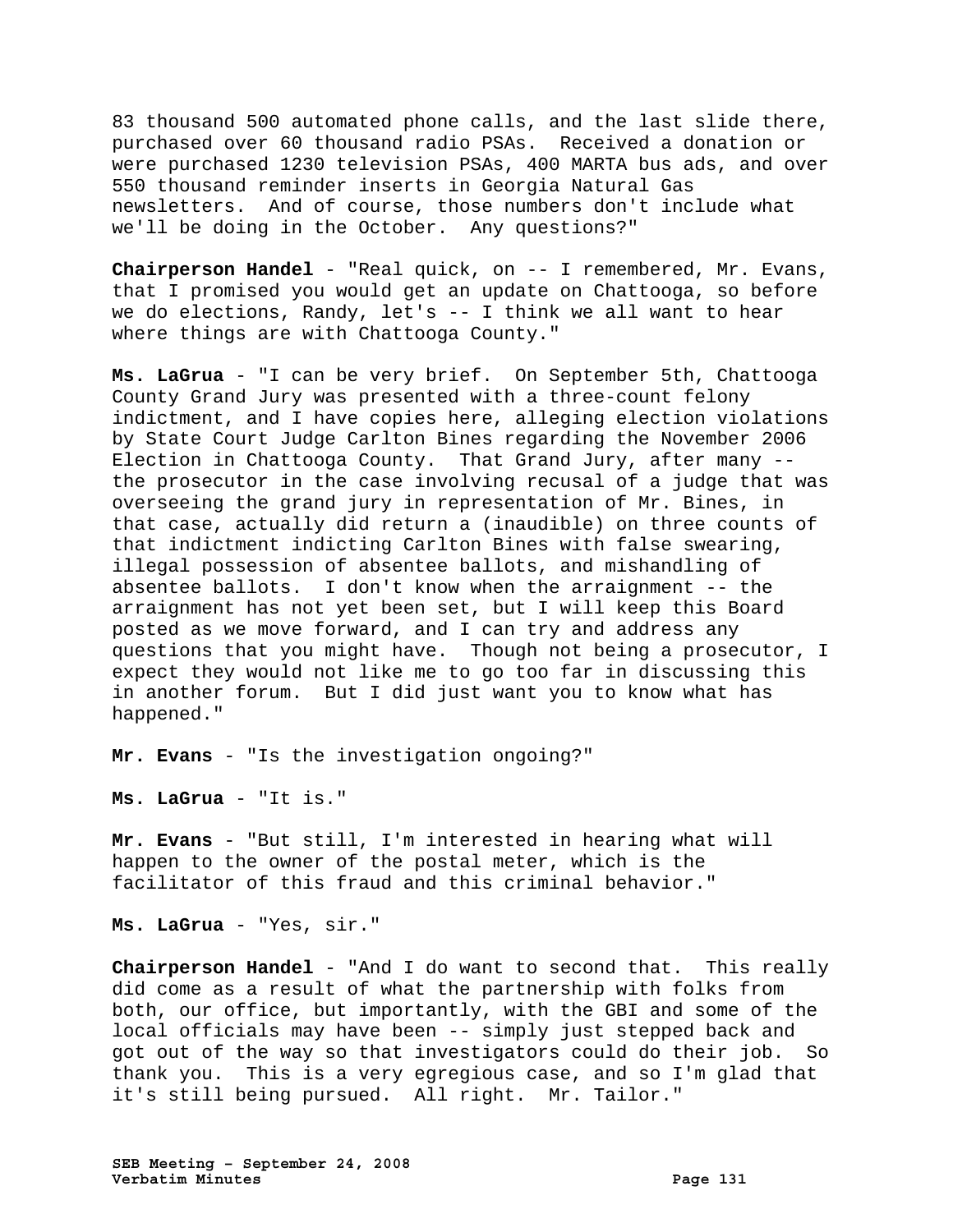83 thousand 500 automated phone calls, and the last slide there, purchased over 60 thousand radio PSAs. Received a donation or were purchased 1230 television PSAs, 400 MARTA bus ads, and over 550 thousand reminder inserts in Georgia Natural Gas newsletters. And of course, those numbers don't include what we'll be doing in the October. Any questions?"

**Chairperson Handel** - "Real quick, on -- I remembered, Mr. Evans, that I promised you would get an update on Chattooga, so before we do elections, Randy, let's -- I think we all want to hear where things are with Chattooga County."

**Ms. LaGrua** - "I can be very brief. On September 5th, Chattooga County Grand Jury was presented with a three-count felony indictment, and I have copies here, alleging election violations by State Court Judge Carlton Bines regarding the November 2006 Election in Chattooga County. That Grand Jury, after many -- the prosecutor in the case involving recusal of a judge that was overseeing the grand jury in representation of Mr. Bines, in that case, actually did return a (inaudible) on three counts of that indictment indicting Carlton Bines with false swearing, illegal possession of absentee ballots, and mishandling of absentee ballots. I don't know when the arraignment -- the arraignment has not yet been set, but I will keep this Board posted as we move forward, and I can try and address any questions that you might have. Though not being a prosecutor, I expect they would not like me to go too far in discussing this in another forum. But I did just want you to know what has happened."

**Mr. Evans** - "Is the investigation ongoing?"

**Ms. LaGrua** - "It is."

**Mr. Evans** - "But still, I'm interested in hearing what will happen to the owner of the postal meter, which is the facilitator of this fraud and this criminal behavior."

**Ms. LaGrua** - "Yes, sir."

**Chairperson Handel** - "And I do want to second that. This really did come as a result of what the partnership with folks from both, our office, but importantly, with the GBI and some of the local officials may have been -- simply just stepped back and got out of the way so that investigators could do their job. So thank you. This is a very egregious case, and so I'm glad that it's still being pursued. All right. Mr. Tailor."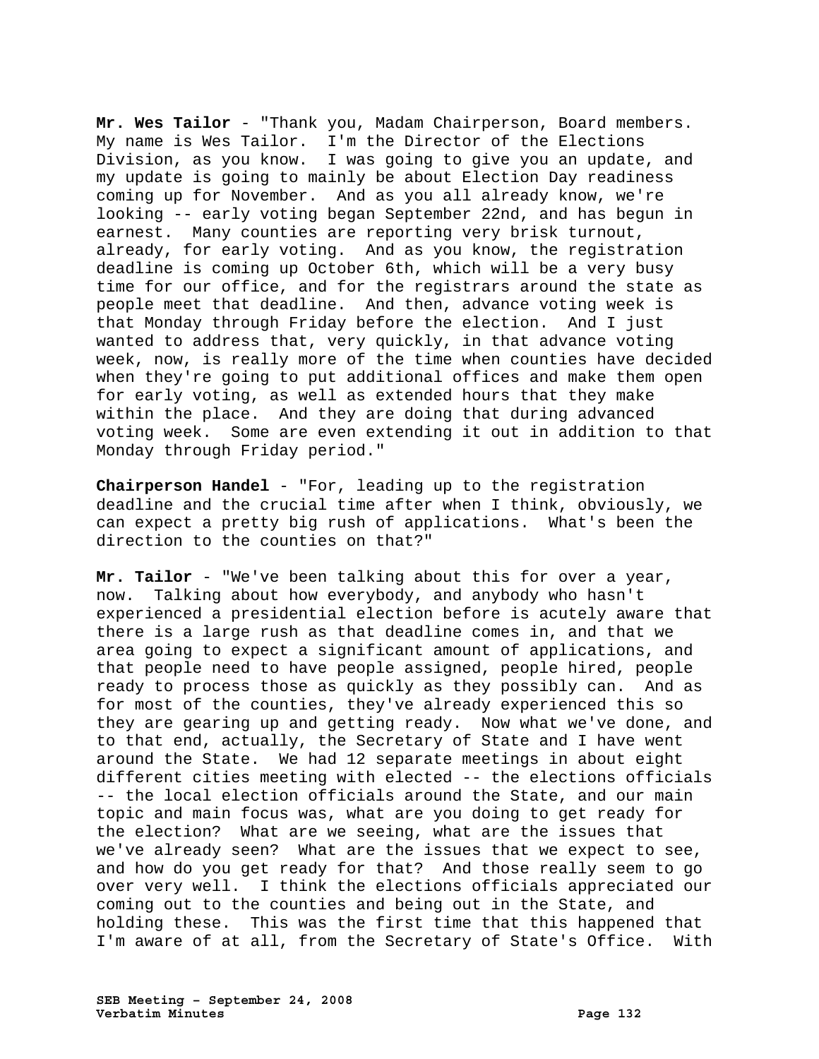**Mr. Wes Tailor** - "Thank you, Madam Chairperson, Board members. My name is Wes Tailor. I'm the Director of the Elections Division, as you know. I was going to give you an update, and my update is going to mainly be about Election Day readiness coming up for November. And as you all already know, we're looking -- early voting began September 22nd, and has begun in earnest. Many counties are reporting very brisk turnout, already, for early voting. And as you know, the registration deadline is coming up October 6th, which will be a very busy time for our office, and for the registrars around the state as people meet that deadline. And then, advance voting week is that Monday through Friday before the election. And I just wanted to address that, very quickly, in that advance voting week, now, is really more of the time when counties have decided when they're going to put additional offices and make them open for early voting, as well as extended hours that they make within the place. And they are doing that during advanced voting week. Some are even extending it out in addition to that Monday through Friday period."

**Chairperson Handel** - "For, leading up to the registration deadline and the crucial time after when I think, obviously, we can expect a pretty big rush of applications. What's been the direction to the counties on that?"

**Mr. Tailor** - "We've been talking about this for over a year, now. Talking about how everybody, and anybody who hasn't experienced a presidential election before is acutely aware that there is a large rush as that deadline comes in, and that we area going to expect a significant amount of applications, and that people need to have people assigned, people hired, people ready to process those as quickly as they possibly can. And as for most of the counties, they've already experienced this so they are gearing up and getting ready. Now what we've done, and to that end, actually, the Secretary of State and I have went around the State. We had 12 separate meetings in about eight different cities meeting with elected -- the elections officials -- the local election officials around the State, and our main topic and main focus was, what are you doing to get ready for the election? What are we seeing, what are the issues that we've already seen? What are the issues that we expect to see, and how do you get ready for that? And those really seem to go over very well. I think the elections officials appreciated our coming out to the counties and being out in the State, and holding these. This was the first time that this happened that I'm aware of at all, from the Secretary of State's Office. With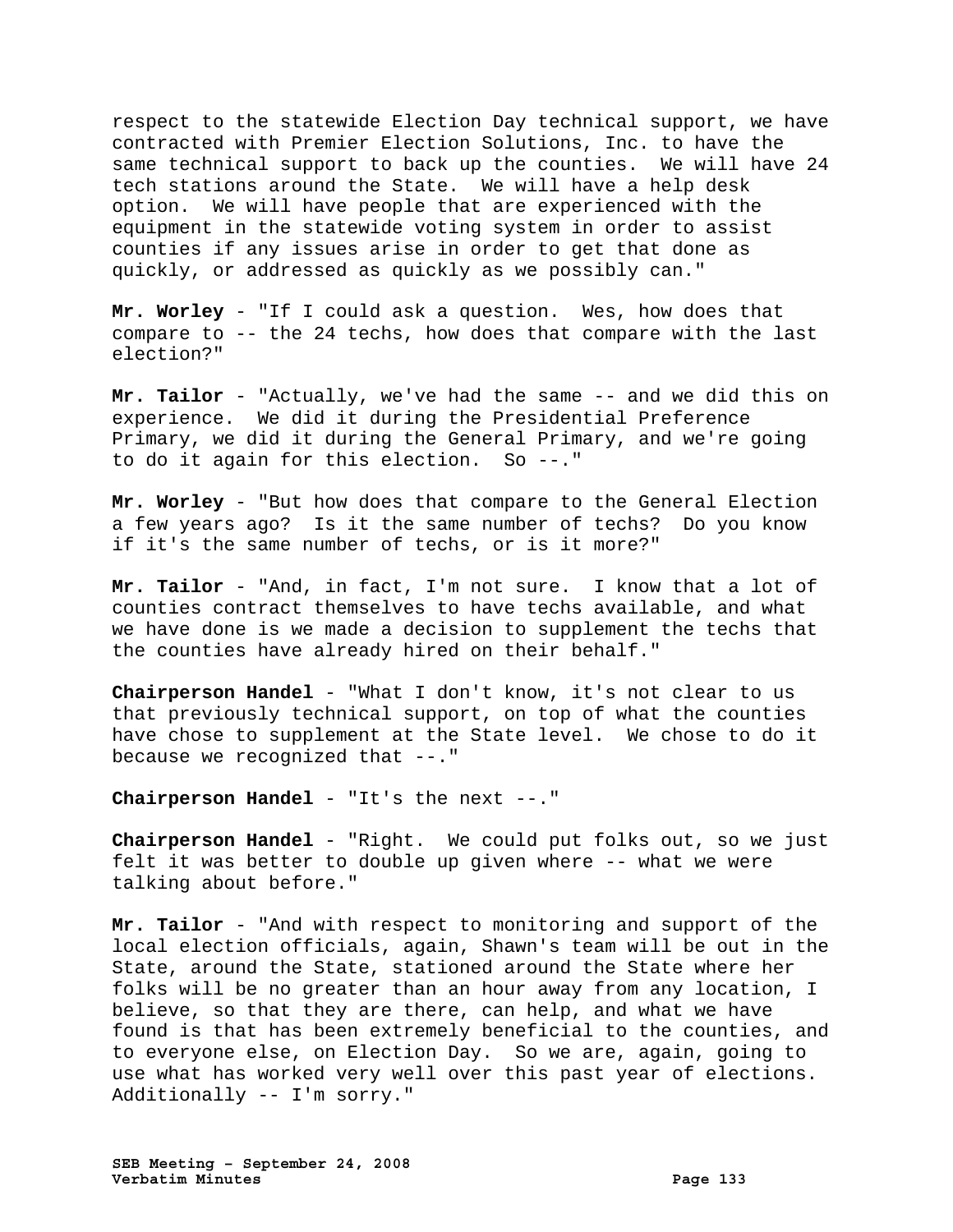respect to the statewide Election Day technical support, we have contracted with Premier Election Solutions, Inc. to have the same technical support to back up the counties. We will have 24 tech stations around the State. We will have a help desk option. We will have people that are experienced with the equipment in the statewide voting system in order to assist counties if any issues arise in order to get that done as quickly, or addressed as quickly as we possibly can."

**Mr. Worley** - "If I could ask a question. Wes, how does that compare to -- the 24 techs, how does that compare with the last election?"

**Mr. Tailor** - "Actually, we've had the same -- and we did this on experience. We did it during the Presidential Preference Primary, we did it during the General Primary, and we're going to do it again for this election. So --."

**Mr. Worley** - "But how does that compare to the General Election a few years ago? Is it the same number of techs? Do you know if it's the same number of techs, or is it more?"

**Mr. Tailor** - "And, in fact, I'm not sure. I know that a lot of counties contract themselves to have techs available, and what we have done is we made a decision to supplement the techs that the counties have already hired on their behalf."

**Chairperson Handel** - "What I don't know, it's not clear to us that previously technical support, on top of what the counties have chose to supplement at the State level. We chose to do it because we recognized that --."

**Chairperson Handel** - "It's the next --."

**Chairperson Handel** - "Right. We could put folks out, so we just felt it was better to double up given where -- what we were talking about before."

**Mr. Tailor** - "And with respect to monitoring and support of the local election officials, again, Shawn's team will be out in the State, around the State, stationed around the State where her folks will be no greater than an hour away from any location, I believe, so that they are there, can help, and what we have found is that has been extremely beneficial to the counties, and to everyone else, on Election Day. So we are, again, going to use what has worked very well over this past year of elections. Additionally -- I'm sorry."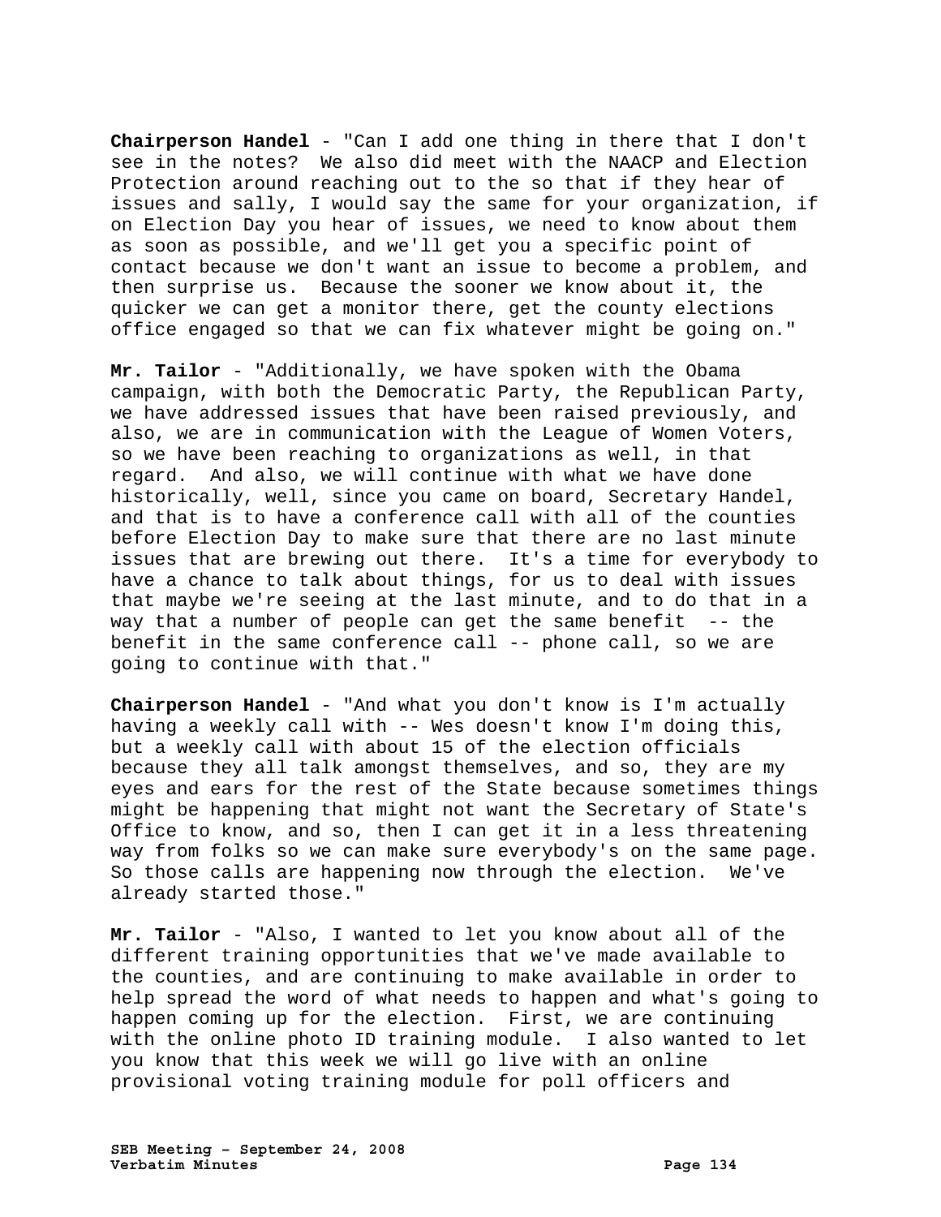**Chairperson Handel** - "Can I add one thing in there that I don't see in the notes? We also did meet with the NAACP and Election Protection around reaching out to the so that if they hear of issues and sally, I would say the same for your organization, if on Election Day you hear of issues, we need to know about them as soon as possible, and we'll get you a specific point of contact because we don't want an issue to become a problem, and then surprise us. Because the sooner we know about it, the quicker we can get a monitor there, get the county elections office engaged so that we can fix whatever might be going on."

**Mr. Tailor** - "Additionally, we have spoken with the Obama campaign, with both the Democratic Party, the Republican Party, we have addressed issues that have been raised previously, and also, we are in communication with the League of Women Voters, so we have been reaching to organizations as well, in that regard. And also, we will continue with what we have done historically, well, since you came on board, Secretary Handel, and that is to have a conference call with all of the counties before Election Day to make sure that there are no last minute issues that are brewing out there. It's a time for everybody to have a chance to talk about things, for us to deal with issues that maybe we're seeing at the last minute, and to do that in a way that a number of people can get the same benefit -- the benefit in the same conference call -- phone call, so we are going to continue with that."

**Chairperson Handel** - "And what you don't know is I'm actually having a weekly call with -- Wes doesn't know I'm doing this, but a weekly call with about 15 of the election officials because they all talk amongst themselves, and so, they are my eyes and ears for the rest of the State because sometimes things might be happening that might not want the Secretary of State's Office to know, and so, then I can get it in a less threatening way from folks so we can make sure everybody's on the same page. So those calls are happening now through the election. We've already started those."

**Mr. Tailor** - "Also, I wanted to let you know about all of the different training opportunities that we've made available to the counties, and are continuing to make available in order to help spread the word of what needs to happen and what's going to happen coming up for the election. First, we are continuing with the online photo ID training module. I also wanted to let you know that this week we will go live with an online provisional voting training module for poll officers and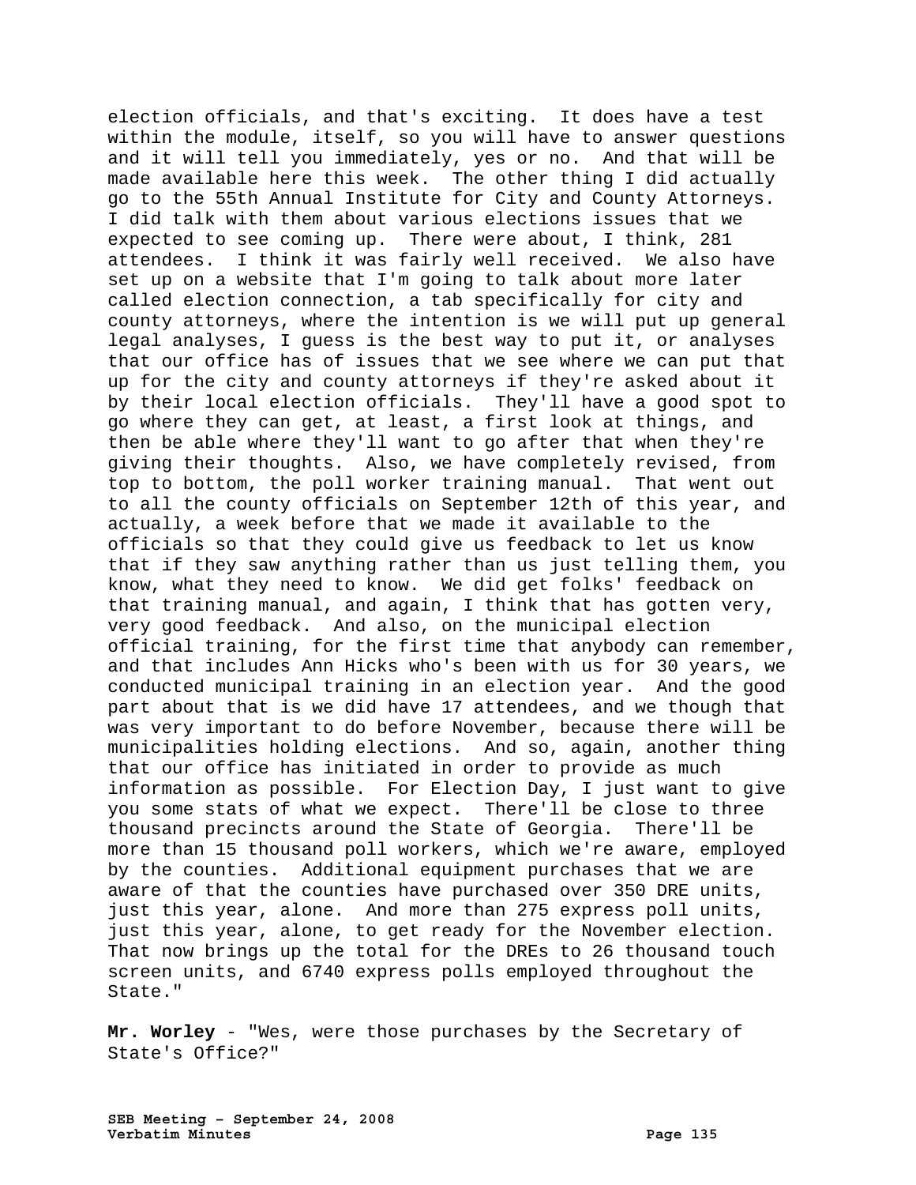election officials, and that's exciting. It does have a test within the module, itself, so you will have to answer questions and it will tell you immediately, yes or no. And that will be made available here this week. The other thing I did actually go to the 55th Annual Institute for City and County Attorneys. I did talk with them about various elections issues that we expected to see coming up. There were about, I think, 281 attendees. I think it was fairly well received. We also have set up on a website that I'm going to talk about more later called election connection, a tab specifically for city and county attorneys, where the intention is we will put up general legal analyses, I guess is the best way to put it, or analyses that our office has of issues that we see where we can put that up for the city and county attorneys if they're asked about it by their local election officials. They'll have a good spot to go where they can get, at least, a first look at things, and then be able where they'll want to go after that when they're giving their thoughts. Also, we have completely revised, from top to bottom, the poll worker training manual. That went out to all the county officials on September 12th of this year, and actually, a week before that we made it available to the officials so that they could give us feedback to let us know that if they saw anything rather than us just telling them, you know, what they need to know. We did get folks' feedback on that training manual, and again, I think that has gotten very, very good feedback. And also, on the municipal election official training, for the first time that anybody can remember, and that includes Ann Hicks who's been with us for 30 years, we conducted municipal training in an election year. And the good part about that is we did have 17 attendees, and we though that was very important to do before November, because there will be municipalities holding elections. And so, again, another thing that our office has initiated in order to provide as much information as possible. For Election Day, I just want to give you some stats of what we expect. There'll be close to three thousand precincts around the State of Georgia. There'll be more than 15 thousand poll workers, which we're aware, employed by the counties. Additional equipment purchases that we are aware of that the counties have purchased over 350 DRE units, just this year, alone. And more than 275 express poll units, just this year, alone, to get ready for the November election. That now brings up the total for the DREs to 26 thousand touch screen units, and 6740 express polls employed throughout the State."

**Mr. Worley** - "Wes, were those purchases by the Secretary of State's Office?"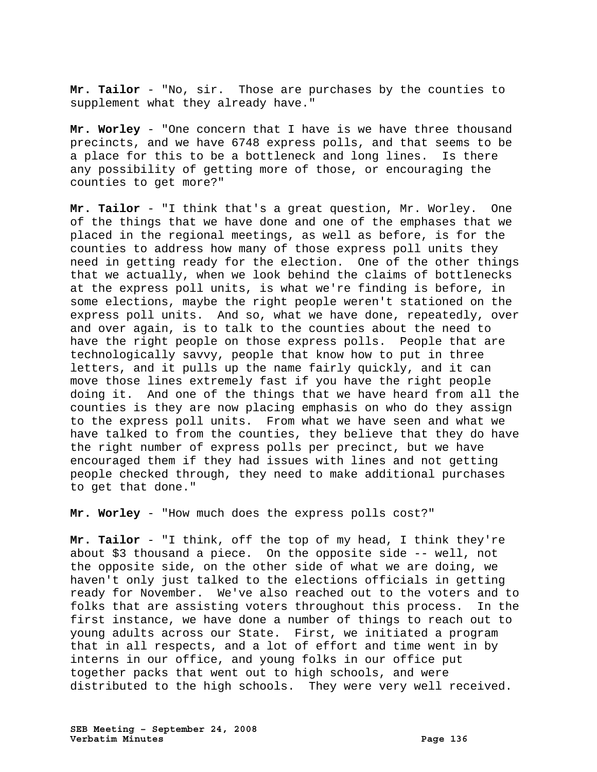**Mr. Tailor** - "No, sir. Those are purchases by the counties to supplement what they already have."

**Mr. Worley** - "One concern that I have is we have three thousand precincts, and we have 6748 express polls, and that seems to be a place for this to be a bottleneck and long lines. Is there any possibility of getting more of those, or encouraging the counties to get more?"

**Mr. Tailor** - "I think that's a great question, Mr. Worley. One of the things that we have done and one of the emphases that we placed in the regional meetings, as well as before, is for the counties to address how many of those express poll units they need in getting ready for the election. One of the other things that we actually, when we look behind the claims of bottlenecks at the express poll units, is what we're finding is before, in some elections, maybe the right people weren't stationed on the express poll units. And so, what we have done, repeatedly, over and over again, is to talk to the counties about the need to have the right people on those express polls. People that are technologically savvy, people that know how to put in three letters, and it pulls up the name fairly quickly, and it can move those lines extremely fast if you have the right people doing it. And one of the things that we have heard from all the counties is they are now placing emphasis on who do they assign to the express poll units. From what we have seen and what we have talked to from the counties, they believe that they do have the right number of express polls per precinct, but we have encouraged them if they had issues with lines and not getting people checked through, they need to make additional purchases to get that done."

**Mr. Worley** - "How much does the express polls cost?"

**Mr. Tailor** - "I think, off the top of my head, I think they're about $3 thousand a piece. On the opposite side -- well, not the opposite side, on the other side of what we are doing, we haven't only just talked to the elections officials in getting ready for November. We've also reached out to the voters and to folks that are assisting voters throughout this process. In the first instance, we have done a number of things to reach out to young adults across our State. First, we initiated a program that in all respects, and a lot of effort and time went in by interns in our office, and young folks in our office put together packs that went out to high schools, and were distributed to the high schools. They were very well received.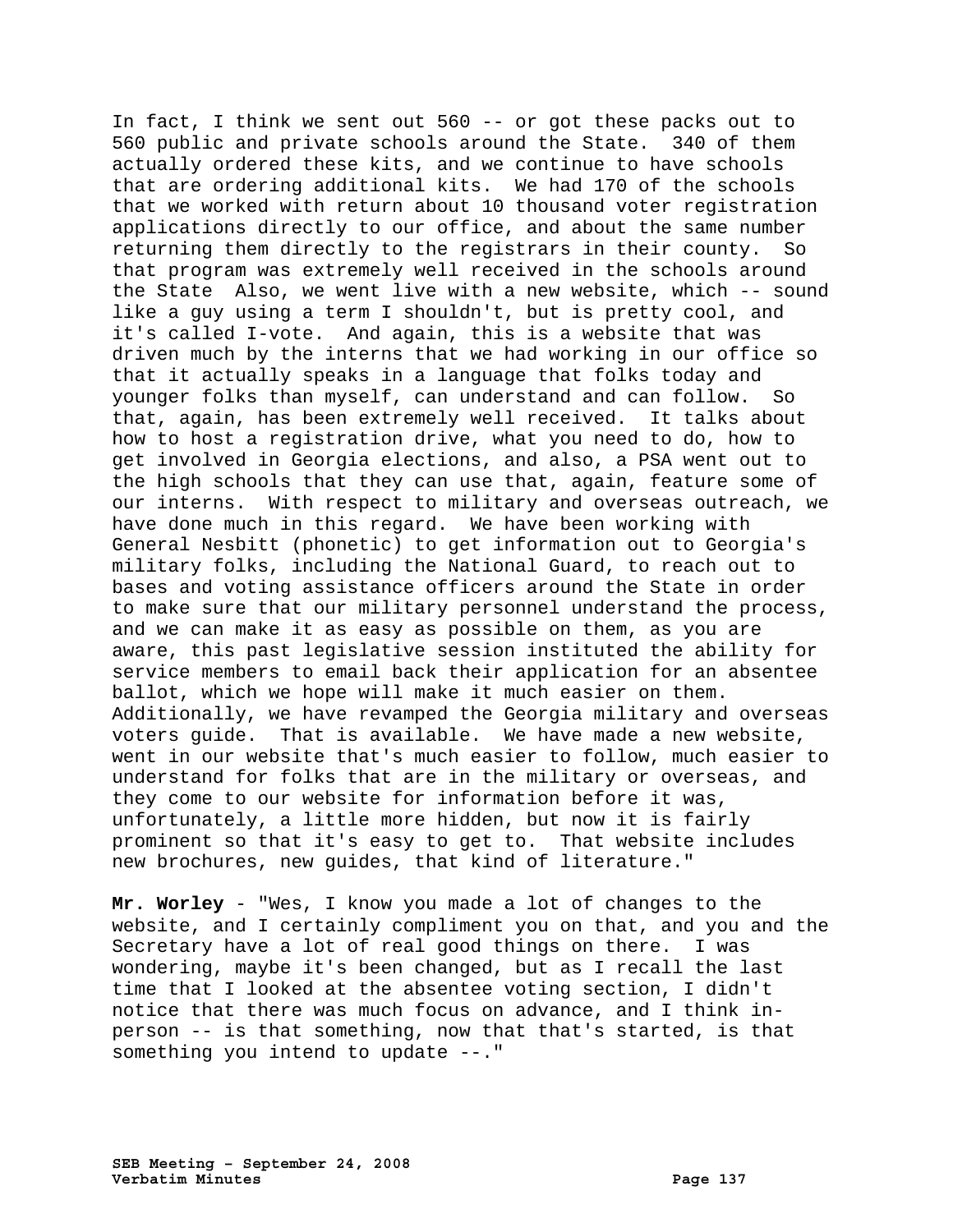In fact, I think we sent out 560 -- or got these packs out to 560 public and private schools around the State. 340 of them actually ordered these kits, and we continue to have schools that are ordering additional kits. We had 170 of the schools that we worked with return about 10 thousand voter registration applications directly to our office, and about the same number returning them directly to the registrars in their county. So that program was extremely well received in the schools around the State Also, we went live with a new website, which -- sound like a guy using a term I shouldn't, but is pretty cool, and it's called I-vote. And again, this is a website that was driven much by the interns that we had working in our office so that it actually speaks in a language that folks today and younger folks than myself, can understand and can follow. So that, again, has been extremely well received. It talks about how to host a registration drive, what you need to do, how to get involved in Georgia elections, and also, a PSA went out to the high schools that they can use that, again, feature some of our interns. With respect to military and overseas outreach, we have done much in this regard. We have been working with General Nesbitt (phonetic) to get information out to Georgia's military folks, including the National Guard, to reach out to bases and voting assistance officers around the State in order to make sure that our military personnel understand the process, and we can make it as easy as possible on them, as you are aware, this past legislative session instituted the ability for service members to email back their application for an absentee ballot, which we hope will make it much easier on them. Additionally, we have revamped the Georgia military and overseas voters guide. That is available. We have made a new website, went in our website that's much easier to follow, much easier to understand for folks that are in the military or overseas, and they come to our website for information before it was, unfortunately, a little more hidden, but now it is fairly prominent so that it's easy to get to. That website includes new brochures, new guides, that kind of literature."

**Mr. Worley** - "Wes, I know you made a lot of changes to the website, and I certainly compliment you on that, and you and the Secretary have a lot of real good things on there. I was wondering, maybe it's been changed, but as I recall the last time that I looked at the absentee voting section, I didn't notice that there was much focus on advance, and I think in-person -- is that something, now that that's started, is that something you intend to update --."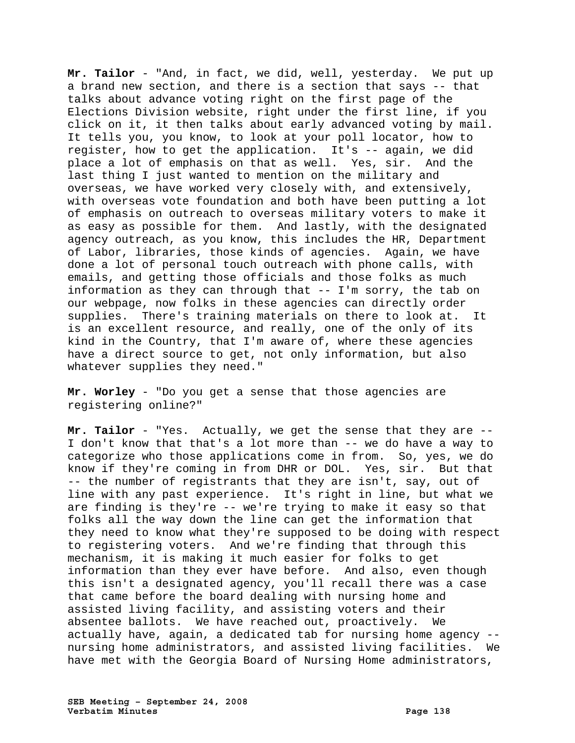**Mr. Tailor** - "And, in fact, we did, well, yesterday. We put up a brand new section, and there is a section that says -- that talks about advance voting right on the first page of the Elections Division website, right under the first line, if you click on it, it then talks about early advanced voting by mail. It tells you, you know, to look at your poll locator, how to register, how to get the application. It's -- again, we did place a lot of emphasis on that as well. Yes, sir. And the last thing I just wanted to mention on the military and overseas, we have worked very closely with, and extensively, with overseas vote foundation and both have been putting a lot of emphasis on outreach to overseas military voters to make it as easy as possible for them. And lastly, with the designated agency outreach, as you know, this includes the HR, Department of Labor, libraries, those kinds of agencies. Again, we have done a lot of personal touch outreach with phone calls, with emails, and getting those officials and those folks as much information as they can through that -- I'm sorry, the tab on our webpage, now folks in these agencies can directly order supplies. There's training materials on there to look at. It is an excellent resource, and really, one of the only of its kind in the Country, that I'm aware of, where these agencies have a direct source to get, not only information, but also whatever supplies they need."

**Mr. Worley** - "Do you get a sense that those agencies are registering online?"

**Mr. Tailor** - "Yes. Actually, we get the sense that they are -- I don't know that that's a lot more than -- we do have a way to categorize who those applications come in from. So, yes, we do know if they're coming in from DHR or DOL. Yes, sir. But that -- the number of registrants that they are isn't, say, out of line with any past experience. It's right in line, but what we are finding is they're -- we're trying to make it easy so that folks all the way down the line can get the information that they need to know what they're supposed to be doing with respect to registering voters. And we're finding that through this mechanism, it is making it much easier for folks to get information than they ever have before. And also, even though this isn't a designated agency, you'll recall there was a case that came before the board dealing with nursing home and assisted living facility, and assisting voters and their absentee ballots. We have reached out, proactively. We actually have, again, a dedicated tab for nursing home agency -- nursing home administrators, and assisted living facilities. We have met with the Georgia Board of Nursing Home administrators,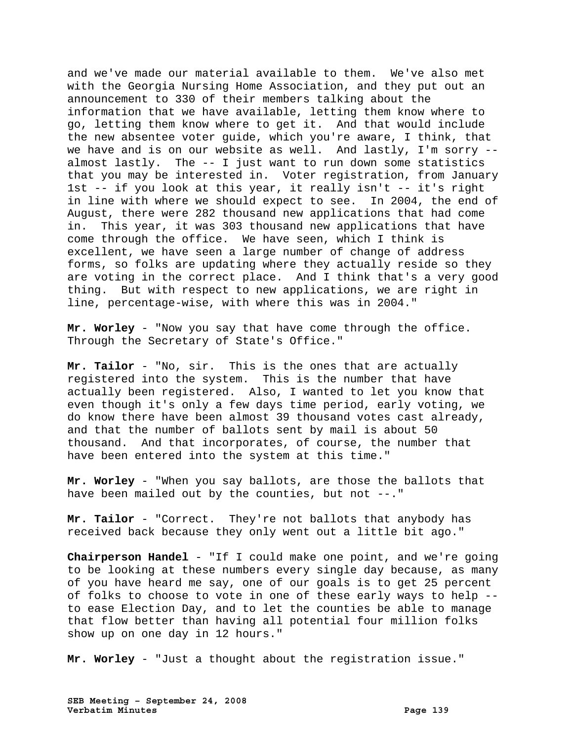and we've made our material available to them. We've also met with the Georgia Nursing Home Association, and they put out an announcement to 330 of their members talking about the information that we have available, letting them know where to go, letting them know where to get it. And that would include the new absentee voter guide, which you're aware, I think, that we have and is on our website as well. And lastly, I'm sorry -- almost lastly. The -- I just want to run down some statistics that you may be interested in. Voter registration, from January 1st -- if you look at this year, it really isn't -- it's right in line with where we should expect to see. In 2004, the end of August, there were 282 thousand new applications that had come in. This year, it was 303 thousand new applications that have come through the office. We have seen, which I think is excellent, we have seen a large number of change of address forms, so folks are updating where they actually reside so they are voting in the correct place. And I think that's a very good thing. But with respect to new applications, we are right in line, percentage-wise, with where this was in 2004."

**Mr. Worley** - "Now you say that have come through the office. Through the Secretary of State's Office."

**Mr. Tailor** - "No, sir. This is the ones that are actually registered into the system. This is the number that have actually been registered. Also, I wanted to let you know that even though it's only a few days time period, early voting, we do know there have been almost 39 thousand votes cast already, and that the number of ballots sent by mail is about 50 thousand. And that incorporates, of course, the number that have been entered into the system at this time."

**Mr. Worley** - "When you say ballots, are those the ballots that have been mailed out by the counties, but not --."

**Mr. Tailor** - "Correct. They're not ballots that anybody has received back because they only went out a little bit ago."

**Chairperson Handel** - "If I could make one point, and we're going to be looking at these numbers every single day because, as many of you have heard me say, one of our goals is to get 25 percent of folks to choose to vote in one of these early ways to help -- to ease Election Day, and to let the counties be able to manage that flow better than having all potential four million folks show up on one day in 12 hours."

**Mr. Worley** - "Just a thought about the registration issue."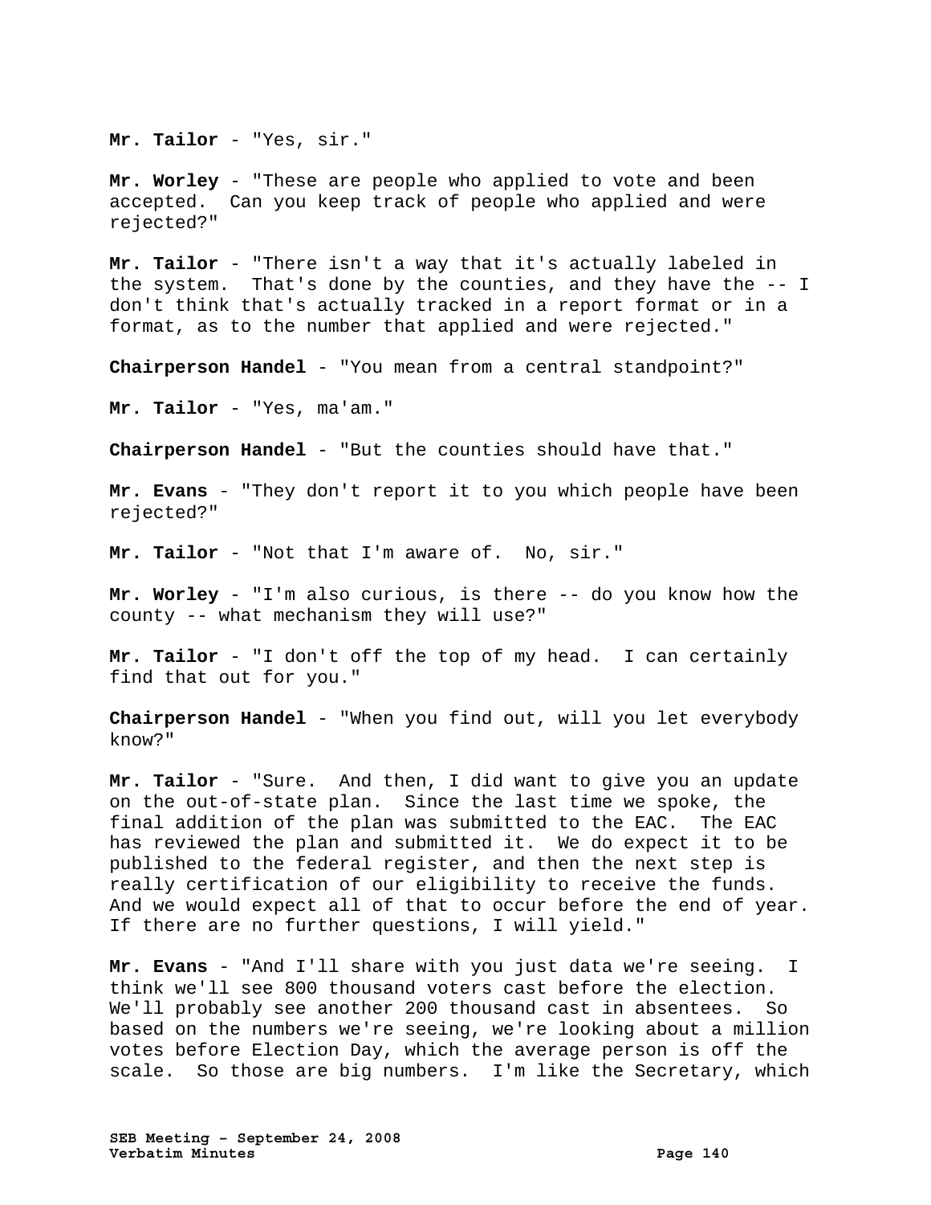**Mr. Tailor** - "Yes, sir."

**Mr. Worley** - "These are people who applied to vote and been accepted.  Can you keep track of people who applied and were rejected?"

**Mr. Tailor** - "There isn't a way that it's actually labeled in the system.  That's done by the counties, and they have the -- I don't think that's actually tracked in a report format or in a format, as to the number that applied and were rejected."

**Chairperson Handel** - "You mean from a central standpoint?"

**Mr. Tailor** - "Yes, ma'am."

**Chairperson Handel** - "But the counties should have that."

**Mr. Evans** - "They don't report it to you which people have been rejected?"

**Mr. Tailor** - "Not that I'm aware of.  No, sir."

**Mr. Worley** - "I'm also curious, is there -- do you know how the county -- what mechanism they will use?"

**Mr. Tailor** - "I don't off the top of my head.  I can certainly find that out for you."

**Chairperson Handel** - "When you find out, will you let everybody know?"

**Mr. Tailor** - "Sure.  And then, I did want to give you an update on the out-of-state plan.  Since the last time we spoke, the final addition of the plan was submitted to the EAC.  The EAC has reviewed the plan and submitted it.  We do expect it to be published to the federal register, and then the next step is really certification of our eligibility to receive the funds.  And we would expect all of that to occur before the end of year.  If there are no further questions, I will yield."

**Mr. Evans** - "And I'll share with you just data we're seeing.  I think we'll see 800 thousand voters cast before the election.  We'll probably see another 200 thousand cast in absentees.  So based on the numbers we're seeing, we're looking about a million votes before Election Day, which the average person is off the scale.  So those are big numbers.  I'm like the Secretary, which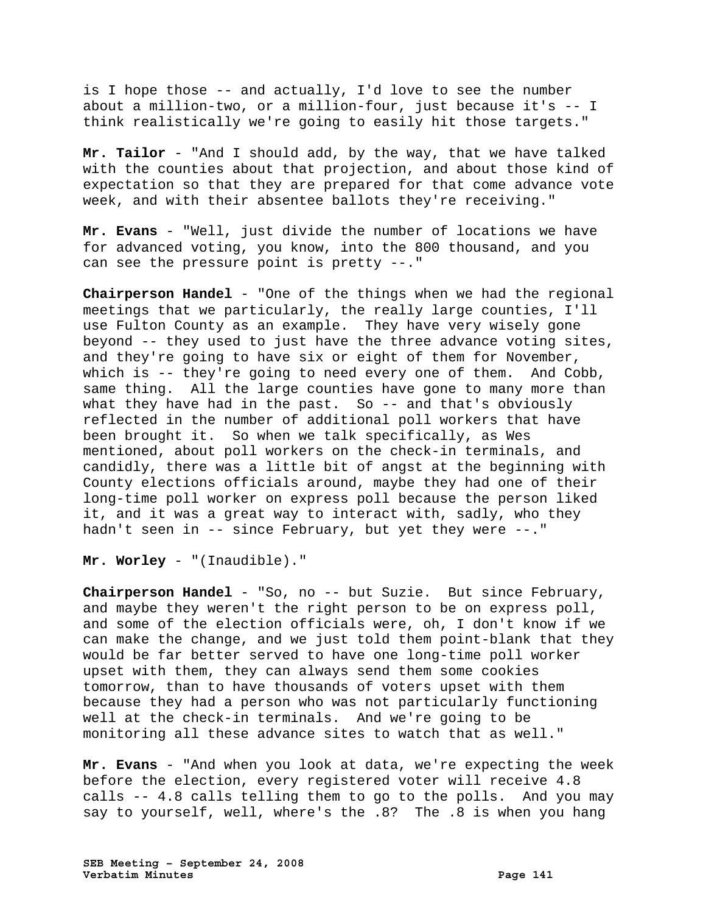is I hope those -- and actually, I'd love to see the number about a million-two, or a million-four, just because it's -- I think realistically we're going to easily hit those targets."

**Mr. Tailor** - "And I should add, by the way, that we have talked with the counties about that projection, and about those kind of expectation so that they are prepared for that come advance vote week, and with their absentee ballots they're receiving."

**Mr. Evans** - "Well, just divide the number of locations we have for advanced voting, you know, into the 800 thousand, and you can see the pressure point is pretty --."

**Chairperson Handel** - "One of the things when we had the regional meetings that we particularly, the really large counties, I'll use Fulton County as an example. They have very wisely gone beyond -- they used to just have the three advance voting sites, and they're going to have six or eight of them for November, which is -- they're going to need every one of them. And Cobb, same thing. All the large counties have gone to many more than what they have had in the past. So -- and that's obviously reflected in the number of additional poll workers that have been brought it. So when we talk specifically, as Wes mentioned, about poll workers on the check-in terminals, and candidly, there was a little bit of angst at the beginning with County elections officials around, maybe they had one of their long-time poll worker on express poll because the person liked it, and it was a great way to interact with, sadly, who they hadn't seen in -- since February, but yet they were --."

**Mr. Worley** - "(Inaudible)."

**Chairperson Handel** - "So, no -- but Suzie. But since February, and maybe they weren't the right person to be on express poll, and some of the election officials were, oh, I don't know if we can make the change, and we just told them point-blank that they would be far better served to have one long-time poll worker upset with them, they can always send them some cookies tomorrow, than to have thousands of voters upset with them because they had a person who was not particularly functioning well at the check-in terminals. And we're going to be monitoring all these advance sites to watch that as well."

**Mr. Evans** - "And when you look at data, we're expecting the week before the election, every registered voter will receive 4.8 calls -- 4.8 calls telling them to go to the polls. And you may say to yourself, well, where's the .8? The .8 is when you hang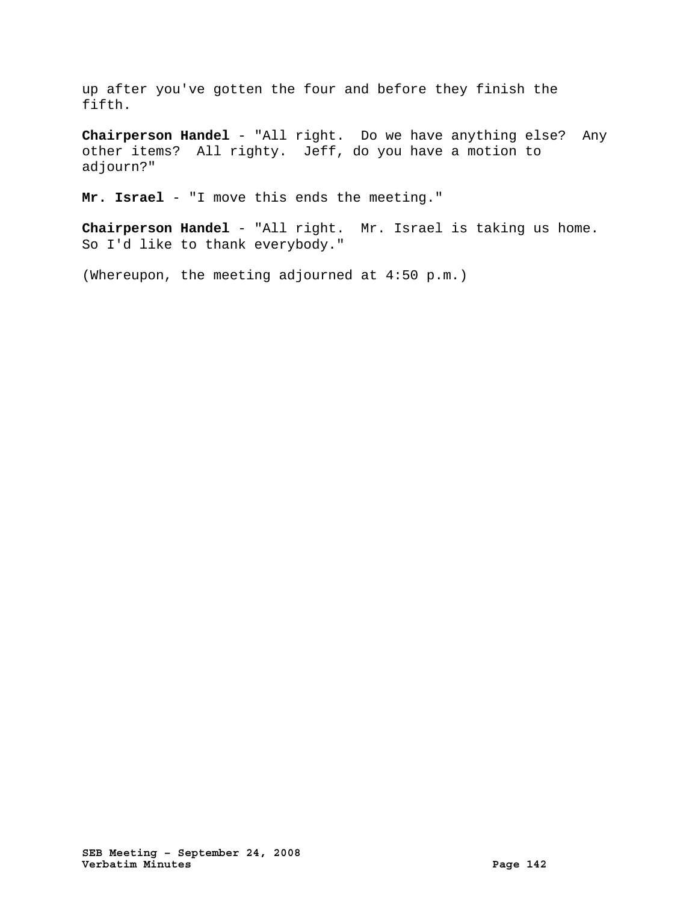up after you've gotten the four and before they finish the fifth.

**Chairperson Handel** - "All right. Do we have anything else? Any other items? All righty. Jeff, do you have a motion to adjourn?"

**Mr. Israel** - "I move this ends the meeting."

**Chairperson Handel** - "All right. Mr. Israel is taking us home. So I'd like to thank everybody."

(Whereupon, the meeting adjourned at 4:50 p.m.)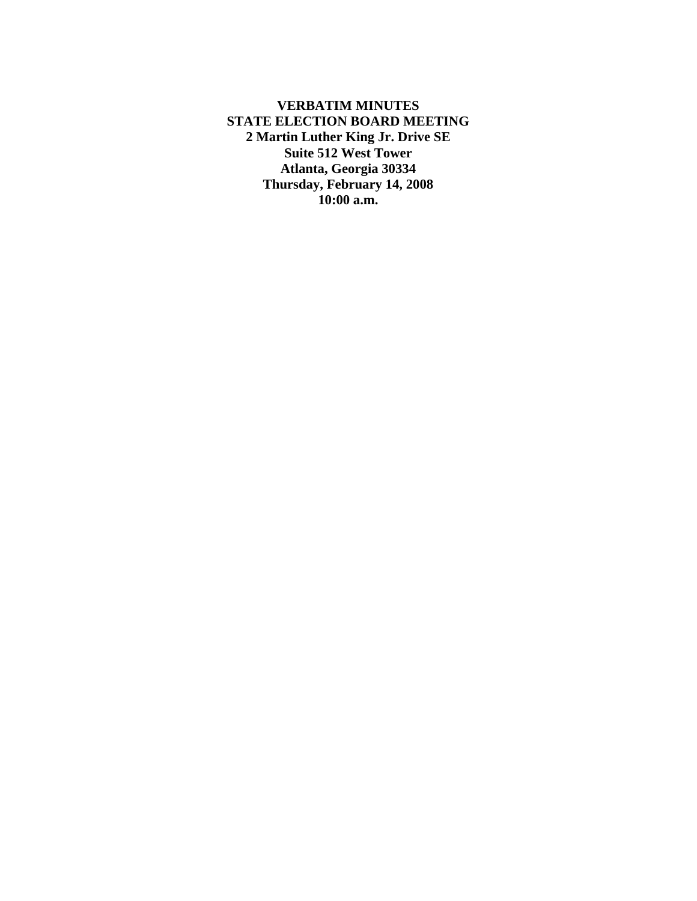**VERBATIM MINUTES**
**STATE ELECTION BOARD MEETING**
**2 Martin Luther King Jr. Drive SE**
**Suite 512 West Tower**
**Atlanta, Georgia 30334**
**Thursday, February 14, 2008**
**10:00 a.m.**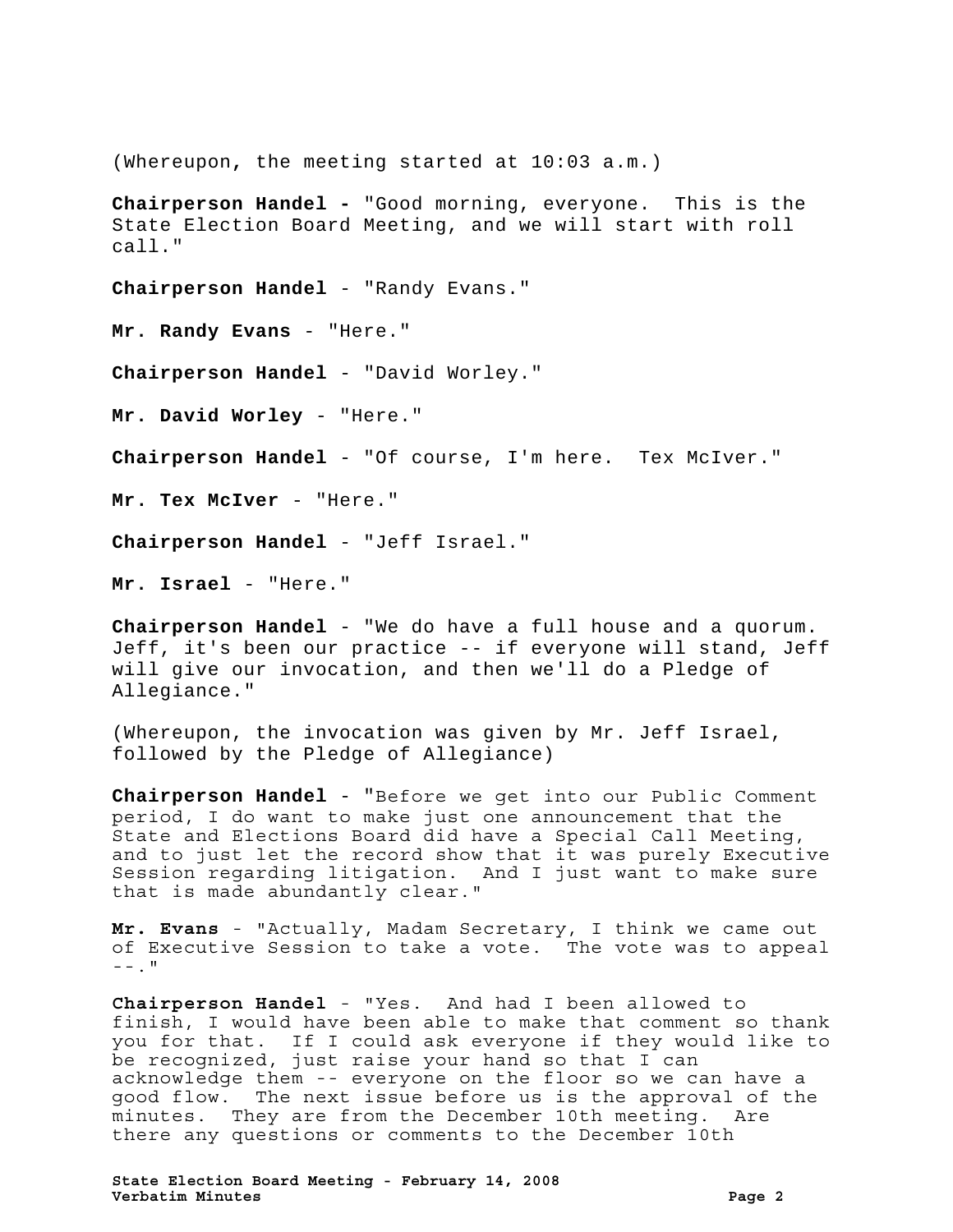(Whereupon, the meeting started at 10:03 a.m.)

**Chairperson Handel -** "Good morning, everyone. This is the State Election Board Meeting, and we will start with roll call."

**Chairperson Handel** - "Randy Evans."

**Mr. Randy Evans** - "Here."

**Chairperson Handel** - "David Worley."

**Mr. David Worley** - "Here."

**Chairperson Handel** - "Of course, I'm here. Tex McIver."

**Mr. Tex McIver** - "Here."

**Chairperson Handel** - "Jeff Israel."

**Mr. Israel** - "Here."

**Chairperson Handel** - "We do have a full house and a quorum. Jeff, it's been our practice -- if everyone will stand, Jeff will give our invocation, and then we'll do a Pledge of Allegiance."

(Whereupon, the invocation was given by Mr. Jeff Israel, followed by the Pledge of Allegiance)

**Chairperson Handel** - "Before we get into our Public Comment period, I do want to make just one announcement that the State and Elections Board did have a Special Call Meeting, and to just let the record show that it was purely Executive Session regarding litigation. And I just want to make sure that is made abundantly clear."

**Mr. Evans** - "Actually, Madam Secretary, I think we came out of Executive Session to take a vote. The vote was to appeal --."

**Chairperson Handel** - "Yes. And had I been allowed to finish, I would have been able to make that comment so thank you for that. If I could ask everyone if they would like to be recognized, just raise your hand so that I can acknowledge them -- everyone on the floor so we can have a good flow. The next issue before us is the approval of the minutes. They are from the December 10th meeting. Are there any questions or comments to the December 10th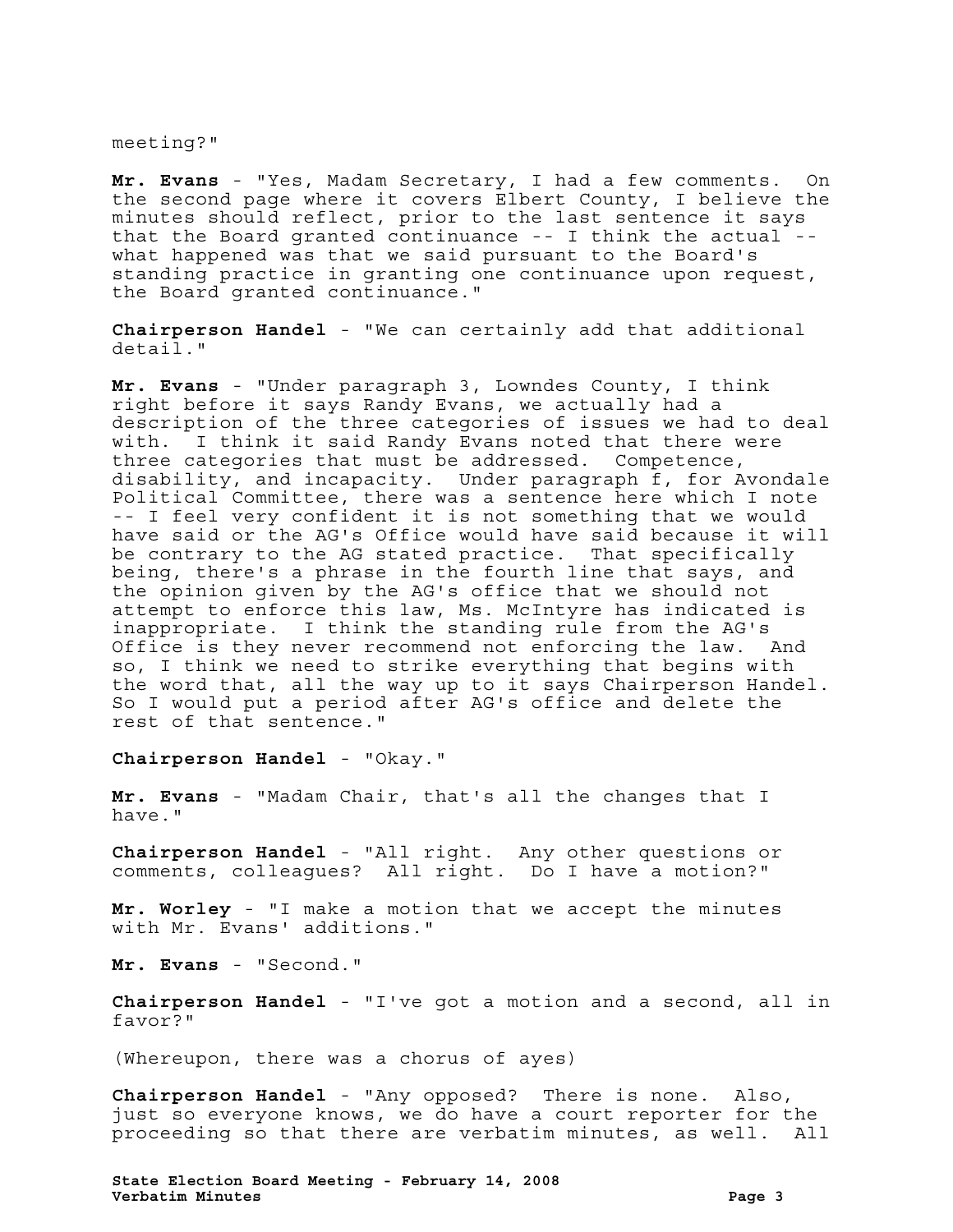meeting?"

**Mr. Evans** - "Yes, Madam Secretary, I had a few comments. On the second page where it covers Elbert County, I believe the minutes should reflect, prior to the last sentence it says that the Board granted continuance -- I think the actual -- what happened was that we said pursuant to the Board's standing practice in granting one continuance upon request, the Board granted continuance."

**Chairperson Handel** - "We can certainly add that additional detail."

**Mr. Evans** - "Under paragraph 3, Lowndes County, I think right before it says Randy Evans, we actually had a description of the three categories of issues we had to deal with. I think it said Randy Evans noted that there were three categories that must be addressed. Competence, disability, and incapacity. Under paragraph f, for Avondale Political Committee, there was a sentence here which I note -- I feel very confident it is not something that we would have said or the AG's Office would have said because it will be contrary to the AG stated practice. That specifically being, there's a phrase in the fourth line that says, and the opinion given by the AG's office that we should not attempt to enforce this law, Ms. McIntyre has indicated is inappropriate. I think the standing rule from the AG's Office is they never recommend not enforcing the law. And so, I think we need to strike everything that begins with the word that, all the way up to it says Chairperson Handel. So I would put a period after AG's office and delete the rest of that sentence."

**Chairperson Handel** - "Okay."

**Mr. Evans** - "Madam Chair, that's all the changes that I have."

**Chairperson Handel** - "All right. Any other questions or comments, colleagues? All right. Do I have a motion?"

**Mr. Worley** - "I make a motion that we accept the minutes with Mr. Evans' additions."

**Mr. Evans** - "Second."

**Chairperson Handel** - "I've got a motion and a second, all in favor?"

(Whereupon, there was a chorus of ayes)

**Chairperson Handel** - "Any opposed? There is none. Also, just so everyone knows, we do have a court reporter for the proceeding so that there are verbatim minutes, as well. All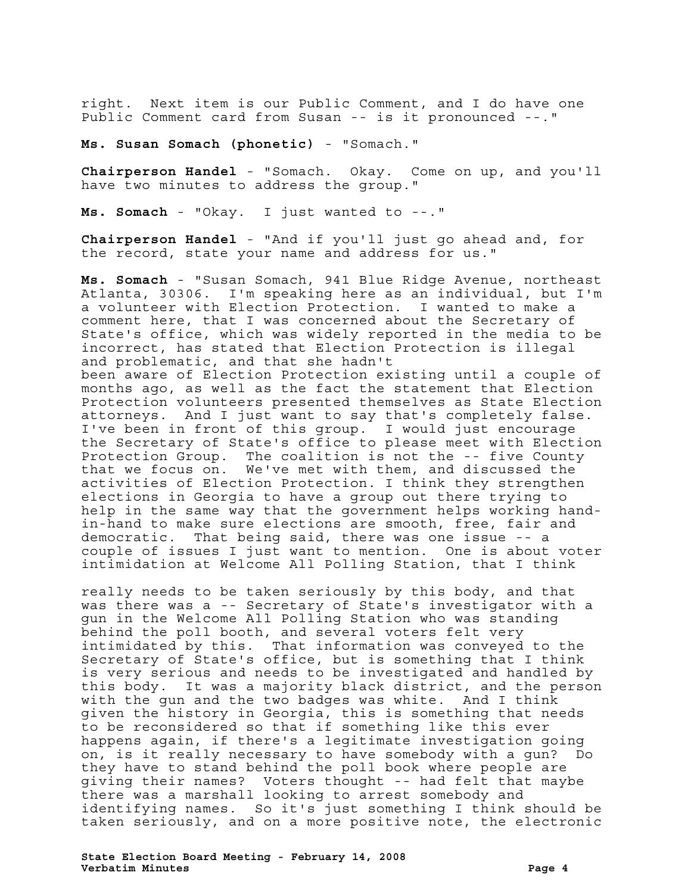right. Next item is our Public Comment, and I do have one Public Comment card from Susan -- is it pronounced --."

**Ms. Susan Somach (phonetic)** - "Somach."

**Chairperson Handel** - "Somach. Okay. Come on up, and you'll have two minutes to address the group."

**Ms. Somach** - "Okay. I just wanted to --."

**Chairperson Handel** - "And if you'll just go ahead and, for the record, state your name and address for us."

**Ms. Somach** - "Susan Somach, 941 Blue Ridge Avenue, northeast Atlanta, 30306. I'm speaking here as an individual, but I'm a volunteer with Election Protection. I wanted to make a comment here, that I was concerned about the Secretary of State's office, which was widely reported in the media to be incorrect, has stated that Election Protection is illegal and problematic, and that she hadn't been aware of Election Protection existing until a couple of months ago, as well as the fact the statement that Election Protection volunteers presented themselves as State Election attorneys. And I just want to say that's completely false. I've been in front of this group. I would just encourage the Secretary of State's office to please meet with Election Protection Group. The coalition is not the -- five County that we focus on. We've met with them, and discussed the activities of Election Protection. I think they strengthen elections in Georgia to have a group out there trying to help in the same way that the government helps working hand-in-hand to make sure elections are smooth, free, fair and democratic. That being said, there was one issue -- a couple of issues I just want to mention. One is about voter intimidation at Welcome All Polling Station, that I think really needs to be taken seriously by this body, and that was there was a -- Secretary of State's investigator with a gun in the Welcome All Polling Station who was standing behind the poll booth, and several voters felt very intimidated by this. That information was conveyed to the Secretary of State's office, but is something that I think is very serious and needs to be investigated and handled by this body. It was a majority black district, and the person with the gun and the two badges was white. And I think given the history in Georgia, this is something that needs to be reconsidered so that if something like this ever happens again, if there's a legitimate investigation going on, is it really necessary to have somebody with a gun? Do they have to stand behind the poll book where people are giving their names? Voters thought -- had felt that maybe there was a marshall looking to arrest somebody and identifying names. So it's just something I think should be taken seriously, and on a more positive note, the electronic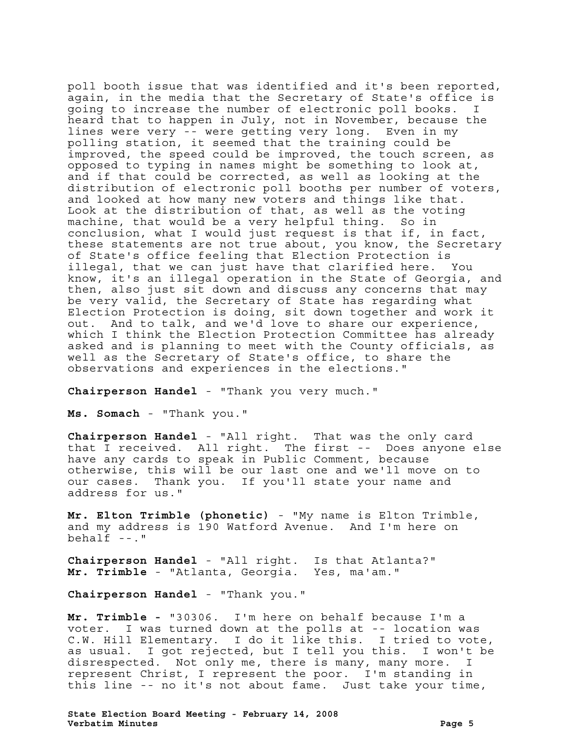poll booth issue that was identified and it's been reported, again, in the media that the Secretary of State's office is going to increase the number of electronic poll books. I heard that to happen in July, not in November, because the lines were very -- were getting very long. Even in my polling station, it seemed that the training could be improved, the speed could be improved, the touch screen, as opposed to typing in names might be something to look at, and if that could be corrected, as well as looking at the distribution of electronic poll booths per number of voters, and looked at how many new voters and things like that. Look at the distribution of that, as well as the voting machine, that would be a very helpful thing. So in conclusion, what I would just request is that if, in fact, these statements are not true about, you know, the Secretary of State's office feeling that Election Protection is illegal, that we can just have that clarified here. You know, it's an illegal operation in the State of Georgia, and then, also just sit down and discuss any concerns that may be very valid, the Secretary of State has regarding what Election Protection is doing, sit down together and work it out. And to talk, and we'd love to share our experience, which I think the Election Protection Committee has already asked and is planning to meet with the County officials, as well as the Secretary of State's office, to share the observations and experiences in the elections."

**Chairperson Handel** - "Thank you very much."

**Ms. Somach** - "Thank you."

**Chairperson Handel** - "All right. That was the only card that I received. All right. The first -- Does anyone else have any cards to speak in Public Comment, because otherwise, this will be our last one and we'll move on to our cases. Thank you. If you'll state your name and address for us."

**Mr. Elton Trimble (phonetic)** - "My name is Elton Trimble, and my address is 190 Watford Avenue. And I'm here on behalf --."

**Chairperson Handel** - "All right. Is that Atlanta?"
**Mr. Trimble** - "Atlanta, Georgia. Yes, ma'am."

**Chairperson Handel** - "Thank you."

**Mr. Trimble -** "30306. I'm here on behalf because I'm a voter. I was turned down at the polls at -- location was C.W. Hill Elementary. I do it like this. I tried to vote, as usual. I got rejected, but I tell you this. I won't be disrespected. Not only me, there is many, many more. I represent Christ, I represent the poor. I'm standing in this line -- no it's not about fame. Just take your time,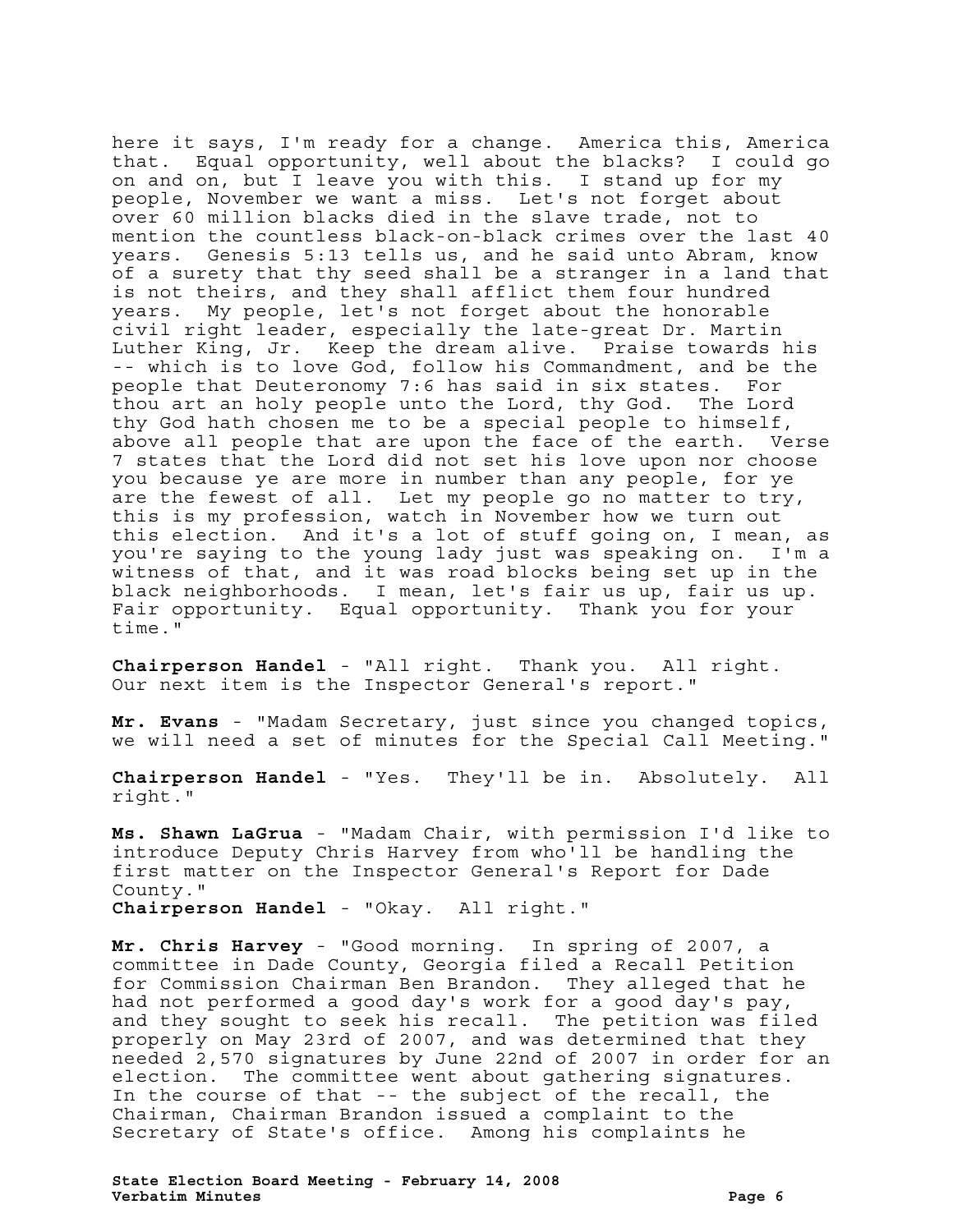here it says, I'm ready for a change. America this, America that. Equal opportunity, well about the blacks? I could go on and on, but I leave you with this. I stand up for my people, November we want a miss. Let's not forget about over 60 million blacks died in the slave trade, not to mention the countless black-on-black crimes over the last 40 years. Genesis 5:13 tells us, and he said unto Abram, know of a surety that thy seed shall be a stranger in a land that is not theirs, and they shall afflict them four hundred years. My people, let's not forget about the honorable civil right leader, especially the late-great Dr. Martin Luther King, Jr. Keep the dream alive. Praise towards his -- which is to love God, follow his Commandment, and be the people that Deuteronomy 7:6 has said in six states. For thou art an holy people unto the Lord, thy God. The Lord thy God hath chosen me to be a special people to himself, above all people that are upon the face of the earth. Verse 7 states that the Lord did not set his love upon nor choose you because ye are more in number than any people, for ye are the fewest of all. Let my people go no matter to try, this is my profession, watch in November how we turn out this election. And it's a lot of stuff going on, I mean, as you're saying to the young lady just was speaking on. I'm a witness of that, and it was road blocks being set up in the black neighborhoods. I mean, let's fair us up, fair us up. Fair opportunity. Equal opportunity. Thank you for your time."

**Chairperson Handel** - "All right. Thank you. All right. Our next item is the Inspector General's report."

**Mr. Evans** - "Madam Secretary, just since you changed topics, we will need a set of minutes for the Special Call Meeting."

**Chairperson Handel** - "Yes. They'll be in. Absolutely. All right."

**Ms. Shawn LaGrua** - "Madam Chair, with permission I'd like to introduce Deputy Chris Harvey from who'll be handling the first matter on the Inspector General's Report for Dade County."

**Chairperson Handel** - "Okay. All right."

**Mr. Chris Harvey** - "Good morning. In spring of 2007, a committee in Dade County, Georgia filed a Recall Petition for Commission Chairman Ben Brandon. They alleged that he had not performed a good day's work for a good day's pay, and they sought to seek his recall. The petition was filed properly on May 23rd of 2007, and was determined that they needed 2,570 signatures by June 22nd of 2007 in order for an election. The committee went about gathering signatures. In the course of that -- the subject of the recall, the Chairman, Chairman Brandon issued a complaint to the Secretary of State's office. Among his complaints he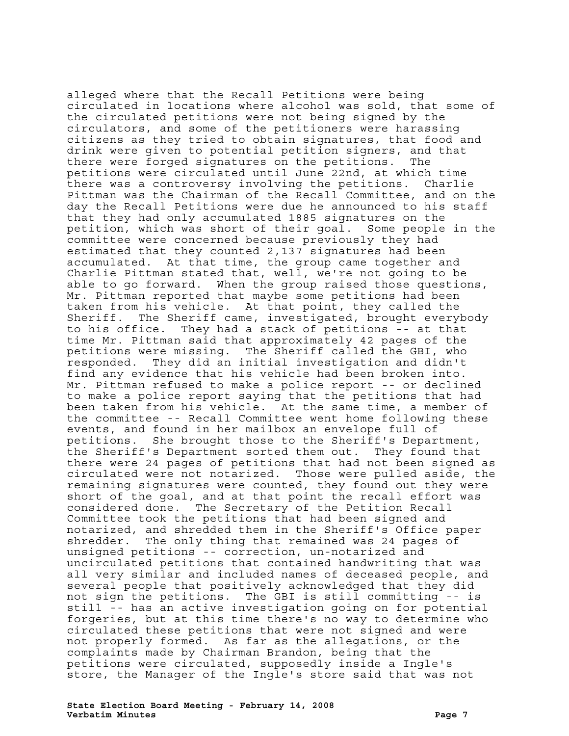alleged where that the Recall Petitions were being circulated in locations where alcohol was sold, that some of the circulated petitions were not being signed by the circulators, and some of the petitioners were harassing citizens as they tried to obtain signatures, that food and drink were given to potential petition signers, and that there were forged signatures on the petitions. The petitions were circulated until June 22nd, at which time there was a controversy involving the petitions. Charlie Pittman was the Chairman of the Recall Committee, and on the day the Recall Petitions were due he announced to his staff that they had only accumulated 1885 signatures on the petition, which was short of their goal. Some people in the committee were concerned because previously they had estimated that they counted 2,137 signatures had been accumulated. At that time, the group came together and Charlie Pittman stated that, well, we're not going to be able to go forward. When the group raised those questions, Mr. Pittman reported that maybe some petitions had been taken from his vehicle. At that point, they called the Sheriff. The Sheriff came, investigated, brought everybody to his office. They had a stack of petitions -- at that time Mr. Pittman said that approximately 42 pages of the petitions were missing. The Sheriff called the GBI, who responded. They did an initial investigation and didn't find any evidence that his vehicle had been broken into. Mr. Pittman refused to make a police report -- or declined to make a police report saying that the petitions that had been taken from his vehicle. At the same time, a member of the committee -- Recall Committee went home following these events, and found in her mailbox an envelope full of petitions. She brought those to the Sheriff's Department, the Sheriff's Department sorted them out. They found that there were 24 pages of petitions that had not been signed as circulated were not notarized. Those were pulled aside, the remaining signatures were counted, they found out they were short of the goal, and at that point the recall effort was considered done. The Secretary of the Petition Recall Committee took the petitions that had been signed and notarized, and shredded them in the Sheriff's Office paper shredder. The only thing that remained was 24 pages of unsigned petitions -- correction, un-notarized and uncirculated petitions that contained handwriting that was all very similar and included names of deceased people, and several people that positively acknowledged that they did not sign the petitions. The GBI is still committing -- is still -- has an active investigation going on for potential forgeries, but at this time there's no way to determine who circulated these petitions that were not signed and were not properly formed. As far as the allegations, or the complaints made by Chairman Brandon, being that the petitions were circulated, supposedly inside a Ingle's store, the Manager of the Ingle's store said that was not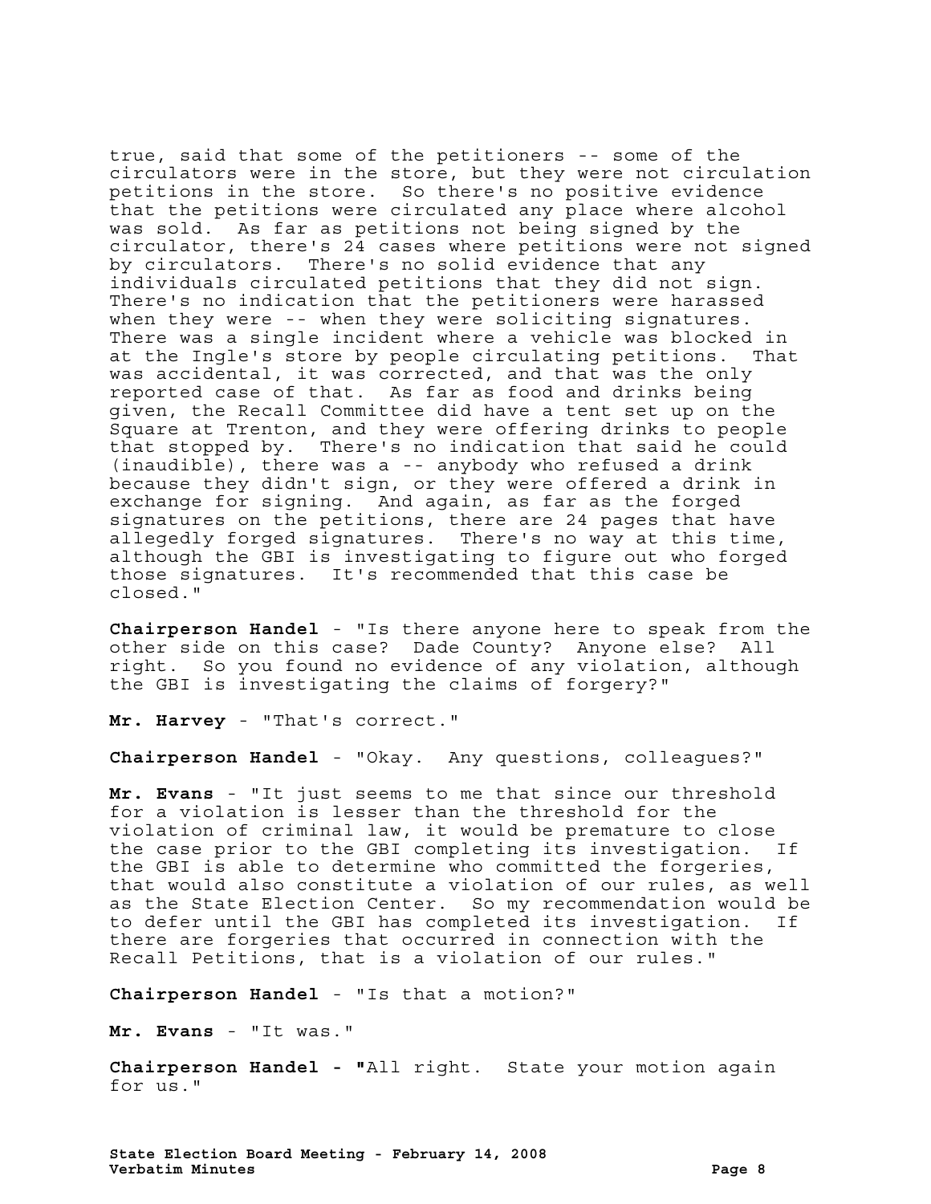true, said that some of the petitioners -- some of the circulators were in the store, but they were not circulation petitions in the store. So there's no positive evidence that the petitions were circulated any place where alcohol was sold. As far as petitions not being signed by the circulator, there's 24 cases where petitions were not signed by circulators. There's no solid evidence that any individuals circulated petitions that they did not sign. There's no indication that the petitioners were harassed when they were -- when they were soliciting signatures. There was a single incident where a vehicle was blocked in at the Ingle's store by people circulating petitions. That was accidental, it was corrected, and that was the only reported case of that. As far as food and drinks being given, the Recall Committee did have a tent set up on the Square at Trenton, and they were offering drinks to people that stopped by. There's no indication that said he could (inaudible), there was a -- anybody who refused a drink because they didn't sign, or they were offered a drink in exchange for signing. And again, as far as the forged signatures on the petitions, there are 24 pages that have allegedly forged signatures. There's no way at this time, although the GBI is investigating to figure out who forged those signatures. It's recommended that this case be closed."

**Chairperson Handel** - "Is there anyone here to speak from the other side on this case? Dade County? Anyone else? All right. So you found no evidence of any violation, although the GBI is investigating the claims of forgery?"

**Mr. Harvey** - "That's correct."

**Chairperson Handel** - "Okay. Any questions, colleagues?"

**Mr. Evans** - "It just seems to me that since our threshold for a violation is lesser than the threshold for the violation of criminal law, it would be premature to close the case prior to the GBI completing its investigation. If the GBI is able to determine who committed the forgeries, that would also constitute a violation of our rules, as well as the State Election Center. So my recommendation would be to defer until the GBI has completed its investigation. If there are forgeries that occurred in connection with the Recall Petitions, that is a violation of our rules."

**Chairperson Handel** - "Is that a motion?"

**Mr. Evans** - "It was."

**Chairperson Handel - "**All right. State your motion again for us."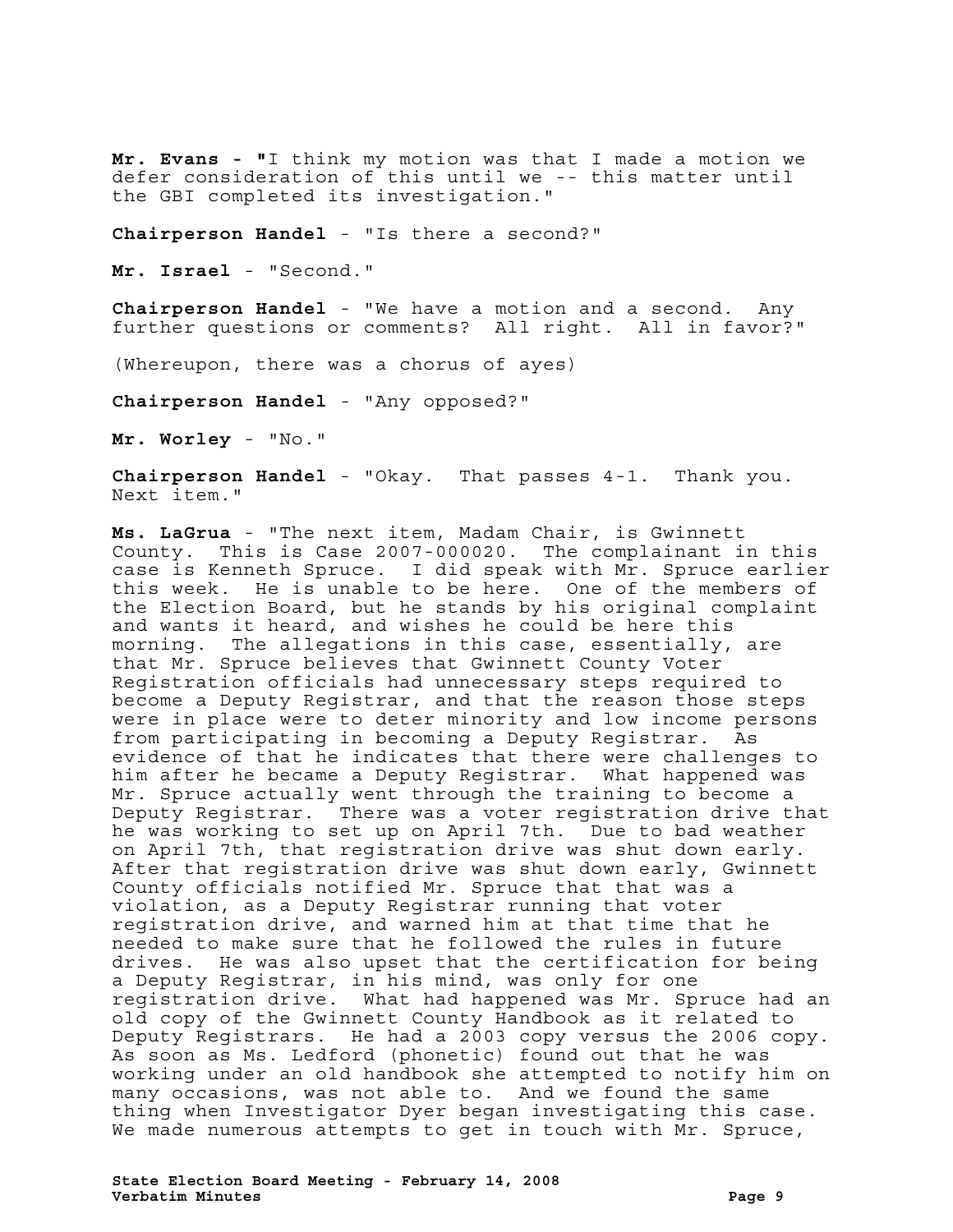**Mr. Evans - "**I think my motion was that I made a motion we defer consideration of this until we -- this matter until the GBI completed its investigation."

**Chairperson Handel** - "Is there a second?"

**Mr. Israel** - "Second."

**Chairperson Handel** - "We have a motion and a second. Any further questions or comments? All right. All in favor?"

(Whereupon, there was a chorus of ayes)

**Chairperson Handel** - "Any opposed?"

**Mr. Worley** - "No."

**Chairperson Handel** - "Okay. That passes 4-1. Thank you. Next item."

**Ms. LaGrua** - "The next item, Madam Chair, is Gwinnett County. This is Case 2007-000020. The complainant in this case is Kenneth Spruce. I did speak with Mr. Spruce earlier this week. He is unable to be here. One of the members of the Election Board, but he stands by his original complaint and wants it heard, and wishes he could be here this morning. The allegations in this case, essentially, are that Mr. Spruce believes that Gwinnett County Voter Registration officials had unnecessary steps required to become a Deputy Registrar, and that the reason those steps were in place were to deter minority and low income persons from participating in becoming a Deputy Registrar. As evidence of that he indicates that there were challenges to him after he became a Deputy Registrar. What happened was Mr. Spruce actually went through the training to become a Deputy Registrar. There was a voter registration drive that he was working to set up on April 7th. Due to bad weather on April 7th, that registration drive was shut down early. After that registration drive was shut down early, Gwinnett County officials notified Mr. Spruce that that was a violation, as a Deputy Registrar running that voter registration drive, and warned him at that time that he needed to make sure that he followed the rules in future drives. He was also upset that the certification for being a Deputy Registrar, in his mind, was only for one registration drive. What had happened was Mr. Spruce had an old copy of the Gwinnett County Handbook as it related to Deputy Registrars. He had a 2003 copy versus the 2006 copy. As soon as Ms. Ledford (phonetic) found out that he was working under an old handbook she attempted to notify him on many occasions, was not able to. And we found the same thing when Investigator Dyer began investigating this case. We made numerous attempts to get in touch with Mr. Spruce,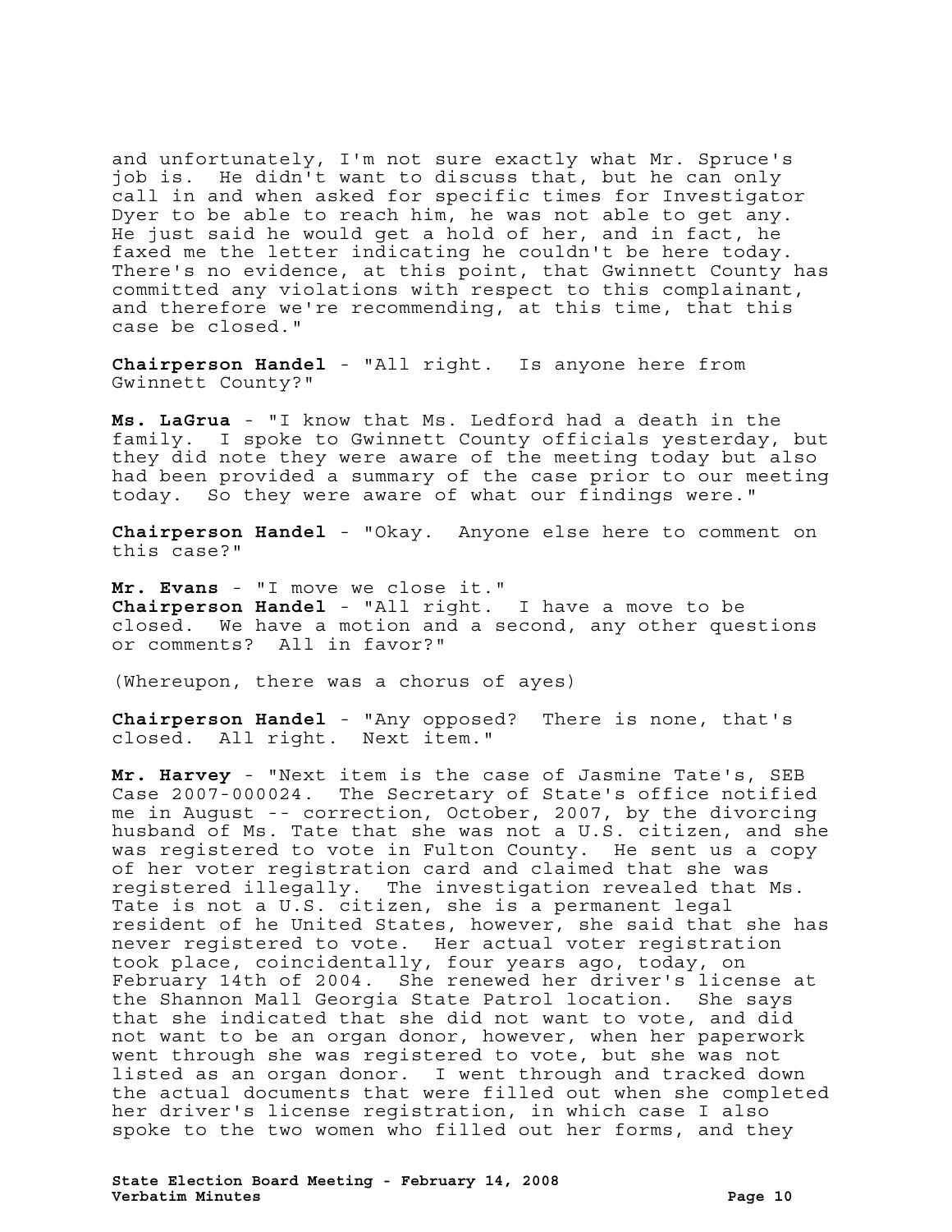and unfortunately, I'm not sure exactly what Mr. Spruce's job is. He didn't want to discuss that, but he can only call in and when asked for specific times for Investigator Dyer to be able to reach him, he was not able to get any. He just said he would get a hold of her, and in fact, he faxed me the letter indicating he couldn't be here today. There's no evidence, at this point, that Gwinnett County has committed any violations with respect to this complainant, and therefore we're recommending, at this time, that this case be closed."

**Chairperson Handel** - "All right. Is anyone here from Gwinnett County?"

**Ms. LaGrua** - "I know that Ms. Ledford had a death in the family. I spoke to Gwinnett County officials yesterday, but they did note they were aware of the meeting today but also had been provided a summary of the case prior to our meeting today. So they were aware of what our findings were."

**Chairperson Handel** - "Okay. Anyone else here to comment on this case?"

**Mr. Evans** - "I move we close it."
**Chairperson Handel** - "All right. I have a move to be closed. We have a motion and a second, any other questions or comments? All in favor?"

(Whereupon, there was a chorus of ayes)

**Chairperson Handel** - "Any opposed? There is none, that's closed. All right. Next item."

**Mr. Harvey** - "Next item is the case of Jasmine Tate's, SEB Case 2007-000024. The Secretary of State's office notified me in August -- correction, October, 2007, by the divorcing husband of Ms. Tate that she was not a U.S. citizen, and she was registered to vote in Fulton County. He sent us a copy of her voter registration card and claimed that she was registered illegally. The investigation revealed that Ms. Tate is not a U.S. citizen, she is a permanent legal resident of he United States, however, she said that she has never registered to vote. Her actual voter registration took place, coincidentally, four years ago, today, on February 14th of 2004. She renewed her driver's license at the Shannon Mall Georgia State Patrol location. She says that she indicated that she did not want to vote, and did not want to be an organ donor, however, when her paperwork went through she was registered to vote, but she was not listed as an organ donor. I went through and tracked down the actual documents that were filled out when she completed her driver's license registration, in which case I also spoke to the two women who filled out her forms, and they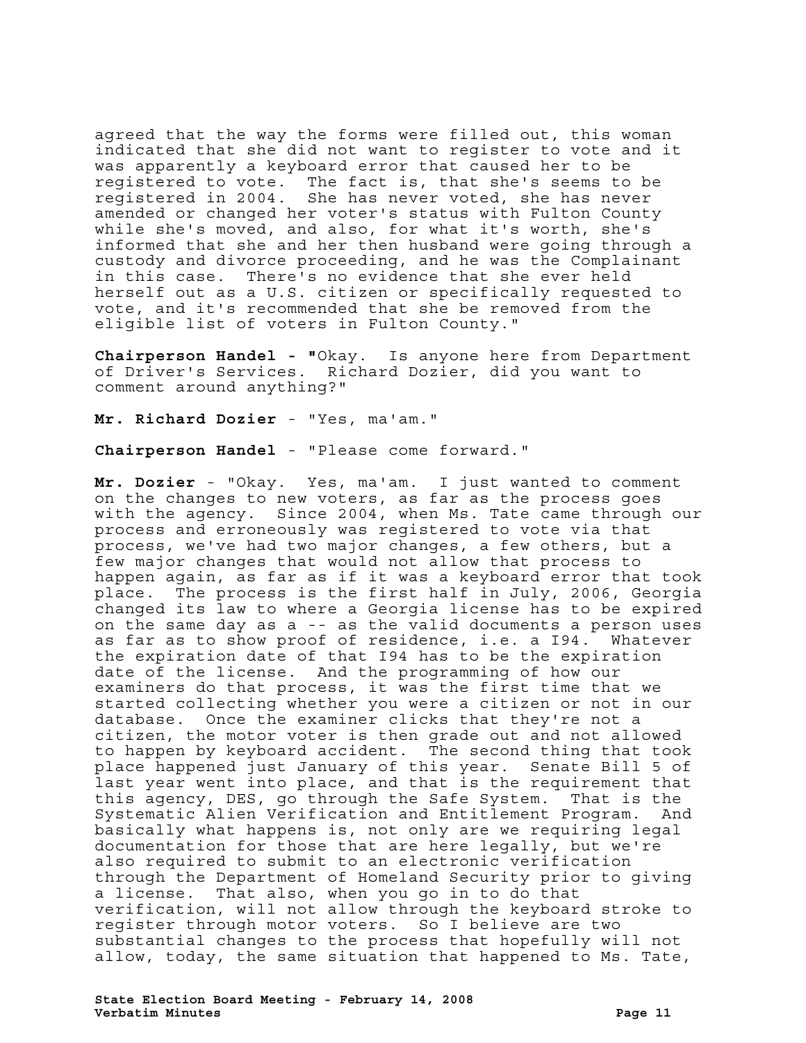agreed that the way the forms were filled out, this woman indicated that she did not want to register to vote and it was apparently a keyboard error that caused her to be registered to vote. The fact is, that she's seems to be registered in 2004. She has never voted, she has never amended or changed her voter's status with Fulton County while she's moved, and also, for what it's worth, she's informed that she and her then husband were going through a custody and divorce proceeding, and he was the Complainant in this case. There's no evidence that she ever held herself out as a U.S. citizen or specifically requested to vote, and it's recommended that she be removed from the eligible list of voters in Fulton County."

**Chairperson Handel - "**Okay. Is anyone here from Department of Driver's Services. Richard Dozier, did you want to comment around anything?"

**Mr. Richard Dozier** - "Yes, ma'am."

**Chairperson Handel** - "Please come forward."

**Mr. Dozier** - "Okay. Yes, ma'am. I just wanted to comment on the changes to new voters, as far as the process goes with the agency. Since 2004, when Ms. Tate came through our process and erroneously was registered to vote via that process, we've had two major changes, a few others, but a few major changes that would not allow that process to happen again, as far as if it was a keyboard error that took place. The process is the first half in July, 2006, Georgia changed its law to where a Georgia license has to be expired on the same day as a -- as the valid documents a person uses as far as to show proof of residence, i.e. a I94. Whatever the expiration date of that I94 has to be the expiration date of the license. And the programming of how our examiners do that process, it was the first time that we started collecting whether you were a citizen or not in our database. Once the examiner clicks that they're not a citizen, the motor voter is then grade out and not allowed to happen by keyboard accident. The second thing that took place happened just January of this year. Senate Bill 5 of last year went into place, and that is the requirement that this agency, DES, go through the Safe System. That is the Systematic Alien Verification and Entitlement Program. And basically what happens is, not only are we requiring legal documentation for those that are here legally, but we're also required to submit to an electronic verification through the Department of Homeland Security prior to giving a license. That also, when you go in to do that verification, will not allow through the keyboard stroke to register through motor voters. So I believe are two substantial changes to the process that hopefully will not allow, today, the same situation that happened to Ms. Tate,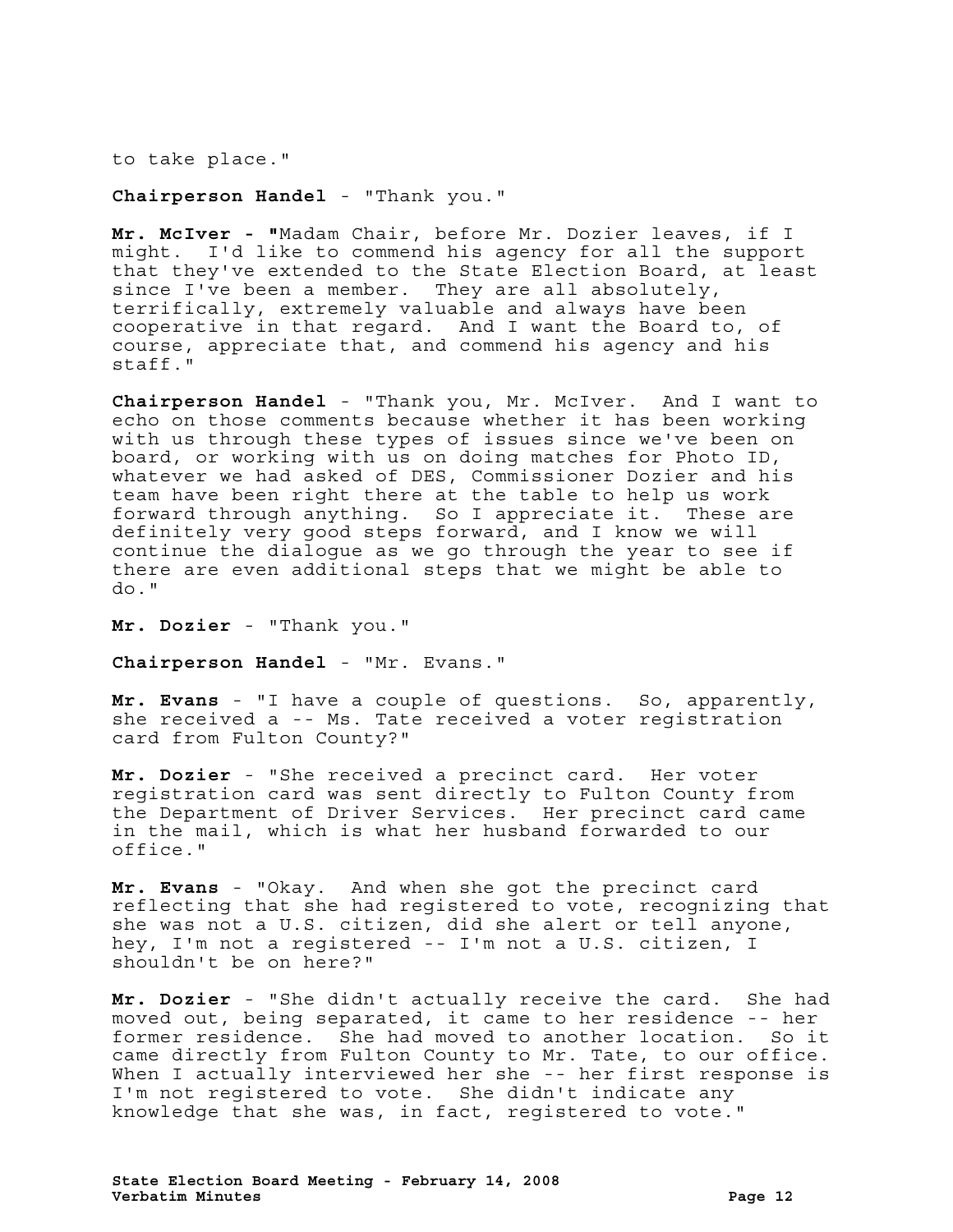to take place."

**Chairperson Handel** - "Thank you."

**Mr. McIver - "**Madam Chair, before Mr. Dozier leaves, if I might. I'd like to commend his agency for all the support that they've extended to the State Election Board, at least since I've been a member. They are all absolutely, terrifically, extremely valuable and always have been cooperative in that regard. And I want the Board to, of course, appreciate that, and commend his agency and his staff."

**Chairperson Handel** - "Thank you, Mr. McIver. And I want to echo on those comments because whether it has been working with us through these types of issues since we've been on board, or working with us on doing matches for Photo ID, whatever we had asked of DES, Commissioner Dozier and his team have been right there at the table to help us work forward through anything. So I appreciate it. These are definitely very good steps forward, and I know we will continue the dialogue as we go through the year to see if there are even additional steps that we might be able to do."

**Mr. Dozier** - "Thank you."

**Chairperson Handel** - "Mr. Evans."

**Mr. Evans** - "I have a couple of questions. So, apparently, she received a -- Ms. Tate received a voter registration card from Fulton County?"

**Mr. Dozier** - "She received a precinct card. Her voter registration card was sent directly to Fulton County from the Department of Driver Services. Her precinct card came in the mail, which is what her husband forwarded to our office."

**Mr. Evans** - "Okay. And when she got the precinct card reflecting that she had registered to vote, recognizing that she was not a U.S. citizen, did she alert or tell anyone, hey, I'm not a registered -- I'm not a U.S. citizen, I shouldn't be on here?"

**Mr. Dozier** - "She didn't actually receive the card. She had moved out, being separated, it came to her residence -- her former residence. She had moved to another location. So it came directly from Fulton County to Mr. Tate, to our office. When I actually interviewed her she -- her first response is I'm not registered to vote. She didn't indicate any knowledge that she was, in fact, registered to vote."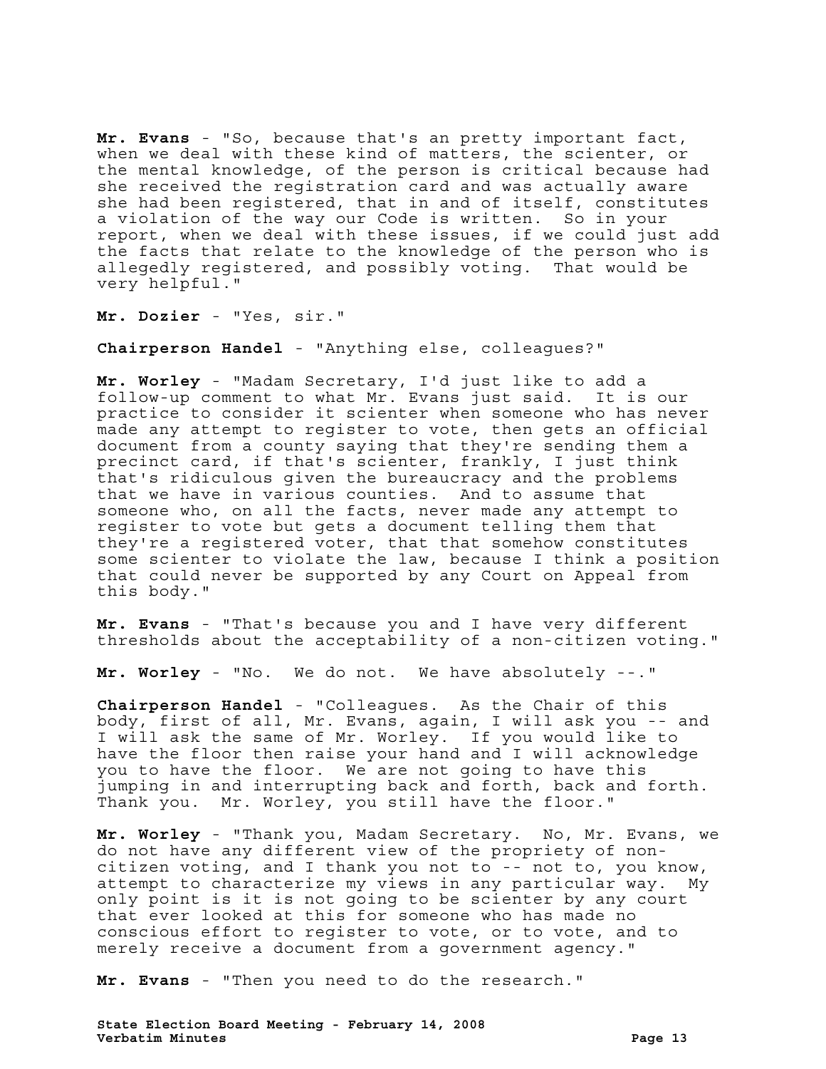**Mr. Evans** - "So, because that's an pretty important fact, when we deal with these kind of matters, the scienter, or the mental knowledge, of the person is critical because had she received the registration card and was actually aware she had been registered, that in and of itself, constitutes a violation of the way our Code is written. So in your report, when we deal with these issues, if we could just add the facts that relate to the knowledge of the person who is allegedly registered, and possibly voting. That would be very helpful."

**Mr. Dozier** - "Yes, sir."

**Chairperson Handel** - "Anything else, colleagues?"

**Mr. Worley** - "Madam Secretary, I'd just like to add a follow-up comment to what Mr. Evans just said. It is our practice to consider it scienter when someone who has never made any attempt to register to vote, then gets an official document from a county saying that they're sending them a precinct card, if that's scienter, frankly, I just think that's ridiculous given the bureaucracy and the problems that we have in various counties. And to assume that someone who, on all the facts, never made any attempt to register to vote but gets a document telling them that they're a registered voter, that that somehow constitutes some scienter to violate the law, because I think a position that could never be supported by any Court on Appeal from this body."

**Mr. Evans** - "That's because you and I have very different thresholds about the acceptability of a non-citizen voting."

**Mr. Worley** - "No. We do not. We have absolutely --."

**Chairperson Handel** - "Colleagues. As the Chair of this body, first of all, Mr. Evans, again, I will ask you -- and I will ask the same of Mr. Worley. If you would like to have the floor then raise your hand and I will acknowledge you to have the floor. We are not going to have this jumping in and interrupting back and forth, back and forth. Thank you. Mr. Worley, you still have the floor."

**Mr. Worley** - "Thank you, Madam Secretary. No, Mr. Evans, we do not have any different view of the propriety of non-citizen voting, and I thank you not to -- not to, you know, attempt to characterize my views in any particular way. My only point is it is not going to be scienter by any court that ever looked at this for someone who has made no conscious effort to register to vote, or to vote, and to merely receive a document from a government agency."

**Mr. Evans** - "Then you need to do the research."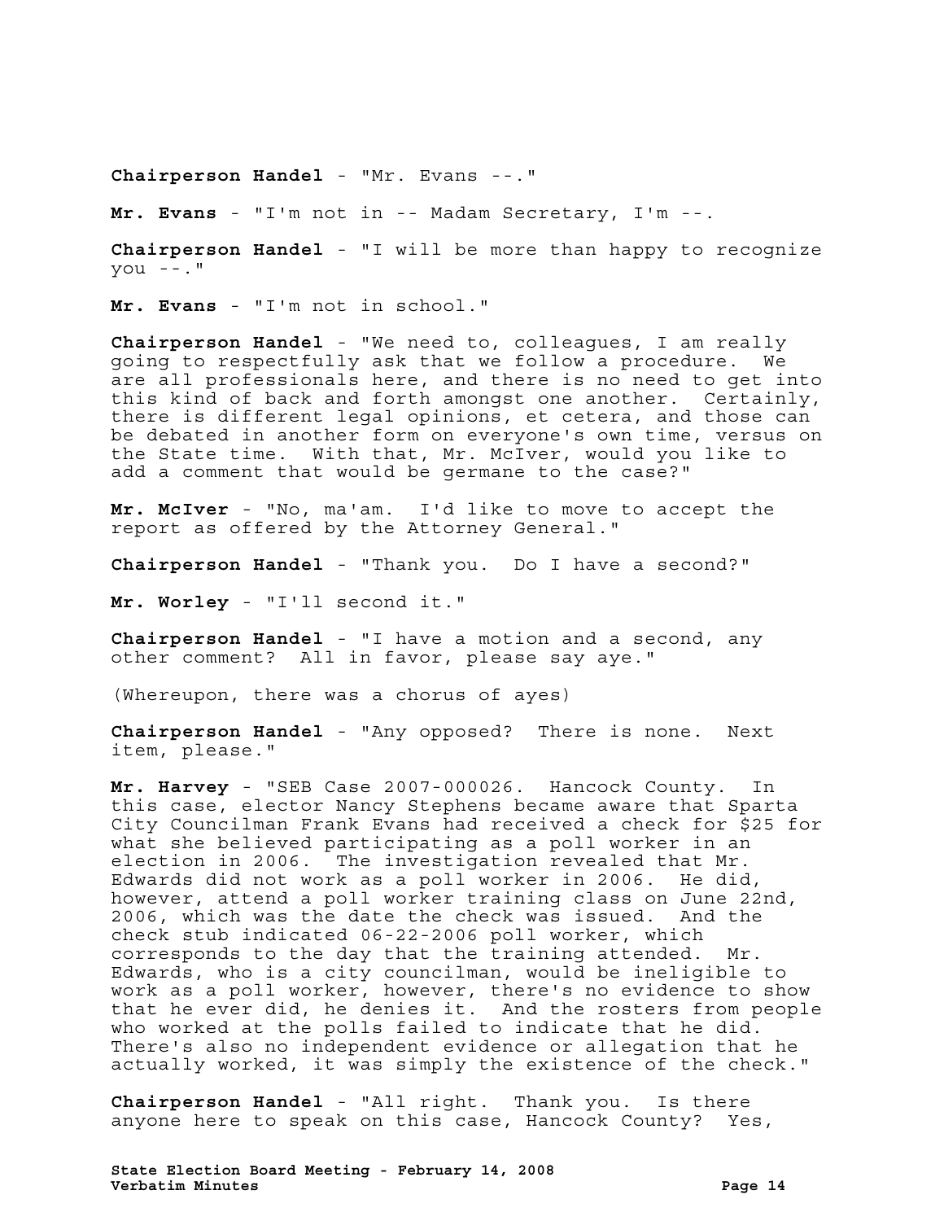**Chairperson Handel** - "Mr. Evans --."

**Mr. Evans** - "I'm not in -- Madam Secretary, I'm --.

**Chairperson Handel** - "I will be more than happy to recognize you --."

**Mr. Evans** - "I'm not in school."

**Chairperson Handel** - "We need to, colleagues, I am really going to respectfully ask that we follow a procedure. We are all professionals here, and there is no need to get into this kind of back and forth amongst one another. Certainly, there is different legal opinions, et cetera, and those can be debated in another form on everyone's own time, versus on the State time. With that, Mr. McIver, would you like to add a comment that would be germane to the case?"

**Mr. McIver** - "No, ma'am. I'd like to move to accept the report as offered by the Attorney General."

**Chairperson Handel** - "Thank you. Do I have a second?"

**Mr. Worley** - "I'll second it."

**Chairperson Handel** - "I have a motion and a second, any other comment? All in favor, please say aye."

(Whereupon, there was a chorus of ayes)

**Chairperson Handel** - "Any opposed? There is none. Next item, please."

**Mr. Harvey** - "SEB Case 2007-000026. Hancock County. In this case, elector Nancy Stephens became aware that Sparta City Councilman Frank Evans had received a check for $25 for what she believed participating as a poll worker in an election in 2006. The investigation revealed that Mr. Edwards did not work as a poll worker in 2006. He did, however, attend a poll worker training class on June 22nd, 2006, which was the date the check was issued. And the check stub indicated 06-22-2006 poll worker, which corresponds to the day that the training attended. Mr. Edwards, who is a city councilman, would be ineligible to work as a poll worker, however, there's no evidence to show that he ever did, he denies it. And the rosters from people who worked at the polls failed to indicate that he did. There's also no independent evidence or allegation that he actually worked, it was simply the existence of the check."

**Chairperson Handel** - "All right. Thank you. Is there anyone here to speak on this case, Hancock County? Yes,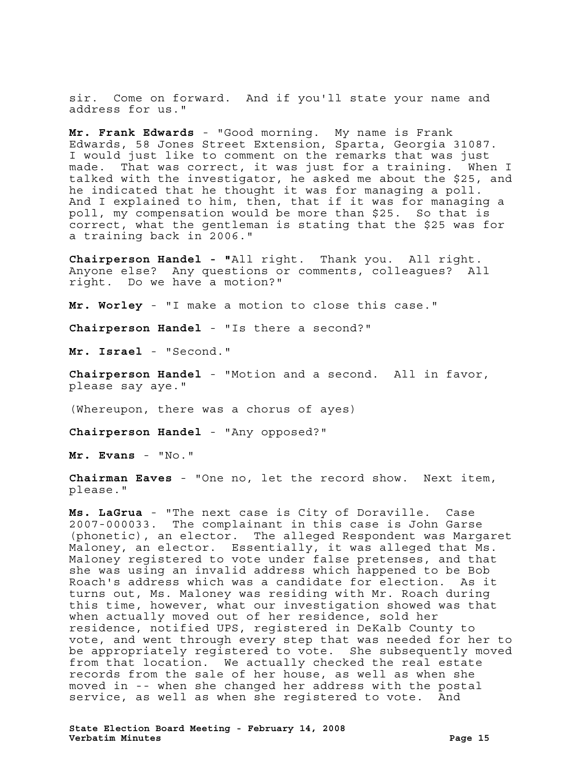sir. Come on forward. And if you'll state your name and address for us."

**Mr. Frank Edwards** - "Good morning. My name is Frank Edwards, 58 Jones Street Extension, Sparta, Georgia 31087. I would just like to comment on the remarks that was just made. That was correct, it was just for a training. When I talked with the investigator, he asked me about the $25, and he indicated that he thought it was for managing a poll. And I explained to him, then, that if it was for managing a poll, my compensation would be more than $25. So that is correct, what the gentleman is stating that the $25 was for a training back in 2006."

**Chairperson Handel - "**All right. Thank you. All right. Anyone else? Any questions or comments, colleagues? All right. Do we have a motion?"

**Mr. Worley** - "I make a motion to close this case."

**Chairperson Handel** - "Is there a second?"

**Mr. Israel** - "Second."

**Chairperson Handel** - "Motion and a second. All in favor, please say aye."

(Whereupon, there was a chorus of ayes)

**Chairperson Handel** - "Any opposed?"

**Mr. Evans** - "No."

**Chairman Eaves** - "One no, let the record show. Next item, please."

**Ms. LaGrua** - "The next case is City of Doraville. Case 2007-000033. The complainant in this case is John Garse (phonetic), an elector. The alleged Respondent was Margaret Maloney, an elector. Essentially, it was alleged that Ms. Maloney registered to vote under false pretenses, and that she was using an invalid address which happened to be Bob Roach's address which was a candidate for election. As it turns out, Ms. Maloney was residing with Mr. Roach during this time, however, what our investigation showed was that when actually moved out of her residence, sold her residence, notified UPS, registered in DeKalb County to vote, and went through every step that was needed for her to be appropriately registered to vote. She subsequently moved from that location. We actually checked the real estate records from the sale of her house, as well as when she moved in -- when she changed her address with the postal service, as well as when she registered to vote. And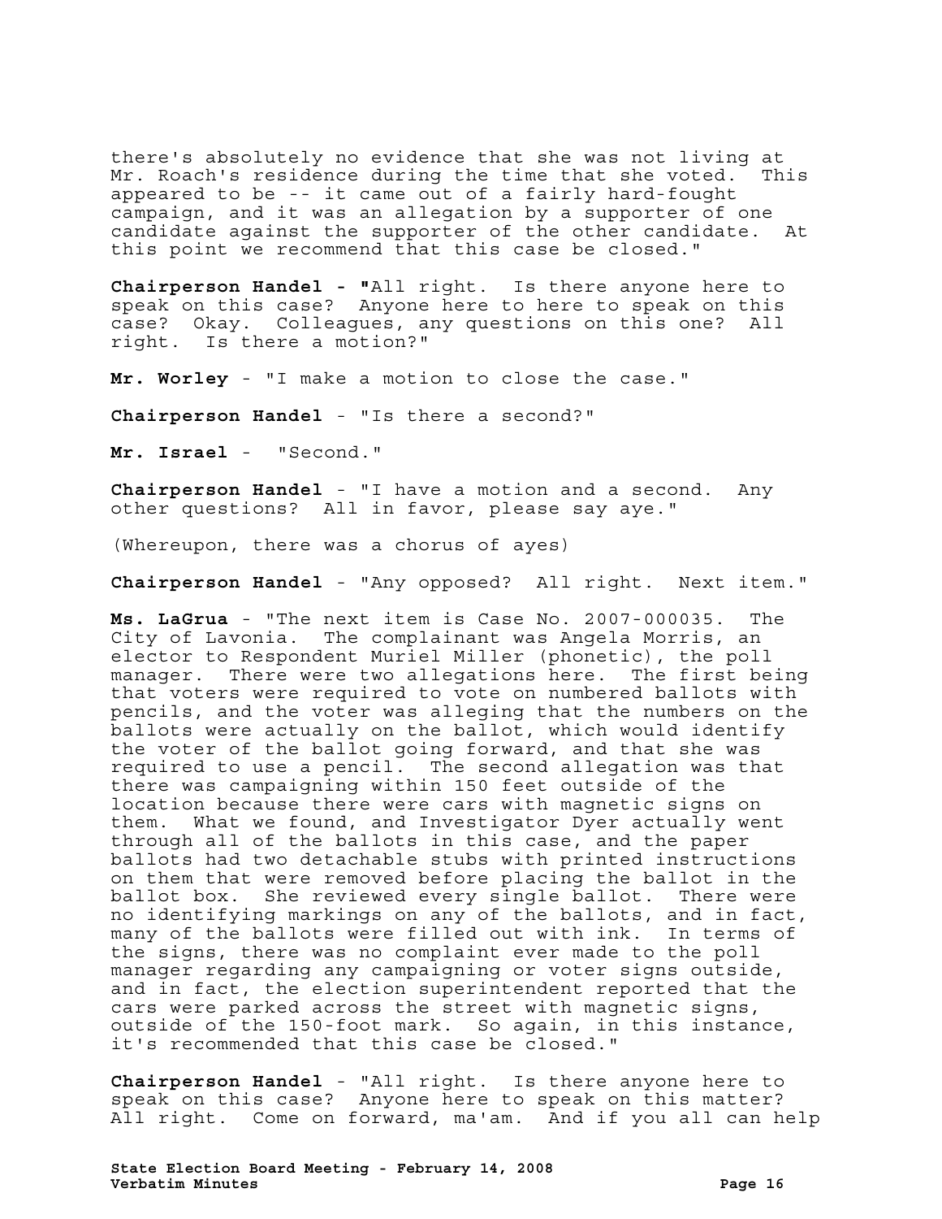there's absolutely no evidence that she was not living at Mr. Roach's residence during the time that she voted. This appeared to be -- it came out of a fairly hard-fought campaign, and it was an allegation by a supporter of one candidate against the supporter of the other candidate. At this point we recommend that this case be closed."

**Chairperson Handel - "**All right. Is there anyone here to speak on this case? Anyone here to here to speak on this case? Okay. Colleagues, any questions on this one? All right. Is there a motion?"

**Mr. Worley** - "I make a motion to close the case."

**Chairperson Handel** - "Is there a second?"

**Mr. Israel** - "Second."

**Chairperson Handel** - "I have a motion and a second. Any other questions? All in favor, please say aye."

(Whereupon, there was a chorus of ayes)

**Chairperson Handel** - "Any opposed? All right. Next item."

**Ms. LaGrua** - "The next item is Case No. 2007-000035. The City of Lavonia. The complainant was Angela Morris, an elector to Respondent Muriel Miller (phonetic), the poll manager. There were two allegations here. The first being that voters were required to vote on numbered ballots with pencils, and the voter was alleging that the numbers on the ballots were actually on the ballot, which would identify the voter of the ballot going forward, and that she was required to use a pencil. The second allegation was that there was campaigning within 150 feet outside of the location because there were cars with magnetic signs on them. What we found, and Investigator Dyer actually went through all of the ballots in this case, and the paper ballots had two detachable stubs with printed instructions on them that were removed before placing the ballot in the ballot box. She reviewed every single ballot. There were no identifying markings on any of the ballots, and in fact, many of the ballots were filled out with ink. In terms of the signs, there was no complaint ever made to the poll manager regarding any campaigning or voter signs outside, and in fact, the election superintendent reported that the cars were parked across the street with magnetic signs, outside of the 150-foot mark. So again, in this instance, it's recommended that this case be closed."

**Chairperson Handel** - "All right. Is there anyone here to speak on this case? Anyone here to speak on this matter? All right. Come on forward, ma'am. And if you all can help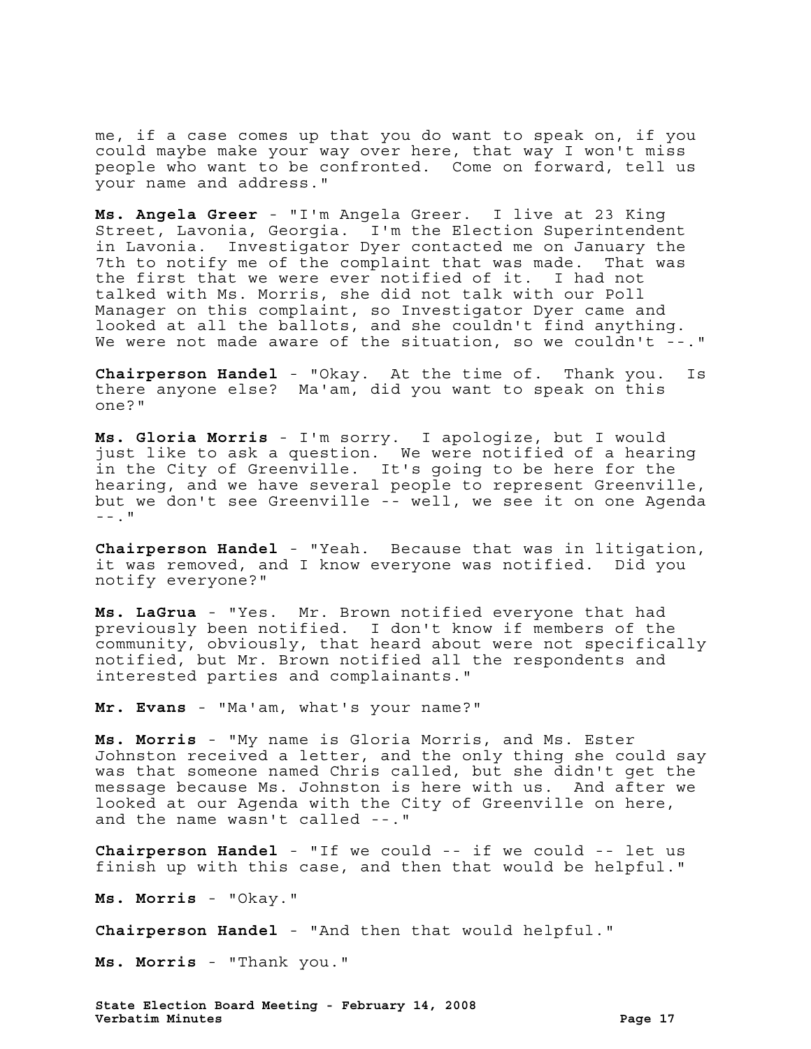me, if a case comes up that you do want to speak on, if you could maybe make your way over here, that way I won't miss people who want to be confronted. Come on forward, tell us your name and address."

**Ms. Angela Greer** - "I'm Angela Greer. I live at 23 King Street, Lavonia, Georgia. I'm the Election Superintendent in Lavonia. Investigator Dyer contacted me on January the 7th to notify me of the complaint that was made. That was the first that we were ever notified of it. I had not talked with Ms. Morris, she did not talk with our Poll Manager on this complaint, so Investigator Dyer came and looked at all the ballots, and she couldn't find anything. We were not made aware of the situation, so we couldn't --."

**Chairperson Handel** - "Okay. At the time of. Thank you. Is there anyone else? Ma'am, did you want to speak on this one?"

**Ms. Gloria Morris** - I'm sorry. I apologize, but I would just like to ask a question. We were notified of a hearing in the City of Greenville. It's going to be here for the hearing, and we have several people to represent Greenville, but we don't see Greenville -- well, we see it on one Agenda --."

**Chairperson Handel** - "Yeah. Because that was in litigation, it was removed, and I know everyone was notified. Did you notify everyone?"

**Ms. LaGrua** - "Yes. Mr. Brown notified everyone that had previously been notified. I don't know if members of the community, obviously, that heard about were not specifically notified, but Mr. Brown notified all the respondents and interested parties and complainants."

**Mr. Evans** - "Ma'am, what's your name?"

**Ms. Morris** - "My name is Gloria Morris, and Ms. Ester Johnston received a letter, and the only thing she could say was that someone named Chris called, but she didn't get the message because Ms. Johnston is here with us. And after we looked at our Agenda with the City of Greenville on here, and the name wasn't called --."

**Chairperson Handel** - "If we could -- if we could -- let us finish up with this case, and then that would be helpful."

**Ms. Morris** - "Okay."

**Chairperson Handel** - "And then that would helpful."

**Ms. Morris** - "Thank you."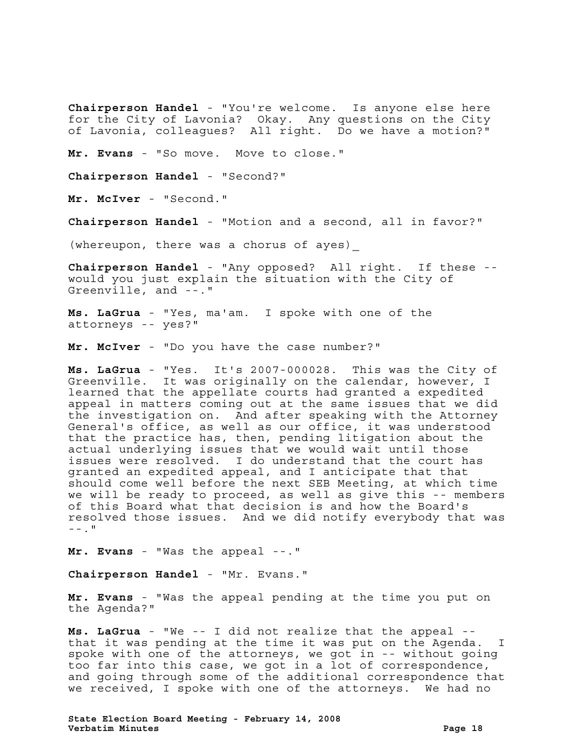**Chairperson Handel** - "You're welcome. Is anyone else here for the City of Lavonia? Okay. Any questions on the City of Lavonia, colleagues? All right. Do we have a motion?"

**Mr. Evans** - "So move. Move to close."

**Chairperson Handel** - "Second?"

**Mr. McIver** - "Second."

**Chairperson Handel** - "Motion and a second, all in favor?"

(whereupon, there was a chorus of ayes)_

**Chairperson Handel** - "Any opposed? All right. If these -- would you just explain the situation with the City of Greenville, and --."

**Ms. LaGrua** - "Yes, ma'am. I spoke with one of the attorneys -- yes?"

**Mr. McIver** - "Do you have the case number?"

**Ms. LaGrua** - "Yes. It's 2007-000028. This was the City of Greenville. It was originally on the calendar, however, I learned that the appellate courts had granted a expedited appeal in matters coming out at the same issues that we did the investigation on. And after speaking with the Attorney General's office, as well as our office, it was understood that the practice has, then, pending litigation about the actual underlying issues that we would wait until those issues were resolved. I do understand that the court has granted an expedited appeal, and I anticipate that that should come well before the next SEB Meeting, at which time we will be ready to proceed, as well as give this -- members of this Board what that decision is and how the Board's resolved those issues. And we did notify everybody that was --."

**Mr. Evans** - "Was the appeal --."

**Chairperson Handel** - "Mr. Evans."

**Mr. Evans** - "Was the appeal pending at the time you put on the Agenda?"

**Ms. LaGrua** - "We -- I did not realize that the appeal -- that it was pending at the time it was put on the Agenda. I spoke with one of the attorneys, we got in -- without going too far into this case, we got in a lot of correspondence, and going through some of the additional correspondence that we received, I spoke with one of the attorneys. We had no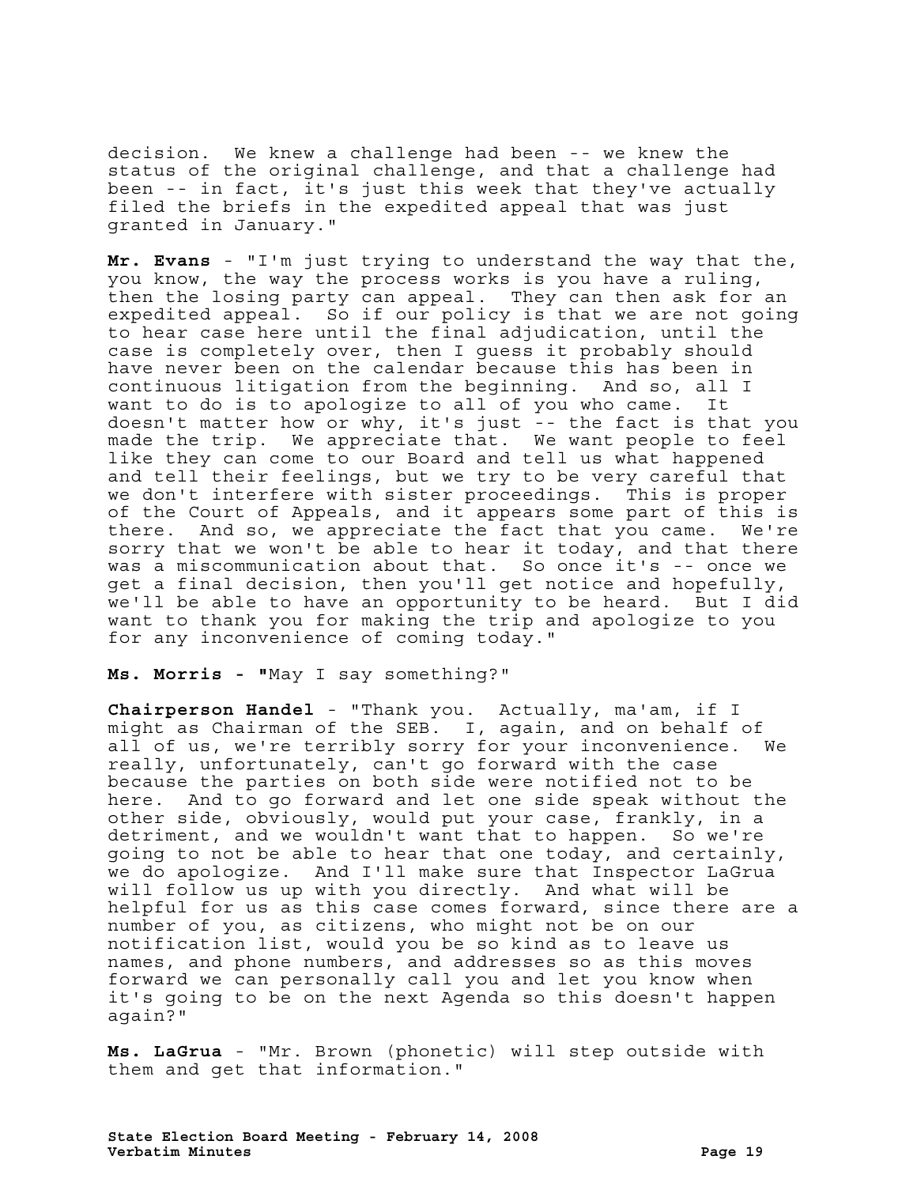decision. We knew a challenge had been -- we knew the status of the original challenge, and that a challenge had been -- in fact, it's just this week that they've actually filed the briefs in the expedited appeal that was just granted in January."

**Mr. Evans** - "I'm just trying to understand the way that the, you know, the way the process works is you have a ruling, then the losing party can appeal. They can then ask for an expedited appeal. So if our policy is that we are not going to hear case here until the final adjudication, until the case is completely over, then I guess it probably should have never been on the calendar because this has been in continuous litigation from the beginning. And so, all I want to do is to apologize to all of you who came. It doesn't matter how or why, it's just -- the fact is that you made the trip. We appreciate that. We want people to feel like they can come to our Board and tell us what happened and tell their feelings, but we try to be very careful that we don't interfere with sister proceedings. This is proper of the Court of Appeals, and it appears some part of this is there. And so, we appreciate the fact that you came. We're sorry that we won't be able to hear it today, and that there was a miscommunication about that. So once it's -- once we get a final decision, then you'll get notice and hopefully, we'll be able to have an opportunity to be heard. But I did want to thank you for making the trip and apologize to you for any inconvenience of coming today."

**Ms. Morris - "**May I say something?"

**Chairperson Handel** - "Thank you. Actually, ma'am, if I might as Chairman of the SEB. I, again, and on behalf of all of us, we're terribly sorry for your inconvenience. We really, unfortunately, can't go forward with the case because the parties on both side were notified not to be here. And to go forward and let one side speak without the other side, obviously, would put your case, frankly, in a detriment, and we wouldn't want that to happen. So we're going to not be able to hear that one today, and certainly, we do apologize. And I'll make sure that Inspector LaGrua will follow us up with you directly. And what will be helpful for us as this case comes forward, since there are a number of you, as citizens, who might not be on our notification list, would you be so kind as to leave us names, and phone numbers, and addresses so as this moves forward we can personally call you and let you know when it's going to be on the next Agenda so this doesn't happen again?"

**Ms. LaGrua** - "Mr. Brown (phonetic) will step outside with them and get that information."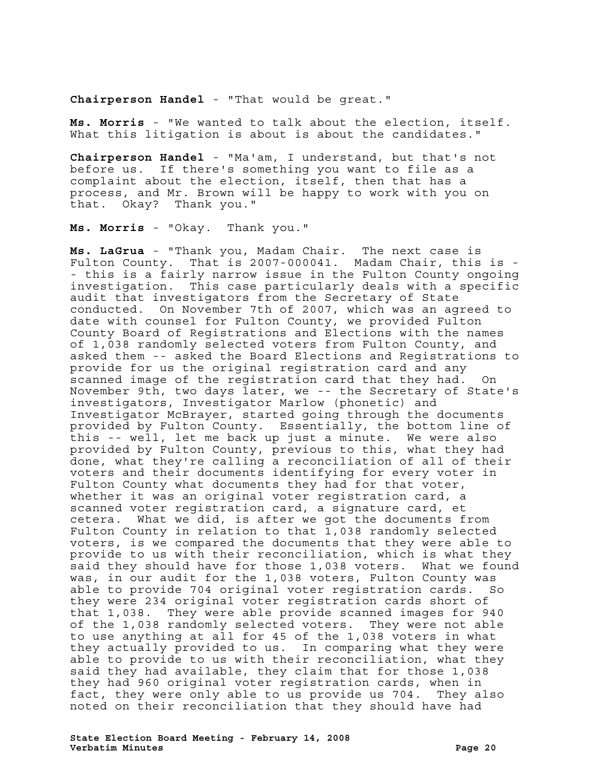**Chairperson Handel** - "That would be great."

**Ms. Morris** - "We wanted to talk about the election, itself. What this litigation is about is about the candidates."

**Chairperson Handel** - "Ma'am, I understand, but that's not before us. If there's something you want to file as a complaint about the election, itself, then that has a process, and Mr. Brown will be happy to work with you on that. Okay? Thank you."

**Ms. Morris** - "Okay. Thank you."

**Ms. LaGrua** - "Thank you, Madam Chair. The next case is Fulton County. That is 2007-000041. Madam Chair, this is - - this is a fairly narrow issue in the Fulton County ongoing investigation. This case particularly deals with a specific audit that investigators from the Secretary of State conducted. On November 7th of 2007, which was an agreed to date with counsel for Fulton County, we provided Fulton County Board of Registrations and Elections with the names of 1,038 randomly selected voters from Fulton County, and asked them -- asked the Board Elections and Registrations to provide for us the original registration card and any scanned image of the registration card that they had. On November 9th, two days later, we -- the Secretary of State's investigators, Investigator Marlow (phonetic) and Investigator McBrayer, started going through the documents provided by Fulton County. Essentially, the bottom line of this -- well, let me back up just a minute. We were also provided by Fulton County, previous to this, what they had done, what they're calling a reconciliation of all of their voters and their documents identifying for every voter in Fulton County what documents they had for that voter, whether it was an original voter registration card, a scanned voter registration card, a signature card, et cetera. What we did, is after we got the documents from Fulton County in relation to that 1,038 randomly selected voters, is we compared the documents that they were able to provide to us with their reconciliation, which is what they said they should have for those 1,038 voters. What we found was, in our audit for the 1,038 voters, Fulton County was able to provide 704 original voter registration cards. So they were 234 original voter registration cards short of that 1,038. They were able provide scanned images for 940 of the 1,038 randomly selected voters. They were not able to use anything at all for 45 of the 1,038 voters in what they actually provided to us. In comparing what they were able to provide to us with their reconciliation, what they said they had available, they claim that for those 1,038 they had 960 original voter registration cards, when in fact, they were only able to us provide us 704. They also noted on their reconciliation that they should have had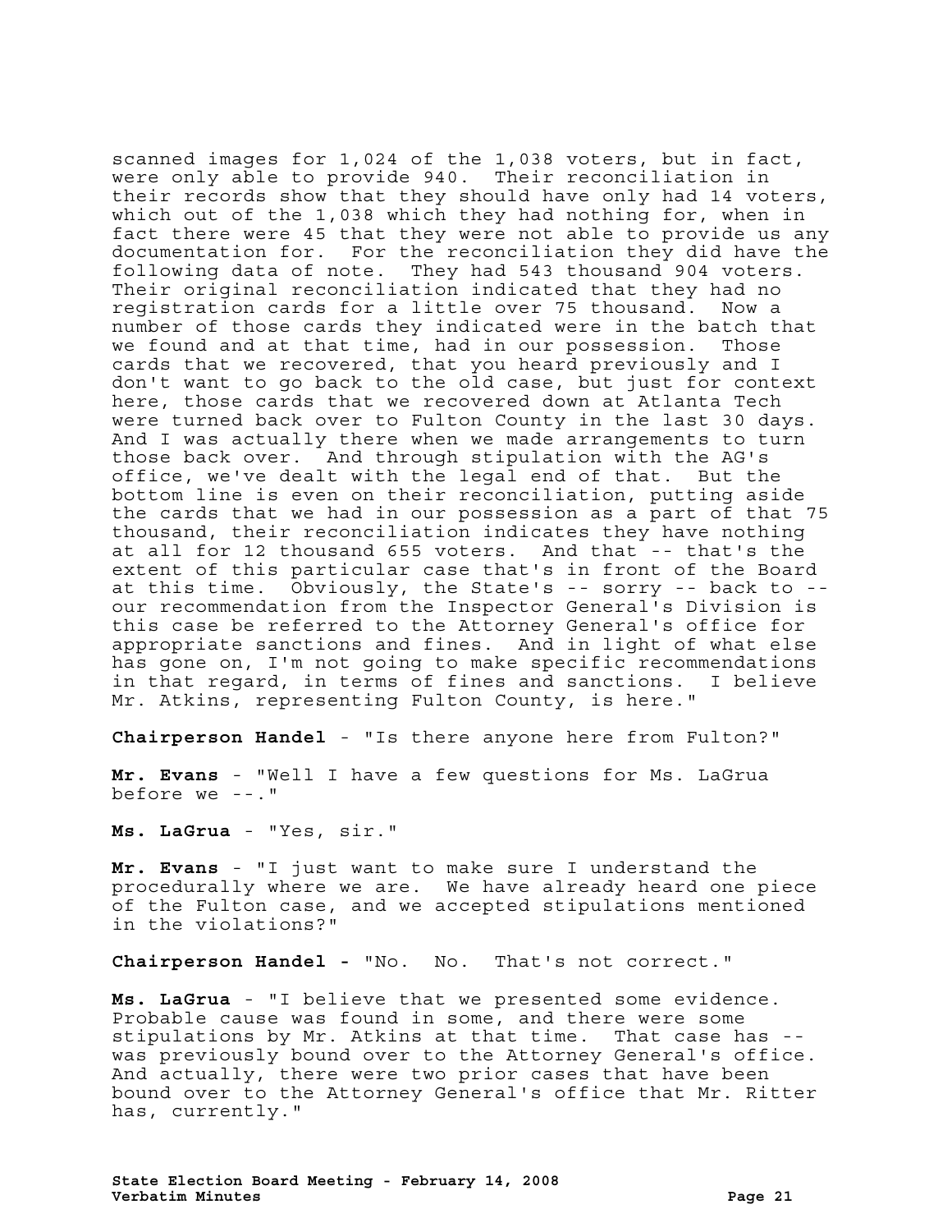scanned images for 1,024 of the 1,038 voters, but in fact, were only able to provide 940. Their reconciliation in their records show that they should have only had 14 voters, which out of the 1,038 which they had nothing for, when in fact there were 45 that they were not able to provide us any documentation for. For the reconciliation they did have the following data of note. They had 543 thousand 904 voters. Their original reconciliation indicated that they had no registration cards for a little over 75 thousand. Now a number of those cards they indicated were in the batch that we found and at that time, had in our possession. Those cards that we recovered, that you heard previously and I don't want to go back to the old case, but just for context here, those cards that we recovered down at Atlanta Tech were turned back over to Fulton County in the last 30 days. And I was actually there when we made arrangements to turn those back over. And through stipulation with the AG's office, we've dealt with the legal end of that. But the bottom line is even on their reconciliation, putting aside the cards that we had in our possession as a part of that 75 thousand, their reconciliation indicates they have nothing at all for 12 thousand 655 voters. And that -- that's the extent of this particular case that's in front of the Board at this time. Obviously, the State's -- sorry -- back to -- our recommendation from the Inspector General's Division is this case be referred to the Attorney General's office for appropriate sanctions and fines. And in light of what else has gone on, I'm not going to make specific recommendations in that regard, in terms of fines and sanctions. I believe Mr. Atkins, representing Fulton County, is here."

**Chairperson Handel** - "Is there anyone here from Fulton?"

**Mr. Evans** - "Well I have a few questions for Ms. LaGrua before we --."

**Ms. LaGrua** - "Yes, sir."

**Mr. Evans** - "I just want to make sure I understand the procedurally where we are. We have already heard one piece of the Fulton case, and we accepted stipulations mentioned in the violations?"

**Chairperson Handel -** "No. No. That's not correct."

**Ms. LaGrua** - "I believe that we presented some evidence. Probable cause was found in some, and there were some stipulations by Mr. Atkins at that time. That case has -- was previously bound over to the Attorney General's office. And actually, there were two prior cases that have been bound over to the Attorney General's office that Mr. Ritter has, currently."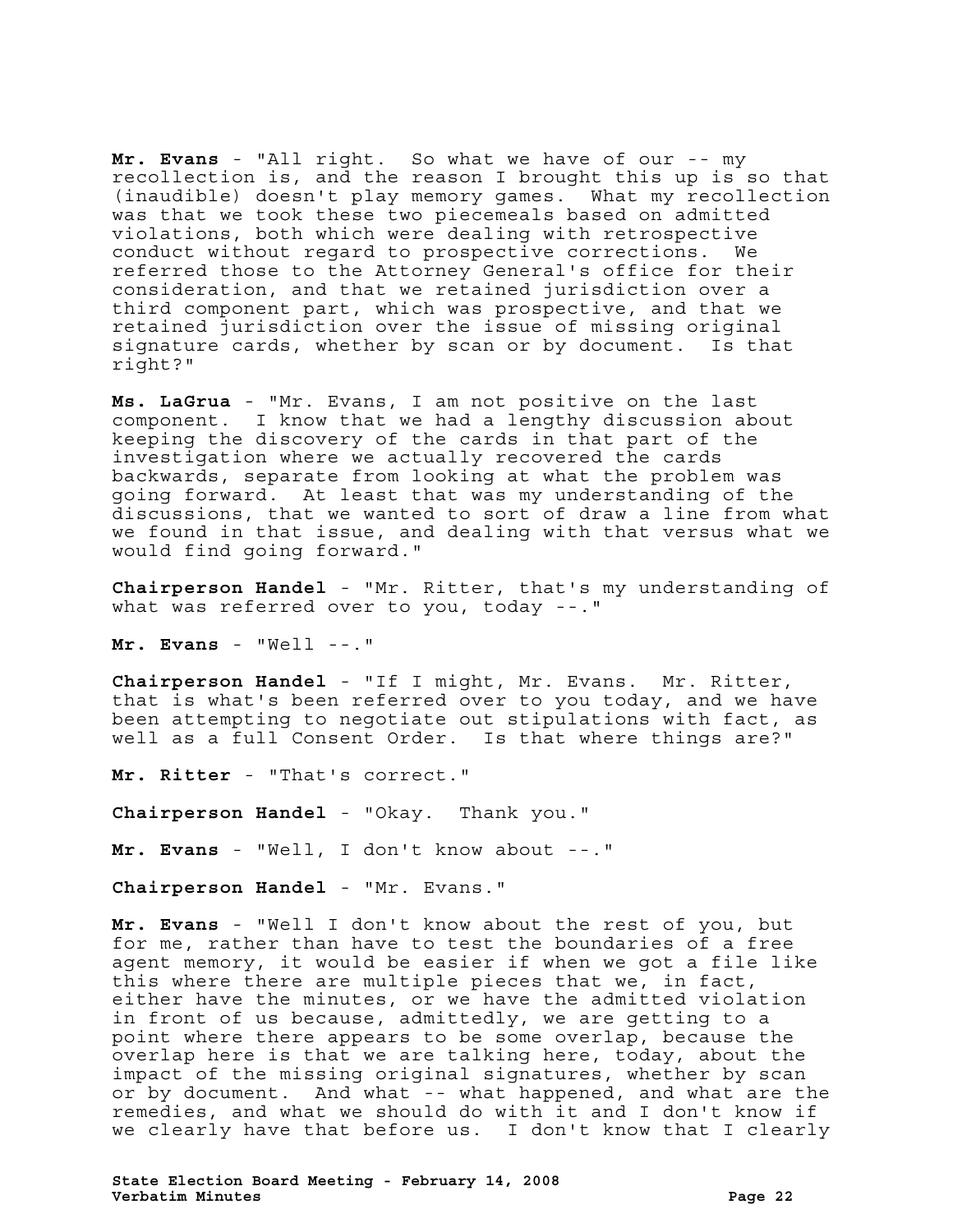**Mr. Evans** - "All right. So what we have of our -- my recollection is, and the reason I brought this up is so that (inaudible) doesn't play memory games. What my recollection was that we took these two piecemeals based on admitted violations, both which were dealing with retrospective conduct without regard to prospective corrections. We referred those to the Attorney General's office for their consideration, and that we retained jurisdiction over a third component part, which was prospective, and that we retained jurisdiction over the issue of missing original signature cards, whether by scan or by document. Is that right?"

**Ms. LaGrua** - "Mr. Evans, I am not positive on the last component. I know that we had a lengthy discussion about keeping the discovery of the cards in that part of the investigation where we actually recovered the cards backwards, separate from looking at what the problem was going forward. At least that was my understanding of the discussions, that we wanted to sort of draw a line from what we found in that issue, and dealing with that versus what we would find going forward."

**Chairperson Handel** - "Mr. Ritter, that's my understanding of what was referred over to you, today --."

**Mr. Evans** - "Well --."

**Chairperson Handel** - "If I might, Mr. Evans. Mr. Ritter, that is what's been referred over to you today, and we have been attempting to negotiate out stipulations with fact, as well as a full Consent Order. Is that where things are?"

**Mr. Ritter** - "That's correct."

**Chairperson Handel** - "Okay. Thank you."

**Mr. Evans** - "Well, I don't know about --."

**Chairperson Handel** - "Mr. Evans."

**Mr. Evans** - "Well I don't know about the rest of you, but for me, rather than have to test the boundaries of a free agent memory, it would be easier if when we got a file like this where there are multiple pieces that we, in fact, either have the minutes, or we have the admitted violation in front of us because, admittedly, we are getting to a point where there appears to be some overlap, because the overlap here is that we are talking here, today, about the impact of the missing original signatures, whether by scan or by document. And what -- what happened, and what are the remedies, and what we should do with it and I don't know if we clearly have that before us. I don't know that I clearly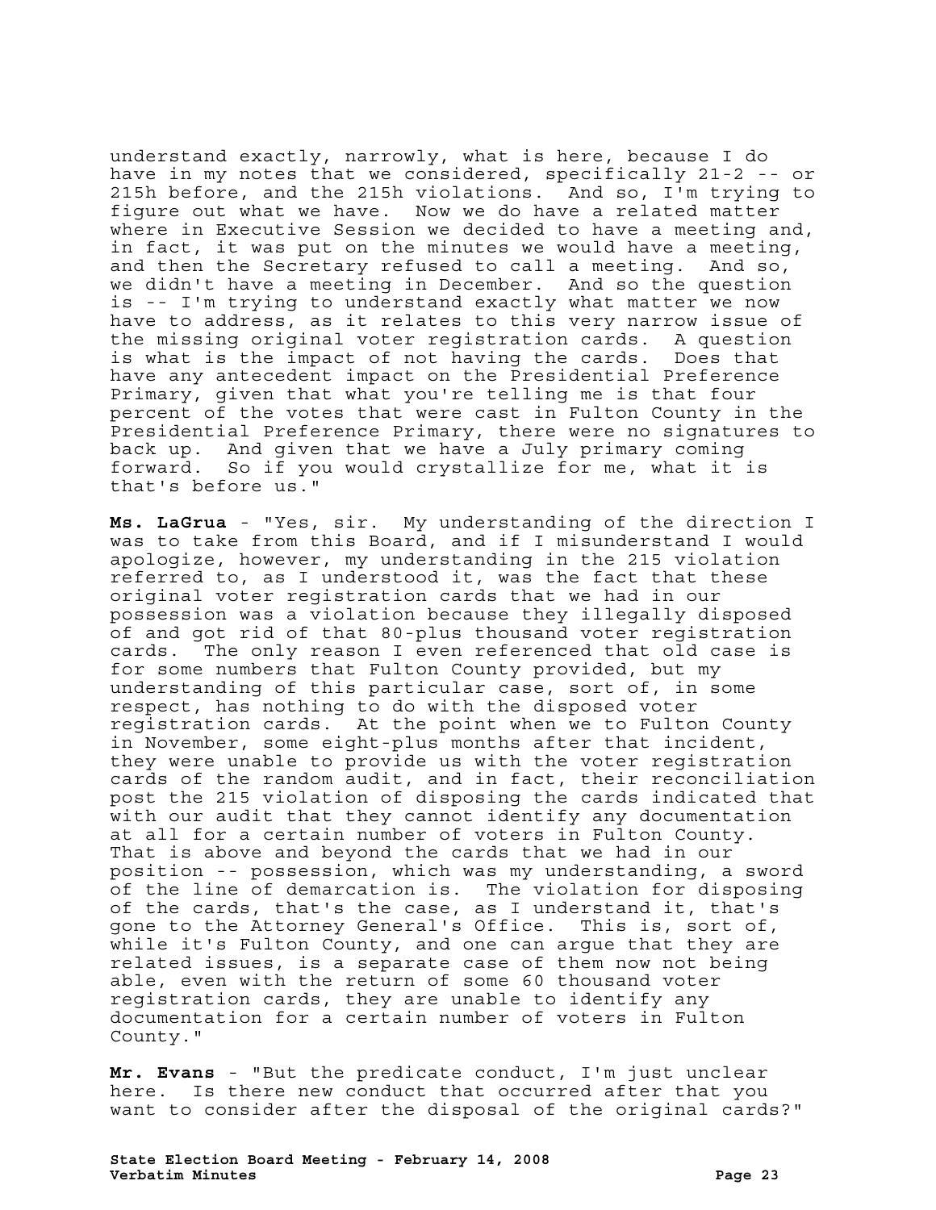understand exactly, narrowly, what is here, because I do have in my notes that we considered, specifically 21-2 -- or 215h before, and the 215h violations. And so, I'm trying to figure out what we have. Now we do have a related matter where in Executive Session we decided to have a meeting and, in fact, it was put on the minutes we would have a meeting, and then the Secretary refused to call a meeting. And so, we didn't have a meeting in December. And so the question is -- I'm trying to understand exactly what matter we now have to address, as it relates to this very narrow issue of the missing original voter registration cards. A question is what is the impact of not having the cards. Does that have any antecedent impact on the Presidential Preference Primary, given that what you're telling me is that four percent of the votes that were cast in Fulton County in the Presidential Preference Primary, there were no signatures to back up. And given that we have a July primary coming forward. So if you would crystallize for me, what it is that's before us."

**Ms. LaGrua** - "Yes, sir. My understanding of the direction I was to take from this Board, and if I misunderstand I would apologize, however, my understanding in the 215 violation referred to, as I understood it, was the fact that these original voter registration cards that we had in our possession was a violation because they illegally disposed of and got rid of that 80-plus thousand voter registration cards. The only reason I even referenced that old case is for some numbers that Fulton County provided, but my understanding of this particular case, sort of, in some respect, has nothing to do with the disposed voter registration cards. At the point when we to Fulton County in November, some eight-plus months after that incident, they were unable to provide us with the voter registration cards of the random audit, and in fact, their reconciliation post the 215 violation of disposing the cards indicated that with our audit that they cannot identify any documentation at all for a certain number of voters in Fulton County. That is above and beyond the cards that we had in our position -- possession, which was my understanding, a sword of the line of demarcation is. The violation for disposing of the cards, that's the case, as I understand it, that's gone to the Attorney General's Office. This is, sort of, while it's Fulton County, and one can argue that they are related issues, is a separate case of them now not being able, even with the return of some 60 thousand voter registration cards, they are unable to identify any documentation for a certain number of voters in Fulton County."

**Mr. Evans** - "But the predicate conduct, I'm just unclear here. Is there new conduct that occurred after that you want to consider after the disposal of the original cards?"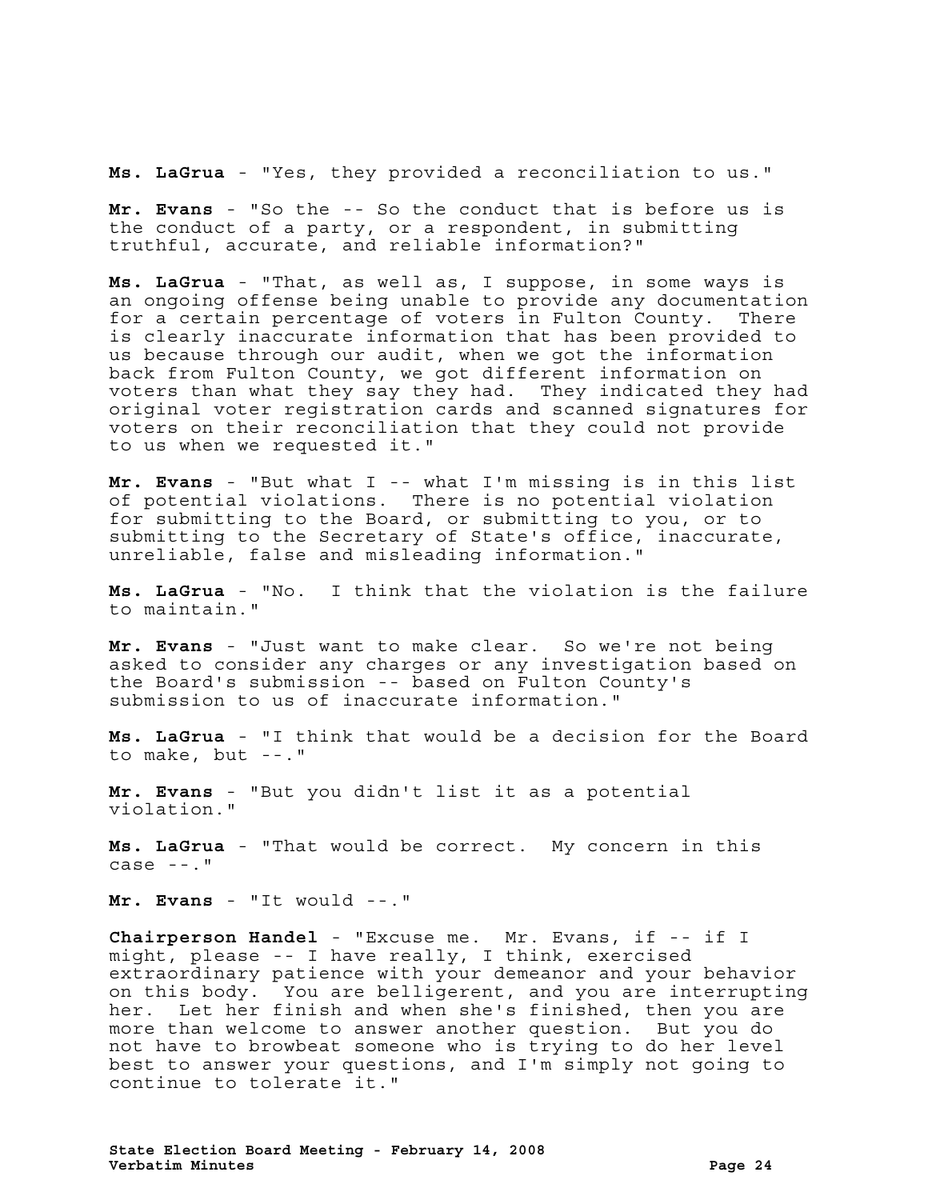**Ms. LaGrua** - "Yes, they provided a reconciliation to us."

**Mr. Evans** - "So the -- So the conduct that is before us is the conduct of a party, or a respondent, in submitting truthful, accurate, and reliable information?"

**Ms. LaGrua** - "That, as well as, I suppose, in some ways is an ongoing offense being unable to provide any documentation for a certain percentage of voters in Fulton County. There is clearly inaccurate information that has been provided to us because through our audit, when we got the information back from Fulton County, we got different information on voters than what they say they had. They indicated they had original voter registration cards and scanned signatures for voters on their reconciliation that they could not provide to us when we requested it."

**Mr. Evans** - "But what I -- what I'm missing is in this list of potential violations. There is no potential violation for submitting to the Board, or submitting to you, or to submitting to the Secretary of State's office, inaccurate, unreliable, false and misleading information."

**Ms. LaGrua** - "No. I think that the violation is the failure to maintain."

**Mr. Evans** - "Just want to make clear. So we're not being asked to consider any charges or any investigation based on the Board's submission -- based on Fulton County's submission to us of inaccurate information."

**Ms. LaGrua** - "I think that would be a decision for the Board to make, but --."

**Mr. Evans** - "But you didn't list it as a potential violation."

**Ms. LaGrua** - "That would be correct. My concern in this case --."

**Mr. Evans** - "It would --."

**Chairperson Handel** - "Excuse me. Mr. Evans, if -- if I might, please -- I have really, I think, exercised extraordinary patience with your demeanor and your behavior on this body. You are belligerent, and you are interrupting her. Let her finish and when she's finished, then you are more than welcome to answer another question. But you do not have to browbeat someone who is trying to do her level best to answer your questions, and I'm simply not going to continue to tolerate it."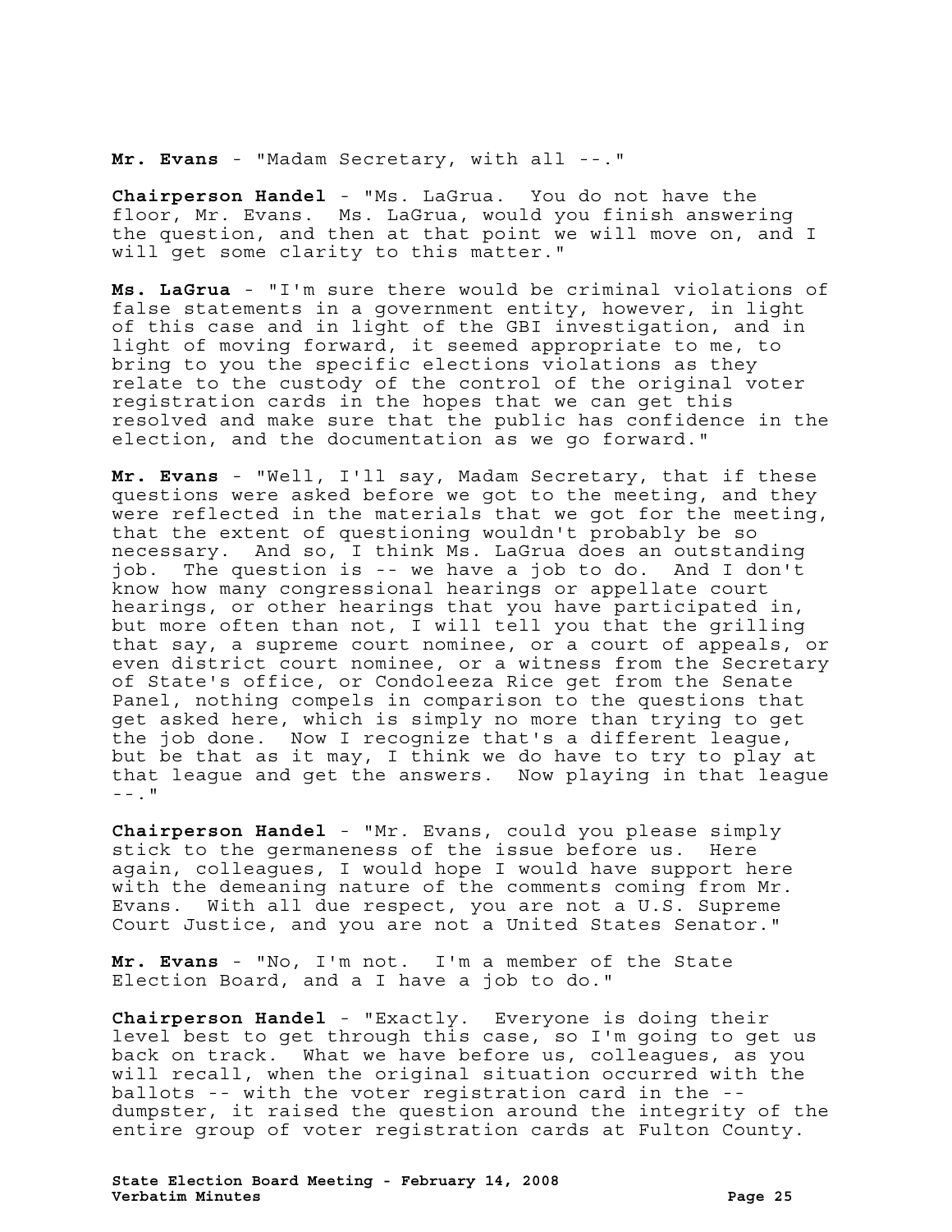**Mr. Evans** - "Madam Secretary, with all --."

**Chairperson Handel** - "Ms. LaGrua. You do not have the floor, Mr. Evans. Ms. LaGrua, would you finish answering the question, and then at that point we will move on, and I will get some clarity to this matter."

**Ms. LaGrua** - "I'm sure there would be criminal violations of false statements in a government entity, however, in light of this case and in light of the GBI investigation, and in light of moving forward, it seemed appropriate to me, to bring to you the specific elections violations as they relate to the custody of the control of the original voter registration cards in the hopes that we can get this resolved and make sure that the public has confidence in the election, and the documentation as we go forward."

**Mr. Evans** - "Well, I'll say, Madam Secretary, that if these questions were asked before we got to the meeting, and they were reflected in the materials that we got for the meeting, that the extent of questioning wouldn't probably be so necessary. And so, I think Ms. LaGrua does an outstanding job. The question is -- we have a job to do. And I don't know how many congressional hearings or appellate court hearings, or other hearings that you have participated in, but more often than not, I will tell you that the grilling that say, a supreme court nominee, or a court of appeals, or even district court nominee, or a witness from the Secretary of State's office, or Condoleeza Rice get from the Senate Panel, nothing compels in comparison to the questions that get asked here, which is simply no more than trying to get the job done. Now I recognize that's a different league, but be that as it may, I think we do have to try to play at that league and get the answers. Now playing in that league --."

**Chairperson Handel** - "Mr. Evans, could you please simply stick to the germaneness of the issue before us. Here again, colleagues, I would hope I would have support here with the demeaning nature of the comments coming from Mr. Evans. With all due respect, you are not a U.S. Supreme Court Justice, and you are not a United States Senator."

**Mr. Evans** - "No, I'm not. I'm a member of the State Election Board, and a I have a job to do."

**Chairperson Handel** - "Exactly. Everyone is doing their level best to get through this case, so I'm going to get us back on track. What we have before us, colleagues, as you will recall, when the original situation occurred with the ballots -- with the voter registration card in the -- dumpster, it raised the question around the integrity of the entire group of voter registration cards at Fulton County.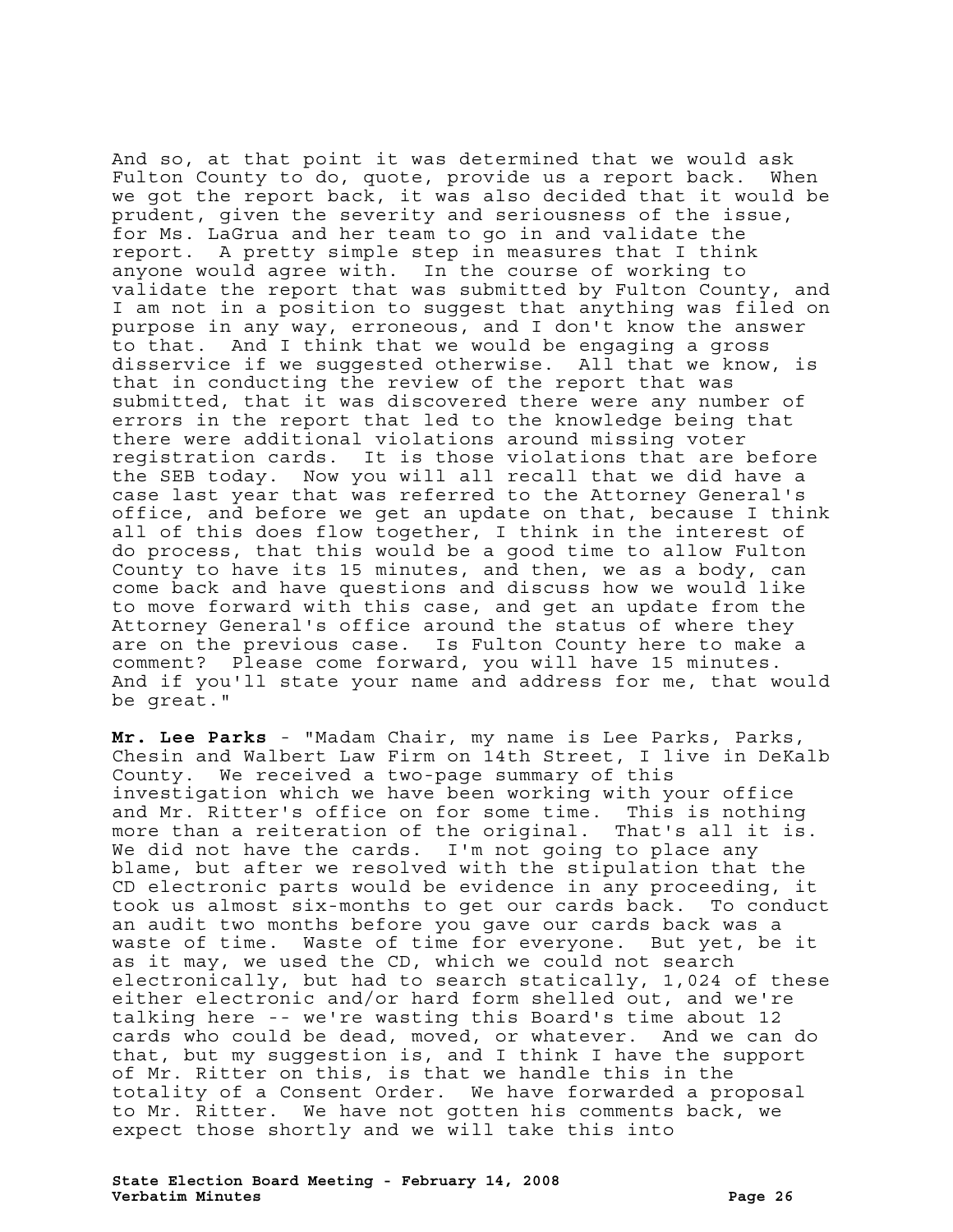And so, at that point it was determined that we would ask Fulton County to do, quote, provide us a report back. When we got the report back, it was also decided that it would be prudent, given the severity and seriousness of the issue, for Ms. LaGrua and her team to go in and validate the report. A pretty simple step in measures that I think anyone would agree with. In the course of working to validate the report that was submitted by Fulton County, and I am not in a position to suggest that anything was filed on purpose in any way, erroneous, and I don't know the answer to that. And I think that we would be engaging a gross disservice if we suggested otherwise. All that we know, is that in conducting the review of the report that was submitted, that it was discovered there were any number of errors in the report that led to the knowledge being that there were additional violations around missing voter registration cards. It is those violations that are before the SEB today. Now you will all recall that we did have a case last year that was referred to the Attorney General's office, and before we get an update on that, because I think all of this does flow together, I think in the interest of do process, that this would be a good time to allow Fulton County to have its 15 minutes, and then, we as a body, can come back and have questions and discuss how we would like to move forward with this case, and get an update from the Attorney General's office around the status of where they are on the previous case. Is Fulton County here to make a comment? Please come forward, you will have 15 minutes. And if you'll state your name and address for me, that would be great."

**Mr. Lee Parks** - "Madam Chair, my name is Lee Parks, Parks, Chesin and Walbert Law Firm on 14th Street, I live in DeKalb County. We received a two-page summary of this investigation which we have been working with your office and Mr. Ritter's office on for some time. This is nothing more than a reiteration of the original. That's all it is. We did not have the cards. I'm not going to place any blame, but after we resolved with the stipulation that the CD electronic parts would be evidence in any proceeding, it took us almost six-months to get our cards back. To conduct an audit two months before you gave our cards back was a waste of time. Waste of time for everyone. But yet, be it as it may, we used the CD, which we could not search electronically, but had to search statically, 1,024 of these either electronic and/or hard form shelled out, and we're talking here -- we're wasting this Board's time about 12 cards who could be dead, moved, or whatever. And we can do that, but my suggestion is, and I think I have the support of Mr. Ritter on this, is that we handle this in the totality of a Consent Order. We have forwarded a proposal to Mr. Ritter. We have not gotten his comments back, we expect those shortly and we will take this into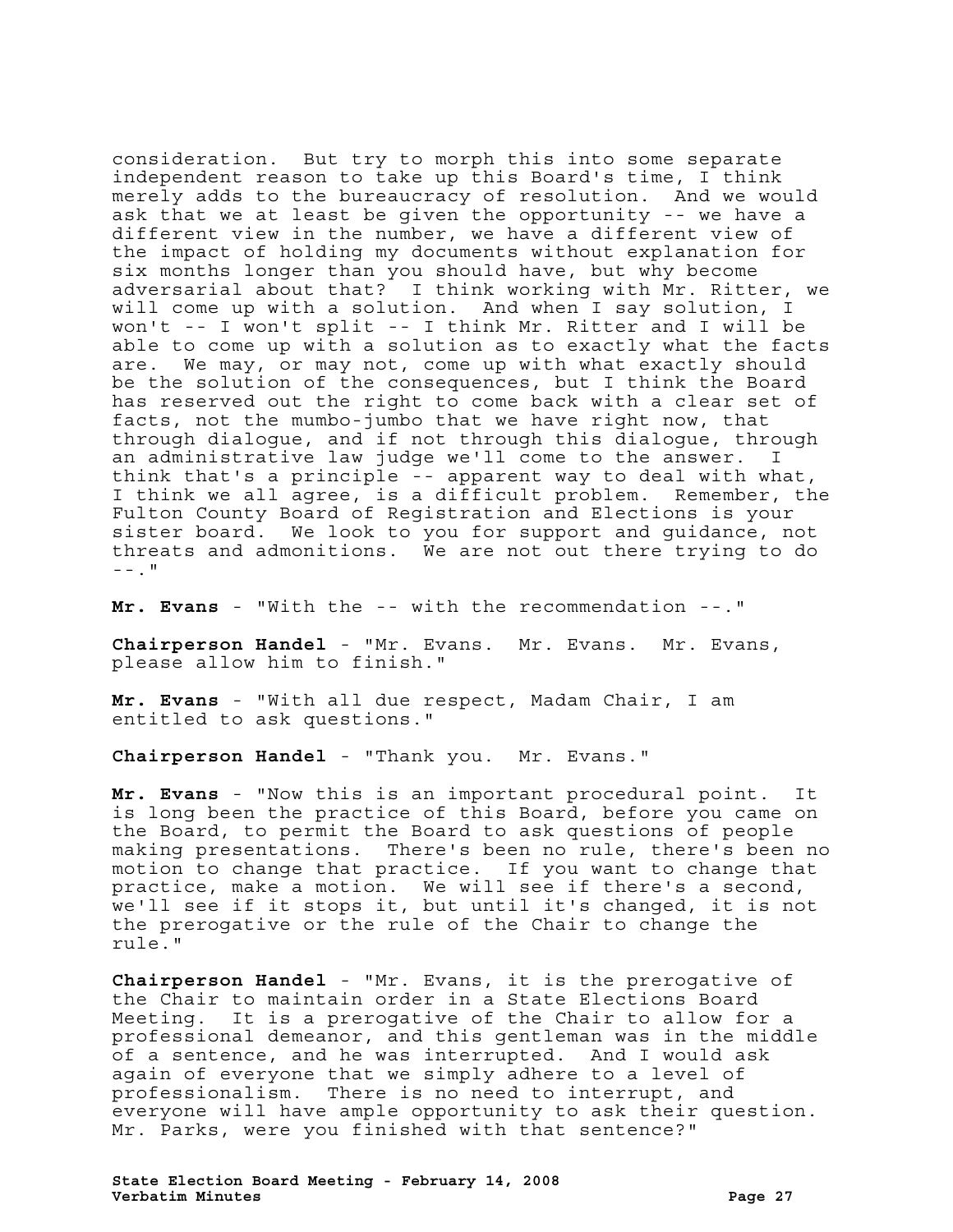consideration. But try to morph this into some separate independent reason to take up this Board's time, I think merely adds to the bureaucracy of resolution. And we would ask that we at least be given the opportunity -- we have a different view in the number, we have a different view of the impact of holding my documents without explanation for six months longer than you should have, but why become adversarial about that? I think working with Mr. Ritter, we will come up with a solution. And when I say solution, I won't -- I won't split -- I think Mr. Ritter and I will be able to come up with a solution as to exactly what the facts are. We may, or may not, come up with what exactly should be the solution of the consequences, but I think the Board has reserved out the right to come back with a clear set of facts, not the mumbo-jumbo that we have right now, that through dialogue, and if not through this dialogue, through an administrative law judge we'll come to the answer. I think that's a principle -- apparent way to deal with what, I think we all agree, is a difficult problem. Remember, the Fulton County Board of Registration and Elections is your sister board. We look to you for support and guidance, not threats and admonitions. We are not out there trying to do --."

**Mr. Evans** - "With the -- with the recommendation --."

**Chairperson Handel** - "Mr. Evans. Mr. Evans. Mr. Evans, please allow him to finish."

**Mr. Evans** - "With all due respect, Madam Chair, I am entitled to ask questions."

**Chairperson Handel** - "Thank you. Mr. Evans."

**Mr. Evans** - "Now this is an important procedural point. It is long been the practice of this Board, before you came on the Board, to permit the Board to ask questions of people making presentations. There's been no rule, there's been no motion to change that practice. If you want to change that practice, make a motion. We will see if there's a second, we'll see if it stops it, but until it's changed, it is not the prerogative or the rule of the Chair to change the rule."

**Chairperson Handel** - "Mr. Evans, it is the prerogative of the Chair to maintain order in a State Elections Board Meeting. It is a prerogative of the Chair to allow for a professional demeanor, and this gentleman was in the middle of a sentence, and he was interrupted. And I would ask again of everyone that we simply adhere to a level of professionalism. There is no need to interrupt, and everyone will have ample opportunity to ask their question. Mr. Parks, were you finished with that sentence?"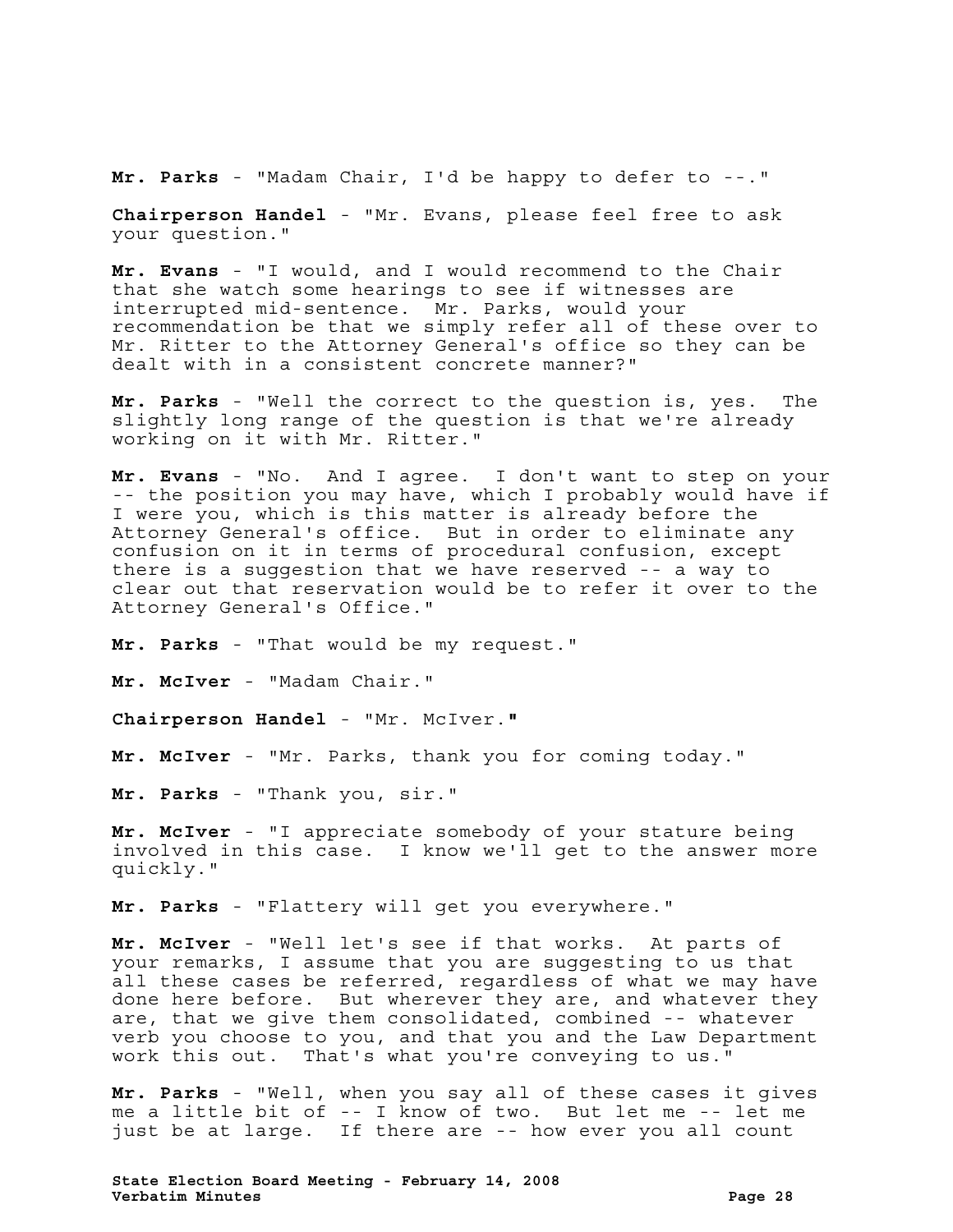**Mr. Parks** - "Madam Chair, I'd be happy to defer to --."

**Chairperson Handel** - "Mr. Evans, please feel free to ask your question."

**Mr. Evans** - "I would, and I would recommend to the Chair that she watch some hearings to see if witnesses are interrupted mid-sentence. Mr. Parks, would your recommendation be that we simply refer all of these over to Mr. Ritter to the Attorney General's office so they can be dealt with in a consistent concrete manner?"

**Mr. Parks** - "Well the correct to the question is, yes. The slightly long range of the question is that we're already working on it with Mr. Ritter."

**Mr. Evans** - "No. And I agree. I don't want to step on your -- the position you may have, which I probably would have if I were you, which is this matter is already before the Attorney General's office. But in order to eliminate any confusion on it in terms of procedural confusion, except there is a suggestion that we have reserved -- a way to clear out that reservation would be to refer it over to the Attorney General's Office."

**Mr. Parks** - "That would be my request."

**Mr. McIver** - "Madam Chair."

**Chairperson Handel** - "Mr. McIver."

**Mr. McIver** - "Mr. Parks, thank you for coming today."

**Mr. Parks** - "Thank you, sir."

**Mr. McIver** - "I appreciate somebody of your stature being involved in this case. I know we'll get to the answer more quickly."

**Mr. Parks** - "Flattery will get you everywhere."

**Mr. McIver** - "Well let's see if that works. At parts of your remarks, I assume that you are suggesting to us that all these cases be referred, regardless of what we may have done here before. But wherever they are, and whatever they are, that we give them consolidated, combined -- whatever verb you choose to you, and that you and the Law Department work this out. That's what you're conveying to us."

**Mr. Parks** - "Well, when you say all of these cases it gives me a little bit of -- I know of two. But let me -- let me just be at large. If there are -- how ever you all count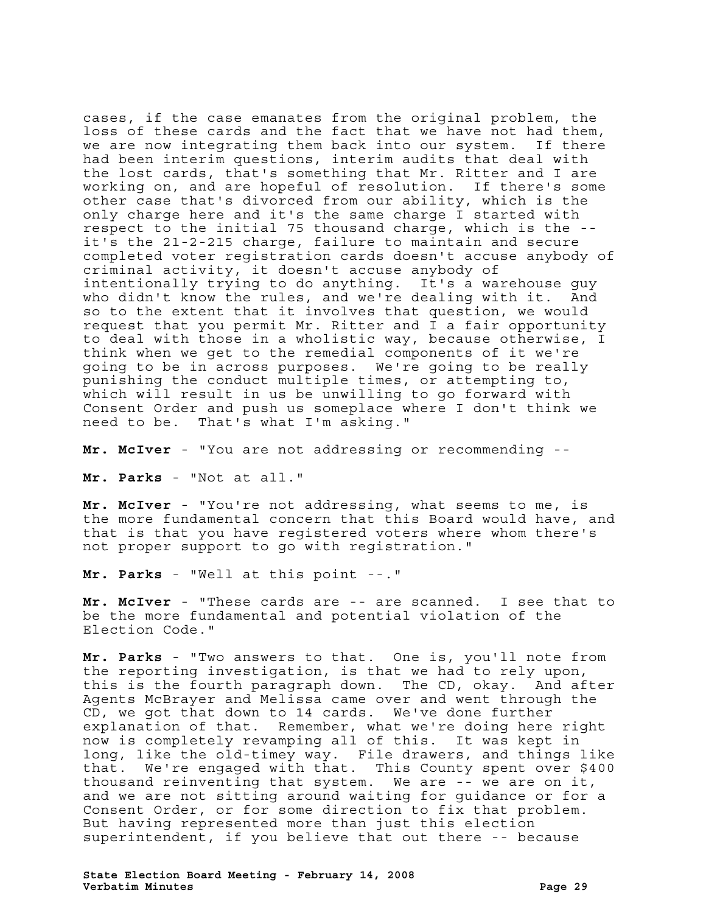cases, if the case emanates from the original problem, the loss of these cards and the fact that we have not had them, we are now integrating them back into our system. If there had been interim questions, interim audits that deal with the lost cards, that's something that Mr. Ritter and I are working on, and are hopeful of resolution. If there's some other case that's divorced from our ability, which is the only charge here and it's the same charge I started with respect to the initial 75 thousand charge, which is the -- it's the 21-2-215 charge, failure to maintain and secure completed voter registration cards doesn't accuse anybody of criminal activity, it doesn't accuse anybody of intentionally trying to do anything. It's a warehouse guy who didn't know the rules, and we're dealing with it. And so to the extent that it involves that question, we would request that you permit Mr. Ritter and I a fair opportunity to deal with those in a wholistic way, because otherwise, I think when we get to the remedial components of it we're going to be in across purposes. We're going to be really punishing the conduct multiple times, or attempting to, which will result in us be unwilling to go forward with Consent Order and push us someplace where I don't think we need to be. That's what I'm asking."

**Mr. McIver** - "You are not addressing or recommending --

**Mr. Parks** - "Not at all."

**Mr. McIver** - "You're not addressing, what seems to me, is the more fundamental concern that this Board would have, and that is that you have registered voters where whom there's not proper support to go with registration."

**Mr. Parks** - "Well at this point --."

**Mr. McIver** - "These cards are -- are scanned. I see that to be the more fundamental and potential violation of the Election Code."

**Mr. Parks** - "Two answers to that. One is, you'll note from the reporting investigation, is that we had to rely upon, this is the fourth paragraph down. The CD, okay. And after Agents McBrayer and Melissa came over and went through the CD, we got that down to 14 cards. We've done further explanation of that. Remember, what we're doing here right now is completely revamping all of this. It was kept in long, like the old-timey way. File drawers, and things like that. We're engaged with that. This County spent over $400 thousand reinventing that system. We are -- we are on it, and we are not sitting around waiting for guidance or for a Consent Order, or for some direction to fix that problem. But having represented more than just this election superintendent, if you believe that out there -- because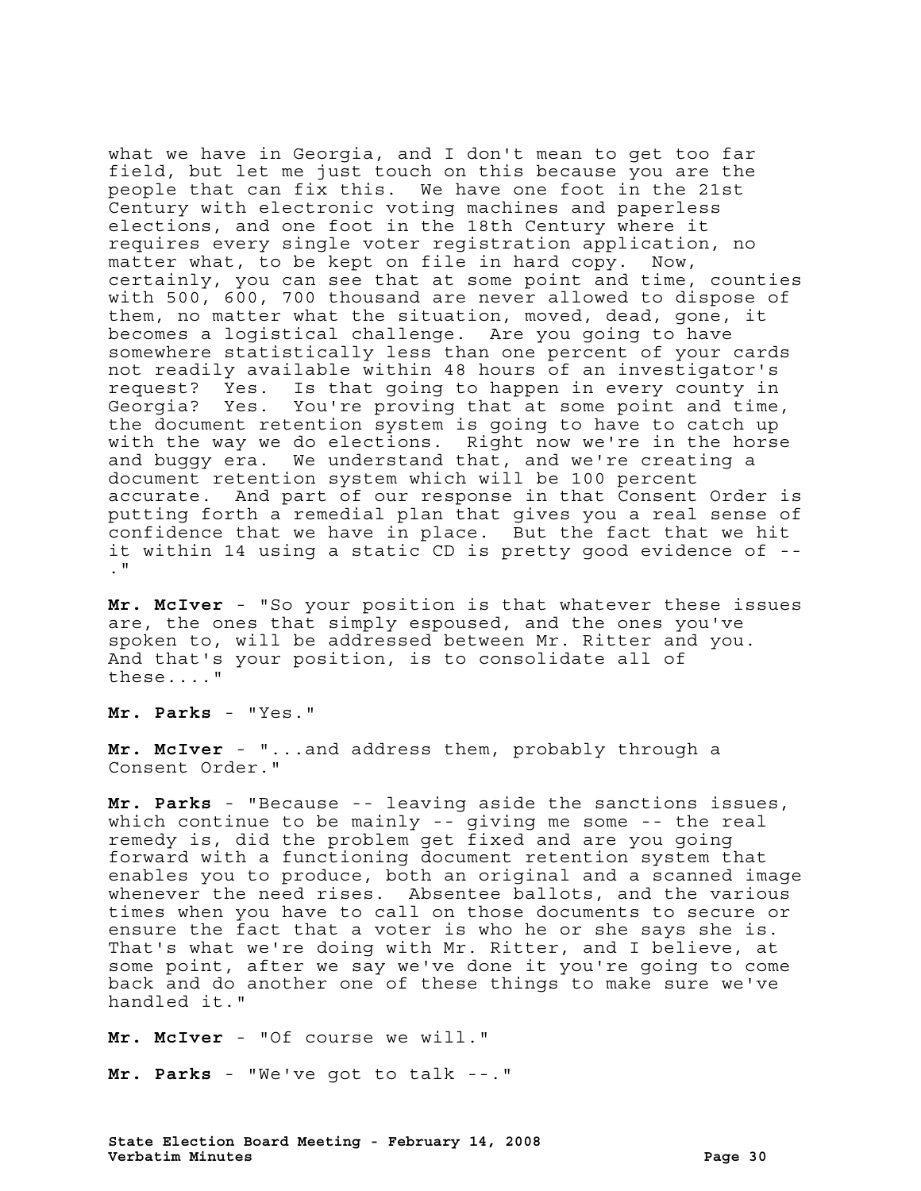what we have in Georgia, and I don't mean to get too far field, but let me just touch on this because you are the people that can fix this. We have one foot in the 21st Century with electronic voting machines and paperless elections, and one foot in the 18th Century where it requires every single voter registration application, no matter what, to be kept on file in hard copy. Now, certainly, you can see that at some point and time, counties with 500, 600, 700 thousand are never allowed to dispose of them, no matter what the situation, moved, dead, gone, it becomes a logistical challenge. Are you going to have somewhere statistically less than one percent of your cards not readily available within 48 hours of an investigator's request? Yes. Is that going to happen in every county in Georgia? Yes. You're proving that at some point and time, the document retention system is going to have to catch up with the way we do elections. Right now we're in the horse and buggy era. We understand that, and we're creating a document retention system which will be 100 percent accurate. And part of our response in that Consent Order is putting forth a remedial plan that gives you a real sense of confidence that we have in place. But the fact that we hit it within 14 using a static CD is pretty good evidence of -- ."

**Mr. McIver** - "So your position is that whatever these issues are, the ones that simply espoused, and the ones you've spoken to, will be addressed between Mr. Ritter and you. And that's your position, is to consolidate all of these...."

**Mr. Parks** - "Yes."

**Mr. McIver** - "...and address them, probably through a Consent Order."

**Mr. Parks** - "Because -- leaving aside the sanctions issues, which continue to be mainly -- giving me some -- the real remedy is, did the problem get fixed and are you going forward with a functioning document retention system that enables you to produce, both an original and a scanned image whenever the need rises. Absentee ballots, and the various times when you have to call on those documents to secure or ensure the fact that a voter is who he or she says she is. That's what we're doing with Mr. Ritter, and I believe, at some point, after we say we've done it you're going to come back and do another one of these things to make sure we've handled it."

**Mr. McIver** - "Of course we will."

**Mr. Parks** - "We've got to talk --."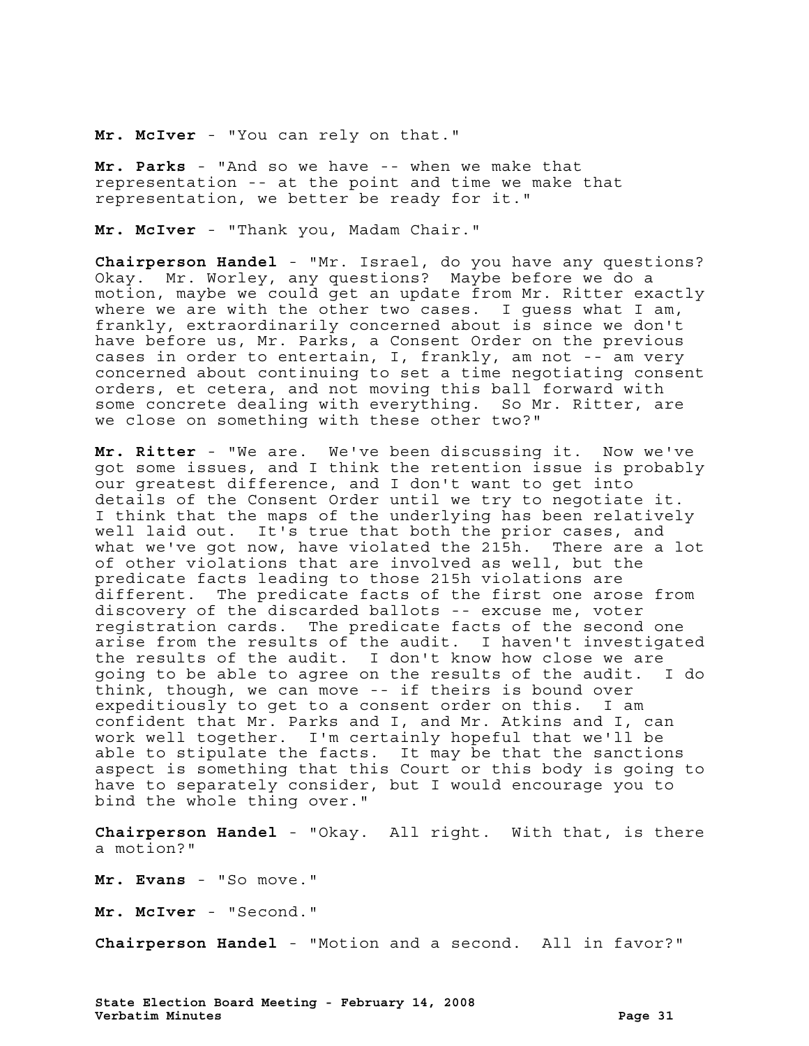**Mr. McIver** - "You can rely on that."

**Mr. Parks** - "And so we have -- when we make that representation -- at the point and time we make that representation, we better be ready for it."

**Mr. McIver** - "Thank you, Madam Chair."

**Chairperson Handel** - "Mr. Israel, do you have any questions? Okay. Mr. Worley, any questions? Maybe before we do a motion, maybe we could get an update from Mr. Ritter exactly where we are with the other two cases. I guess what I am, frankly, extraordinarily concerned about is since we don't have before us, Mr. Parks, a Consent Order on the previous cases in order to entertain, I, frankly, am not -- am very concerned about continuing to set a time negotiating consent orders, et cetera, and not moving this ball forward with some concrete dealing with everything. So Mr. Ritter, are we close on something with these other two?"

**Mr. Ritter** - "We are. We've been discussing it. Now we've got some issues, and I think the retention issue is probably our greatest difference, and I don't want to get into details of the Consent Order until we try to negotiate it. I think that the maps of the underlying has been relatively well laid out. It's true that both the prior cases, and what we've got now, have violated the 215h. There are a lot of other violations that are involved as well, but the predicate facts leading to those 215h violations are different. The predicate facts of the first one arose from discovery of the discarded ballots -- excuse me, voter registration cards. The predicate facts of the second one arise from the results of the audit. I haven't investigated the results of the audit. I don't know how close we are going to be able to agree on the results of the audit. I do think, though, we can move -- if theirs is bound over expeditiously to get to a consent order on this. I am confident that Mr. Parks and I, and Mr. Atkins and I, can work well together. I'm certainly hopeful that we'll be able to stipulate the facts. It may be that the sanctions aspect is something that this Court or this body is going to have to separately consider, but I would encourage you to bind the whole thing over."

**Chairperson Handel** - "Okay. All right. With that, is there a motion?"

**Mr. Evans** - "So move."

**Mr. McIver** - "Second."

**Chairperson Handel** - "Motion and a second. All in favor?"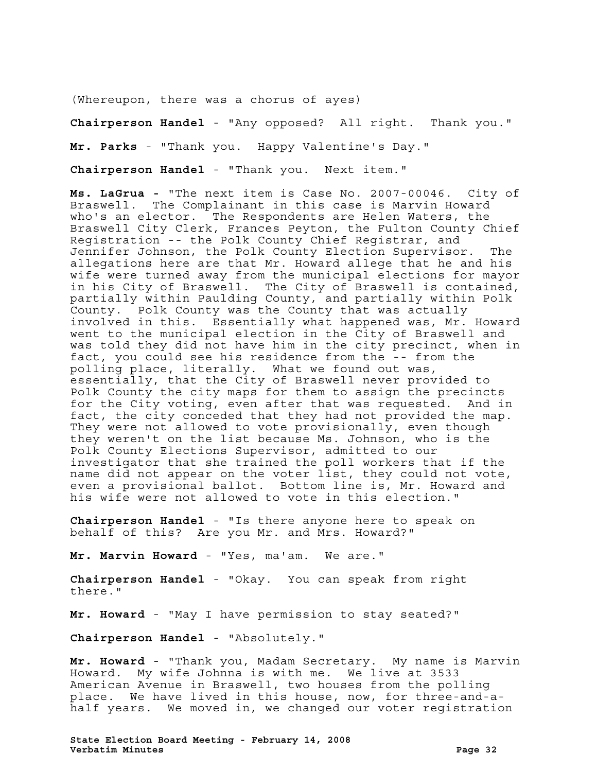(Whereupon, there was a chorus of ayes)

**Chairperson Handel** - "Any opposed? All right. Thank you."

**Mr. Parks** - "Thank you. Happy Valentine's Day."

**Chairperson Handel** - "Thank you. Next item."

**Ms. LaGrua -** "The next item is Case No. 2007-00046. City of Braswell. The Complainant in this case is Marvin Howard who's an elector. The Respondents are Helen Waters, the Braswell City Clerk, Frances Peyton, the Fulton County Chief Registration -- the Polk County Chief Registrar, and Jennifer Johnson, the Polk County Election Supervisor. The allegations here are that Mr. Howard allege that he and his wife were turned away from the municipal elections for mayor in his City of Braswell. The City of Braswell is contained, partially within Paulding County, and partially within Polk County. Polk County was the County that was actually involved in this. Essentially what happened was, Mr. Howard went to the municipal election in the City of Braswell and was told they did not have him in the city precinct, when in fact, you could see his residence from the -- from the polling place, literally. What we found out was, essentially, that the City of Braswell never provided to Polk County the city maps for them to assign the precincts for the City voting, even after that was requested. And in fact, the city conceded that they had not provided the map. They were not allowed to vote provisionally, even though they weren't on the list because Ms. Johnson, who is the Polk County Elections Supervisor, admitted to our investigator that she trained the poll workers that if the name did not appear on the voter list, they could not vote, even a provisional ballot. Bottom line is, Mr. Howard and his wife were not allowed to vote in this election."

**Chairperson Handel** - "Is there anyone here to speak on behalf of this? Are you Mr. and Mrs. Howard?"

**Mr. Marvin Howard** - "Yes, ma'am. We are."

**Chairperson Handel** - "Okay. You can speak from right there."

**Mr. Howard** - "May I have permission to stay seated?"

**Chairperson Handel** - "Absolutely."

**Mr. Howard** - "Thank you, Madam Secretary. My name is Marvin Howard. My wife Johnna is with me. We live at 3533 American Avenue in Braswell, two houses from the polling place. We have lived in this house, now, for three-and-a-half years. We moved in, we changed our voter registration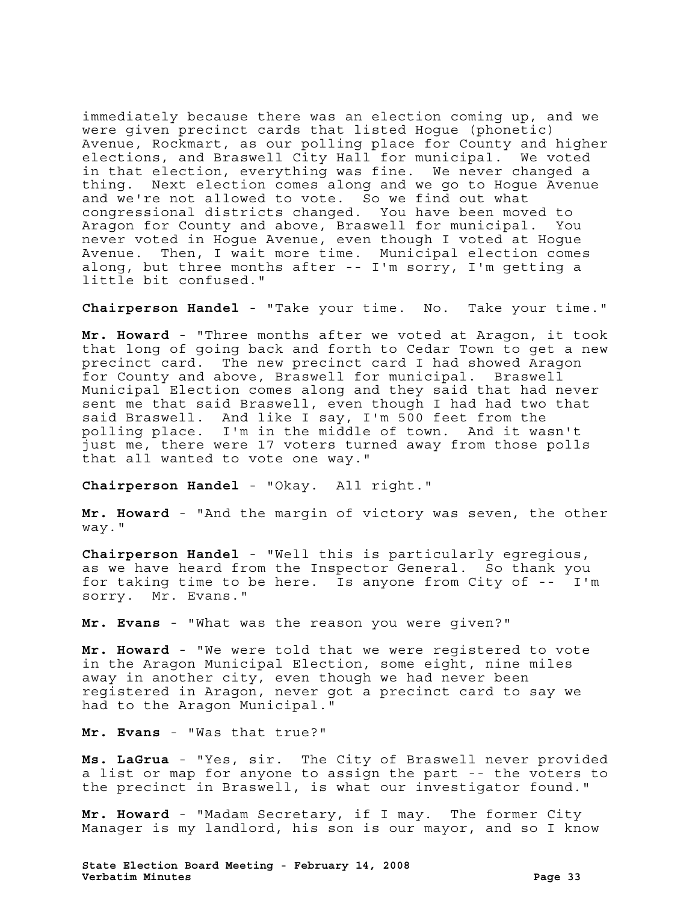immediately because there was an election coming up, and we were given precinct cards that listed Hogue (phonetic) Avenue, Rockmart, as our polling place for County and higher elections, and Braswell City Hall for municipal. We voted in that election, everything was fine. We never changed a thing. Next election comes along and we go to Hogue Avenue and we're not allowed to vote. So we find out what congressional districts changed. You have been moved to Aragon for County and above, Braswell for municipal. You never voted in Hogue Avenue, even though I voted at Hogue Avenue. Then, I wait more time. Municipal election comes along, but three months after -- I'm sorry, I'm getting a little bit confused."

**Chairperson Handel** - "Take your time. No. Take your time."

**Mr. Howard** - "Three months after we voted at Aragon, it took that long of going back and forth to Cedar Town to get a new precinct card. The new precinct card I had showed Aragon for County and above, Braswell for municipal. Braswell Municipal Election comes along and they said that had never sent me that said Braswell, even though I had had two that said Braswell. And like I say, I'm 500 feet from the polling place. I'm in the middle of town. And it wasn't just me, there were 17 voters turned away from those polls that all wanted to vote one way."

**Chairperson Handel** - "Okay. All right."

**Mr. Howard** - "And the margin of victory was seven, the other way."

**Chairperson Handel** - "Well this is particularly egregious, as we have heard from the Inspector General. So thank you for taking time to be here. Is anyone from City of -- I'm sorry. Mr. Evans."

**Mr. Evans** - "What was the reason you were given?"

**Mr. Howard** - "We were told that we were registered to vote in the Aragon Municipal Election, some eight, nine miles away in another city, even though we had never been registered in Aragon, never got a precinct card to say we had to the Aragon Municipal."

**Mr. Evans** - "Was that true?"

**Ms. LaGrua** - "Yes, sir. The City of Braswell never provided a list or map for anyone to assign the part -- the voters to the precinct in Braswell, is what our investigator found."

**Mr. Howard** - "Madam Secretary, if I may. The former City Manager is my landlord, his son is our mayor, and so I know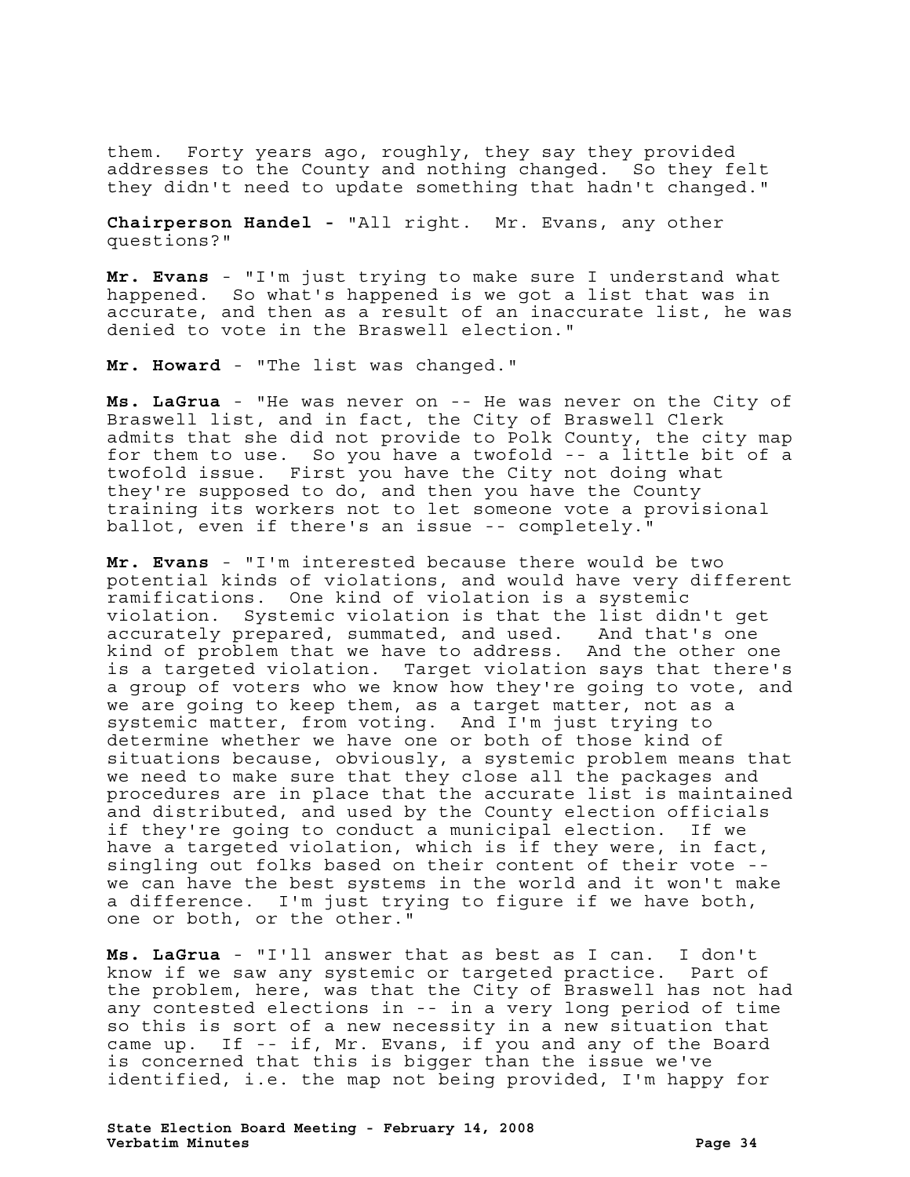them. Forty years ago, roughly, they say they provided addresses to the County and nothing changed. So they felt they didn't need to update something that hadn't changed."

**Chairperson Handel -** "All right. Mr. Evans, any other questions?"

**Mr. Evans** - "I'm just trying to make sure I understand what happened. So what's happened is we got a list that was in accurate, and then as a result of an inaccurate list, he was denied to vote in the Braswell election."

**Mr. Howard** - "The list was changed."

**Ms. LaGrua** - "He was never on -- He was never on the City of Braswell list, and in fact, the City of Braswell Clerk admits that she did not provide to Polk County, the city map for them to use. So you have a twofold -- a little bit of a twofold issue. First you have the City not doing what they're supposed to do, and then you have the County training its workers not to let someone vote a provisional ballot, even if there's an issue -- completely."

**Mr. Evans** - "I'm interested because there would be two potential kinds of violations, and would have very different ramifications. One kind of violation is a systemic violation. Systemic violation is that the list didn't get accurately prepared, summated, and used. And that's one kind of problem that we have to address. And the other one is a targeted violation. Target violation says that there's a group of voters who we know how they're going to vote, and we are going to keep them, as a target matter, not as a systemic matter, from voting. And I'm just trying to determine whether we have one or both of those kind of situations because, obviously, a systemic problem means that we need to make sure that they close all the packages and procedures are in place that the accurate list is maintained and distributed, and used by the County election officials if they're going to conduct a municipal election. If we have a targeted violation, which is if they were, in fact, singling out folks based on their content of their vote -- we can have the best systems in the world and it won't make a difference. I'm just trying to figure if we have both, one or both, or the other."

**Ms. LaGrua** - "I'll answer that as best as I can. I don't know if we saw any systemic or targeted practice. Part of the problem, here, was that the City of Braswell has not had any contested elections in -- in a very long period of time so this is sort of a new necessity in a new situation that came up. If -- if, Mr. Evans, if you and any of the Board is concerned that this is bigger than the issue we've identified, i.e. the map not being provided, I'm happy for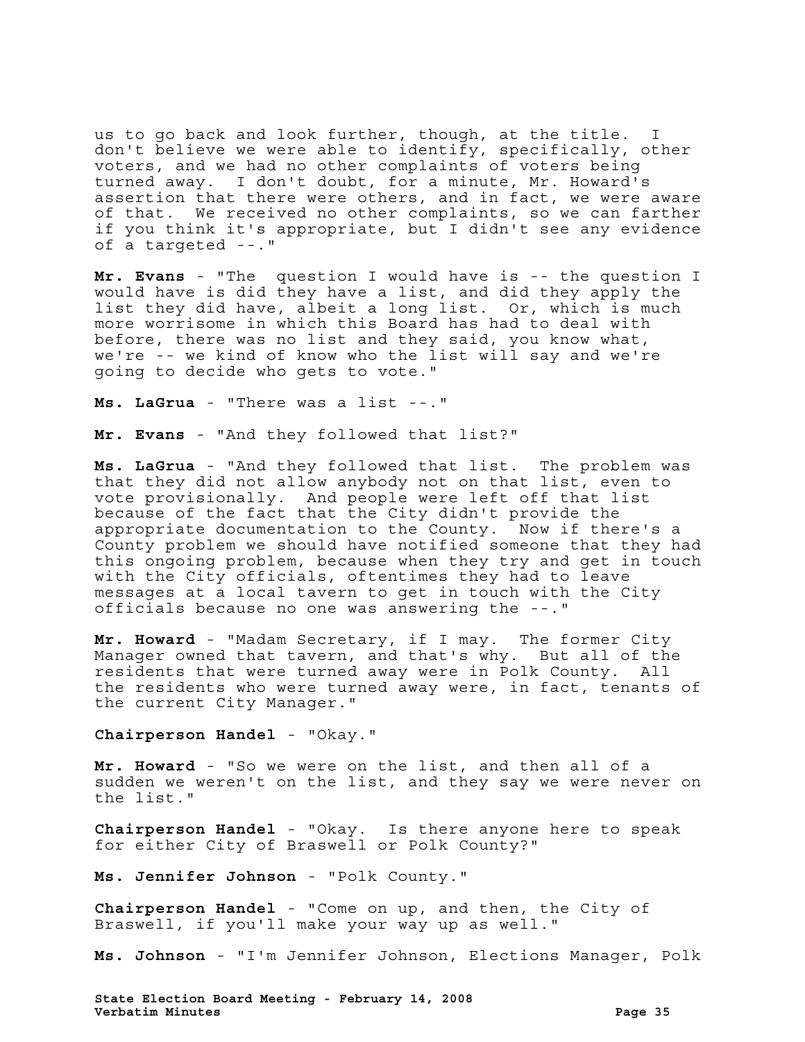us to go back and look further, though, at the title. I don't believe we were able to identify, specifically, other voters, and we had no other complaints of voters being turned away. I don't doubt, for a minute, Mr. Howard's assertion that there were others, and in fact, we were aware of that. We received no other complaints, so we can farther if you think it's appropriate, but I didn't see any evidence of a targeted --."

**Mr. Evans** - "The question I would have is -- the question I would have is did they have a list, and did they apply the list they did have, albeit a long list. Or, which is much more worrisome in which this Board has had to deal with before, there was no list and they said, you know what, we're -- we kind of know who the list will say and we're going to decide who gets to vote."

**Ms. LaGrua** - "There was a list --."

**Mr. Evans** - "And they followed that list?"

**Ms. LaGrua** - "And they followed that list. The problem was that they did not allow anybody not on that list, even to vote provisionally. And people were left off that list because of the fact that the City didn't provide the appropriate documentation to the County. Now if there's a County problem we should have notified someone that they had this ongoing problem, because when they try and get in touch with the City officials, oftentimes they had to leave messages at a local tavern to get in touch with the City officials because no one was answering the --."

**Mr. Howard** - "Madam Secretary, if I may. The former City Manager owned that tavern, and that's why. But all of the residents that were turned away were in Polk County. All the residents who were turned away were, in fact, tenants of the current City Manager."

**Chairperson Handel** - "Okay."

**Mr. Howard** - "So we were on the list, and then all of a sudden we weren't on the list, and they say we were never on the list."

**Chairperson Handel** - "Okay. Is there anyone here to speak for either City of Braswell or Polk County?"

**Ms. Jennifer Johnson** - "Polk County."

**Chairperson Handel** - "Come on up, and then, the City of Braswell, if you'll make your way up as well."

**Ms. Johnson** - "I'm Jennifer Johnson, Elections Manager, Polk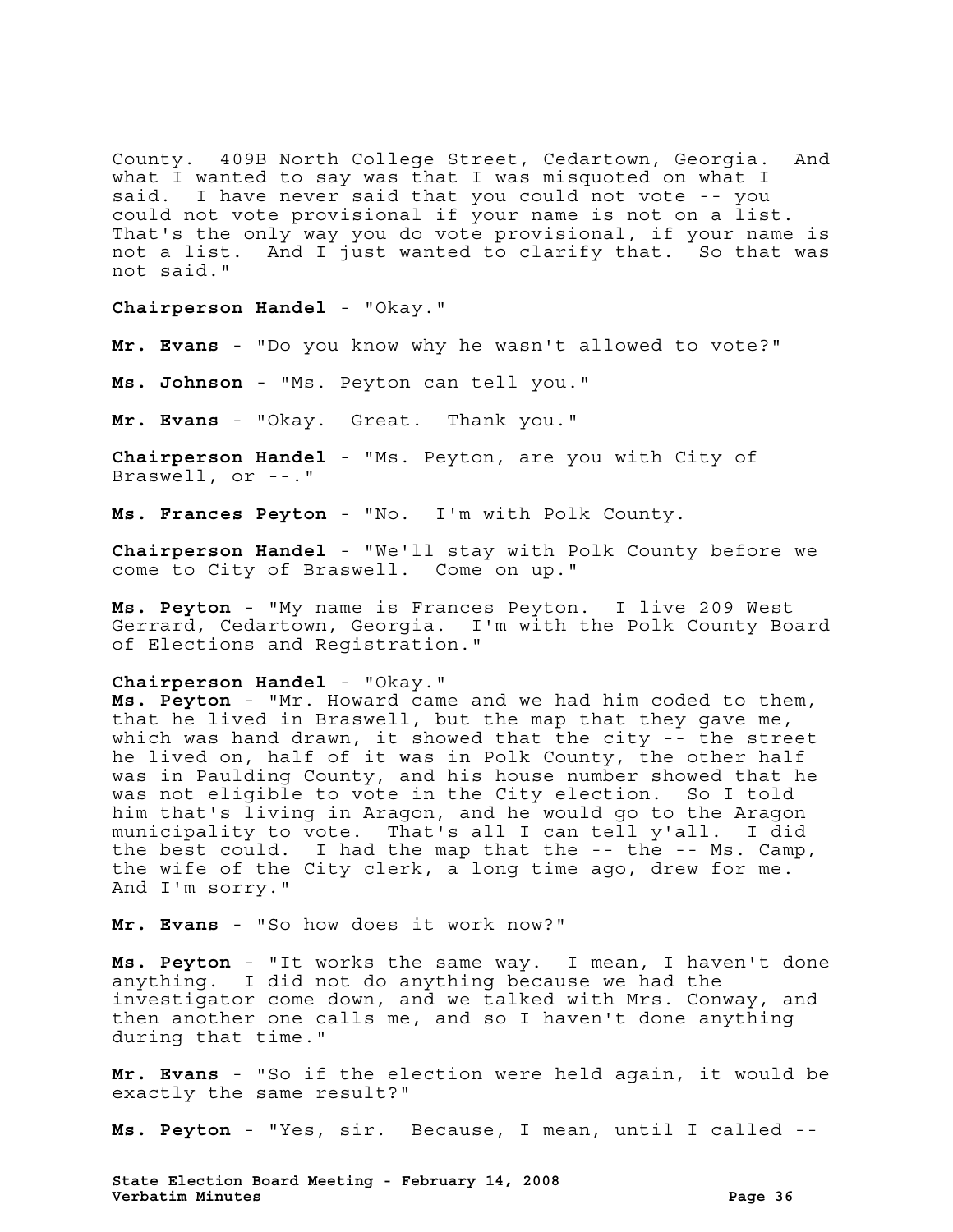County. 409B North College Street, Cedartown, Georgia. And what I wanted to say was that I was misquoted on what I said. I have never said that you could not vote -- you could not vote provisional if your name is not on a list. That's the only way you do vote provisional, if your name is not a list. And I just wanted to clarify that. So that was not said."

**Chairperson Handel** - "Okay."

**Mr. Evans** - "Do you know why he wasn't allowed to vote?"

**Ms. Johnson** - "Ms. Peyton can tell you."

**Mr. Evans** - "Okay. Great. Thank you."

**Chairperson Handel** - "Ms. Peyton, are you with City of Braswell, or --."

**Ms. Frances Peyton** - "No. I'm with Polk County.

**Chairperson Handel** - "We'll stay with Polk County before we come to City of Braswell. Come on up."

**Ms. Peyton** - "My name is Frances Peyton. I live 209 West Gerrard, Cedartown, Georgia. I'm with the Polk County Board of Elections and Registration."

**Chairperson Handel** - "Okay."
**Ms. Peyton** - "Mr. Howard came and we had him coded to them, that he lived in Braswell, but the map that they gave me, which was hand drawn, it showed that the city -- the street he lived on, half of it was in Polk County, the other half was in Paulding County, and his house number showed that he was not eligible to vote in the City election. So I told him that's living in Aragon, and he would go to the Aragon municipality to vote. That's all I can tell y'all. I did the best could. I had the map that the -- the -- Ms. Camp, the wife of the City clerk, a long time ago, drew for me. And I'm sorry."

**Mr. Evans** - "So how does it work now?"

**Ms. Peyton** - "It works the same way. I mean, I haven't done anything. I did not do anything because we had the investigator come down, and we talked with Mrs. Conway, and then another one calls me, and so I haven't done anything during that time."

**Mr. Evans** - "So if the election were held again, it would be exactly the same result?"

**Ms. Peyton** - "Yes, sir. Because, I mean, until I called --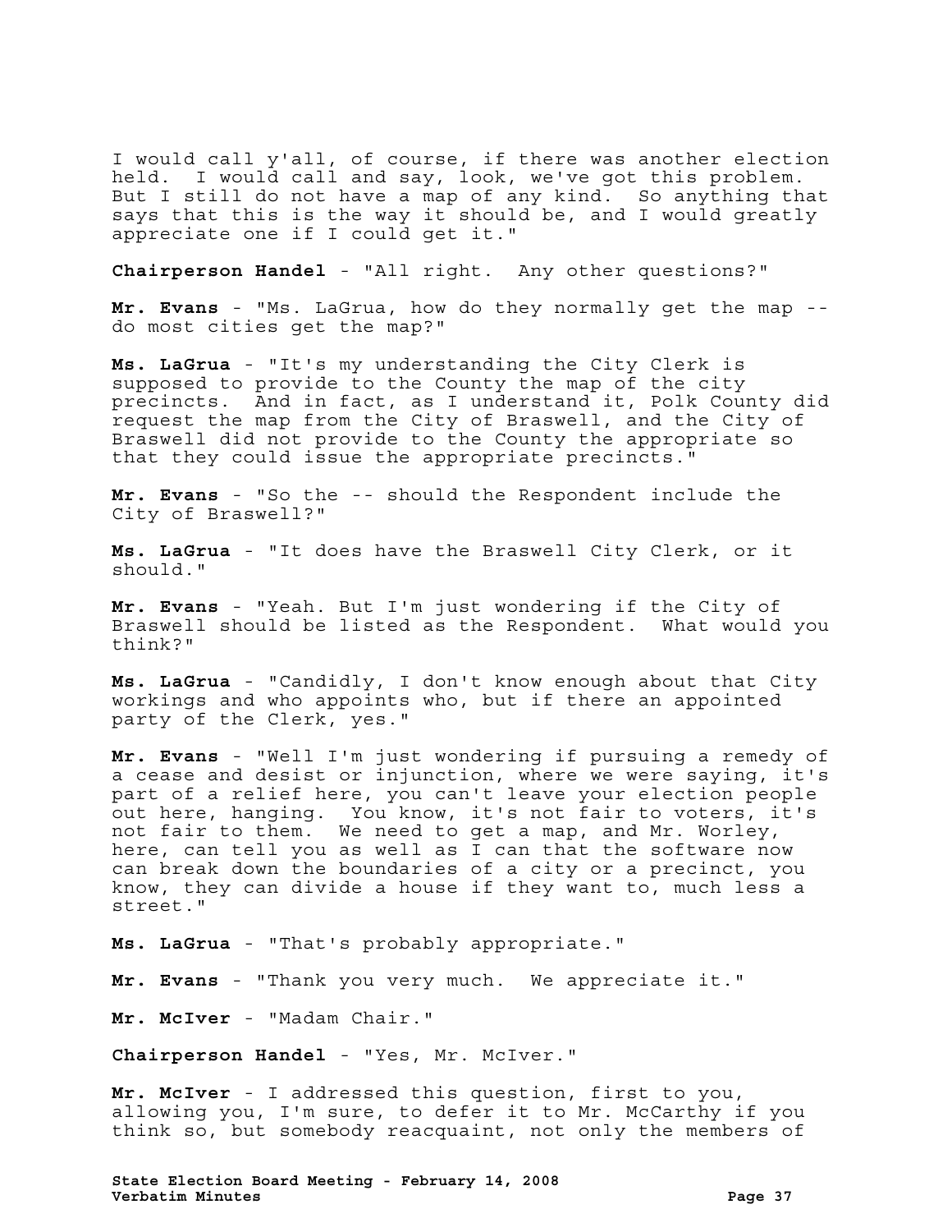I would call y'all, of course, if there was another election held. I would call and say, look, we've got this problem. But I still do not have a map of any kind. So anything that says that this is the way it should be, and I would greatly appreciate one if I could get it."

**Chairperson Handel** - "All right. Any other questions?"

**Mr. Evans** - "Ms. LaGrua, how do they normally get the map -- do most cities get the map?"

**Ms. LaGrua** - "It's my understanding the City Clerk is supposed to provide to the County the map of the city precincts. And in fact, as I understand it, Polk County did request the map from the City of Braswell, and the City of Braswell did not provide to the County the appropriate so that they could issue the appropriate precincts."

**Mr. Evans** - "So the -- should the Respondent include the City of Braswell?"

**Ms. LaGrua** - "It does have the Braswell City Clerk, or it should."

**Mr. Evans** - "Yeah. But I'm just wondering if the City of Braswell should be listed as the Respondent. What would you think?"

**Ms. LaGrua** - "Candidly, I don't know enough about that City workings and who appoints who, but if there an appointed party of the Clerk, yes."

**Mr. Evans** - "Well I'm just wondering if pursuing a remedy of a cease and desist or injunction, where we were saying, it's part of a relief here, you can't leave your election people out here, hanging. You know, it's not fair to voters, it's not fair to them. We need to get a map, and Mr. Worley, here, can tell you as well as I can that the software now can break down the boundaries of a city or a precinct, you know, they can divide a house if they want to, much less a street."

**Ms. LaGrua** - "That's probably appropriate."

**Mr. Evans** - "Thank you very much. We appreciate it."

**Mr. McIver** - "Madam Chair."

**Chairperson Handel** - "Yes, Mr. McIver."

**Mr. McIver** - I addressed this question, first to you, allowing you, I'm sure, to defer it to Mr. McCarthy if you think so, but somebody reacquaint, not only the members of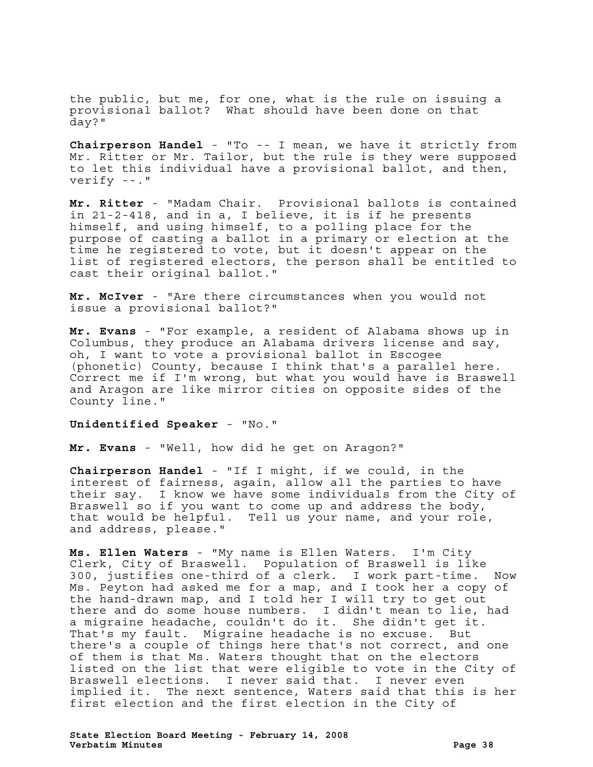the public, but me, for one, what is the rule on issuing a provisional ballot? What should have been done on that day?"

**Chairperson Handel** - "To -- I mean, we have it strictly from Mr. Ritter or Mr. Tailor, but the rule is they were supposed to let this individual have a provisional ballot, and then, verify --."

**Mr. Ritter** - "Madam Chair. Provisional ballots is contained in 21-2-418, and in a, I believe, it is if he presents himself, and using himself, to a polling place for the purpose of casting a ballot in a primary or election at the time he registered to vote, but it doesn't appear on the list of registered electors, the person shall be entitled to cast their original ballot."

**Mr. McIver** - "Are there circumstances when you would not issue a provisional ballot?"

**Mr. Evans** - "For example, a resident of Alabama shows up in Columbus, they produce an Alabama drivers license and say, oh, I want to vote a provisional ballot in Escogee (phonetic) County, because I think that's a parallel here. Correct me if I'm wrong, but what you would have is Braswell and Aragon are like mirror cities on opposite sides of the County line."

**Unidentified Speaker** - "No."

**Mr. Evans** - "Well, how did he get on Aragon?"

**Chairperson Handel** - "If I might, if we could, in the interest of fairness, again, allow all the parties to have their say. I know we have some individuals from the City of Braswell so if you want to come up and address the body, that would be helpful. Tell us your name, and your role, and address, please."

**Ms. Ellen Waters** - "My name is Ellen Waters. I'm City Clerk, City of Braswell. Population of Braswell is like 300, justifies one-third of a clerk. I work part-time. Now Ms. Peyton had asked me for a map, and I took her a copy of the hand-drawn map, and I told her I will try to get out there and do some house numbers. I didn't mean to lie, had a migraine headache, couldn't do it. She didn't get it. That's my fault. Migraine headache is no excuse. But there's a couple of things here that's not correct, and one of them is that Ms. Waters thought that on the electors listed on the list that were eligible to vote in the City of Braswell elections. I never said that. I never even implied it. The next sentence, Waters said that this is her first election and the first election in the City of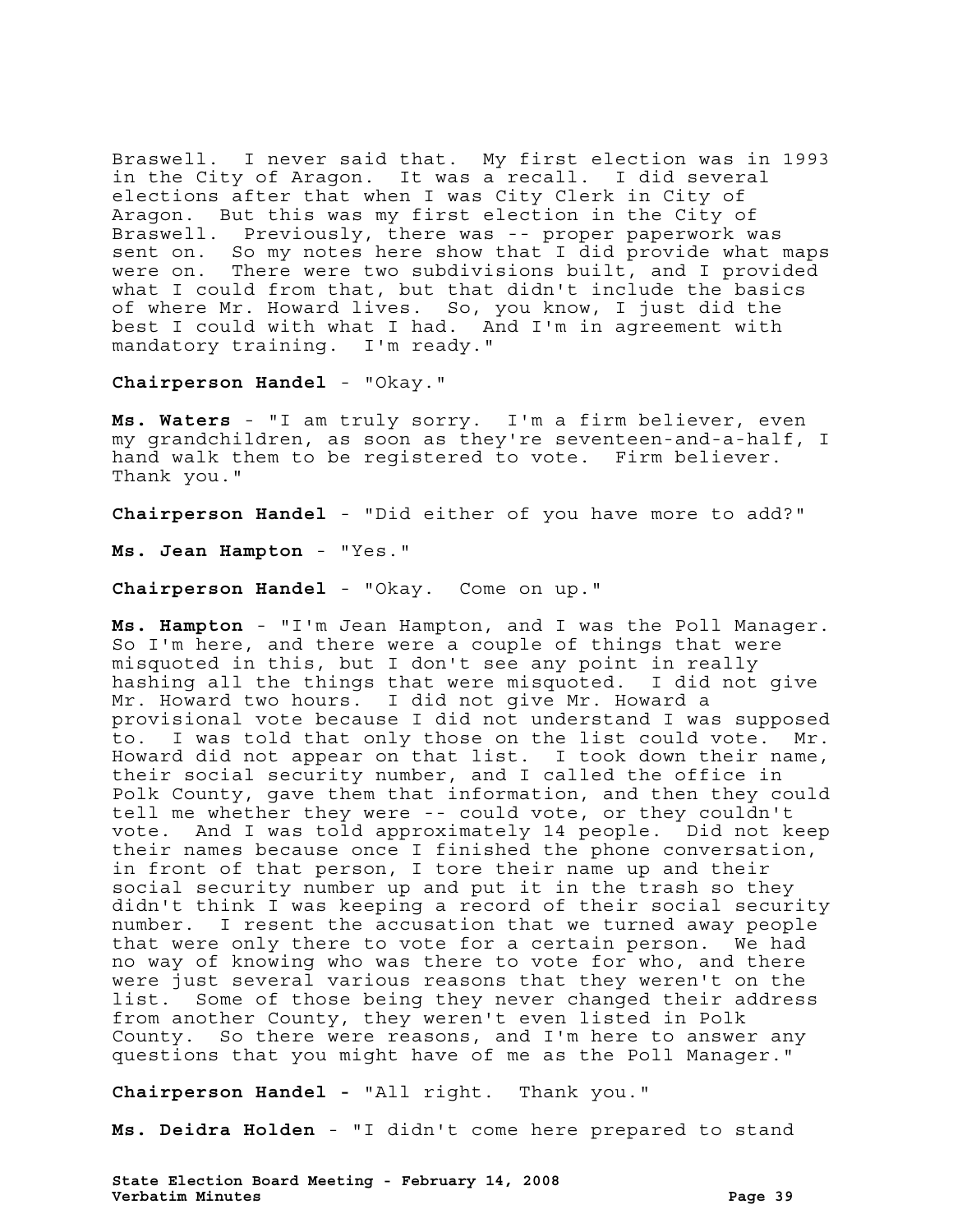Braswell. I never said that. My first election was in 1993 in the City of Aragon. It was a recall. I did several elections after that when I was City Clerk in City of Aragon. But this was my first election in the City of Braswell. Previously, there was -- proper paperwork was sent on. So my notes here show that I did provide what maps were on. There were two subdivisions built, and I provided what I could from that, but that didn't include the basics of where Mr. Howard lives. So, you know, I just did the best I could with what I had. And I'm in agreement with mandatory training. I'm ready."

**Chairperson Handel** - "Okay."

**Ms. Waters** - "I am truly sorry. I'm a firm believer, even my grandchildren, as soon as they're seventeen-and-a-half, I hand walk them to be registered to vote. Firm believer. Thank you."

**Chairperson Handel** - "Did either of you have more to add?"

**Ms. Jean Hampton** - "Yes."

**Chairperson Handel** - "Okay. Come on up."

**Ms. Hampton** - "I'm Jean Hampton, and I was the Poll Manager. So I'm here, and there were a couple of things that were misquoted in this, but I don't see any point in really hashing all the things that were misquoted. I did not give Mr. Howard two hours. I did not give Mr. Howard a provisional vote because I did not understand I was supposed to. I was told that only those on the list could vote. Mr. Howard did not appear on that list. I took down their name, their social security number, and I called the office in Polk County, gave them that information, and then they could tell me whether they were -- could vote, or they couldn't vote. And I was told approximately 14 people. Did not keep their names because once I finished the phone conversation, in front of that person, I tore their name up and their social security number up and put it in the trash so they didn't think I was keeping a record of their social security number. I resent the accusation that we turned away people that were only there to vote for a certain person. We had no way of knowing who was there to vote for who, and there were just several various reasons that they weren't on the list. Some of those being they never changed their address from another County, they weren't even listed in Polk County. So there were reasons, and I'm here to answer any questions that you might have of me as the Poll Manager."

**Chairperson Handel -** "All right. Thank you."

**Ms. Deidra Holden** - "I didn't come here prepared to stand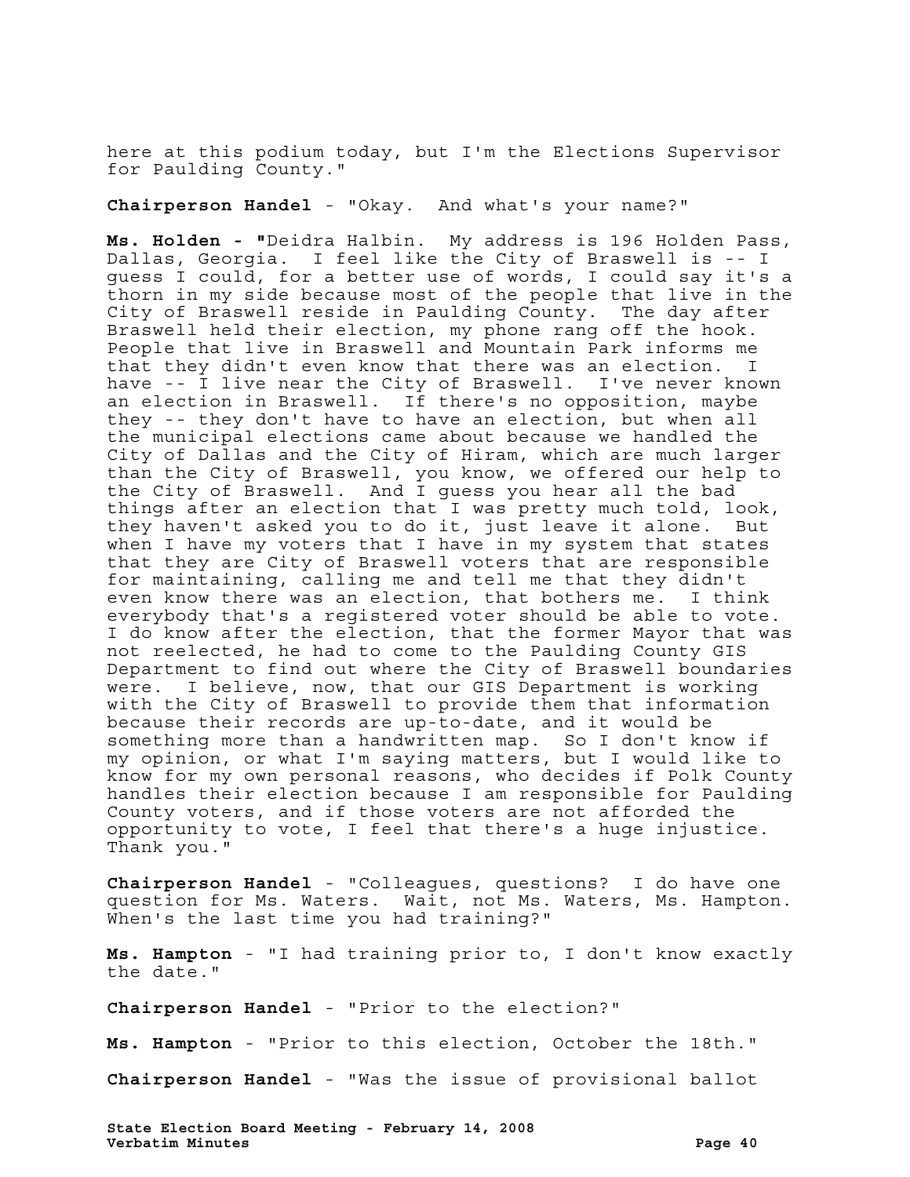here at this podium today, but I'm the Elections Supervisor for Paulding County."

**Chairperson Handel** - "Okay. And what's your name?"

**Ms. Holden -** "Deidra Halbin. My address is 196 Holden Pass, Dallas, Georgia. I feel like the City of Braswell is -- I guess I could, for a better use of words, I could say it's a thorn in my side because most of the people that live in the City of Braswell reside in Paulding County. The day after Braswell held their election, my phone rang off the hook. People that live in Braswell and Mountain Park informs me that they didn't even know that there was an election. I have -- I live near the City of Braswell. I've never known an election in Braswell. If there's no opposition, maybe they -- they don't have to have an election, but when all the municipal elections came about because we handled the City of Dallas and the City of Hiram, which are much larger than the City of Braswell, you know, we offered our help to the City of Braswell. And I guess you hear all the bad things after an election that I was pretty much told, look, they haven't asked you to do it, just leave it alone. But when I have my voters that I have in my system that states that they are City of Braswell voters that are responsible for maintaining, calling me and tell me that they didn't even know there was an election, that bothers me. I think everybody that's a registered voter should be able to vote. I do know after the election, that the former Mayor that was not reelected, he had to come to the Paulding County GIS Department to find out where the City of Braswell boundaries were. I believe, now, that our GIS Department is working with the City of Braswell to provide them that information because their records are up-to-date, and it would be something more than a handwritten map. So I don't know if my opinion, or what I'm saying matters, but I would like to know for my own personal reasons, who decides if Polk County handles their election because I am responsible for Paulding County voters, and if those voters are not afforded the opportunity to vote, I feel that there's a huge injustice. Thank you."

**Chairperson Handel** - "Colleagues, questions? I do have one question for Ms. Waters. Wait, not Ms. Waters, Ms. Hampton. When's the last time you had training?"

**Ms. Hampton** - "I had training prior to, I don't know exactly the date."

**Chairperson Handel** - "Prior to the election?"

**Ms. Hampton** - "Prior to this election, October the 18th."

**Chairperson Handel** - "Was the issue of provisional ballot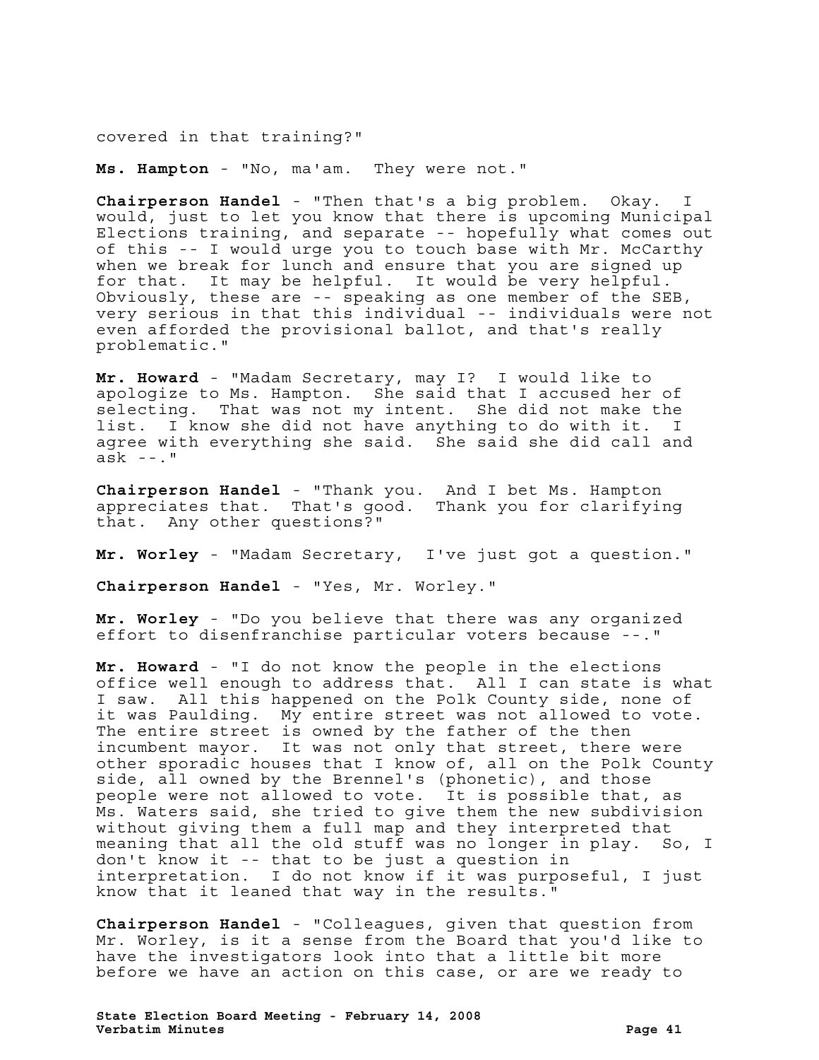covered in that training?"

**Ms. Hampton** - "No, ma'am. They were not."

**Chairperson Handel** - "Then that's a big problem. Okay. I would, just to let you know that there is upcoming Municipal Elections training, and separate -- hopefully what comes out of this -- I would urge you to touch base with Mr. McCarthy when we break for lunch and ensure that you are signed up for that. It may be helpful. It would be very helpful. Obviously, these are -- speaking as one member of the SEB, very serious in that this individual -- individuals were not even afforded the provisional ballot, and that's really problematic."

**Mr. Howard** - "Madam Secretary, may I? I would like to apologize to Ms. Hampton. She said that I accused her of selecting. That was not my intent. She did not make the list. I know she did not have anything to do with it. I agree with everything she said. She said she did call and ask --."

**Chairperson Handel** - "Thank you. And I bet Ms. Hampton appreciates that. That's good. Thank you for clarifying that. Any other questions?"

**Mr. Worley** - "Madam Secretary, I've just got a question."

**Chairperson Handel** - "Yes, Mr. Worley."

**Mr. Worley** - "Do you believe that there was any organized effort to disenfranchise particular voters because --."

**Mr. Howard** - "I do not know the people in the elections office well enough to address that. All I can state is what I saw. All this happened on the Polk County side, none of it was Paulding. My entire street was not allowed to vote. The entire street is owned by the father of the then incumbent mayor. It was not only that street, there were other sporadic houses that I know of, all on the Polk County side, all owned by the Brennel's (phonetic), and those people were not allowed to vote. It is possible that, as Ms. Waters said, she tried to give them the new subdivision without giving them a full map and they interpreted that meaning that all the old stuff was no longer in play. So, I don't know it -- that to be just a question in interpretation. I do not know if it was purposeful, I just know that it leaned that way in the results."

**Chairperson Handel** - "Colleagues, given that question from Mr. Worley, is it a sense from the Board that you'd like to have the investigators look into that a little bit more before we have an action on this case, or are we ready to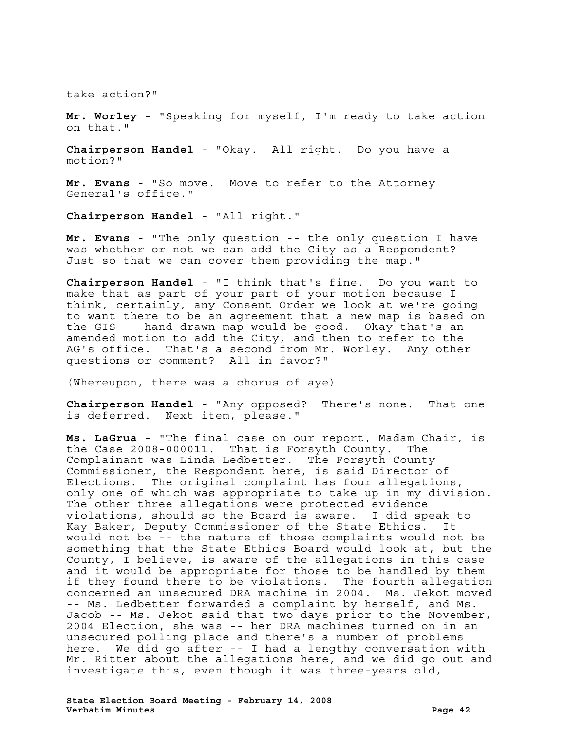take action?"

**Mr. Worley** - "Speaking for myself, I'm ready to take action on that."

**Chairperson Handel** - "Okay. All right. Do you have a motion?"

**Mr. Evans** - "So move. Move to refer to the Attorney General's office."

**Chairperson Handel** - "All right."

**Mr. Evans** - "The only question -- the only question I have was whether or not we can add the City as a Respondent? Just so that we can cover them providing the map."

**Chairperson Handel** - "I think that's fine. Do you want to make that as part of your part of your motion because I think, certainly, any Consent Order we look at we're going to want there to be an agreement that a new map is based on the GIS -- hand drawn map would be good. Okay that's an amended motion to add the City, and then to refer to the AG's office. That's a second from Mr. Worley. Any other questions or comment? All in favor?"

(Whereupon, there was a chorus of aye)

**Chairperson Handel -** "Any opposed? There's none. That one is deferred. Next item, please."

**Ms. LaGrua** - "The final case on our report, Madam Chair, is the Case 2008-000011. That is Forsyth County. The Complainant was Linda Ledbetter. The Forsyth County Commissioner, the Respondent here, is said Director of Elections. The original complaint has four allegations, only one of which was appropriate to take up in my division. The other three allegations were protected evidence violations, should so the Board is aware. I did speak to Kay Baker, Deputy Commissioner of the State Ethics. It would not be -- the nature of those complaints would not be something that the State Ethics Board would look at, but the County, I believe, is aware of the allegations in this case and it would be appropriate for those to be handled by them if they found there to be violations. The fourth allegation concerned an unsecured DRA machine in 2004. Ms. Jekot moved -- Ms. Ledbetter forwarded a complaint by herself, and Ms. Jacob -- Ms. Jekot said that two days prior to the November, 2004 Election, she was -- her DRA machines turned on in an unsecured polling place and there's a number of problems here. We did go after -- I had a lengthy conversation with Mr. Ritter about the allegations here, and we did go out and investigate this, even though it was three-years old,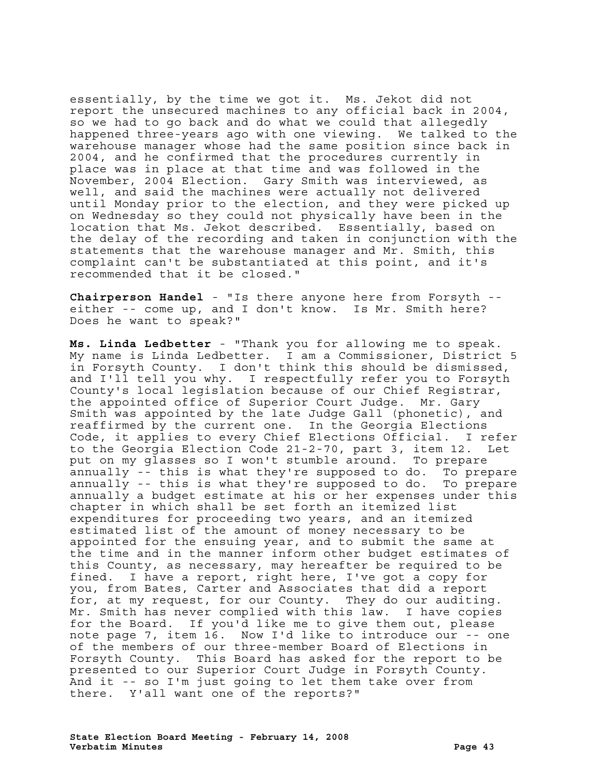essentially, by the time we got it. Ms. Jekot did not report the unsecured machines to any official back in 2004, so we had to go back and do what we could that allegedly happened three-years ago with one viewing. We talked to the warehouse manager whose had the same position since back in 2004, and he confirmed that the procedures currently in place was in place at that time and was followed in the November, 2004 Election. Gary Smith was interviewed, as well, and said the machines were actually not delivered until Monday prior to the election, and they were picked up on Wednesday so they could not physically have been in the location that Ms. Jekot described. Essentially, based on the delay of the recording and taken in conjunction with the statements that the warehouse manager and Mr. Smith, this complaint can't be substantiated at this point, and it's recommended that it be closed."

**Chairperson Handel** - "Is there anyone here from Forsyth -- either -- come up, and I don't know. Is Mr. Smith here? Does he want to speak?"

**Ms. Linda Ledbetter** - "Thank you for allowing me to speak. My name is Linda Ledbetter. I am a Commissioner, District 5 in Forsyth County. I don't think this should be dismissed, and I'll tell you why. I respectfully refer you to Forsyth County's local legislation because of our Chief Registrar, the appointed office of Superior Court Judge. Mr. Gary Smith was appointed by the late Judge Gall (phonetic), and reaffirmed by the current one. In the Georgia Elections Code, it applies to every Chief Elections Official. I refer to the Georgia Election Code 21-2-70, part 3, item 12. Let put on my glasses so I won't stumble around. To prepare annually -- this is what they're supposed to do. To prepare annually -- this is what they're supposed to do. To prepare annually a budget estimate at his or her expenses under this chapter in which shall be set forth an itemized list expenditures for proceeding two years, and an itemized estimated list of the amount of money necessary to be appointed for the ensuing year, and to submit the same at the time and in the manner inform other budget estimates of this County, as necessary, may hereafter be required to be fined. I have a report, right here, I've got a copy for you, from Bates, Carter and Associates that did a report for, at my request, for our County. They do our auditing. Mr. Smith has never complied with this law. I have copies for the Board. If you'd like me to give them out, please note page 7, item 16. Now I'd like to introduce our -- one of the members of our three-member Board of Elections in Forsyth County. This Board has asked for the report to be presented to our Superior Court Judge in Forsyth County. And it -- so I'm just going to let them take over from there. Y'all want one of the reports?"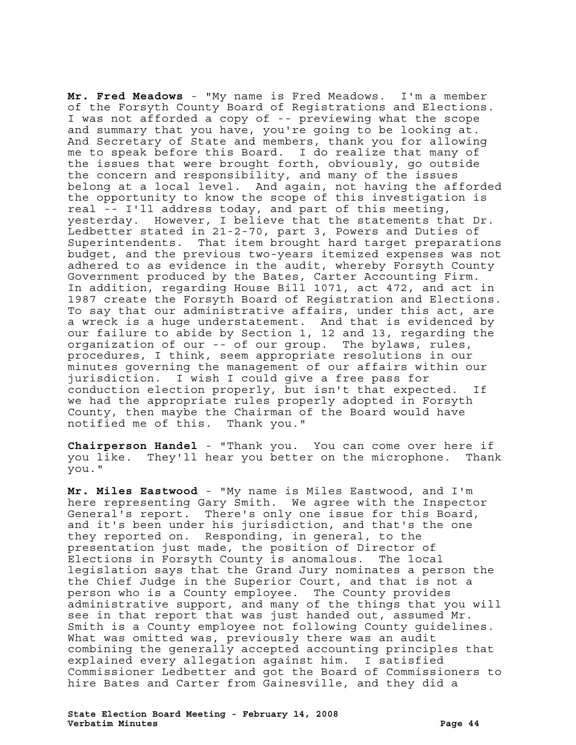**Mr. Fred Meadows** - "My name is Fred Meadows. I'm a member of the Forsyth County Board of Registrations and Elections. I was not afforded a copy of -- previewing what the scope and summary that you have, you're going to be looking at. And Secretary of State and members, thank you for allowing me to speak before this Board. I do realize that many of the issues that were brought forth, obviously, go outside the concern and responsibility, and many of the issues belong at a local level. And again, not having the afforded the opportunity to know the scope of this investigation is real -- I'll address today, and part of this meeting, yesterday. However, I believe that the statements that Dr. Ledbetter stated in 21-2-70, part 3, Powers and Duties of Superintendents. That item brought hard target preparations budget, and the previous two-years itemized expenses was not adhered to as evidence in the audit, whereby Forsyth County Government produced by the Bates, Carter Accounting Firm. In addition, regarding House Bill 1071, act 472, and act in 1987 create the Forsyth Board of Registration and Elections. To say that our administrative affairs, under this act, are a wreck is a huge understatement. And that is evidenced by our failure to abide by Section 1, 12 and 13, regarding the organization of our -- of our group. The bylaws, rules, procedures, I think, seem appropriate resolutions in our minutes governing the management of our affairs within our jurisdiction. I wish I could give a free pass for conduction election properly, but isn't that expected. If we had the appropriate rules properly adopted in Forsyth County, then maybe the Chairman of the Board would have notified me of this. Thank you."

**Chairperson Handel** - "Thank you. You can come over here if you like. They'll hear you better on the microphone. Thank you."

**Mr. Miles Eastwood** - "My name is Miles Eastwood, and I'm here representing Gary Smith. We agree with the Inspector General's report. There's only one issue for this Board, and it's been under his jurisdiction, and that's the one they reported on. Responding, in general, to the presentation just made, the position of Director of Elections in Forsyth County is anomalous. The local legislation says that the Grand Jury nominates a person the the Chief Judge in the Superior Court, and that is not a person who is a County employee. The County provides administrative support, and many of the things that you will see in that report that was just handed out, assumed Mr. Smith is a County employee not following County guidelines. What was omitted was, previously there was an audit combining the generally accepted accounting principles that explained every allegation against him. I satisfied Commissioner Ledbetter and got the Board of Commissioners to hire Bates and Carter from Gainesville, and they did a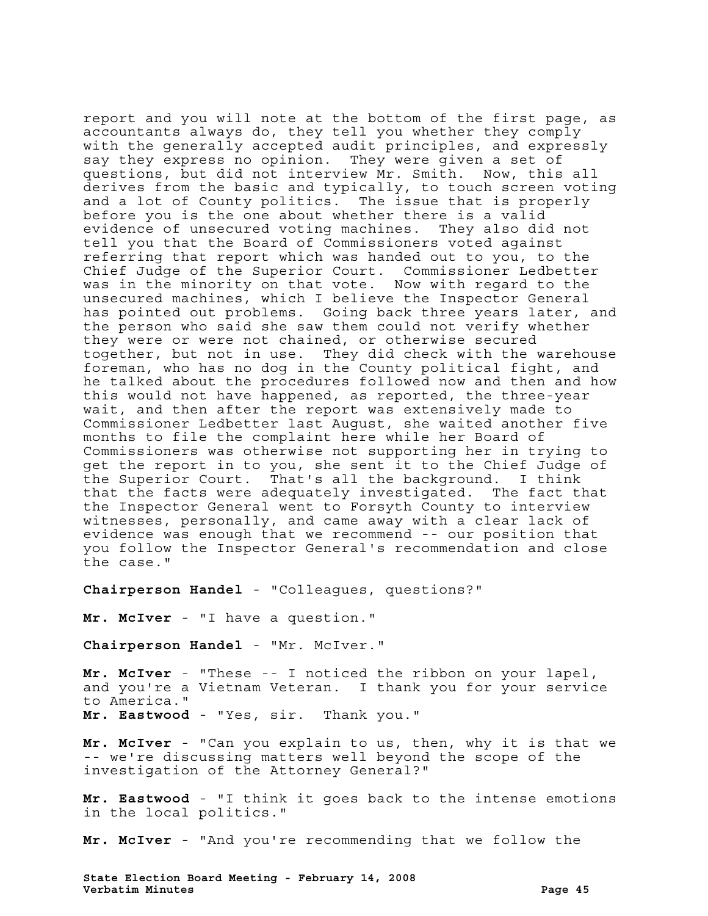report and you will note at the bottom of the first page, as accountants always do, they tell you whether they comply with the generally accepted audit principles, and expressly say they express no opinion. They were given a set of questions, but did not interview Mr. Smith. Now, this all derives from the basic and typically, to touch screen voting and a lot of County politics. The issue that is properly before you is the one about whether there is a valid evidence of unsecured voting machines. They also did not tell you that the Board of Commissioners voted against referring that report which was handed out to you, to the Chief Judge of the Superior Court. Commissioner Ledbetter was in the minority on that vote. Now with regard to the unsecured machines, which I believe the Inspector General has pointed out problems. Going back three years later, and the person who said she saw them could not verify whether they were or were not chained, or otherwise secured together, but not in use. They did check with the warehouse foreman, who has no dog in the County political fight, and he talked about the procedures followed now and then and how this would not have happened, as reported, the three-year wait, and then after the report was extensively made to Commissioner Ledbetter last August, she waited another five months to file the complaint here while her Board of Commissioners was otherwise not supporting her in trying to get the report in to you, she sent it to the Chief Judge of the Superior Court. That's all the background. I think that the facts were adequately investigated. The fact that the Inspector General went to Forsyth County to interview witnesses, personally, and came away with a clear lack of evidence was enough that we recommend -- our position that you follow the Inspector General's recommendation and close the case."

**Chairperson Handel** - "Colleagues, questions?"

**Mr. McIver** - "I have a question."

**Chairperson Handel** - "Mr. McIver."

**Mr. McIver** - "These -- I noticed the ribbon on your lapel, and you're a Vietnam Veteran. I thank you for your service to America."
**Mr. Eastwood** - "Yes, sir. Thank you."

**Mr. McIver** - "Can you explain to us, then, why it is that we -- we're discussing matters well beyond the scope of the investigation of the Attorney General?"

**Mr. Eastwood** - "I think it goes back to the intense emotions in the local politics."

**Mr. McIver** - "And you're recommending that we follow the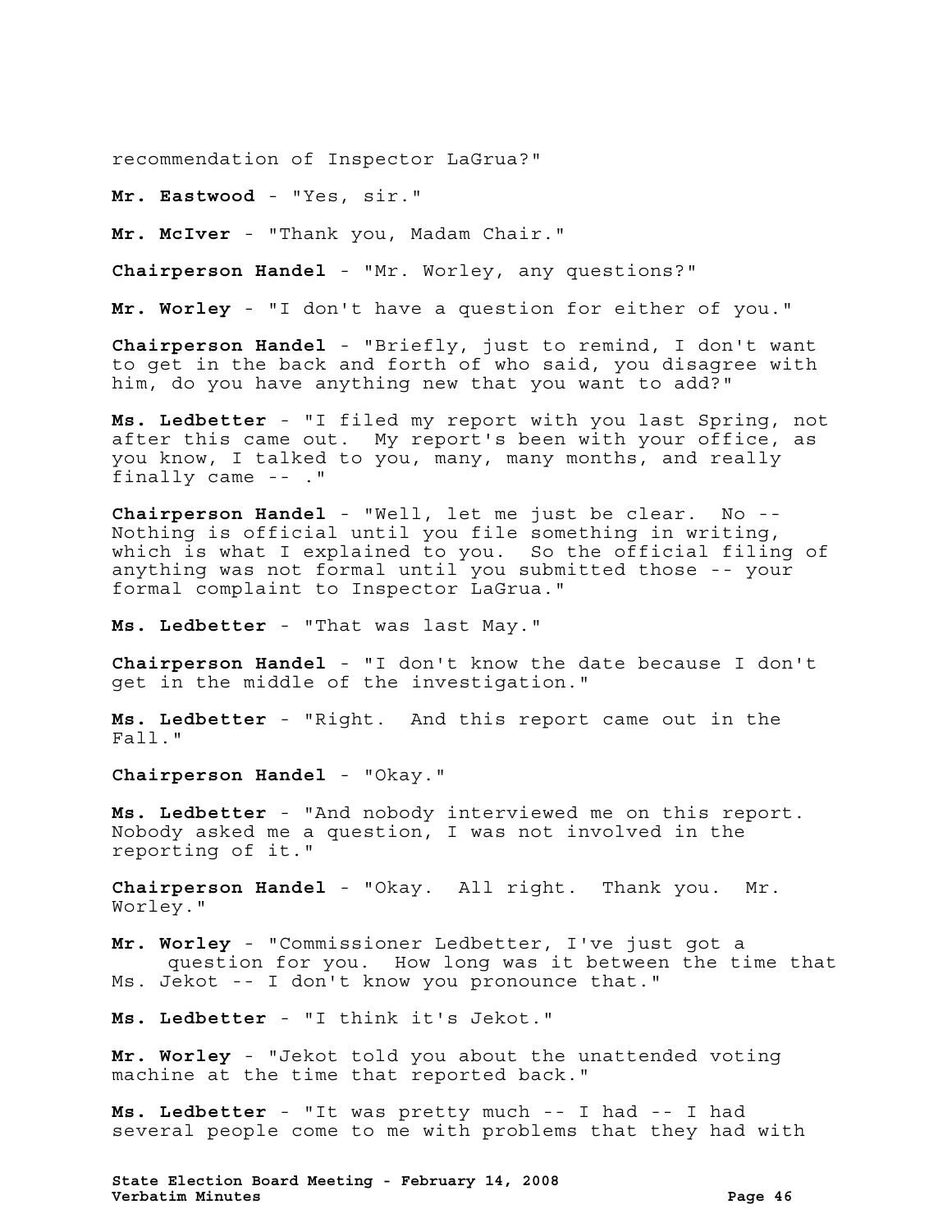recommendation of Inspector LaGrua?"

**Mr. Eastwood** - "Yes, sir."

**Mr. McIver** - "Thank you, Madam Chair."

**Chairperson Handel** - "Mr. Worley, any questions?"

**Mr. Worley** - "I don't have a question for either of you."

**Chairperson Handel** - "Briefly, just to remind, I don't want to get in the back and forth of who said, you disagree with him, do you have anything new that you want to add?"

**Ms. Ledbetter** - "I filed my report with you last Spring, not after this came out. My report's been with your office, as you know, I talked to you, many, many months, and really finally came -- ."

**Chairperson Handel** - "Well, let me just be clear. No -- Nothing is official until you file something in writing, which is what I explained to you. So the official filing of anything was not formal until you submitted those -- your formal complaint to Inspector LaGrua."

**Ms. Ledbetter** - "That was last May."

**Chairperson Handel** - "I don't know the date because I don't get in the middle of the investigation."

**Ms. Ledbetter** - "Right. And this report came out in the Fall."

**Chairperson Handel** - "Okay."

**Ms. Ledbetter** - "And nobody interviewed me on this report. Nobody asked me a question, I was not involved in the reporting of it."

**Chairperson Handel** - "Okay. All right. Thank you. Mr. Worley."

**Mr. Worley** - "Commissioner Ledbetter, I've just got a question for you. How long was it between the time that Ms. Jekot -- I don't know you pronounce that."

**Ms. Ledbetter** - "I think it's Jekot."

**Mr. Worley** - "Jekot told you about the unattended voting machine at the time that reported back."

**Ms. Ledbetter** - "It was pretty much -- I had -- I had several people come to me with problems that they had with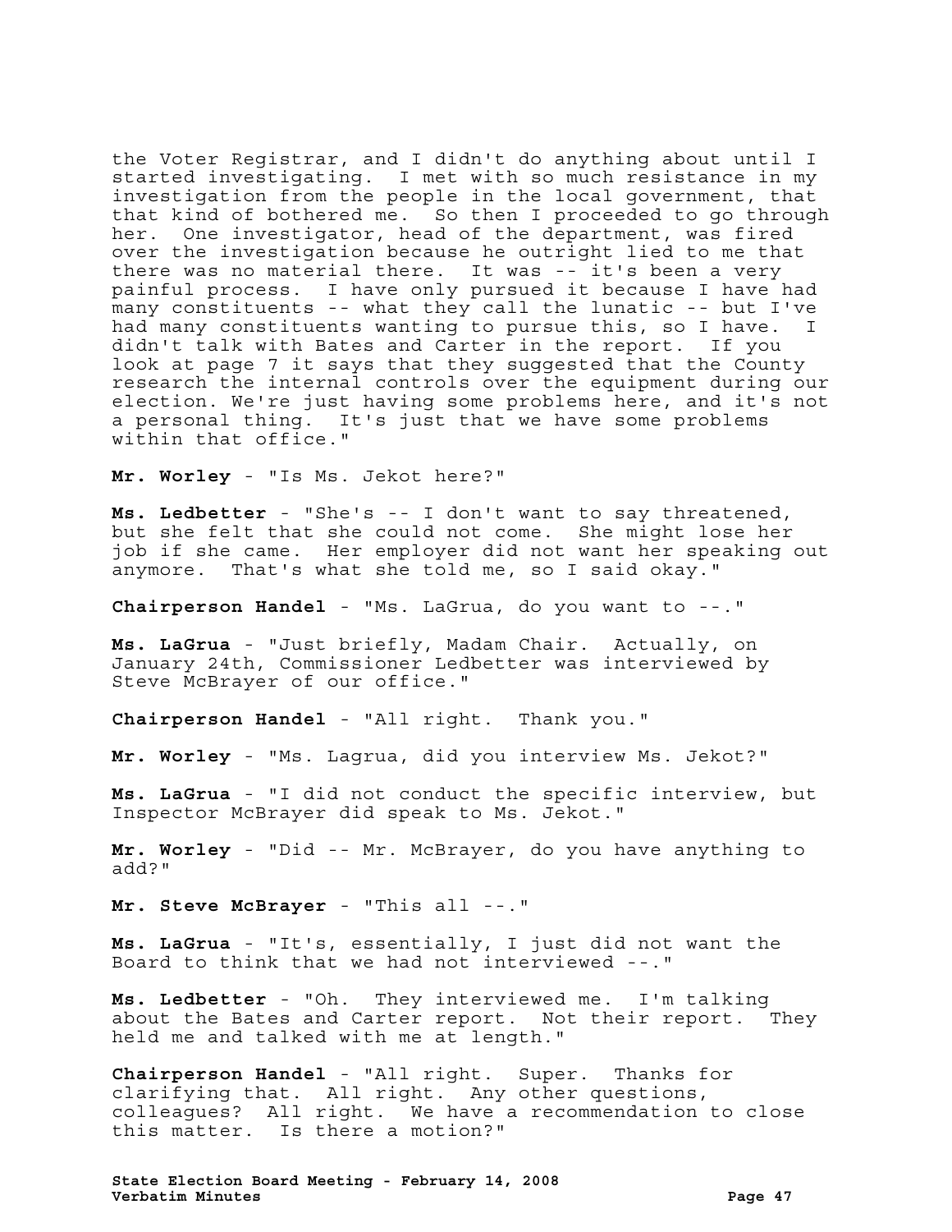the Voter Registrar, and I didn't do anything about until I started investigating. I met with so much resistance in my investigation from the people in the local government, that that kind of bothered me. So then I proceeded to go through her. One investigator, head of the department, was fired over the investigation because he outright lied to me that there was no material there. It was -- it's been a very painful process. I have only pursued it because I have had many constituents -- what they call the lunatic -- but I've had many constituents wanting to pursue this, so I have. I didn't talk with Bates and Carter in the report. If you look at page 7 it says that they suggested that the County research the internal controls over the equipment during our election. We're just having some problems here, and it's not a personal thing. It's just that we have some problems within that office."

**Mr. Worley** - "Is Ms. Jekot here?"

**Ms. Ledbetter** - "She's -- I don't want to say threatened, but she felt that she could not come. She might lose her job if she came. Her employer did not want her speaking out anymore. That's what she told me, so I said okay."

**Chairperson Handel** - "Ms. LaGrua, do you want to --."

**Ms. LaGrua** - "Just briefly, Madam Chair. Actually, on January 24th, Commissioner Ledbetter was interviewed by Steve McBrayer of our office."

**Chairperson Handel** - "All right. Thank you."

**Mr. Worley** - "Ms. Lagrua, did you interview Ms. Jekot?"

**Ms. LaGrua** - "I did not conduct the specific interview, but Inspector McBrayer did speak to Ms. Jekot."

**Mr. Worley** - "Did -- Mr. McBrayer, do you have anything to add?"

**Mr. Steve McBrayer** - "This all --."

**Ms. LaGrua** - "It's, essentially, I just did not want the Board to think that we had not interviewed --."

**Ms. Ledbetter** - "Oh. They interviewed me. I'm talking about the Bates and Carter report. Not their report. They held me and talked with me at length."

**Chairperson Handel** - "All right. Super. Thanks for clarifying that. All right. Any other questions, colleagues? All right. We have a recommendation to close this matter. Is there a motion?"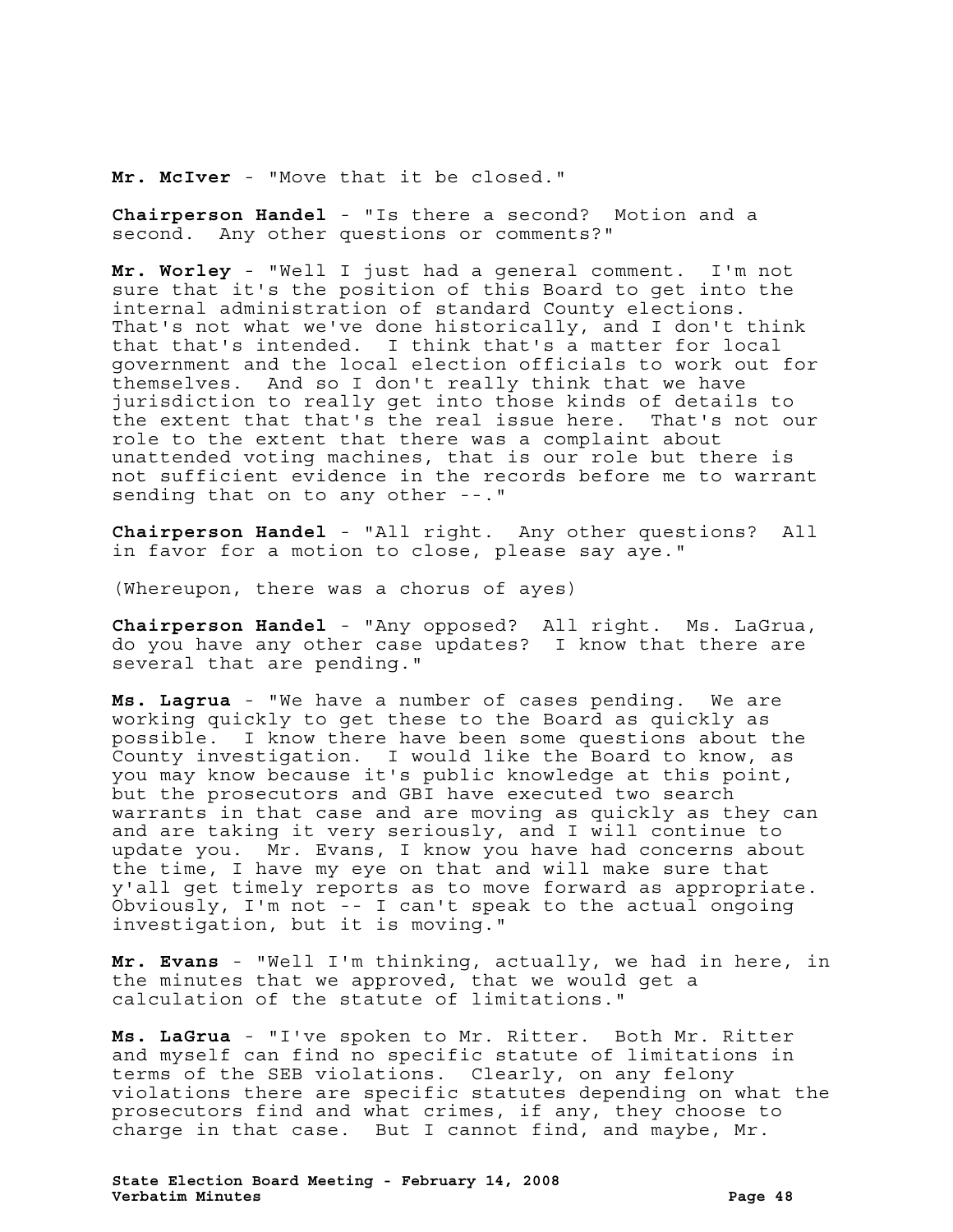**Mr. McIver** - "Move that it be closed."

**Chairperson Handel** - "Is there a second? Motion and a second. Any other questions or comments?"

**Mr. Worley** - "Well I just had a general comment. I'm not sure that it's the position of this Board to get into the internal administration of standard County elections. That's not what we've done historically, and I don't think that that's intended. I think that's a matter for local government and the local election officials to work out for themselves. And so I don't really think that we have jurisdiction to really get into those kinds of details to the extent that that's the real issue here. That's not our role to the extent that there was a complaint about unattended voting machines, that is our role but there is not sufficient evidence in the records before me to warrant sending that on to any other --."

**Chairperson Handel** - "All right. Any other questions? All in favor for a motion to close, please say aye."

(Whereupon, there was a chorus of ayes)

**Chairperson Handel** - "Any opposed? All right. Ms. LaGrua, do you have any other case updates? I know that there are several that are pending."

**Ms. Lagrua** - "We have a number of cases pending. We are working quickly to get these to the Board as quickly as possible. I know there have been some questions about the County investigation. I would like the Board to know, as you may know because it's public knowledge at this point, but the prosecutors and GBI have executed two search warrants in that case and are moving as quickly as they can and are taking it very seriously, and I will continue to update you. Mr. Evans, I know you have had concerns about the time, I have my eye on that and will make sure that y'all get timely reports as to move forward as appropriate. Obviously, I'm not -- I can't speak to the actual ongoing investigation, but it is moving."

**Mr. Evans** - "Well I'm thinking, actually, we had in here, in the minutes that we approved, that we would get a calculation of the statute of limitations."

**Ms. LaGrua** - "I've spoken to Mr. Ritter. Both Mr. Ritter and myself can find no specific statute of limitations in terms of the SEB violations. Clearly, on any felony violations there are specific statutes depending on what the prosecutors find and what crimes, if any, they choose to charge in that case. But I cannot find, and maybe, Mr.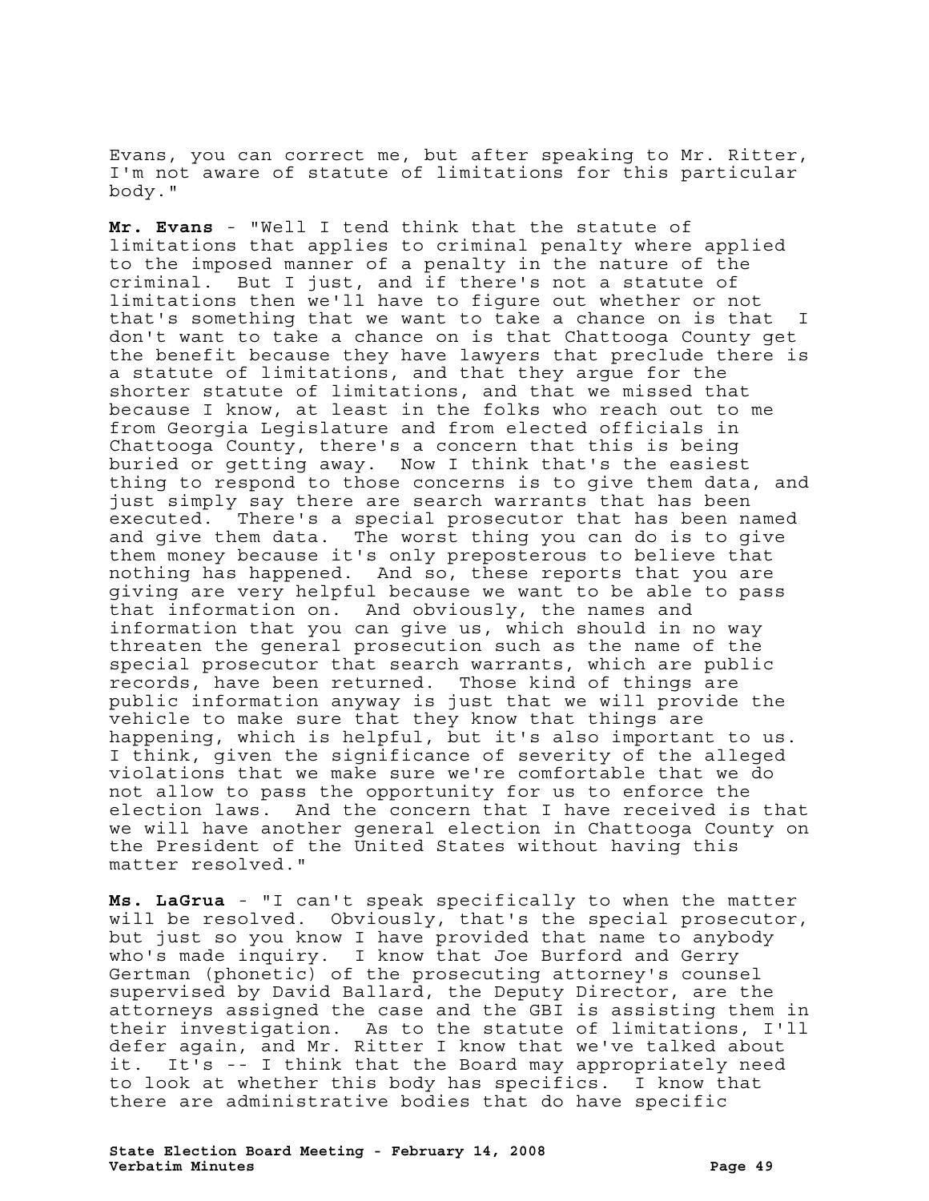Evans, you can correct me, but after speaking to Mr. Ritter, I'm not aware of statute of limitations for this particular body."

**Mr. Evans** - "Well I tend think that the statute of limitations that applies to criminal penalty where applied to the imposed manner of a penalty in the nature of the criminal. But I just, and if there's not a statute of limitations then we'll have to figure out whether or not that's something that we want to take a chance on is that I don't want to take a chance on is that Chattooga County get the benefit because they have lawyers that preclude there is a statute of limitations, and that they argue for the shorter statute of limitations, and that we missed that because I know, at least in the folks who reach out to me from Georgia Legislature and from elected officials in Chattooga County, there's a concern that this is being buried or getting away. Now I think that's the easiest thing to respond to those concerns is to give them data, and just simply say there are search warrants that has been executed. There's a special prosecutor that has been named and give them data. The worst thing you can do is to give them money because it's only preposterous to believe that nothing has happened. And so, these reports that you are giving are very helpful because we want to be able to pass that information on. And obviously, the names and information that you can give us, which should in no way threaten the general prosecution such as the name of the special prosecutor that search warrants, which are public records, have been returned. Those kind of things are public information anyway is just that we will provide the vehicle to make sure that they know that things are happening, which is helpful, but it's also important to us. I think, given the significance of severity of the alleged violations that we make sure we're comfortable that we do not allow to pass the opportunity for us to enforce the election laws. And the concern that I have received is that we will have another general election in Chattooga County on the President of the United States without having this matter resolved."

**Ms. LaGrua** - "I can't speak specifically to when the matter will be resolved. Obviously, that's the special prosecutor, but just so you know I have provided that name to anybody who's made inquiry. I know that Joe Burford and Gerry Gertman (phonetic) of the prosecuting attorney's counsel supervised by David Ballard, the Deputy Director, are the attorneys assigned the case and the GBI is assisting them in their investigation. As to the statute of limitations, I'll defer again, and Mr. Ritter I know that we've talked about it. It's -- I think that the Board may appropriately need to look at whether this body has specifics. I know that there are administrative bodies that do have specific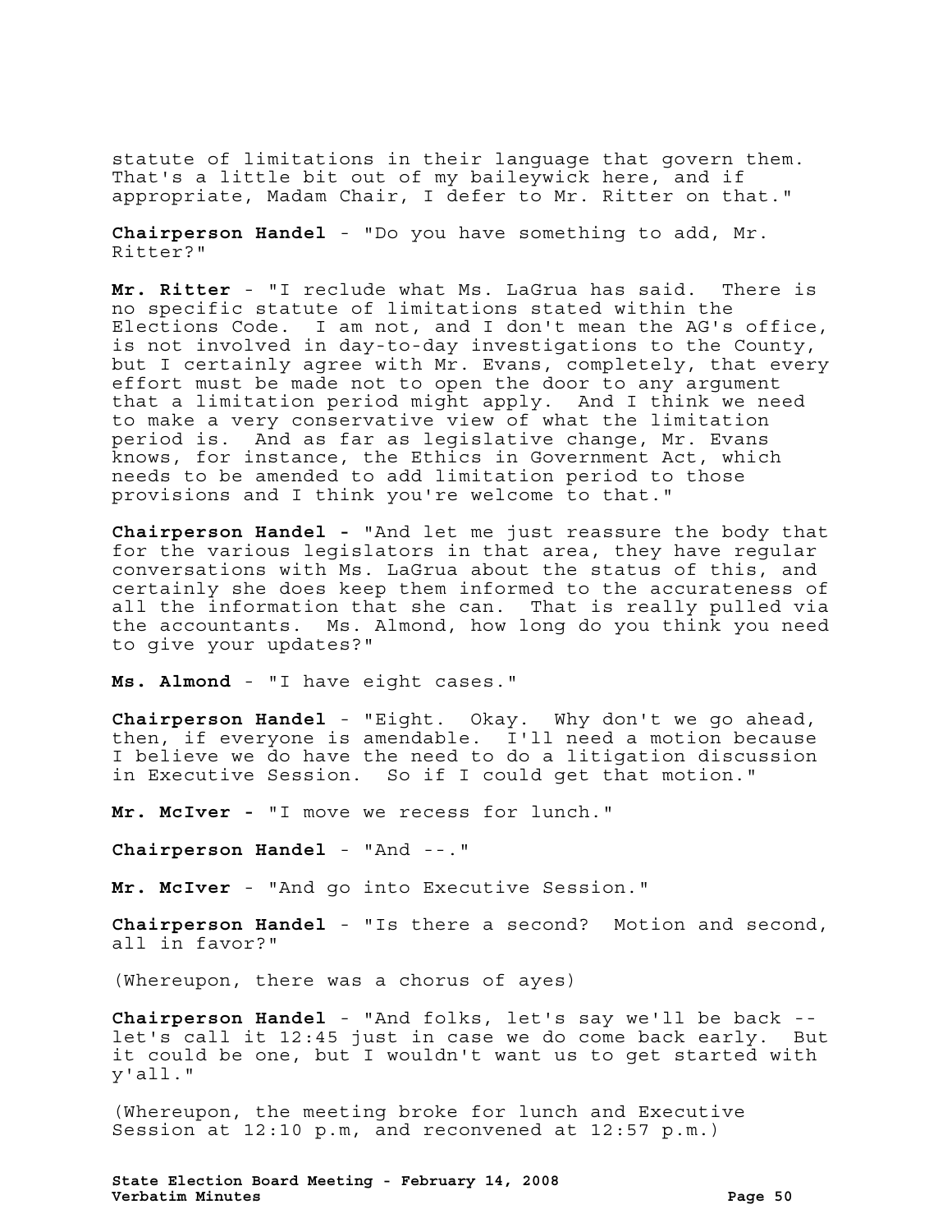statute of limitations in their language that govern them. That's a little bit out of my baileywick here, and if appropriate, Madam Chair, I defer to Mr. Ritter on that."

**Chairperson Handel** - "Do you have something to add, Mr. Ritter?"

**Mr. Ritter** - "I reclude what Ms. LaGrua has said. There is no specific statute of limitations stated within the Elections Code. I am not, and I don't mean the AG's office, is not involved in day-to-day investigations to the County, but I certainly agree with Mr. Evans, completely, that every effort must be made not to open the door to any argument that a limitation period might apply. And I think we need to make a very conservative view of what the limitation period is. And as far as legislative change, Mr. Evans knows, for instance, the Ethics in Government Act, which needs to be amended to add limitation period to those provisions and I think you're welcome to that."

**Chairperson Handel -** "And let me just reassure the body that for the various legislators in that area, they have regular conversations with Ms. LaGrua about the status of this, and certainly she does keep them informed to the accurateness of all the information that she can. That is really pulled via the accountants. Ms. Almond, how long do you think you need to give your updates?"

**Ms. Almond** - "I have eight cases."

**Chairperson Handel** - "Eight. Okay. Why don't we go ahead, then, if everyone is amendable. I'll need a motion because I believe we do have the need to do a litigation discussion in Executive Session. So if I could get that motion."

**Mr. McIver -** "I move we recess for lunch."

**Chairperson Handel** - "And --."

**Mr. McIver** - "And go into Executive Session."

**Chairperson Handel** - "Is there a second? Motion and second, all in favor?"

(Whereupon, there was a chorus of ayes)

**Chairperson Handel** - "And folks, let's say we'll be back -- let's call it 12:45 just in case we do come back early. But it could be one, but I wouldn't want us to get started with y'all."

(Whereupon, the meeting broke for lunch and Executive Session at 12:10 p.m, and reconvened at 12:57 p.m.)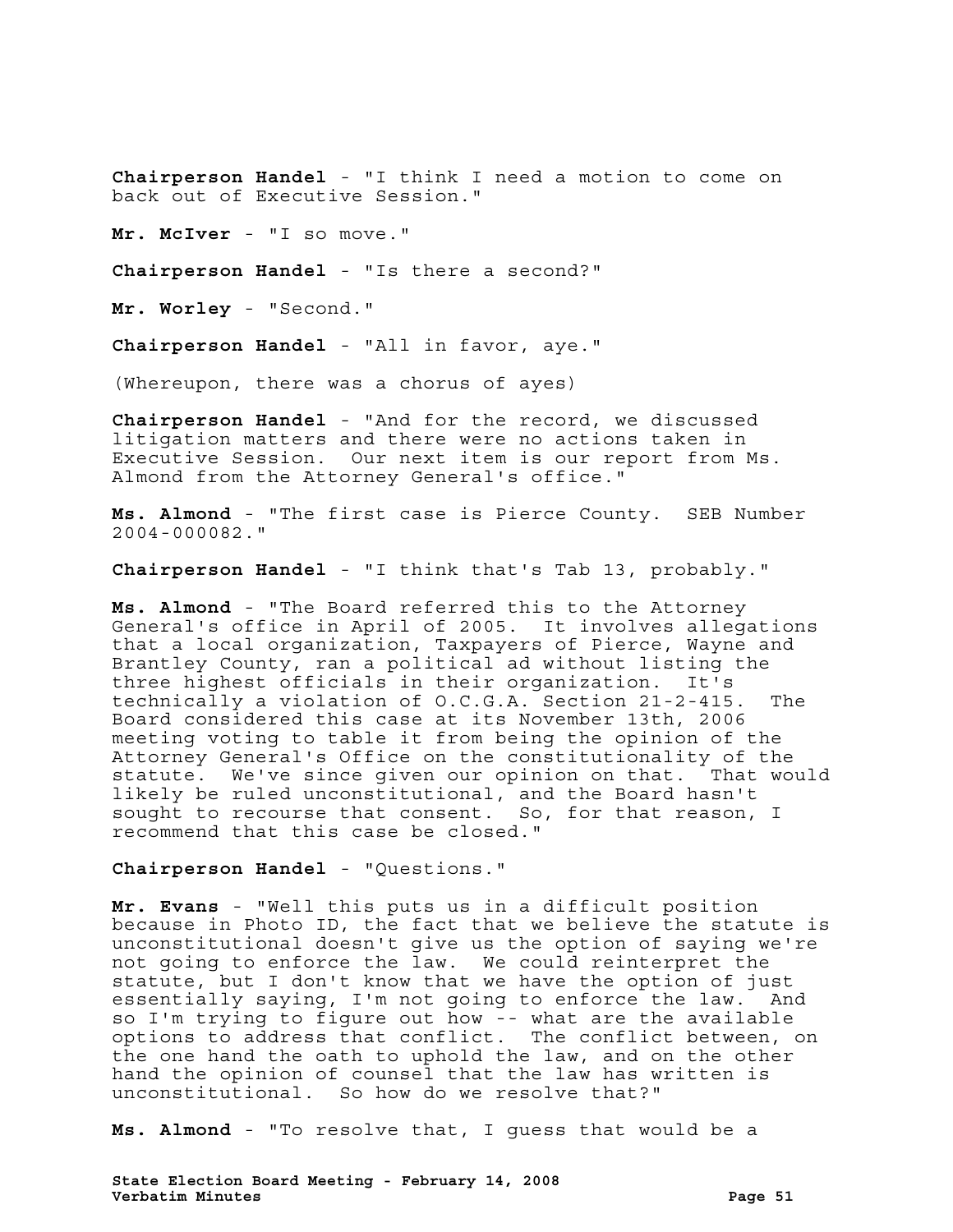**Chairperson Handel** - "I think I need a motion to come on back out of Executive Session."

**Mr. McIver** - "I so move."

**Chairperson Handel** - "Is there a second?"

**Mr. Worley** - "Second."

**Chairperson Handel** - "All in favor, aye."

(Whereupon, there was a chorus of ayes)

**Chairperson Handel** - "And for the record, we discussed litigation matters and there were no actions taken in Executive Session. Our next item is our report from Ms. Almond from the Attorney General's office."

**Ms. Almond** - "The first case is Pierce County. SEB Number 2004-000082."

**Chairperson Handel** - "I think that's Tab 13, probably."

**Ms. Almond** - "The Board referred this to the Attorney General's office in April of 2005. It involves allegations that a local organization, Taxpayers of Pierce, Wayne and Brantley County, ran a political ad without listing the three highest officials in their organization. It's technically a violation of O.C.G.A. Section 21-2-415. The Board considered this case at its November 13th, 2006 meeting voting to table it from being the opinion of the Attorney General's Office on the constitutionality of the statute. We've since given our opinion on that. That would likely be ruled unconstitutional, and the Board hasn't sought to recourse that consent. So, for that reason, I recommend that this case be closed."

**Chairperson Handel** - "Questions."

**Mr. Evans** - "Well this puts us in a difficult position because in Photo ID, the fact that we believe the statute is unconstitutional doesn't give us the option of saying we're not going to enforce the law. We could reinterpret the statute, but I don't know that we have the option of just essentially saying, I'm not going to enforce the law. And so I'm trying to figure out how -- what are the available options to address that conflict. The conflict between, on the one hand the oath to uphold the law, and on the other hand the opinion of counsel that the law has written is unconstitutional. So how do we resolve that?"

**Ms. Almond** - "To resolve that, I guess that would be a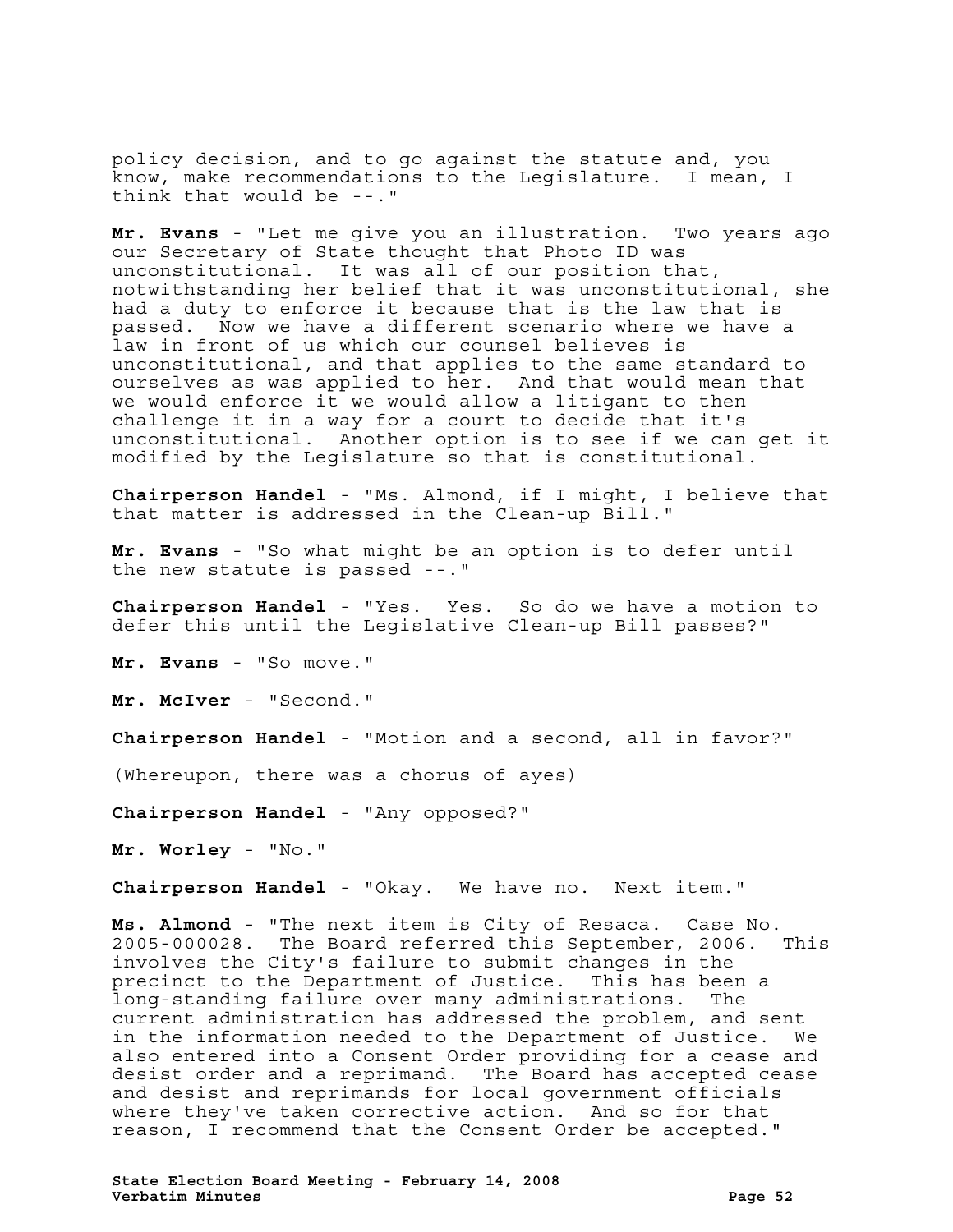policy decision, and to go against the statute and, you know, make recommendations to the Legislature. I mean, I think that would be --."

**Mr. Evans** - "Let me give you an illustration. Two years ago our Secretary of State thought that Photo ID was unconstitutional. It was all of our position that, notwithstanding her belief that it was unconstitutional, she had a duty to enforce it because that is the law that is passed. Now we have a different scenario where we have a law in front of us which our counsel believes is unconstitutional, and that applies to the same standard to ourselves as was applied to her. And that would mean that we would enforce it we would allow a litigant to then challenge it in a way for a court to decide that it's unconstitutional. Another option is to see if we can get it modified by the Legislature so that is constitutional.

**Chairperson Handel** - "Ms. Almond, if I might, I believe that that matter is addressed in the Clean-up Bill."

**Mr. Evans** - "So what might be an option is to defer until the new statute is passed --."

**Chairperson Handel** - "Yes. Yes. So do we have a motion to defer this until the Legislative Clean-up Bill passes?"

**Mr. Evans** - "So move."

**Mr. McIver** - "Second."

**Chairperson Handel** - "Motion and a second, all in favor?"

(Whereupon, there was a chorus of ayes)

**Chairperson Handel** - "Any opposed?"

**Mr. Worley** - "No."

**Chairperson Handel** - "Okay. We have no. Next item."

**Ms. Almond** - "The next item is City of Resaca. Case No. 2005-000028. The Board referred this September, 2006. This involves the City's failure to submit changes in the precinct to the Department of Justice. This has been a long-standing failure over many administrations. The current administration has addressed the problem, and sent in the information needed to the Department of Justice. We also entered into a Consent Order providing for a cease and desist order and a reprimand. The Board has accepted cease and desist and reprimands for local government officials where they've taken corrective action. And so for that reason, I recommend that the Consent Order be accepted."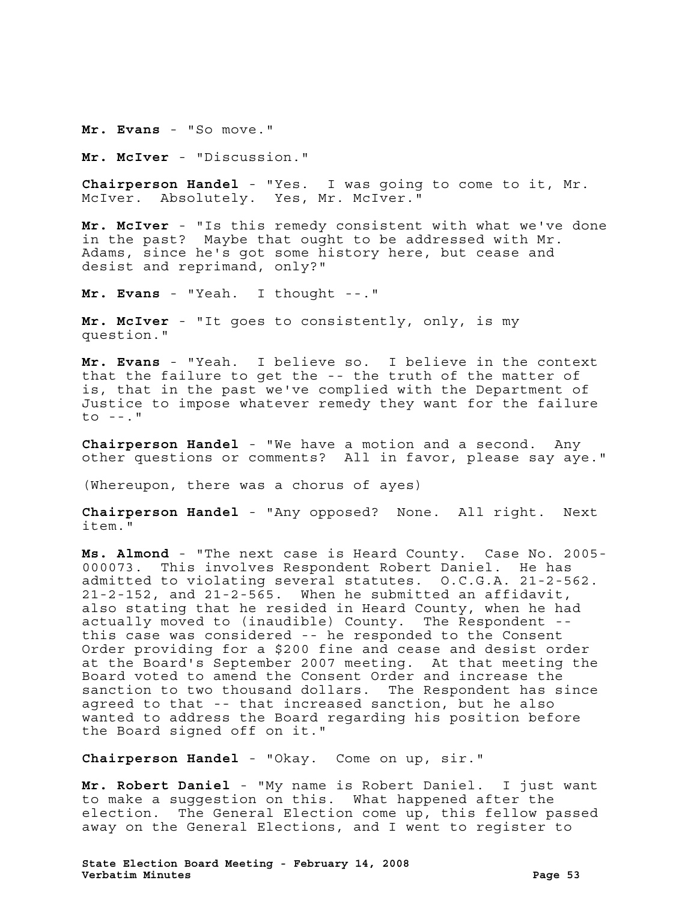**Mr. Evans** - "So move."

**Mr. McIver** - "Discussion."

**Chairperson Handel** - "Yes. I was going to come to it, Mr. McIver. Absolutely. Yes, Mr. McIver."

**Mr. McIver** - "Is this remedy consistent with what we've done in the past? Maybe that ought to be addressed with Mr. Adams, since he's got some history here, but cease and desist and reprimand, only?"

**Mr. Evans** - "Yeah. I thought --."

**Mr. McIver** - "It goes to consistently, only, is my question."

**Mr. Evans** - "Yeah. I believe so. I believe in the context that the failure to get the -- the truth of the matter of is, that in the past we've complied with the Department of Justice to impose whatever remedy they want for the failure to --."

**Chairperson Handel** - "We have a motion and a second. Any other questions or comments? All in favor, please say aye."

(Whereupon, there was a chorus of ayes)

**Chairperson Handel** - "Any opposed? None. All right. Next item."

**Ms. Almond** - "The next case is Heard County. Case No. 2005-000073. This involves Respondent Robert Daniel. He has admitted to violating several statutes. O.C.G.A. 21-2-562. 21-2-152, and 21-2-565. When he submitted an affidavit, also stating that he resided in Heard County, when he had actually moved to (inaudible) County. The Respondent -- this case was considered -- he responded to the Consent Order providing for a $200 fine and cease and desist order at the Board's September 2007 meeting. At that meeting the Board voted to amend the Consent Order and increase the sanction to two thousand dollars. The Respondent has since agreed to that -- that increased sanction, but he also wanted to address the Board regarding his position before the Board signed off on it."

**Chairperson Handel** - "Okay. Come on up, sir."

**Mr. Robert Daniel** - "My name is Robert Daniel. I just want to make a suggestion on this. What happened after the election. The General Election come up, this fellow passed away on the General Elections, and I went to register to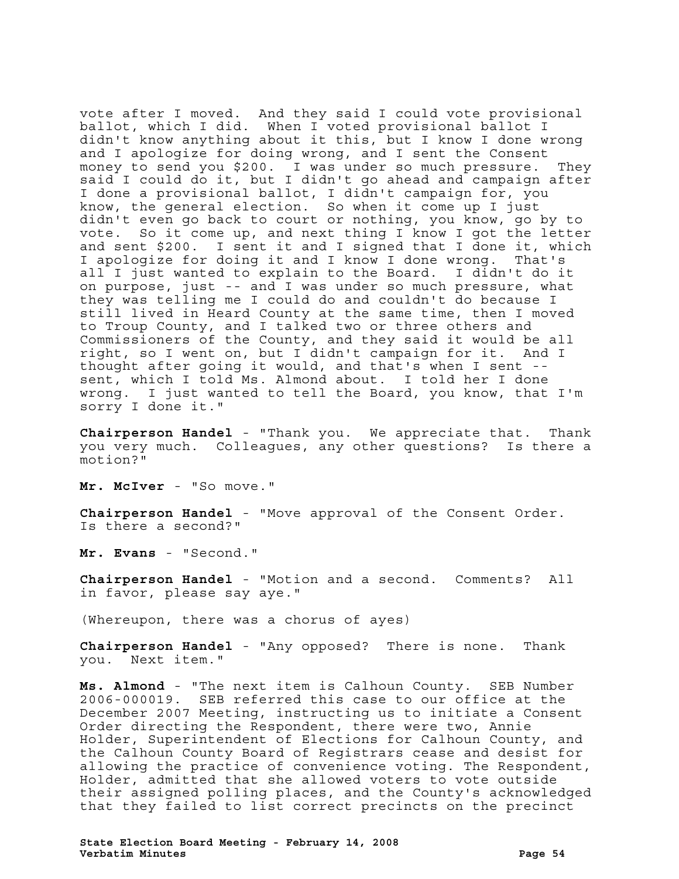vote after I moved. And they said I could vote provisional ballot, which I did. When I voted provisional ballot I didn't know anything about it this, but I know I done wrong and I apologize for doing wrong, and I sent the Consent money to send you $200. I was under so much pressure. They said I could do it, but I didn't go ahead and campaign after I done a provisional ballot, I didn't campaign for, you know, the general election. So when it come up I just didn't even go back to court or nothing, you know, go by to vote. So it come up, and next thing I know I got the letter and sent $200. I sent it and I signed that I done it, which I apologize for doing it and I know I done wrong. That's all I just wanted to explain to the Board. I didn't do it on purpose, just -- and I was under so much pressure, what they was telling me I could do and couldn't do because I still lived in Heard County at the same time, then I moved to Troup County, and I talked two or three others and Commissioners of the County, and they said it would be all right, so I went on, but I didn't campaign for it. And I thought after going it would, and that's when I sent -- sent, which I told Ms. Almond about. I told her I done wrong. I just wanted to tell the Board, you know, that I'm sorry I done it."

**Chairperson Handel** - "Thank you. We appreciate that. Thank you very much. Colleagues, any other questions? Is there a motion?"

**Mr. McIver** - "So move."

**Chairperson Handel** - "Move approval of the Consent Order. Is there a second?"

**Mr. Evans** - "Second."

**Chairperson Handel** - "Motion and a second. Comments? All in favor, please say aye."

(Whereupon, there was a chorus of ayes)

**Chairperson Handel** - "Any opposed? There is none. Thank you. Next item."

**Ms. Almond** - "The next item is Calhoun County. SEB Number 2006-000019. SEB referred this case to our office at the December 2007 Meeting, instructing us to initiate a Consent Order directing the Respondent, there were two, Annie Holder, Superintendent of Elections for Calhoun County, and the Calhoun County Board of Registrars cease and desist for allowing the practice of convenience voting. The Respondent, Holder, admitted that she allowed voters to vote outside their assigned polling places, and the County's acknowledged that they failed to list correct precincts on the precinct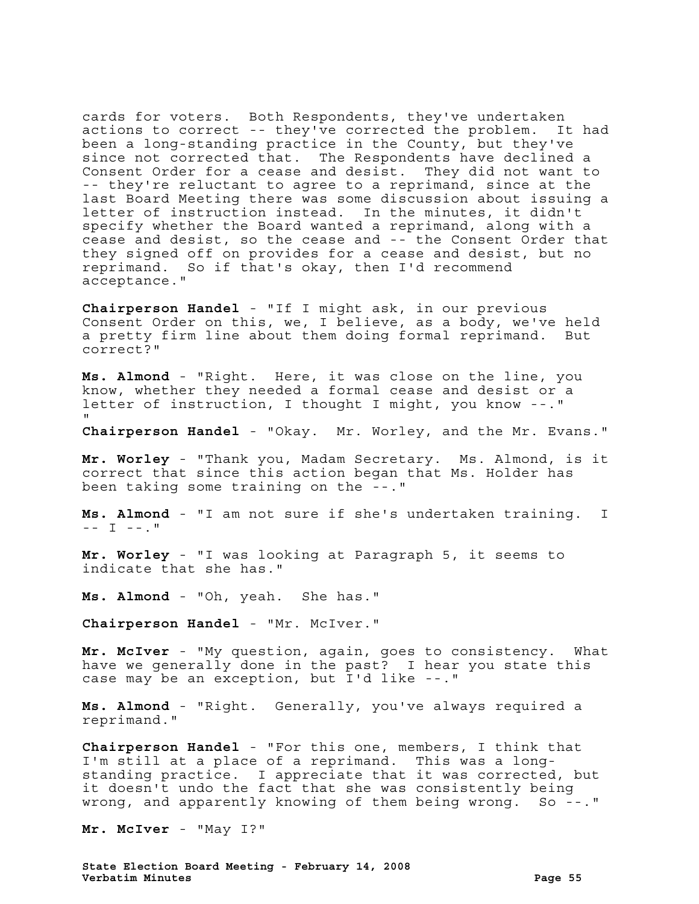cards for voters. Both Respondents, they've undertaken actions to correct -- they've corrected the problem. It had been a long-standing practice in the County, but they've since not corrected that. The Respondents have declined a Consent Order for a cease and desist. They did not want to -- they're reluctant to agree to a reprimand, since at the last Board Meeting there was some discussion about issuing a letter of instruction instead. In the minutes, it didn't specify whether the Board wanted a reprimand, along with a cease and desist, so the cease and -- the Consent Order that they signed off on provides for a cease and desist, but no reprimand. So if that's okay, then I'd recommend acceptance."

**Chairperson Handel** - "If I might ask, in our previous Consent Order on this, we, I believe, as a body, we've held a pretty firm line about them doing formal reprimand. But correct?"

**Ms. Almond** - "Right. Here, it was close on the line, you know, whether they needed a formal cease and desist or a letter of instruction, I thought I might, you know --."
"

**Chairperson Handel** - "Okay. Mr. Worley, and the Mr. Evans."

**Mr. Worley** - "Thank you, Madam Secretary. Ms. Almond, is it correct that since this action began that Ms. Holder has been taking some training on the --."

**Ms. Almond** - "I am not sure if she's undertaken training. I -- I --."

**Mr. Worley** - "I was looking at Paragraph 5, it seems to indicate that she has."

**Ms. Almond** - "Oh, yeah. She has."

**Chairperson Handel** - "Mr. McIver."

**Mr. McIver** - "My question, again, goes to consistency. What have we generally done in the past? I hear you state this case may be an exception, but I'd like --."

**Ms. Almond** - "Right. Generally, you've always required a reprimand."

**Chairperson Handel** - "For this one, members, I think that I'm still at a place of a reprimand. This was a long-standing practice. I appreciate that it was corrected, but it doesn't undo the fact that she was consistently being wrong, and apparently knowing of them being wrong. So --."

**Mr. McIver** - "May I?"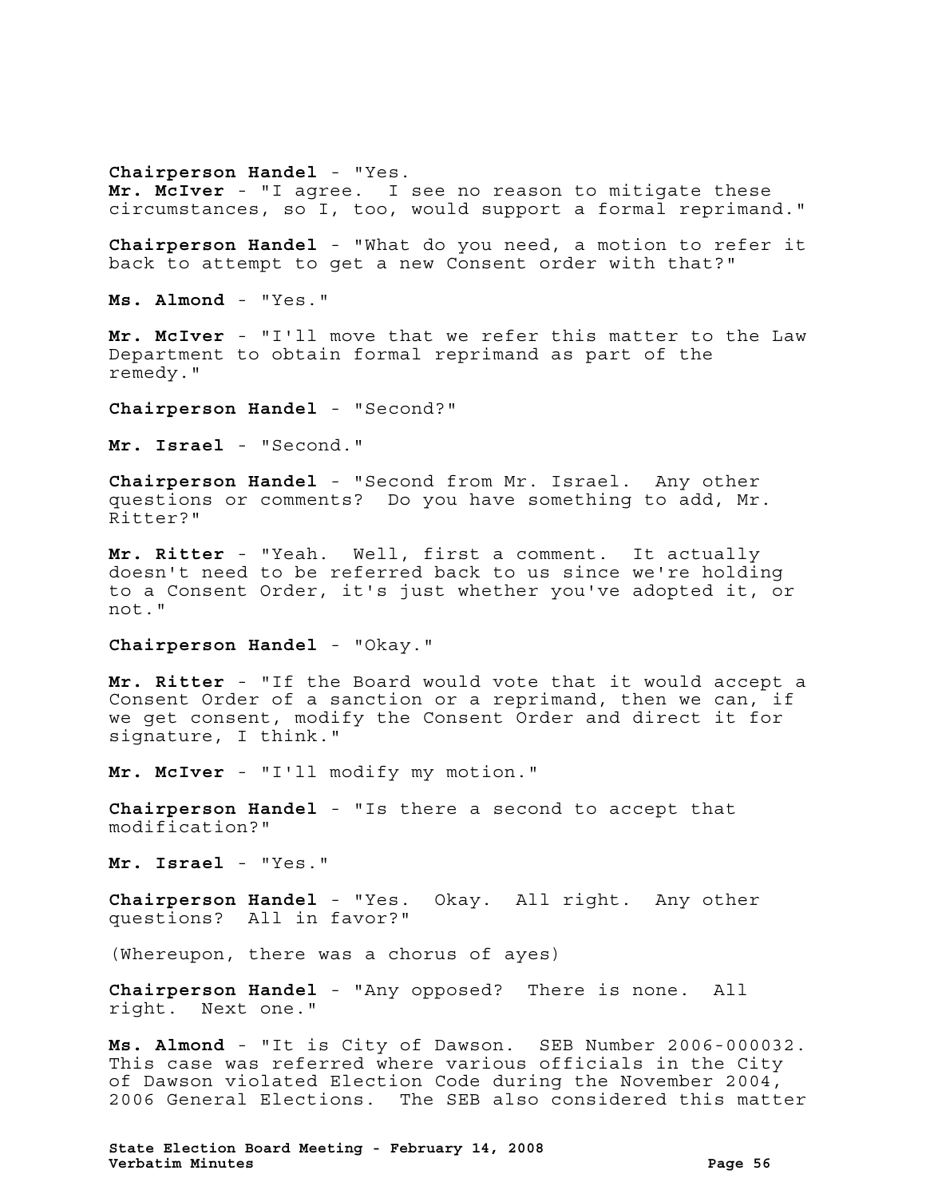**Chairperson Handel** - "Yes.
**Mr. McIver** - "I agree. I see no reason to mitigate these circumstances, so I, too, would support a formal reprimand."

**Chairperson Handel** - "What do you need, a motion to refer it back to attempt to get a new Consent order with that?"

**Ms. Almond** - "Yes."

**Mr. McIver** - "I'll move that we refer this matter to the Law Department to obtain formal reprimand as part of the remedy."

**Chairperson Handel** - "Second?"

**Mr. Israel** - "Second."

**Chairperson Handel** - "Second from Mr. Israel. Any other questions or comments? Do you have something to add, Mr. Ritter?"

**Mr. Ritter** - "Yeah. Well, first a comment. It actually doesn't need to be referred back to us since we're holding to a Consent Order, it's just whether you've adopted it, or not."

**Chairperson Handel** - "Okay."

**Mr. Ritter** - "If the Board would vote that it would accept a Consent Order of a sanction or a reprimand, then we can, if we get consent, modify the Consent Order and direct it for signature, I think."

**Mr. McIver** - "I'll modify my motion."

**Chairperson Handel** - "Is there a second to accept that modification?"

**Mr. Israel** - "Yes."

**Chairperson Handel** - "Yes. Okay. All right. Any other questions? All in favor?"

(Whereupon, there was a chorus of ayes)

**Chairperson Handel** - "Any opposed? There is none. All right. Next one."

**Ms. Almond** - "It is City of Dawson. SEB Number 2006-000032. This case was referred where various officials in the City of Dawson violated Election Code during the November 2004, 2006 General Elections. The SEB also considered this matter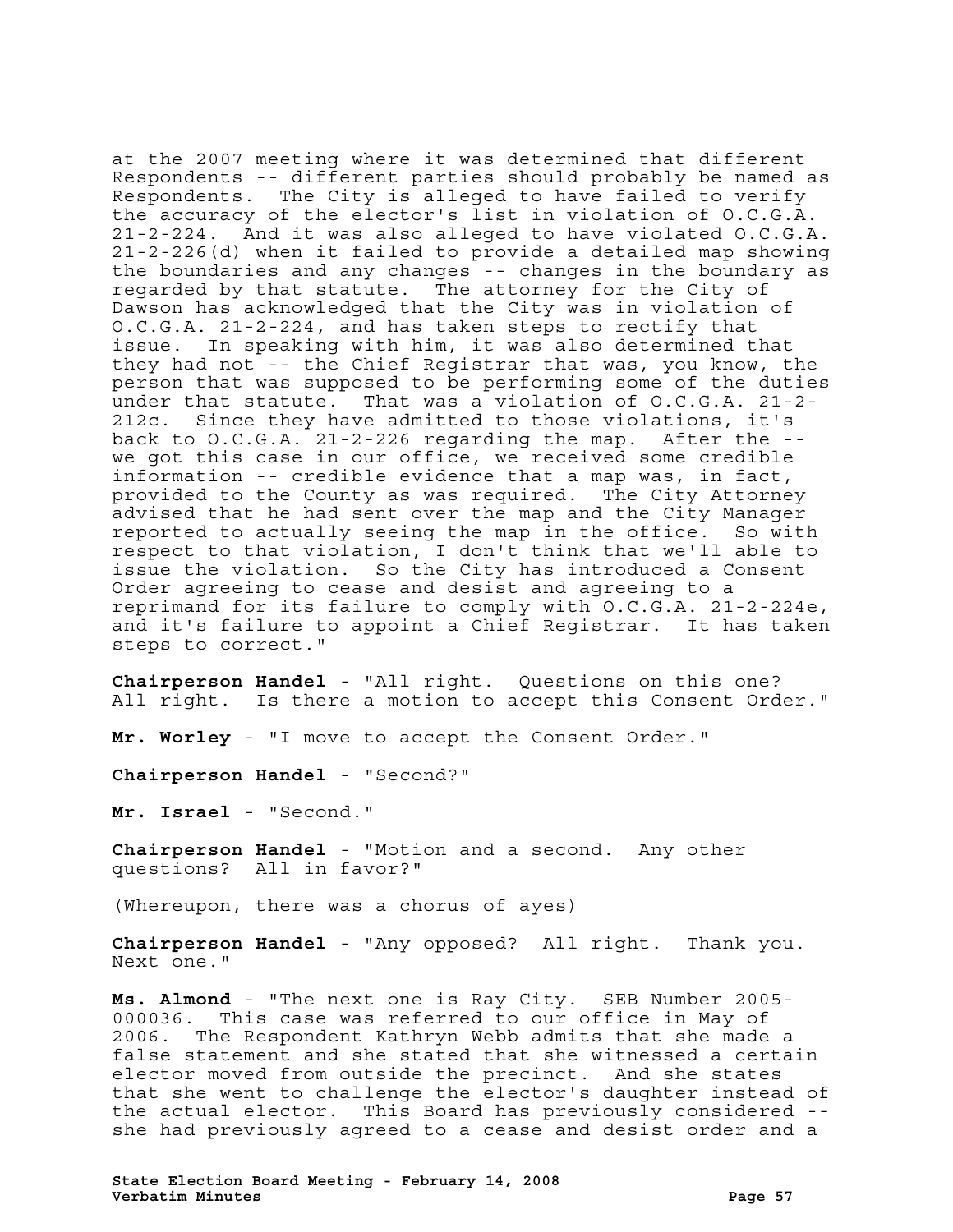at the 2007 meeting where it was determined that different Respondents -- different parties should probably be named as Respondents. The City is alleged to have failed to verify the accuracy of the elector's list in violation of O.C.G.A. 21-2-224. And it was also alleged to have violated O.C.G.A. 21-2-226(d) when it failed to provide a detailed map showing the boundaries and any changes -- changes in the boundary as regarded by that statute. The attorney for the City of Dawson has acknowledged that the City was in violation of O.C.G.A. 21-2-224, and has taken steps to rectify that issue. In speaking with him, it was also determined that they had not -- the Chief Registrar that was, you know, the person that was supposed to be performing some of the duties under that statute. That was a violation of O.C.G.A. 21-2-212c. Since they have admitted to those violations, it's back to O.C.G.A. 21-2-226 regarding the map. After the -- we got this case in our office, we received some credible information -- credible evidence that a map was, in fact, provided to the County as was required. The City Attorney advised that he had sent over the map and the City Manager reported to actually seeing the map in the office. So with respect to that violation, I don't think that we'll able to issue the violation. So the City has introduced a Consent Order agreeing to cease and desist and agreeing to a reprimand for its failure to comply with O.C.G.A. 21-2-224e, and it's failure to appoint a Chief Registrar. It has taken steps to correct."

**Chairperson Handel** - "All right. Questions on this one? All right. Is there a motion to accept this Consent Order."

**Mr. Worley** - "I move to accept the Consent Order."

**Chairperson Handel** - "Second?"

**Mr. Israel** - "Second."

**Chairperson Handel** - "Motion and a second. Any other questions? All in favor?"

(Whereupon, there was a chorus of ayes)

**Chairperson Handel** - "Any opposed? All right. Thank you. Next one."

**Ms. Almond** - "The next one is Ray City. SEB Number 2005-000036. This case was referred to our office in May of 2006. The Respondent Kathryn Webb admits that she made a false statement and she stated that she witnessed a certain elector moved from outside the precinct. And she states that she went to challenge the elector's daughter instead of the actual elector. This Board has previously considered -- she had previously agreed to a cease and desist order and a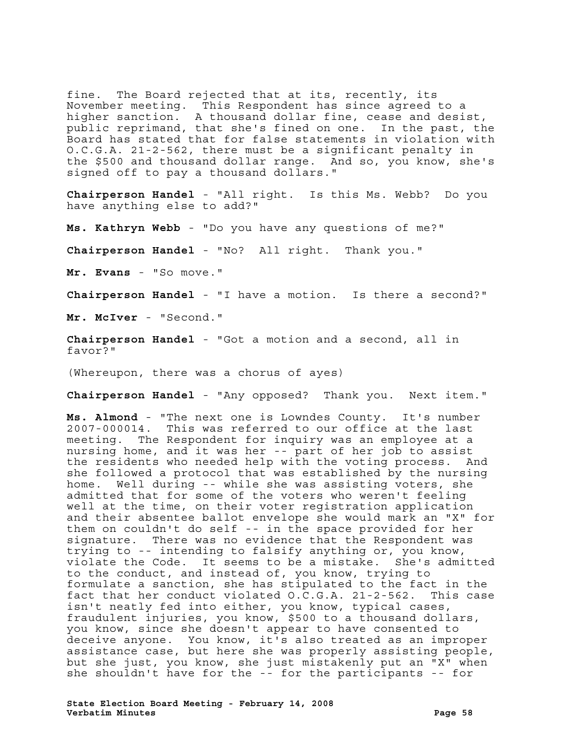fine. The Board rejected that at its, recently, its November meeting. This Respondent has since agreed to a higher sanction. A thousand dollar fine, cease and desist, public reprimand, that she's fined on one. In the past, the Board has stated that for false statements in violation with O.C.G.A. 21-2-562, there must be a significant penalty in the $500 and thousand dollar range. And so, you know, she's signed off to pay a thousand dollars."

**Chairperson Handel** - "All right. Is this Ms. Webb? Do you have anything else to add?"

**Ms. Kathryn Webb** - "Do you have any questions of me?"

**Chairperson Handel** - "No? All right. Thank you."

**Mr. Evans** - "So move."

**Chairperson Handel** - "I have a motion. Is there a second?"

**Mr. McIver** - "Second."

**Chairperson Handel** - "Got a motion and a second, all in favor?"

(Whereupon, there was a chorus of ayes)

**Chairperson Handel** - "Any opposed? Thank you. Next item."

**Ms. Almond** - "The next one is Lowndes County. It's number 2007-000014. This was referred to our office at the last meeting. The Respondent for inquiry was an employee at a nursing home, and it was her -- part of her job to assist the residents who needed help with the voting process. And she followed a protocol that was established by the nursing home. Well during -- while she was assisting voters, she admitted that for some of the voters who weren't feeling well at the time, on their voter registration application and their absentee ballot envelope she would mark an "X" for them on couldn't do self -- in the space provided for her signature. There was no evidence that the Respondent was trying to -- intending to falsify anything or, you know, violate the Code. It seems to be a mistake. She's admitted to the conduct, and instead of, you know, trying to formulate a sanction, she has stipulated to the fact in the fact that her conduct violated O.C.G.A. 21-2-562. This case isn't neatly fed into either, you know, typical cases, fraudulent injuries, you know, $500 to a thousand dollars, you know, since she doesn't appear to have consented to deceive anyone. You know, it's also treated as an improper assistance case, but here she was properly assisting people, but she just, you know, she just mistakenly put an "X" when she shouldn't have for the -- for the participants -- for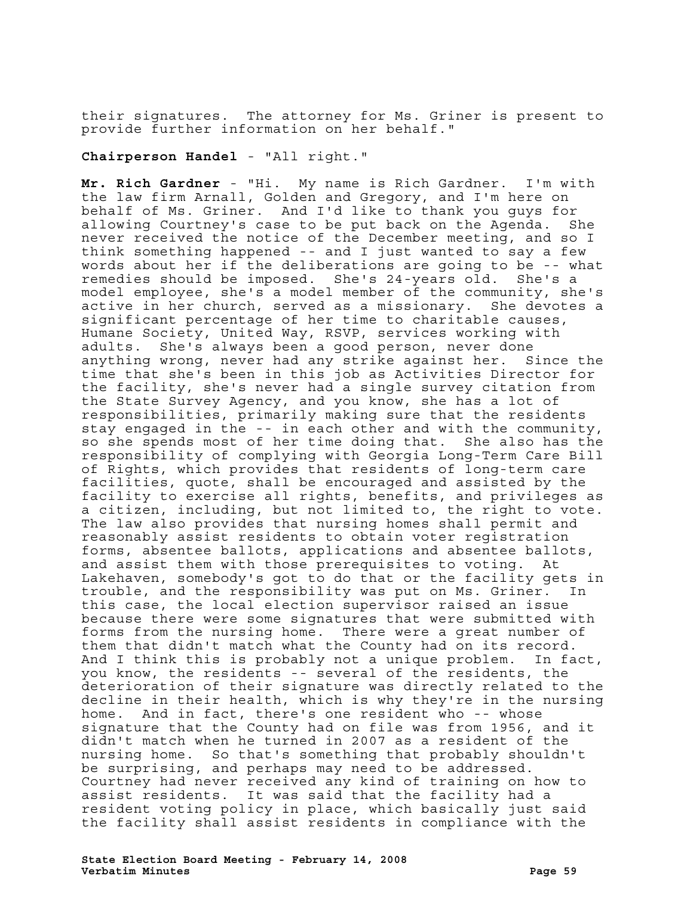their signatures. The attorney for Ms. Griner is present to provide further information on her behalf."

**Chairperson Handel** - "All right."

**Mr. Rich Gardner** - "Hi. My name is Rich Gardner. I'm with the law firm Arnall, Golden and Gregory, and I'm here on behalf of Ms. Griner. And I'd like to thank you guys for allowing Courtney's case to be put back on the Agenda. She never received the notice of the December meeting, and so I think something happened -- and I just wanted to say a few words about her if the deliberations are going to be -- what remedies should be imposed. She's 24-years old. She's a model employee, she's a model member of the community, she's active in her church, served as a missionary. She devotes a significant percentage of her time to charitable causes, Humane Society, United Way, RSVP, services working with adults. She's always been a good person, never done anything wrong, never had any strike against her. Since the time that she's been in this job as Activities Director for the facility, she's never had a single survey citation from the State Survey Agency, and you know, she has a lot of responsibilities, primarily making sure that the residents stay engaged in the -- in each other and with the community, so she spends most of her time doing that. She also has the responsibility of complying with Georgia Long-Term Care Bill of Rights, which provides that residents of long-term care facilities, quote, shall be encouraged and assisted by the facility to exercise all rights, benefits, and privileges as a citizen, including, but not limited to, the right to vote. The law also provides that nursing homes shall permit and reasonably assist residents to obtain voter registration forms, absentee ballots, applications and absentee ballots, and assist them with those prerequisites to voting. At Lakehaven, somebody's got to do that or the facility gets in trouble, and the responsibility was put on Ms. Griner. In this case, the local election supervisor raised an issue because there were some signatures that were submitted with forms from the nursing home. There were a great number of them that didn't match what the County had on its record. And I think this is probably not a unique problem. In fact, you know, the residents -- several of the residents, the deterioration of their signature was directly related to the decline in their health, which is why they're in the nursing home. And in fact, there's one resident who -- whose signature that the County had on file was from 1956, and it didn't match when he turned in 2007 as a resident of the nursing home. So that's something that probably shouldn't be surprising, and perhaps may need to be addressed. Courtney had never received any kind of training on how to assist residents. It was said that the facility had a resident voting policy in place, which basically just said the facility shall assist residents in compliance with the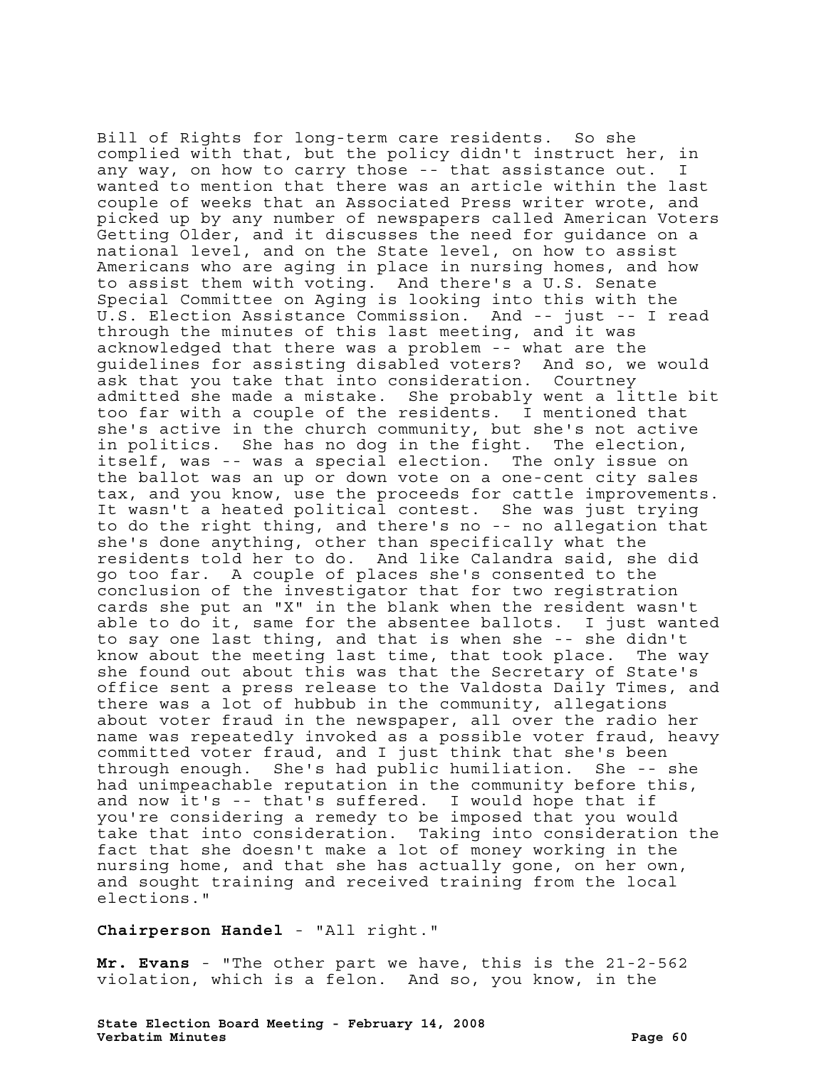Bill of Rights for long-term care residents. So she complied with that, but the policy didn't instruct her, in any way, on how to carry those -- that assistance out. I wanted to mention that there was an article within the last couple of weeks that an Associated Press writer wrote, and picked up by any number of newspapers called American Voters Getting Older, and it discusses the need for guidance on a national level, and on the State level, on how to assist Americans who are aging in place in nursing homes, and how to assist them with voting. And there's a U.S. Senate Special Committee on Aging is looking into this with the U.S. Election Assistance Commission. And -- just -- I read through the minutes of this last meeting, and it was acknowledged that there was a problem -- what are the guidelines for assisting disabled voters? And so, we would ask that you take that into consideration. Courtney admitted she made a mistake. She probably went a little bit too far with a couple of the residents. I mentioned that she's active in the church community, but she's not active in politics. She has no dog in the fight. The election, itself, was -- was a special election. The only issue on the ballot was an up or down vote on a one-cent city sales tax, and you know, use the proceeds for cattle improvements. It wasn't a heated political contest. She was just trying to do the right thing, and there's no -- no allegation that she's done anything, other than specifically what the residents told her to do. And like Calandra said, she did go too far. A couple of places she's consented to the conclusion of the investigator that for two registration cards she put an "X" in the blank when the resident wasn't able to do it, same for the absentee ballots. I just wanted to say one last thing, and that is when she -- she didn't know about the meeting last time, that took place. The way she found out about this was that the Secretary of State's office sent a press release to the Valdosta Daily Times, and there was a lot of hubbub in the community, allegations about voter fraud in the newspaper, all over the radio her name was repeatedly invoked as a possible voter fraud, heavy committed voter fraud, and I just think that she's been through enough. She's had public humiliation. She -- she had unimpeachable reputation in the community before this, and now it's -- that's suffered. I would hope that if you're considering a remedy to be imposed that you would take that into consideration. Taking into consideration the fact that she doesn't make a lot of money working in the nursing home, and that she has actually gone, on her own, and sought training and received training from the local elections."

**Chairperson Handel** - "All right."

**Mr. Evans** - "The other part we have, this is the 21-2-562 violation, which is a felon. And so, you know, in the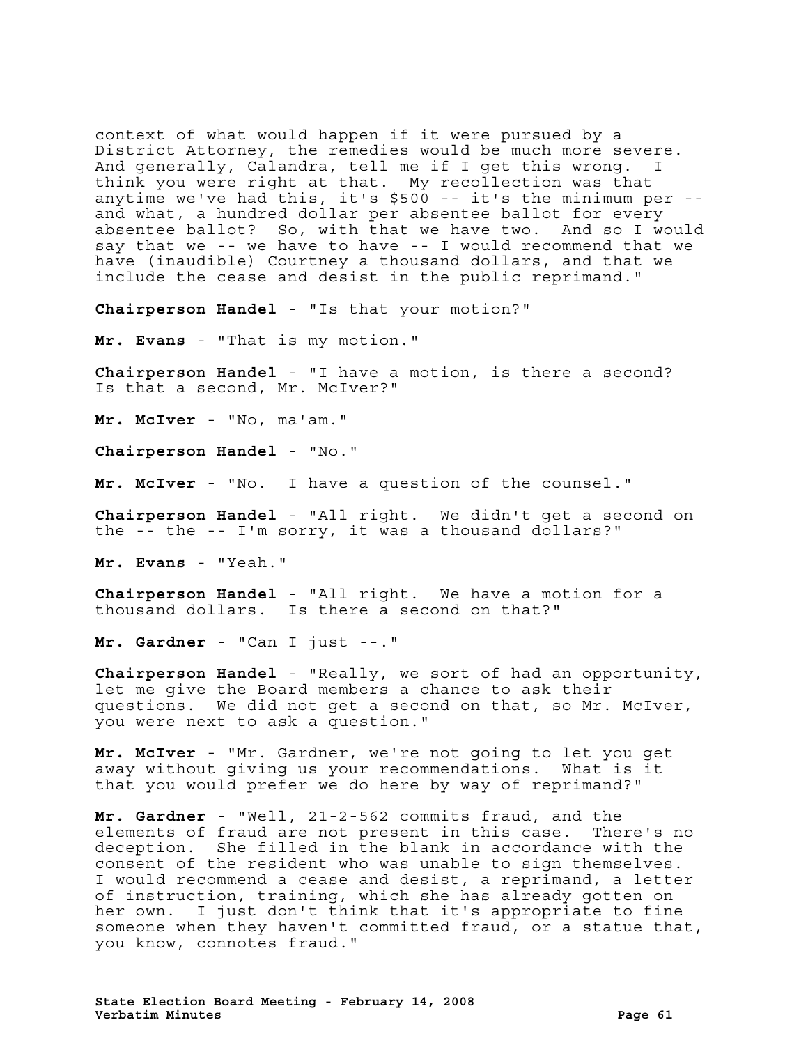context of what would happen if it were pursued by a District Attorney, the remedies would be much more severe. And generally, Calandra, tell me if I get this wrong. I think you were right at that. My recollection was that anytime we've had this, it's $500 -- it's the minimum per -- and what, a hundred dollar per absentee ballot for every absentee ballot? So, with that we have two. And so I would say that we -- we have to have -- I would recommend that we have (inaudible) Courtney a thousand dollars, and that we include the cease and desist in the public reprimand."

**Chairperson Handel** - "Is that your motion?"

**Mr. Evans** - "That is my motion."

**Chairperson Handel** - "I have a motion, is there a second? Is that a second, Mr. McIver?"

**Mr. McIver** - "No, ma'am."

**Chairperson Handel** - "No."

**Mr. McIver** - "No. I have a question of the counsel."

**Chairperson Handel** - "All right. We didn't get a second on the -- the -- I'm sorry, it was a thousand dollars?"

**Mr. Evans** - "Yeah."

**Chairperson Handel** - "All right. We have a motion for a thousand dollars. Is there a second on that?"

**Mr. Gardner** - "Can I just --."

**Chairperson Handel** - "Really, we sort of had an opportunity, let me give the Board members a chance to ask their questions. We did not get a second on that, so Mr. McIver, you were next to ask a question."

**Mr. McIver** - "Mr. Gardner, we're not going to let you get away without giving us your recommendations. What is it that you would prefer we do here by way of reprimand?"

**Mr. Gardner** - "Well, 21-2-562 commits fraud, and the elements of fraud are not present in this case. There's no deception. She filled in the blank in accordance with the consent of the resident who was unable to sign themselves. I would recommend a cease and desist, a reprimand, a letter of instruction, training, which she has already gotten on her own. I just don't think that it's appropriate to fine someone when they haven't committed fraud, or a statue that, you know, connotes fraud."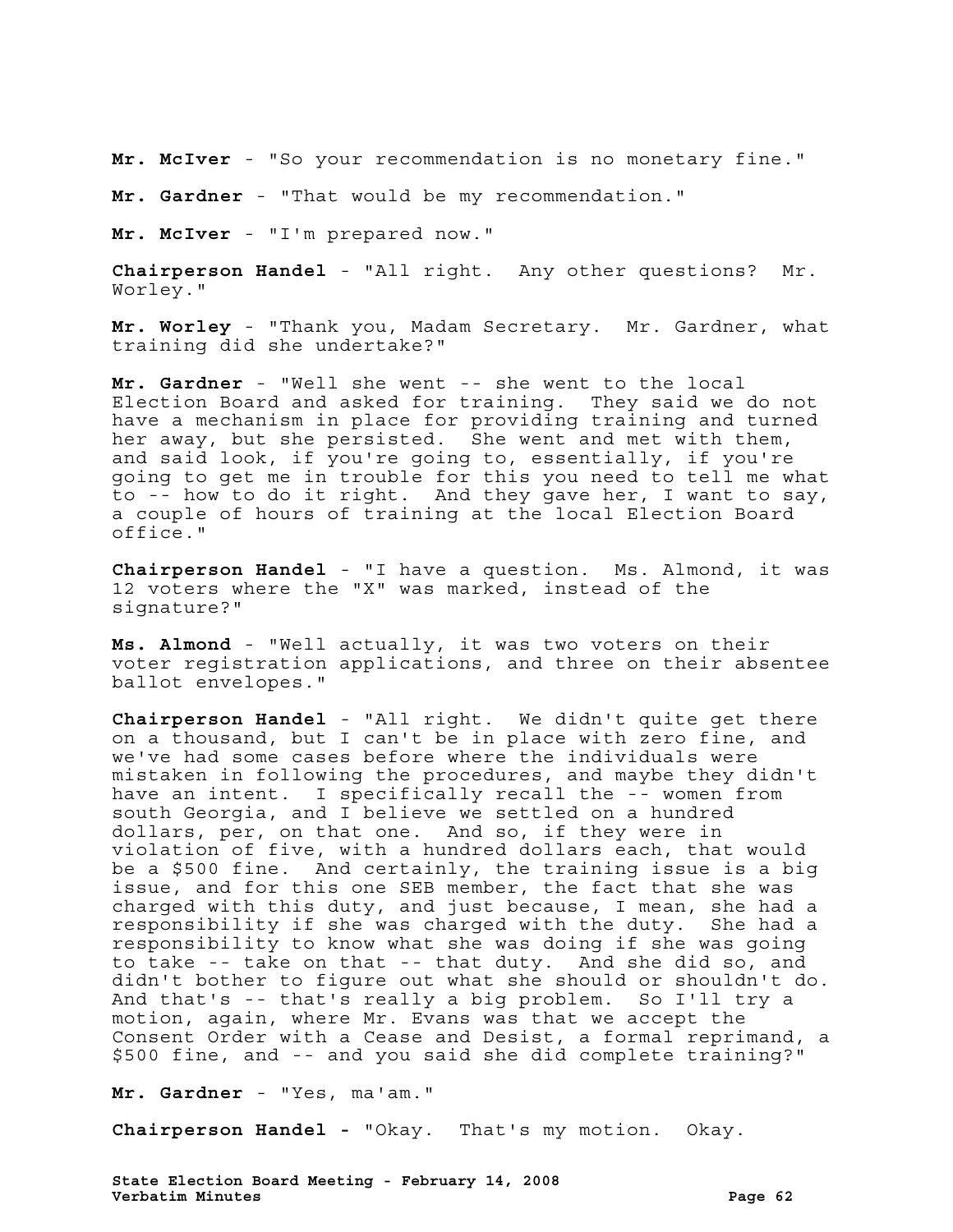**Mr. McIver** - "So your recommendation is no monetary fine."

**Mr. Gardner** - "That would be my recommendation."

**Mr. McIver** - "I'm prepared now."

**Chairperson Handel** - "All right. Any other questions? Mr. Worley."

**Mr. Worley** - "Thank you, Madam Secretary. Mr. Gardner, what training did she undertake?"

**Mr. Gardner** - "Well she went -- she went to the local Election Board and asked for training. They said we do not have a mechanism in place for providing training and turned her away, but she persisted. She went and met with them, and said look, if you're going to, essentially, if you're going to get me in trouble for this you need to tell me what to -- how to do it right. And they gave her, I want to say, a couple of hours of training at the local Election Board office."

**Chairperson Handel** - "I have a question. Ms. Almond, it was 12 voters where the "X" was marked, instead of the signature?"

**Ms. Almond** - "Well actually, it was two voters on their voter registration applications, and three on their absentee ballot envelopes."

**Chairperson Handel** - "All right. We didn't quite get there on a thousand, but I can't be in place with zero fine, and we've had some cases before where the individuals were mistaken in following the procedures, and maybe they didn't have an intent. I specifically recall the -- women from south Georgia, and I believe we settled on a hundred dollars, per, on that one. And so, if they were in violation of five, with a hundred dollars each, that would be a $500 fine. And certainly, the training issue is a big issue, and for this one SEB member, the fact that she was charged with this duty, and just because, I mean, she had a responsibility if she was charged with the duty. She had a responsibility to know what she was doing if she was going to take -- take on that -- that duty. And she did so, and didn't bother to figure out what she should or shouldn't do. And that's -- that's really a big problem. So I'll try a motion, again, where Mr. Evans was that we accept the Consent Order with a Cease and Desist, a formal reprimand, a $500 fine, and -- and you said she did complete training?"

**Mr. Gardner** - "Yes, ma'am."

**Chairperson Handel -** "Okay. That's my motion. Okay.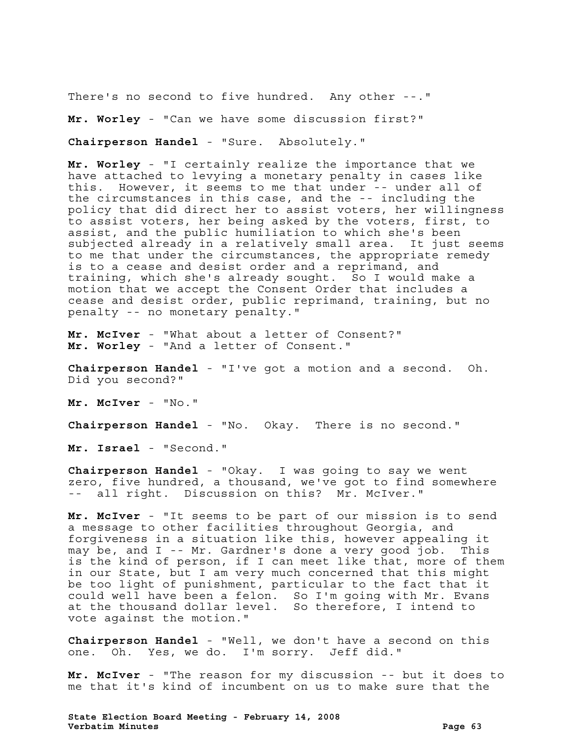There's no second to five hundred. Any other --."

**Mr. Worley** - "Can we have some discussion first?"

**Chairperson Handel** - "Sure. Absolutely."

**Mr. Worley** - "I certainly realize the importance that we have attached to levying a monetary penalty in cases like this. However, it seems to me that under -- under all of the circumstances in this case, and the -- including the policy that did direct her to assist voters, her willingness to assist voters, her being asked by the voters, first, to assist, and the public humiliation to which she's been subjected already in a relatively small area. It just seems to me that under the circumstances, the appropriate remedy is to a cease and desist order and a reprimand, and training, which she's already sought. So I would make a motion that we accept the Consent Order that includes a cease and desist order, public reprimand, training, but no penalty -- no monetary penalty."

**Mr. McIver** - "What about a letter of Consent?"
**Mr. Worley** - "And a letter of Consent."

**Chairperson Handel** - "I've got a motion and a second. Oh. Did you second?"

**Mr. McIver** - "No."

**Chairperson Handel** - "No. Okay. There is no second."

**Mr. Israel** - "Second."

**Chairperson Handel** - "Okay. I was going to say we went zero, five hundred, a thousand, we've got to find somewhere -- all right. Discussion on this? Mr. McIver."

**Mr. McIver** - "It seems to be part of our mission is to send a message to other facilities throughout Georgia, and forgiveness in a situation like this, however appealing it may be, and I -- Mr. Gardner's done a very good job. This is the kind of person, if I can meet like that, more of them in our State, but I am very much concerned that this might be too light of punishment, particular to the fact that it could well have been a felon. So I'm going with Mr. Evans at the thousand dollar level. So therefore, I intend to vote against the motion."

**Chairperson Handel** - "Well, we don't have a second on this one. Oh. Yes, we do. I'm sorry. Jeff did."

**Mr. McIver** - "The reason for my discussion -- but it does to me that it's kind of incumbent on us to make sure that the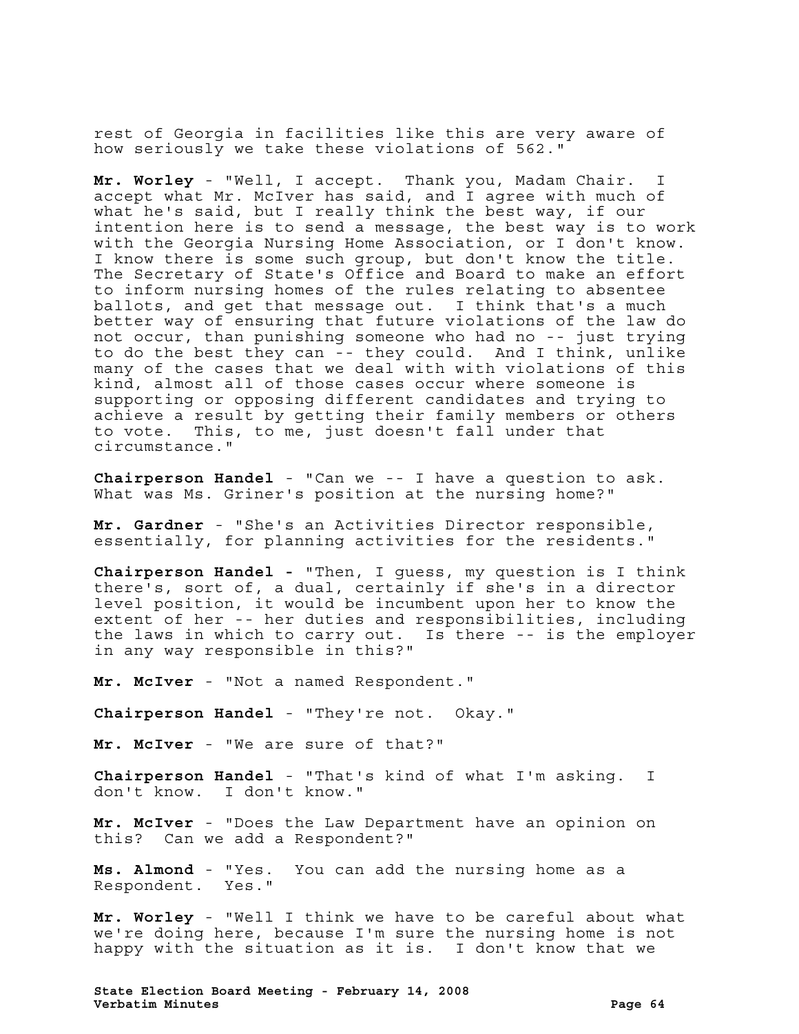rest of Georgia in facilities like this are very aware of how seriously we take these violations of 562."

**Mr. Worley** - "Well, I accept. Thank you, Madam Chair. I accept what Mr. McIver has said, and I agree with much of what he's said, but I really think the best way, if our intention here is to send a message, the best way is to work with the Georgia Nursing Home Association, or I don't know. I know there is some such group, but don't know the title. The Secretary of State's Office and Board to make an effort to inform nursing homes of the rules relating to absentee ballots, and get that message out. I think that's a much better way of ensuring that future violations of the law do not occur, than punishing someone who had no -- just trying to do the best they can -- they could. And I think, unlike many of the cases that we deal with with violations of this kind, almost all of those cases occur where someone is supporting or opposing different candidates and trying to achieve a result by getting their family members or others to vote. This, to me, just doesn't fall under that circumstance."

**Chairperson Handel** - "Can we -- I have a question to ask. What was Ms. Griner's position at the nursing home?"

**Mr. Gardner** - "She's an Activities Director responsible, essentially, for planning activities for the residents."

**Chairperson Handel -** "Then, I guess, my question is I think there's, sort of, a dual, certainly if she's in a director level position, it would be incumbent upon her to know the extent of her -- her duties and responsibilities, including the laws in which to carry out. Is there -- is the employer in any way responsible in this?"

**Mr. McIver** - "Not a named Respondent."

**Chairperson Handel** - "They're not. Okay."

**Mr. McIver** - "We are sure of that?"

**Chairperson Handel** - "That's kind of what I'm asking. I don't know. I don't know."

**Mr. McIver** - "Does the Law Department have an opinion on this? Can we add a Respondent?"

**Ms. Almond** - "Yes. You can add the nursing home as a Respondent. Yes."

**Mr. Worley** - "Well I think we have to be careful about what we're doing here, because I'm sure the nursing home is not happy with the situation as it is. I don't know that we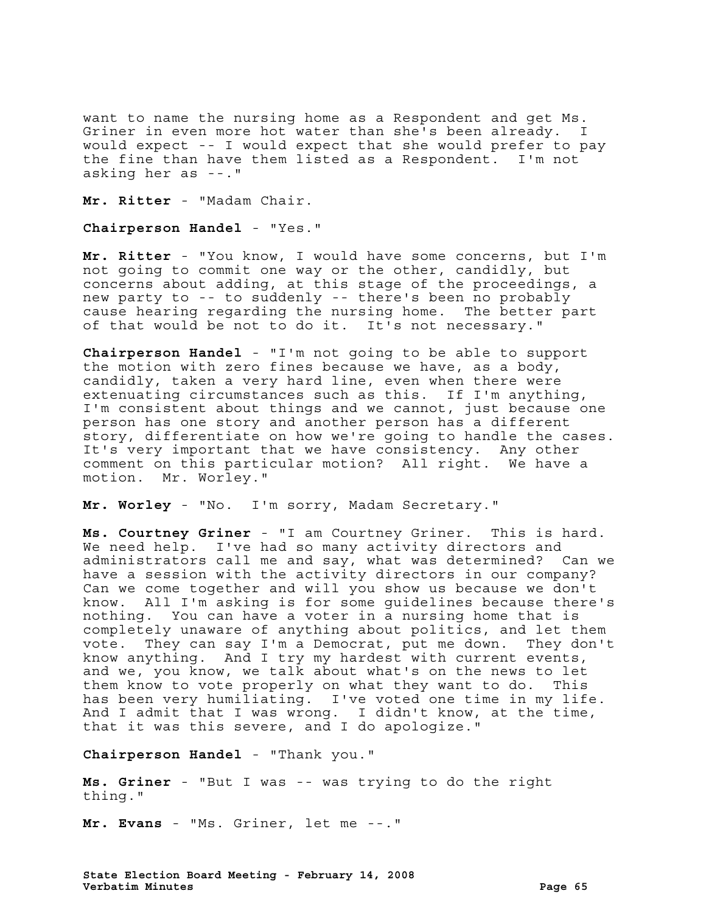want to name the nursing home as a Respondent and get Ms. Griner in even more hot water than she's been already. I would expect -- I would expect that she would prefer to pay the fine than have them listed as a Respondent. I'm not asking her as --."

**Mr. Ritter** - "Madam Chair.

**Chairperson Handel** - "Yes."

**Mr. Ritter** - "You know, I would have some concerns, but I'm not going to commit one way or the other, candidly, but concerns about adding, at this stage of the proceedings, a new party to -- to suddenly -- there's been no probably cause hearing regarding the nursing home. The better part of that would be not to do it. It's not necessary."

**Chairperson Handel** - "I'm not going to be able to support the motion with zero fines because we have, as a body, candidly, taken a very hard line, even when there were extenuating circumstances such as this. If I'm anything, I'm consistent about things and we cannot, just because one person has one story and another person has a different story, differentiate on how we're going to handle the cases. It's very important that we have consistency. Any other comment on this particular motion? All right. We have a motion. Mr. Worley."

**Mr. Worley** - "No. I'm sorry, Madam Secretary."

**Ms. Courtney Griner** - "I am Courtney Griner. This is hard. We need help. I've had so many activity directors and administrators call me and say, what was determined? Can we have a session with the activity directors in our company? Can we come together and will you show us because we don't know. All I'm asking is for some guidelines because there's nothing. You can have a voter in a nursing home that is completely unaware of anything about politics, and let them vote. They can say I'm a Democrat, put me down. They don't know anything. And I try my hardest with current events, and we, you know, we talk about what's on the news to let them know to vote properly on what they want to do. This has been very humiliating. I've voted one time in my life. And I admit that I was wrong. I didn't know, at the time, that it was this severe, and I do apologize."

**Chairperson Handel** - "Thank you."

**Ms. Griner** - "But I was -- was trying to do the right thing."

**Mr. Evans** - "Ms. Griner, let me --."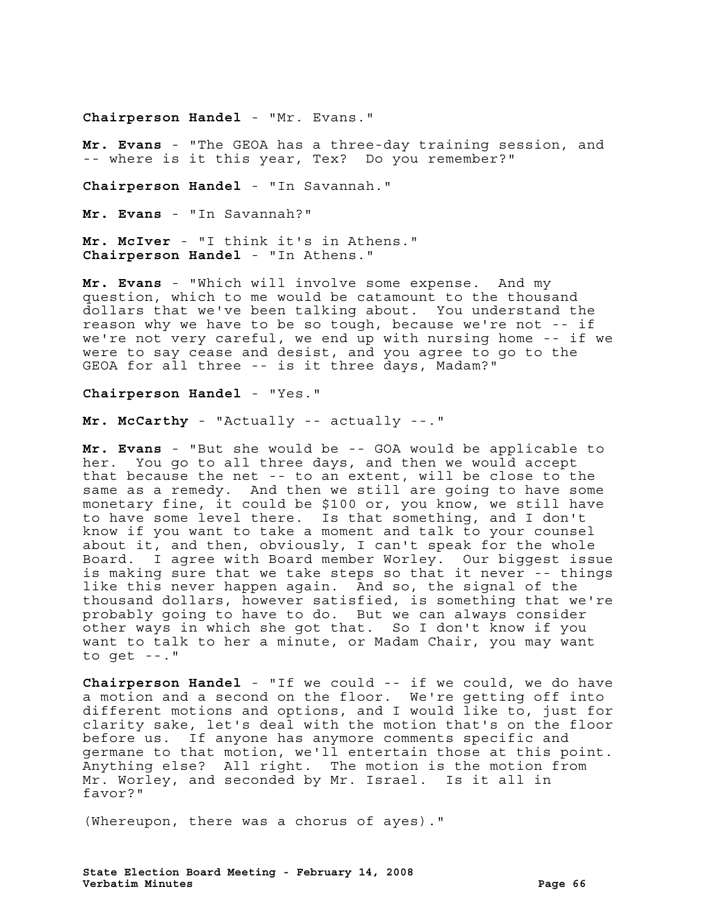**Chairperson Handel** - "Mr. Evans."

**Mr. Evans** - "The GEOA has a three-day training session, and -- where is it this year, Tex? Do you remember?"

**Chairperson Handel** - "In Savannah."

**Mr. Evans** - "In Savannah?"

**Mr. McIver** - "I think it's in Athens."
**Chairperson Handel** - "In Athens."

**Mr. Evans** - "Which will involve some expense. And my question, which to me would be catamount to the thousand dollars that we've been talking about. You understand the reason why we have to be so tough, because we're not -- if we're not very careful, we end up with nursing home -- if we were to say cease and desist, and you agree to go to the GEOA for all three -- is it three days, Madam?"

**Chairperson Handel** - "Yes."

**Mr. McCarthy** - "Actually -- actually --."

**Mr. Evans** - "But she would be -- GOA would be applicable to her. You go to all three days, and then we would accept that because the net -- to an extent, will be close to the same as a remedy. And then we still are going to have some monetary fine, it could be $100 or, you know, we still have to have some level there. Is that something, and I don't know if you want to take a moment and talk to your counsel about it, and then, obviously, I can't speak for the whole Board. I agree with Board member Worley. Our biggest issue is making sure that we take steps so that it never -- things like this never happen again. And so, the signal of the thousand dollars, however satisfied, is something that we're probably going to have to do. But we can always consider other ways in which she got that. So I don't know if you want to talk to her a minute, or Madam Chair, you may want to get --."

**Chairperson Handel** - "If we could -- if we could, we do have a motion and a second on the floor. We're getting off into different motions and options, and I would like to, just for clarity sake, let's deal with the motion that's on the floor before us. If anyone has anymore comments specific and germane to that motion, we'll entertain those at this point. Anything else? All right. The motion is the motion from Mr. Worley, and seconded by Mr. Israel. Is it all in favor?"

(Whereupon, there was a chorus of ayes)."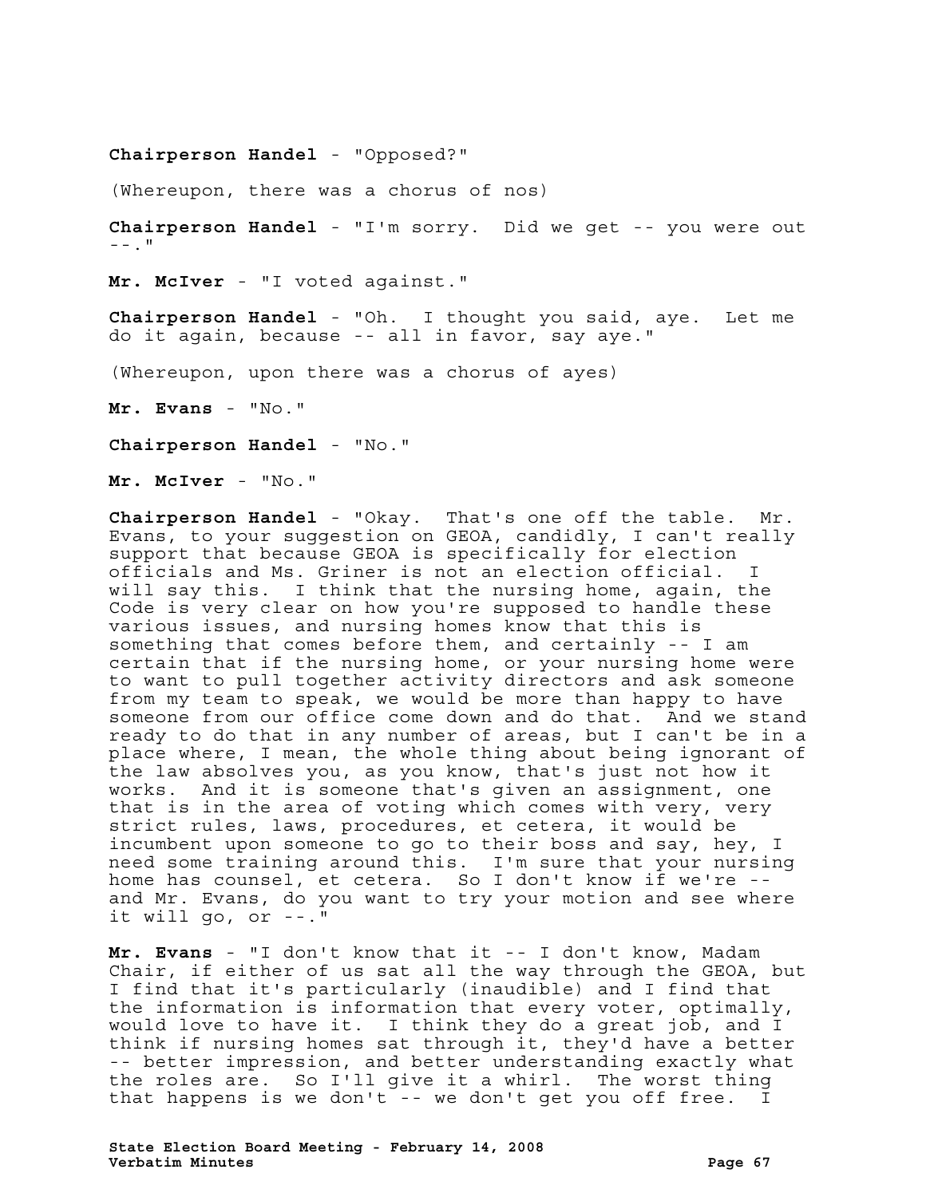**Chairperson Handel** - "Opposed?"

(Whereupon, there was a chorus of nos)

**Chairperson Handel** - "I'm sorry. Did we get -- you were out --."

**Mr. McIver** - "I voted against."

**Chairperson Handel** - "Oh. I thought you said, aye. Let me do it again, because -- all in favor, say aye."

(Whereupon, upon there was a chorus of ayes)

**Mr. Evans** - "No."

**Chairperson Handel** - "No."

**Mr. McIver** - "No."

**Chairperson Handel** - "Okay. That's one off the table. Mr. Evans, to your suggestion on GEOA, candidly, I can't really support that because GEOA is specifically for election officials and Ms. Griner is not an election official. I will say this. I think that the nursing home, again, the Code is very clear on how you're supposed to handle these various issues, and nursing homes know that this is something that comes before them, and certainly -- I am certain that if the nursing home, or your nursing home were to want to pull together activity directors and ask someone from my team to speak, we would be more than happy to have someone from our office come down and do that. And we stand ready to do that in any number of areas, but I can't be in a place where, I mean, the whole thing about being ignorant of the law absolves you, as you know, that's just not how it works. And it is someone that's given an assignment, one that is in the area of voting which comes with very, very strict rules, laws, procedures, et cetera, it would be incumbent upon someone to go to their boss and say, hey, I need some training around this. I'm sure that your nursing home has counsel, et cetera. So I don't know if we're -- and Mr. Evans, do you want to try your motion and see where it will go, or --."

**Mr. Evans** - "I don't know that it -- I don't know, Madam Chair, if either of us sat all the way through the GEOA, but I find that it's particularly (inaudible) and I find that the information is information that every voter, optimally, would love to have it. I think they do a great job, and I think if nursing homes sat through it, they'd have a better -- better impression, and better understanding exactly what the roles are. So I'll give it a whirl. The worst thing that happens is we don't -- we don't get you off free. I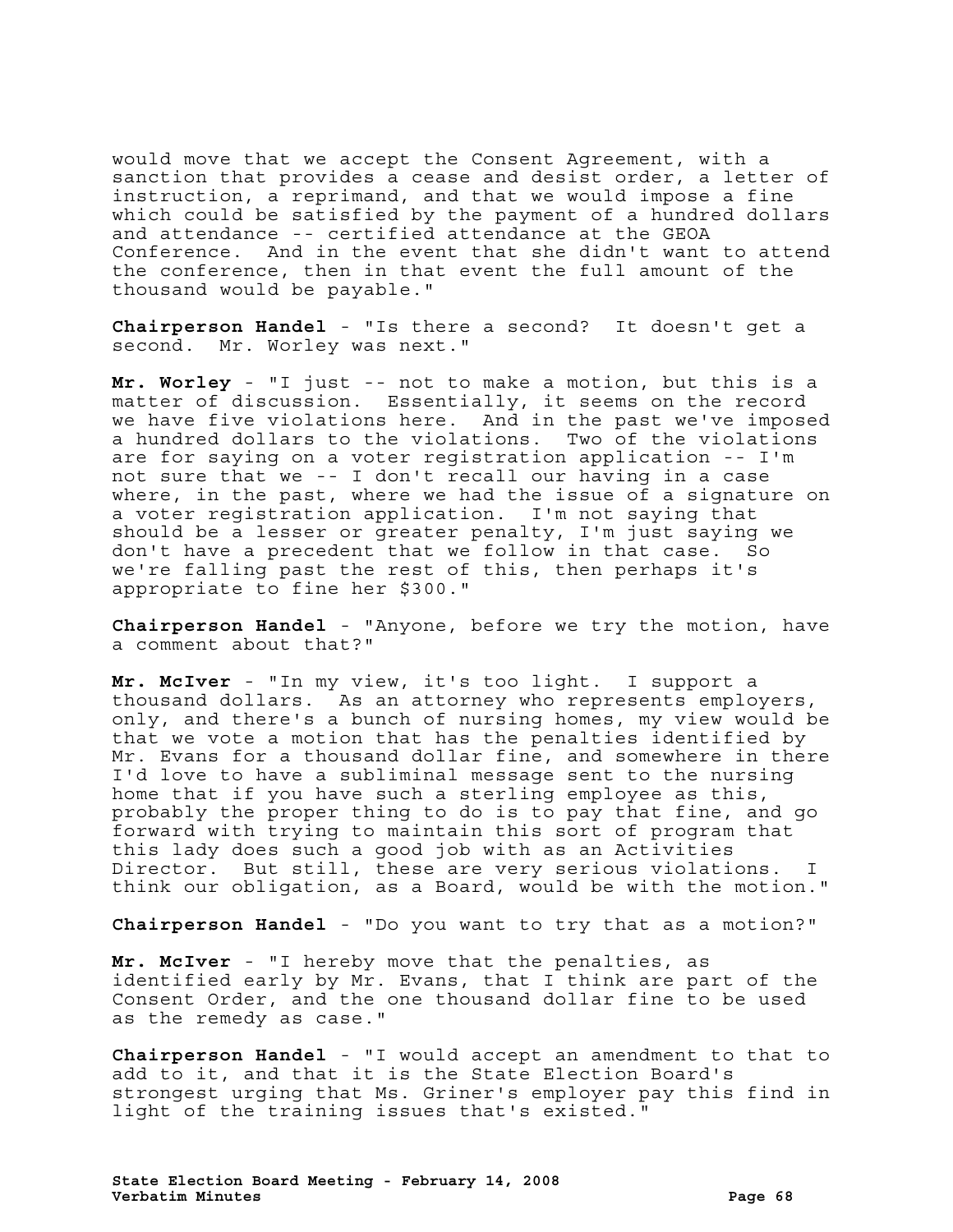would move that we accept the Consent Agreement, with a sanction that provides a cease and desist order, a letter of instruction, a reprimand, and that we would impose a fine which could be satisfied by the payment of a hundred dollars and attendance -- certified attendance at the GEOA Conference. And in the event that she didn't want to attend the conference, then in that event the full amount of the thousand would be payable."

**Chairperson Handel** - "Is there a second? It doesn't get a second. Mr. Worley was next."

**Mr. Worley** - "I just -- not to make a motion, but this is a matter of discussion. Essentially, it seems on the record we have five violations here. And in the past we've imposed a hundred dollars to the violations. Two of the violations are for saying on a voter registration application -- I'm not sure that we -- I don't recall our having in a case where, in the past, where we had the issue of a signature on a voter registration application. I'm not saying that should be a lesser or greater penalty, I'm just saying we don't have a precedent that we follow in that case. So we're falling past the rest of this, then perhaps it's appropriate to fine her $300."

**Chairperson Handel** - "Anyone, before we try the motion, have a comment about that?"

**Mr. McIver** - "In my view, it's too light. I support a thousand dollars. As an attorney who represents employers, only, and there's a bunch of nursing homes, my view would be that we vote a motion that has the penalties identified by Mr. Evans for a thousand dollar fine, and somewhere in there I'd love to have a subliminal message sent to the nursing home that if you have such a sterling employee as this, probably the proper thing to do is to pay that fine, and go forward with trying to maintain this sort of program that this lady does such a good job with as an Activities Director. But still, these are very serious violations. I think our obligation, as a Board, would be with the motion."

**Chairperson Handel** - "Do you want to try that as a motion?"

**Mr. McIver** - "I hereby move that the penalties, as identified early by Mr. Evans, that I think are part of the Consent Order, and the one thousand dollar fine to be used as the remedy as case."

**Chairperson Handel** - "I would accept an amendment to that to add to it, and that it is the State Election Board's strongest urging that Ms. Griner's employer pay this find in light of the training issues that's existed."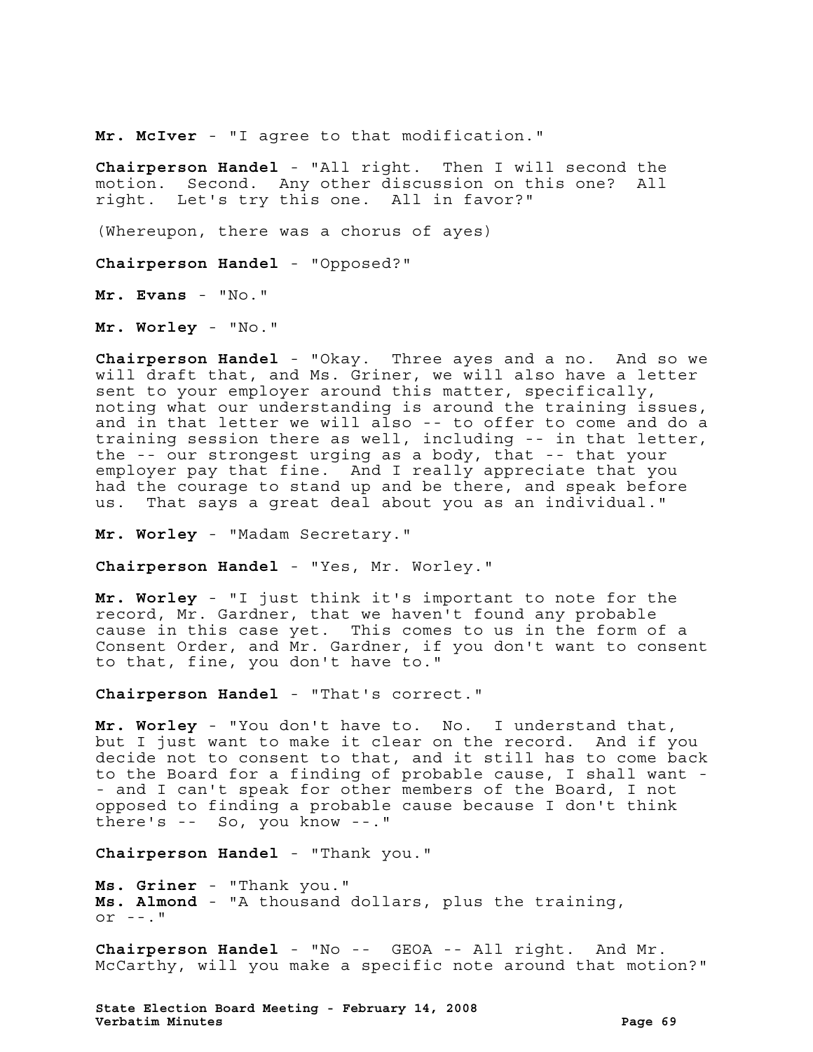**Mr. McIver** - "I agree to that modification."

**Chairperson Handel** - "All right. Then I will second the motion. Second. Any other discussion on this one? All right. Let's try this one. All in favor?"

(Whereupon, there was a chorus of ayes)

**Chairperson Handel** - "Opposed?"

**Mr. Evans** - "No."

**Mr. Worley** - "No."

**Chairperson Handel** - "Okay. Three ayes and a no. And so we will draft that, and Ms. Griner, we will also have a letter sent to your employer around this matter, specifically, noting what our understanding is around the training issues, and in that letter we will also -- to offer to come and do a training session there as well, including -- in that letter, the -- our strongest urging as a body, that -- that your employer pay that fine. And I really appreciate that you had the courage to stand up and be there, and speak before us. That says a great deal about you as an individual."

**Mr. Worley** - "Madam Secretary."

**Chairperson Handel** - "Yes, Mr. Worley."

**Mr. Worley** - "I just think it's important to note for the record, Mr. Gardner, that we haven't found any probable cause in this case yet. This comes to us in the form of a Consent Order, and Mr. Gardner, if you don't want to consent to that, fine, you don't have to."

**Chairperson Handel** - "That's correct."

**Mr. Worley** - "You don't have to. No. I understand that, but I just want to make it clear on the record. And if you decide not to consent to that, and it still has to come back to the Board for a finding of probable cause, I shall want - - and I can't speak for other members of the Board, I not opposed to finding a probable cause because I don't think there's -- So, you know --."

**Chairperson Handel** - "Thank you."

**Ms. Griner** - "Thank you."
**Ms. Almond** - "A thousand dollars, plus the training, or --."

**Chairperson Handel** - "No -- GEOA -- All right. And Mr. McCarthy, will you make a specific note around that motion?"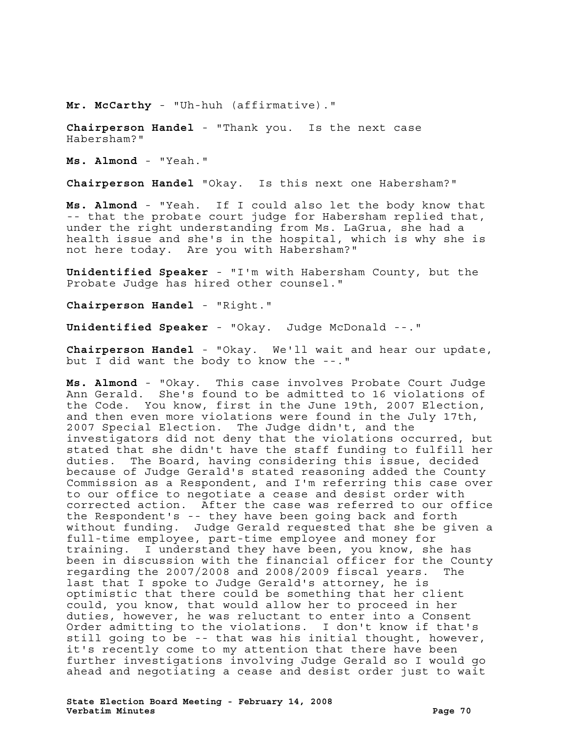**Mr. McCarthy** - "Uh-huh (affirmative)."

**Chairperson Handel** - "Thank you. Is the next case Habersham?"

**Ms. Almond** - "Yeah."

**Chairperson Handel** "Okay. Is this next one Habersham?"

**Ms. Almond** - "Yeah. If I could also let the body know that -- that the probate court judge for Habersham replied that, under the right understanding from Ms. LaGrua, she had a health issue and she's in the hospital, which is why she is not here today. Are you with Habersham?"

**Unidentified Speaker** - "I'm with Habersham County, but the Probate Judge has hired other counsel."

**Chairperson Handel** - "Right."

**Unidentified Speaker** - "Okay. Judge McDonald --."

**Chairperson Handel** - "Okay. We'll wait and hear our update, but I did want the body to know the --."

**Ms. Almond** - "Okay. This case involves Probate Court Judge Ann Gerald. She's found to be admitted to 16 violations of the Code. You know, first in the June 19th, 2007 Election, and then even more violations were found in the July 17th, 2007 Special Election. The Judge didn't, and the investigators did not deny that the violations occurred, but stated that she didn't have the staff funding to fulfill her duties. The Board, having considering this issue, decided because of Judge Gerald's stated reasoning added the County Commission as a Respondent, and I'm referring this case over to our office to negotiate a cease and desist order with corrected action. After the case was referred to our office the Respondent's -- they have been going back and forth without funding. Judge Gerald requested that she be given a full-time employee, part-time employee and money for training. I understand they have been, you know, she has been in discussion with the financial officer for the County regarding the 2007/2008 and 2008/2009 fiscal years. The last that I spoke to Judge Gerald's attorney, he is optimistic that there could be something that her client could, you know, that would allow her to proceed in her duties, however, he was reluctant to enter into a Consent Order admitting to the violations. I don't know if that's still going to be -- that was his initial thought, however, it's recently come to my attention that there have been further investigations involving Judge Gerald so I would go ahead and negotiating a cease and desist order just to wait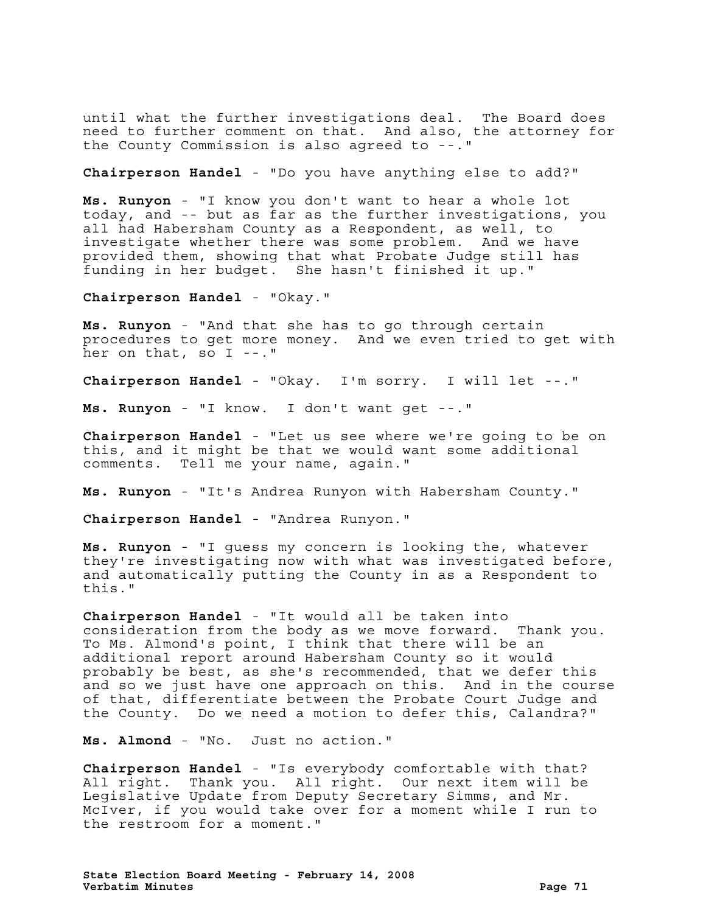until what the further investigations deal. The Board does need to further comment on that. And also, the attorney for the County Commission is also agreed to --."

**Chairperson Handel** - "Do you have anything else to add?"

**Ms. Runyon** - "I know you don't want to hear a whole lot today, and -- but as far as the further investigations, you all had Habersham County as a Respondent, as well, to investigate whether there was some problem. And we have provided them, showing that what Probate Judge still has funding in her budget. She hasn't finished it up."

**Chairperson Handel** - "Okay."

**Ms. Runyon** - "And that she has to go through certain procedures to get more money. And we even tried to get with her on that, so I --."

**Chairperson Handel** - "Okay. I'm sorry. I will let --."

**Ms. Runyon** - "I know. I don't want get --."

**Chairperson Handel** - "Let us see where we're going to be on this, and it might be that we would want some additional comments. Tell me your name, again."

**Ms. Runyon** - "It's Andrea Runyon with Habersham County."

**Chairperson Handel** - "Andrea Runyon."

**Ms. Runyon** - "I guess my concern is looking the, whatever they're investigating now with what was investigated before, and automatically putting the County in as a Respondent to this."

**Chairperson Handel** - "It would all be taken into consideration from the body as we move forward. Thank you. To Ms. Almond's point, I think that there will be an additional report around Habersham County so it would probably be best, as she's recommended, that we defer this and so we just have one approach on this. And in the course of that, differentiate between the Probate Court Judge and the County. Do we need a motion to defer this, Calandra?"

**Ms. Almond** - "No. Just no action."

**Chairperson Handel** - "Is everybody comfortable with that? All right. Thank you. All right. Our next item will be Legislative Update from Deputy Secretary Simms, and Mr. McIver, if you would take over for a moment while I run to the restroom for a moment."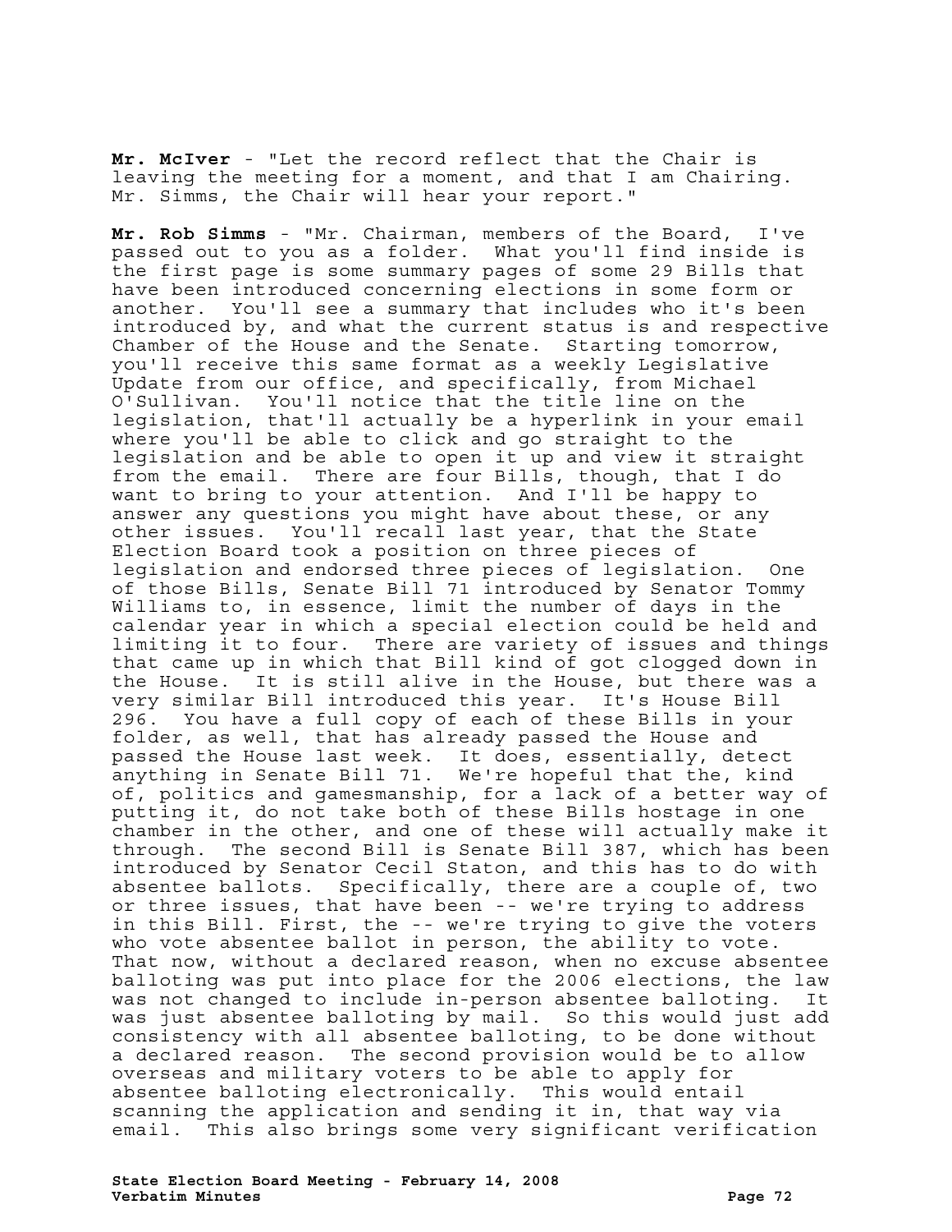**Mr. McIver** - "Let the record reflect that the Chair is leaving the meeting for a moment, and that I am Chairing. Mr. Simms, the Chair will hear your report."

**Mr. Rob Simms** - "Mr. Chairman, members of the Board, I've passed out to you as a folder. What you'll find inside is the first page is some summary pages of some 29 Bills that have been introduced concerning elections in some form or another. You'll see a summary that includes who it's been introduced by, and what the current status is and respective Chamber of the House and the Senate. Starting tomorrow, you'll receive this same format as a weekly Legislative Update from our office, and specifically, from Michael O'Sullivan. You'll notice that the title line on the legislation, that'll actually be a hyperlink in your email where you'll be able to click and go straight to the legislation and be able to open it up and view it straight from the email. There are four Bills, though, that I do want to bring to your attention. And I'll be happy to answer any questions you might have about these, or any other issues. You'll recall last year, that the State Election Board took a position on three pieces of legislation and endorsed three pieces of legislation. One of those Bills, Senate Bill 71 introduced by Senator Tommy Williams to, in essence, limit the number of days in the calendar year in which a special election could be held and limiting it to four. There are variety of issues and things that came up in which that Bill kind of got clogged down in the House. It is still alive in the House, but there was a very similar Bill introduced this year. It's House Bill 296. You have a full copy of each of these Bills in your folder, as well, that has already passed the House and passed the House last week. It does, essentially, detect anything in Senate Bill 71. We're hopeful that the, kind of, politics and gamesmanship, for a lack of a better way of putting it, do not take both of these Bills hostage in one chamber in the other, and one of these will actually make it through. The second Bill is Senate Bill 387, which has been introduced by Senator Cecil Staton, and this has to do with absentee ballots. Specifically, there are a couple of, two or three issues, that have been -- we're trying to address in this Bill. First, the -- we're trying to give the voters who vote absentee ballot in person, the ability to vote. That now, without a declared reason, when no excuse absentee balloting was put into place for the 2006 elections, the law was not changed to include in-person absentee balloting. It was just absentee balloting by mail. So this would just add consistency with all absentee balloting, to be done without a declared reason. The second provision would be to allow overseas and military voters to be able to apply for absentee balloting electronically. This would entail scanning the application and sending it in, that way via email. This also brings some very significant verification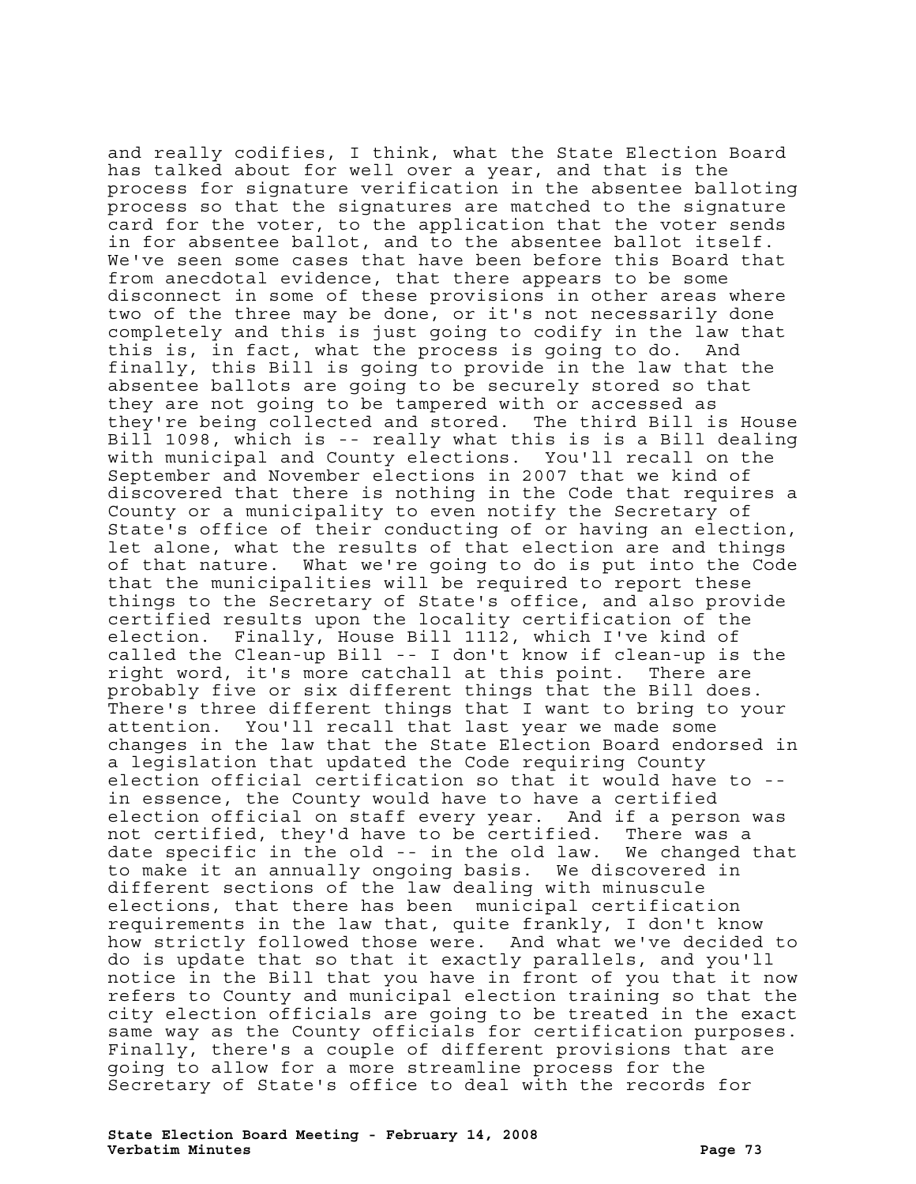and really codifies, I think, what the State Election Board has talked about for well over a year, and that is the process for signature verification in the absentee balloting process so that the signatures are matched to the signature card for the voter, to the application that the voter sends in for absentee ballot, and to the absentee ballot itself. We've seen some cases that have been before this Board that from anecdotal evidence, that there appears to be some disconnect in some of these provisions in other areas where two of the three may be done, or it's not necessarily done completely and this is just going to codify in the law that this is, in fact, what the process is going to do. And finally, this Bill is going to provide in the law that the absentee ballots are going to be securely stored so that they are not going to be tampered with or accessed as they're being collected and stored. The third Bill is House Bill 1098, which is -- really what this is is a Bill dealing with municipal and County elections. You'll recall on the September and November elections in 2007 that we kind of discovered that there is nothing in the Code that requires a County or a municipality to even notify the Secretary of State's office of their conducting of or having an election, let alone, what the results of that election are and things of that nature. What we're going to do is put into the Code that the municipalities will be required to report these things to the Secretary of State's office, and also provide certified results upon the locality certification of the election. Finally, House Bill 1112, which I've kind of called the Clean-up Bill -- I don't know if clean-up is the right word, it's more catchall at this point. There are probably five or six different things that the Bill does. There's three different things that I want to bring to your attention. You'll recall that last year we made some changes in the law that the State Election Board endorsed in a legislation that updated the Code requiring County election official certification so that it would have to -- in essence, the County would have to have a certified election official on staff every year. And if a person was not certified, they'd have to be certified. There was a date specific in the old -- in the old law. We changed that to make it an annually ongoing basis. We discovered in different sections of the law dealing with minuscule elections, that there has been municipal certification requirements in the law that, quite frankly, I don't know how strictly followed those were. And what we've decided to do is update that so that it exactly parallels, and you'll notice in the Bill that you have in front of you that it now refers to County and municipal election training so that the city election officials are going to be treated in the exact same way as the County officials for certification purposes. Finally, there's a couple of different provisions that are going to allow for a more streamline process for the Secretary of State's office to deal with the records for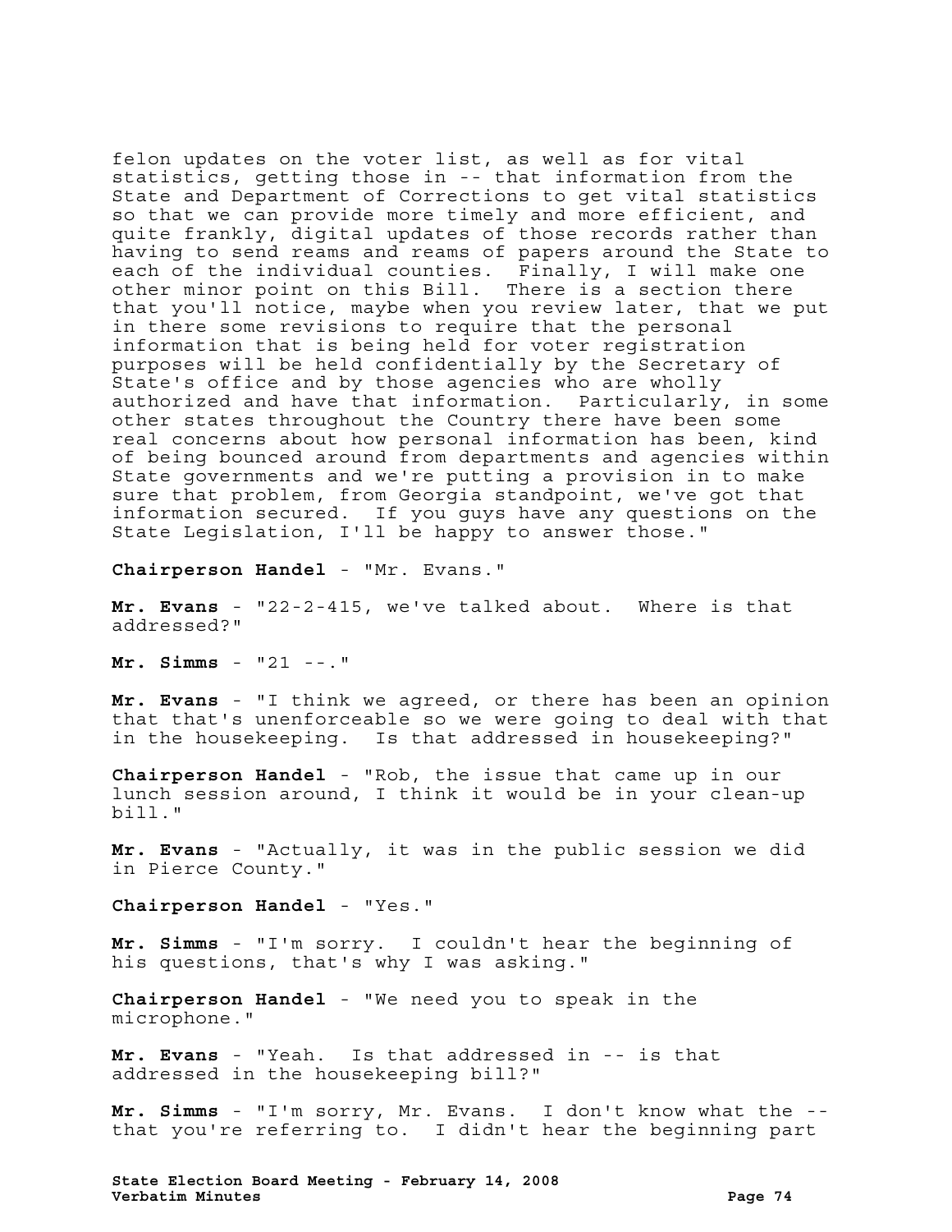felon updates on the voter list, as well as for vital statistics, getting those in -- that information from the State and Department of Corrections to get vital statistics so that we can provide more timely and more efficient, and quite frankly, digital updates of those records rather than having to send reams and reams of papers around the State to each of the individual counties. Finally, I will make one other minor point on this Bill. There is a section there that you'll notice, maybe when you review later, that we put in there some revisions to require that the personal information that is being held for voter registration purposes will be held confidentially by the Secretary of State's office and by those agencies who are wholly authorized and have that information. Particularly, in some other states throughout the Country there have been some real concerns about how personal information has been, kind of being bounced around from departments and agencies within State governments and we're putting a provision in to make sure that problem, from Georgia standpoint, we've got that information secured. If you guys have any questions on the State Legislation, I'll be happy to answer those."

**Chairperson Handel** - "Mr. Evans."

**Mr. Evans** - "22-2-415, we've talked about. Where is that addressed?"

**Mr. Simms** - "21 --."

**Mr. Evans** - "I think we agreed, or there has been an opinion that that's unenforceable so we were going to deal with that in the housekeeping. Is that addressed in housekeeping?"

**Chairperson Handel** - "Rob, the issue that came up in our lunch session around, I think it would be in your clean-up bill."

**Mr. Evans** - "Actually, it was in the public session we did in Pierce County."

**Chairperson Handel** - "Yes."

**Mr. Simms** - "I'm sorry. I couldn't hear the beginning of his questions, that's why I was asking."

**Chairperson Handel** - "We need you to speak in the microphone."

**Mr. Evans** - "Yeah. Is that addressed in -- is that addressed in the housekeeping bill?"

**Mr. Simms** - "I'm sorry, Mr. Evans. I don't know what the -- that you're referring to. I didn't hear the beginning part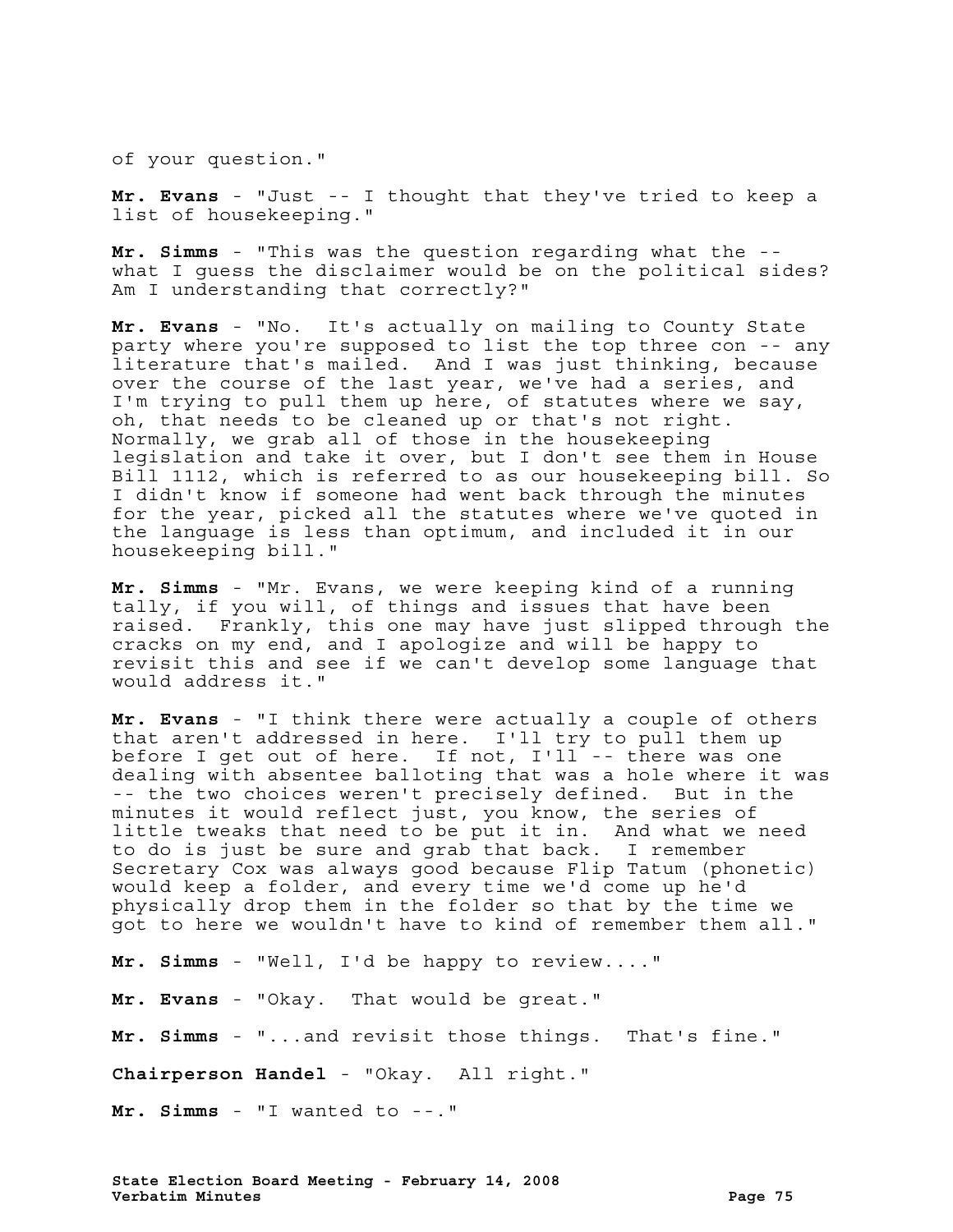of your question."

**Mr. Evans** - "Just -- I thought that they've tried to keep a list of housekeeping."

**Mr. Simms** - "This was the question regarding what the -- what I guess the disclaimer would be on the political sides? Am I understanding that correctly?"

**Mr. Evans** - "No. It's actually on mailing to County State party where you're supposed to list the top three con -- any literature that's mailed. And I was just thinking, because over the course of the last year, we've had a series, and I'm trying to pull them up here, of statutes where we say, oh, that needs to be cleaned up or that's not right. Normally, we grab all of those in the housekeeping legislation and take it over, but I don't see them in House Bill 1112, which is referred to as our housekeeping bill. So I didn't know if someone had went back through the minutes for the year, picked all the statutes where we've quoted in the language is less than optimum, and included it in our housekeeping bill."

**Mr. Simms** - "Mr. Evans, we were keeping kind of a running tally, if you will, of things and issues that have been raised. Frankly, this one may have just slipped through the cracks on my end, and I apologize and will be happy to revisit this and see if we can't develop some language that would address it."

**Mr. Evans** - "I think there were actually a couple of others that aren't addressed in here. I'll try to pull them up before I get out of here. If not, I'll -- there was one dealing with absentee balloting that was a hole where it was -- the two choices weren't precisely defined. But in the minutes it would reflect just, you know, the series of little tweaks that need to be put it in. And what we need to do is just be sure and grab that back. I remember Secretary Cox was always good because Flip Tatum (phonetic) would keep a folder, and every time we'd come up he'd physically drop them in the folder so that by the time we got to here we wouldn't have to kind of remember them all."

**Mr. Simms** - "Well, I'd be happy to review...."

**Mr. Evans** - "Okay. That would be great."

**Mr. Simms** - "...and revisit those things. That's fine."

**Chairperson Handel** - "Okay. All right."

**Mr. Simms** - "I wanted to --."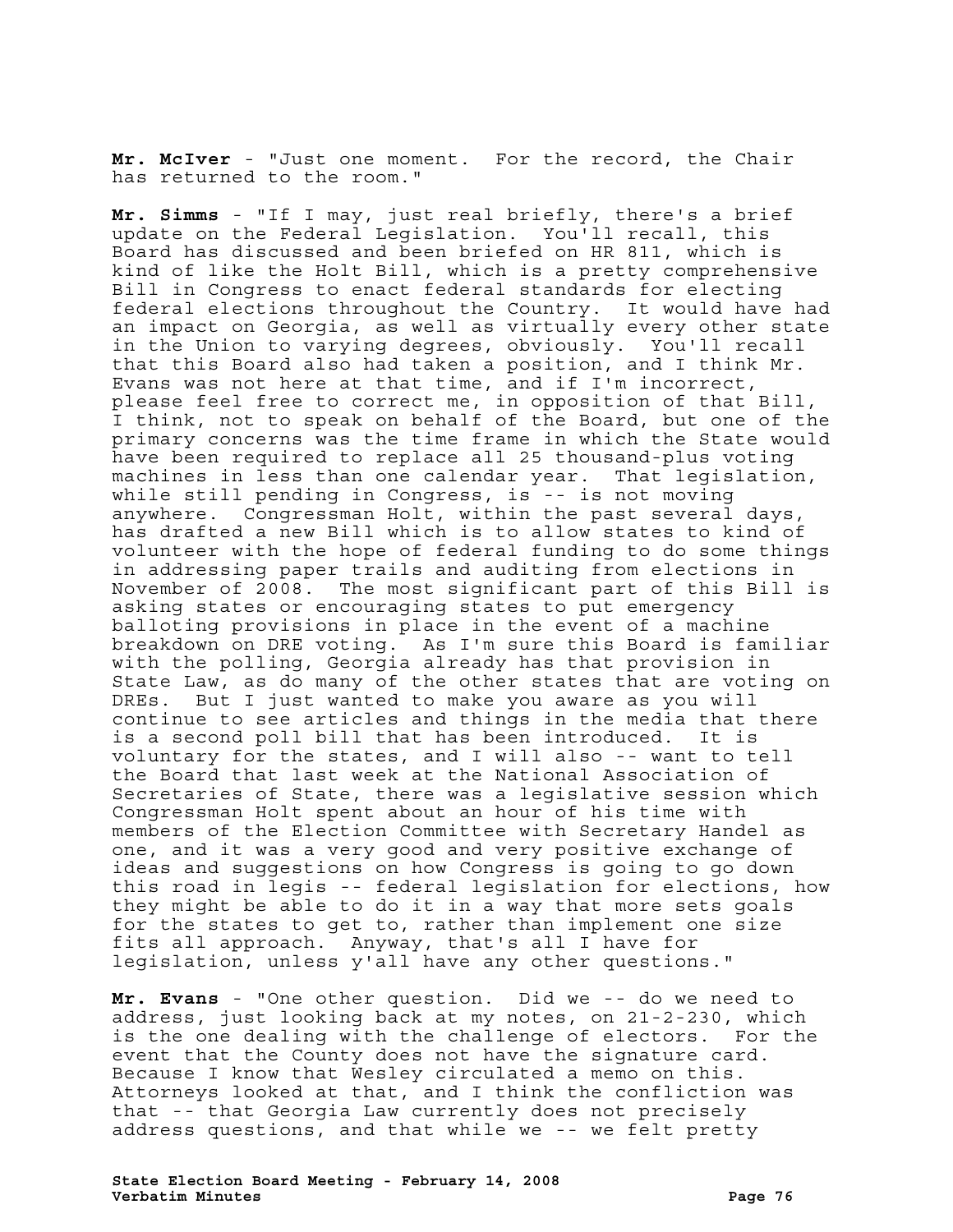**Mr. McIver** - "Just one moment. For the record, the Chair has returned to the room."

**Mr. Simms** - "If I may, just real briefly, there's a brief update on the Federal Legislation. You'll recall, this Board has discussed and been briefed on HR 811, which is kind of like the Holt Bill, which is a pretty comprehensive Bill in Congress to enact federal standards for electing federal elections throughout the Country. It would have had an impact on Georgia, as well as virtually every other state in the Union to varying degrees, obviously. You'll recall that this Board also had taken a position, and I think Mr. Evans was not here at that time, and if I'm incorrect, please feel free to correct me, in opposition of that Bill, I think, not to speak on behalf of the Board, but one of the primary concerns was the time frame in which the State would have been required to replace all 25 thousand-plus voting machines in less than one calendar year. That legislation, while still pending in Congress, is -- is not moving anywhere. Congressman Holt, within the past several days, has drafted a new Bill which is to allow states to kind of volunteer with the hope of federal funding to do some things in addressing paper trails and auditing from elections in November of 2008. The most significant part of this Bill is asking states or encouraging states to put emergency balloting provisions in place in the event of a machine breakdown on DRE voting. As I'm sure this Board is familiar with the polling, Georgia already has that provision in State Law, as do many of the other states that are voting on DREs. But I just wanted to make you aware as you will continue to see articles and things in the media that there is a second poll bill that has been introduced. It is voluntary for the states, and I will also -- want to tell the Board that last week at the National Association of Secretaries of State, there was a legislative session which Congressman Holt spent about an hour of his time with members of the Election Committee with Secretary Handel as one, and it was a very good and very positive exchange of ideas and suggestions on how Congress is going to go down this road in legis -- federal legislation for elections, how they might be able to do it in a way that more sets goals for the states to get to, rather than implement one size fits all approach. Anyway, that's all I have for legislation, unless y'all have any other questions."

**Mr. Evans** - "One other question. Did we -- do we need to address, just looking back at my notes, on 21-2-230, which is the one dealing with the challenge of electors. For the event that the County does not have the signature card. Because I know that Wesley circulated a memo on this. Attorneys looked at that, and I think the confliction was that -- that Georgia Law currently does not precisely address questions, and that while we -- we felt pretty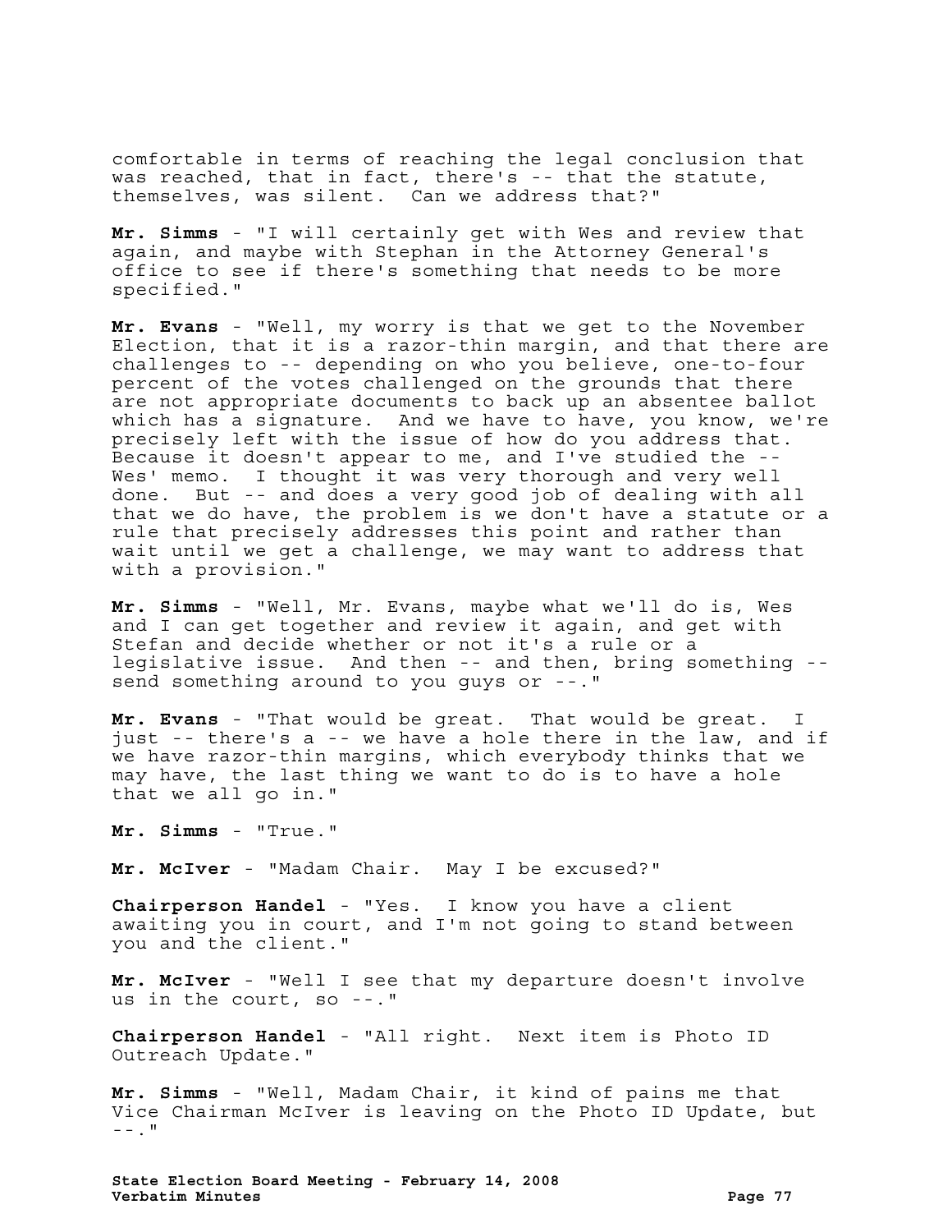comfortable in terms of reaching the legal conclusion that was reached, that in fact, there's -- that the statute, themselves, was silent. Can we address that?"

**Mr. Simms** - "I will certainly get with Wes and review that again, and maybe with Stephan in the Attorney General's office to see if there's something that needs to be more specified."

**Mr. Evans** - "Well, my worry is that we get to the November Election, that it is a razor-thin margin, and that there are challenges to -- depending on who you believe, one-to-four percent of the votes challenged on the grounds that there are not appropriate documents to back up an absentee ballot which has a signature. And we have to have, you know, we're precisely left with the issue of how do you address that. Because it doesn't appear to me, and I've studied the -- Wes' memo. I thought it was very thorough and very well done. But -- and does a very good job of dealing with all that we do have, the problem is we don't have a statute or a rule that precisely addresses this point and rather than wait until we get a challenge, we may want to address that with a provision."

**Mr. Simms** - "Well, Mr. Evans, maybe what we'll do is, Wes and I can get together and review it again, and get with Stefan and decide whether or not it's a rule or a legislative issue. And then -- and then, bring something -- send something around to you guys or --."

**Mr. Evans** - "That would be great. That would be great. I just -- there's a -- we have a hole there in the law, and if we have razor-thin margins, which everybody thinks that we may have, the last thing we want to do is to have a hole that we all go in."

**Mr. Simms** - "True."

**Mr. McIver** - "Madam Chair. May I be excused?"

**Chairperson Handel** - "Yes. I know you have a client awaiting you in court, and I'm not going to stand between you and the client."

**Mr. McIver** - "Well I see that my departure doesn't involve us in the court, so --."

**Chairperson Handel** - "All right. Next item is Photo ID Outreach Update."

**Mr. Simms** - "Well, Madam Chair, it kind of pains me that Vice Chairman McIver is leaving on the Photo ID Update, but --."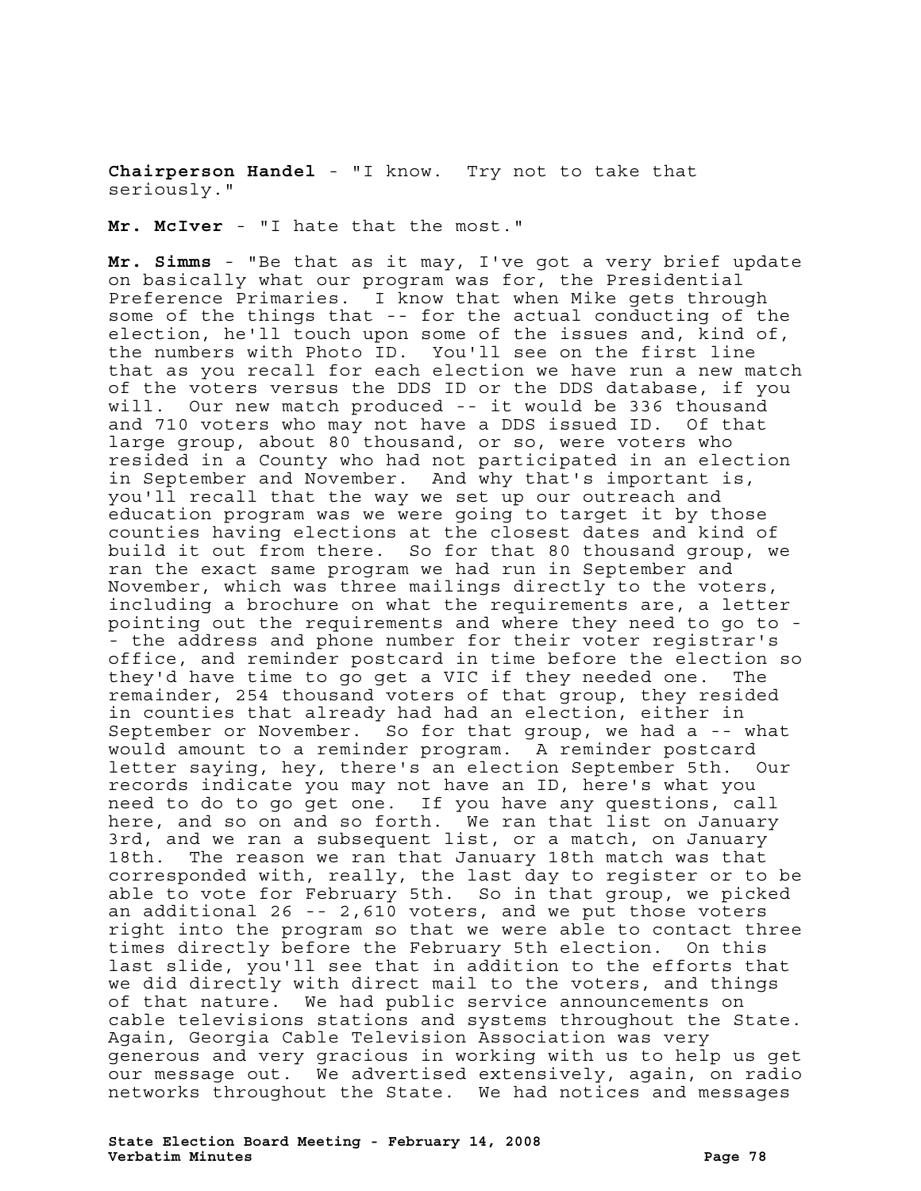**Chairperson Handel** - "I know. Try not to take that seriously."

**Mr. McIver** - "I hate that the most."

**Mr. Simms** - "Be that as it may, I've got a very brief update on basically what our program was for, the Presidential Preference Primaries. I know that when Mike gets through some of the things that -- for the actual conducting of the election, he'll touch upon some of the issues and, kind of, the numbers with Photo ID. You'll see on the first line that as you recall for each election we have run a new match of the voters versus the DDS ID or the DDS database, if you will. Our new match produced -- it would be 336 thousand and 710 voters who may not have a DDS issued ID. Of that large group, about 80 thousand, or so, were voters who resided in a County who had not participated in an election in September and November. And why that's important is, you'll recall that the way we set up our outreach and education program was we were going to target it by those counties having elections at the closest dates and kind of build it out from there. So for that 80 thousand group, we ran the exact same program we had run in September and November, which was three mailings directly to the voters, including a brochure on what the requirements are, a letter pointing out the requirements and where they need to go to -- the address and phone number for their voter registrar's office, and reminder postcard in time before the election so they'd have time to go get a VIC if they needed one. The remainder, 254 thousand voters of that group, they resided in counties that already had had an election, either in September or November. So for that group, we had a -- what would amount to a reminder program. A reminder postcard letter saying, hey, there's an election September 5th. Our records indicate you may not have an ID, here's what you need to do to go get one. If you have any questions, call here, and so on and so forth. We ran that list on January 3rd, and we ran a subsequent list, or a match, on January 18th. The reason we ran that January 18th match was that corresponded with, really, the last day to register or to be able to vote for February 5th. So in that group, we picked an additional 26 -- 2,610 voters, and we put those voters right into the program so that we were able to contact three times directly before the February 5th election. On this last slide, you'll see that in addition to the efforts that we did directly with direct mail to the voters, and things of that nature. We had public service announcements on cable televisions stations and systems throughout the State. Again, Georgia Cable Television Association was very generous and very gracious in working with us to help us get our message out. We advertised extensively, again, on radio networks throughout the State. We had notices and messages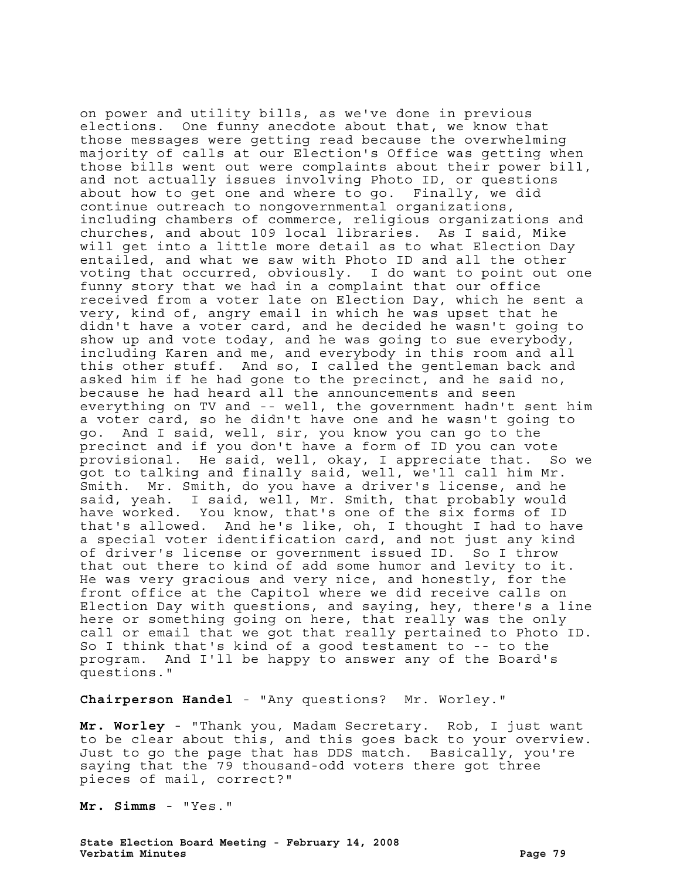on power and utility bills, as we've done in previous elections. One funny anecdote about that, we know that those messages were getting read because the overwhelming majority of calls at our Election's Office was getting when those bills went out were complaints about their power bill, and not actually issues involving Photo ID, or questions about how to get one and where to go. Finally, we did continue outreach to nongovernmental organizations, including chambers of commerce, religious organizations and churches, and about 109 local libraries. As I said, Mike will get into a little more detail as to what Election Day entailed, and what we saw with Photo ID and all the other voting that occurred, obviously. I do want to point out one funny story that we had in a complaint that our office received from a voter late on Election Day, which he sent a very, kind of, angry email in which he was upset that he didn't have a voter card, and he decided he wasn't going to show up and vote today, and he was going to sue everybody, including Karen and me, and everybody in this room and all this other stuff. And so, I called the gentleman back and asked him if he had gone to the precinct, and he said no, because he had heard all the announcements and seen everything on TV and -- well, the government hadn't sent him a voter card, so he didn't have one and he wasn't going to go. And I said, well, sir, you know you can go to the precinct and if you don't have a form of ID you can vote provisional. He said, well, okay, I appreciate that. So we got to talking and finally said, well, we'll call him Mr. Smith. Mr. Smith, do you have a driver's license, and he said, yeah. I said, well, Mr. Smith, that probably would have worked. You know, that's one of the six forms of ID that's allowed. And he's like, oh, I thought I had to have a special voter identification card, and not just any kind of driver's license or government issued ID. So I throw that out there to kind of add some humor and levity to it. He was very gracious and very nice, and honestly, for the front office at the Capitol where we did receive calls on Election Day with questions, and saying, hey, there's a line here or something going on here, that really was the only call or email that we got that really pertained to Photo ID. So I think that's kind of a good testament to -- to the program. And I'll be happy to answer any of the Board's questions."

**Chairperson Handel** - "Any questions? Mr. Worley."

**Mr. Worley** - "Thank you, Madam Secretary. Rob, I just want to be clear about this, and this goes back to your overview. Just to go the page that has DDS match. Basically, you're saying that the 79 thousand-odd voters there got three pieces of mail, correct?"

**Mr. Simms** - "Yes."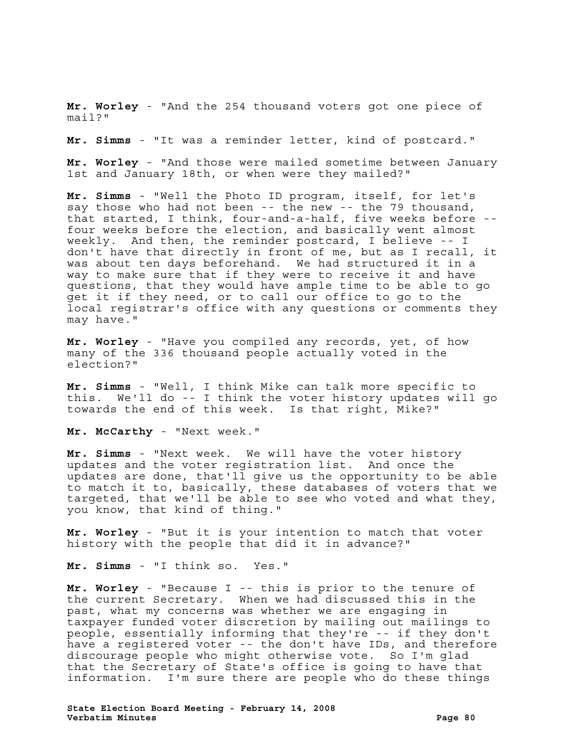**Mr. Worley** - "And the 254 thousand voters got one piece of mail?"

**Mr. Simms** - "It was a reminder letter, kind of postcard."

**Mr. Worley** - "And those were mailed sometime between January 1st and January 18th, or when were they mailed?"

**Mr. Simms** - "Well the Photo ID program, itself, for let's say those who had not been -- the new -- the 79 thousand, that started, I think, four-and-a-half, five weeks before -- four weeks before the election, and basically went almost weekly. And then, the reminder postcard, I believe -- I don't have that directly in front of me, but as I recall, it was about ten days beforehand. We had structured it in a way to make sure that if they were to receive it and have questions, that they would have ample time to be able to go get it if they need, or to call our office to go to the local registrar's office with any questions or comments they may have."

**Mr. Worley** - "Have you compiled any records, yet, of how many of the 336 thousand people actually voted in the election?"

**Mr. Simms** - "Well, I think Mike can talk more specific to this. We'll do -- I think the voter history updates will go towards the end of this week. Is that right, Mike?"

**Mr. McCarthy** - "Next week."

**Mr. Simms** - "Next week. We will have the voter history updates and the voter registration list. And once the updates are done, that'll give us the opportunity to be able to match it to, basically, these databases of voters that we targeted, that we'll be able to see who voted and what they, you know, that kind of thing."

**Mr. Worley** - "But it is your intention to match that voter history with the people that did it in advance?"

**Mr. Simms** - "I think so. Yes."

**Mr. Worley** - "Because I -- this is prior to the tenure of the current Secretary. When we had discussed this in the past, what my concerns was whether we are engaging in taxpayer funded voter discretion by mailing out mailings to people, essentially informing that they're -- if they don't have a registered voter -- the don't have IDs, and therefore discourage people who might otherwise vote. So I'm glad that the Secretary of State's office is going to have that information. I'm sure there are people who do these things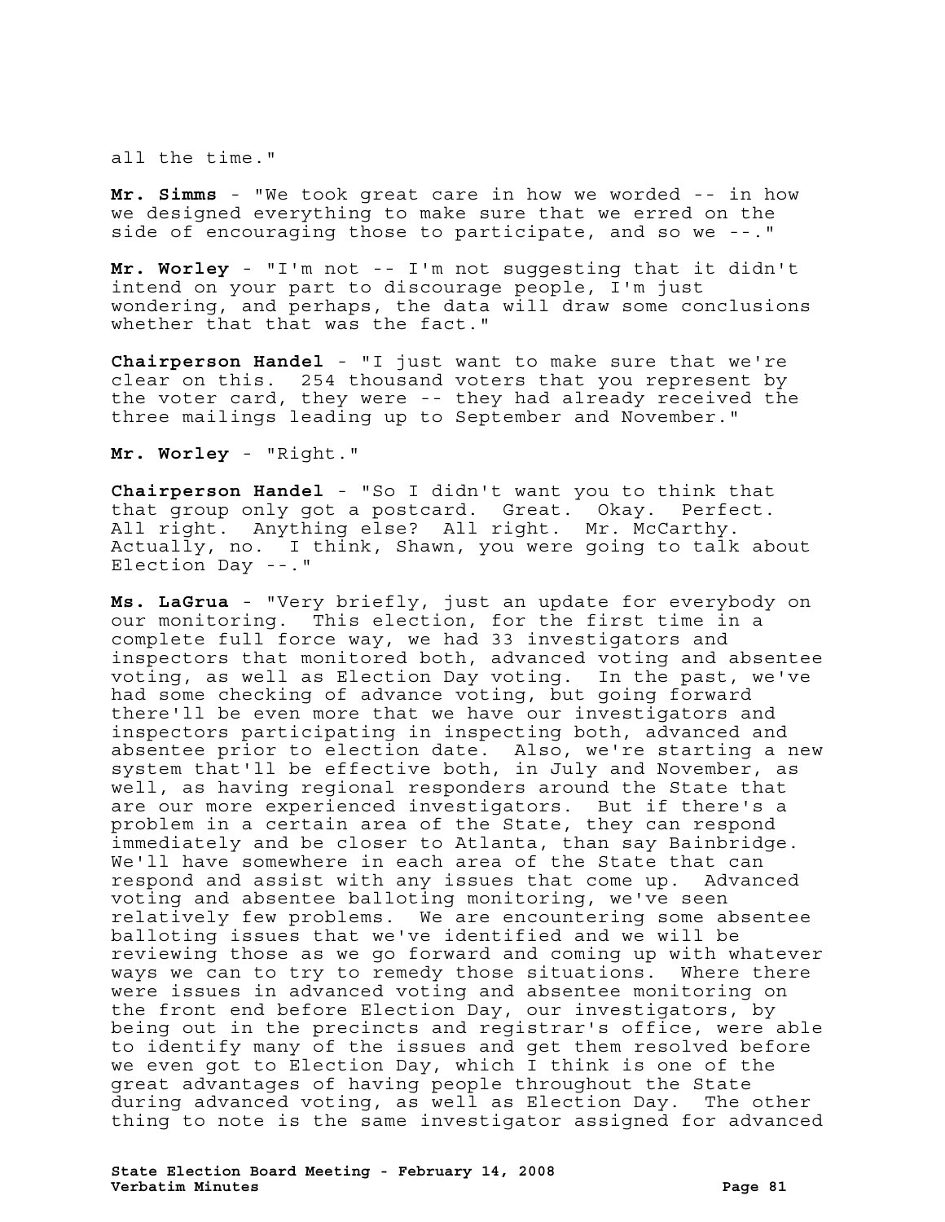all the time."

**Mr. Simms** - "We took great care in how we worded -- in how we designed everything to make sure that we erred on the side of encouraging those to participate, and so we --."

**Mr. Worley** - "I'm not -- I'm not suggesting that it didn't intend on your part to discourage people, I'm just wondering, and perhaps, the data will draw some conclusions whether that that was the fact."

**Chairperson Handel** - "I just want to make sure that we're clear on this. 254 thousand voters that you represent by the voter card, they were -- they had already received the three mailings leading up to September and November."

**Mr. Worley** - "Right."

**Chairperson Handel** - "So I didn't want you to think that that group only got a postcard. Great. Okay. Perfect. All right. Anything else? All right. Mr. McCarthy. Actually, no. I think, Shawn, you were going to talk about Election Day --."

**Ms. LaGrua** - "Very briefly, just an update for everybody on our monitoring. This election, for the first time in a complete full force way, we had 33 investigators and inspectors that monitored both, advanced voting and absentee voting, as well as Election Day voting. In the past, we've had some checking of advance voting, but going forward there'll be even more that we have our investigators and inspectors participating in inspecting both, advanced and absentee prior to election date. Also, we're starting a new system that'll be effective both, in July and November, as well, as having regional responders around the State that are our more experienced investigators. But if there's a problem in a certain area of the State, they can respond immediately and be closer to Atlanta, than say Bainbridge. We'll have somewhere in each area of the State that can respond and assist with any issues that come up. Advanced voting and absentee balloting monitoring, we've seen relatively few problems. We are encountering some absentee balloting issues that we've identified and we will be reviewing those as we go forward and coming up with whatever ways we can to try to remedy those situations. Where there were issues in advanced voting and absentee monitoring on the front end before Election Day, our investigators, by being out in the precincts and registrar's office, were able to identify many of the issues and get them resolved before we even got to Election Day, which I think is one of the great advantages of having people throughout the State during advanced voting, as well as Election Day. The other thing to note is the same investigator assigned for advanced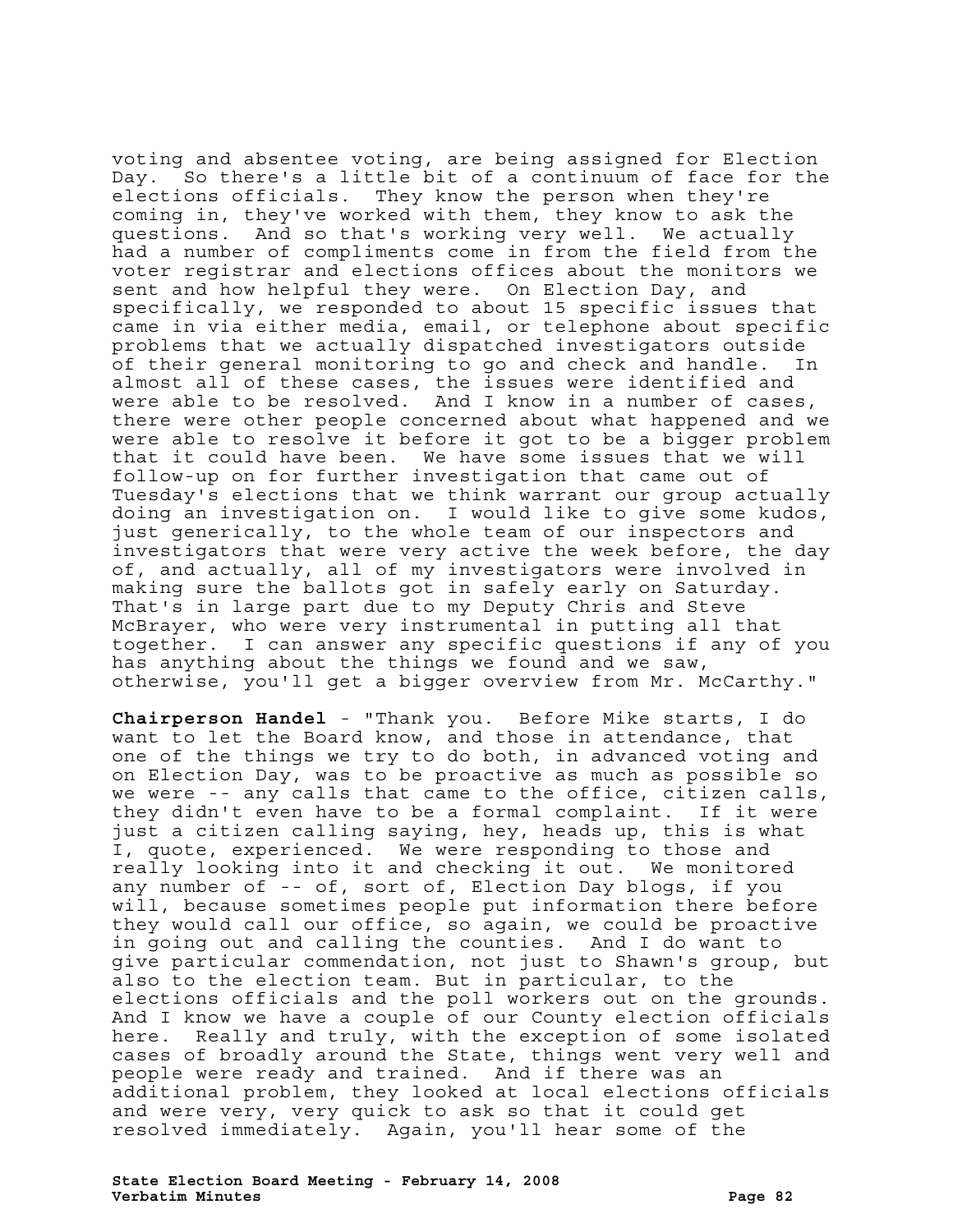voting and absentee voting, are being assigned for Election Day. So there's a little bit of a continuum of face for the elections officials. They know the person when they're coming in, they've worked with them, they know to ask the questions. And so that's working very well. We actually had a number of compliments come in from the field from the voter registrar and elections offices about the monitors we sent and how helpful they were. On Election Day, and specifically, we responded to about 15 specific issues that came in via either media, email, or telephone about specific problems that we actually dispatched investigators outside of their general monitoring to go and check and handle. In almost all of these cases, the issues were identified and were able to be resolved. And I know in a number of cases, there were other people concerned about what happened and we were able to resolve it before it got to be a bigger problem that it could have been. We have some issues that we will follow-up on for further investigation that came out of Tuesday's elections that we think warrant our group actually doing an investigation on. I would like to give some kudos, just generically, to the whole team of our inspectors and investigators that were very active the week before, the day of, and actually, all of my investigators were involved in making sure the ballots got in safely early on Saturday. That's in large part due to my Deputy Chris and Steve McBrayer, who were very instrumental in putting all that together. I can answer any specific questions if any of you has anything about the things we found and we saw, otherwise, you'll get a bigger overview from Mr. McCarthy."

**Chairperson Handel** - "Thank you. Before Mike starts, I do want to let the Board know, and those in attendance, that one of the things we try to do both, in advanced voting and on Election Day, was to be proactive as much as possible so we were -- any calls that came to the office, citizen calls, they didn't even have to be a formal complaint. If it were just a citizen calling saying, hey, heads up, this is what I, quote, experienced. We were responding to those and really looking into it and checking it out. We monitored any number of -- of, sort of, Election Day blogs, if you will, because sometimes people put information there before they would call our office, so again, we could be proactive in going out and calling the counties. And I do want to give particular commendation, not just to Shawn's group, but also to the election team. But in particular, to the elections officials and the poll workers out on the grounds. And I know we have a couple of our County election officials here. Really and truly, with the exception of some isolated cases of broadly around the State, things went very well and people were ready and trained. And if there was an additional problem, they looked at local elections officials and were very, very quick to ask so that it could get resolved immediately. Again, you'll hear some of the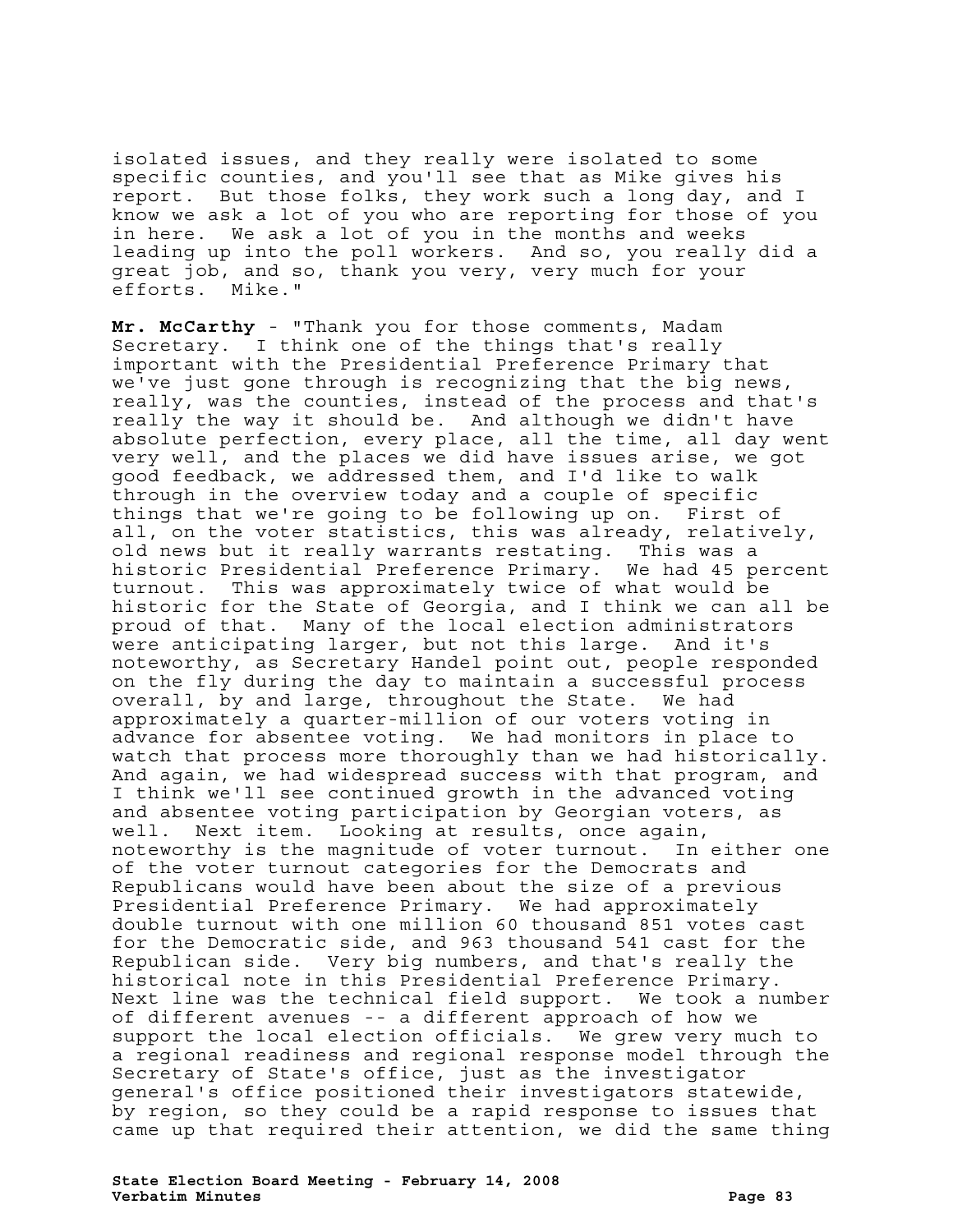isolated issues, and they really were isolated to some specific counties, and you'll see that as Mike gives his report. But those folks, they work such a long day, and I know we ask a lot of you who are reporting for those of you in here. We ask a lot of you in the months and weeks leading up into the poll workers. And so, you really did a great job, and so, thank you very, very much for your efforts. Mike."

**Mr. McCarthy** - "Thank you for those comments, Madam Secretary. I think one of the things that's really important with the Presidential Preference Primary that we've just gone through is recognizing that the big news, really, was the counties, instead of the process and that's really the way it should be. And although we didn't have absolute perfection, every place, all the time, all day went very well, and the places we did have issues arise, we got good feedback, we addressed them, and I'd like to walk through in the overview today and a couple of specific things that we're going to be following up on. First of all, on the voter statistics, this was already, relatively, old news but it really warrants restating. This was a historic Presidential Preference Primary. We had 45 percent turnout. This was approximately twice of what would be historic for the State of Georgia, and I think we can all be proud of that. Many of the local election administrators were anticipating larger, but not this large. And it's noteworthy, as Secretary Handel point out, people responded on the fly during the day to maintain a successful process overall, by and large, throughout the State. We had approximately a quarter-million of our voters voting in advance for absentee voting. We had monitors in place to watch that process more thoroughly than we had historically. And again, we had widespread success with that program, and I think we'll see continued growth in the advanced voting and absentee voting participation by Georgian voters, as well. Next item. Looking at results, once again, noteworthy is the magnitude of voter turnout. In either one of the voter turnout categories for the Democrats and Republicans would have been about the size of a previous Presidential Preference Primary. We had approximately double turnout with one million 60 thousand 851 votes cast for the Democratic side, and 963 thousand 541 cast for the Republican side. Very big numbers, and that's really the historical note in this Presidential Preference Primary. Next line was the technical field support. We took a number of different avenues -- a different approach of how we support the local election officials. We grew very much to a regional readiness and regional response model through the Secretary of State's office, just as the investigator general's office positioned their investigators statewide, by region, so they could be a rapid response to issues that came up that required their attention, we did the same thing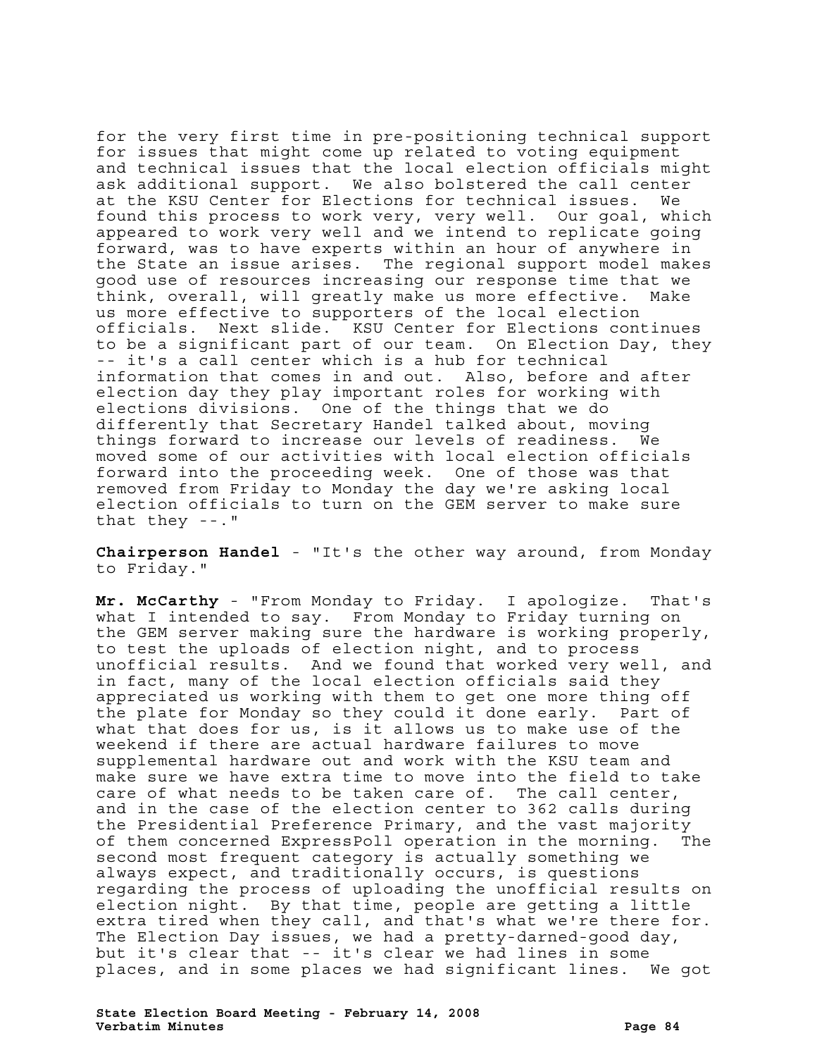for the very first time in pre-positioning technical support for issues that might come up related to voting equipment and technical issues that the local election officials might ask additional support. We also bolstered the call center at the KSU Center for Elections for technical issues. We found this process to work very, very well. Our goal, which appeared to work very well and we intend to replicate going forward, was to have experts within an hour of anywhere in the State an issue arises. The regional support model makes good use of resources increasing our response time that we think, overall, will greatly make us more effective. Make us more effective to supporters of the local election officials. Next slide. KSU Center for Elections continues to be a significant part of our team. On Election Day, they -- it's a call center which is a hub for technical information that comes in and out. Also, before and after election day they play important roles for working with elections divisions. One of the things that we do differently that Secretary Handel talked about, moving things forward to increase our levels of readiness. We moved some of our activities with local election officials forward into the proceeding week. One of those was that removed from Friday to Monday the day we're asking local election officials to turn on the GEM server to make sure that they --."

**Chairperson Handel** - "It's the other way around, from Monday to Friday."

**Mr. McCarthy** - "From Monday to Friday. I apologize. That's what I intended to say. From Monday to Friday turning on the GEM server making sure the hardware is working properly, to test the uploads of election night, and to process unofficial results. And we found that worked very well, and in fact, many of the local election officials said they appreciated us working with them to get one more thing off the plate for Monday so they could it done early. Part of what that does for us, is it allows us to make use of the weekend if there are actual hardware failures to move supplemental hardware out and work with the KSU team and make sure we have extra time to move into the field to take care of what needs to be taken care of. The call center, and in the case of the election center to 362 calls during the Presidential Preference Primary, and the vast majority of them concerned ExpressPoll operation in the morning. The second most frequent category is actually something we always expect, and traditionally occurs, is questions regarding the process of uploading the unofficial results on election night. By that time, people are getting a little extra tired when they call, and that's what we're there for. The Election Day issues, we had a pretty-darned-good day, but it's clear that -- it's clear we had lines in some places, and in some places we had significant lines. We got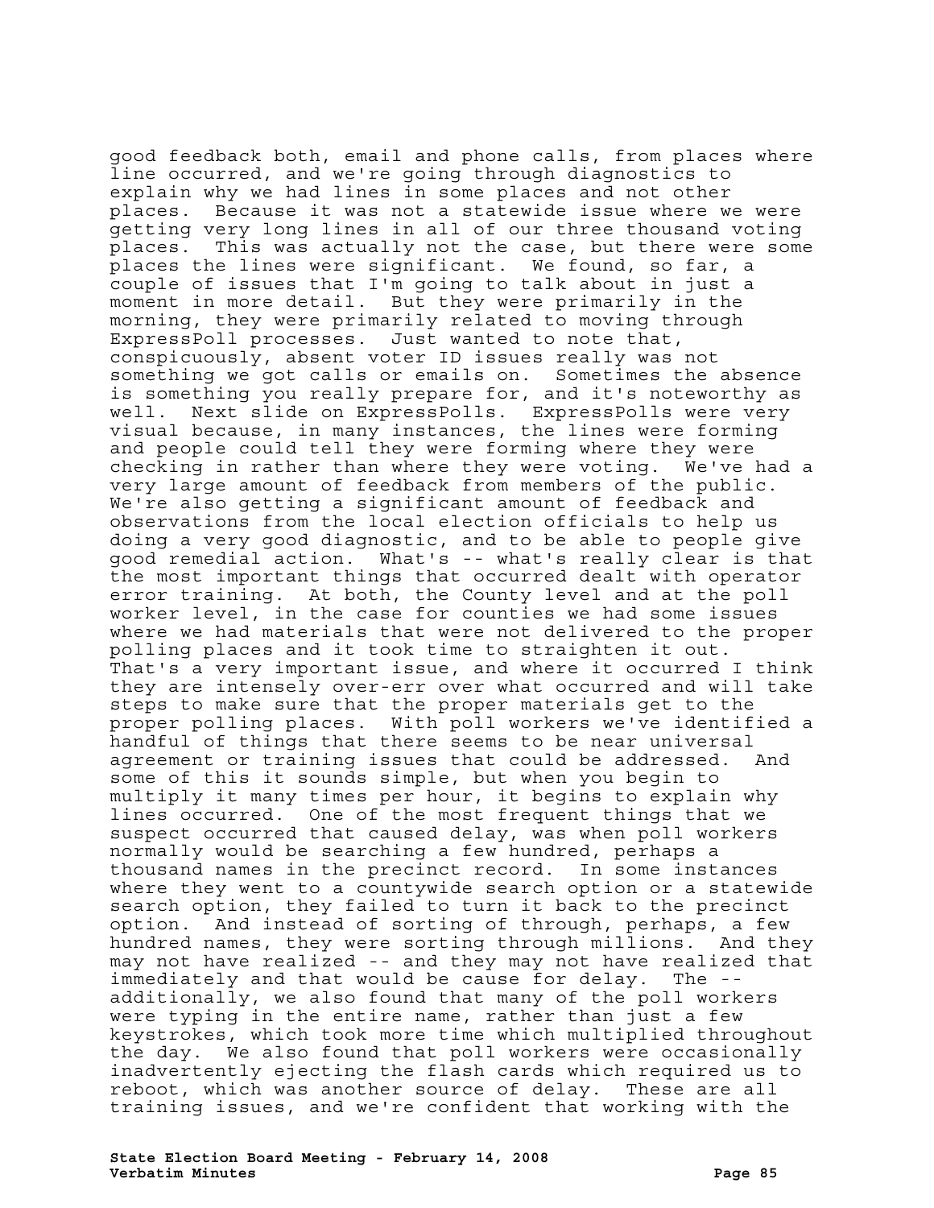good feedback both, email and phone calls, from places where line occurred, and we're going through diagnostics to explain why we had lines in some places and not other places. Because it was not a statewide issue where we were getting very long lines in all of our three thousand voting places. This was actually not the case, but there were some places the lines were significant. We found, so far, a couple of issues that I'm going to talk about in just a moment in more detail. But they were primarily in the morning, they were primarily related to moving through ExpressPoll processes. Just wanted to note that, conspicuously, absent voter ID issues really was not something we got calls or emails on. Sometimes the absence is something you really prepare for, and it's noteworthy as well. Next slide on ExpressPolls. ExpressPolls were very visual because, in many instances, the lines were forming and people could tell they were forming where they were checking in rather than where they were voting. We've had a very large amount of feedback from members of the public. We're also getting a significant amount of feedback and observations from the local election officials to help us doing a very good diagnostic, and to be able to people give good remedial action. What's -- what's really clear is that the most important things that occurred dealt with operator error training. At both, the County level and at the poll worker level, in the case for counties we had some issues where we had materials that were not delivered to the proper polling places and it took time to straighten it out. That's a very important issue, and where it occurred I think they are intensely over-err over what occurred and will take steps to make sure that the proper materials get to the proper polling places. With poll workers we've identified a handful of things that there seems to be near universal agreement or training issues that could be addressed. And some of this it sounds simple, but when you begin to multiply it many times per hour, it begins to explain why lines occurred. One of the most frequent things that we suspect occurred that caused delay, was when poll workers normally would be searching a few hundred, perhaps a thousand names in the precinct record. In some instances where they went to a countywide search option or a statewide search option, they failed to turn it back to the precinct option. And instead of sorting of through, perhaps, a few hundred names, they were sorting through millions. And they may not have realized -- and they may not have realized that immediately and that would be cause for delay. The -- additionally, we also found that many of the poll workers were typing in the entire name, rather than just a few keystrokes, which took more time which multiplied throughout the day. We also found that poll workers were occasionally inadvertently ejecting the flash cards which required us to reboot, which was another source of delay. These are all training issues, and we're confident that working with the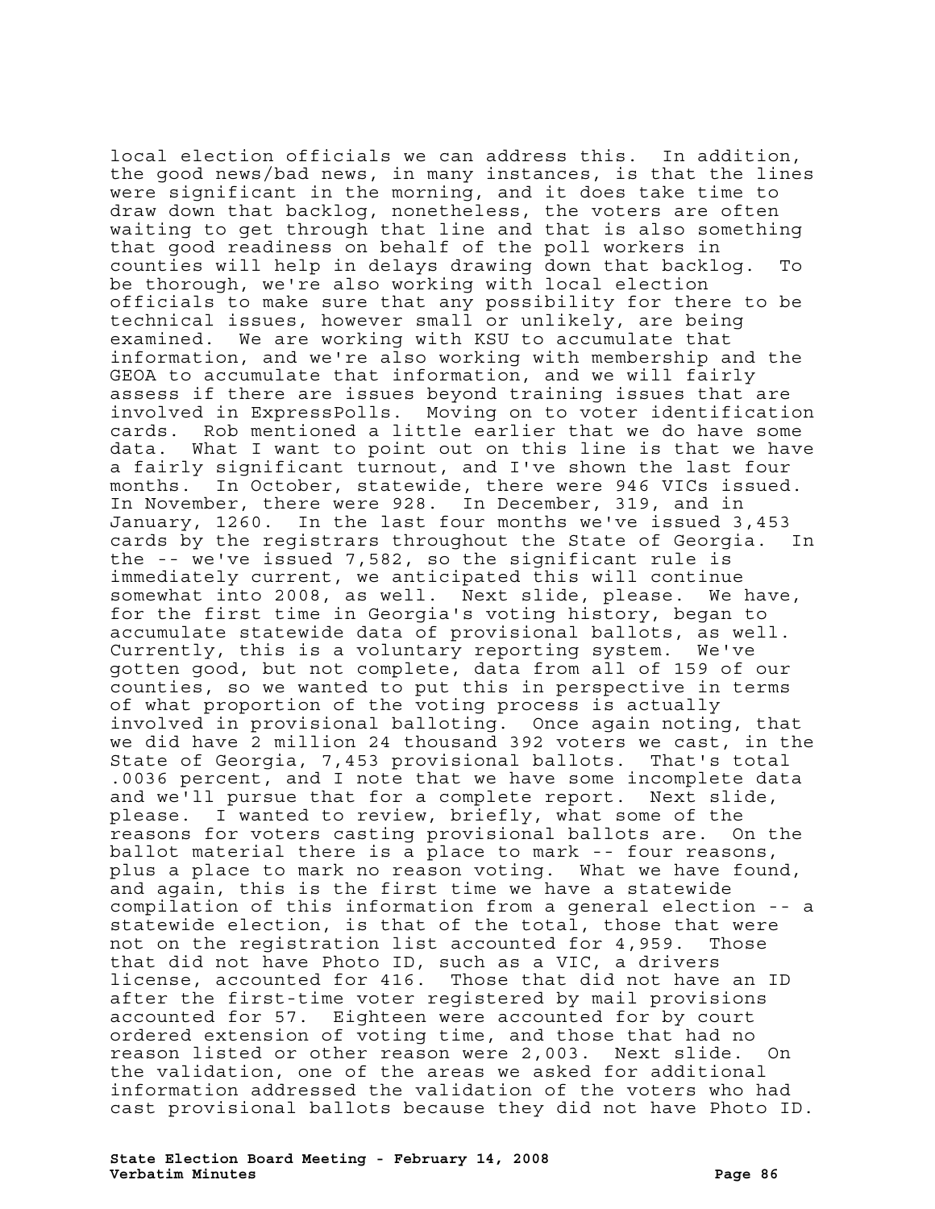local election officials we can address this. In addition, the good news/bad news, in many instances, is that the lines were significant in the morning, and it does take time to draw down that backlog, nonetheless, the voters are often waiting to get through that line and that is also something that good readiness on behalf of the poll workers in counties will help in delays drawing down that backlog. To be thorough, we're also working with local election officials to make sure that any possibility for there to be technical issues, however small or unlikely, are being examined. We are working with KSU to accumulate that information, and we're also working with membership and the GEOA to accumulate that information, and we will fairly assess if there are issues beyond training issues that are involved in ExpressPolls. Moving on to voter identification cards. Rob mentioned a little earlier that we do have some data. What I want to point out on this line is that we have a fairly significant turnout, and I've shown the last four months. In October, statewide, there were 946 VICs issued. In November, there were 928. In December, 319, and in January, 1260. In the last four months we've issued 3,453 cards by the registrars throughout the State of Georgia. In the -- we've issued 7,582, so the significant rule is immediately current, we anticipated this will continue somewhat into 2008, as well. Next slide, please. We have, for the first time in Georgia's voting history, began to accumulate statewide data of provisional ballots, as well. Currently, this is a voluntary reporting system. We've gotten good, but not complete, data from all of 159 of our counties, so we wanted to put this in perspective in terms of what proportion of the voting process is actually involved in provisional balloting. Once again noting, that we did have 2 million 24 thousand 392 voters we cast, in the State of Georgia, 7,453 provisional ballots. That's total .0036 percent, and I note that we have some incomplete data and we'll pursue that for a complete report. Next slide, please. I wanted to review, briefly, what some of the reasons for voters casting provisional ballots are. On the ballot material there is a place to mark -- four reasons, plus a place to mark no reason voting. What we have found, and again, this is the first time we have a statewide compilation of this information from a general election -- a statewide election, is that of the total, those that were not on the registration list accounted for 4,959. Those that did not have Photo ID, such as a VIC, a drivers license, accounted for 416. Those that did not have an ID after the first-time voter registered by mail provisions accounted for 57. Eighteen were accounted for by court ordered extension of voting time, and those that had no reason listed or other reason were 2,003. Next slide. On the validation, one of the areas we asked for additional information addressed the validation of the voters who had cast provisional ballots because they did not have Photo ID.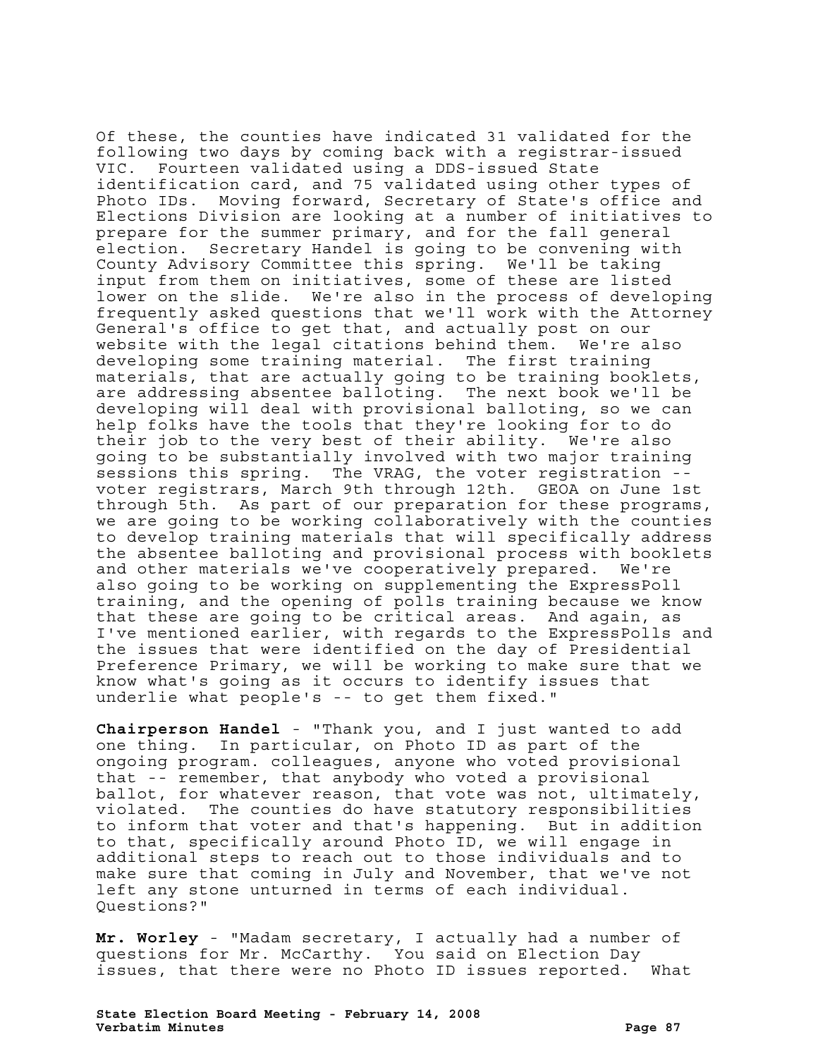Of these, the counties have indicated 31 validated for the following two days by coming back with a registrar-issued VIC. Fourteen validated using a DDS-issued State identification card, and 75 validated using other types of Photo IDs. Moving forward, Secretary of State's office and Elections Division are looking at a number of initiatives to prepare for the summer primary, and for the fall general election. Secretary Handel is going to be convening with County Advisory Committee this spring. We'll be taking input from them on initiatives, some of these are listed lower on the slide. We're also in the process of developing frequently asked questions that we'll work with the Attorney General's office to get that, and actually post on our website with the legal citations behind them. We're also developing some training material. The first training materials, that are actually going to be training booklets, are addressing absentee balloting. The next book we'll be developing will deal with provisional balloting, so we can help folks have the tools that they're looking for to do their job to the very best of their ability. We're also going to be substantially involved with two major training sessions this spring. The VRAG, the voter registration -- voter registrars, March 9th through 12th. GEOA on June 1st through 5th. As part of our preparation for these programs, we are going to be working collaboratively with the counties to develop training materials that will specifically address the absentee balloting and provisional process with booklets and other materials we've cooperatively prepared. We're also going to be working on supplementing the ExpressPoll training, and the opening of polls training because we know that these are going to be critical areas. And again, as I've mentioned earlier, with regards to the ExpressPolls and the issues that were identified on the day of Presidential Preference Primary, we will be working to make sure that we know what's going as it occurs to identify issues that underlie what people's -- to get them fixed."

**Chairperson Handel** - "Thank you, and I just wanted to add one thing. In particular, on Photo ID as part of the ongoing program. colleagues, anyone who voted provisional that -- remember, that anybody who voted a provisional ballot, for whatever reason, that vote was not, ultimately, violated. The counties do have statutory responsibilities to inform that voter and that's happening. But in addition to that, specifically around Photo ID, we will engage in additional steps to reach out to those individuals and to make sure that coming in July and November, that we've not left any stone unturned in terms of each individual. Questions?"

**Mr. Worley** - "Madam secretary, I actually had a number of questions for Mr. McCarthy. You said on Election Day issues, that there were no Photo ID issues reported. What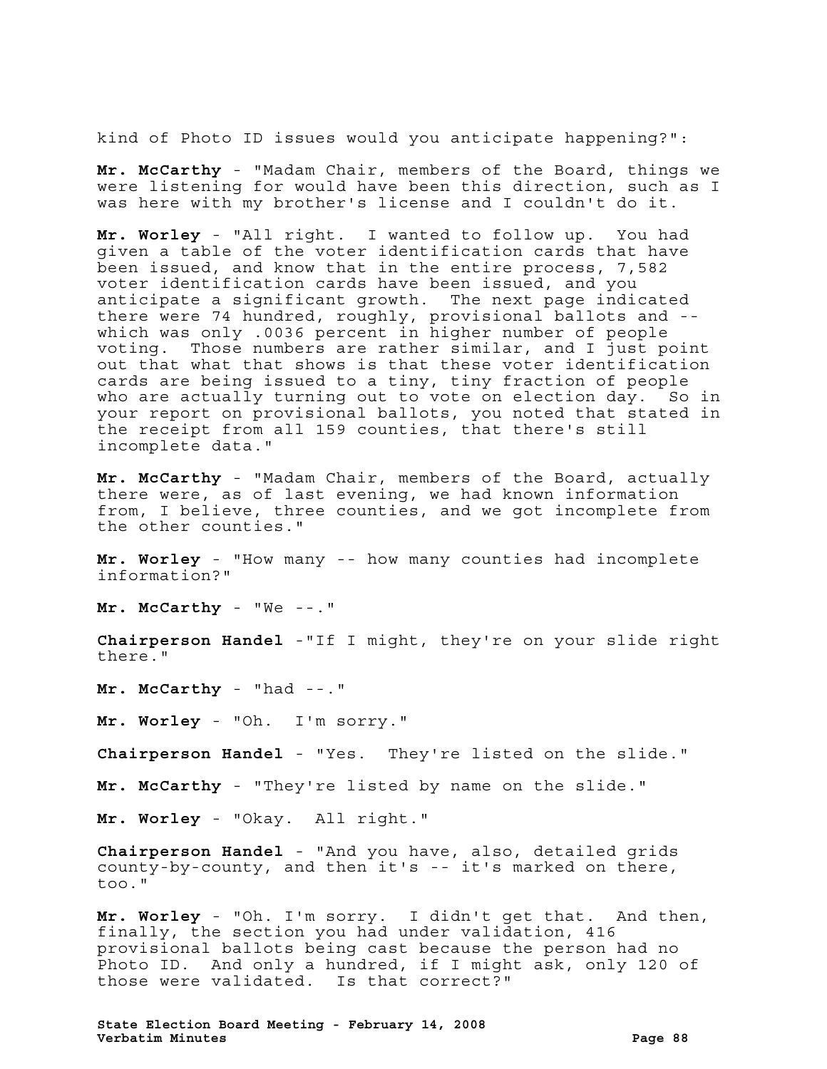kind of Photo ID issues would you anticipate happening?":

**Mr. McCarthy** - "Madam Chair, members of the Board, things we were listening for would have been this direction, such as I was here with my brother's license and I couldn't do it.

**Mr. Worley** - "All right. I wanted to follow up. You had given a table of the voter identification cards that have been issued, and know that in the entire process, 7,582 voter identification cards have been issued, and you anticipate a significant growth. The next page indicated there were 74 hundred, roughly, provisional ballots and -- which was only .0036 percent in higher number of people voting. Those numbers are rather similar, and I just point out that what that shows is that these voter identification cards are being issued to a tiny, tiny fraction of people who are actually turning out to vote on election day. So in your report on provisional ballots, you noted that stated in the receipt from all 159 counties, that there's still incomplete data."

**Mr. McCarthy** - "Madam Chair, members of the Board, actually there were, as of last evening, we had known information from, I believe, three counties, and we got incomplete from the other counties."

**Mr. Worley** - "How many -- how many counties had incomplete information?"

**Mr. McCarthy** - "We --."

**Chairperson Handel** -"If I might, they're on your slide right there."

**Mr. McCarthy** - "had --."

**Mr. Worley** - "Oh. I'm sorry."

**Chairperson Handel** - "Yes. They're listed on the slide."

**Mr. McCarthy** - "They're listed by name on the slide."

**Mr. Worley** - "Okay. All right."

**Chairperson Handel** - "And you have, also, detailed grids county-by-county, and then it's -- it's marked on there, too."

**Mr. Worley** - "Oh. I'm sorry. I didn't get that. And then, finally, the section you had under validation, 416 provisional ballots being cast because the person had no Photo ID. And only a hundred, if I might ask, only 120 of those were validated. Is that correct?"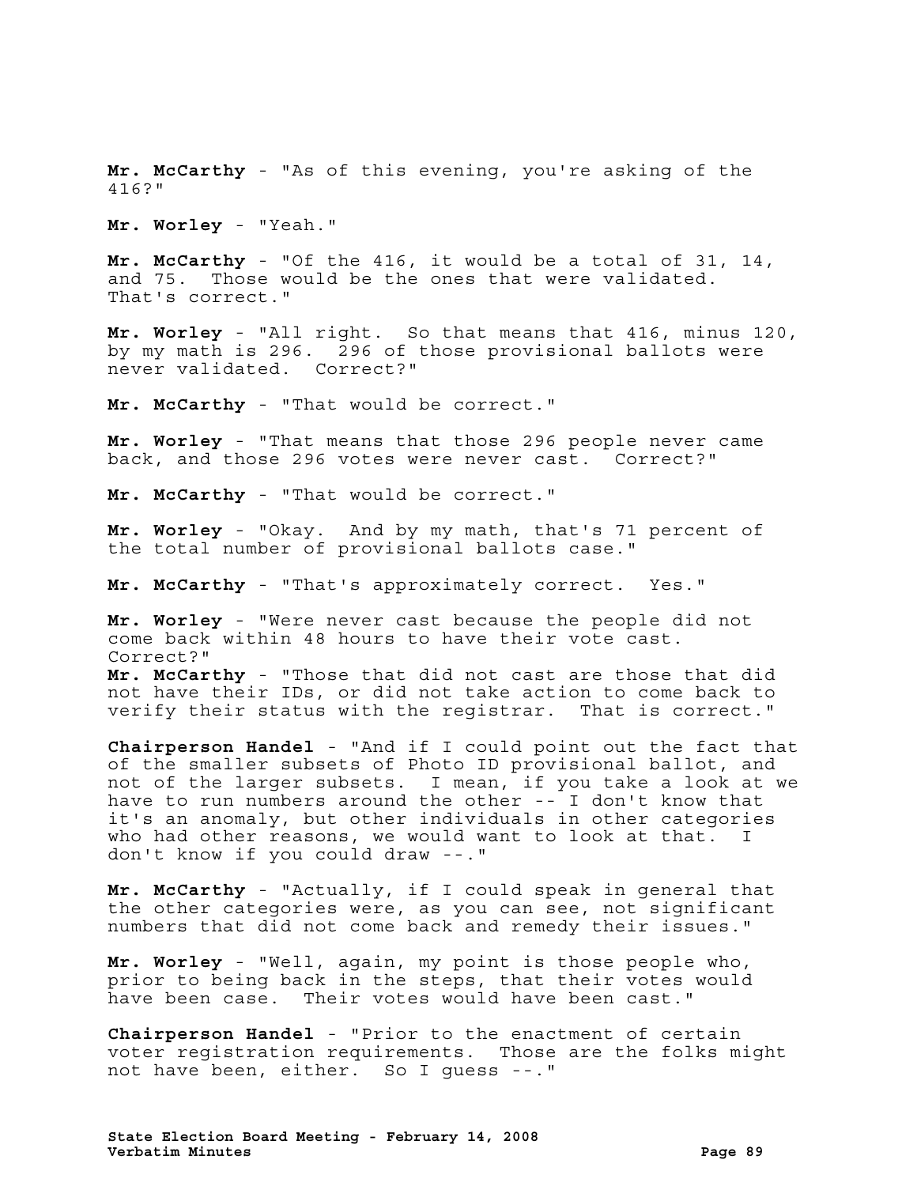**Mr. McCarthy** - "As of this evening, you're asking of the 416?"

**Mr. Worley** - "Yeah."

**Mr. McCarthy** - "Of the 416, it would be a total of 31, 14, and 75. Those would be the ones that were validated. That's correct."

**Mr. Worley** - "All right. So that means that 416, minus 120, by my math is 296. 296 of those provisional ballots were never validated. Correct?"

**Mr. McCarthy** - "That would be correct."

**Mr. Worley** - "That means that those 296 people never came back, and those 296 votes were never cast. Correct?"

**Mr. McCarthy** - "That would be correct."

**Mr. Worley** - "Okay. And by my math, that's 71 percent of the total number of provisional ballots case."

**Mr. McCarthy** - "That's approximately correct. Yes."

**Mr. Worley** - "Were never cast because the people did not come back within 48 hours to have their vote cast. Correct?"

**Mr. McCarthy** - "Those that did not cast are those that did not have their IDs, or did not take action to come back to verify their status with the registrar. That is correct."

**Chairperson Handel** - "And if I could point out the fact that of the smaller subsets of Photo ID provisional ballot, and not of the larger subsets. I mean, if you take a look at we have to run numbers around the other -- I don't know that it's an anomaly, but other individuals in other categories who had other reasons, we would want to look at that. I don't know if you could draw --."

**Mr. McCarthy** - "Actually, if I could speak in general that the other categories were, as you can see, not significant numbers that did not come back and remedy their issues."

**Mr. Worley** - "Well, again, my point is those people who, prior to being back in the steps, that their votes would have been case. Their votes would have been cast."

**Chairperson Handel** - "Prior to the enactment of certain voter registration requirements. Those are the folks might not have been, either. So I guess --."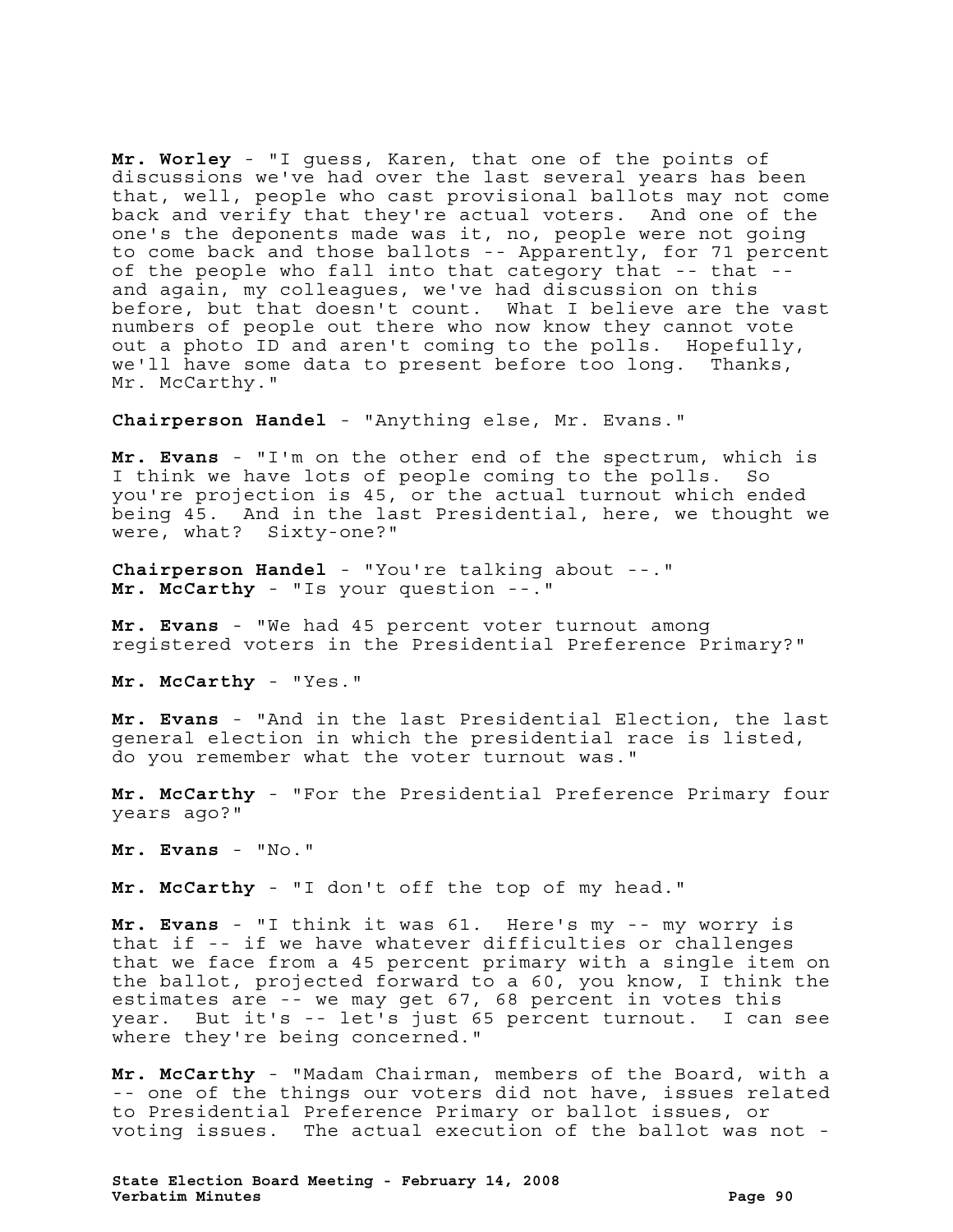**Mr. Worley** - "I guess, Karen, that one of the points of discussions we've had over the last several years has been that, well, people who cast provisional ballots may not come back and verify that they're actual voters. And one of the one's the deponents made was it, no, people were not going to come back and those ballots -- Apparently, for 71 percent of the people who fall into that category that -- that -- and again, my colleagues, we've had discussion on this before, but that doesn't count. What I believe are the vast numbers of people out there who now know they cannot vote out a photo ID and aren't coming to the polls. Hopefully, we'll have some data to present before too long. Thanks, Mr. McCarthy."

**Chairperson Handel** - "Anything else, Mr. Evans."

**Mr. Evans** - "I'm on the other end of the spectrum, which is I think we have lots of people coming to the polls. So you're projection is 45, or the actual turnout which ended being 45. And in the last Presidential, here, we thought we were, what? Sixty-one?"

**Chairperson Handel** - "You're talking about --."
**Mr. McCarthy** - "Is your question --."

**Mr. Evans** - "We had 45 percent voter turnout among registered voters in the Presidential Preference Primary?"

**Mr. McCarthy** - "Yes."

**Mr. Evans** - "And in the last Presidential Election, the last general election in which the presidential race is listed, do you remember what the voter turnout was."

**Mr. McCarthy** - "For the Presidential Preference Primary four years ago?"

**Mr. Evans** - "No."

**Mr. McCarthy** - "I don't off the top of my head."

**Mr. Evans** - "I think it was 61. Here's my -- my worry is that if -- if we have whatever difficulties or challenges that we face from a 45 percent primary with a single item on the ballot, projected forward to a 60, you know, I think the estimates are -- we may get 67, 68 percent in votes this year. But it's -- let's just 65 percent turnout. I can see where they're being concerned."

**Mr. McCarthy** - "Madam Chairman, members of the Board, with a -- one of the things our voters did not have, issues related to Presidential Preference Primary or ballot issues, or voting issues. The actual execution of the ballot was not -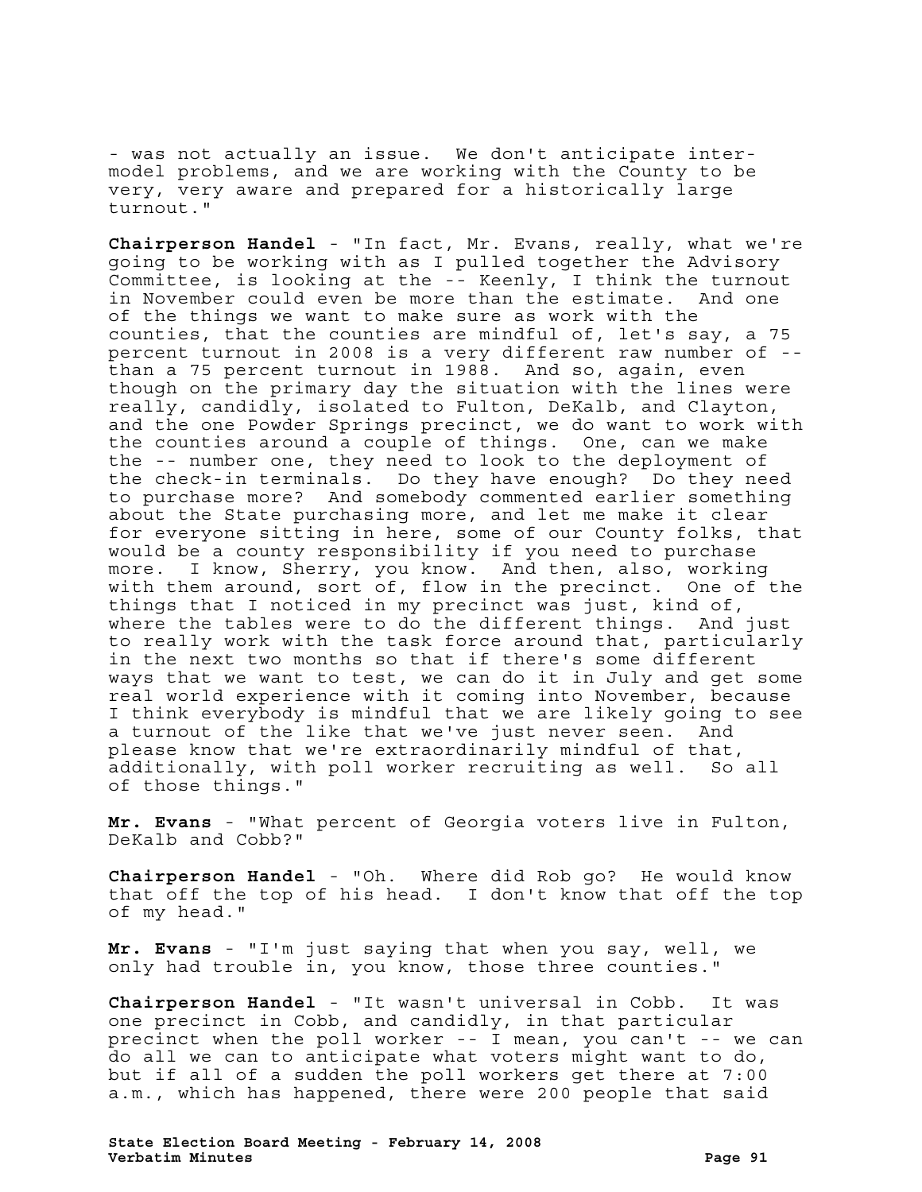- was not actually an issue. We don't anticipate inter-model problems, and we are working with the County to be very, very aware and prepared for a historically large turnout."

**Chairperson Handel** - "In fact, Mr. Evans, really, what we're going to be working with as I pulled together the Advisory Committee, is looking at the -- Keenly, I think the turnout in November could even be more than the estimate. And one of the things we want to make sure as work with the counties, that the counties are mindful of, let's say, a 75 percent turnout in 2008 is a very different raw number of -- than a 75 percent turnout in 1988. And so, again, even though on the primary day the situation with the lines were really, candidly, isolated to Fulton, DeKalb, and Clayton, and the one Powder Springs precinct, we do want to work with the counties around a couple of things. One, can we make the -- number one, they need to look to the deployment of the check-in terminals. Do they have enough? Do they need to purchase more? And somebody commented earlier something about the State purchasing more, and let me make it clear for everyone sitting in here, some of our County folks, that would be a county responsibility if you need to purchase more. I know, Sherry, you know. And then, also, working with them around, sort of, flow in the precinct. One of the things that I noticed in my precinct was just, kind of, where the tables were to do the different things. And just to really work with the task force around that, particularly in the next two months so that if there's some different ways that we want to test, we can do it in July and get some real world experience with it coming into November, because I think everybody is mindful that we are likely going to see a turnout of the like that we've just never seen. And please know that we're extraordinarily mindful of that, additionally, with poll worker recruiting as well. So all of those things."

**Mr. Evans** - "What percent of Georgia voters live in Fulton, DeKalb and Cobb?"

**Chairperson Handel** - "Oh. Where did Rob go? He would know that off the top of his head. I don't know that off the top of my head."

**Mr. Evans** - "I'm just saying that when you say, well, we only had trouble in, you know, those three counties."

**Chairperson Handel** - "It wasn't universal in Cobb. It was one precinct in Cobb, and candidly, in that particular precinct when the poll worker -- I mean, you can't -- we can do all we can to anticipate what voters might want to do, but if all of a sudden the poll workers get there at 7:00 a.m., which has happened, there were 200 people that said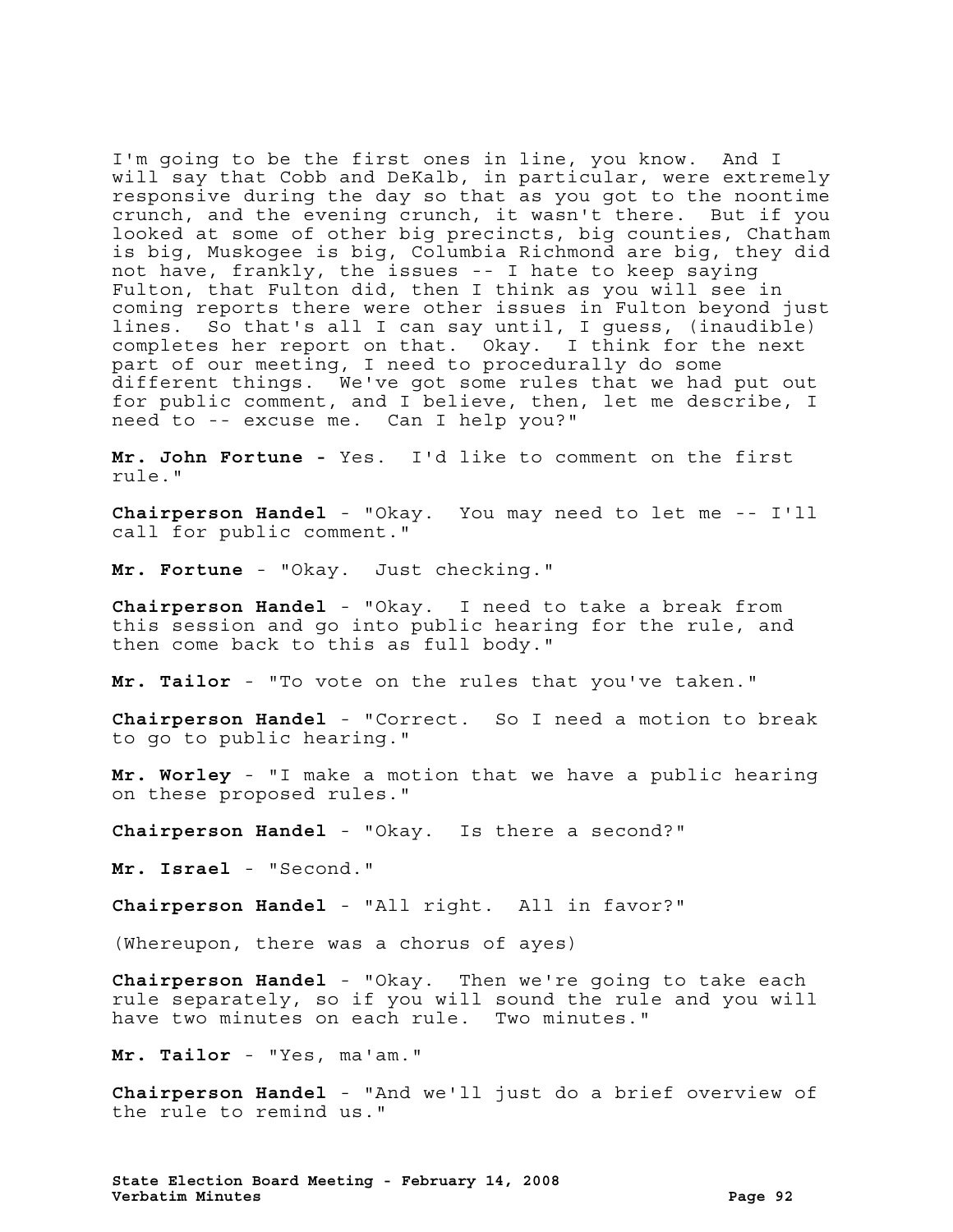I'm going to be the first ones in line, you know. And I will say that Cobb and DeKalb, in particular, were extremely responsive during the day so that as you got to the noontime crunch, and the evening crunch, it wasn't there. But if you looked at some of other big precincts, big counties, Chatham is big, Muskogee is big, Columbia Richmond are big, they did not have, frankly, the issues -- I hate to keep saying Fulton, that Fulton did, then I think as you will see in coming reports there were other issues in Fulton beyond just lines. So that's all I can say until, I guess, (inaudible) completes her report on that. Okay. I think for the next part of our meeting, I need to procedurally do some different things. We've got some rules that we had put out for public comment, and I believe, then, let me describe, I need to -- excuse me. Can I help you?"

**Mr. John Fortune -** Yes. I'd like to comment on the first rule."

**Chairperson Handel** - "Okay. You may need to let me -- I'll call for public comment."

**Mr. Fortune** - "Okay. Just checking."

**Chairperson Handel** - "Okay. I need to take a break from this session and go into public hearing for the rule, and then come back to this as full body."

**Mr. Tailor** - "To vote on the rules that you've taken."

**Chairperson Handel** - "Correct. So I need a motion to break to go to public hearing."

**Mr. Worley** - "I make a motion that we have a public hearing on these proposed rules."

**Chairperson Handel** - "Okay. Is there a second?"

**Mr. Israel** - "Second."

**Chairperson Handel** - "All right. All in favor?"

(Whereupon, there was a chorus of ayes)

**Chairperson Handel** - "Okay. Then we're going to take each rule separately, so if you will sound the rule and you will have two minutes on each rule. Two minutes."

**Mr. Tailor** - "Yes, ma'am."

**Chairperson Handel** - "And we'll just do a brief overview of the rule to remind us."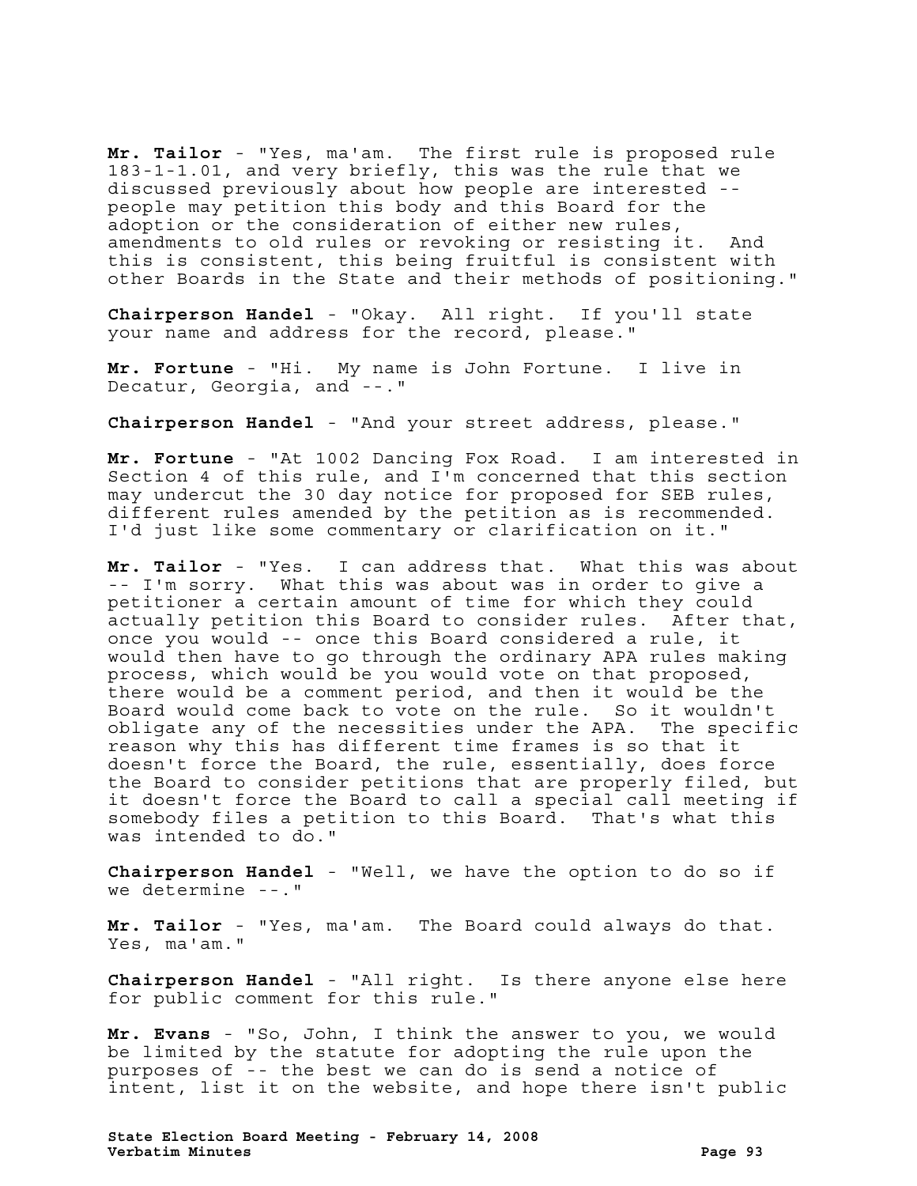**Mr. Tailor** - "Yes, ma'am. The first rule is proposed rule 183-1-1.01, and very briefly, this was the rule that we discussed previously about how people are interested -- people may petition this body and this Board for the adoption or the consideration of either new rules, amendments to old rules or revoking or resisting it. And this is consistent, this being fruitful is consistent with other Boards in the State and their methods of positioning."

**Chairperson Handel** - "Okay. All right. If you'll state your name and address for the record, please."

**Mr. Fortune** - "Hi. My name is John Fortune. I live in Decatur, Georgia, and --."

**Chairperson Handel** - "And your street address, please."

**Mr. Fortune** - "At 1002 Dancing Fox Road. I am interested in Section 4 of this rule, and I'm concerned that this section may undercut the 30 day notice for proposed for SEB rules, different rules amended by the petition as is recommended. I'd just like some commentary or clarification on it."

**Mr. Tailor** - "Yes. I can address that. What this was about -- I'm sorry. What this was about was in order to give a petitioner a certain amount of time for which they could actually petition this Board to consider rules. After that, once you would -- once this Board considered a rule, it would then have to go through the ordinary APA rules making process, which would be you would vote on that proposed, there would be a comment period, and then it would be the Board would come back to vote on the rule. So it wouldn't obligate any of the necessities under the APA. The specific reason why this has different time frames is so that it doesn't force the Board, the rule, essentially, does force the Board to consider petitions that are properly filed, but it doesn't force the Board to call a special call meeting if somebody files a petition to this Board. That's what this was intended to do."

**Chairperson Handel** - "Well, we have the option to do so if we determine --."

**Mr. Tailor** - "Yes, ma'am. The Board could always do that. Yes, ma'am."

**Chairperson Handel** - "All right. Is there anyone else here for public comment for this rule."

**Mr. Evans** - "So, John, I think the answer to you, we would be limited by the statute for adopting the rule upon the purposes of -- the best we can do is send a notice of intent, list it on the website, and hope there isn't public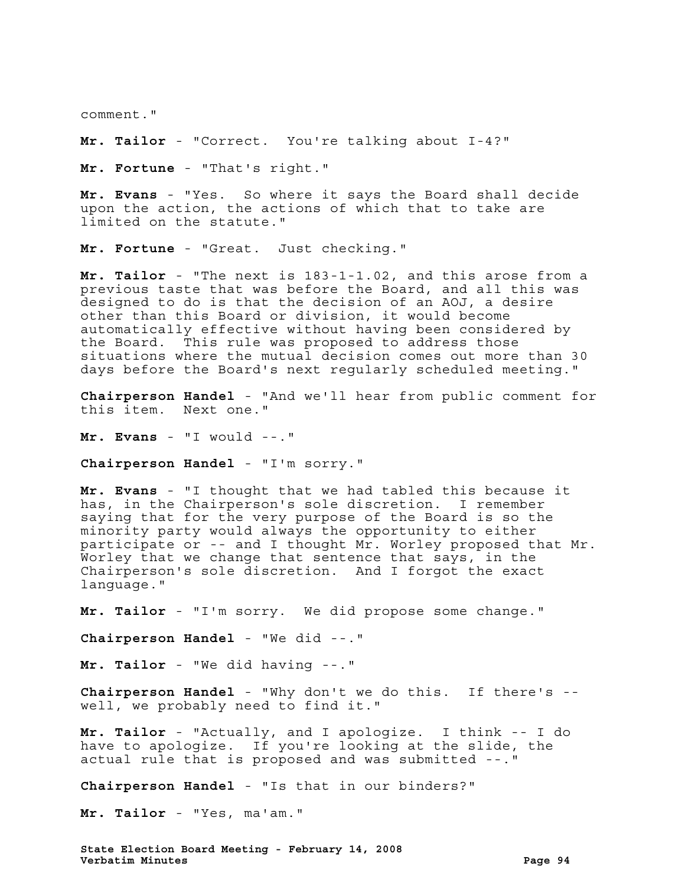comment."

**Mr. Tailor** - "Correct. You're talking about I-4?"

**Mr. Fortune** - "That's right."

**Mr. Evans** - "Yes. So where it says the Board shall decide upon the action, the actions of which that to take are limited on the statute."

**Mr. Fortune** - "Great. Just checking."

**Mr. Tailor** - "The next is 183-1-1.02, and this arose from a previous taste that was before the Board, and all this was designed to do is that the decision of an AOJ, a desire other than this Board or division, it would become automatically effective without having been considered by the Board. This rule was proposed to address those situations where the mutual decision comes out more than 30 days before the Board's next regularly scheduled meeting."

**Chairperson Handel** - "And we'll hear from public comment for this item. Next one."

**Mr. Evans** - "I would --."

**Chairperson Handel** - "I'm sorry."

**Mr. Evans** - "I thought that we had tabled this because it has, in the Chairperson's sole discretion. I remember saying that for the very purpose of the Board is so the minority party would always the opportunity to either participate or -- and I thought Mr. Worley proposed that Mr. Worley that we change that sentence that says, in the Chairperson's sole discretion. And I forgot the exact language."

**Mr. Tailor** - "I'm sorry. We did propose some change."

**Chairperson Handel** - "We did --."

**Mr. Tailor** - "We did having --."

**Chairperson Handel** - "Why don't we do this. If there's -- well, we probably need to find it."

**Mr. Tailor** - "Actually, and I apologize. I think -- I do have to apologize. If you're looking at the slide, the actual rule that is proposed and was submitted --."

**Chairperson Handel** - "Is that in our binders?"

**Mr. Tailor** - "Yes, ma'am."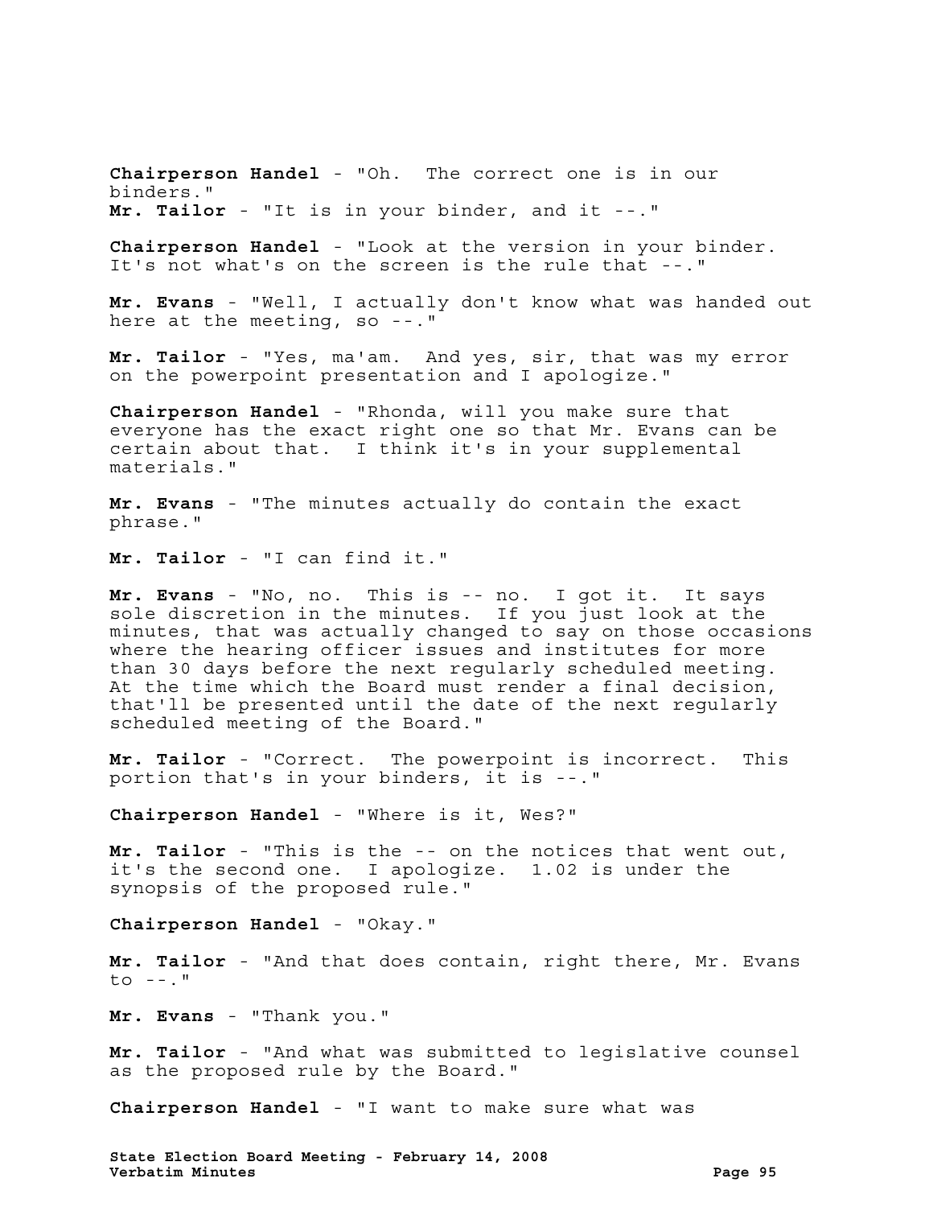**Chairperson Handel** - "Oh. The correct one is in our binders."
**Mr. Tailor** - "It is in your binder, and it --."

**Chairperson Handel** - "Look at the version in your binder. It's not what's on the screen is the rule that --."

**Mr. Evans** - "Well, I actually don't know what was handed out here at the meeting, so --."

**Mr. Tailor** - "Yes, ma'am. And yes, sir, that was my error on the powerpoint presentation and I apologize."

**Chairperson Handel** - "Rhonda, will you make sure that everyone has the exact right one so that Mr. Evans can be certain about that. I think it's in your supplemental materials."

**Mr. Evans** - "The minutes actually do contain the exact phrase."

**Mr. Tailor** - "I can find it."

**Mr. Evans** - "No, no. This is -- no. I got it. It says sole discretion in the minutes. If you just look at the minutes, that was actually changed to say on those occasions where the hearing officer issues and institutes for more than 30 days before the next regularly scheduled meeting. At the time which the Board must render a final decision, that'll be presented until the date of the next regularly scheduled meeting of the Board."

**Mr. Tailor** - "Correct. The powerpoint is incorrect. This portion that's in your binders, it is --."

**Chairperson Handel** - "Where is it, Wes?"

**Mr. Tailor** - "This is the -- on the notices that went out, it's the second one. I apologize. 1.02 is under the synopsis of the proposed rule."

**Chairperson Handel** - "Okay."

**Mr. Tailor** - "And that does contain, right there, Mr. Evans to --."

**Mr. Evans** - "Thank you."

**Mr. Tailor** - "And what was submitted to legislative counsel as the proposed rule by the Board."

**Chairperson Handel** - "I want to make sure what was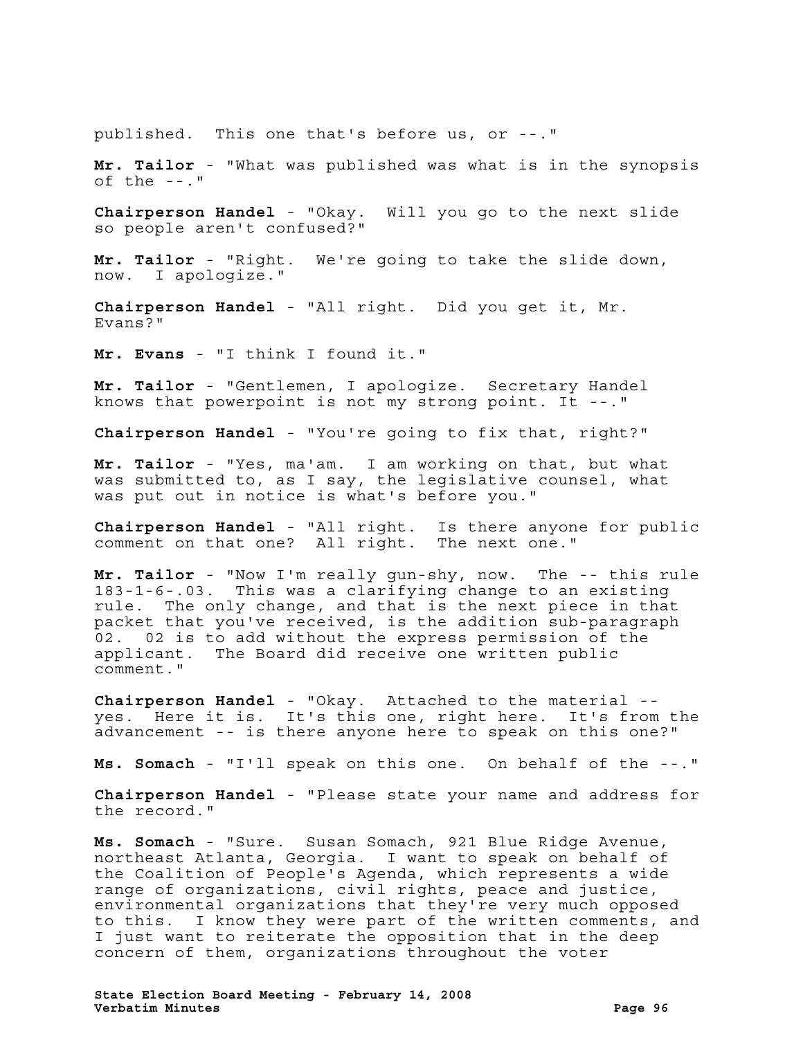published. This one that's before us, or --."

**Mr. Tailor** - "What was published was what is in the synopsis of the --."

**Chairperson Handel** - "Okay. Will you go to the next slide so people aren't confused?"

**Mr. Tailor** - "Right. We're going to take the slide down, now. I apologize."

**Chairperson Handel** - "All right. Did you get it, Mr. Evans?"

**Mr. Evans** - "I think I found it."

**Mr. Tailor** - "Gentlemen, I apologize. Secretary Handel knows that powerpoint is not my strong point. It --."

**Chairperson Handel** - "You're going to fix that, right?"

**Mr. Tailor** - "Yes, ma'am. I am working on that, but what was submitted to, as I say, the legislative counsel, what was put out in notice is what's before you."

**Chairperson Handel** - "All right. Is there anyone for public comment on that one? All right. The next one."

**Mr. Tailor** - "Now I'm really gun-shy, now. The -- this rule 183-1-6-.03. This was a clarifying change to an existing rule. The only change, and that is the next piece in that packet that you've received, is the addition sub-paragraph 02. 02 is to add without the express permission of the applicant. The Board did receive one written public comment."

**Chairperson Handel** - "Okay. Attached to the material -- yes. Here it is. It's this one, right here. It's from the advancement -- is there anyone here to speak on this one?"

**Ms. Somach** - "I'll speak on this one. On behalf of the --."

**Chairperson Handel** - "Please state your name and address for the record."

**Ms. Somach** - "Sure. Susan Somach, 921 Blue Ridge Avenue, northeast Atlanta, Georgia. I want to speak on behalf of the Coalition of People's Agenda, which represents a wide range of organizations, civil rights, peace and justice, environmental organizations that they're very much opposed to this. I know they were part of the written comments, and I just want to reiterate the opposition that in the deep concern of them, organizations throughout the voter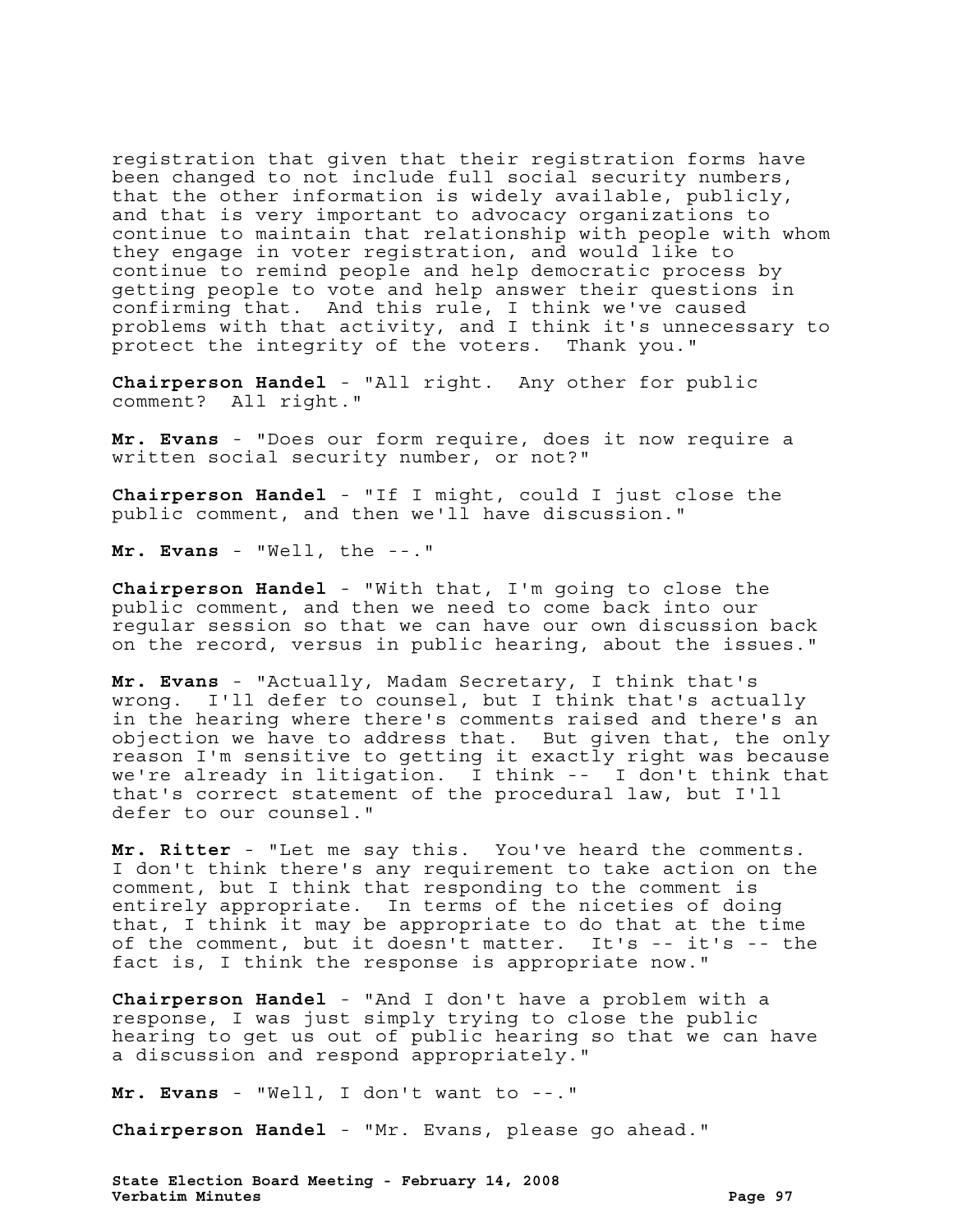registration that given that their registration forms have been changed to not include full social security numbers, that the other information is widely available, publicly, and that is very important to advocacy organizations to continue to maintain that relationship with people with whom they engage in voter registration, and would like to continue to remind people and help democratic process by getting people to vote and help answer their questions in confirming that. And this rule, I think we've caused problems with that activity, and I think it's unnecessary to protect the integrity of the voters. Thank you."

**Chairperson Handel** - "All right. Any other for public comment? All right."

**Mr. Evans** - "Does our form require, does it now require a written social security number, or not?"

**Chairperson Handel** - "If I might, could I just close the public comment, and then we'll have discussion."

**Mr. Evans** - "Well, the --."

**Chairperson Handel** - "With that, I'm going to close the public comment, and then we need to come back into our regular session so that we can have our own discussion back on the record, versus in public hearing, about the issues."

**Mr. Evans** - "Actually, Madam Secretary, I think that's wrong. I'll defer to counsel, but I think that's actually in the hearing where there's comments raised and there's an objection we have to address that. But given that, the only reason I'm sensitive to getting it exactly right was because we're already in litigation. I think -- I don't think that that's correct statement of the procedural law, but I'll defer to our counsel."

**Mr. Ritter** - "Let me say this. You've heard the comments. I don't think there's any requirement to take action on the comment, but I think that responding to the comment is entirely appropriate. In terms of the niceties of doing that, I think it may be appropriate to do that at the time of the comment, but it doesn't matter. It's -- it's -- the fact is, I think the response is appropriate now."

**Chairperson Handel** - "And I don't have a problem with a response, I was just simply trying to close the public hearing to get us out of public hearing so that we can have a discussion and respond appropriately."

**Mr. Evans** - "Well, I don't want to --."

**Chairperson Handel** - "Mr. Evans, please go ahead."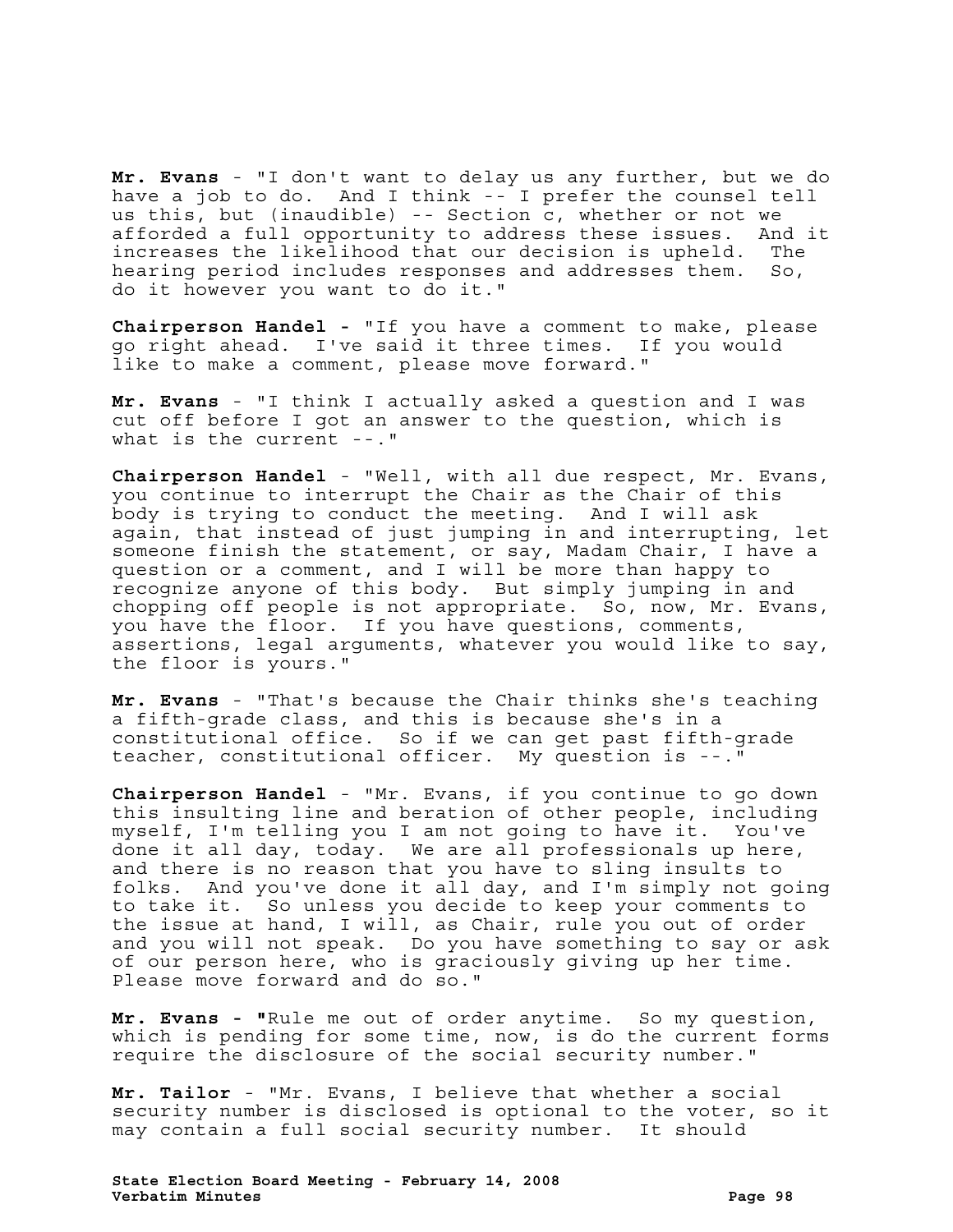**Mr. Evans** - "I don't want to delay us any further, but we do have a job to do. And I think -- I prefer the counsel tell us this, but (inaudible) -- Section c, whether or not we afforded a full opportunity to address these issues. And it increases the likelihood that our decision is upheld. The hearing period includes responses and addresses them. So, do it however you want to do it."

**Chairperson Handel -** "If you have a comment to make, please go right ahead. I've said it three times. If you would like to make a comment, please move forward."

**Mr. Evans** - "I think I actually asked a question and I was cut off before I got an answer to the question, which is what is the current --."

**Chairperson Handel** - "Well, with all due respect, Mr. Evans, you continue to interrupt the Chair as the Chair of this body is trying to conduct the meeting. And I will ask again, that instead of just jumping in and interrupting, let someone finish the statement, or say, Madam Chair, I have a question or a comment, and I will be more than happy to recognize anyone of this body. But simply jumping in and chopping off people is not appropriate. So, now, Mr. Evans, you have the floor. If you have questions, comments, assertions, legal arguments, whatever you would like to say, the floor is yours."

**Mr. Evans** - "That's because the Chair thinks she's teaching a fifth-grade class, and this is because she's in a constitutional office. So if we can get past fifth-grade teacher, constitutional officer. My question is --."

**Chairperson Handel** - "Mr. Evans, if you continue to go down this insulting line and beration of other people, including myself, I'm telling you I am not going to have it. You've done it all day, today. We are all professionals up here, and there is no reason that you have to sling insults to folks. And you've done it all day, and I'm simply not going to take it. So unless you decide to keep your comments to the issue at hand, I will, as Chair, rule you out of order and you will not speak. Do you have something to say or ask of our person here, who is graciously giving up her time. Please move forward and do so."

**Mr. Evans - "**Rule me out of order anytime. So my question, which is pending for some time, now, is do the current forms require the disclosure of the social security number."

**Mr. Tailor** - "Mr. Evans, I believe that whether a social security number is disclosed is optional to the voter, so it may contain a full social security number. It should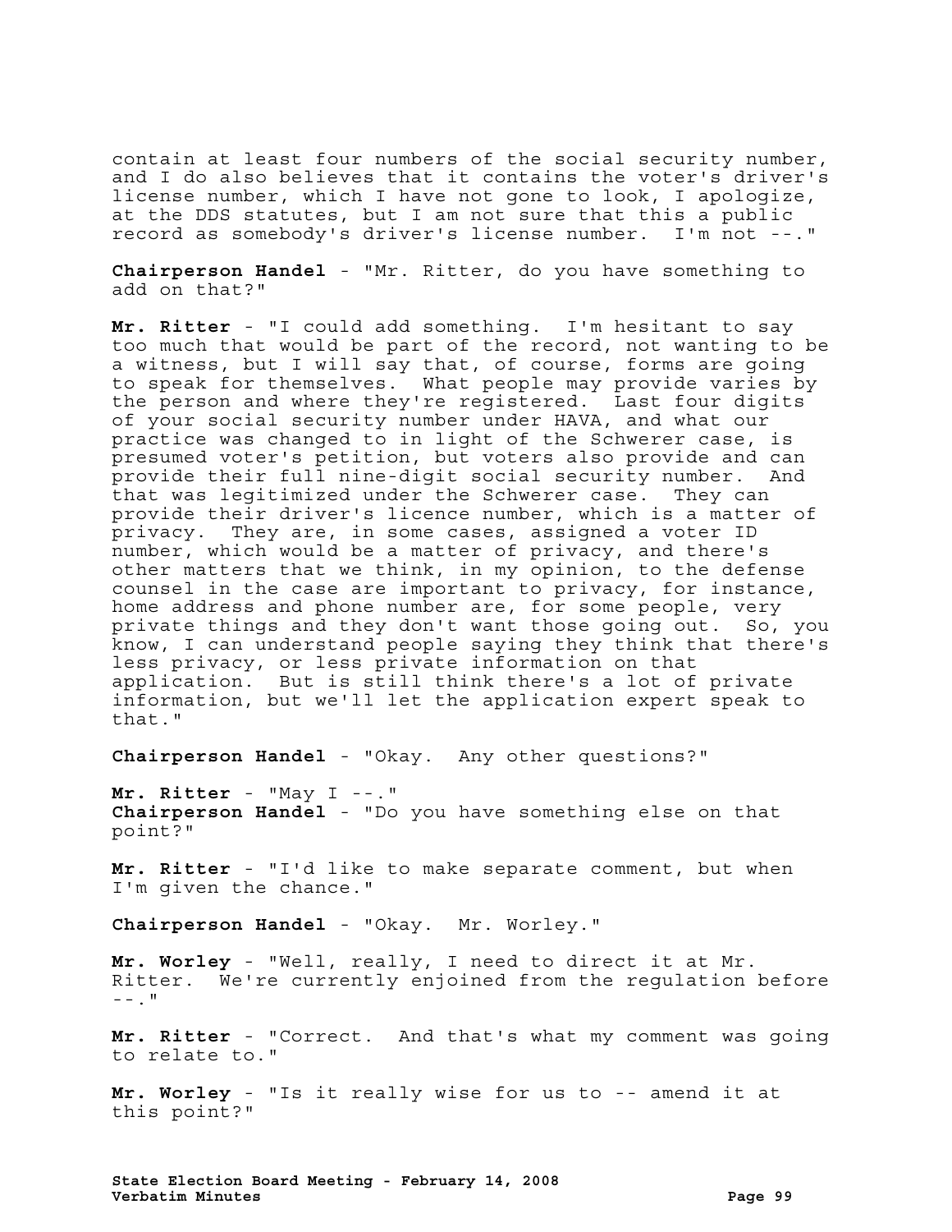contain at least four numbers of the social security number, and I do also believes that it contains the voter's driver's license number, which I have not gone to look, I apologize, at the DDS statutes, but I am not sure that this a public record as somebody's driver's license number. I'm not --."

**Chairperson Handel** - "Mr. Ritter, do you have something to add on that?"

**Mr. Ritter** - "I could add something. I'm hesitant to say too much that would be part of the record, not wanting to be a witness, but I will say that, of course, forms are going to speak for themselves. What people may provide varies by the person and where they're registered. Last four digits of your social security number under HAVA, and what our practice was changed to in light of the Schwerer case, is presumed voter's petition, but voters also provide and can provide their full nine-digit social security number. And that was legitimized under the Schwerer case. They can provide their driver's licence number, which is a matter of privacy. They are, in some cases, assigned a voter ID number, which would be a matter of privacy, and there's other matters that we think, in my opinion, to the defense counsel in the case are important to privacy, for instance, home address and phone number are, for some people, very private things and they don't want those going out. So, you know, I can understand people saying they think that there's less privacy, or less private information on that application. But is still think there's a lot of private information, but we'll let the application expert speak to that."

**Chairperson Handel** - "Okay. Any other questions?"

**Mr. Ritter** - "May I --."

**Chairperson Handel** - "Do you have something else on that point?"

**Mr. Ritter** - "I'd like to make separate comment, but when I'm given the chance."

**Chairperson Handel** - "Okay. Mr. Worley."

**Mr. Worley** - "Well, really, I need to direct it at Mr. Ritter. We're currently enjoined from the regulation before --."

**Mr. Ritter** - "Correct. And that's what my comment was going to relate to."

**Mr. Worley** - "Is it really wise for us to -- amend it at this point?"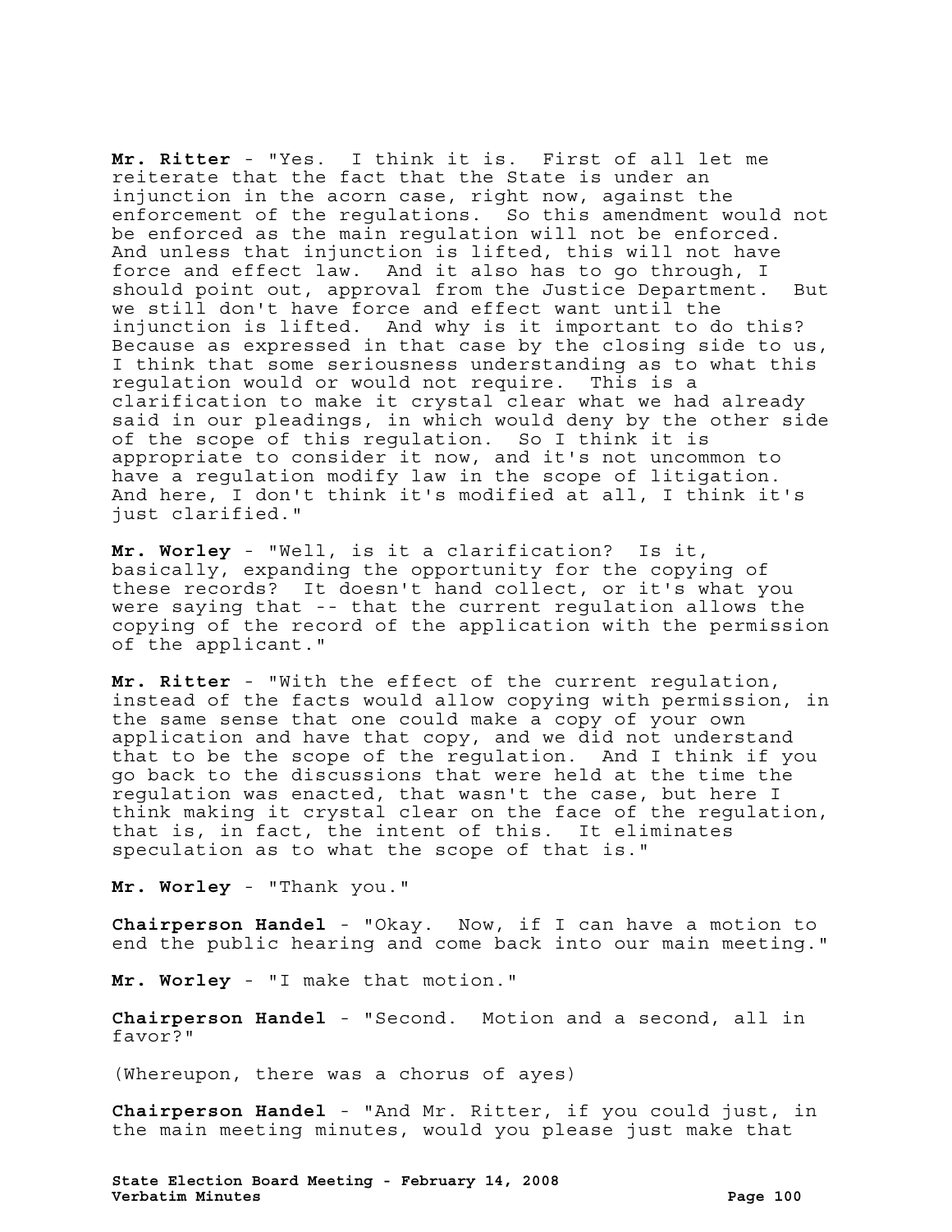**Mr. Ritter** - "Yes. I think it is. First of all let me reiterate that the fact that the State is under an injunction in the acorn case, right now, against the enforcement of the regulations. So this amendment would not be enforced as the main regulation will not be enforced. And unless that injunction is lifted, this will not have force and effect law. And it also has to go through, I should point out, approval from the Justice Department. But we still don't have force and effect want until the injunction is lifted. And why is it important to do this? Because as expressed in that case by the closing side to us, I think that some seriousness understanding as to what this regulation would or would not require. This is a clarification to make it crystal clear what we had already said in our pleadings, in which would deny by the other side of the scope of this regulation. So I think it is appropriate to consider it now, and it's not uncommon to have a regulation modify law in the scope of litigation. And here, I don't think it's modified at all, I think it's just clarified."

**Mr. Worley** - "Well, is it a clarification? Is it, basically, expanding the opportunity for the copying of these records? It doesn't hand collect, or it's what you were saying that -- that the current regulation allows the copying of the record of the application with the permission of the applicant."

**Mr. Ritter** - "With the effect of the current regulation, instead of the facts would allow copying with permission, in the same sense that one could make a copy of your own application and have that copy, and we did not understand that to be the scope of the regulation. And I think if you go back to the discussions that were held at the time the regulation was enacted, that wasn't the case, but here I think making it crystal clear on the face of the regulation, that is, in fact, the intent of this. It eliminates speculation as to what the scope of that is."

**Mr. Worley** - "Thank you."

**Chairperson Handel** - "Okay. Now, if I can have a motion to end the public hearing and come back into our main meeting."

**Mr. Worley** - "I make that motion."

**Chairperson Handel** - "Second. Motion and a second, all in favor?"

(Whereupon, there was a chorus of ayes)

**Chairperson Handel** - "And Mr. Ritter, if you could just, in the main meeting minutes, would you please just make that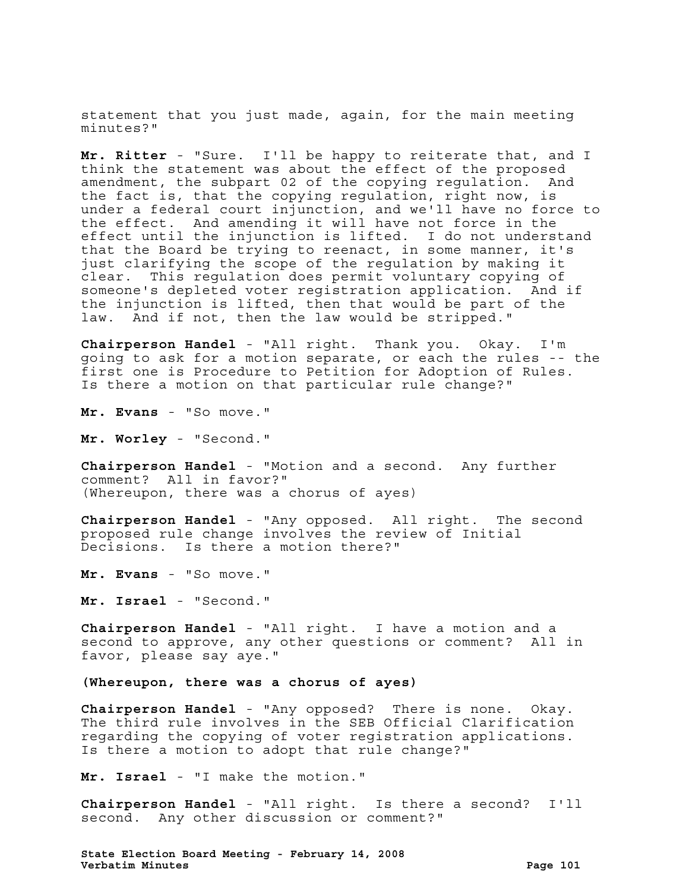statement that you just made, again, for the main meeting minutes?"

**Mr. Ritter** - "Sure. I'll be happy to reiterate that, and I think the statement was about the effect of the proposed amendment, the subpart 02 of the copying regulation. And the fact is, that the copying regulation, right now, is under a federal court injunction, and we'll have no force to the effect. And amending it will have not force in the effect until the injunction is lifted. I do not understand that the Board be trying to reenact, in some manner, it's just clarifying the scope of the regulation by making it clear. This regulation does permit voluntary copying of someone's depleted voter registration application. And if the injunction is lifted, then that would be part of the law. And if not, then the law would be stripped."

**Chairperson Handel** - "All right. Thank you. Okay. I'm going to ask for a motion separate, or each the rules -- the first one is Procedure to Petition for Adoption of Rules. Is there a motion on that particular rule change?"

**Mr. Evans** - "So move."

**Mr. Worley** - "Second."

**Chairperson Handel** - "Motion and a second. Any further comment? All in favor?"
(Whereupon, there was a chorus of ayes)

**Chairperson Handel** - "Any opposed. All right. The second proposed rule change involves the review of Initial Decisions. Is there a motion there?"

**Mr. Evans** - "So move."

**Mr. Israel** - "Second."

**Chairperson Handel** - "All right. I have a motion and a second to approve, any other questions or comment? All in favor, please say aye."

**(Whereupon, there was a chorus of ayes)**

**Chairperson Handel** - "Any opposed? There is none. Okay. The third rule involves in the SEB Official Clarification regarding the copying of voter registration applications. Is there a motion to adopt that rule change?"

**Mr. Israel** - "I make the motion."

**Chairperson Handel** - "All right. Is there a second? I'll second. Any other discussion or comment?"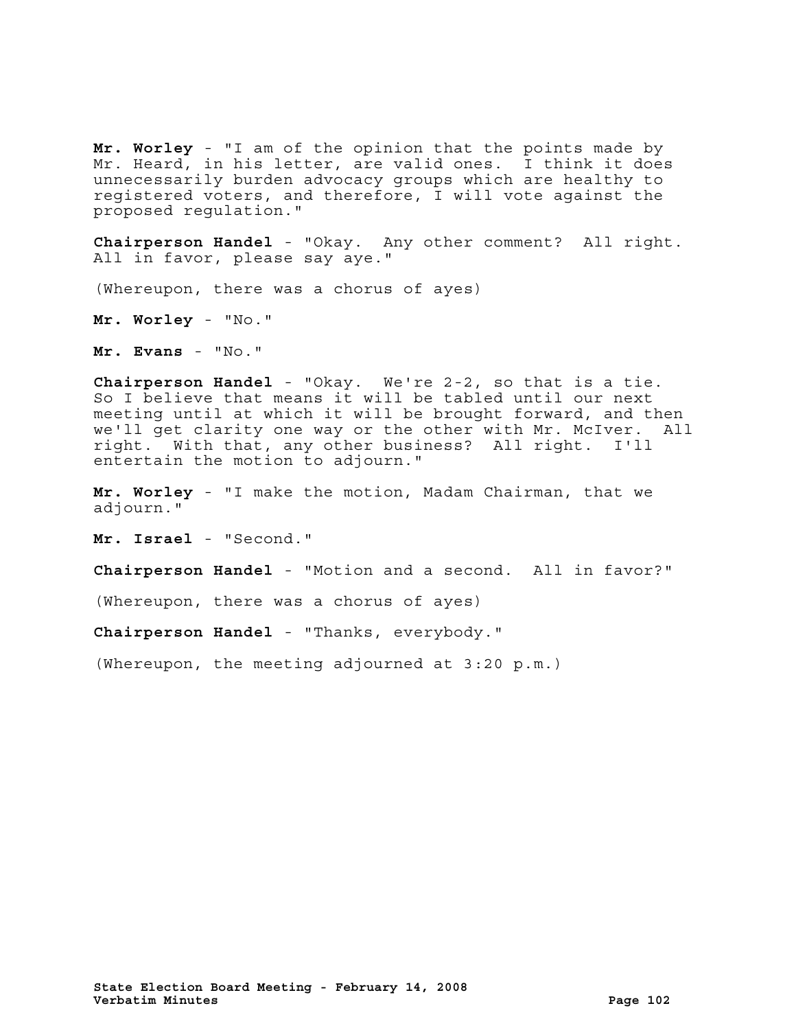**Mr. Worley** - "I am of the opinion that the points made by Mr. Heard, in his letter, are valid ones. I think it does unnecessarily burden advocacy groups which are healthy to registered voters, and therefore, I will vote against the proposed regulation."

**Chairperson Handel** - "Okay. Any other comment? All right. All in favor, please say aye."

(Whereupon, there was a chorus of ayes)

**Mr. Worley** - "No."

**Mr. Evans** - "No."

**Chairperson Handel** - "Okay. We're 2-2, so that is a tie. So I believe that means it will be tabled until our next meeting until at which it will be brought forward, and then we'll get clarity one way or the other with Mr. McIver. All right. With that, any other business? All right. I'll entertain the motion to adjourn."

**Mr. Worley** - "I make the motion, Madam Chairman, that we adjourn."

**Mr. Israel** - "Second."

**Chairperson Handel** - "Motion and a second. All in favor?"

(Whereupon, there was a chorus of ayes)

**Chairperson Handel** - "Thanks, everybody."

(Whereupon, the meeting adjourned at 3:20 p.m.)